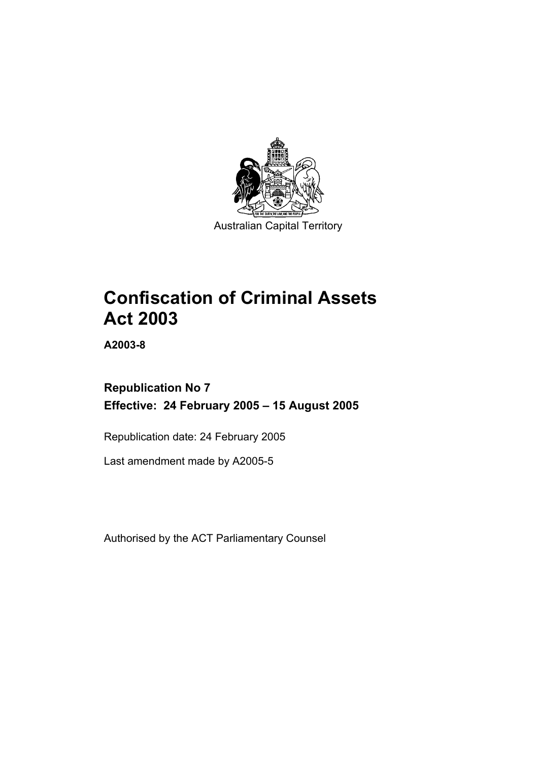Australian Capital Territory

# Confiscation of Criminal Assets Act 2003

**A2003-8**

**Republication No 7**

**Effective: 24 February 2005 – 15 August 2005**

Republication date: 24 February 2005

Last amendment made by A2005-5

Authorised by the ACT Parliamentary Counsel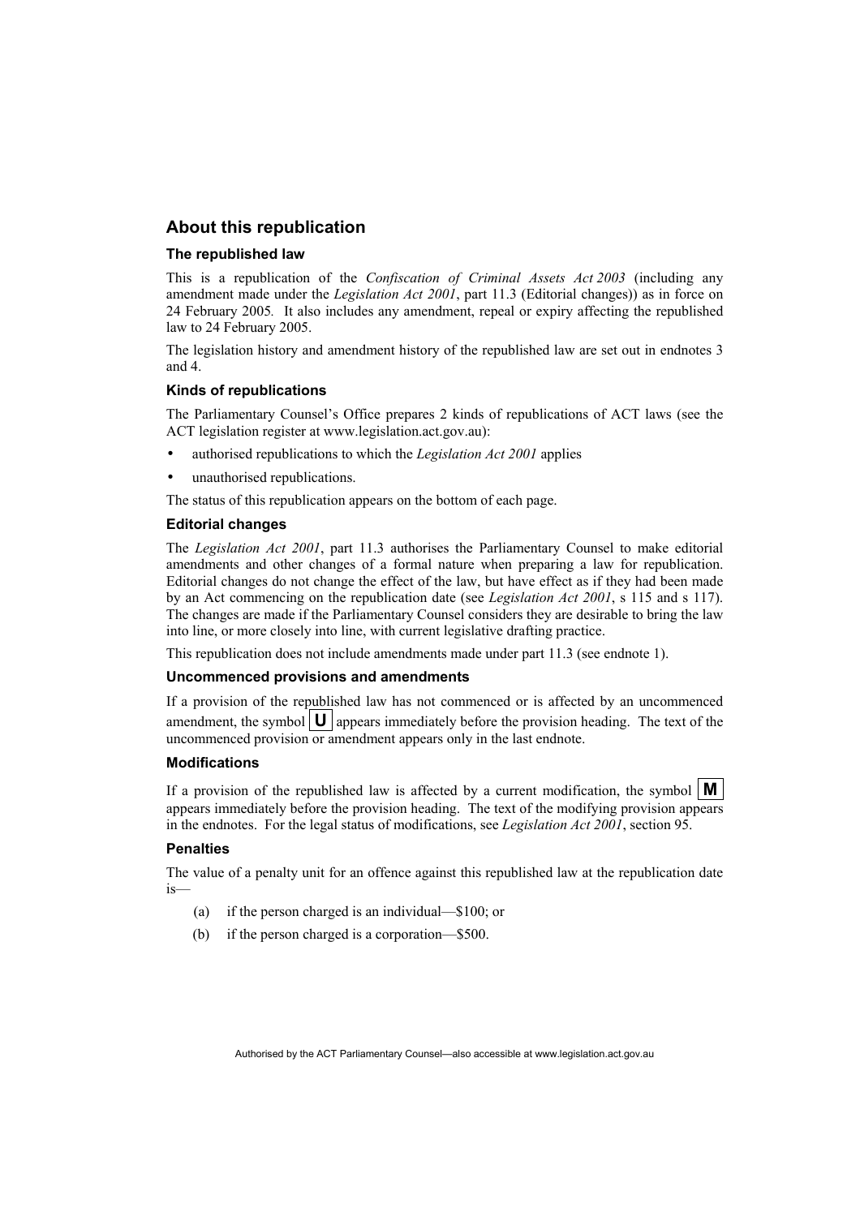## About this republication

### The republished law

This is a republication of the *Confiscation of Criminal Assets Act 2003* (including any amendment made under the *Legislation Act 2001*, part 11.3 (Editorial changes)) as in force on 24 February 2005*.* It also includes any amendment, repeal or expiry affecting the republished law to 24 February 2005.

The legislation history and amendment history of the republished law are set out in endnotes 3 and 4.

### Kinds of republications

The Parliamentary Counsel's Office prepares 2 kinds of republications of ACT laws (see the ACT legislation register at www.legislation.act.gov.au):

- authorised republications to which the *Legislation Act 2001* applies
- unauthorised republications.

The status of this republication appears on the bottom of each page.

### Editorial changes

The *Legislation Act 2001*, part 11.3 authorises the Parliamentary Counsel to make editorial amendments and other changes of a formal nature when preparing a law for republication. Editorial changes do not change the effect of the law, but have effect as if they had been made by an Act commencing on the republication date (see *Legislation Act 2001*, s 115 and s 117). The changes are made if the Parliamentary Counsel considers they are desirable to bring the law into line, or more closely into line, with current legislative drafting practice.

This republication does not include amendments made under part 11.3 (see endnote 1).

### Uncommenced provisions and amendments

If a provision of the republished law has not commenced or is affected by an uncommenced amendment, the symbol **U** appears immediately before the provision heading. The text of the uncommenced provision or amendment appears only in the last endnote.

### Modifications

If a provision of the republished law is affected by a current modification, the symbol **M** appears immediately before the provision heading. The text of the modifying provision appears in the endnotes. For the legal status of modifications, see *Legislation Act 2001*, section 95.

### Penalties

The value of a penalty unit for an offence against this republished law at the republication date is—

(a) if the person charged is an individual—$100; or

(b) if the person charged is a corporation—$500.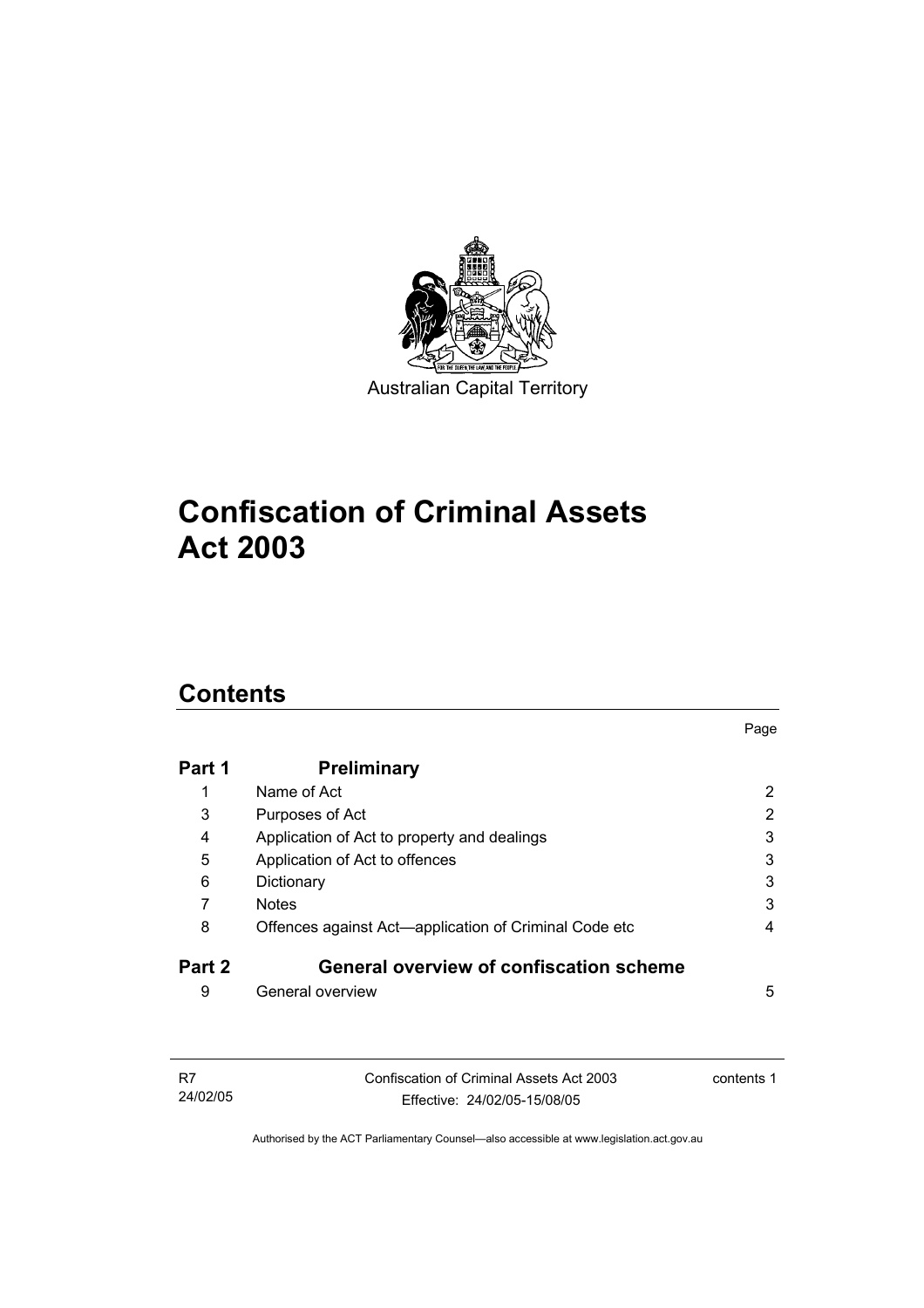Australian Capital Territory

# Confiscation of Criminal Assets Act 2003

## Contents

| | | Page |
|---|---|---|
| **Part 1** | **Preliminary** | |
| 1 | Name of Act | 2 |
| 3 | Purposes of Act | 2 |
| 4 | Application of Act to property and dealings | 3 |
| 5 | Application of Act to offences | 3 |
| 6 | Dictionary | 3 |
| 7 | Notes | 3 |
| 8 | Offences against Act—application of Criminal Code etc | 4 |
| **Part 2** | **General overview of confiscation scheme** | |
| 9 | General overview | 5 |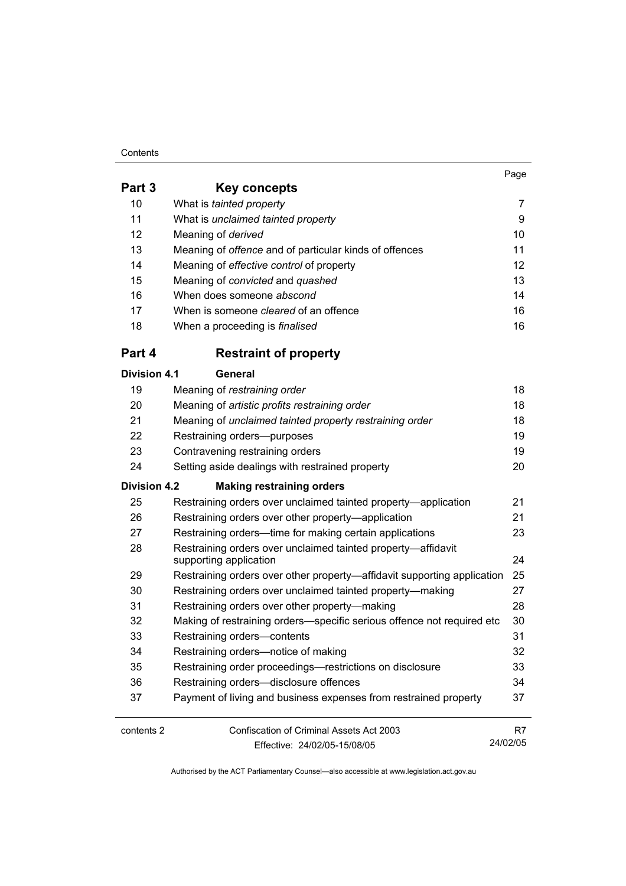| | | Page |
|---|---|---|
| **Part 3** | **Key concepts** | |
| 10 | What is *tainted property* | 7 |
| 11 | What is *unclaimed tainted property* | 9 |
| 12 | Meaning of *derived* | 10 |
| 13 | Meaning of *offence* and of particular kinds of offences | 11 |
| 14 | Meaning of *effective control* of property | 12 |
| 15 | Meaning of *convicted* and *quashed* | 13 |
| 16 | When does someone *abscond* | 14 |
| 17 | When is someone *cleared* of an offence | 16 |
| 18 | When a proceeding is *finalised* | 16 |
| **Part 4** | **Restraint of property** | |
| **Division 4.1** | **General** | |
| 19 | Meaning of *restraining order* | 18 |
| 20 | Meaning of *artistic profits restraining order* | 18 |
| 21 | Meaning of *unclaimed tainted property restraining order* | 18 |
| 22 | Restraining orders—purposes | 19 |
| 23 | Contravening restraining orders | 19 |
| 24 | Setting aside dealings with restrained property | 20 |
| **Division 4.2** | **Making restraining orders** | |
| 25 | Restraining orders over unclaimed tainted property—application | 21 |
| 26 | Restraining orders over other property—application | 21 |
| 27 | Restraining orders—time for making certain applications | 23 |
| 28 | Restraining orders over unclaimed tainted property—affidavit supporting application | 24 |
| 29 | Restraining orders over other property—affidavit supporting application | 25 |
| 30 | Restraining orders over unclaimed tainted property—making | 27 |
| 31 | Restraining orders over other property—making | 28 |
| 32 | Making of restraining orders—specific serious offence not required etc | 30 |
| 33 | Restraining orders—contents | 31 |
| 34 | Restraining orders—notice of making | 32 |
| 35 | Restraining order proceedings—restrictions on disclosure | 33 |
| 36 | Restraining orders—disclosure offences | 34 |
| 37 | Payment of living and business expenses from restrained property | 37 |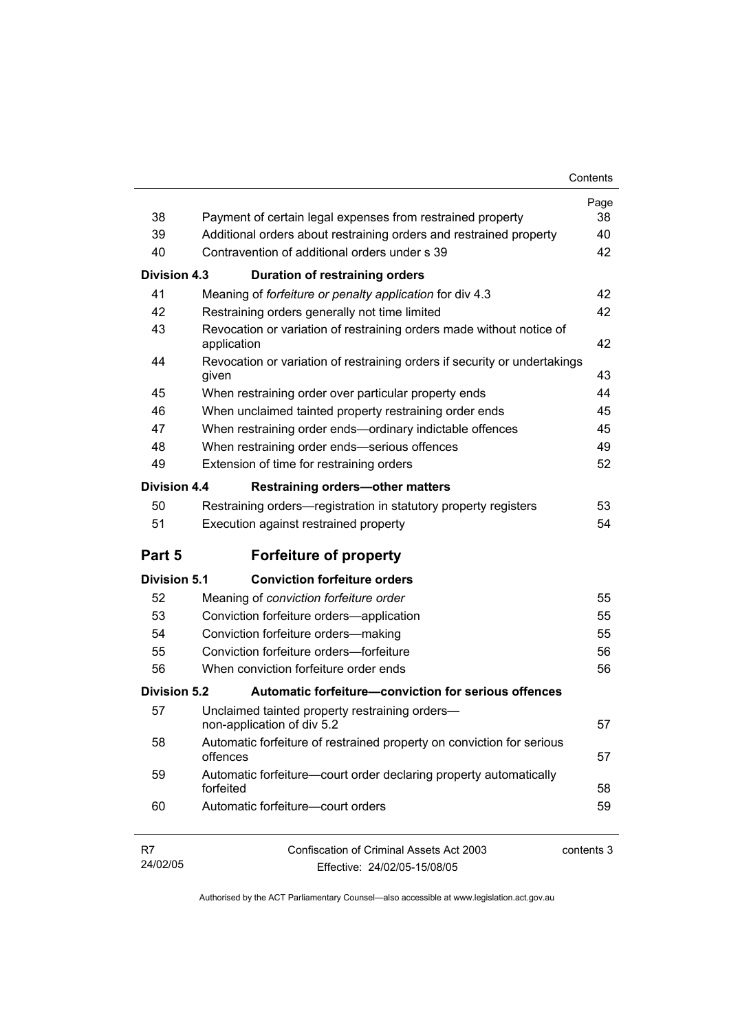| | | Page |
|---|---|---|
| 38 | Payment of certain legal expenses from restrained property | 38 |
| 39 | Additional orders about restraining orders and restrained property | 40 |
| 40 | Contravention of additional orders under s 39 | 42 |
| **Division 4.3** | **Duration of restraining orders** | |
| 41 | Meaning of *forfeiture or penalty application* for div 4.3 | 42 |
| 42 | Restraining orders generally not time limited | 42 |
| 43 | Revocation or variation of restraining orders made without notice of application | 42 |
| 44 | Revocation or variation of restraining orders if security or undertakings given | 43 |
| 45 | When restraining order over particular property ends | 44 |
| 46 | When unclaimed tainted property restraining order ends | 45 |
| 47 | When restraining order ends—ordinary indictable offences | 45 |
| 48 | When restraining order ends—serious offences | 49 |
| 49 | Extension of time for restraining orders | 52 |
| **Division 4.4** | **Restraining orders—other matters** | |
| 50 | Restraining orders—registration in statutory property registers | 53 |
| 51 | Execution against restrained property | 54 |
| **Part 5** | **Forfeiture of property** | |
| **Division 5.1** | **Conviction forfeiture orders** | |
| 52 | Meaning of *conviction forfeiture order* | 55 |
| 53 | Conviction forfeiture orders—application | 55 |
| 54 | Conviction forfeiture orders—making | 55 |
| 55 | Conviction forfeiture orders—forfeiture | 56 |
| 56 | When conviction forfeiture order ends | 56 |
| **Division 5.2** | **Automatic forfeiture—conviction for serious offences** | |
| 57 | Unclaimed tainted property restraining orders—non-application of div 5.2 | 57 |
| 58 | Automatic forfeiture of restrained property on conviction for serious offences | 57 |
| 59 | Automatic forfeiture—court order declaring property automatically forfeited | 58 |
| 60 | Automatic forfeiture—court orders | 59 |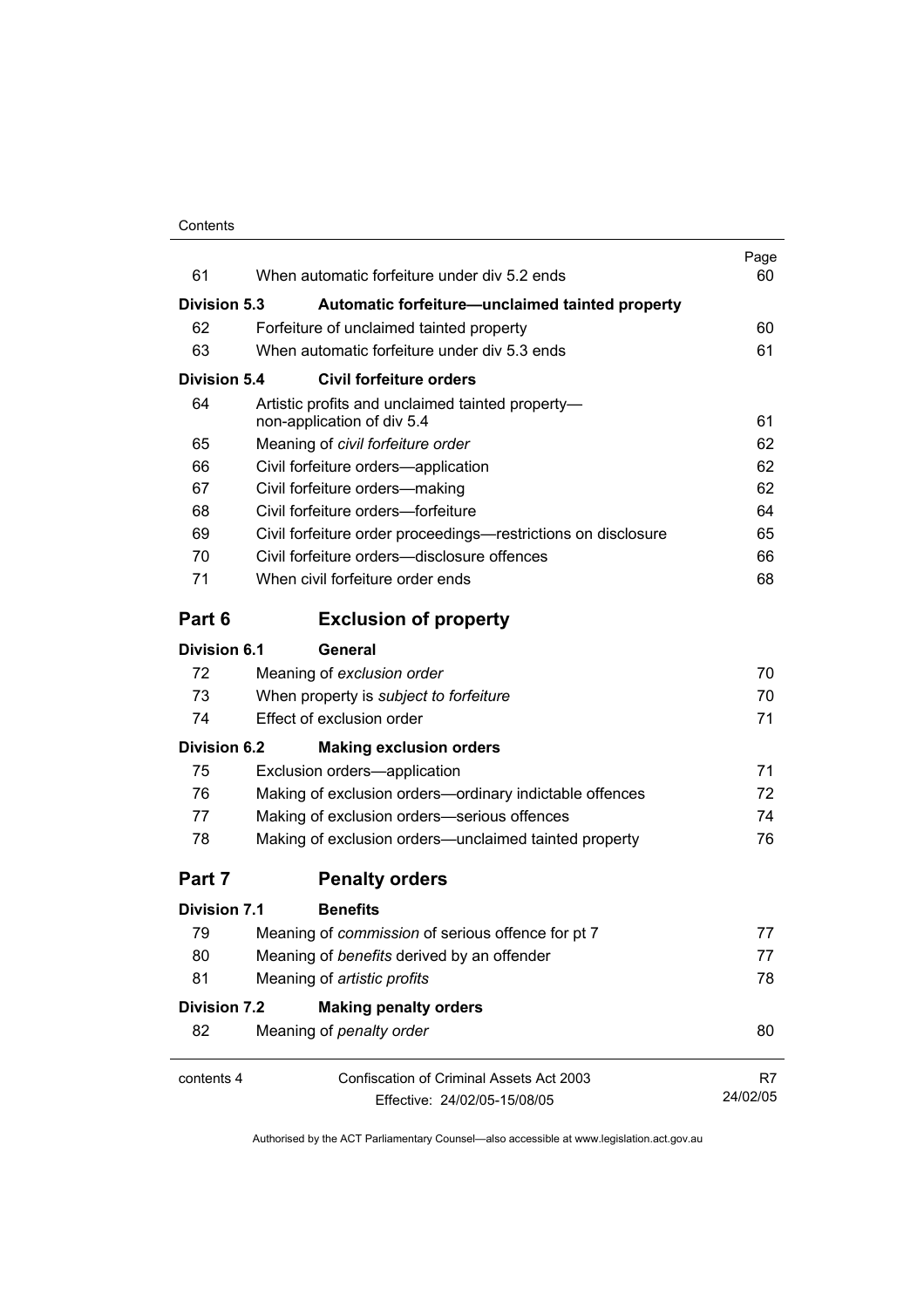| | | Page |
|---|---|---|
| 61 | When automatic forfeiture under div 5.2 ends | 60 |
| **Division 5.3** | **Automatic forfeiture—unclaimed tainted property** | |
| 62 | Forfeiture of unclaimed tainted property | 60 |
| 63 | When automatic forfeiture under div 5.3 ends | 61 |
| **Division 5.4** | **Civil forfeiture orders** | |
| 64 | Artistic profits and unclaimed tainted property—non-application of div 5.4 | 61 |
| 65 | Meaning of *civil forfeiture order* | 62 |
| 66 | Civil forfeiture orders—application | 62 |
| 67 | Civil forfeiture orders—making | 62 |
| 68 | Civil forfeiture orders—forfeiture | 64 |
| 69 | Civil forfeiture order proceedings—restrictions on disclosure | 65 |
| 70 | Civil forfeiture orders—disclosure offences | 66 |
| 71 | When civil forfeiture order ends | 68 |
| **Part 6** | **Exclusion of property** | |
| **Division 6.1** | **General** | |
| 72 | Meaning of *exclusion order* | 70 |
| 73 | When property is *subject to forfeiture* | 70 |
| 74 | Effect of exclusion order | 71 |
| **Division 6.2** | **Making exclusion orders** | |
| 75 | Exclusion orders—application | 71 |
| 76 | Making of exclusion orders—ordinary indictable offences | 72 |
| 77 | Making of exclusion orders—serious offences | 74 |
| 78 | Making of exclusion orders—unclaimed tainted property | 76 |
| **Part 7** | **Penalty orders** | |
| **Division 7.1** | **Benefits** | |
| 79 | Meaning of *commission* of serious offence for pt 7 | 77 |
| 80 | Meaning of *benefits* derived by an offender | 77 |
| 81 | Meaning of *artistic profits* | 78 |
| **Division 7.2** | **Making penalty orders** | |
| 82 | Meaning of *penalty order* | 80 |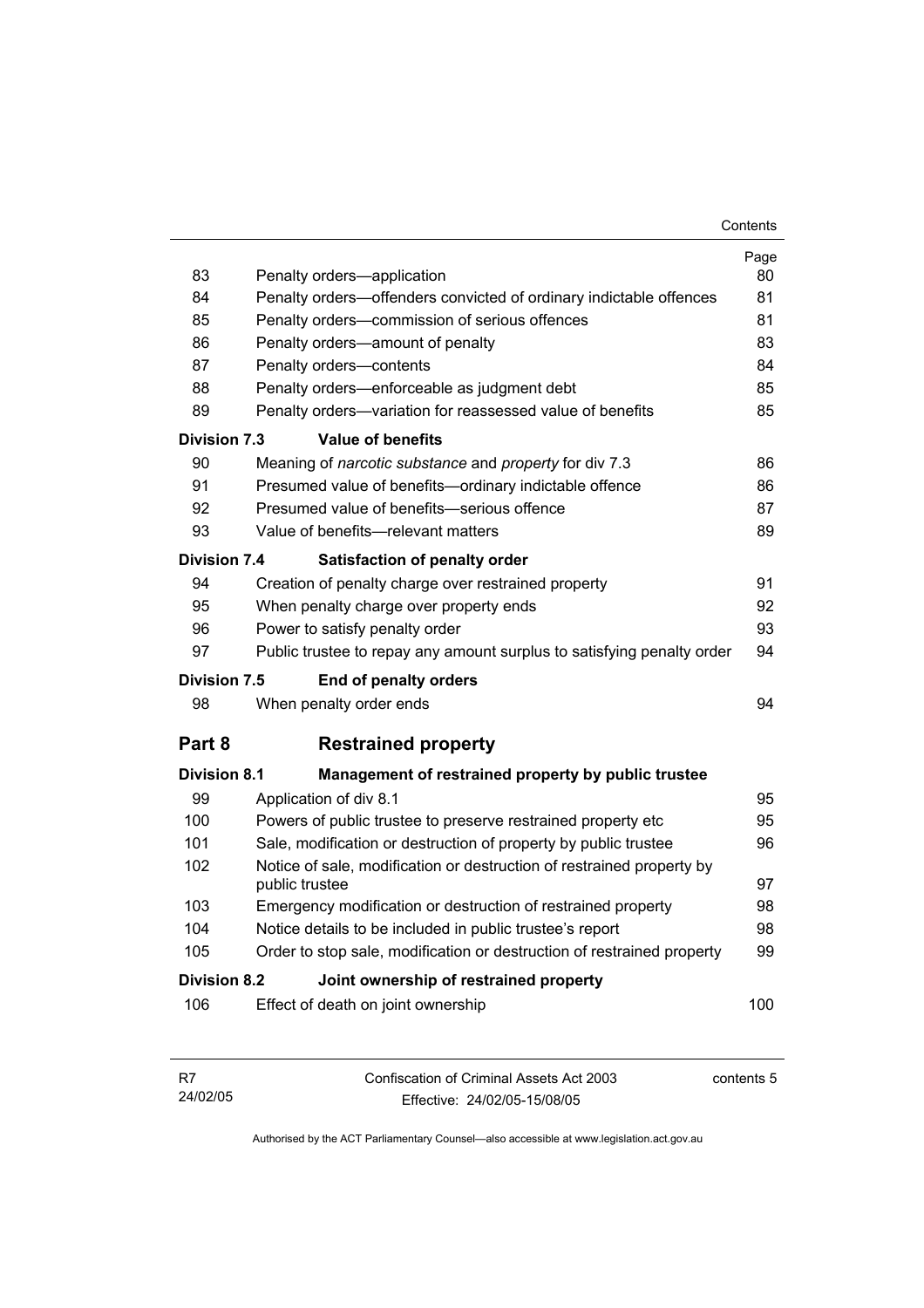| | | Page |
|---|---|---|
| 83 | Penalty orders—application | 80 |
| 84 | Penalty orders—offenders convicted of ordinary indictable offences | 81 |
| 85 | Penalty orders—commission of serious offences | 81 |
| 86 | Penalty orders—amount of penalty | 83 |
| 87 | Penalty orders—contents | 84 |
| 88 | Penalty orders—enforceable as judgment debt | 85 |
| 89 | Penalty orders—variation for reassessed value of benefits | 85 |
| **Division 7.3** | **Value of benefits** | |
| 90 | Meaning of *narcotic substance* and *property* for div 7.3 | 86 |
| 91 | Presumed value of benefits—ordinary indictable offence | 86 |
| 92 | Presumed value of benefits—serious offence | 87 |
| 93 | Value of benefits—relevant matters | 89 |
| **Division 7.4** | **Satisfaction of penalty order** | |
| 94 | Creation of penalty charge over restrained property | 91 |
| 95 | When penalty charge over property ends | 92 |
| 96 | Power to satisfy penalty order | 93 |
| 97 | Public trustee to repay any amount surplus to satisfying penalty order | 94 |
| **Division 7.5** | **End of penalty orders** | |
| 98 | When penalty order ends | 94 |
| **Part 8** | **Restrained property** | |
| **Division 8.1** | **Management of restrained property by public trustee** | |
| 99 | Application of div 8.1 | 95 |
| 100 | Powers of public trustee to preserve restrained property etc | 95 |
| 101 | Sale, modification or destruction of property by public trustee | 96 |
| 102 | Notice of sale, modification or destruction of restrained property by public trustee | 97 |
| 103 | Emergency modification or destruction of restrained property | 98 |
| 104 | Notice details to be included in public trustee's report | 98 |
| 105 | Order to stop sale, modification or destruction of restrained property | 99 |
| **Division 8.2** | **Joint ownership of restrained property** | |
| 106 | Effect of death on joint ownership | 100 |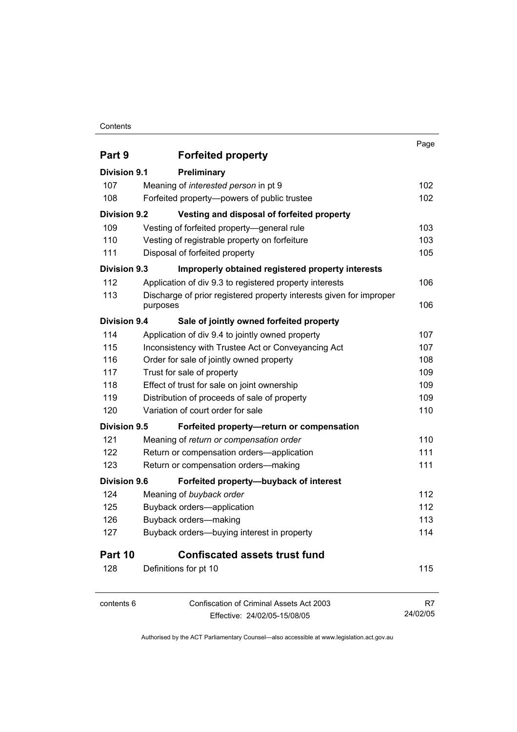| | | Page |
|---|---|---|
| **Part 9** | **Forfeited property** | |
| **Division 9.1** | **Preliminary** | |
| 107 | Meaning of *interested person* in pt 9 | 102 |
| 108 | Forfeited property—powers of public trustee | 102 |
| **Division 9.2** | **Vesting and disposal of forfeited property** | |
| 109 | Vesting of forfeited property—general rule | 103 |
| 110 | Vesting of registrable property on forfeiture | 103 |
| 111 | Disposal of forfeited property | 105 |
| **Division 9.3** | **Improperly obtained registered property interests** | |
| 112 | Application of div 9.3 to registered property interests | 106 |
| 113 | Discharge of prior registered property interests given for improper purposes | 106 |
| **Division 9.4** | **Sale of jointly owned forfeited property** | |
| 114 | Application of div 9.4 to jointly owned property | 107 |
| 115 | Inconsistency with Trustee Act or Conveyancing Act | 107 |
| 116 | Order for sale of jointly owned property | 108 |
| 117 | Trust for sale of property | 109 |
| 118 | Effect of trust for sale on joint ownership | 109 |
| 119 | Distribution of proceeds of sale of property | 109 |
| 120 | Variation of court order for sale | 110 |
| **Division 9.5** | **Forfeited property—return or compensation** | |
| 121 | Meaning of *return or compensation order* | 110 |
| 122 | Return or compensation orders—application | 111 |
| 123 | Return or compensation orders—making | 111 |
| **Division 9.6** | **Forfeited property—buyback of interest** | |
| 124 | Meaning of *buyback order* | 112 |
| 125 | Buyback orders—application | 112 |
| 126 | Buyback orders—making | 113 |
| 127 | Buyback orders—buying interest in property | 114 |
| **Part 10** | **Confiscated assets trust fund** | |
| 128 | Definitions for pt 10 | 115 |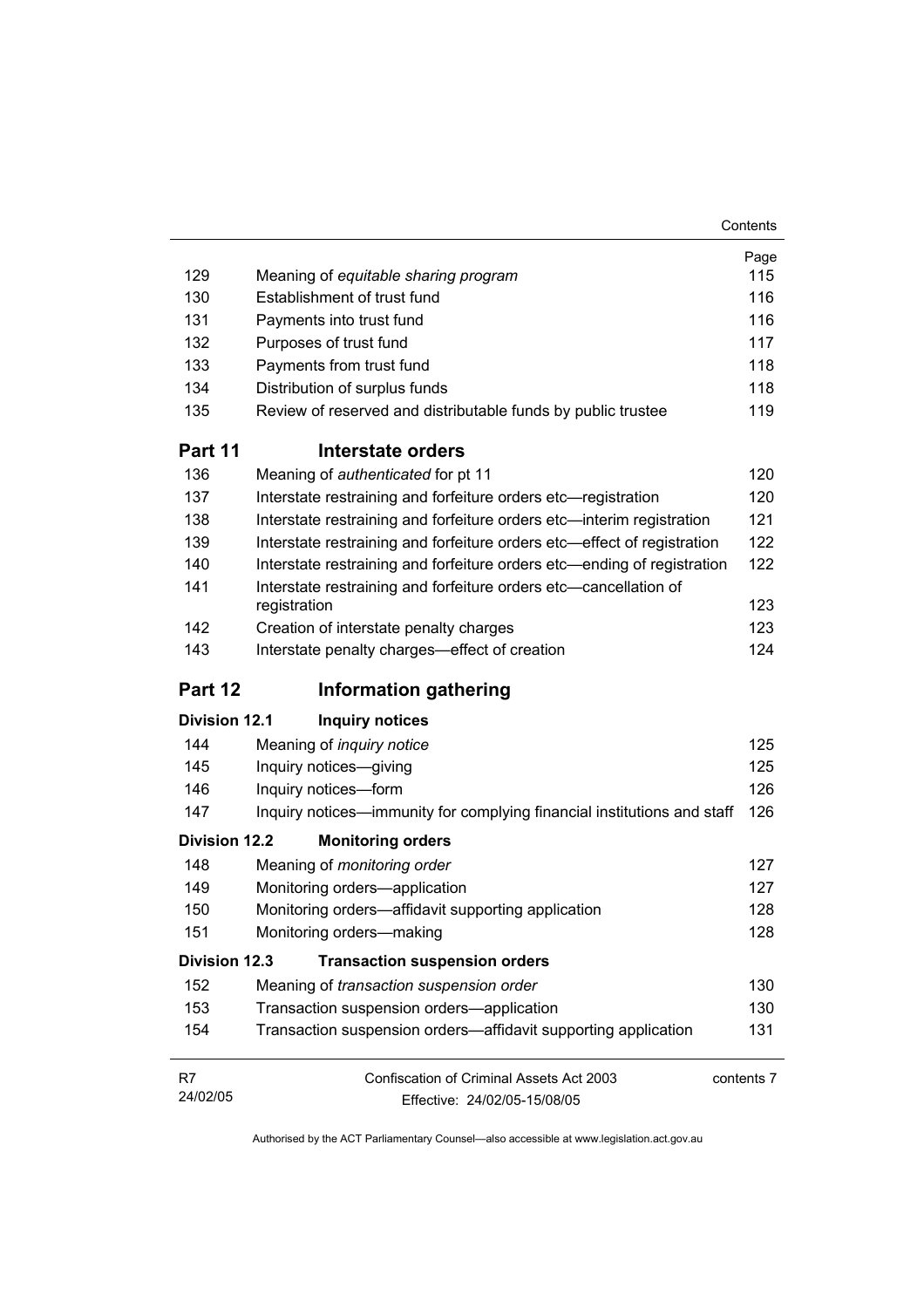| | | Page |
|---|---|---|
| 129 | Meaning of *equitable sharing program* | 115 |
| 130 | Establishment of trust fund | 116 |
| 131 | Payments into trust fund | 116 |
| 132 | Purposes of trust fund | 117 |
| 133 | Payments from trust fund | 118 |
| 134 | Distribution of surplus funds | 118 |
| 135 | Review of reserved and distributable funds by public trustee | 119 |

## Part 11 Interstate orders

| | | |
|---|---|---|
| 136 | Meaning of *authenticated* for pt 11 | 120 |
| 137 | Interstate restraining and forfeiture orders etc—registration | 120 |
| 138 | Interstate restraining and forfeiture orders etc—interim registration | 121 |
| 139 | Interstate restraining and forfeiture orders etc—effect of registration | 122 |
| 140 | Interstate restraining and forfeiture orders etc—ending of registration | 122 |
| 141 | Interstate restraining and forfeiture orders etc—cancellation of registration | 123 |
| 142 | Creation of interstate penalty charges | 123 |
| 143 | Interstate penalty charges—effect of creation | 124 |

## Part 12 Information gathering

### Division 12.1 Inquiry notices

| | | |
|---|---|---|
| 144 | Meaning of *inquiry notice* | 125 |
| 145 | Inquiry notices—giving | 125 |
| 146 | Inquiry notices—form | 126 |
| 147 | Inquiry notices—immunity for complying financial institutions and staff | 126 |

### Division 12.2 Monitoring orders

| | | |
|---|---|---|
| 148 | Meaning of *monitoring order* | 127 |
| 149 | Monitoring orders—application | 127 |
| 150 | Monitoring orders—affidavit supporting application | 128 |
| 151 | Monitoring orders—making | 128 |

### Division 12.3 Transaction suspension orders

| | | |
|---|---|---|
| 152 | Meaning of *transaction suspension order* | 130 |
| 153 | Transaction suspension orders—application | 130 |
| 154 | Transaction suspension orders—affidavit supporting application | 131 |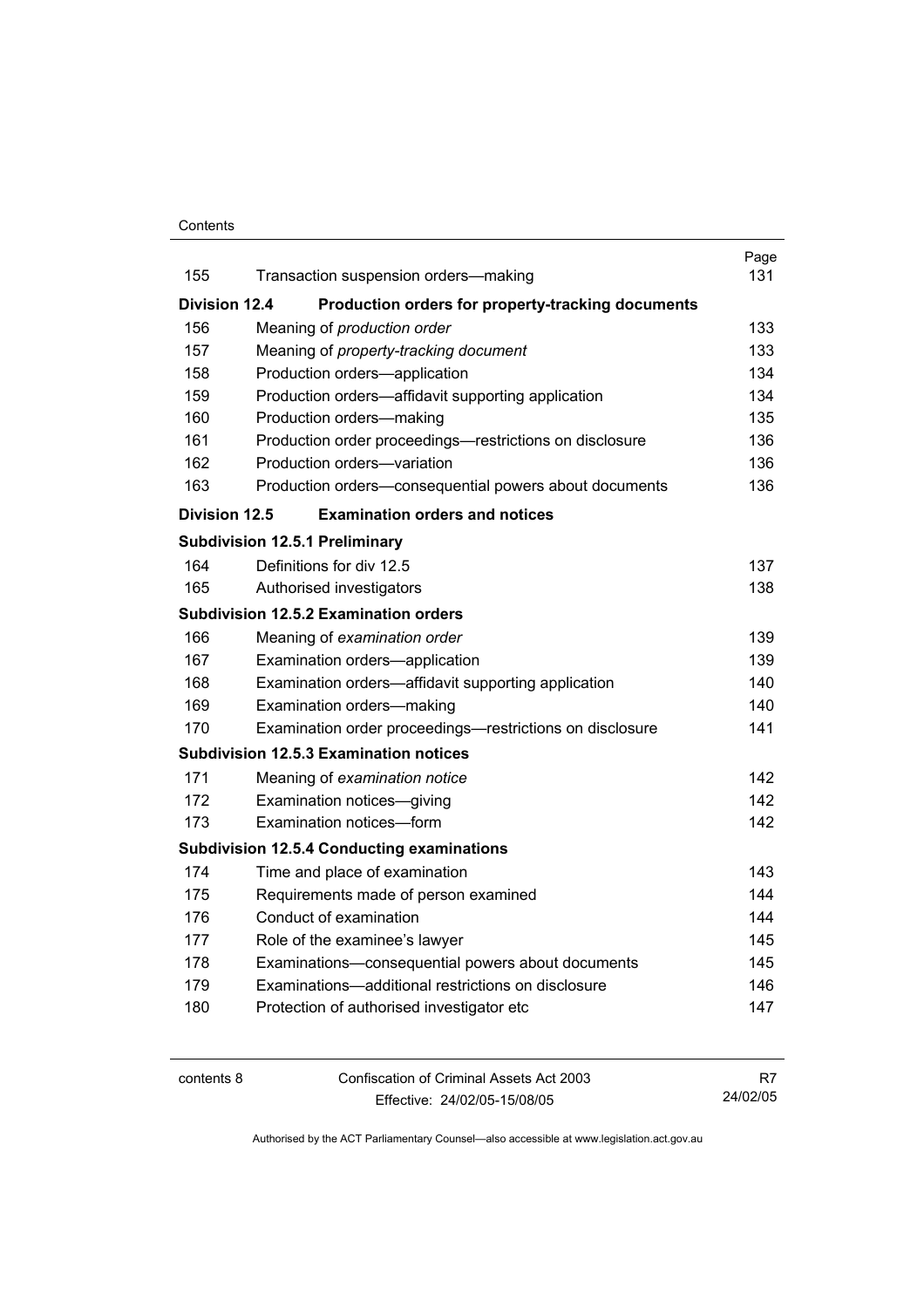| | | Page |
|---|---|---|
| 155 | Transaction suspension orders—making | 131 |
| **Division 12.4** | **Production orders for property-tracking documents** | |
| 156 | Meaning of *production order* | 133 |
| 157 | Meaning of *property-tracking document* | 133 |
| 158 | Production orders—application | 134 |
| 159 | Production orders—affidavit supporting application | 134 |
| 160 | Production orders—making | 135 |
| 161 | Production order proceedings—restrictions on disclosure | 136 |
| 162 | Production orders—variation | 136 |
| 163 | Production orders—consequential powers about documents | 136 |
| **Division 12.5** | **Examination orders and notices** | |
| **Subdivision 12.5.1 Preliminary** | | |
| 164 | Definitions for div 12.5 | 137 |
| 165 | Authorised investigators | 138 |
| **Subdivision 12.5.2 Examination orders** | | |
| 166 | Meaning of *examination order* | 139 |
| 167 | Examination orders—application | 139 |
| 168 | Examination orders—affidavit supporting application | 140 |
| 169 | Examination orders—making | 140 |
| 170 | Examination order proceedings—restrictions on disclosure | 141 |
| **Subdivision 12.5.3 Examination notices** | | |
| 171 | Meaning of *examination notice* | 142 |
| 172 | Examination notices—giving | 142 |
| 173 | Examination notices—form | 142 |
| **Subdivision 12.5.4 Conducting examinations** | | |
| 174 | Time and place of examination | 143 |
| 175 | Requirements made of person examined | 144 |
| 176 | Conduct of examination | 144 |
| 177 | Role of the examinee's lawyer | 145 |
| 178 | Examinations—consequential powers about documents | 145 |
| 179 | Examinations—additional restrictions on disclosure | 146 |
| 180 | Protection of authorised investigator etc | 147 |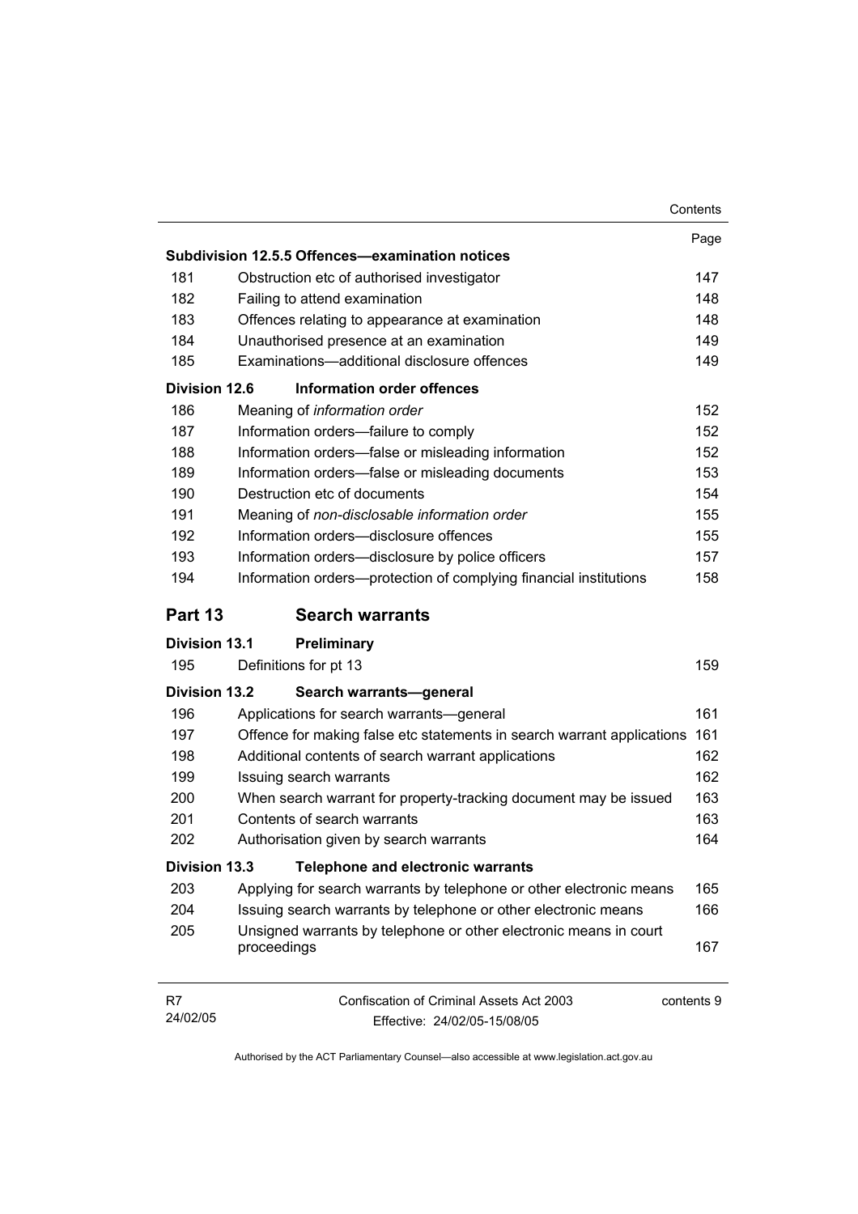| | | Page |
|---|---|---|
| **Subdivision 12.5.5 Offences—examination notices** | | |
| 181 | Obstruction etc of authorised investigator | 147 |
| 182 | Failing to attend examination | 148 |
| 183 | Offences relating to appearance at examination | 148 |
| 184 | Unauthorised presence at an examination | 149 |
| 185 | Examinations—additional disclosure offences | 149 |
| **Division 12.6** | **Information order offences** | |
| 186 | Meaning of *information order* | 152 |
| 187 | Information orders—failure to comply | 152 |
| 188 | Information orders—false or misleading information | 152 |
| 189 | Information orders—false or misleading documents | 153 |
| 190 | Destruction etc of documents | 154 |
| 191 | Meaning of *non-disclosable information order* | 155 |
| 192 | Information orders—disclosure offences | 155 |
| 193 | Information orders—disclosure by police officers | 157 |
| 194 | Information orders—protection of complying financial institutions | 158 |

## Part 13 Search warrants

| | | |
|---|---|---|
| **Division 13.1** | **Preliminary** | |
| 195 | Definitions for pt 13 | 159 |
| **Division 13.2** | **Search warrants—general** | |
| 196 | Applications for search warrants—general | 161 |
| 197 | Offence for making false etc statements in search warrant applications | 161 |
| 198 | Additional contents of search warrant applications | 162 |
| 199 | Issuing search warrants | 162 |
| 200 | When search warrant for property-tracking document may be issued | 163 |
| 201 | Contents of search warrants | 163 |
| 202 | Authorisation given by search warrants | 164 |
| **Division 13.3** | **Telephone and electronic warrants** | |
| 203 | Applying for search warrants by telephone or other electronic means | 165 |
| 204 | Issuing search warrants by telephone or other electronic means | 166 |
| 205 | Unsigned warrants by telephone or other electronic means in court proceedings | 167 |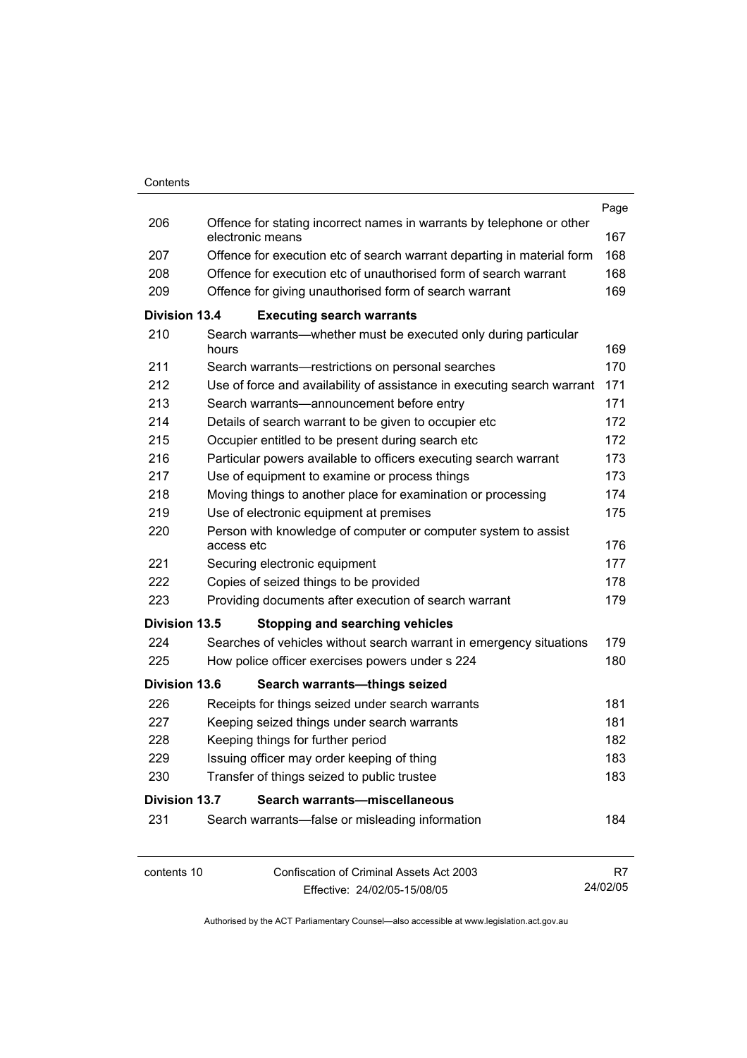| | | Page |
|---|---|---|
| 206 | Offence for stating incorrect names in warrants by telephone or other electronic means | 167 |
| 207 | Offence for execution etc of search warrant departing in material form | 168 |
| 208 | Offence for execution etc of unauthorised form of search warrant | 168 |
| 209 | Offence for giving unauthorised form of search warrant | 169 |
| **Division 13.4** | **Executing search warrants** | |
| 210 | Search warrants—whether must be executed only during particular hours | 169 |
| 211 | Search warrants—restrictions on personal searches | 170 |
| 212 | Use of force and availability of assistance in executing search warrant | 171 |
| 213 | Search warrants—announcement before entry | 171 |
| 214 | Details of search warrant to be given to occupier etc | 172 |
| 215 | Occupier entitled to be present during search etc | 172 |
| 216 | Particular powers available to officers executing search warrant | 173 |
| 217 | Use of equipment to examine or process things | 173 |
| 218 | Moving things to another place for examination or processing | 174 |
| 219 | Use of electronic equipment at premises | 175 |
| 220 | Person with knowledge of computer or computer system to assist access etc | 176 |
| 221 | Securing electronic equipment | 177 |
| 222 | Copies of seized things to be provided | 178 |
| 223 | Providing documents after execution of search warrant | 179 |
| **Division 13.5** | **Stopping and searching vehicles** | |
| 224 | Searches of vehicles without search warrant in emergency situations | 179 |
| 225 | How police officer exercises powers under s 224 | 180 |
| **Division 13.6** | **Search warrants—things seized** | |
| 226 | Receipts for things seized under search warrants | 181 |
| 227 | Keeping seized things under search warrants | 181 |
| 228 | Keeping things for further period | 182 |
| 229 | Issuing officer may order keeping of thing | 183 |
| 230 | Transfer of things seized to public trustee | 183 |
| **Division 13.7** | **Search warrants—miscellaneous** | |
| 231 | Search warrants—false or misleading information | 184 |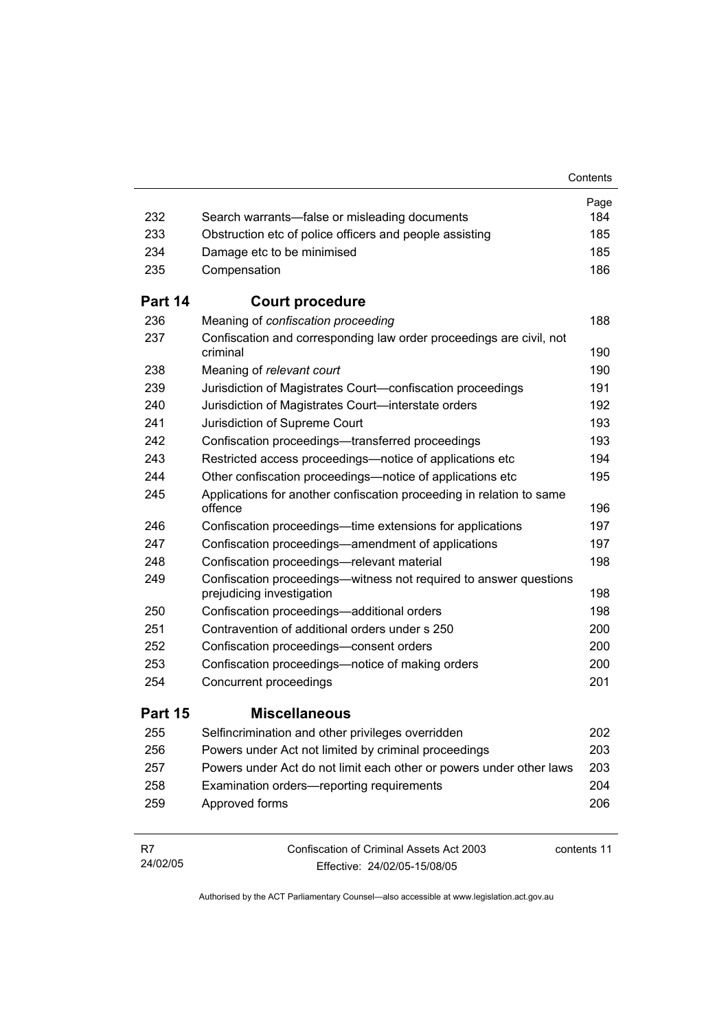| | | Page |
|---|---|---|
| 232 | Search warrants—false or misleading documents | 184 |
| 233 | Obstruction etc of police officers and people assisting | 185 |
| 234 | Damage etc to be minimised | 185 |
| 235 | Compensation | 186 |

## Part 14 Court procedure

| | | |
|---|---|---|
| 236 | Meaning of *confiscation proceeding* | 188 |
| 237 | Confiscation and corresponding law order proceedings are civil, not criminal | 190 |
| 238 | Meaning of *relevant court* | 190 |
| 239 | Jurisdiction of Magistrates Court—confiscation proceedings | 191 |
| 240 | Jurisdiction of Magistrates Court—interstate orders | 192 |
| 241 | Jurisdiction of Supreme Court | 193 |
| 242 | Confiscation proceedings—transferred proceedings | 193 |
| 243 | Restricted access proceedings—notice of applications etc | 194 |
| 244 | Other confiscation proceedings—notice of applications etc | 195 |
| 245 | Applications for another confiscation proceeding in relation to same offence | 196 |
| 246 | Confiscation proceedings—time extensions for applications | 197 |
| 247 | Confiscation proceedings—amendment of applications | 197 |
| 248 | Confiscation proceedings—relevant material | 198 |
| 249 | Confiscation proceedings—witness not required to answer questions prejudicing investigation | 198 |
| 250 | Confiscation proceedings—additional orders | 198 |
| 251 | Contravention of additional orders under s 250 | 200 |
| 252 | Confiscation proceedings—consent orders | 200 |
| 253 | Confiscation proceedings—notice of making orders | 200 |
| 254 | Concurrent proceedings | 201 |

## Part 15 Miscellaneous

| | | |
|---|---|---|
| 255 | Selfincrimination and other privileges overridden | 202 |
| 256 | Powers under Act not limited by criminal proceedings | 203 |
| 257 | Powers under Act do not limit each other or powers under other laws | 203 |
| 258 | Examination orders—reporting requirements | 204 |
| 259 | Approved forms | 206 |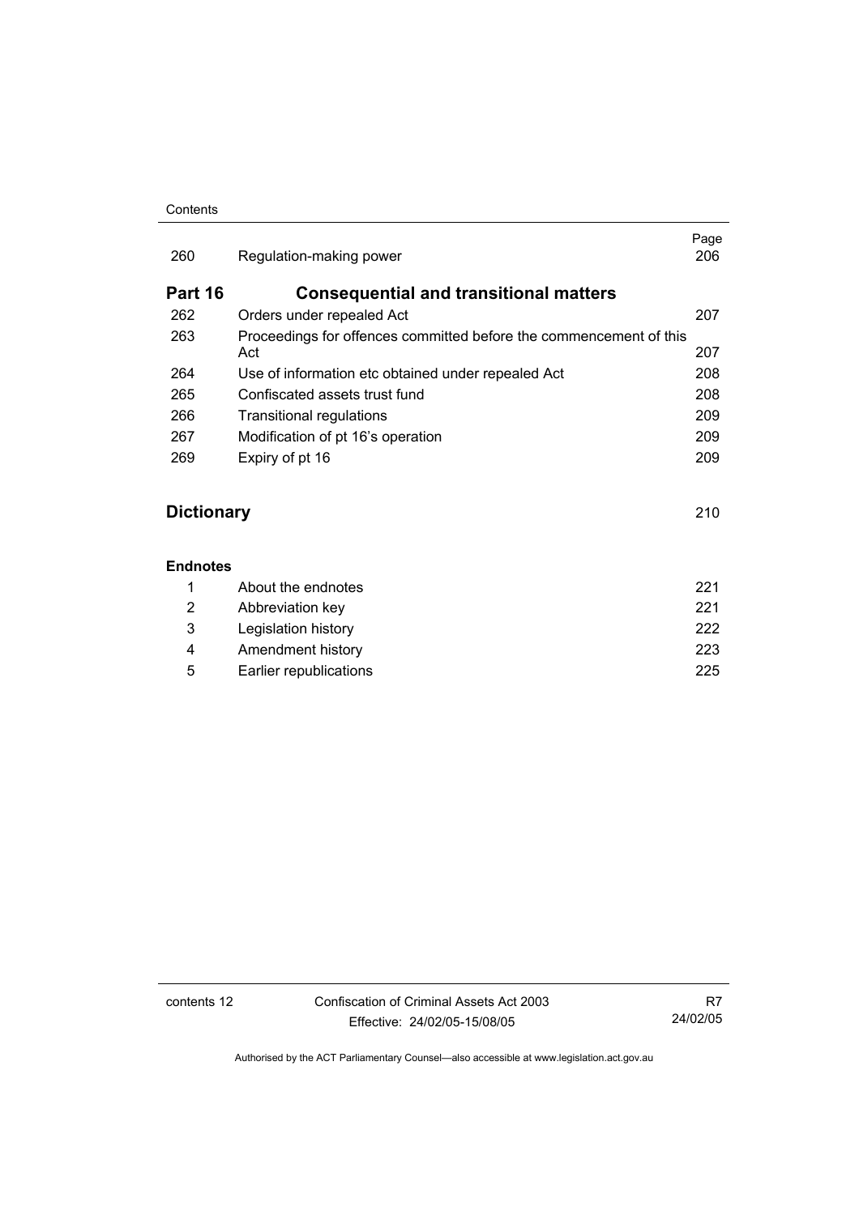| | | Page |
|---|---|---|
| 260 | Regulation-making power | 206 |

## Part 16 Consequential and transitional matters

| | | |
|---|---|---|
| 262 | Orders under repealed Act | 207 |
| 263 | Proceedings for offences committed before the commencement of this Act | 207 |
| 264 | Use of information etc obtained under repealed Act | 208 |
| 265 | Confiscated assets trust fund | 208 |
| 266 | Transitional regulations | 209 |
| 267 | Modification of pt 16's operation | 209 |
| 269 | Expiry of pt 16 | 209 |

## Dictionary 210

### Endnotes

| | | |
|---|---|---|
| 1 | About the endnotes | 221 |
| 2 | Abbreviation key | 221 |
| 3 | Legislation history | 222 |
| 4 | Amendment history | 223 |
| 5 | Earlier republications | 225 |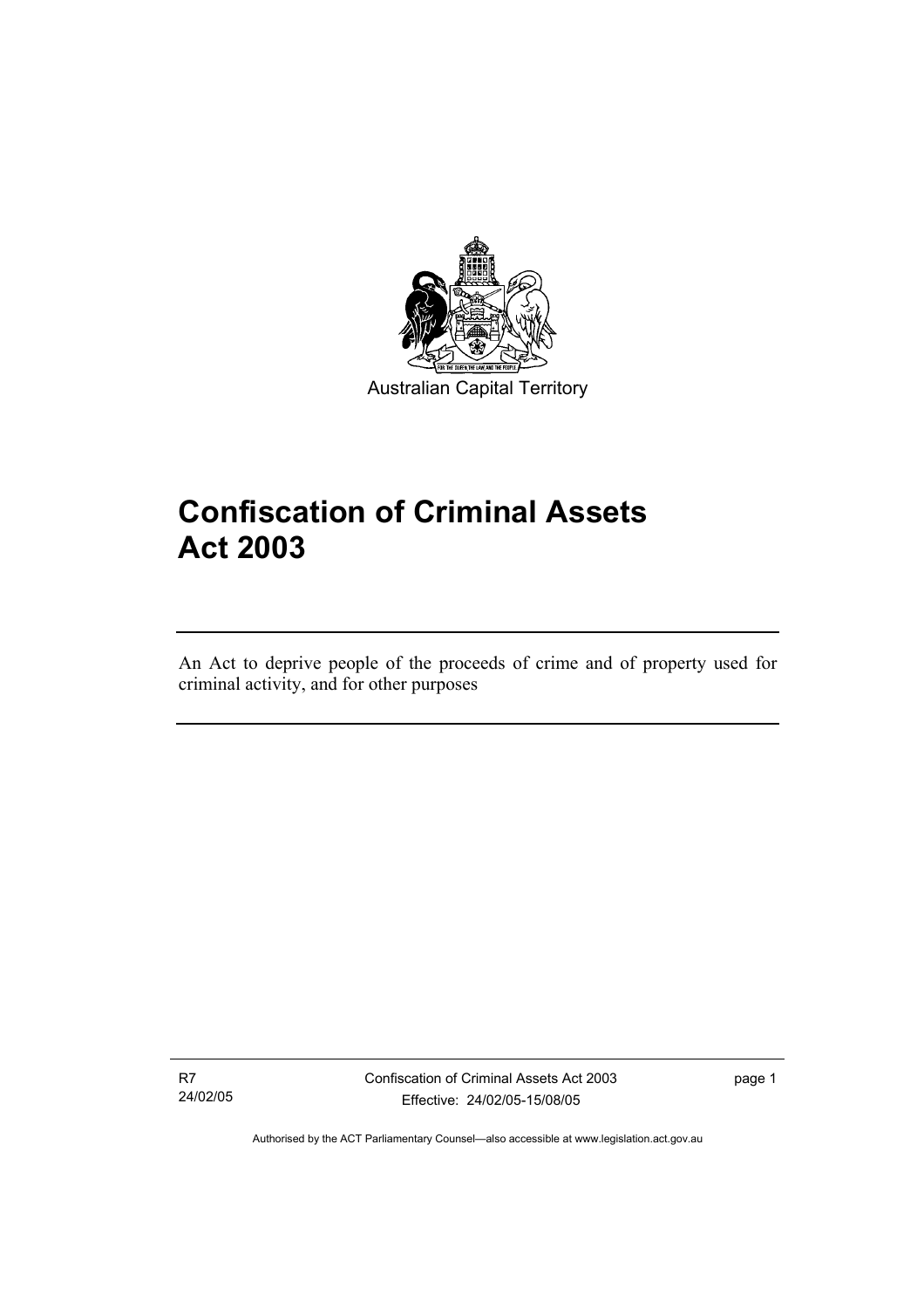Australian Capital Territory

# Confiscation of Criminal Assets Act 2003

An Act to deprive people of the proceeds of crime and of property used for criminal activity, and for other purposes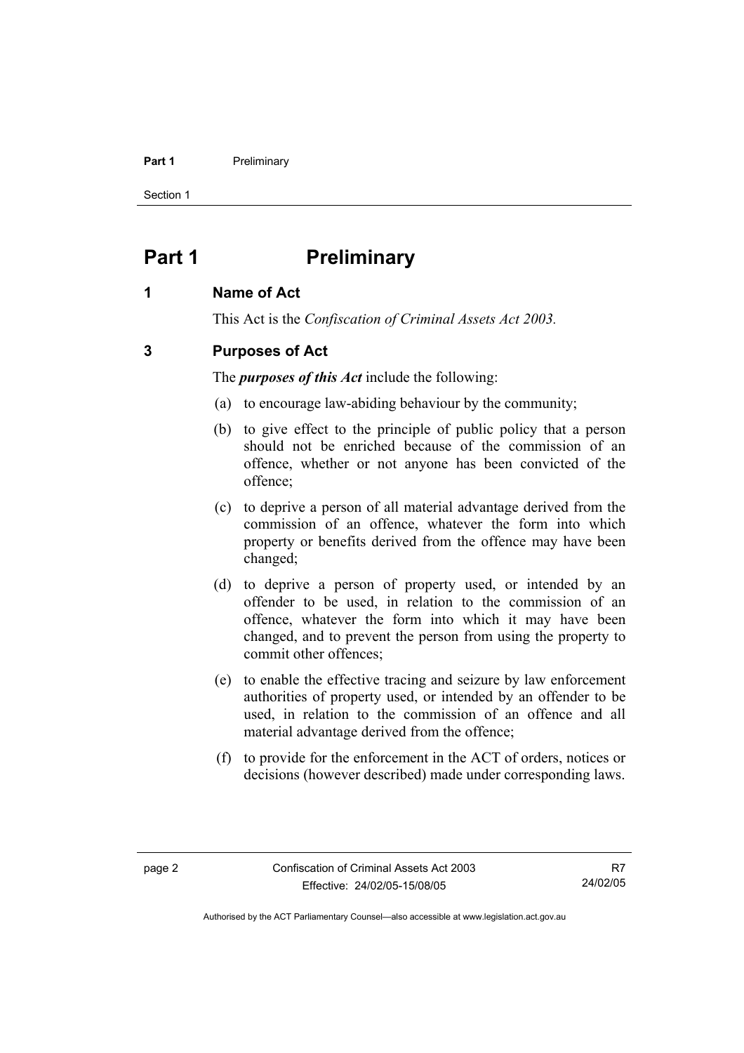# Part 1 Preliminary

## 1 Name of Act

This Act is the *Confiscation of Criminal Assets Act 2003.*

## 3 Purposes of Act

The ***purposes of this Act*** include the following:

(a) to encourage law-abiding behaviour by the community;

(b) to give effect to the principle of public policy that a person should not be enriched because of the commission of an offence, whether or not anyone has been convicted of the offence;

(c) to deprive a person of all material advantage derived from the commission of an offence, whatever the form into which property or benefits derived from the offence may have been changed;

(d) to deprive a person of property used, or intended by an offender to be used, in relation to the commission of an offence, whatever the form into which it may have been changed, and to prevent the person from using the property to commit other offences;

(e) to enable the effective tracing and seizure by law enforcement authorities of property used, or intended by an offender to be used, in relation to the commission of an offence and all material advantage derived from the offence;

(f) to provide for the enforcement in the ACT of orders, notices or decisions (however described) made under corresponding laws.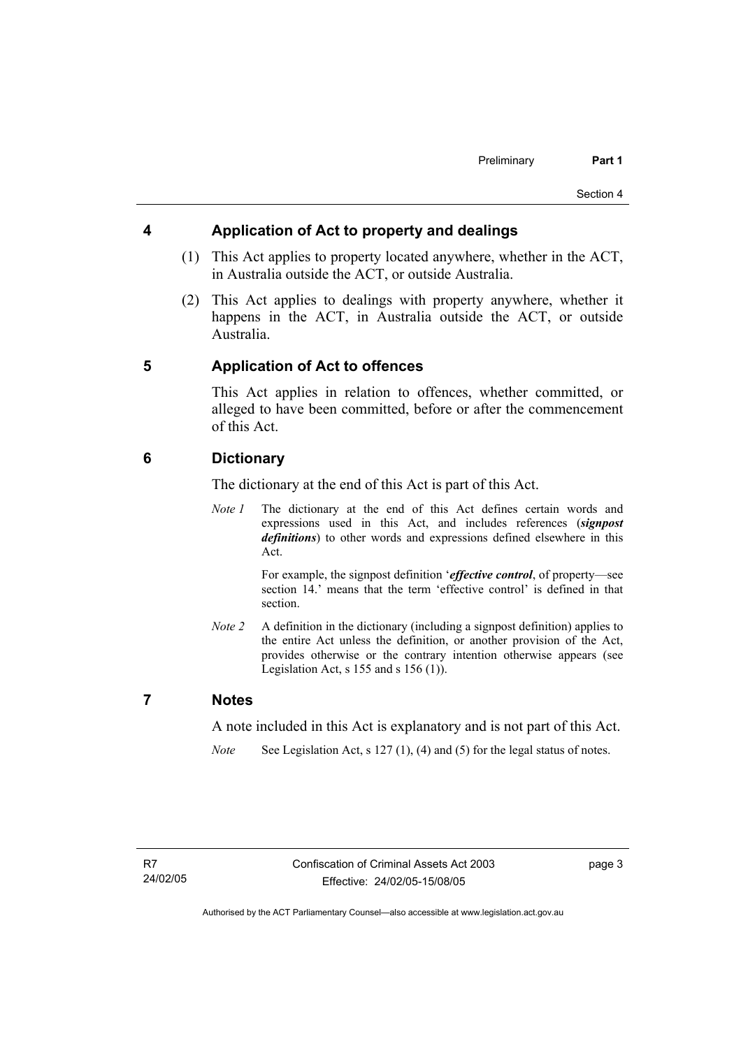## 4 Application of Act to property and dealings

(1) This Act applies to property located anywhere, whether in the ACT, in Australia outside the ACT, or outside Australia.

(2) This Act applies to dealings with property anywhere, whether it happens in the ACT, in Australia outside the ACT, or outside Australia.

## 5 Application of Act to offences

This Act applies in relation to offences, whether committed, or alleged to have been committed, before or after the commencement of this Act.

## 6 Dictionary

The dictionary at the end of this Act is part of this Act.

*Note 1* The dictionary at the end of this Act defines certain words and expressions used in this Act, and includes references (***signpost definitions***) to other words and expressions defined elsewhere in this Act.

For example, the signpost definition '***effective control***, of property—see section 14.' means that the term 'effective control' is defined in that section.

*Note 2* A definition in the dictionary (including a signpost definition) applies to the entire Act unless the definition, or another provision of the Act, provides otherwise or the contrary intention otherwise appears (see Legislation Act, s 155 and s 156 (1)).

## 7 Notes

A note included in this Act is explanatory and is not part of this Act.

*Note* See Legislation Act, s 127 (1), (4) and (5) for the legal status of notes.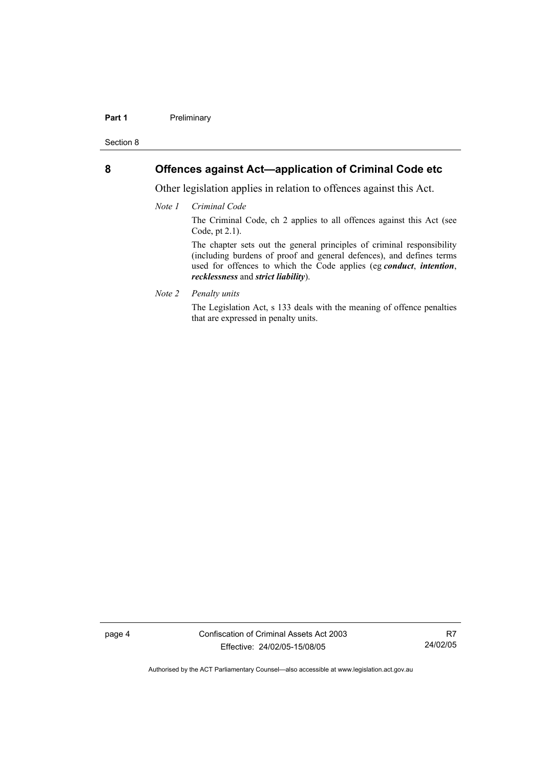## 8 Offences against Act—application of Criminal Code etc

Other legislation applies in relation to offences against this Act.

*Note 1* *Criminal Code*

The Criminal Code, ch 2 applies to all offences against this Act (see Code, pt 2.1).

The chapter sets out the general principles of criminal responsibility (including burdens of proof and general defences), and defines terms used for offences to which the Code applies (eg ***conduct***, ***intention***, ***recklessness*** and ***strict liability***).

*Note 2* *Penalty units*

The Legislation Act, s 133 deals with the meaning of offence penalties that are expressed in penalty units.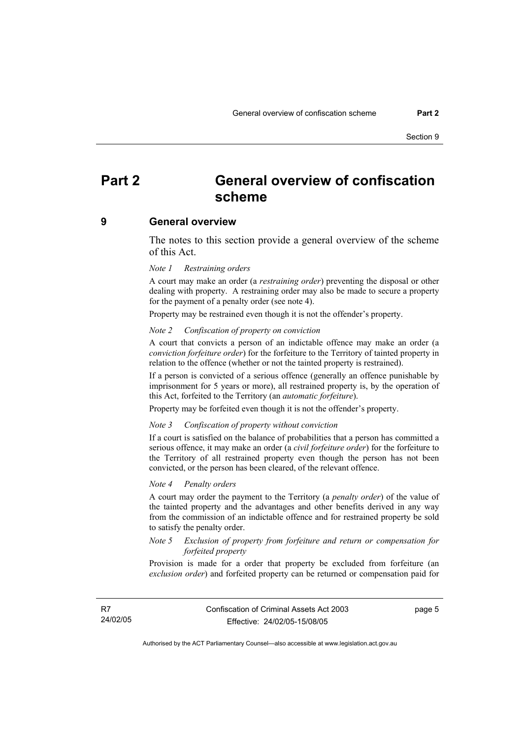# Part 2 General overview of confiscation scheme

## 9 General overview

The notes to this section provide a general overview of the scheme of this Act.

*Note 1 Restraining orders*

A court may make an order (a ***restraining order***) preventing the disposal or other dealing with property. A restraining order may also be made to secure a property for the payment of a penalty order (see note 4).

Property may be restrained even though it is not the offender's property.

*Note 2 Confiscation of property on conviction*

A court that convicts a person of an indictable offence may make an order (a ***conviction forfeiture order***) for the forfeiture to the Territory of tainted property in relation to the offence (whether or not the tainted property is restrained).

If a person is convicted of a serious offence (generally an offence punishable by imprisonment for 5 years or more), all restrained property is, by the operation of this Act, forfeited to the Territory (an ***automatic forfeiture***).

Property may be forfeited even though it is not the offender's property.

*Note 3 Confiscation of property without conviction*

If a court is satisfied on the balance of probabilities that a person has committed a serious offence, it may make an order (a ***civil forfeiture order***) for the forfeiture to the Territory of all restrained property even though the person has not been convicted, or the person has been cleared, of the relevant offence.

*Note 4 Penalty orders*

A court may order the payment to the Territory (a ***penalty order***) of the value of the tainted property and the advantages and other benefits derived in any way from the commission of an indictable offence and for restrained property be sold to satisfy the penalty order.

*Note 5 Exclusion of property from forfeiture and return or compensation for forfeited property*

Provision is made for a order that property be excluded from forfeiture (an ***exclusion order***) and forfeited property can be returned or compensation paid for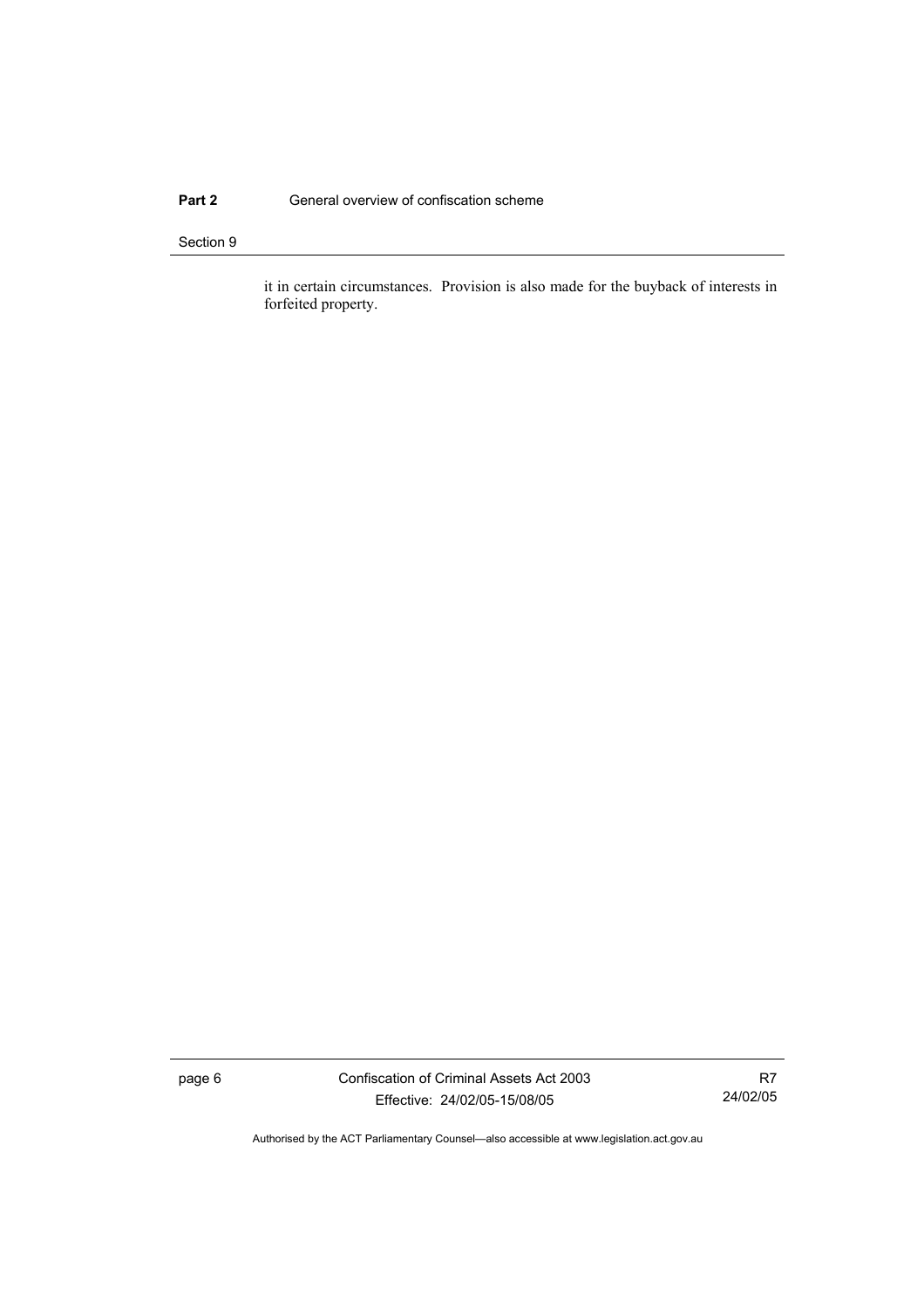it in certain circumstances. Provision is also made for the buyback of interests in forfeited property.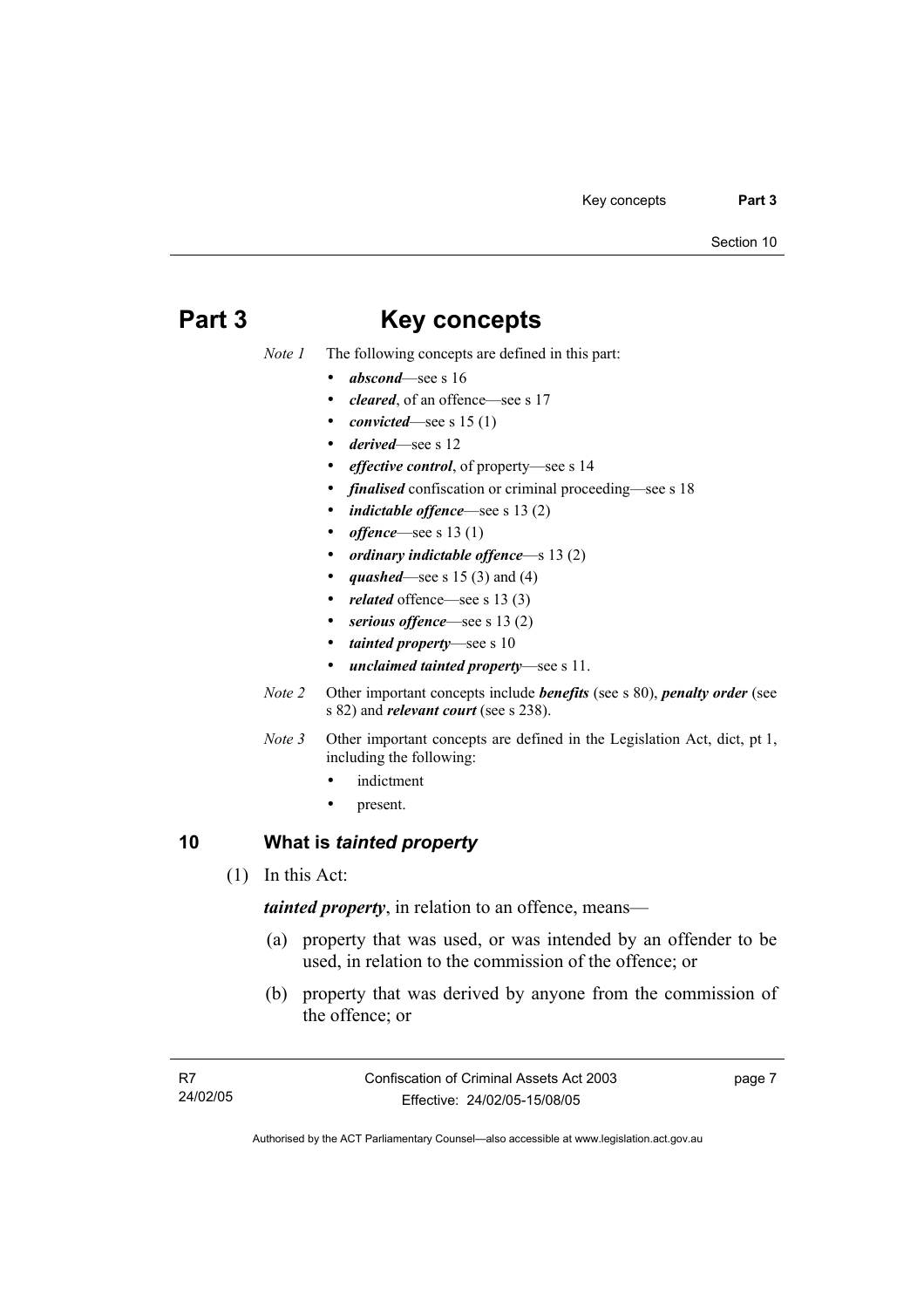# Part 3 Key concepts

*Note 1* The following concepts are defined in this part:

- ***abscond***—see s 16
- ***cleared***, of an offence—see s 17
- ***convicted***—see s 15 (1)
- ***derived***—see s 12
- ***effective control***, of property—see s 14
- ***finalised*** confiscation or criminal proceeding—see s 18
- ***indictable offence***—see s 13 (2)
- ***offence***—see s 13 (1)
- ***ordinary indictable offence***—s 13 (2)
- ***quashed***—see s 15 (3) and (4)
- ***related*** offence—see s 13 (3)
- ***serious offence***—see s 13 (2)
- ***tainted property***—see s 10
- ***unclaimed tainted property***—see s 11.

*Note 2* Other important concepts include ***benefits*** (see s 80), ***penalty order*** (see s 82) and ***relevant court*** (see s 238).

*Note 3* Other important concepts are defined in the Legislation Act, dict, pt 1, including the following:

- indictment
- present.

## 10 What is *tainted property*

(1) In this Act:

***tainted property***, in relation to an offence, means—

(a) property that was used, or was intended by an offender to be used, in relation to the commission of the offence; or

(b) property that was derived by anyone from the commission of the offence; or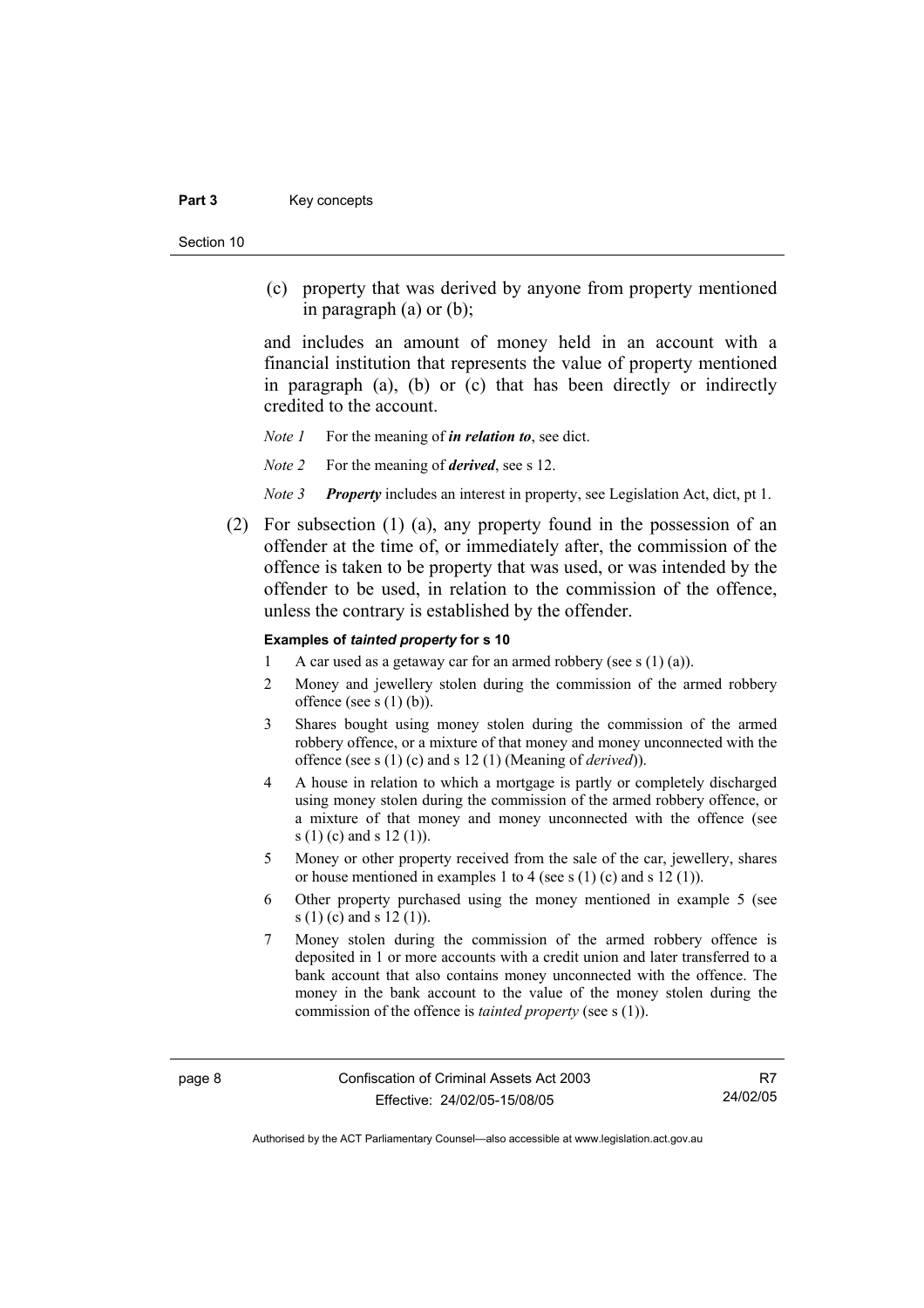(c) property that was derived by anyone from property mentioned in paragraph (a) or (b);

and includes an amount of money held in an account with a financial institution that represents the value of property mentioned in paragraph (a), (b) or (c) that has been directly or indirectly credited to the account.

*Note 1* For the meaning of ***in relation to***, see dict.

*Note 2* For the meaning of ***derived***, see s 12.

*Note 3* ***Property*** includes an interest in property, see Legislation Act, dict, pt 1.

(2) For subsection (1) (a), any property found in the possession of an offender at the time of, or immediately after, the commission of the offence is taken to be property that was used, or was intended by the offender to be used, in relation to the commission of the offence, unless the contrary is established by the offender.

**Examples of *tainted property* for s 10**

1 A car used as a getaway car for an armed robbery (see s (1) (a)).

2 Money and jewellery stolen during the commission of the armed robbery offence (see s (1) (b)).

3 Shares bought using money stolen during the commission of the armed robbery offence, or a mixture of that money and money unconnected with the offence (see s (1) (c) and s 12 (1) (Meaning of *derived*)).

4 A house in relation to which a mortgage is partly or completely discharged using money stolen during the commission of the armed robbery offence, or a mixture of that money and money unconnected with the offence (see s (1) (c) and s 12 (1)).

5 Money or other property received from the sale of the car, jewellery, shares or house mentioned in examples 1 to 4 (see s (1) (c) and s 12 (1)).

6 Other property purchased using the money mentioned in example 5 (see s (1) (c) and s 12 (1)).

7 Money stolen during the commission of the armed robbery offence is deposited in 1 or more accounts with a credit union and later transferred to a bank account that also contains money unconnected with the offence. The money in the bank account to the value of the money stolen during the commission of the offence is *tainted property* (see s (1)).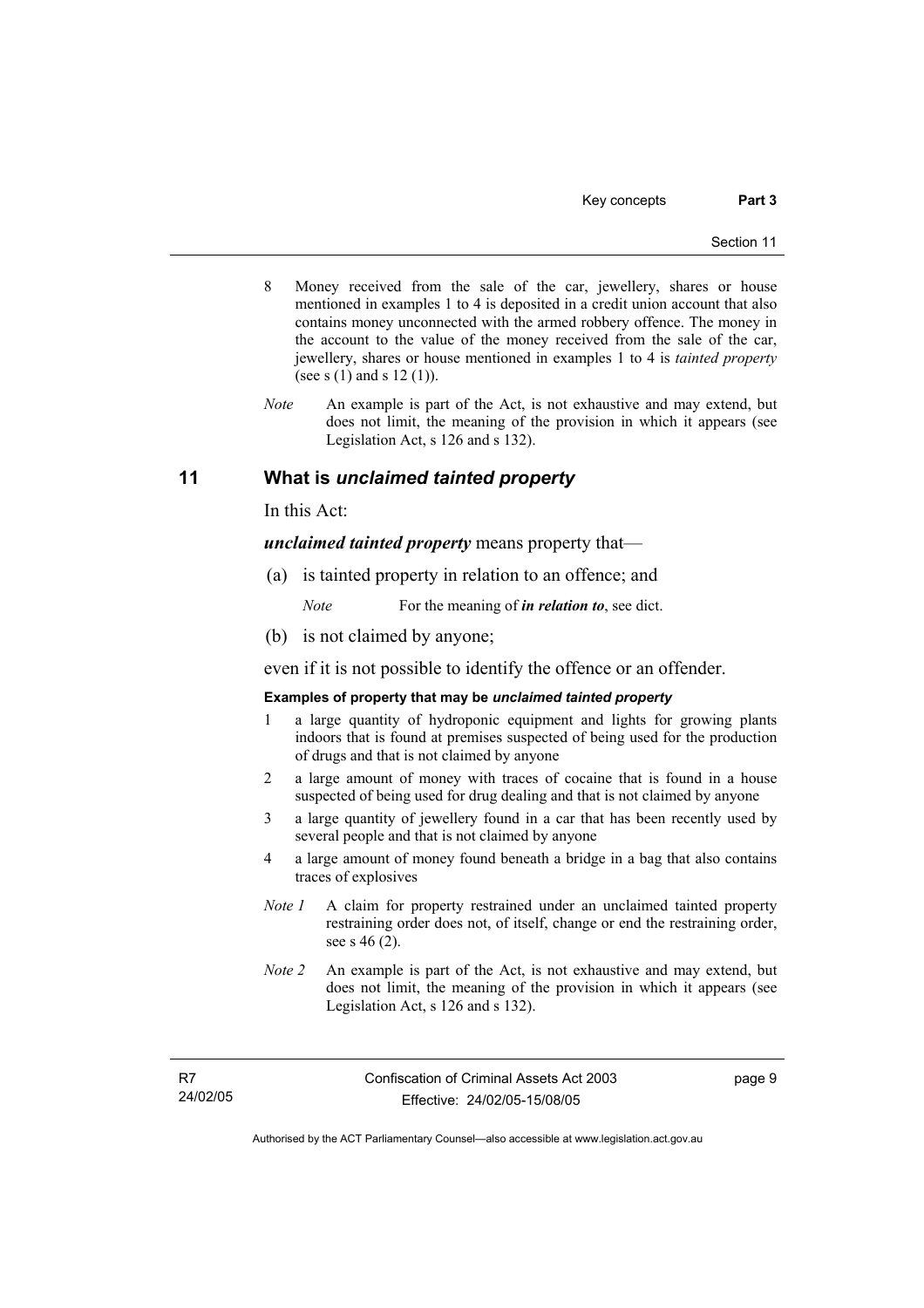8 Money received from the sale of the car, jewellery, shares or house mentioned in examples 1 to 4 is deposited in a credit union account that also contains money unconnected with the armed robbery offence. The money in the account to the value of the money received from the sale of the car, jewellery, shares or house mentioned in examples 1 to 4 is *tainted property* (see s (1) and s 12 (1)).

*Note* An example is part of the Act, is not exhaustive and may extend, but does not limit, the meaning of the provision in which it appears (see Legislation Act, s 126 and s 132).

## 11 What is *unclaimed tainted property*

In this Act:

***unclaimed tainted property*** means property that—

(a) is tainted property in relation to an offence; and

*Note* For the meaning of ***in relation to***, see dict.

(b) is not claimed by anyone;

even if it is not possible to identify the offence or an offender.

**Examples of property that may be *unclaimed tainted property***

1 a large quantity of hydroponic equipment and lights for growing plants indoors that is found at premises suspected of being used for the production of drugs and that is not claimed by anyone

2 a large amount of money with traces of cocaine that is found in a house suspected of being used for drug dealing and that is not claimed by anyone

3 a large quantity of jewellery found in a car that has been recently used by several people and that is not claimed by anyone

4 a large amount of money found beneath a bridge in a bag that also contains traces of explosives

*Note 1* A claim for property restrained under an unclaimed tainted property restraining order does not, of itself, change or end the restraining order, see s 46 (2).

*Note 2* An example is part of the Act, is not exhaustive and may extend, but does not limit, the meaning of the provision in which it appears (see Legislation Act, s 126 and s 132).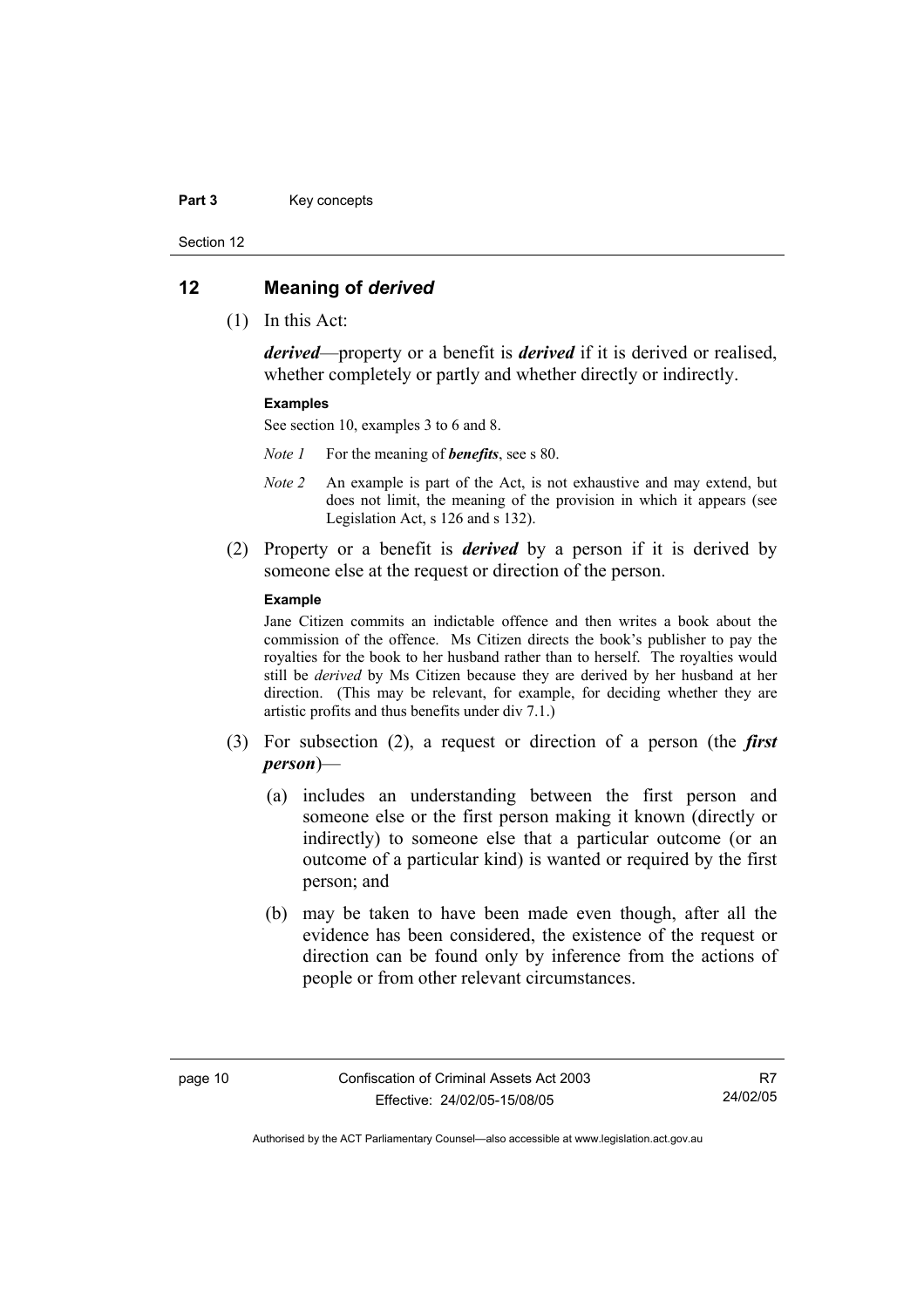## 12 Meaning of *derived*

(1) In this Act:

***derived***—property or a benefit is ***derived*** if it is derived or realised, whether completely or partly and whether directly or indirectly.

**Examples**

See section 10, examples 3 to 6 and 8.

*Note 1* For the meaning of ***benefits***, see s 80.

*Note 2* An example is part of the Act, is not exhaustive and may extend, but does not limit, the meaning of the provision in which it appears (see Legislation Act, s 126 and s 132).

(2) Property or a benefit is ***derived*** by a person if it is derived by someone else at the request or direction of the person.

**Example**

Jane Citizen commits an indictable offence and then writes a book about the commission of the offence. Ms Citizen directs the book's publisher to pay the royalties for the book to her husband rather than to herself. The royalties would still be *derived* by Ms Citizen because they are derived by her husband at her direction. (This may be relevant, for example, for deciding whether they are artistic profits and thus benefits under div 7.1.)

(3) For subsection (2), a request or direction of a person (the ***first person***)—

(a) includes an understanding between the first person and someone else or the first person making it known (directly or indirectly) to someone else that a particular outcome (or an outcome of a particular kind) is wanted or required by the first person; and

(b) may be taken to have been made even though, after all the evidence has been considered, the existence of the request or direction can be found only by inference from the actions of people or from other relevant circumstances.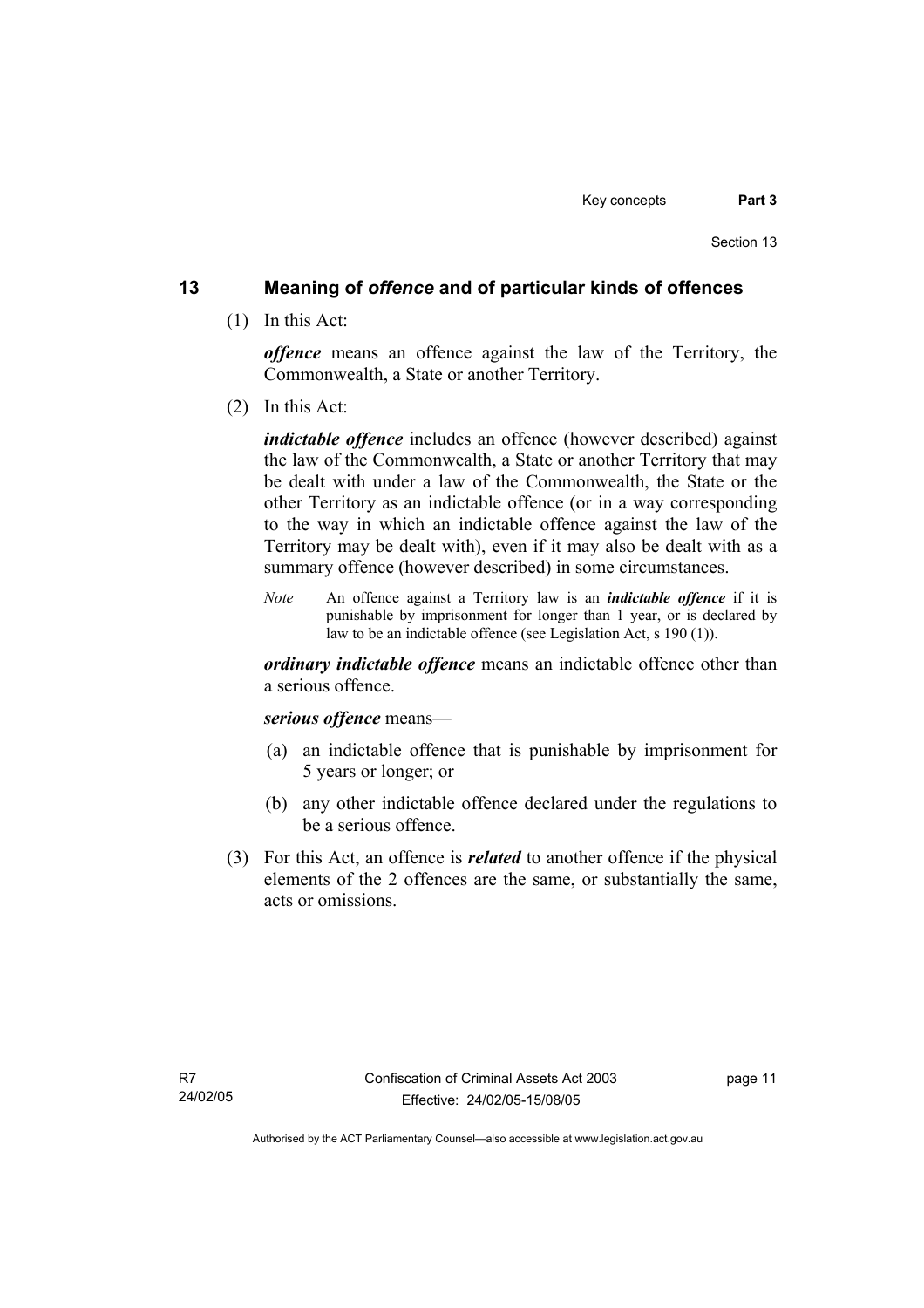## 13 Meaning of *offence* and of particular kinds of offences

(1) In this Act:

***offence*** means an offence against the law of the Territory, the Commonwealth, a State or another Territory.

(2) In this Act:

***indictable offence*** includes an offence (however described) against the law of the Commonwealth, a State or another Territory that may be dealt with under a law of the Commonwealth, the State or the other Territory as an indictable offence (or in a way corresponding to the way in which an indictable offence against the law of the Territory may be dealt with), even if it may also be dealt with as a summary offence (however described) in some circumstances.

*Note* An offence against a Territory law is an ***indictable offence*** if it is punishable by imprisonment for longer than 1 year, or is declared by law to be an indictable offence (see Legislation Act, s 190 (1)).

***ordinary indictable offence*** means an indictable offence other than a serious offence.

***serious offence*** means—

(a) an indictable offence that is punishable by imprisonment for 5 years or longer; or

(b) any other indictable offence declared under the regulations to be a serious offence.

(3) For this Act, an offence is ***related*** to another offence if the physical elements of the 2 offences are the same, or substantially the same, acts or omissions.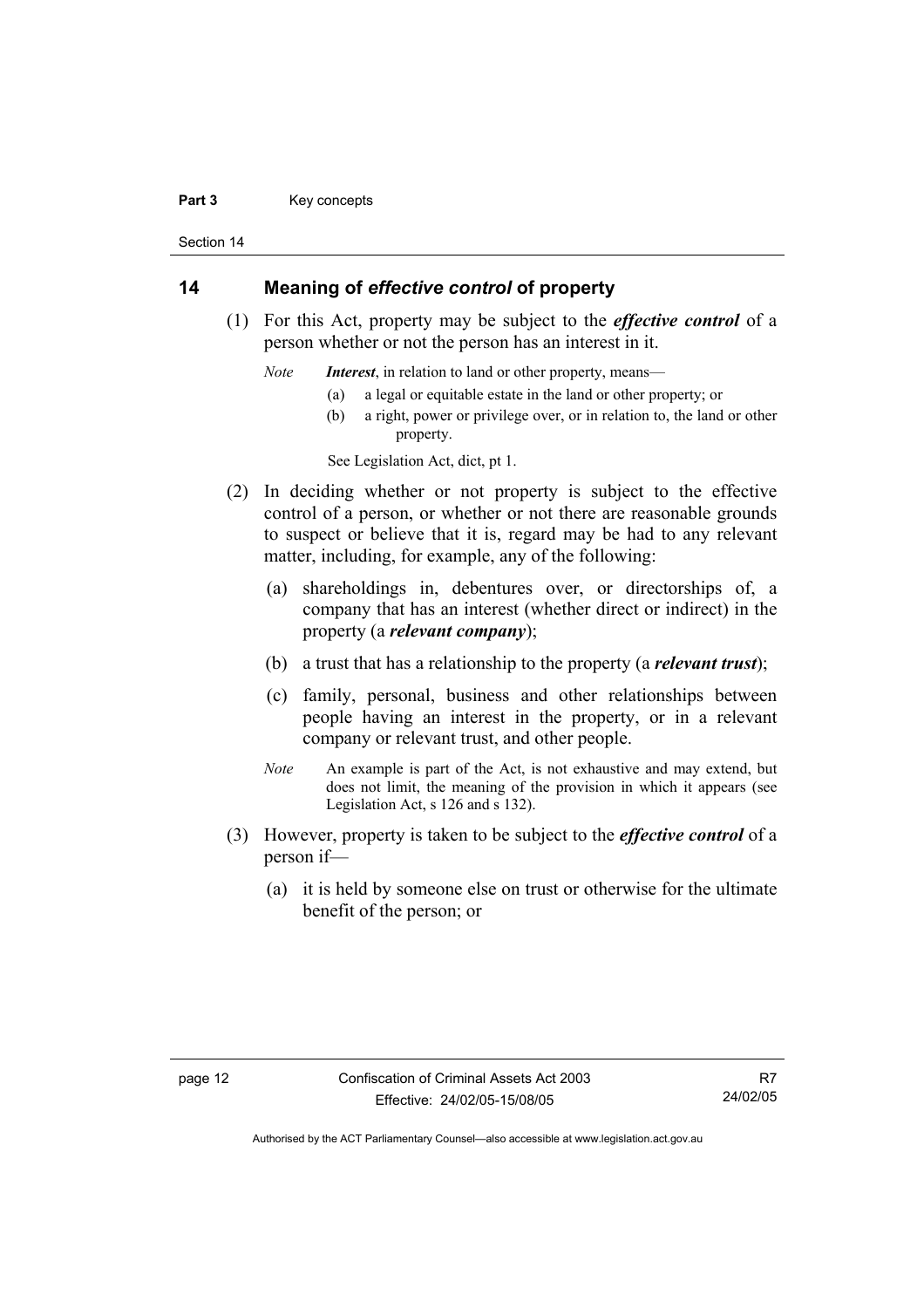## 14 Meaning of *effective control* of property

(1) For this Act, property may be subject to the ***effective control*** of a person whether or not the person has an interest in it.

*Note* ***Interest***, in relation to land or other property, means—

(a) a legal or equitable estate in the land or other property; or

(b) a right, power or privilege over, or in relation to, the land or other property.

See Legislation Act, dict, pt 1.

(2) In deciding whether or not property is subject to the effective control of a person, or whether or not there are reasonable grounds to suspect or believe that it is, regard may be had to any relevant matter, including, for example, any of the following:

(a) shareholdings in, debentures over, or directorships of, a company that has an interest (whether direct or indirect) in the property (a ***relevant company***);

(b) a trust that has a relationship to the property (a ***relevant trust***);

(c) family, personal, business and other relationships between people having an interest in the property, or in a relevant company or relevant trust, and other people.

*Note* An example is part of the Act, is not exhaustive and may extend, but does not limit, the meaning of the provision in which it appears (see Legislation Act, s 126 and s 132).

(3) However, property is taken to be subject to the ***effective control*** of a person if—

(a) it is held by someone else on trust or otherwise for the ultimate benefit of the person; or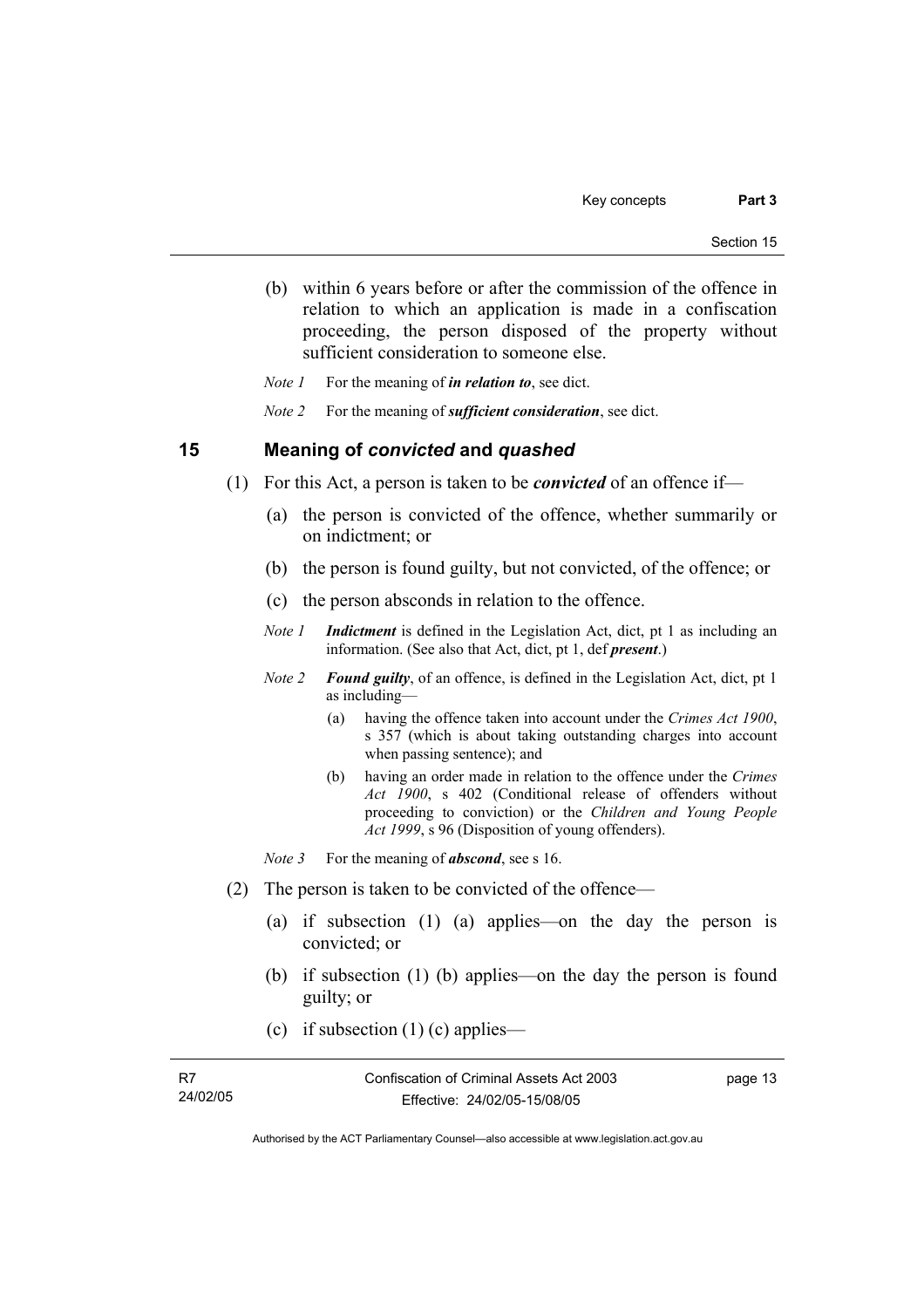(b) within 6 years before or after the commission of the offence in relation to which an application is made in a confiscation proceeding, the person disposed of the property without sufficient consideration to someone else.

*Note 1* For the meaning of ***in relation to***, see dict.

*Note 2* For the meaning of ***sufficient consideration***, see dict.

## 15 Meaning of *convicted* and *quashed*

(1) For this Act, a person is taken to be ***convicted*** of an offence if—

(a) the person is convicted of the offence, whether summarily or on indictment; or

(b) the person is found guilty, but not convicted, of the offence; or

(c) the person absconds in relation to the offence.

*Note 1* ***Indictment*** is defined in the Legislation Act, dict, pt 1 as including an information. (See also that Act, dict, pt 1, def ***present***.)

*Note 2* ***Found guilty***, of an offence, is defined in the Legislation Act, dict, pt 1 as including—

(a) having the offence taken into account under the *Crimes Act 1900*, s 357 (which is about taking outstanding charges into account when passing sentence); and

(b) having an order made in relation to the offence under the *Crimes Act 1900*, s 402 (Conditional release of offenders without proceeding to conviction) or the *Children and Young People Act 1999*, s 96 (Disposition of young offenders).

*Note 3* For the meaning of ***abscond***, see s 16.

(2) The person is taken to be convicted of the offence—

(a) if subsection (1) (a) applies—on the day the person is convicted; or

(b) if subsection (1) (b) applies—on the day the person is found guilty; or

(c) if subsection (1) (c) applies—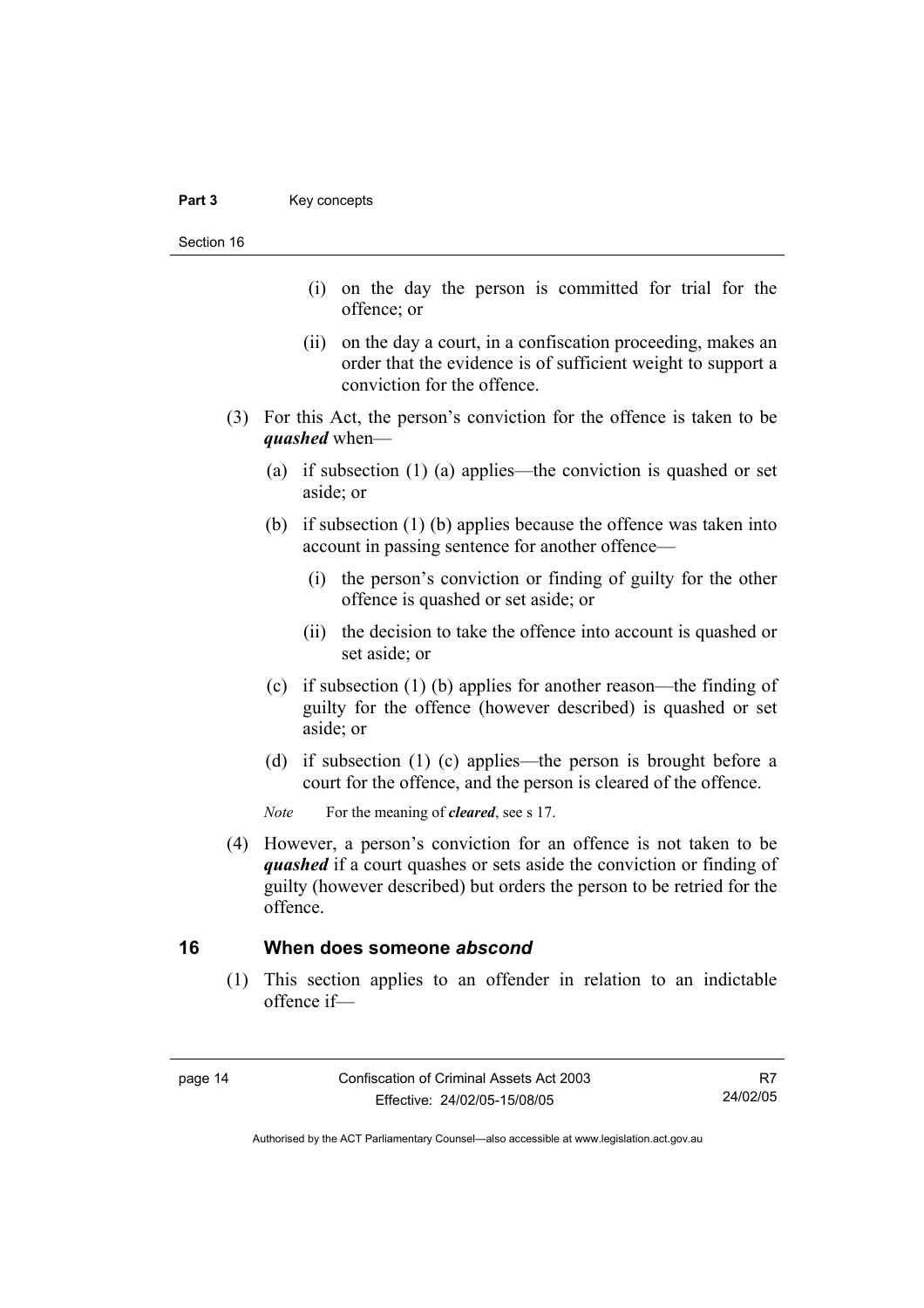(i) on the day the person is committed for trial for the offence; or

(ii) on the day a court, in a confiscation proceeding, makes an order that the evidence is of sufficient weight to support a conviction for the offence.

(3) For this Act, the person's conviction for the offence is taken to be ***quashed*** when—

(a) if subsection (1) (a) applies—the conviction is quashed or set aside; or

(b) if subsection (1) (b) applies because the offence was taken into account in passing sentence for another offence—

(i) the person's conviction or finding of guilty for the other offence is quashed or set aside; or

(ii) the decision to take the offence into account is quashed or set aside; or

(c) if subsection (1) (b) applies for another reason—the finding of guilty for the offence (however described) is quashed or set aside; or

(d) if subsection (1) (c) applies—the person is brought before a court for the offence, and the person is cleared of the offence.

*Note* For the meaning of ***cleared***, see s 17.

(4) However, a person's conviction for an offence is not taken to be ***quashed*** if a court quashes or sets aside the conviction or finding of guilty (however described) but orders the person to be retried for the offence.

## 16 When does someone *abscond*

(1) This section applies to an offender in relation to an indictable offence if—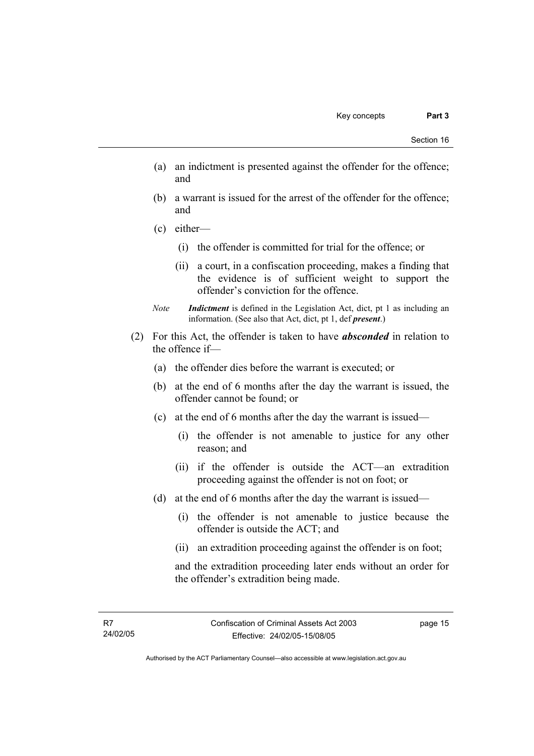(a) an indictment is presented against the offender for the offence; and

(b) a warrant is issued for the arrest of the offender for the offence; and

(c) either—

  (i) the offender is committed for trial for the offence; or

  (ii) a court, in a confiscation proceeding, makes a finding that the evidence is of sufficient weight to support the offender's conviction for the offence.

*Note* ***Indictment*** is defined in the Legislation Act, dict, pt 1 as including an information. (See also that Act, dict, pt 1, def ***present***.)

(2) For this Act, the offender is taken to have ***absconded*** in relation to the offence if—

(a) the offender dies before the warrant is executed; or

(b) at the end of 6 months after the day the warrant is issued, the offender cannot be found; or

(c) at the end of 6 months after the day the warrant is issued—

  (i) the offender is not amenable to justice for any other reason; and

  (ii) if the offender is outside the ACT—an extradition proceeding against the offender is not on foot; or

(d) at the end of 6 months after the day the warrant is issued—

  (i) the offender is not amenable to justice because the offender is outside the ACT; and

  (ii) an extradition proceeding against the offender is on foot;

and the extradition proceeding later ends without an order for the offender's extradition being made.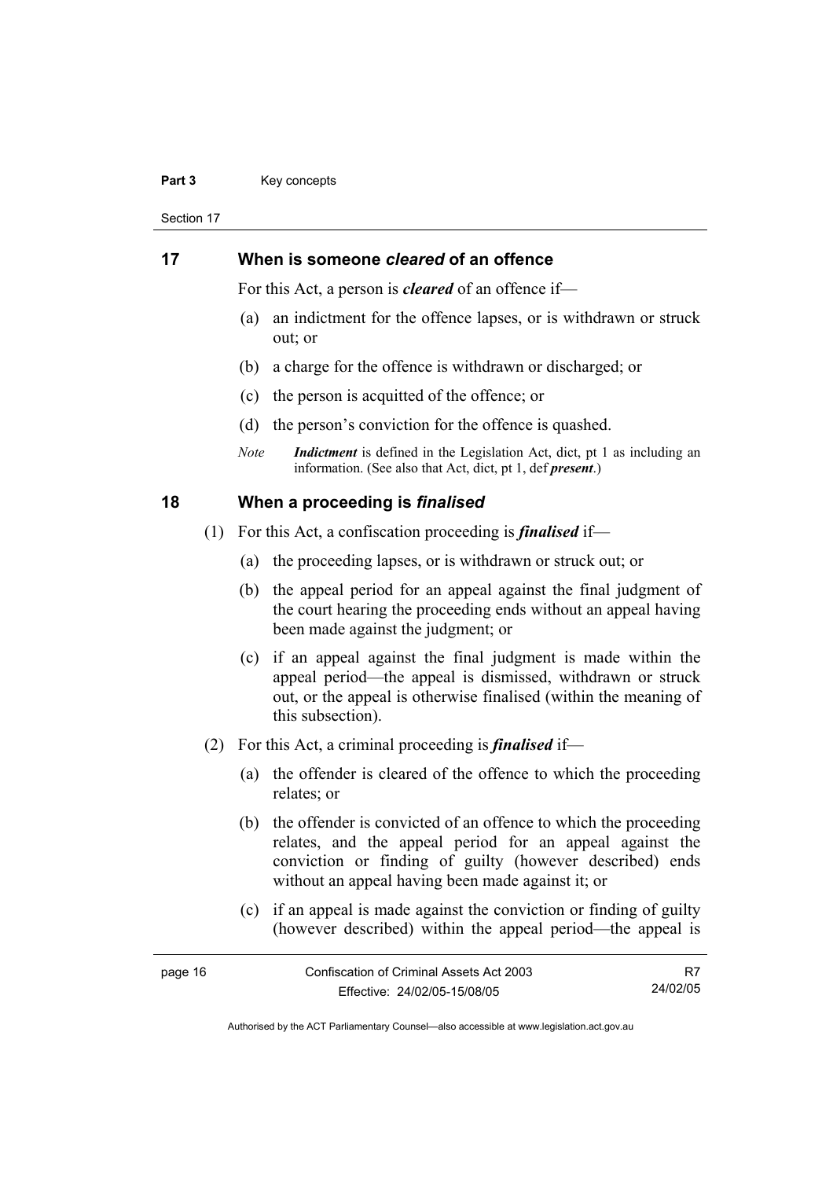## 17 When is someone *cleared* of an offence

For this Act, a person is ***cleared*** of an offence if—

(a) an indictment for the offence lapses, or is withdrawn or struck out; or

(b) a charge for the offence is withdrawn or discharged; or

(c) the person is acquitted of the offence; or

(d) the person's conviction for the offence is quashed.

*Note* ***Indictment*** is defined in the Legislation Act, dict, pt 1 as including an information. (See also that Act, dict, pt 1, def ***present***.)

## 18 When a proceeding is *finalised*

(1) For this Act, a confiscation proceeding is ***finalised*** if—

(a) the proceeding lapses, or is withdrawn or struck out; or

(b) the appeal period for an appeal against the final judgment of the court hearing the proceeding ends without an appeal having been made against the judgment; or

(c) if an appeal against the final judgment is made within the appeal period—the appeal is dismissed, withdrawn or struck out, or the appeal is otherwise finalised (within the meaning of this subsection).

(2) For this Act, a criminal proceeding is ***finalised*** if—

(a) the offender is cleared of the offence to which the proceeding relates; or

(b) the offender is convicted of an offence to which the proceeding relates, and the appeal period for an appeal against the conviction or finding of guilty (however described) ends without an appeal having been made against it; or

(c) if an appeal is made against the conviction or finding of guilty (however described) within the appeal period—the appeal is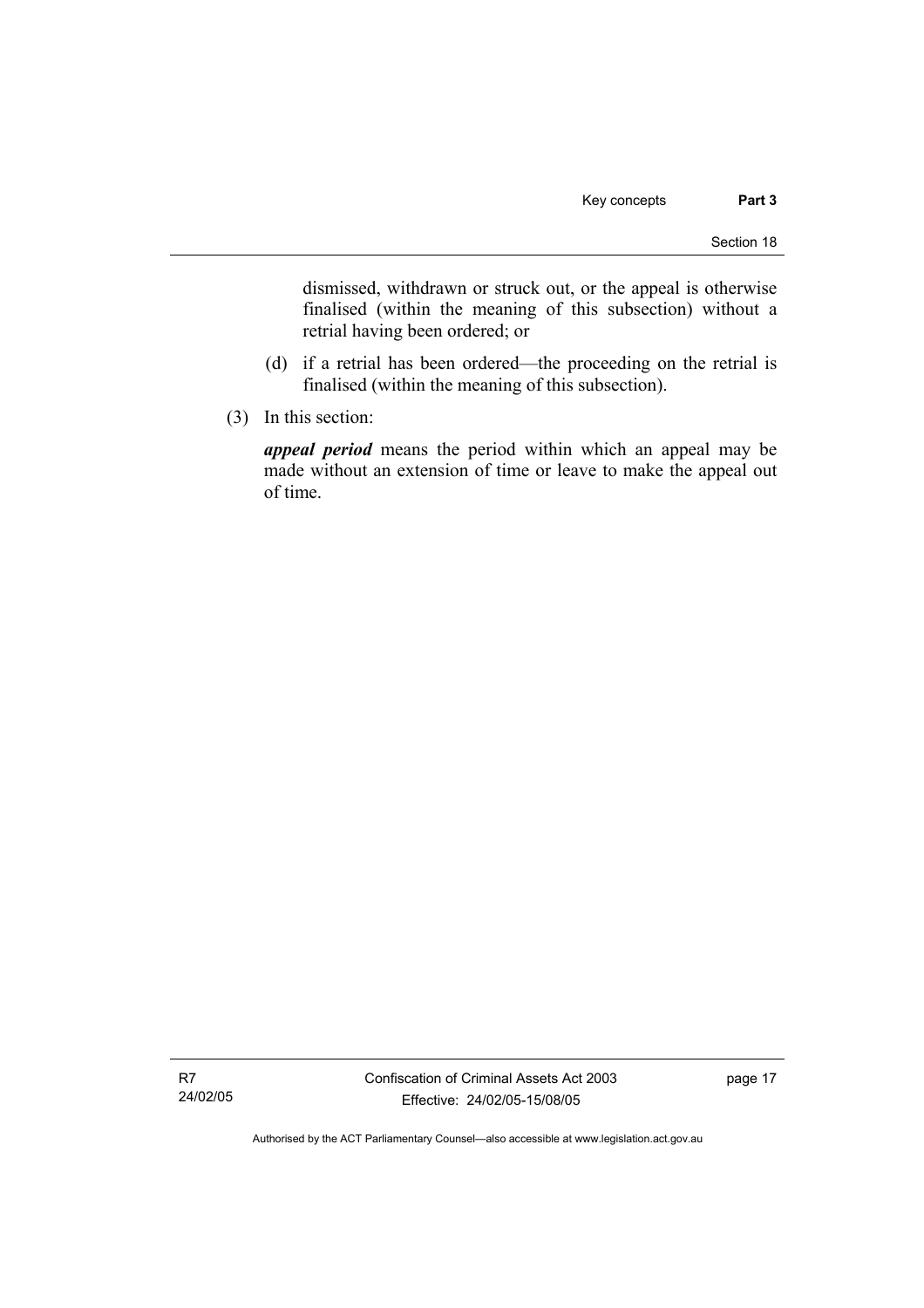dismissed, withdrawn or struck out, or the appeal is otherwise finalised (within the meaning of this subsection) without a retrial having been ordered; or

(d) if a retrial has been ordered—the proceeding on the retrial is finalised (within the meaning of this subsection).

(3) In this section:

***appeal period*** means the period within which an appeal may be made without an extension of time or leave to make the appeal out of time.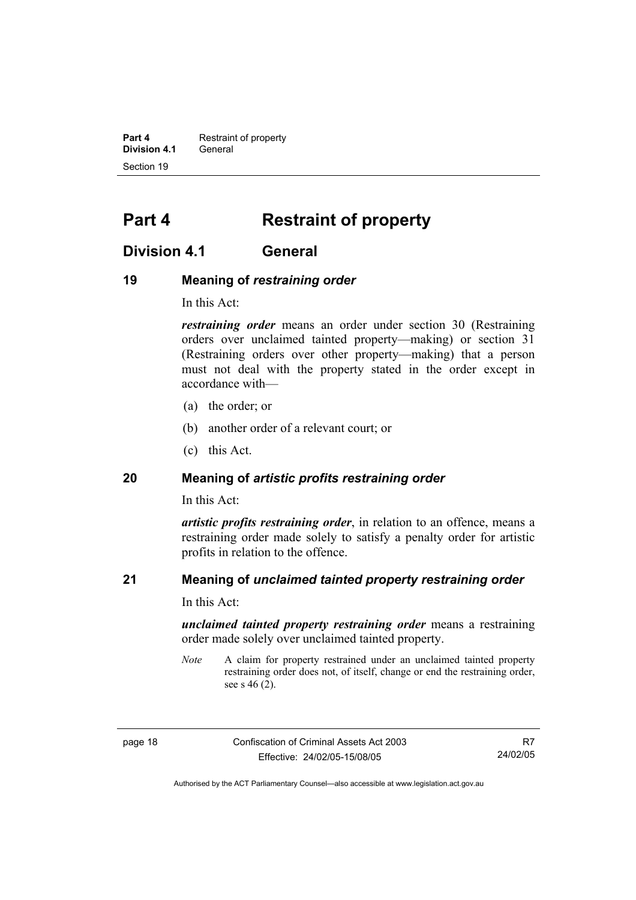# Part 4 Restraint of property

## Division 4.1 General

### 19 Meaning of *restraining order*

In this Act:

***restraining order*** means an order under section 30 (Restraining orders over unclaimed tainted property—making) or section 31 (Restraining orders over other property—making) that a person must not deal with the property stated in the order except in accordance with—

(a) the order; or

(b) another order of a relevant court; or

(c) this Act.

### 20 Meaning of *artistic profits restraining order*

In this Act:

***artistic profits restraining order***, in relation to an offence, means a restraining order made solely to satisfy a penalty order for artistic profits in relation to the offence.

### 21 Meaning of *unclaimed tainted property restraining order*

In this Act:

***unclaimed tainted property restraining order*** means a restraining order made solely over unclaimed tainted property.

*Note* A claim for property restrained under an unclaimed tainted property restraining order does not, of itself, change or end the restraining order, see s 46 (2).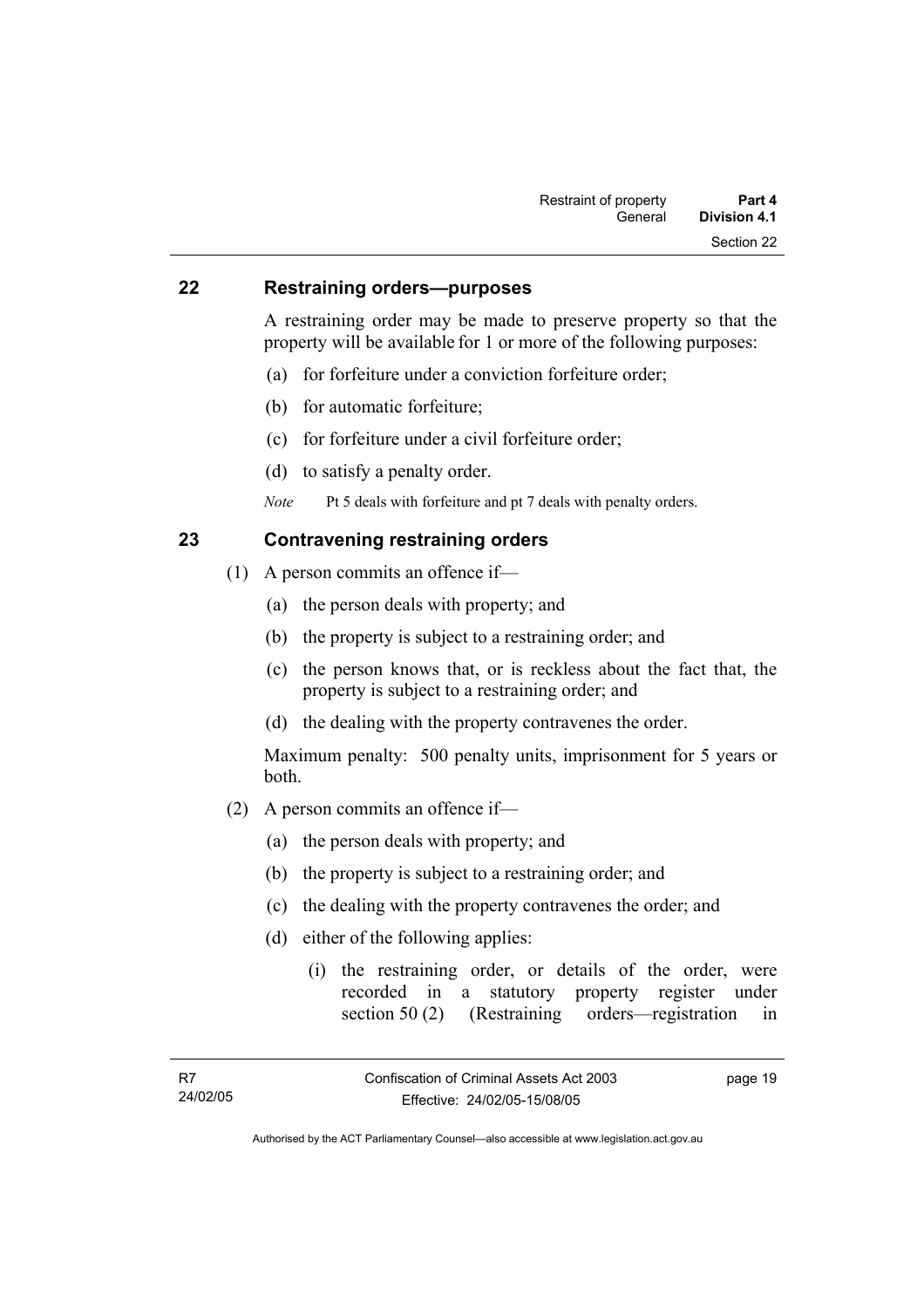## 22 Restraining orders—purposes

A restraining order may be made to preserve property so that the property will be available for 1 or more of the following purposes:

(a) for forfeiture under a conviction forfeiture order;

(b) for automatic forfeiture;

(c) for forfeiture under a civil forfeiture order;

(d) to satisfy a penalty order.

*Note* Pt 5 deals with forfeiture and pt 7 deals with penalty orders.

## 23 Contravening restraining orders

(1) A person commits an offence if—

(a) the person deals with property; and

(b) the property is subject to a restraining order; and

(c) the person knows that, or is reckless about the fact that, the property is subject to a restraining order; and

(d) the dealing with the property contravenes the order.

Maximum penalty: 500 penalty units, imprisonment for 5 years or both.

(2) A person commits an offence if—

(a) the person deals with property; and

(b) the property is subject to a restraining order; and

(c) the dealing with the property contravenes the order; and

(d) either of the following applies:

(i) the restraining order, or details of the order, were recorded in a statutory property register under section 50 (2) (Restraining orders—registration in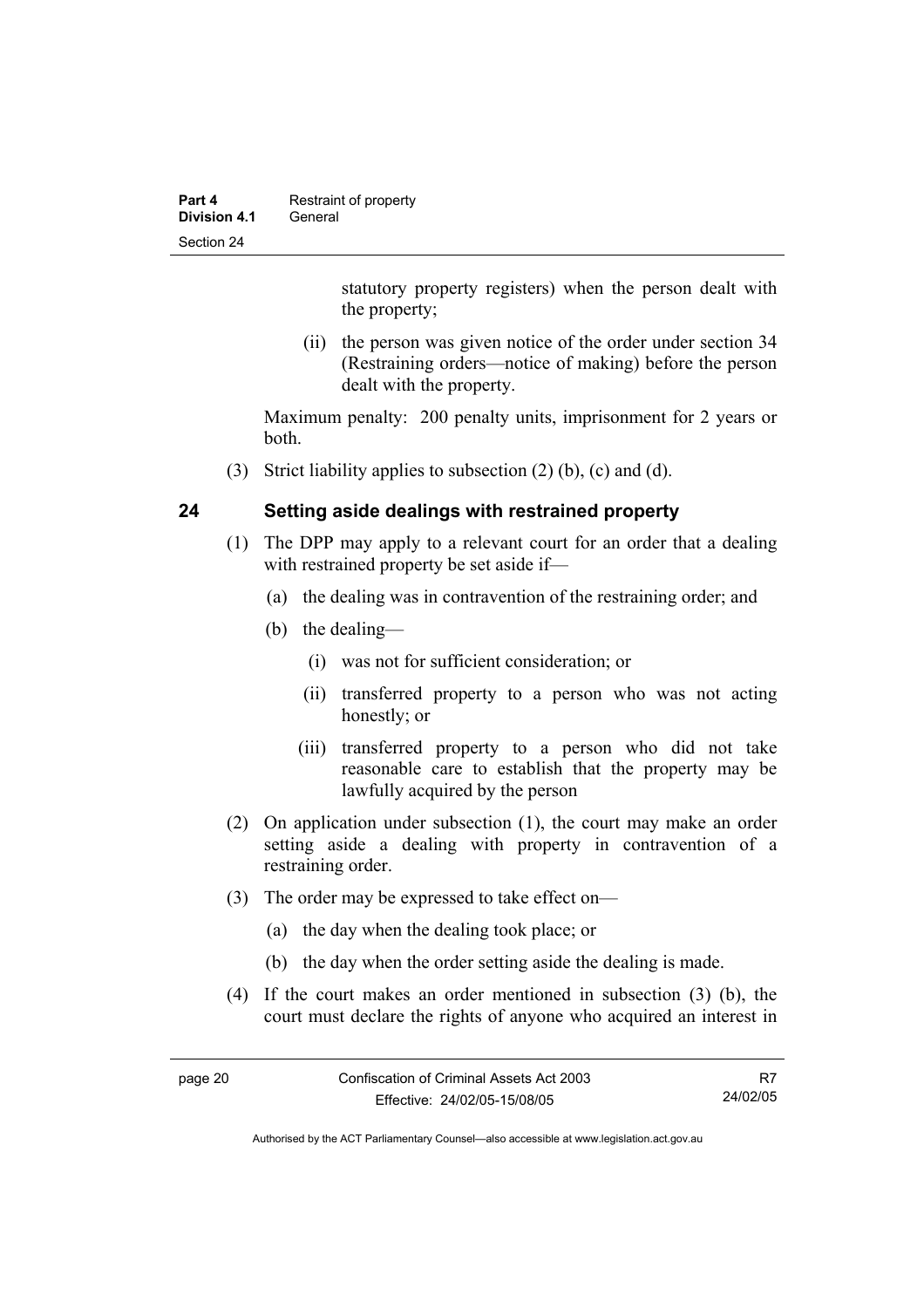statutory property registers) when the person dealt with the property;

(ii) the person was given notice of the order under section 34 (Restraining orders—notice of making) before the person dealt with the property.

Maximum penalty: 200 penalty units, imprisonment for 2 years or both.

(3) Strict liability applies to subsection (2) (b), (c) and (d).

## 24 Setting aside dealings with restrained property

(1) The DPP may apply to a relevant court for an order that a dealing with restrained property be set aside if—

(a) the dealing was in contravention of the restraining order; and

(b) the dealing—

(i) was not for sufficient consideration; or

(ii) transferred property to a person who was not acting honestly; or

(iii) transferred property to a person who did not take reasonable care to establish that the property may be lawfully acquired by the person

(2) On application under subsection (1), the court may make an order setting aside a dealing with property in contravention of a restraining order.

(3) The order may be expressed to take effect on—

(a) the day when the dealing took place; or

(b) the day when the order setting aside the dealing is made.

(4) If the court makes an order mentioned in subsection (3) (b), the court must declare the rights of anyone who acquired an interest in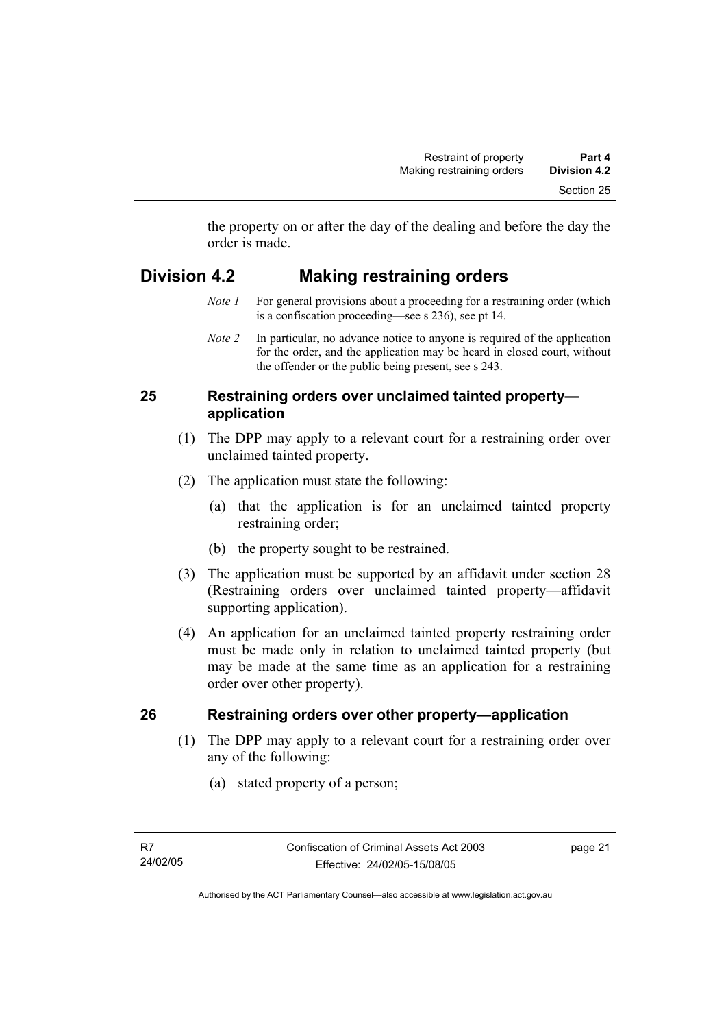the property on or after the day of the dealing and before the day the order is made.

## Division 4.2 Making restraining orders

*Note 1* For general provisions about a proceeding for a restraining order (which is a confiscation proceeding—see s 236), see pt 14.

*Note 2* In particular, no advance notice to anyone is required of the application for the order, and the application may be heard in closed court, without the offender or the public being present, see s 243.

### 25 Restraining orders over unclaimed tainted property—application

(1) The DPP may apply to a relevant court for a restraining order over unclaimed tainted property.

(2) The application must state the following:

(a) that the application is for an unclaimed tainted property restraining order;

(b) the property sought to be restrained.

(3) The application must be supported by an affidavit under section 28 (Restraining orders over unclaimed tainted property—affidavit supporting application).

(4) An application for an unclaimed tainted property restraining order must be made only in relation to unclaimed tainted property (but may be made at the same time as an application for a restraining order over other property).

### 26 Restraining orders over other property—application

(1) The DPP may apply to a relevant court for a restraining order over any of the following:

(a) stated property of a person;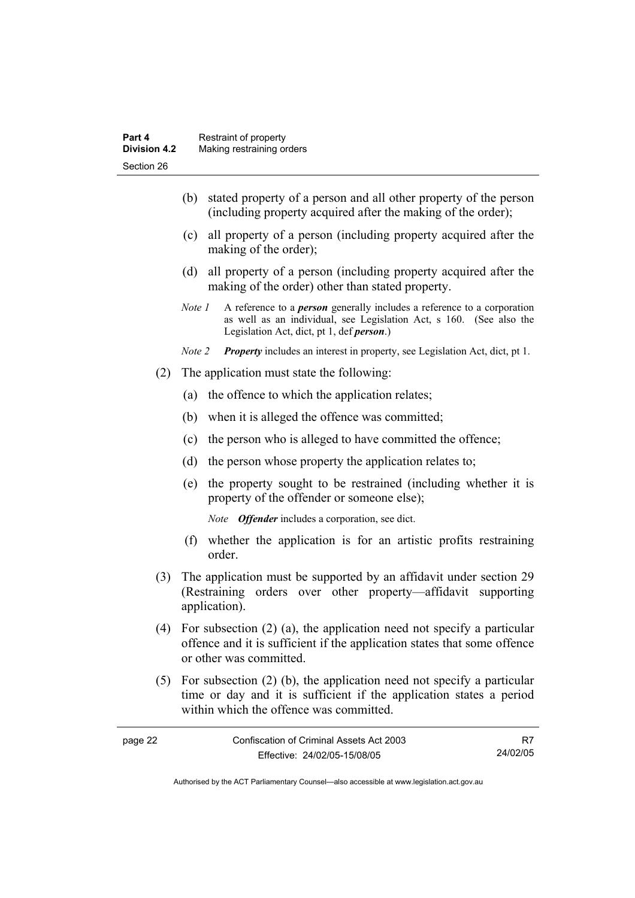(b) stated property of a person and all other property of the person (including property acquired after the making of the order);

(c) all property of a person (including property acquired after the making of the order);

(d) all property of a person (including property acquired after the making of the order) other than stated property.

*Note 1* A reference to a ***person*** generally includes a reference to a corporation as well as an individual, see Legislation Act, s 160. (See also the Legislation Act, dict, pt 1, def ***person***.)

*Note 2* ***Property*** includes an interest in property, see Legislation Act, dict, pt 1.

(2) The application must state the following:

(a) the offence to which the application relates;

(b) when it is alleged the offence was committed;

(c) the person who is alleged to have committed the offence;

(d) the person whose property the application relates to;

(e) the property sought to be restrained (including whether it is property of the offender or someone else);

*Note* ***Offender*** includes a corporation, see dict.

(f) whether the application is for an artistic profits restraining order.

(3) The application must be supported by an affidavit under section 29 (Restraining orders over other property—affidavit supporting application).

(4) For subsection (2) (a), the application need not specify a particular offence and it is sufficient if the application states that some offence or other was committed.

(5) For subsection (2) (b), the application need not specify a particular time or day and it is sufficient if the application states a period within which the offence was committed.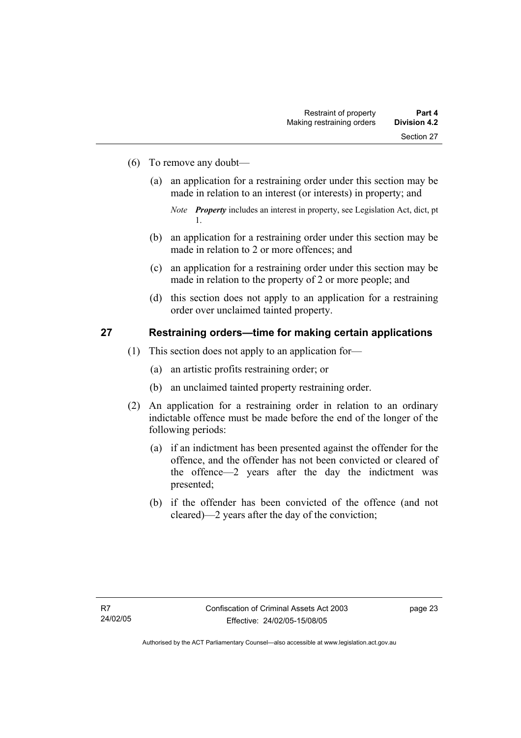(6) To remove any doubt—

   (a) an application for a restraining order under this section may be made in relation to an interest (or interests) in property; and

      *Note* ***Property*** includes an interest in property, see Legislation Act, dict, pt 1.

   (b) an application for a restraining order under this section may be made in relation to 2 or more offences; and

   (c) an application for a restraining order under this section may be made in relation to the property of 2 or more people; and

   (d) this section does not apply to an application for a restraining order over unclaimed tainted property.

## 27 Restraining orders—time for making certain applications

(1) This section does not apply to an application for—

   (a) an artistic profits restraining order; or

   (b) an unclaimed tainted property restraining order.

(2) An application for a restraining order in relation to an ordinary indictable offence must be made before the end of the longer of the following periods:

   (a) if an indictment has been presented against the offender for the offence, and the offender has not been convicted or cleared of the offence—2 years after the day the indictment was presented;

   (b) if the offender has been convicted of the offence (and not cleared)—2 years after the day of the conviction;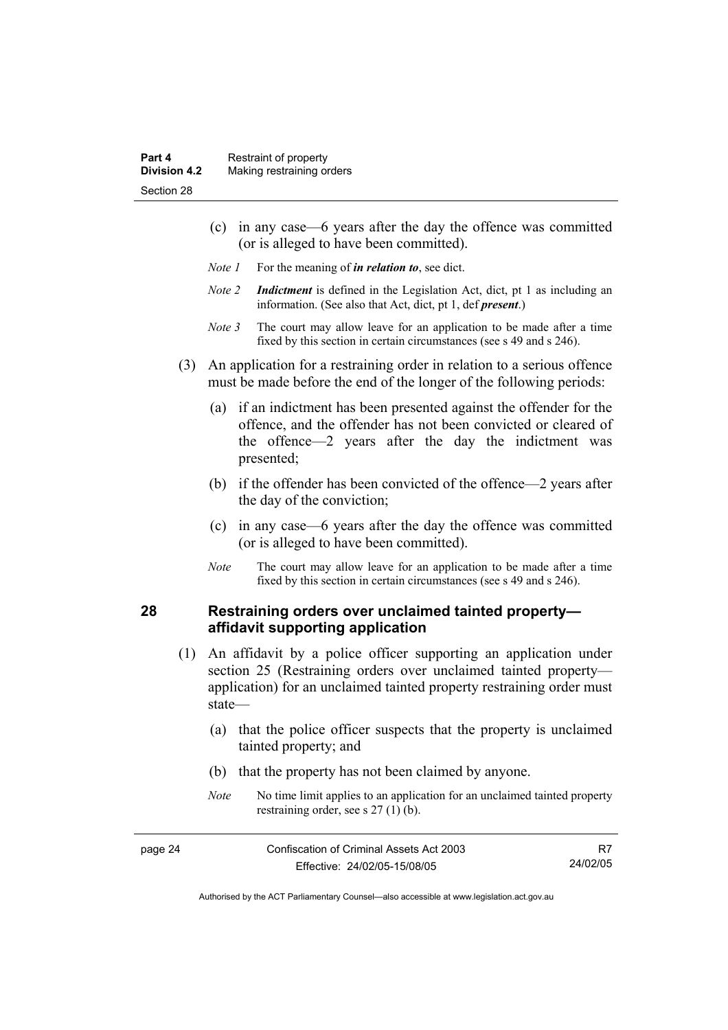(c) in any case—6 years after the day the offence was committed (or is alleged to have been committed).

*Note 1* For the meaning of ***in relation to***, see dict.

*Note 2* ***Indictment*** is defined in the Legislation Act, dict, pt 1 as including an information. (See also that Act, dict, pt 1, def ***present***.)

*Note 3* The court may allow leave for an application to be made after a time fixed by this section in certain circumstances (see s 49 and s 246).

(3) An application for a restraining order in relation to a serious offence must be made before the end of the longer of the following periods:

(a) if an indictment has been presented against the offender for the offence, and the offender has not been convicted or cleared of the offence—2 years after the day the indictment was presented;

(b) if the offender has been convicted of the offence—2 years after the day of the conviction;

(c) in any case—6 years after the day the offence was committed (or is alleged to have been committed).

*Note* The court may allow leave for an application to be made after a time fixed by this section in certain circumstances (see s 49 and s 246).

## 28 Restraining orders over unclaimed tainted property—affidavit supporting application

(1) An affidavit by a police officer supporting an application under section 25 (Restraining orders over unclaimed tainted property—application) for an unclaimed tainted property restraining order must state—

(a) that the police officer suspects that the property is unclaimed tainted property; and

(b) that the property has not been claimed by anyone.

*Note* No time limit applies to an application for an unclaimed tainted property restraining order, see s 27 (1) (b).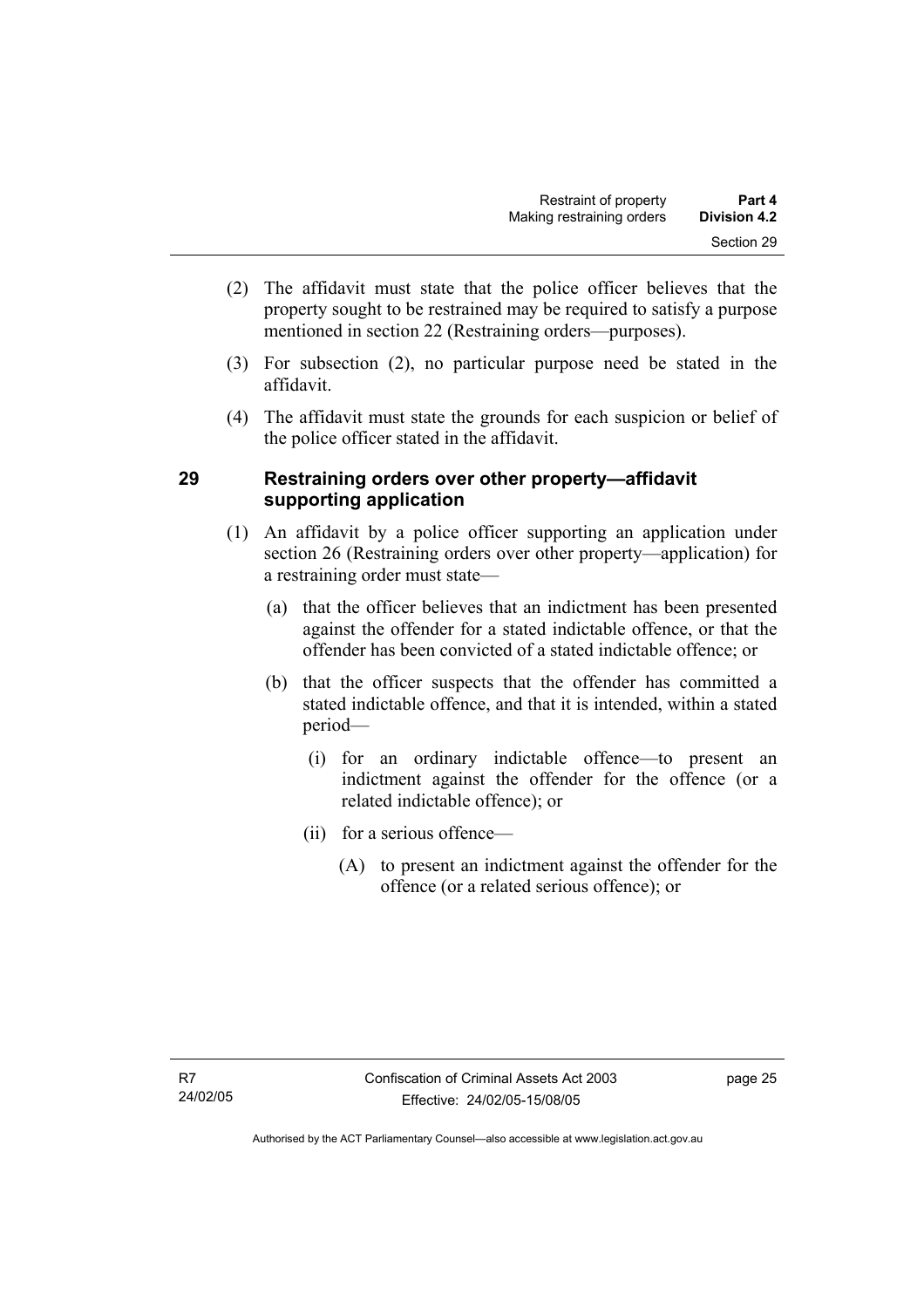(2) The affidavit must state that the police officer believes that the property sought to be restrained may be required to satisfy a purpose mentioned in section 22 (Restraining orders—purposes).

(3) For subsection (2), no particular purpose need be stated in the affidavit.

(4) The affidavit must state the grounds for each suspicion or belief of the police officer stated in the affidavit.

### 29 Restraining orders over other property—affidavit supporting application

(1) An affidavit by a police officer supporting an application under section 26 (Restraining orders over other property—application) for a restraining order must state—

(a) that the officer believes that an indictment has been presented against the offender for a stated indictable offence, or that the offender has been convicted of a stated indictable offence; or

(b) that the officer suspects that the offender has committed a stated indictable offence, and that it is intended, within a stated period—

(i) for an ordinary indictable offence—to present an indictment against the offender for the offence (or a related indictable offence); or

(ii) for a serious offence—

(A) to present an indictment against the offender for the offence (or a related serious offence); or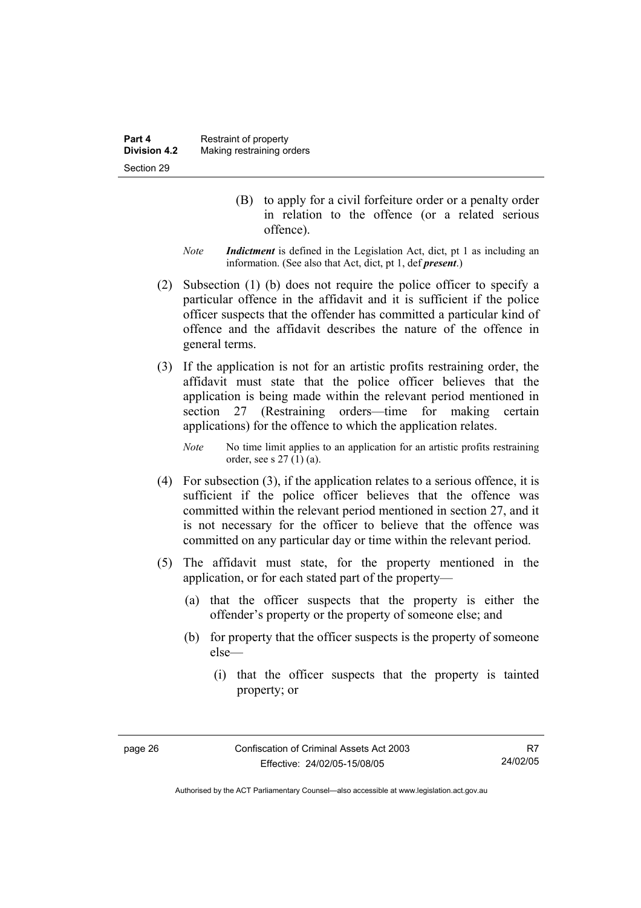(B) to apply for a civil forfeiture order or a penalty order in relation to the offence (or a related serious offence).

*Note* ***Indictment*** is defined in the Legislation Act, dict, pt 1 as including an information. (See also that Act, dict, pt 1, def ***present***.)

(2) Subsection (1) (b) does not require the police officer to specify a particular offence in the affidavit and it is sufficient if the police officer suspects that the offender has committed a particular kind of offence and the affidavit describes the nature of the offence in general terms.

(3) If the application is not for an artistic profits restraining order, the affidavit must state that the police officer believes that the application is being made within the relevant period mentioned in section 27 (Restraining orders—time for making certain applications) for the offence to which the application relates.

*Note* No time limit applies to an application for an artistic profits restraining order, see s 27 (1) (a).

(4) For subsection (3), if the application relates to a serious offence, it is sufficient if the police officer believes that the offence was committed within the relevant period mentioned in section 27, and it is not necessary for the officer to believe that the offence was committed on any particular day or time within the relevant period.

(5) The affidavit must state, for the property mentioned in the application, or for each stated part of the property—

(a) that the officer suspects that the property is either the offender's property or the property of someone else; and

(b) for property that the officer suspects is the property of someone else—

(i) that the officer suspects that the property is tainted property; or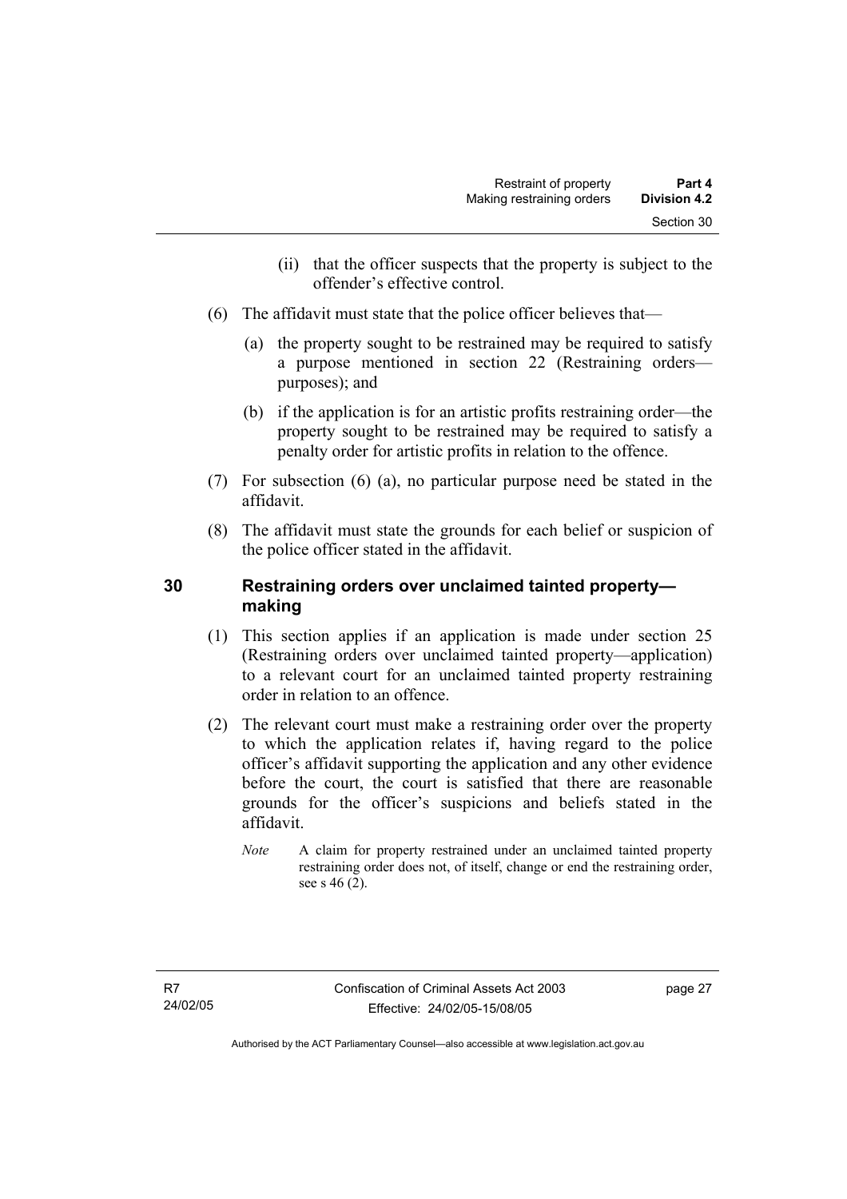(ii) that the officer suspects that the property is subject to the offender's effective control.

(6) The affidavit must state that the police officer believes that—

(a) the property sought to be restrained may be required to satisfy a purpose mentioned in section 22 (Restraining orders—purposes); and

(b) if the application is for an artistic profits restraining order—the property sought to be restrained may be required to satisfy a penalty order for artistic profits in relation to the offence.

(7) For subsection (6) (a), no particular purpose need be stated in the affidavit.

(8) The affidavit must state the grounds for each belief or suspicion of the police officer stated in the affidavit.

## 30 Restraining orders over unclaimed tainted property—making

(1) This section applies if an application is made under section 25 (Restraining orders over unclaimed tainted property—application) to a relevant court for an unclaimed tainted property restraining order in relation to an offence.

(2) The relevant court must make a restraining order over the property to which the application relates if, having regard to the police officer's affidavit supporting the application and any other evidence before the court, the court is satisfied that there are reasonable grounds for the officer's suspicions and beliefs stated in the affidavit.

*Note* A claim for property restrained under an unclaimed tainted property restraining order does not, of itself, change or end the restraining order, see s 46 (2).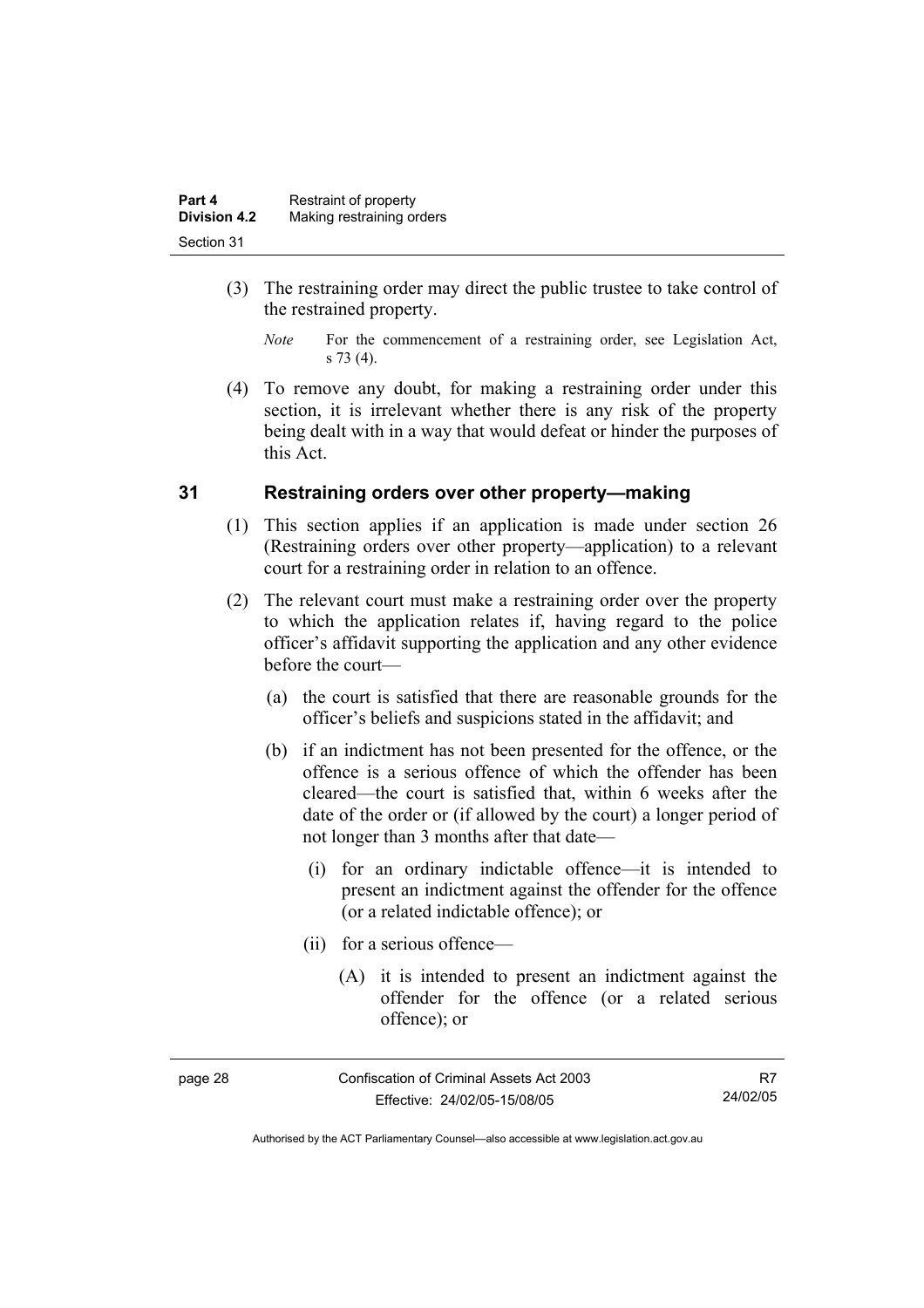(3) The restraining order may direct the public trustee to take control of the restrained property.

*Note* For the commencement of a restraining order, see Legislation Act, s 73 (4).

(4) To remove any doubt, for making a restraining order under this section, it is irrelevant whether there is any risk of the property being dealt with in a way that would defeat or hinder the purposes of this Act.

## 31 Restraining orders over other property—making

(1) This section applies if an application is made under section 26 (Restraining orders over other property—application) to a relevant court for a restraining order in relation to an offence.

(2) The relevant court must make a restraining order over the property to which the application relates if, having regard to the police officer's affidavit supporting the application and any other evidence before the court—

(a) the court is satisfied that there are reasonable grounds for the officer's beliefs and suspicions stated in the affidavit; and

(b) if an indictment has not been presented for the offence, or the offence is a serious offence of which the offender has been cleared—the court is satisfied that, within 6 weeks after the date of the order or (if allowed by the court) a longer period of not longer than 3 months after that date—

(i) for an ordinary indictable offence—it is intended to present an indictment against the offender for the offence (or a related indictable offence); or

(ii) for a serious offence—

(A) it is intended to present an indictment against the offender for the offence (or a related serious offence); or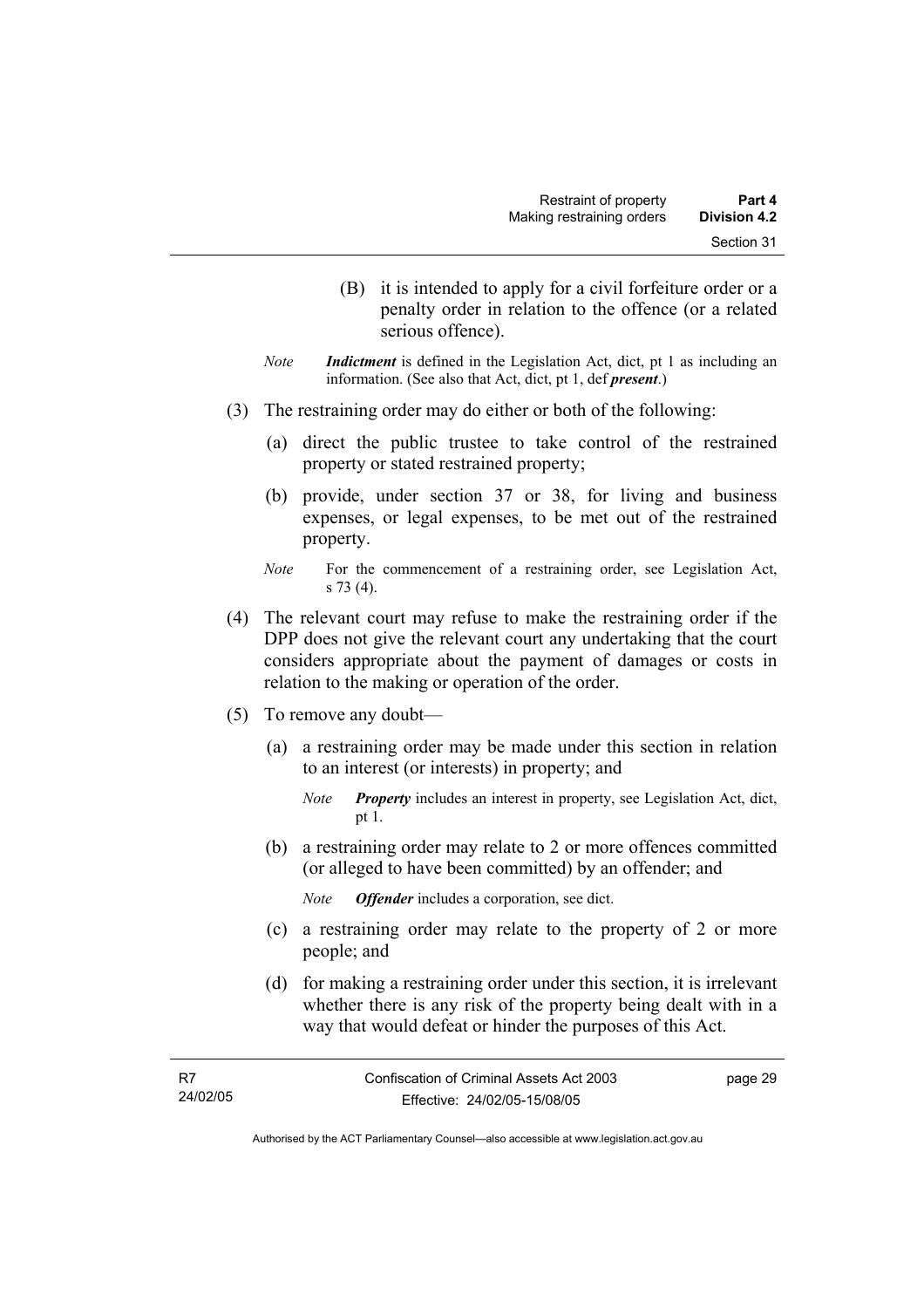(B) it is intended to apply for a civil forfeiture order or a penalty order in relation to the offence (or a related serious offence).

*Note* ***Indictment*** is defined in the Legislation Act, dict, pt 1 as including an information. (See also that Act, dict, pt 1, def ***present***.)

(3) The restraining order may do either or both of the following:

(a) direct the public trustee to take control of the restrained property or stated restrained property;

(b) provide, under section 37 or 38, for living and business expenses, or legal expenses, to be met out of the restrained property.

*Note* For the commencement of a restraining order, see Legislation Act, s 73 (4).

(4) The relevant court may refuse to make the restraining order if the DPP does not give the relevant court any undertaking that the court considers appropriate about the payment of damages or costs in relation to the making or operation of the order.

(5) To remove any doubt—

(a) a restraining order may be made under this section in relation to an interest (or interests) in property; and

*Note* ***Property*** includes an interest in property, see Legislation Act, dict, pt 1.

(b) a restraining order may relate to 2 or more offences committed (or alleged to have been committed) by an offender; and

*Note* ***Offender*** includes a corporation, see dict.

(c) a restraining order may relate to the property of 2 or more people; and

(d) for making a restraining order under this section, it is irrelevant whether there is any risk of the property being dealt with in a way that would defeat or hinder the purposes of this Act.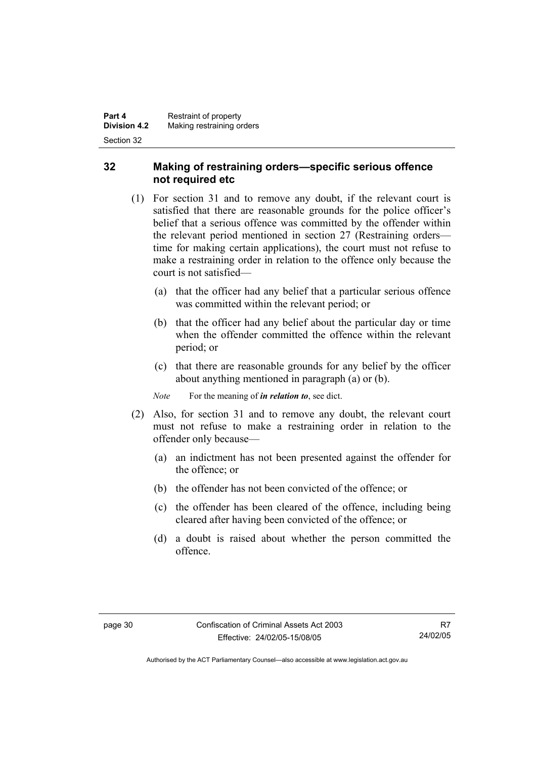## 32 Making of restraining orders—specific serious offence not required etc

(1) For section 31 and to remove any doubt, if the relevant court is satisfied that there are reasonable grounds for the police officer's belief that a serious offence was committed by the offender within the relevant period mentioned in section 27 (Restraining orders—time for making certain applications), the court must not refuse to make a restraining order in relation to the offence only because the court is not satisfied—

(a) that the officer had any belief that a particular serious offence was committed within the relevant period; or

(b) that the officer had any belief about the particular day or time when the offender committed the offence within the relevant period; or

(c) that there are reasonable grounds for any belief by the officer about anything mentioned in paragraph (a) or (b).

*Note* For the meaning of ***in relation to***, see dict.

(2) Also, for section 31 and to remove any doubt, the relevant court must not refuse to make a restraining order in relation to the offender only because—

(a) an indictment has not been presented against the offender for the offence; or

(b) the offender has not been convicted of the offence; or

(c) the offender has been cleared of the offence, including being cleared after having been convicted of the offence; or

(d) a doubt is raised about whether the person committed the offence.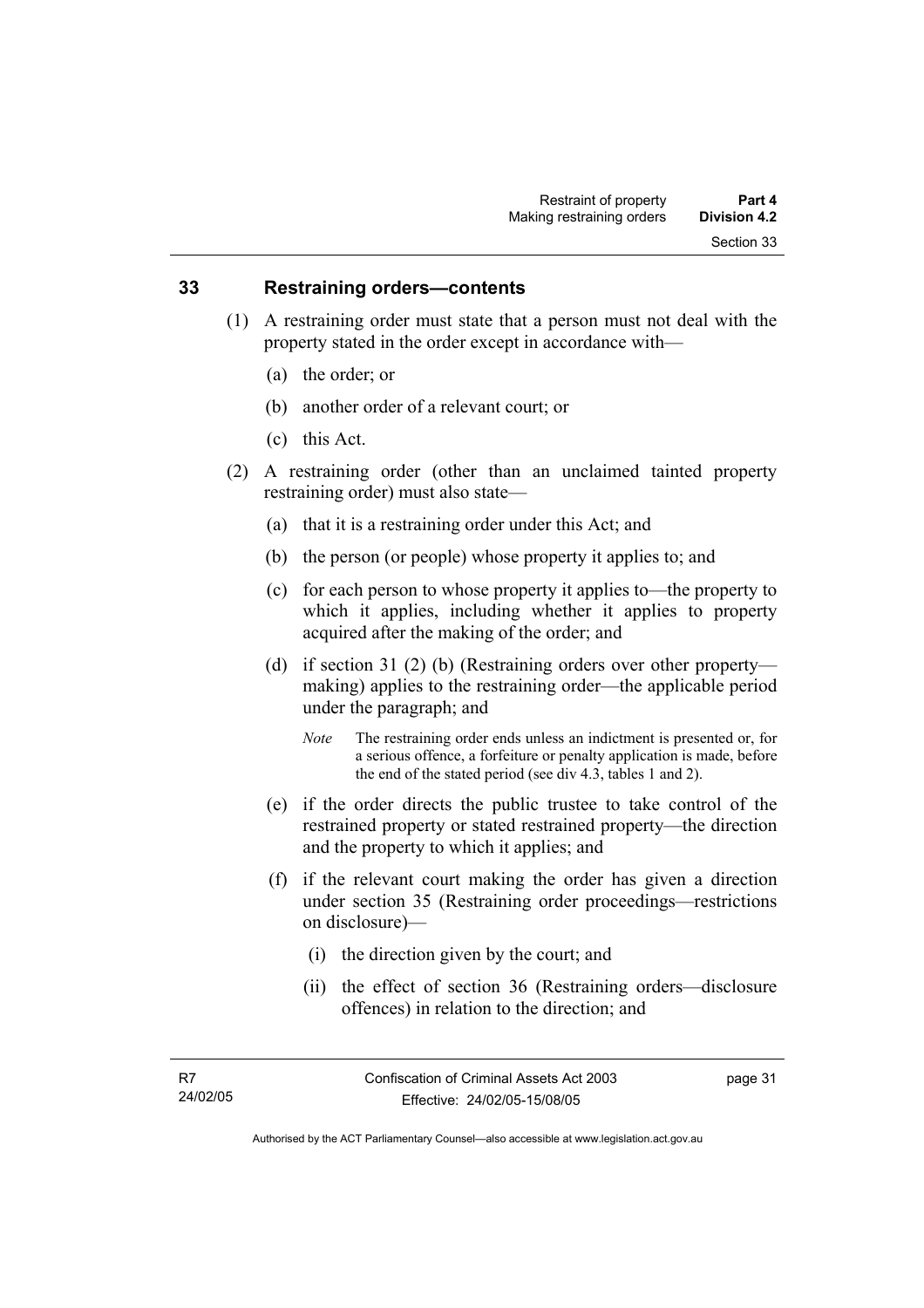## 33 Restraining orders—contents

(1) A restraining order must state that a person must not deal with the property stated in the order except in accordance with—

(a) the order; or

(b) another order of a relevant court; or

(c) this Act.

(2) A restraining order (other than an unclaimed tainted property restraining order) must also state—

(a) that it is a restraining order under this Act; and

(b) the person (or people) whose property it applies to; and

(c) for each person to whose property it applies to—the property to which it applies, including whether it applies to property acquired after the making of the order; and

(d) if section 31 (2) (b) (Restraining orders over other property—making) applies to the restraining order—the applicable period under the paragraph; and

*Note* The restraining order ends unless an indictment is presented or, for a serious offence, a forfeiture or penalty application is made, before the end of the stated period (see div 4.3, tables 1 and 2).

(e) if the order directs the public trustee to take control of the restrained property or stated restrained property—the direction and the property to which it applies; and

(f) if the relevant court making the order has given a direction under section 35 (Restraining order proceedings—restrictions on disclosure)—

(i) the direction given by the court; and

(ii) the effect of section 36 (Restraining orders—disclosure offences) in relation to the direction; and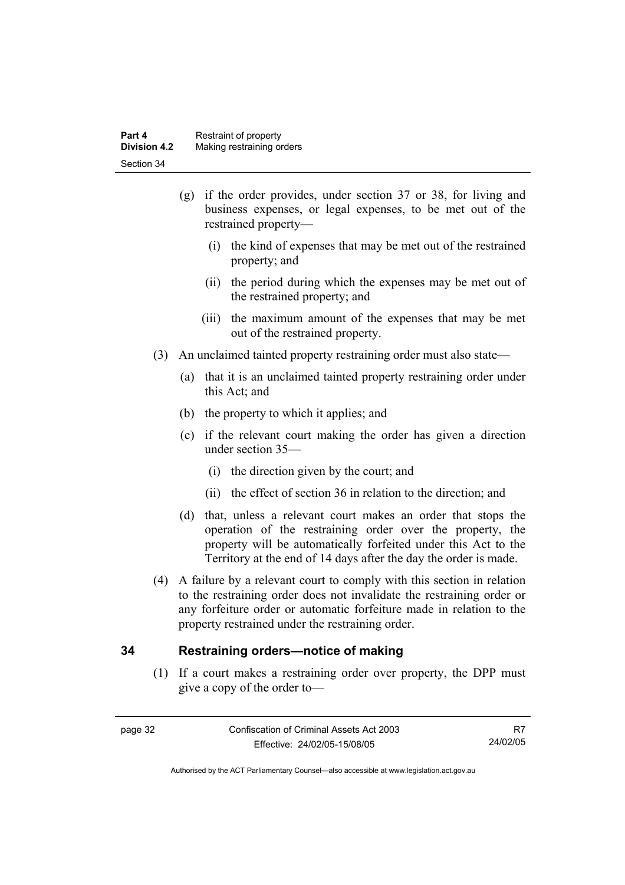(g) if the order provides, under section 37 or 38, for living and business expenses, or legal expenses, to be met out of the restrained property—

(i) the kind of expenses that may be met out of the restrained property; and

(ii) the period during which the expenses may be met out of the restrained property; and

(iii) the maximum amount of the expenses that may be met out of the restrained property.

(3) An unclaimed tainted property restraining order must also state—

(a) that it is an unclaimed tainted property restraining order under this Act; and

(b) the property to which it applies; and

(c) if the relevant court making the order has given a direction under section 35—

(i) the direction given by the court; and

(ii) the effect of section 36 in relation to the direction; and

(d) that, unless a relevant court makes an order that stops the operation of the restraining order over the property, the property will be automatically forfeited under this Act to the Territory at the end of 14 days after the day the order is made.

(4) A failure by a relevant court to comply with this section in relation to the restraining order does not invalidate the restraining order or any forfeiture order or automatic forfeiture made in relation to the property restrained under the restraining order.

## 34 Restraining orders—notice of making

(1) If a court makes a restraining order over property, the DPP must give a copy of the order to—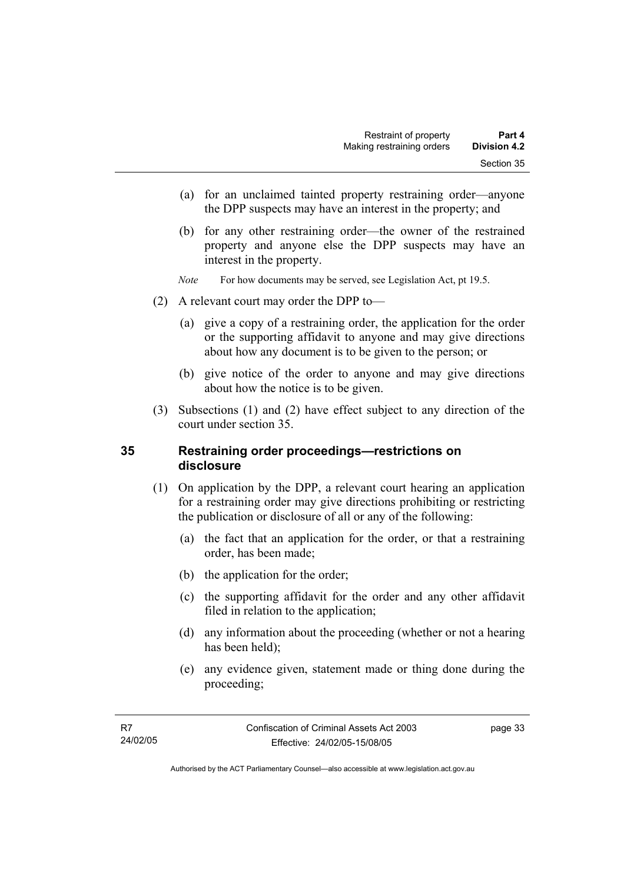(a) for an unclaimed tainted property restraining order—anyone the DPP suspects may have an interest in the property; and

(b) for any other restraining order—the owner of the restrained property and anyone else the DPP suspects may have an interest in the property.

*Note* For how documents may be served, see Legislation Act, pt 19.5.

(2) A relevant court may order the DPP to—

(a) give a copy of a restraining order, the application for the order or the supporting affidavit to anyone and may give directions about how any document is to be given to the person; or

(b) give notice of the order to anyone and may give directions about how the notice is to be given.

(3) Subsections (1) and (2) have effect subject to any direction of the court under section 35.

## 35 Restraining order proceedings—restrictions on disclosure

(1) On application by the DPP, a relevant court hearing an application for a restraining order may give directions prohibiting or restricting the publication or disclosure of all or any of the following:

(a) the fact that an application for the order, or that a restraining order, has been made;

(b) the application for the order;

(c) the supporting affidavit for the order and any other affidavit filed in relation to the application;

(d) any information about the proceeding (whether or not a hearing has been held);

(e) any evidence given, statement made or thing done during the proceeding;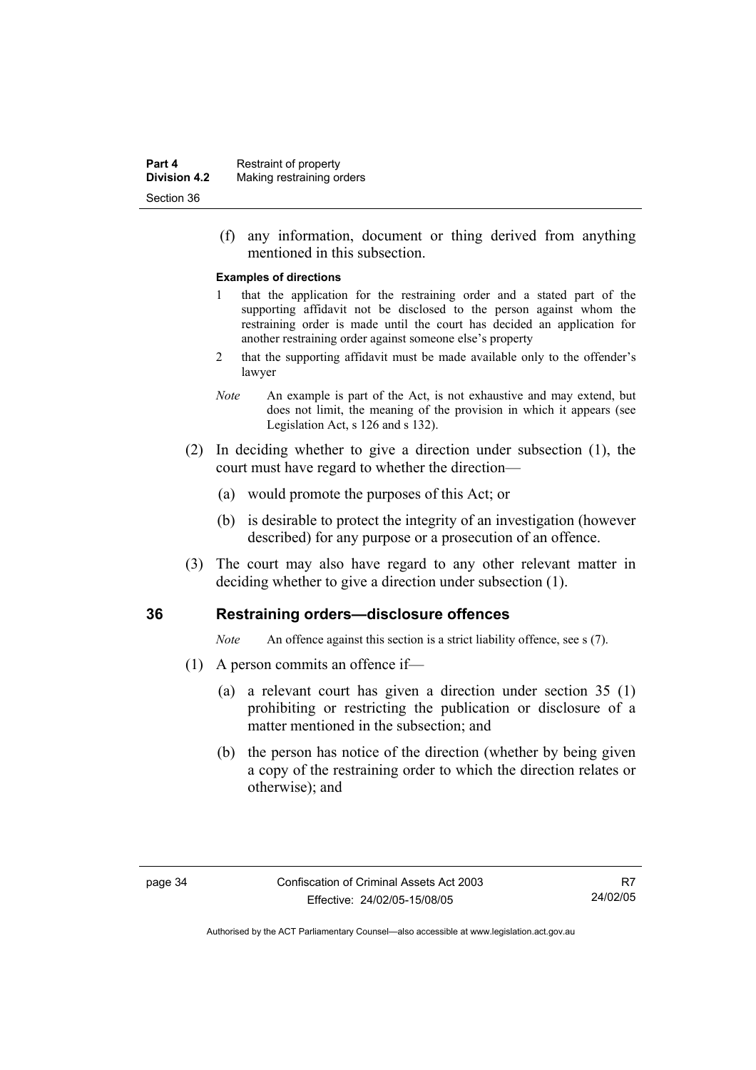(f) any information, document or thing derived from anything mentioned in this subsection.

**Examples of directions**

1 that the application for the restraining order and a stated part of the supporting affidavit not be disclosed to the person against whom the restraining order is made until the court has decided an application for another restraining order against someone else's property

2 that the supporting affidavit must be made available only to the offender's lawyer

*Note* An example is part of the Act, is not exhaustive and may extend, but does not limit, the meaning of the provision in which it appears (see Legislation Act, s 126 and s 132).

(2) In deciding whether to give a direction under subsection (1), the court must have regard to whether the direction—

(a) would promote the purposes of this Act; or

(b) is desirable to protect the integrity of an investigation (however described) for any purpose or a prosecution of an offence.

(3) The court may also have regard to any other relevant matter in deciding whether to give a direction under subsection (1).

## 36 Restraining orders—disclosure offences

*Note* An offence against this section is a strict liability offence, see s (7).

(1) A person commits an offence if—

(a) a relevant court has given a direction under section 35 (1) prohibiting or restricting the publication or disclosure of a matter mentioned in the subsection; and

(b) the person has notice of the direction (whether by being given a copy of the restraining order to which the direction relates or otherwise); and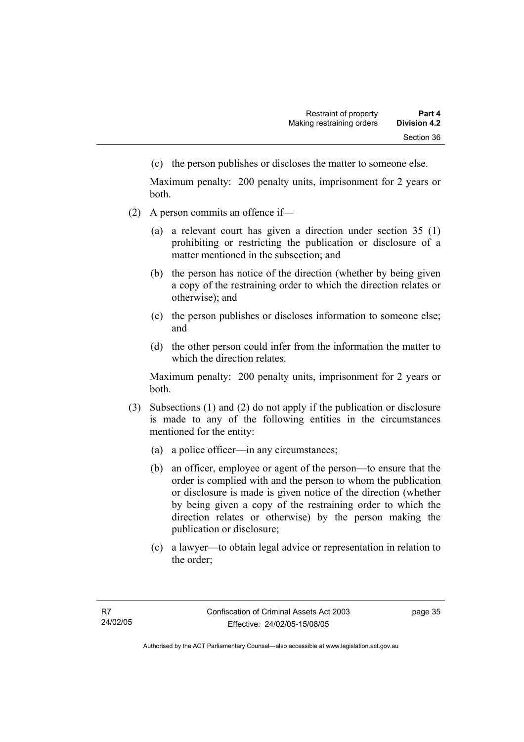(c) the person publishes or discloses the matter to someone else.

Maximum penalty: 200 penalty units, imprisonment for 2 years or both.

(2) A person commits an offence if—

(a) a relevant court has given a direction under section 35 (1) prohibiting or restricting the publication or disclosure of a matter mentioned in the subsection; and

(b) the person has notice of the direction (whether by being given a copy of the restraining order to which the direction relates or otherwise); and

(c) the person publishes or discloses information to someone else; and

(d) the other person could infer from the information the matter to which the direction relates.

Maximum penalty: 200 penalty units, imprisonment for 2 years or both.

(3) Subsections (1) and (2) do not apply if the publication or disclosure is made to any of the following entities in the circumstances mentioned for the entity:

(a) a police officer—in any circumstances;

(b) an officer, employee or agent of the person—to ensure that the order is complied with and the person to whom the publication or disclosure is made is given notice of the direction (whether by being given a copy of the restraining order to which the direction relates or otherwise) by the person making the publication or disclosure;

(c) a lawyer—to obtain legal advice or representation in relation to the order;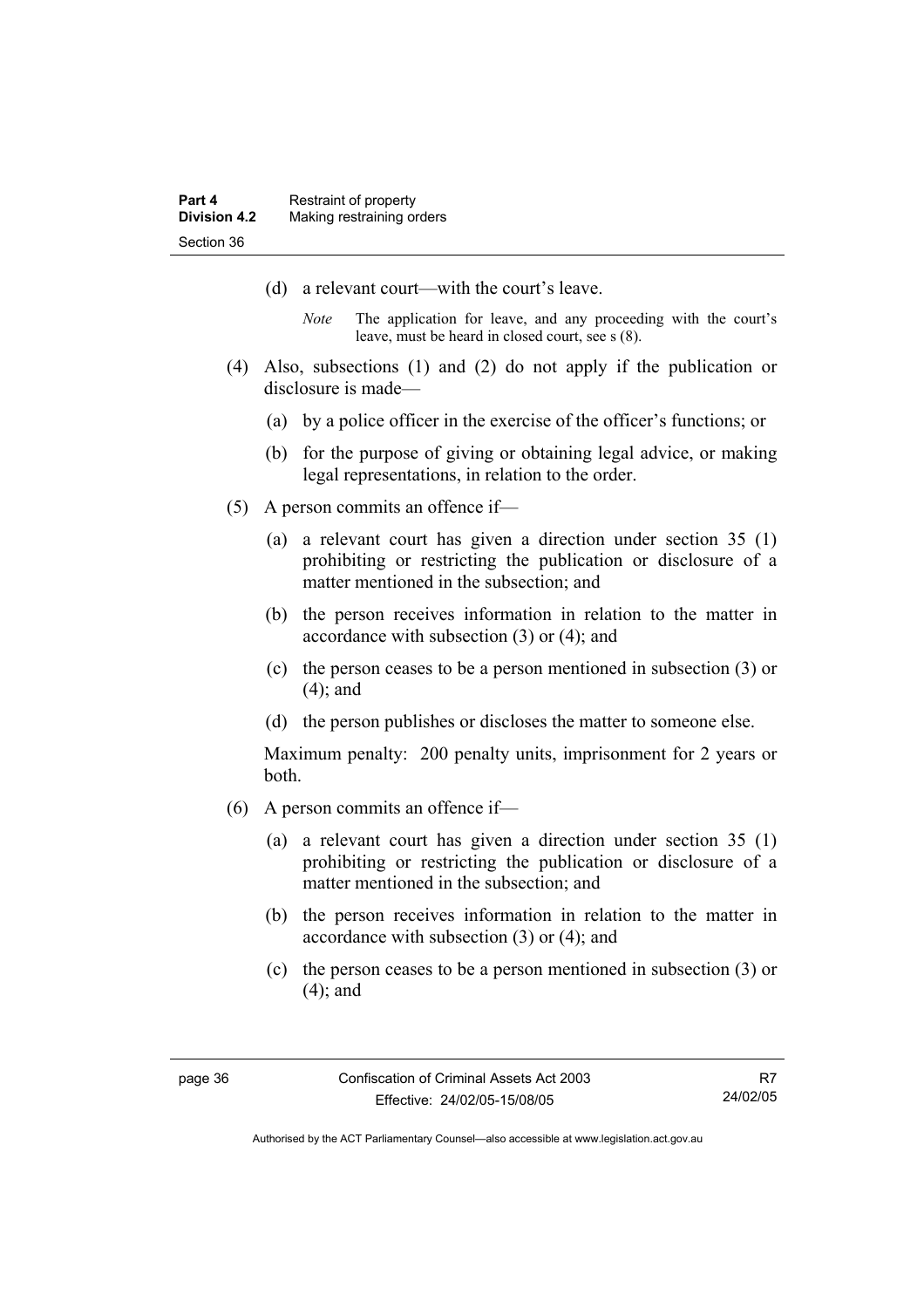(d) a relevant court—with the court's leave.

*Note* The application for leave, and any proceeding with the court's leave, must be heard in closed court, see s (8).

(4) Also, subsections (1) and (2) do not apply if the publication or disclosure is made—

(a) by a police officer in the exercise of the officer's functions; or

(b) for the purpose of giving or obtaining legal advice, or making legal representations, in relation to the order.

(5) A person commits an offence if—

(a) a relevant court has given a direction under section 35 (1) prohibiting or restricting the publication or disclosure of a matter mentioned in the subsection; and

(b) the person receives information in relation to the matter in accordance with subsection (3) or (4); and

(c) the person ceases to be a person mentioned in subsection (3) or (4); and

(d) the person publishes or discloses the matter to someone else.

Maximum penalty: 200 penalty units, imprisonment for 2 years or both.

(6) A person commits an offence if—

(a) a relevant court has given a direction under section 35 (1) prohibiting or restricting the publication or disclosure of a matter mentioned in the subsection; and

(b) the person receives information in relation to the matter in accordance with subsection (3) or (4); and

(c) the person ceases to be a person mentioned in subsection (3) or (4); and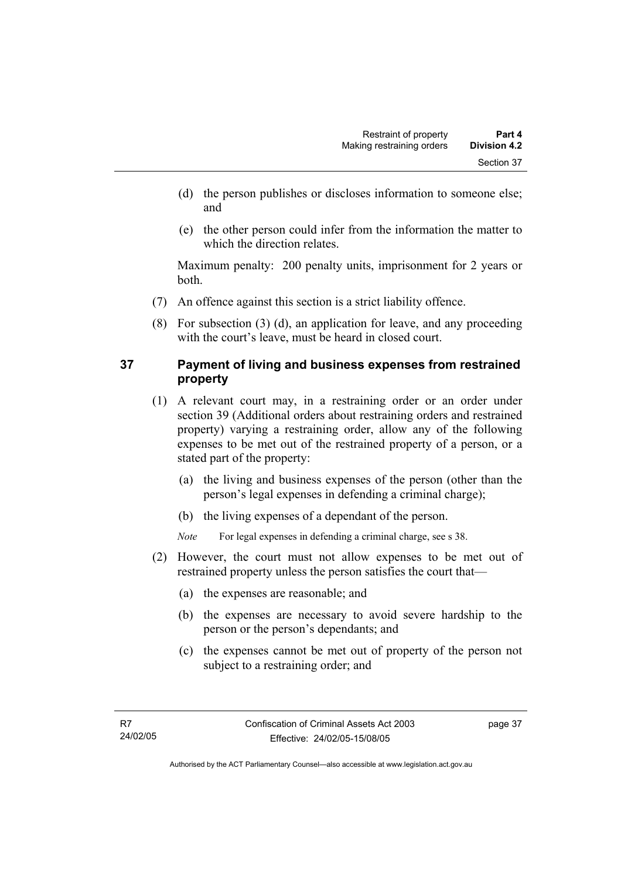(d) the person publishes or discloses information to someone else; and

(e) the other person could infer from the information the matter to which the direction relates.

Maximum penalty: 200 penalty units, imprisonment for 2 years or both.

(7) An offence against this section is a strict liability offence.

(8) For subsection (3) (d), an application for leave, and any proceeding with the court's leave, must be heard in closed court.

## 37 Payment of living and business expenses from restrained property

(1) A relevant court may, in a restraining order or an order under section 39 (Additional orders about restraining orders and restrained property) varying a restraining order, allow any of the following expenses to be met out of the restrained property of a person, or a stated part of the property:

(a) the living and business expenses of the person (other than the person's legal expenses in defending a criminal charge);

(b) the living expenses of a dependant of the person.

*Note* For legal expenses in defending a criminal charge, see s 38.

(2) However, the court must not allow expenses to be met out of restrained property unless the person satisfies the court that—

(a) the expenses are reasonable; and

(b) the expenses are necessary to avoid severe hardship to the person or the person's dependants; and

(c) the expenses cannot be met out of property of the person not subject to a restraining order; and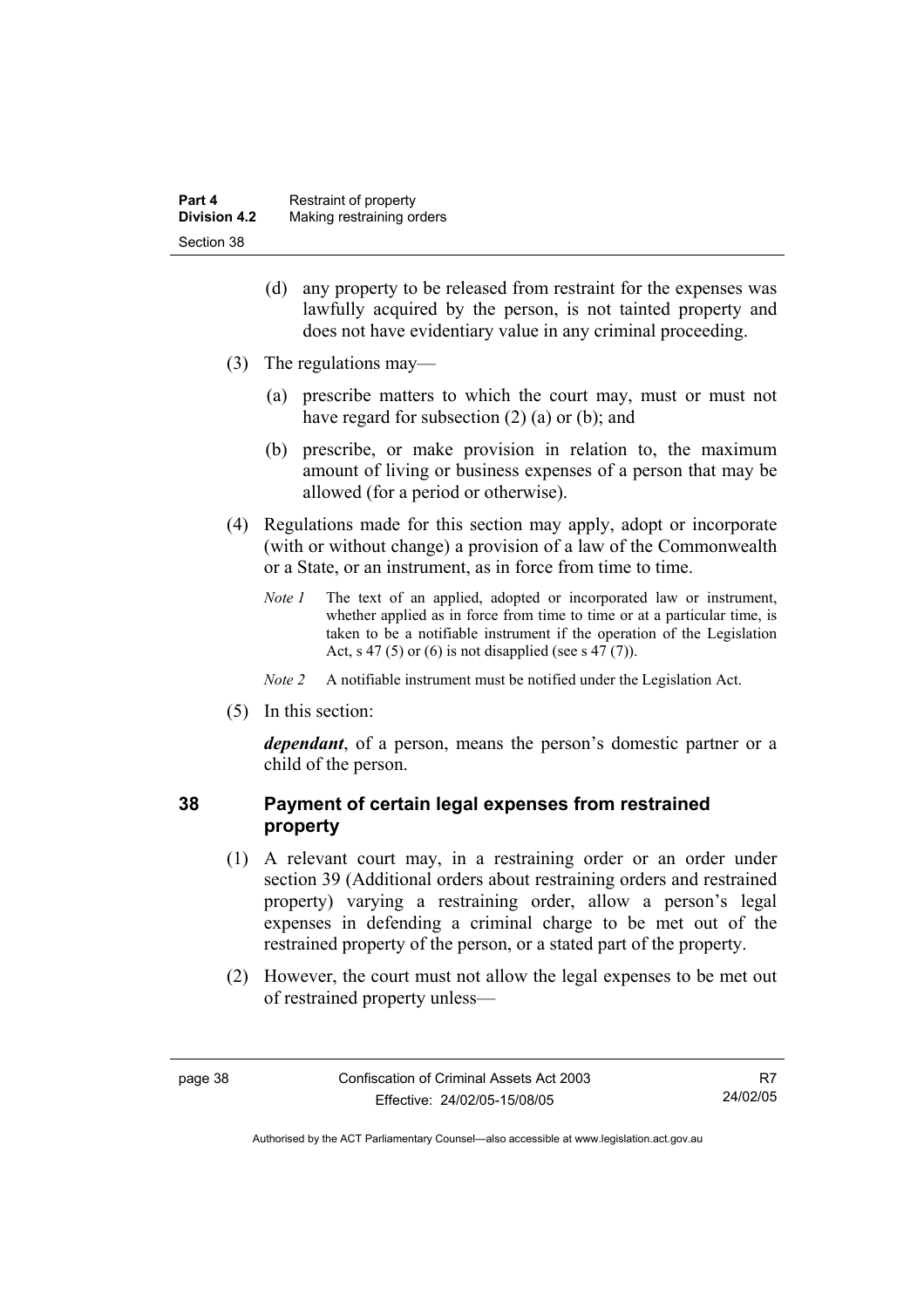(d) any property to be released from restraint for the expenses was lawfully acquired by the person, is not tainted property and does not have evidentiary value in any criminal proceeding.

(3) The regulations may—

(a) prescribe matters to which the court may, must or must not have regard for subsection (2) (a) or (b); and

(b) prescribe, or make provision in relation to, the maximum amount of living or business expenses of a person that may be allowed (for a period or otherwise).

(4) Regulations made for this section may apply, adopt or incorporate (with or without change) a provision of a law of the Commonwealth or a State, or an instrument, as in force from time to time.

*Note 1* The text of an applied, adopted or incorporated law or instrument, whether applied as in force from time to time or at a particular time, is taken to be a notifiable instrument if the operation of the Legislation Act, s 47 (5) or (6) is not disapplied (see s 47 (7)).

*Note 2* A notifiable instrument must be notified under the Legislation Act.

(5) In this section:

***dependant***, of a person, means the person's domestic partner or a child of the person.

## 38 Payment of certain legal expenses from restrained property

(1) A relevant court may, in a restraining order or an order under section 39 (Additional orders about restraining orders and restrained property) varying a restraining order, allow a person's legal expenses in defending a criminal charge to be met out of the restrained property of the person, or a stated part of the property.

(2) However, the court must not allow the legal expenses to be met out of restrained property unless—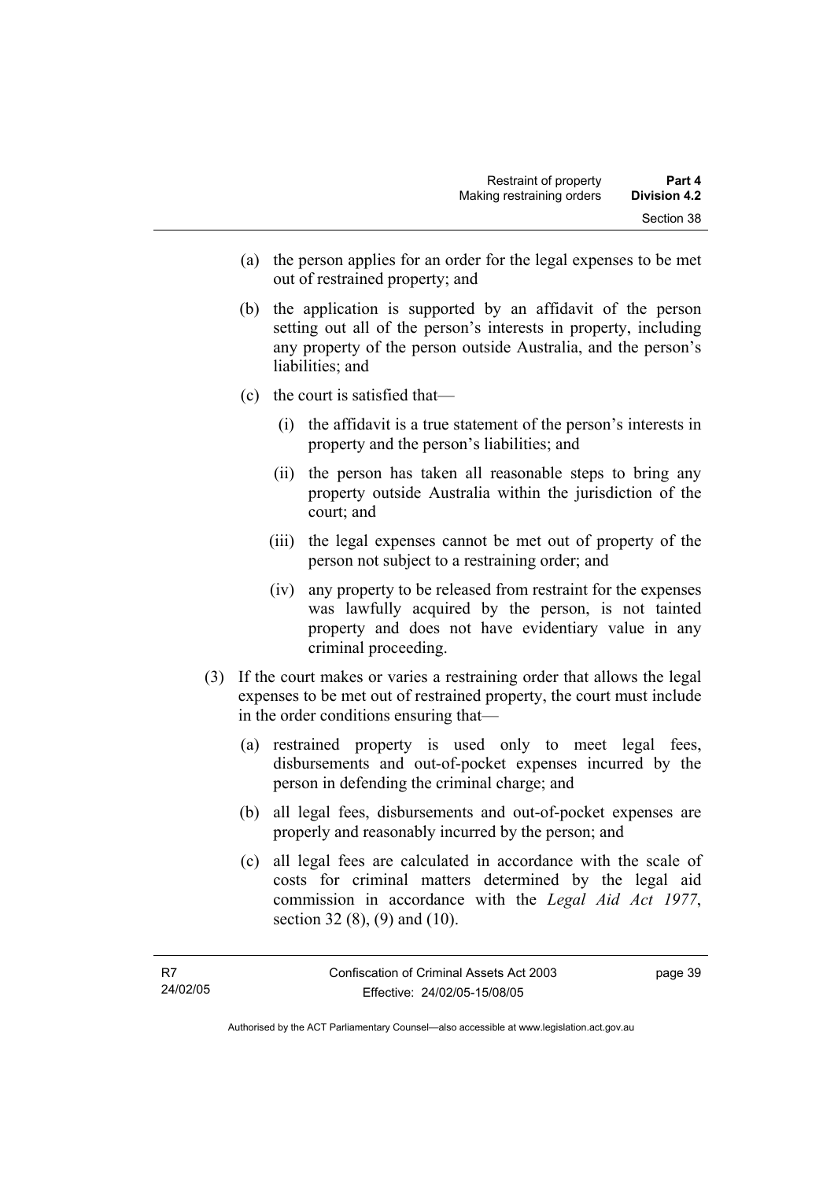(a) the person applies for an order for the legal expenses to be met out of restrained property; and

(b) the application is supported by an affidavit of the person setting out all of the person's interests in property, including any property of the person outside Australia, and the person's liabilities; and

(c) the court is satisfied that—

   (i) the affidavit is a true statement of the person's interests in property and the person's liabilities; and

   (ii) the person has taken all reasonable steps to bring any property outside Australia within the jurisdiction of the court; and

   (iii) the legal expenses cannot be met out of property of the person not subject to a restraining order; and

   (iv) any property to be released from restraint for the expenses was lawfully acquired by the person, is not tainted property and does not have evidentiary value in any criminal proceeding.

(3) If the court makes or varies a restraining order that allows the legal expenses to be met out of restrained property, the court must include in the order conditions ensuring that—

(a) restrained property is used only to meet legal fees, disbursements and out-of-pocket expenses incurred by the person in defending the criminal charge; and

(b) all legal fees, disbursements and out-of-pocket expenses are properly and reasonably incurred by the person; and

(c) all legal fees are calculated in accordance with the scale of costs for criminal matters determined by the legal aid commission in accordance with the *Legal Aid Act 1977*, section 32 (8), (9) and (10).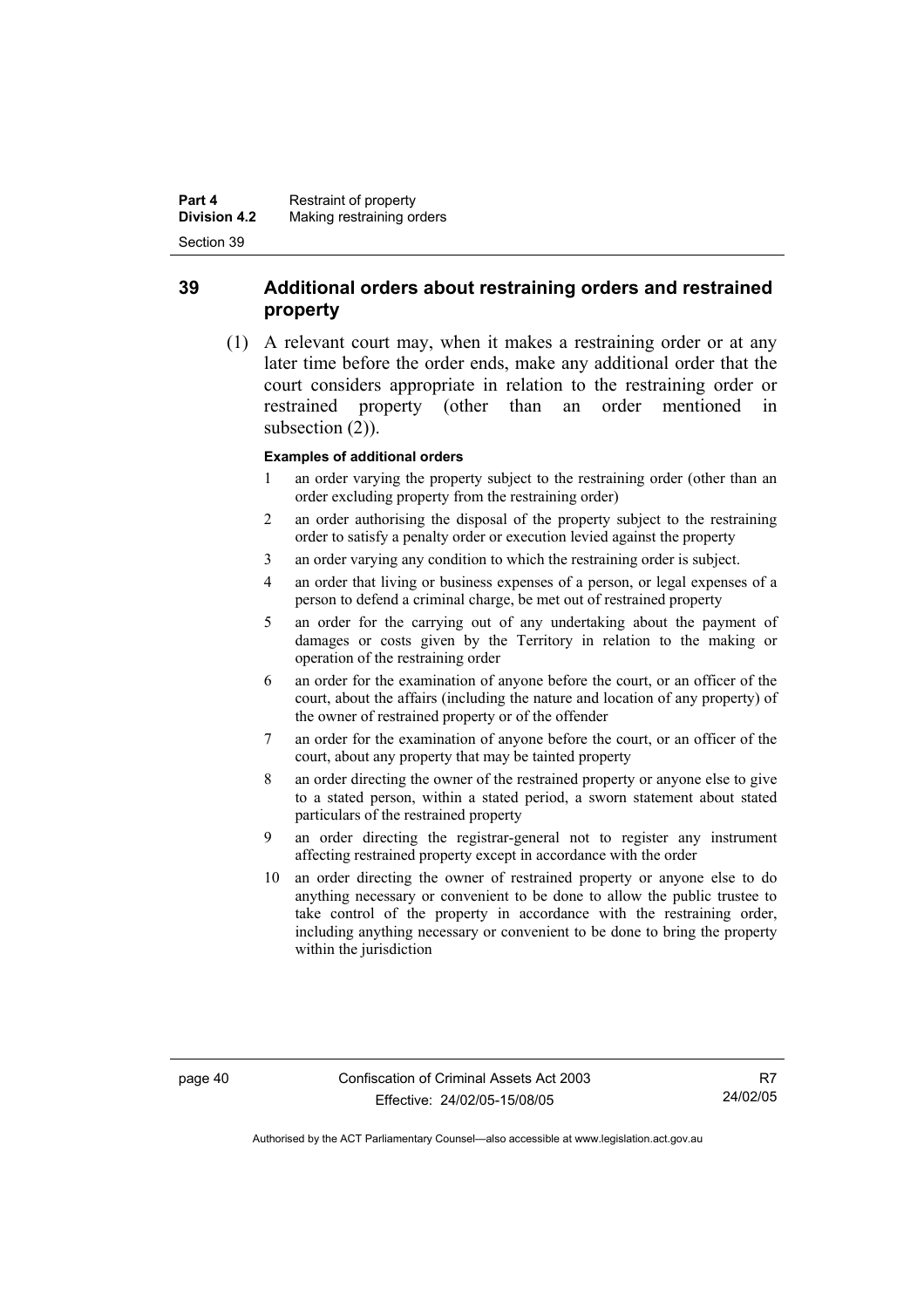## 39 Additional orders about restraining orders and restrained property

(1) A relevant court may, when it makes a restraining order or at any later time before the order ends, make any additional order that the court considers appropriate in relation to the restraining order or restrained property (other than an order mentioned in subsection (2)).

**Examples of additional orders**

1 an order varying the property subject to the restraining order (other than an order excluding property from the restraining order)

2 an order authorising the disposal of the property subject to the restraining order to satisfy a penalty order or execution levied against the property

3 an order varying any condition to which the restraining order is subject.

4 an order that living or business expenses of a person, or legal expenses of a person to defend a criminal charge, be met out of restrained property

5 an order for the carrying out of any undertaking about the payment of damages or costs given by the Territory in relation to the making or operation of the restraining order

6 an order for the examination of anyone before the court, or an officer of the court, about the affairs (including the nature and location of any property) of the owner of restrained property or of the offender

7 an order for the examination of anyone before the court, or an officer of the court, about any property that may be tainted property

8 an order directing the owner of the restrained property or anyone else to give to a stated person, within a stated period, a sworn statement about stated particulars of the restrained property

9 an order directing the registrar-general not to register any instrument affecting restrained property except in accordance with the order

10 an order directing the owner of restrained property or anyone else to do anything necessary or convenient to be done to allow the public trustee to take control of the property in accordance with the restraining order, including anything necessary or convenient to be done to bring the property within the jurisdiction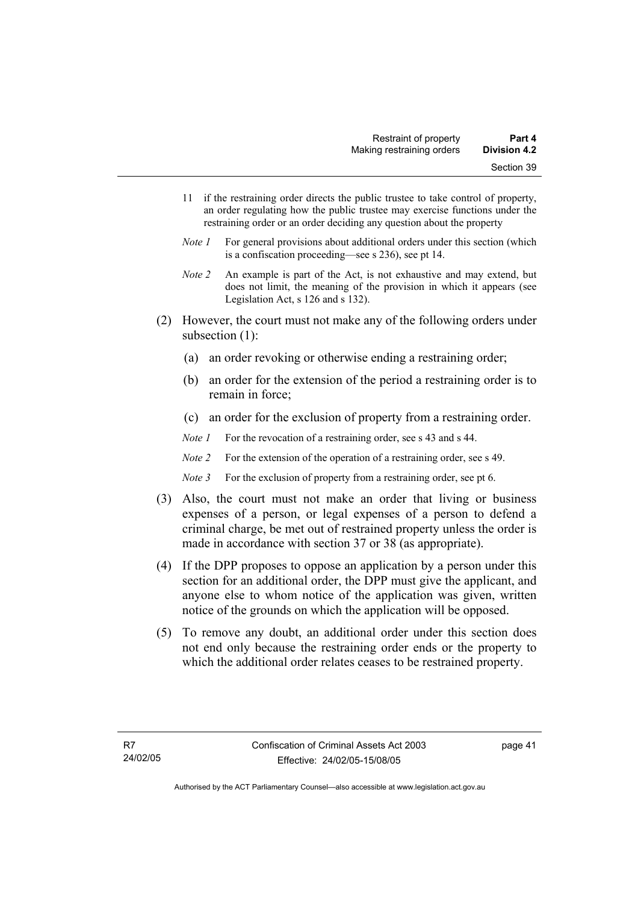11 if the restraining order directs the public trustee to take control of property, an order regulating how the public trustee may exercise functions under the restraining order or an order deciding any question about the property

*Note 1* For general provisions about additional orders under this section (which is a confiscation proceeding—see s 236), see pt 14.

*Note 2* An example is part of the Act, is not exhaustive and may extend, but does not limit, the meaning of the provision in which it appears (see Legislation Act, s 126 and s 132).

(2) However, the court must not make any of the following orders under subsection (1):

(a) an order revoking or otherwise ending a restraining order;

(b) an order for the extension of the period a restraining order is to remain in force;

(c) an order for the exclusion of property from a restraining order.

*Note 1* For the revocation of a restraining order, see s 43 and s 44.

*Note 2* For the extension of the operation of a restraining order, see s 49.

*Note 3* For the exclusion of property from a restraining order, see pt 6.

(3) Also, the court must not make an order that living or business expenses of a person, or legal expenses of a person to defend a criminal charge, be met out of restrained property unless the order is made in accordance with section 37 or 38 (as appropriate).

(4) If the DPP proposes to oppose an application by a person under this section for an additional order, the DPP must give the applicant, and anyone else to whom notice of the application was given, written notice of the grounds on which the application will be opposed.

(5) To remove any doubt, an additional order under this section does not end only because the restraining order ends or the property to which the additional order relates ceases to be restrained property.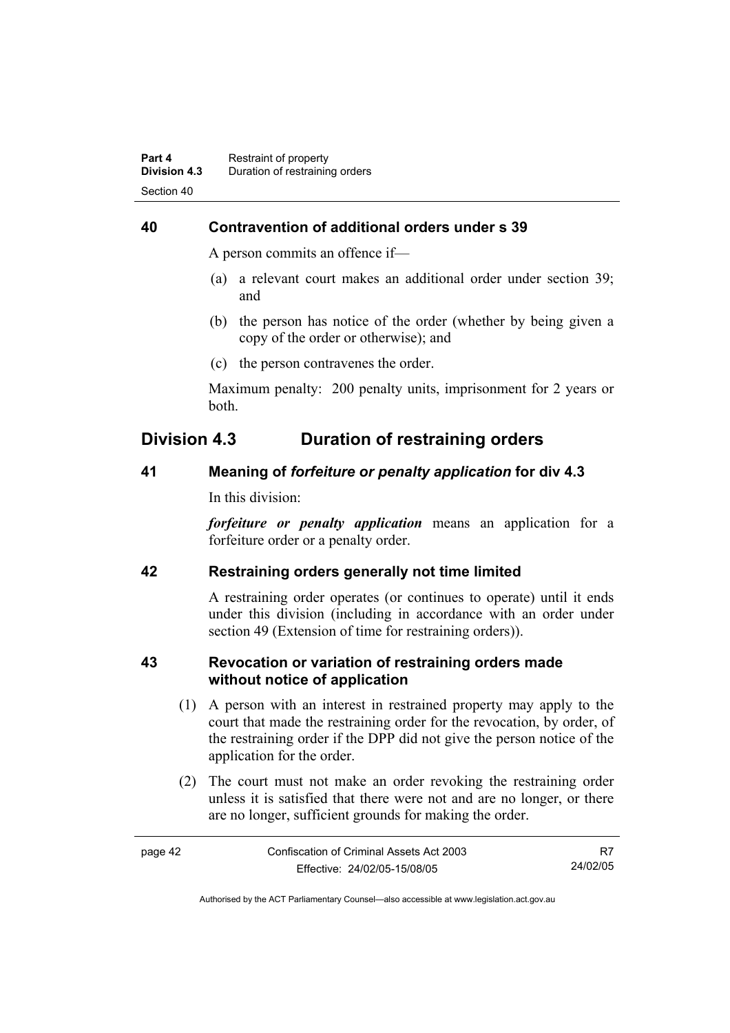### 40 Contravention of additional orders under s 39

A person commits an offence if—

(a) a relevant court makes an additional order under section 39; and

(b) the person has notice of the order (whether by being given a copy of the order or otherwise); and

(c) the person contravenes the order.

Maximum penalty: 200 penalty units, imprisonment for 2 years or both.

## Division 4.3 Duration of restraining orders

### 41 Meaning of *forfeiture or penalty application* for div 4.3

In this division:

***forfeiture or penalty application*** means an application for a forfeiture order or a penalty order.

### 42 Restraining orders generally not time limited

A restraining order operates (or continues to operate) until it ends under this division (including in accordance with an order under section 49 (Extension of time for restraining orders)).

### 43 Revocation or variation of restraining orders made without notice of application

(1) A person with an interest in restrained property may apply to the court that made the restraining order for the revocation, by order, of the restraining order if the DPP did not give the person notice of the application for the order.

(2) The court must not make an order revoking the restraining order unless it is satisfied that there were not and are no longer, or there are no longer, sufficient grounds for making the order.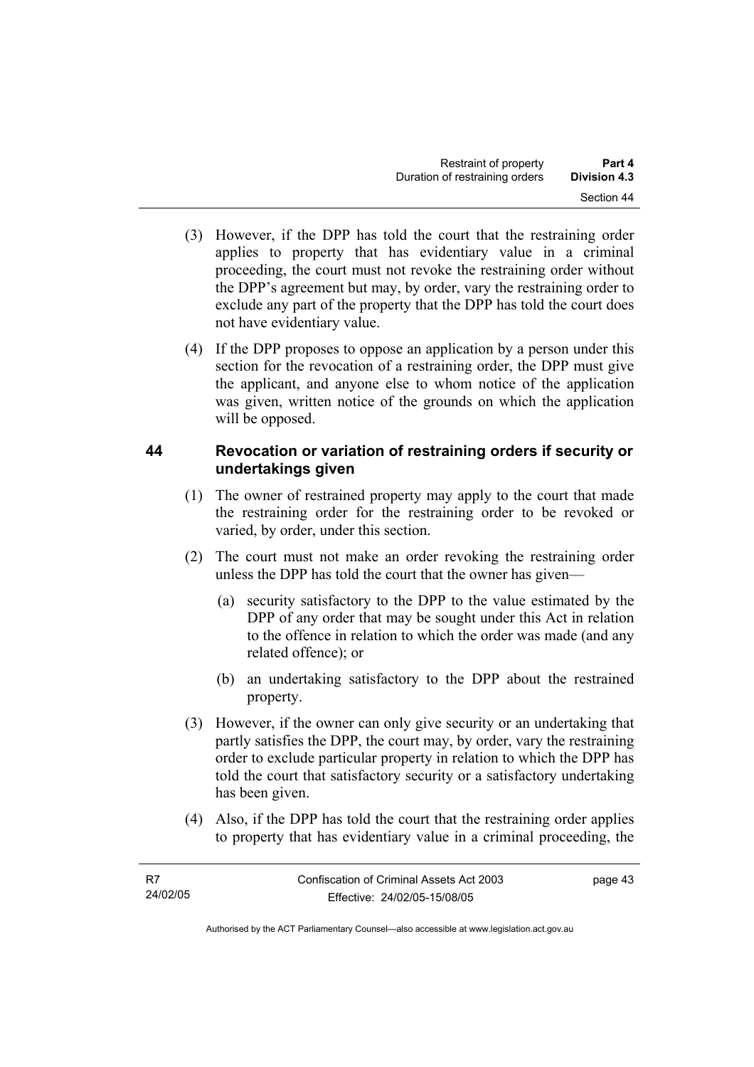(3) However, if the DPP has told the court that the restraining order applies to property that has evidentiary value in a criminal proceeding, the court must not revoke the restraining order without the DPP's agreement but may, by order, vary the restraining order to exclude any part of the property that the DPP has told the court does not have evidentiary value.

(4) If the DPP proposes to oppose an application by a person under this section for the revocation of a restraining order, the DPP must give the applicant, and anyone else to whom notice of the application was given, written notice of the grounds on which the application will be opposed.

## 44 Revocation or variation of restraining orders if security or undertakings given

(1) The owner of restrained property may apply to the court that made the restraining order for the restraining order to be revoked or varied, by order, under this section.

(2) The court must not make an order revoking the restraining order unless the DPP has told the court that the owner has given—

(a) security satisfactory to the DPP to the value estimated by the DPP of any order that may be sought under this Act in relation to the offence in relation to which the order was made (and any related offence); or

(b) an undertaking satisfactory to the DPP about the restrained property.

(3) However, if the owner can only give security or an undertaking that partly satisfies the DPP, the court may, by order, vary the restraining order to exclude particular property in relation to which the DPP has told the court that satisfactory security or a satisfactory undertaking has been given.

(4) Also, if the DPP has told the court that the restraining order applies to property that has evidentiary value in a criminal proceeding, the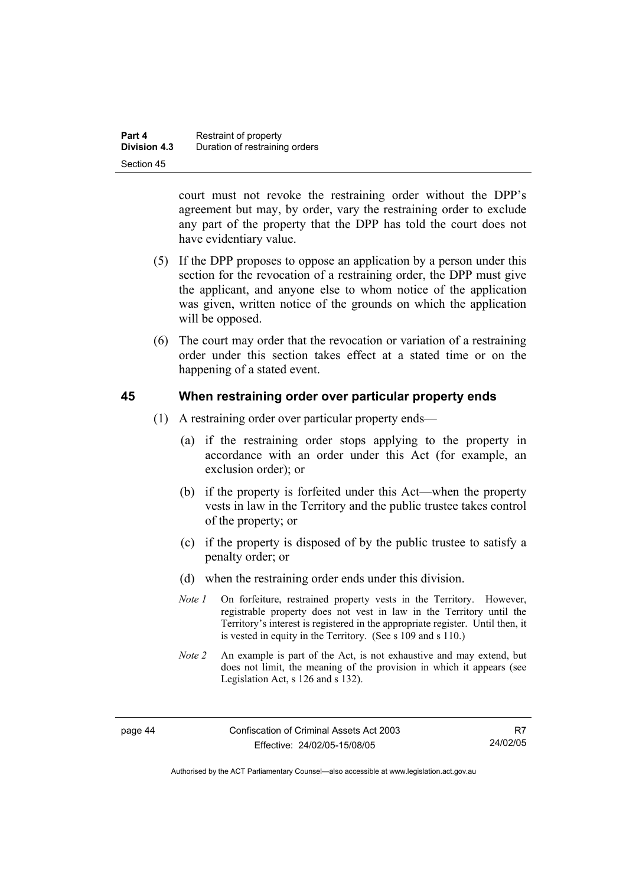court must not revoke the restraining order without the DPP's agreement but may, by order, vary the restraining order to exclude any part of the property that the DPP has told the court does not have evidentiary value.

(5) If the DPP proposes to oppose an application by a person under this section for the revocation of a restraining order, the DPP must give the applicant, and anyone else to whom notice of the application was given, written notice of the grounds on which the application will be opposed.

(6) The court may order that the revocation or variation of a restraining order under this section takes effect at a stated time or on the happening of a stated event.

## 45 When restraining order over particular property ends

(1) A restraining order over particular property ends—

(a) if the restraining order stops applying to the property in accordance with an order under this Act (for example, an exclusion order); or

(b) if the property is forfeited under this Act—when the property vests in law in the Territory and the public trustee takes control of the property; or

(c) if the property is disposed of by the public trustee to satisfy a penalty order; or

(d) when the restraining order ends under this division.

*Note 1* On forfeiture, restrained property vests in the Territory. However, registrable property does not vest in law in the Territory until the Territory's interest is registered in the appropriate register. Until then, it is vested in equity in the Territory. (See s 109 and s 110.)

*Note 2* An example is part of the Act, is not exhaustive and may extend, but does not limit, the meaning of the provision in which it appears (see Legislation Act, s 126 and s 132).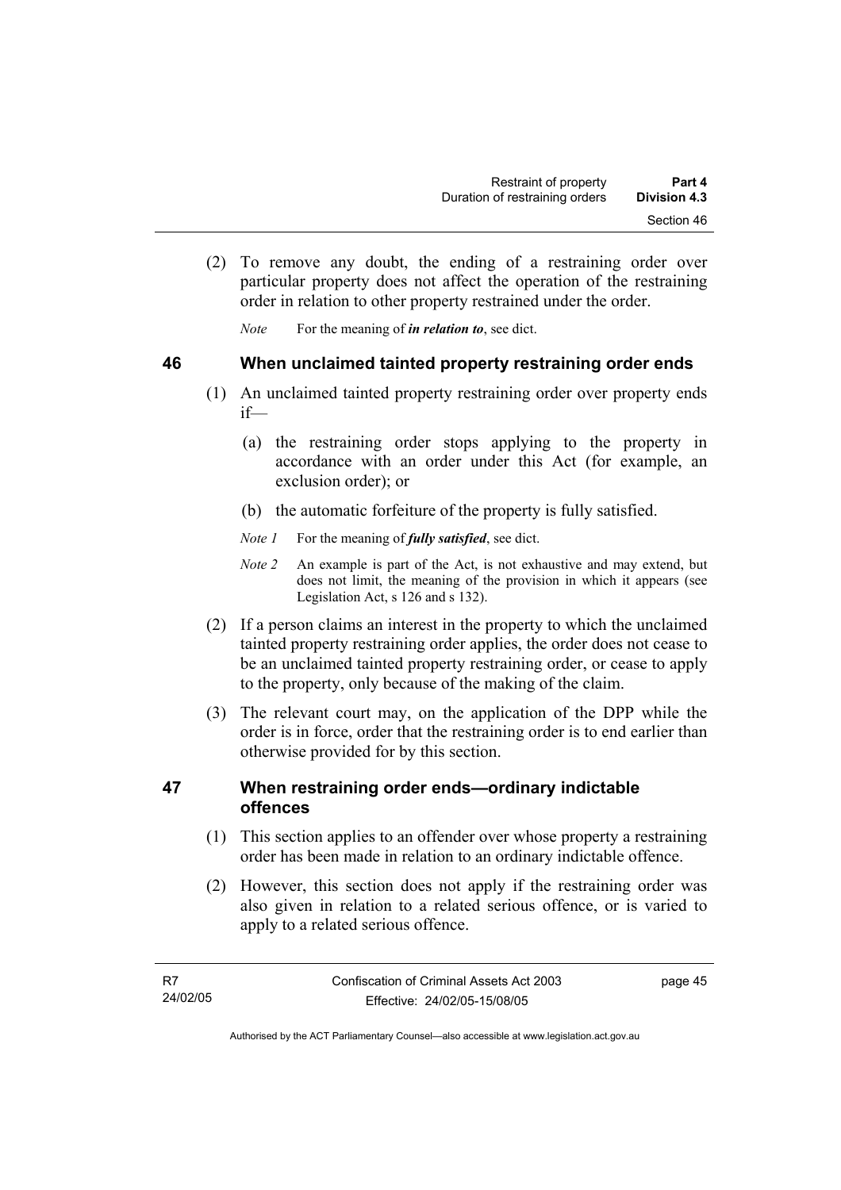(2) To remove any doubt, the ending of a restraining order over particular property does not affect the operation of the restraining order in relation to other property restrained under the order.

*Note* For the meaning of ***in relation to***, see dict.

## 46 When unclaimed tainted property restraining order ends

(1) An unclaimed tainted property restraining order over property ends if—

(a) the restraining order stops applying to the property in accordance with an order under this Act (for example, an exclusion order); or

(b) the automatic forfeiture of the property is fully satisfied.

*Note 1* For the meaning of ***fully satisfied***, see dict.

*Note 2* An example is part of the Act, is not exhaustive and may extend, but does not limit, the meaning of the provision in which it appears (see Legislation Act, s 126 and s 132).

(2) If a person claims an interest in the property to which the unclaimed tainted property restraining order applies, the order does not cease to be an unclaimed tainted property restraining order, or cease to apply to the property, only because of the making of the claim.

(3) The relevant court may, on the application of the DPP while the order is in force, order that the restraining order is to end earlier than otherwise provided for by this section.

## 47 When restraining order ends—ordinary indictable offences

(1) This section applies to an offender over whose property a restraining order has been made in relation to an ordinary indictable offence.

(2) However, this section does not apply if the restraining order was also given in relation to a related serious offence, or is varied to apply to a related serious offence.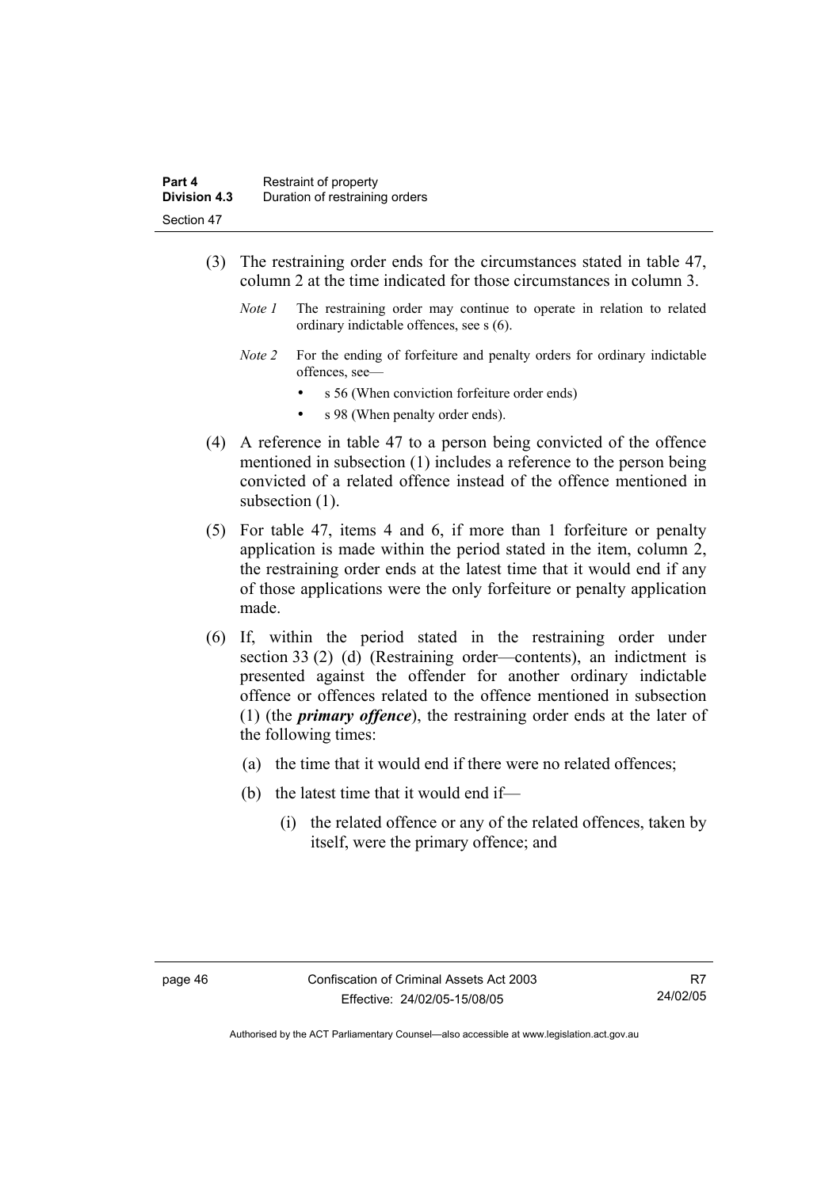(3) The restraining order ends for the circumstances stated in table 47, column 2 at the time indicated for those circumstances in column 3.

*Note 1* The restraining order may continue to operate in relation to related ordinary indictable offences, see s (6).

*Note 2* For the ending of forfeiture and penalty orders for ordinary indictable offences, see—

- s 56 (When conviction forfeiture order ends)
- s 98 (When penalty order ends).

(4) A reference in table 47 to a person being convicted of the offence mentioned in subsection (1) includes a reference to the person being convicted of a related offence instead of the offence mentioned in subsection (1).

(5) For table 47, items 4 and 6, if more than 1 forfeiture or penalty application is made within the period stated in the item, column 2, the restraining order ends at the latest time that it would end if any of those applications were the only forfeiture or penalty application made.

(6) If, within the period stated in the restraining order under section 33 (2) (d) (Restraining order—contents), an indictment is presented against the offender for another ordinary indictable offence or offences related to the offence mentioned in subsection (1) (the ***primary offence***), the restraining order ends at the later of the following times:

(a) the time that it would end if there were no related offences;

(b) the latest time that it would end if—

(i) the related offence or any of the related offences, taken by itself, were the primary offence; and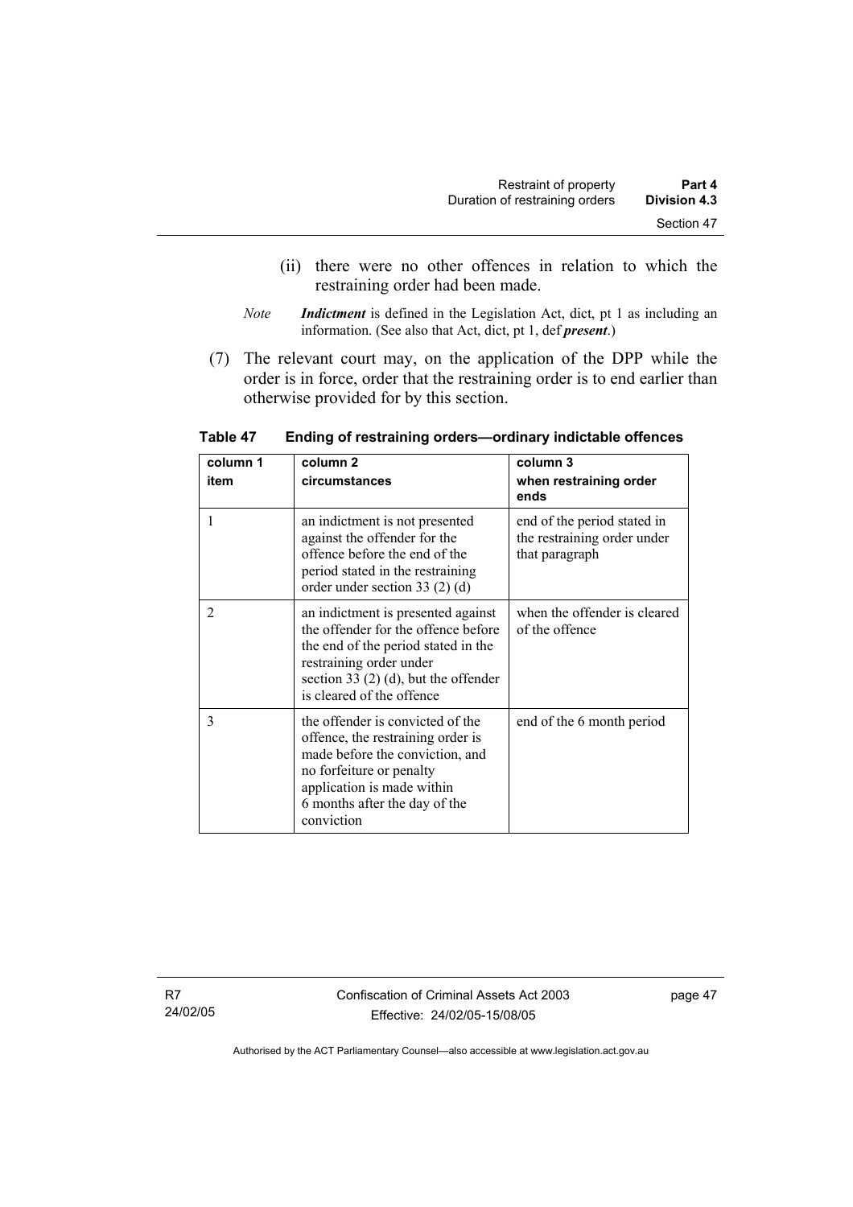(ii) there were no other offences in relation to which the restraining order had been made.

*Note* ***Indictment*** is defined in the Legislation Act, dict, pt 1 as including an information. (See also that Act, dict, pt 1, def ***present***.)

(7) The relevant court may, on the application of the DPP while the order is in force, order that the restraining order is to end earlier than otherwise provided for by this section.

**Table 47 Ending of restraining orders—ordinary indictable offences**

| column 1<br>item | column 2<br>circumstances | column 3<br>when restraining order ends |
|---|---|---|
| 1 | an indictment is not presented against the offender for the offence before the end of the period stated in the restraining order under section 33 (2) (d) | end of the period stated in the restraining order under that paragraph |
| 2 | an indictment is presented against the offender for the offence before the end of the period stated in the restraining order under section 33 (2) (d), but the offender is cleared of the offence | when the offender is cleared of the offence |
| 3 | the offender is convicted of the offence, the restraining order is made before the conviction, and no forfeiture or penalty application is made within 6 months after the day of the conviction | end of the 6 month period |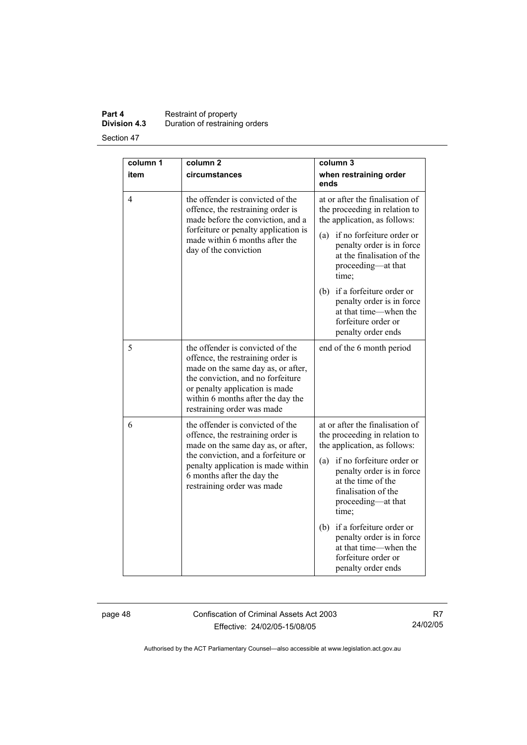| column 1 item | column 2 circumstances | column 3 when restraining order ends |
| --- | --- | --- |
| 4 | the offender is convicted of the offence, the restraining order is made before the conviction, and a forfeiture or penalty application is made within 6 months after the day of the conviction | at or after the finalisation of the proceeding in relation to the application, as follows: (a) if no forfeiture order or penalty order is in force at the finalisation of the proceeding—at that time; (b) if a forfeiture order or penalty order is in force at that time—when the forfeiture order or penalty order ends |
| 5 | the offender is convicted of the offence, the restraining order is made on the same day as, or after, the conviction, and no forfeiture or penalty application is made within 6 months after the day the restraining order was made | end of the 6 month period |
| 6 | the offender is convicted of the offence, the restraining order is made on the same day as, or after, the conviction, and a forfeiture or penalty application is made within 6 months after the day the restraining order was made | at or after the finalisation of the proceeding in relation to the application, as follows: (a) if no forfeiture order or penalty order is in force at the time of the finalisation of the proceeding—at that time; (b) if a forfeiture order or penalty order is in force at that time—when the forfeiture order or penalty order ends |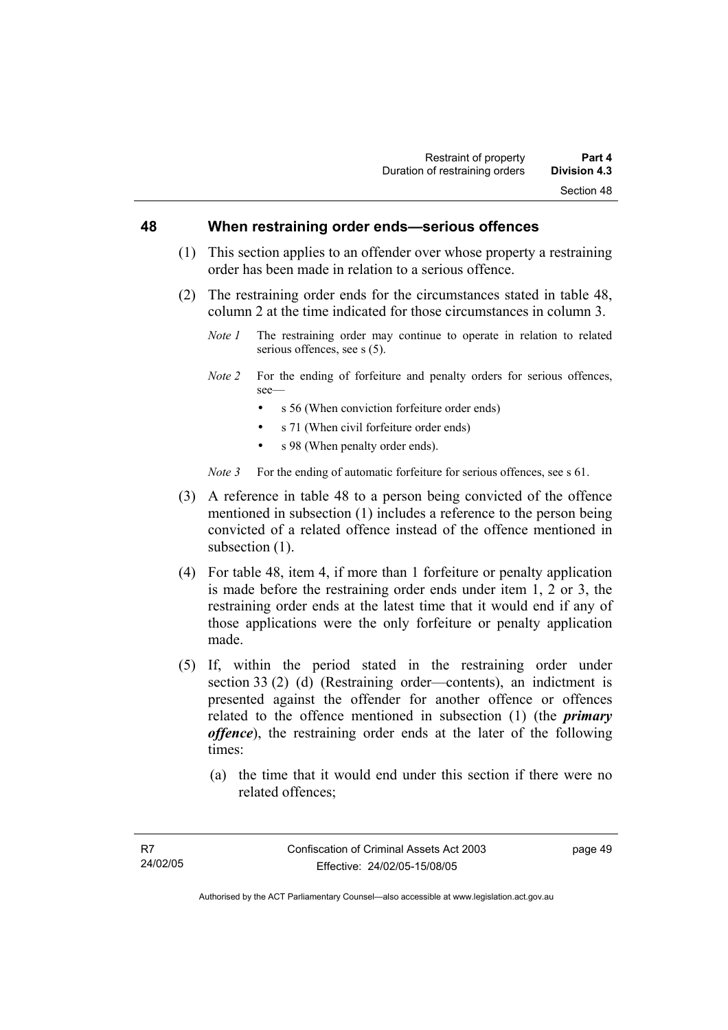## 48 When restraining order ends—serious offences

(1) This section applies to an offender over whose property a restraining order has been made in relation to a serious offence.

(2) The restraining order ends for the circumstances stated in table 48, column 2 at the time indicated for those circumstances in column 3.

*Note 1* The restraining order may continue to operate in relation to related serious offences, see s (5).

*Note 2* For the ending of forfeiture and penalty orders for serious offences, see—

- s 56 (When conviction forfeiture order ends)
- s 71 (When civil forfeiture order ends)
- s 98 (When penalty order ends).

*Note 3* For the ending of automatic forfeiture for serious offences, see s 61.

(3) A reference in table 48 to a person being convicted of the offence mentioned in subsection (1) includes a reference to the person being convicted of a related offence instead of the offence mentioned in subsection (1).

(4) For table 48, item 4, if more than 1 forfeiture or penalty application is made before the restraining order ends under item 1, 2 or 3, the restraining order ends at the latest time that it would end if any of those applications were the only forfeiture or penalty application made.

(5) If, within the period stated in the restraining order under section 33 (2) (d) (Restraining order—contents), an indictment is presented against the offender for another offence or offences related to the offence mentioned in subsection (1) (the ***primary offence***), the restraining order ends at the later of the following times:

(a) the time that it would end under this section if there were no related offences;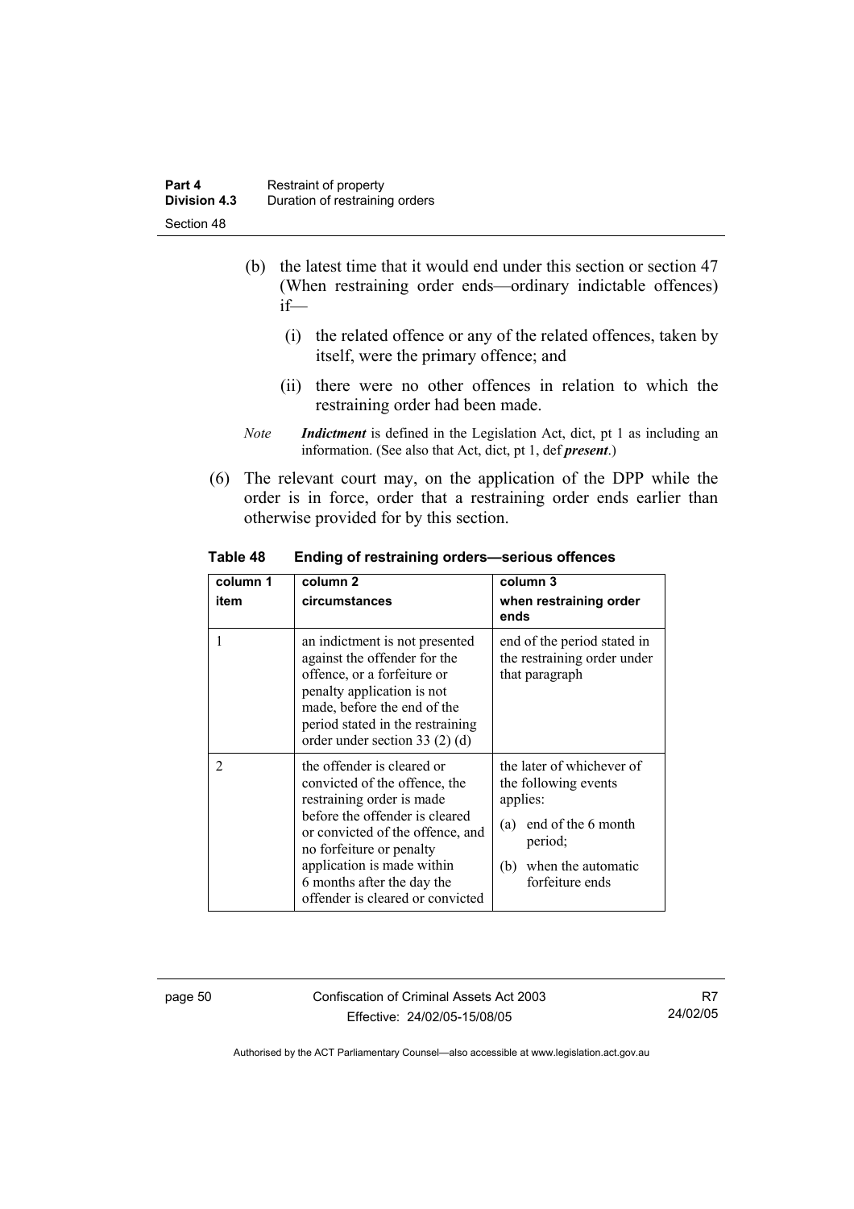(b) the latest time that it would end under this section or section 47 (When restraining order ends—ordinary indictable offences) if—

(i) the related offence or any of the related offences, taken by itself, were the primary offence; and

(ii) there were no other offences in relation to which the restraining order had been made.

*Note* ***Indictment*** is defined in the Legislation Act, dict, pt 1 as including an information. (See also that Act, dict, pt 1, def ***present***.)

(6) The relevant court may, on the application of the DPP while the order is in force, order that a restraining order ends earlier than otherwise provided for by this section.

**Table 48 Ending of restraining orders—serious offences**

| column 1<br>item | column 2<br>circumstances | column 3<br>when restraining order ends |
|---|---|---|
| 1 | an indictment is not presented against the offender for the offence, or a forfeiture or penalty application is not made, before the end of the period stated in the restraining order under section 33 (2) (d) | end of the period stated in the restraining order under that paragraph |
| 2 | the offender is cleared or convicted of the offence, the restraining order is made before the offender is cleared or convicted of the offence, and no forfeiture or penalty application is made within 6 months after the day the offender is cleared or convicted | the later of whichever of the following events applies:<br>(a) end of the 6 month period;<br>(b) when the automatic forfeiture ends |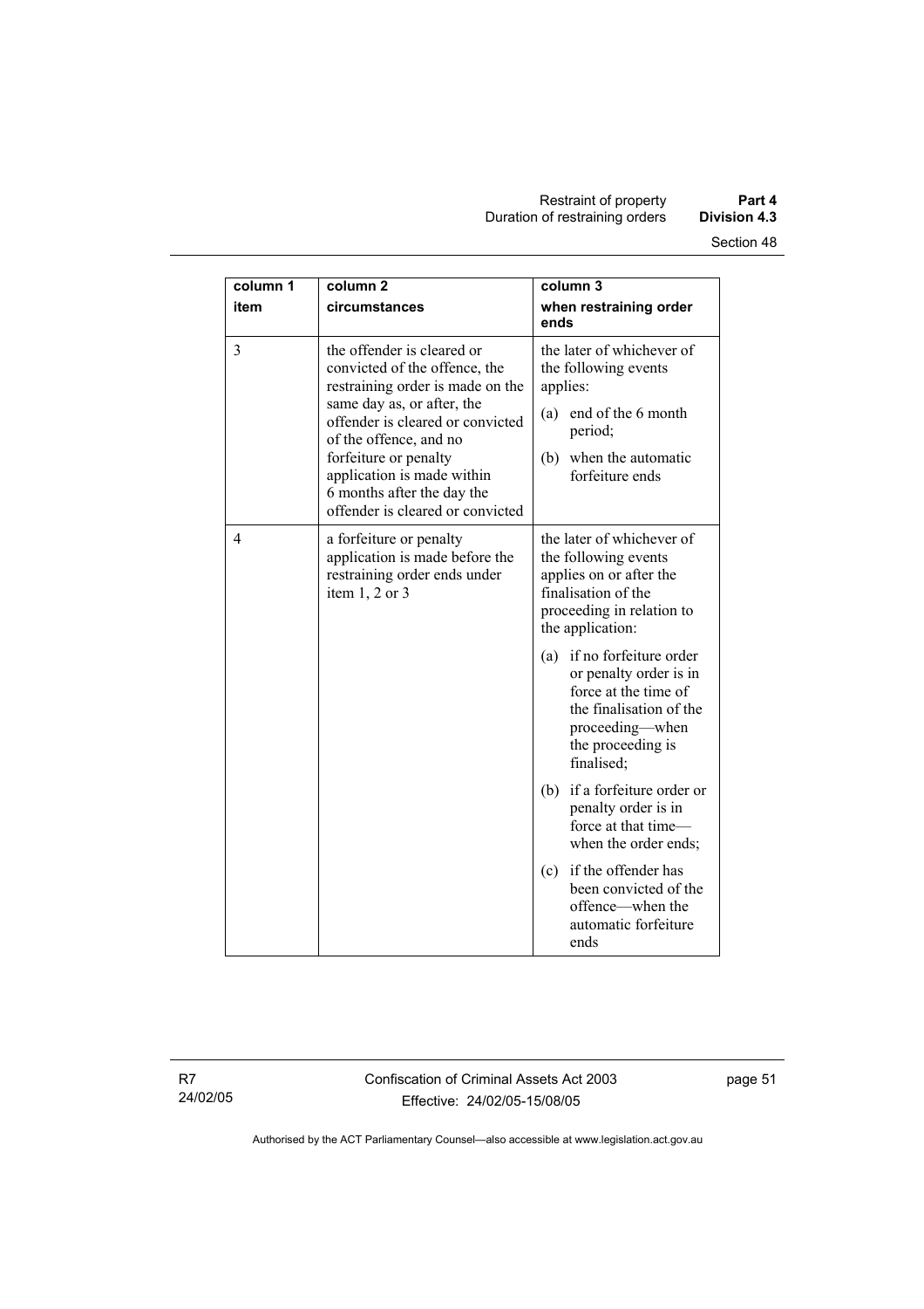| column 1 item | column 2 circumstances | column 3 when restraining order ends |
|---|---|---|
| 3 | the offender is cleared or convicted of the offence, the restraining order is made on the same day as, or after, the offender is cleared or convicted of the offence, and no forfeiture or penalty application is made within 6 months after the day the offender is cleared or convicted | the later of whichever of the following events applies: (a) end of the 6 month period; (b) when the automatic forfeiture ends |
| 4 | a forfeiture or penalty application is made before the restraining order ends under item 1, 2 or 3 | the later of whichever of the following events applies on or after the finalisation of the proceeding in relation to the application: (a) if no forfeiture order or penalty order is in force at the time of the finalisation of the proceeding—when the proceeding is finalised; (b) if a forfeiture order or penalty order is in force at that time—when the order ends; (c) if the offender has been convicted of the offence—when the automatic forfeiture ends |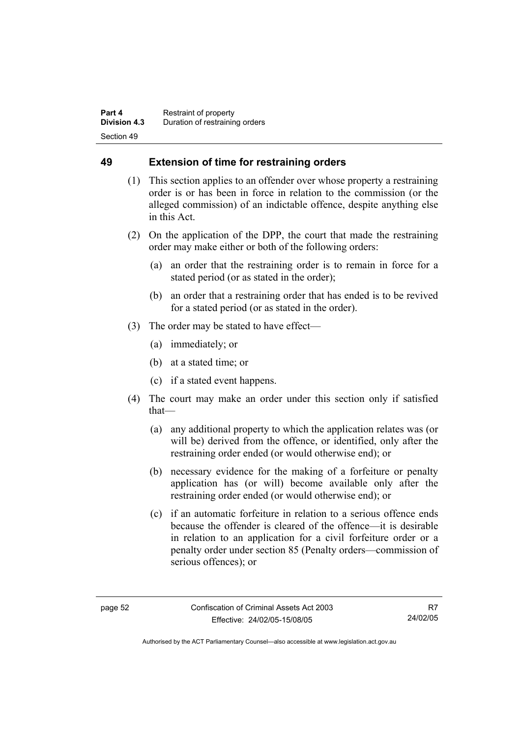## 49 Extension of time for restraining orders

(1) This section applies to an offender over whose property a restraining order is or has been in force in relation to the commission (or the alleged commission) of an indictable offence, despite anything else in this Act.

(2) On the application of the DPP, the court that made the restraining order may make either or both of the following orders:

(a) an order that the restraining order is to remain in force for a stated period (or as stated in the order);

(b) an order that a restraining order that has ended is to be revived for a stated period (or as stated in the order).

(3) The order may be stated to have effect—

(a) immediately; or

(b) at a stated time; or

(c) if a stated event happens.

(4) The court may make an order under this section only if satisfied that—

(a) any additional property to which the application relates was (or will be) derived from the offence, or identified, only after the restraining order ended (or would otherwise end); or

(b) necessary evidence for the making of a forfeiture or penalty application has (or will) become available only after the restraining order ended (or would otherwise end); or

(c) if an automatic forfeiture in relation to a serious offence ends because the offender is cleared of the offence—it is desirable in relation to an application for a civil forfeiture order or a penalty order under section 85 (Penalty orders—commission of serious offences); or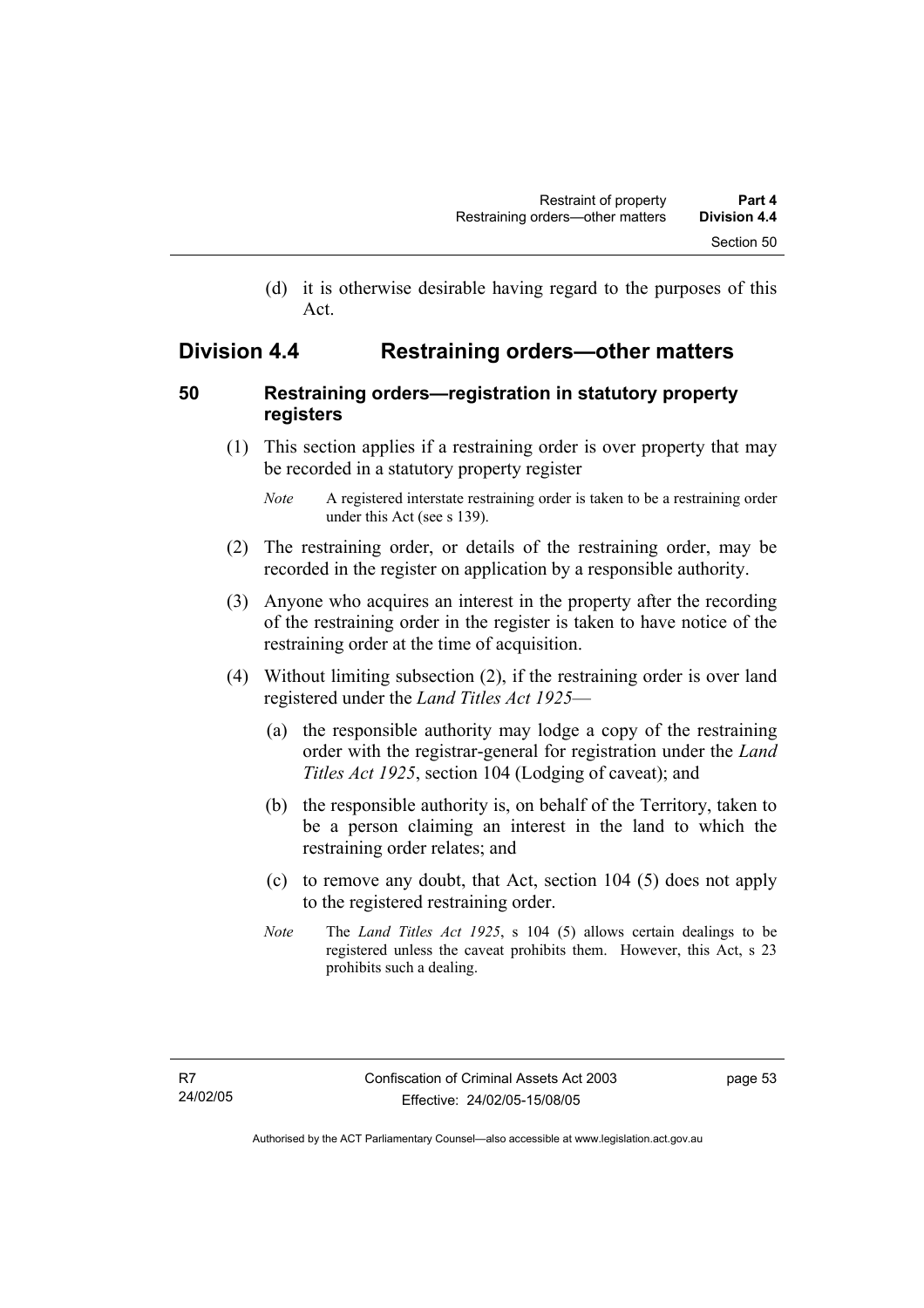(d) it is otherwise desirable having regard to the purposes of this Act.

## Division 4.4 Restraining orders—other matters

### 50 Restraining orders—registration in statutory property registers

(1) This section applies if a restraining order is over property that may be recorded in a statutory property register

*Note* A registered interstate restraining order is taken to be a restraining order under this Act (see s 139).

(2) The restraining order, or details of the restraining order, may be recorded in the register on application by a responsible authority.

(3) Anyone who acquires an interest in the property after the recording of the restraining order in the register is taken to have notice of the restraining order at the time of acquisition.

(4) Without limiting subsection (2), if the restraining order is over land registered under the *Land Titles Act 1925*—

(a) the responsible authority may lodge a copy of the restraining order with the registrar-general for registration under the *Land Titles Act 1925*, section 104 (Lodging of caveat); and

(b) the responsible authority is, on behalf of the Territory, taken to be a person claiming an interest in the land to which the restraining order relates; and

(c) to remove any doubt, that Act, section 104 (5) does not apply to the registered restraining order.

*Note* The *Land Titles Act 1925*, s 104 (5) allows certain dealings to be registered unless the caveat prohibits them. However, this Act, s 23 prohibits such a dealing.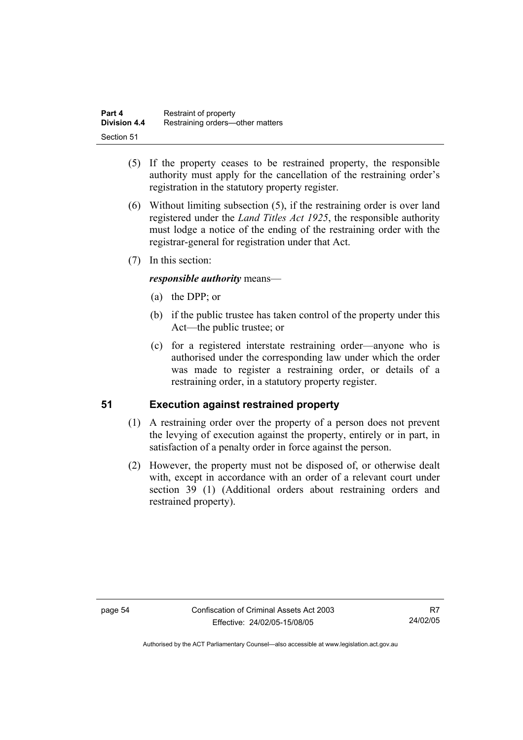(5) If the property ceases to be restrained property, the responsible authority must apply for the cancellation of the restraining order's registration in the statutory property register.

(6) Without limiting subsection (5), if the restraining order is over land registered under the *Land Titles Act 1925*, the responsible authority must lodge a notice of the ending of the restraining order with the registrar-general for registration under that Act.

(7) In this section:

***responsible authority*** means—

(a) the DPP; or

(b) if the public trustee has taken control of the property under this Act—the public trustee; or

(c) for a registered interstate restraining order—anyone who is authorised under the corresponding law under which the order was made to register a restraining order, or details of a restraining order, in a statutory property register.

## 51 Execution against restrained property

(1) A restraining order over the property of a person does not prevent the levying of execution against the property, entirely or in part, in satisfaction of a penalty order in force against the person.

(2) However, the property must not be disposed of, or otherwise dealt with, except in accordance with an order of a relevant court under section 39 (1) (Additional orders about restraining orders and restrained property).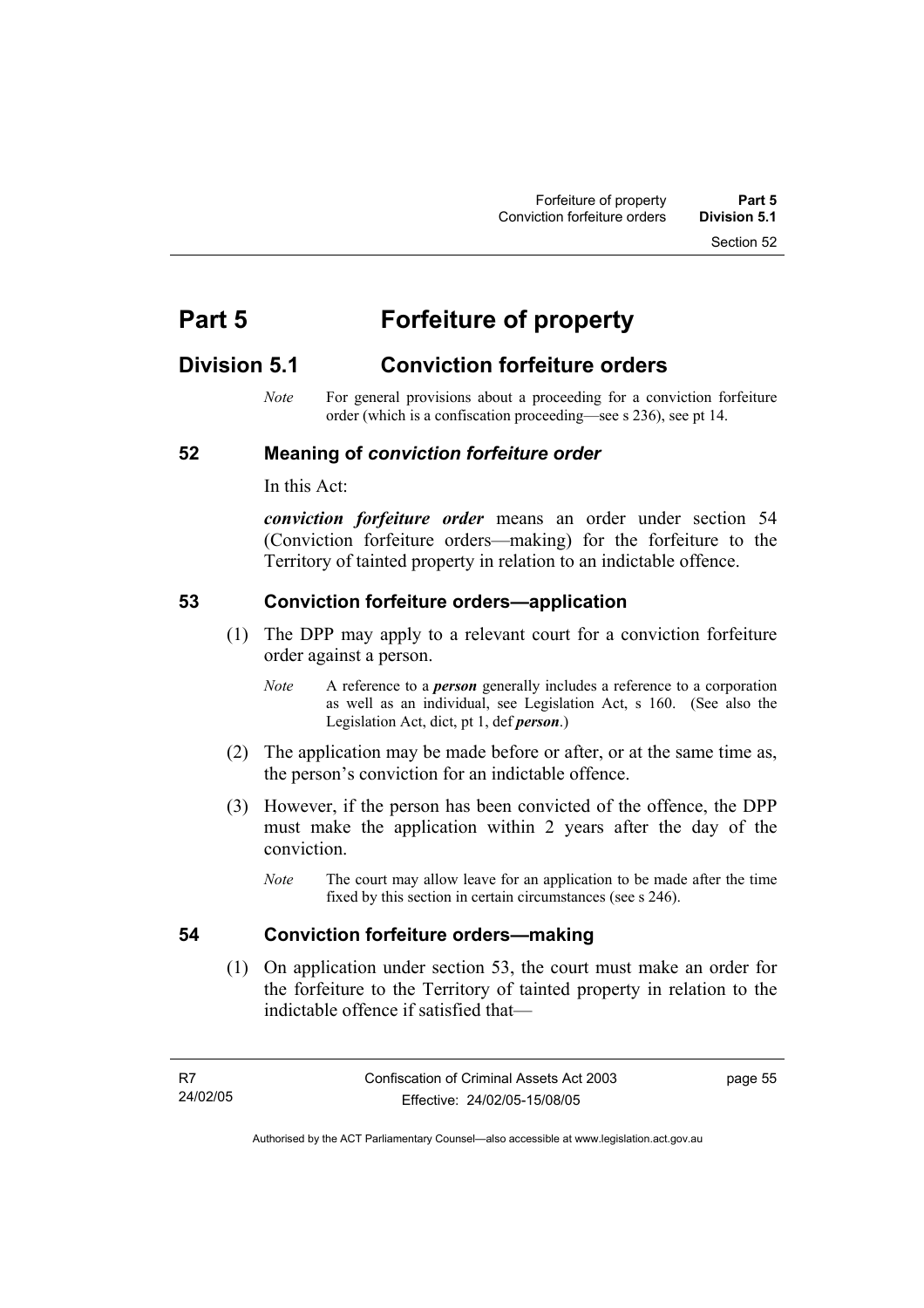# Part 5 Forfeiture of property

## Division 5.1 Conviction forfeiture orders

*Note* For general provisions about a proceeding for a conviction forfeiture order (which is a confiscation proceeding—see s 236), see pt 14.

### 52 Meaning of *conviction forfeiture order*

In this Act:

***conviction forfeiture order*** means an order under section 54 (Conviction forfeiture orders—making) for the forfeiture to the Territory of tainted property in relation to an indictable offence.

### 53 Conviction forfeiture orders—application

(1) The DPP may apply to a relevant court for a conviction forfeiture order against a person.

*Note* A reference to a ***person*** generally includes a reference to a corporation as well as an individual, see Legislation Act, s 160. (See also the Legislation Act, dict, pt 1, def ***person***.)

(2) The application may be made before or after, or at the same time as, the person's conviction for an indictable offence.

(3) However, if the person has been convicted of the offence, the DPP must make the application within 2 years after the day of the conviction.

*Note* The court may allow leave for an application to be made after the time fixed by this section in certain circumstances (see s 246).

### 54 Conviction forfeiture orders—making

(1) On application under section 53, the court must make an order for the forfeiture to the Territory of tainted property in relation to the indictable offence if satisfied that—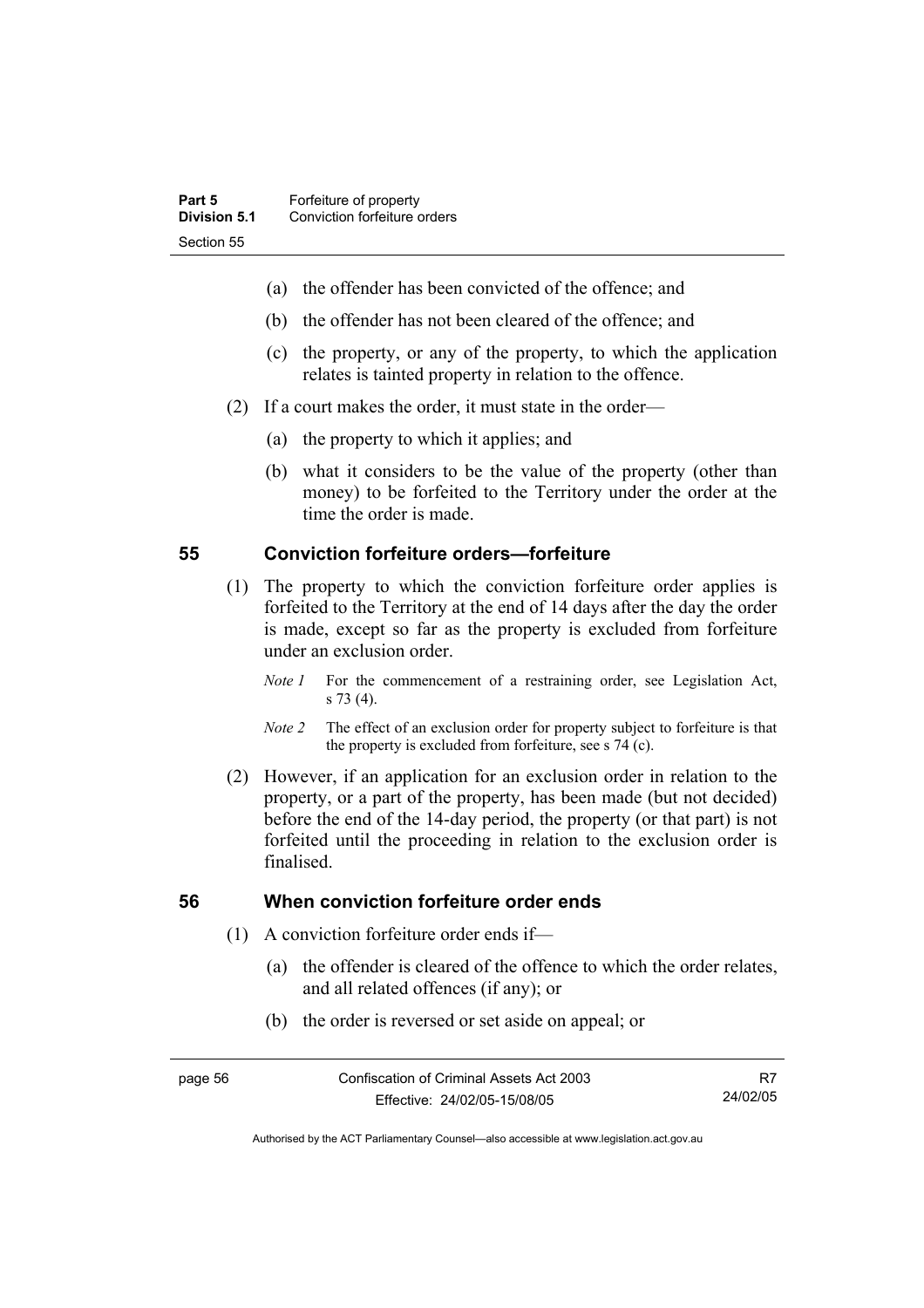(a) the offender has been convicted of the offence; and

(b) the offender has not been cleared of the offence; and

(c) the property, or any of the property, to which the application relates is tainted property in relation to the offence.

(2) If a court makes the order, it must state in the order—

(a) the property to which it applies; and

(b) what it considers to be the value of the property (other than money) to be forfeited to the Territory under the order at the time the order is made.

## 55 Conviction forfeiture orders—forfeiture

(1) The property to which the conviction forfeiture order applies is forfeited to the Territory at the end of 14 days after the day the order is made, except so far as the property is excluded from forfeiture under an exclusion order.

*Note 1* For the commencement of a restraining order, see Legislation Act, s 73 (4).

*Note 2* The effect of an exclusion order for property subject to forfeiture is that the property is excluded from forfeiture, see s 74 (c).

(2) However, if an application for an exclusion order in relation to the property, or a part of the property, has been made (but not decided) before the end of the 14-day period, the property (or that part) is not forfeited until the proceeding in relation to the exclusion order is finalised.

## 56 When conviction forfeiture order ends

(1) A conviction forfeiture order ends if—

(a) the offender is cleared of the offence to which the order relates, and all related offences (if any); or

(b) the order is reversed or set aside on appeal; or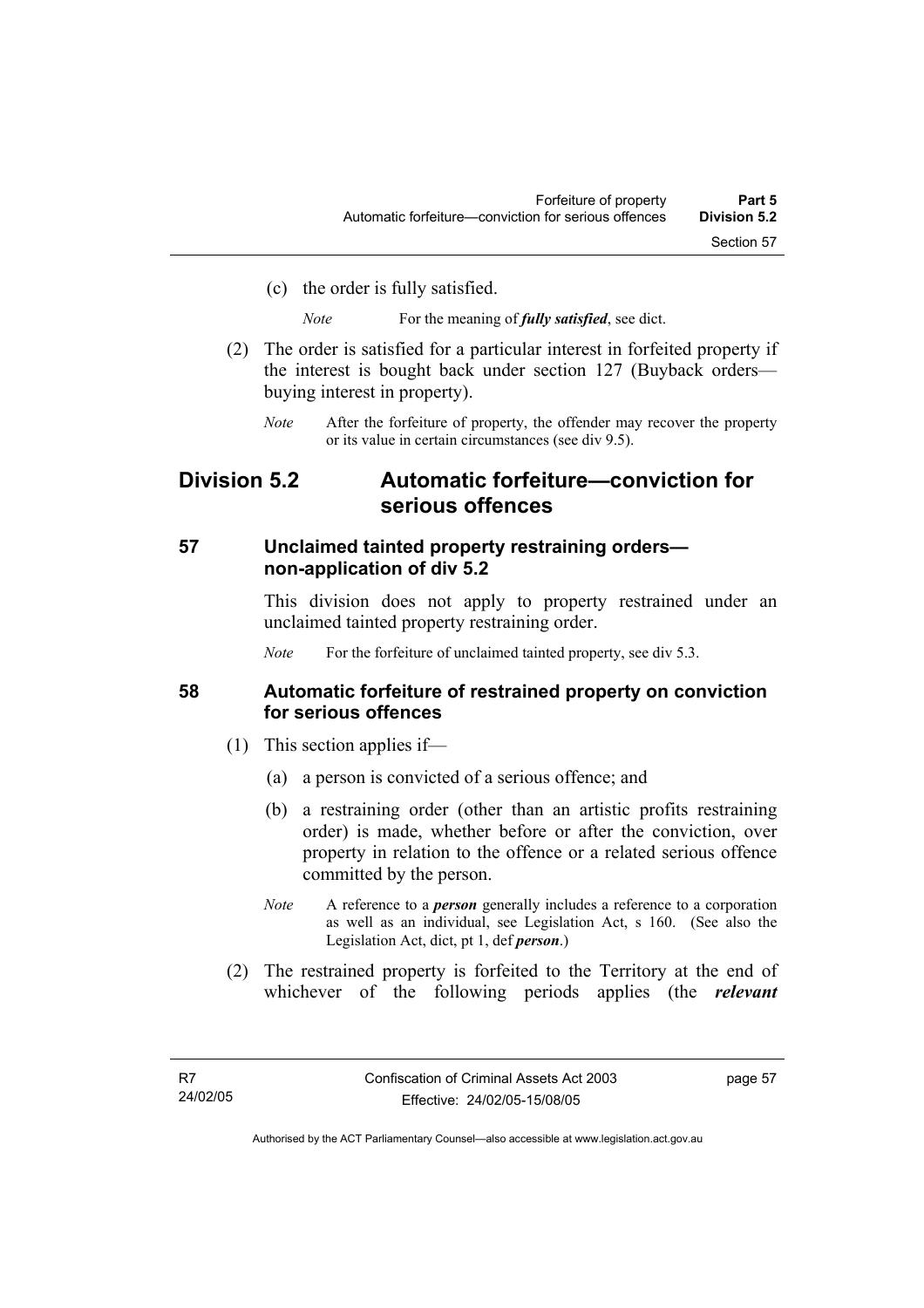(c) the order is fully satisfied.

*Note* For the meaning of ***fully satisfied***, see dict.

(2) The order is satisfied for a particular interest in forfeited property if the interest is bought back under section 127 (Buyback orders—buying interest in property).

*Note* After the forfeiture of property, the offender may recover the property or its value in certain circumstances (see div 9.5).

## Division 5.2 Automatic forfeiture—conviction for serious offences

### 57 Unclaimed tainted property restraining orders—non-application of div 5.2

This division does not apply to property restrained under an unclaimed tainted property restraining order.

*Note* For the forfeiture of unclaimed tainted property, see div 5.3.

### 58 Automatic forfeiture of restrained property on conviction for serious offences

(1) This section applies if—

(a) a person is convicted of a serious offence; and

(b) a restraining order (other than an artistic profits restraining order) is made, whether before or after the conviction, over property in relation to the offence or a related serious offence committed by the person.

*Note* A reference to a ***person*** generally includes a reference to a corporation as well as an individual, see Legislation Act, s 160. (See also the Legislation Act, dict, pt 1, def ***person***.)

(2) The restrained property is forfeited to the Territory at the end of whichever of the following periods applies (the ***relevant***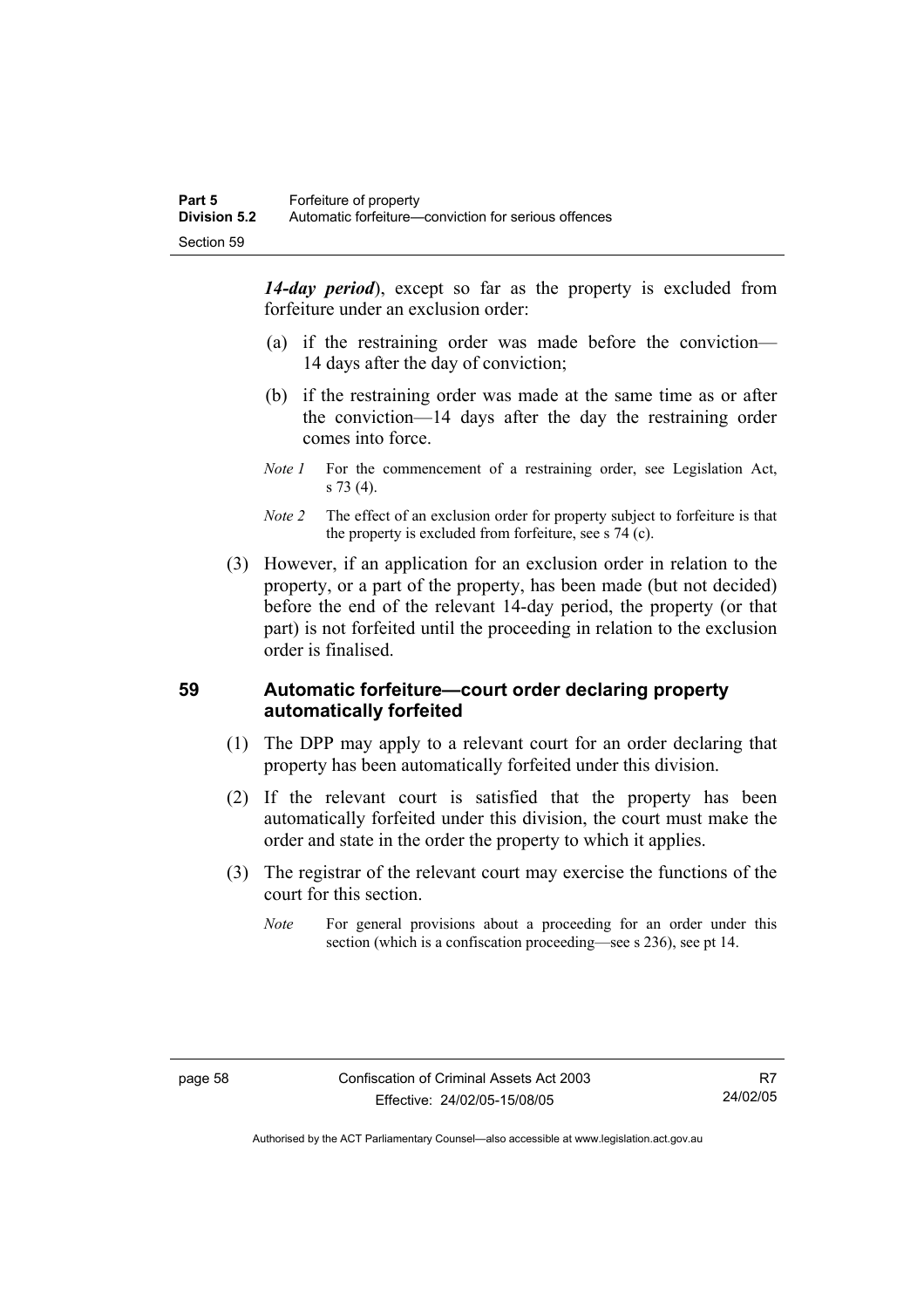***14-day period***), except so far as the property is excluded from forfeiture under an exclusion order:

(a) if the restraining order was made before the conviction—14 days after the day of conviction;

(b) if the restraining order was made at the same time as or after the conviction—14 days after the day the restraining order comes into force.

*Note 1* For the commencement of a restraining order, see Legislation Act, s 73 (4).

*Note 2* The effect of an exclusion order for property subject to forfeiture is that the property is excluded from forfeiture, see s 74 (c).

(3) However, if an application for an exclusion order in relation to the property, or a part of the property, has been made (but not decided) before the end of the relevant 14-day period, the property (or that part) is not forfeited until the proceeding in relation to the exclusion order is finalised.

## 59 Automatic forfeiture—court order declaring property automatically forfeited

(1) The DPP may apply to a relevant court for an order declaring that property has been automatically forfeited under this division.

(2) If the relevant court is satisfied that the property has been automatically forfeited under this division, the court must make the order and state in the order the property to which it applies.

(3) The registrar of the relevant court may exercise the functions of the court for this section.

*Note* For general provisions about a proceeding for an order under this section (which is a confiscation proceeding—see s 236), see pt 14.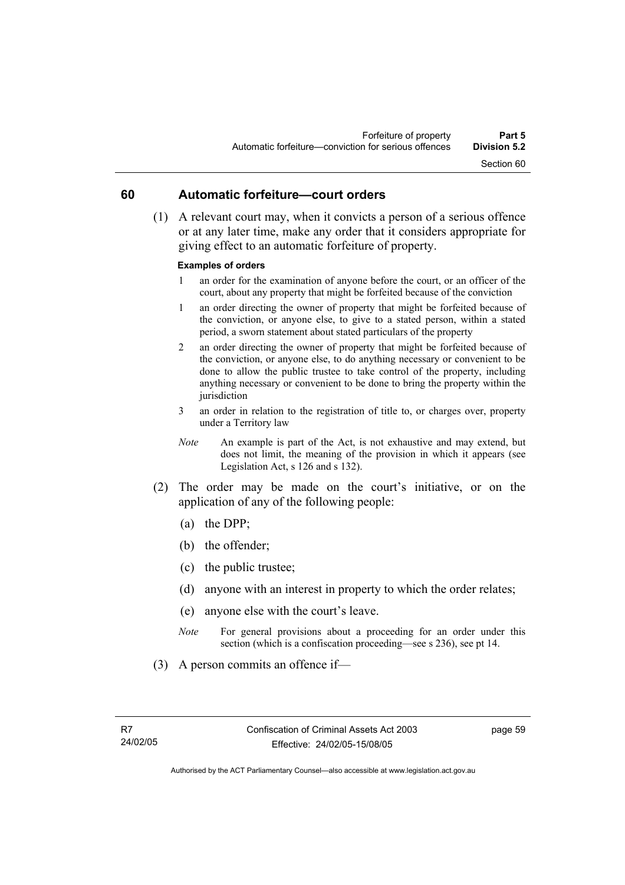## 60 Automatic forfeiture—court orders

(1) A relevant court may, when it convicts a person of a serious offence or at any later time, make any order that it considers appropriate for giving effect to an automatic forfeiture of property.

**Examples of orders**

1 an order for the examination of anyone before the court, or an officer of the court, about any property that might be forfeited because of the conviction

1 an order directing the owner of property that might be forfeited because of the conviction, or anyone else, to give to a stated person, within a stated period, a sworn statement about stated particulars of the property

2 an order directing the owner of property that might be forfeited because of the conviction, or anyone else, to do anything necessary or convenient to be done to allow the public trustee to take control of the property, including anything necessary or convenient to be done to bring the property within the jurisdiction

3 an order in relation to the registration of title to, or charges over, property under a Territory law

*Note* An example is part of the Act, is not exhaustive and may extend, but does not limit, the meaning of the provision in which it appears (see Legislation Act, s 126 and s 132).

(2) The order may be made on the court's initiative, or on the application of any of the following people:

(a) the DPP;

(b) the offender;

(c) the public trustee;

(d) anyone with an interest in property to which the order relates;

(e) anyone else with the court's leave.

*Note* For general provisions about a proceeding for an order under this section (which is a confiscation proceeding—see s 236), see pt 14.

(3) A person commits an offence if—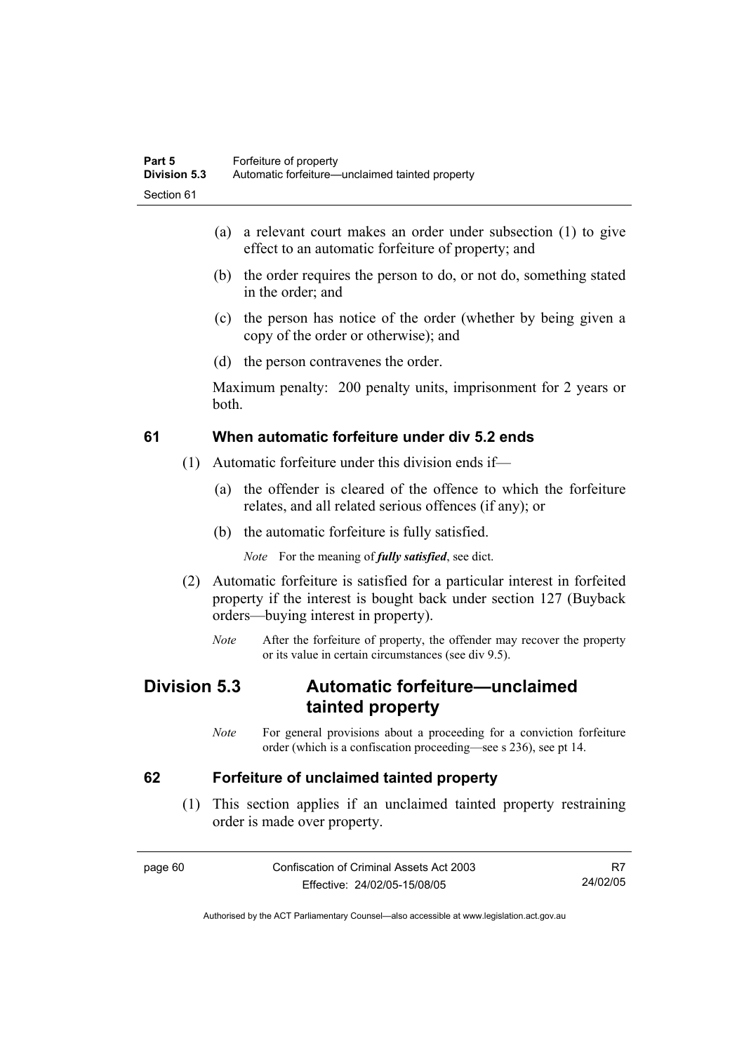(a) a relevant court makes an order under subsection (1) to give effect to an automatic forfeiture of property; and

(b) the order requires the person to do, or not do, something stated in the order; and

(c) the person has notice of the order (whether by being given a copy of the order or otherwise); and

(d) the person contravenes the order.

Maximum penalty: 200 penalty units, imprisonment for 2 years or both.

### 61 When automatic forfeiture under div 5.2 ends

(1) Automatic forfeiture under this division ends if—

(a) the offender is cleared of the offence to which the forfeiture relates, and all related serious offences (if any); or

(b) the automatic forfeiture is fully satisfied.

*Note* For the meaning of ***fully satisfied***, see dict.

(2) Automatic forfeiture is satisfied for a particular interest in forfeited property if the interest is bought back under section 127 (Buyback orders—buying interest in property).

*Note* After the forfeiture of property, the offender may recover the property or its value in certain circumstances (see div 9.5).

## Division 5.3 Automatic forfeiture—unclaimed tainted property

*Note* For general provisions about a proceeding for a conviction forfeiture order (which is a confiscation proceeding—see s 236), see pt 14.

### 62 Forfeiture of unclaimed tainted property

(1) This section applies if an unclaimed tainted property restraining order is made over property.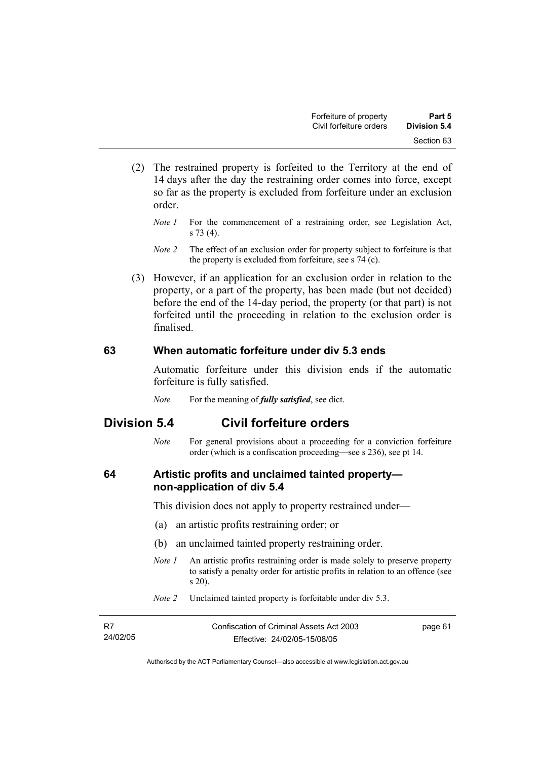(2) The restrained property is forfeited to the Territory at the end of 14 days after the day the restraining order comes into force, except so far as the property is excluded from forfeiture under an exclusion order.

*Note 1* For the commencement of a restraining order, see Legislation Act, s 73 (4).

*Note 2* The effect of an exclusion order for property subject to forfeiture is that the property is excluded from forfeiture, see s 74 (c).

(3) However, if an application for an exclusion order in relation to the property, or a part of the property, has been made (but not decided) before the end of the 14-day period, the property (or that part) is not forfeited until the proceeding in relation to the exclusion order is finalised.

### 63 When automatic forfeiture under div 5.3 ends

Automatic forfeiture under this division ends if the automatic forfeiture is fully satisfied.

*Note* For the meaning of ***fully satisfied***, see dict.

## Division 5.4 Civil forfeiture orders

*Note* For general provisions about a proceeding for a conviction forfeiture order (which is a confiscation proceeding—see s 236), see pt 14.

### 64 Artistic profits and unclaimed tainted property—non-application of div 5.4

This division does not apply to property restrained under—

(a) an artistic profits restraining order; or

(b) an unclaimed tainted property restraining order.

*Note 1* An artistic profits restraining order is made solely to preserve property to satisfy a penalty order for artistic profits in relation to an offence (see s 20).

*Note 2* Unclaimed tainted property is forfeitable under div 5.3.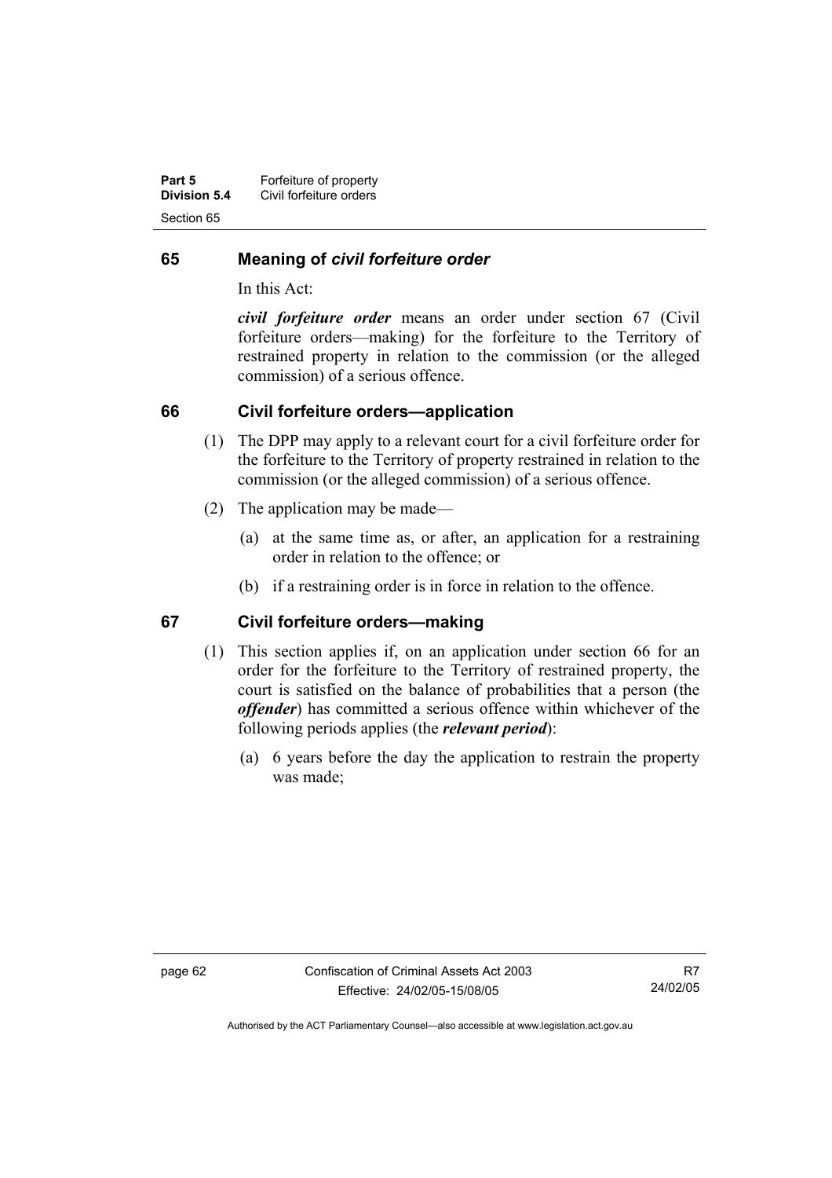## 65 Meaning of *civil forfeiture order*

In this Act:

***civil forfeiture order*** means an order under section 67 (Civil forfeiture orders—making) for the forfeiture to the Territory of restrained property in relation to the commission (or the alleged commission) of a serious offence.

## 66 Civil forfeiture orders—application

(1) The DPP may apply to a relevant court for a civil forfeiture order for the forfeiture to the Territory of property restrained in relation to the commission (or the alleged commission) of a serious offence.

(2) The application may be made—

(a) at the same time as, or after, an application for a restraining order in relation to the offence; or

(b) if a restraining order is in force in relation to the offence.

## 67 Civil forfeiture orders—making

(1) This section applies if, on an application under section 66 for an order for the forfeiture to the Territory of restrained property, the court is satisfied on the balance of probabilities that a person (the ***offender***) has committed a serious offence within whichever of the following periods applies (the ***relevant period***):

(a) 6 years before the day the application to restrain the property was made;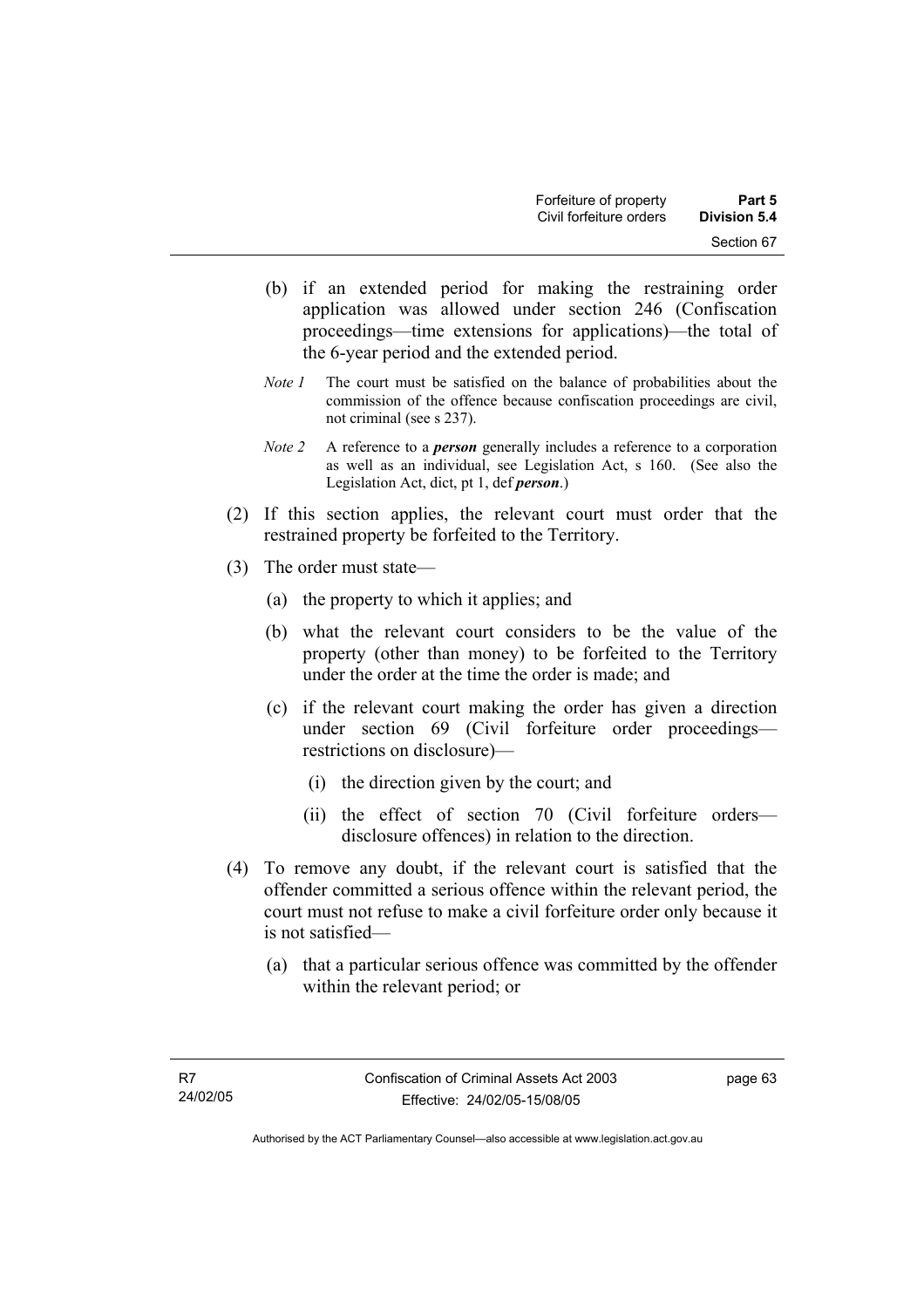(b) if an extended period for making the restraining order application was allowed under section 246 (Confiscation proceedings—time extensions for applications)—the total of the 6-year period and the extended period.

*Note 1* The court must be satisfied on the balance of probabilities about the commission of the offence because confiscation proceedings are civil, not criminal (see s 237).

*Note 2* A reference to a ***person*** generally includes a reference to a corporation as well as an individual, see Legislation Act, s 160. (See also the Legislation Act, dict, pt 1, def ***person***.)

(2) If this section applies, the relevant court must order that the restrained property be forfeited to the Territory.

(3) The order must state—

(a) the property to which it applies; and

(b) what the relevant court considers to be the value of the property (other than money) to be forfeited to the Territory under the order at the time the order is made; and

(c) if the relevant court making the order has given a direction under section 69 (Civil forfeiture order proceedings—restrictions on disclosure)—

(i) the direction given by the court; and

(ii) the effect of section 70 (Civil forfeiture orders—disclosure offences) in relation to the direction.

(4) To remove any doubt, if the relevant court is satisfied that the offender committed a serious offence within the relevant period, the court must not refuse to make a civil forfeiture order only because it is not satisfied—

(a) that a particular serious offence was committed by the offender within the relevant period; or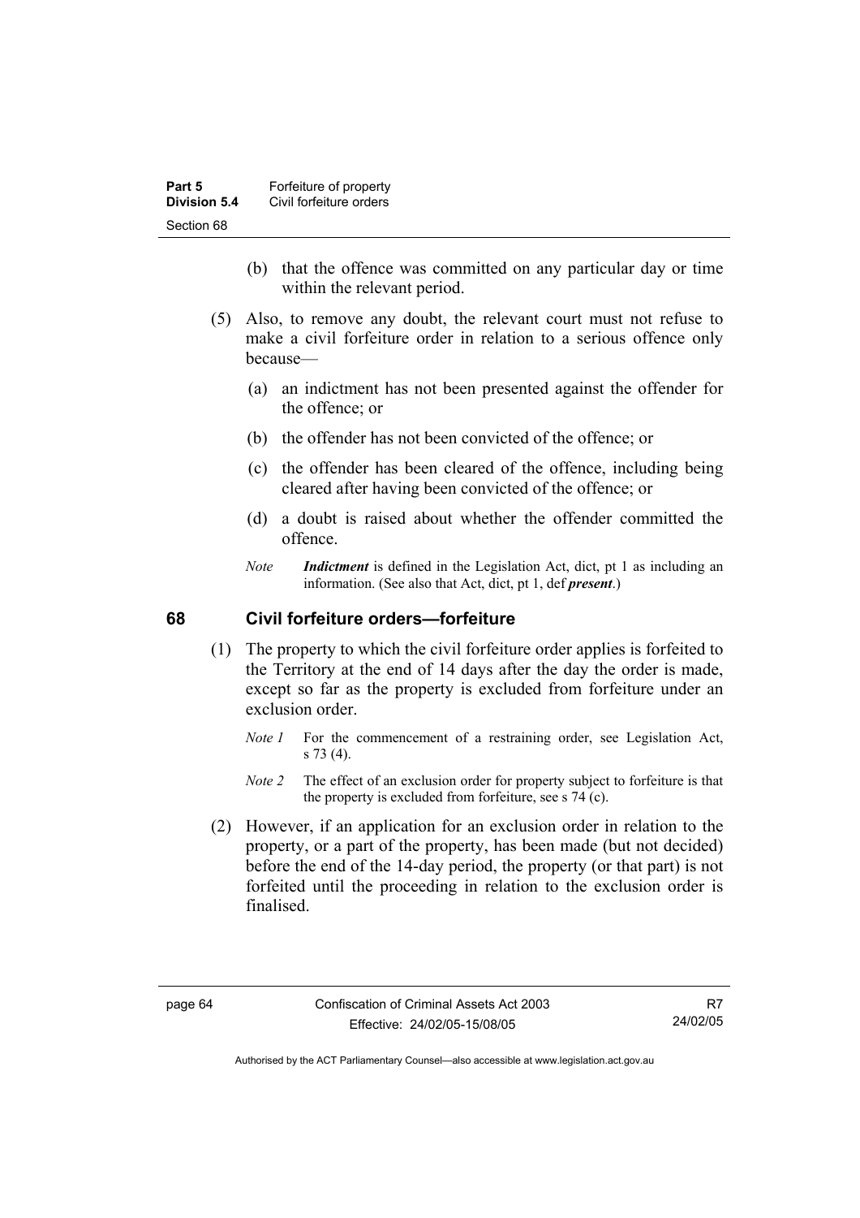(b) that the offence was committed on any particular day or time within the relevant period.

(5) Also, to remove any doubt, the relevant court must not refuse to make a civil forfeiture order in relation to a serious offence only because—

(a) an indictment has not been presented against the offender for the offence; or

(b) the offender has not been convicted of the offence; or

(c) the offender has been cleared of the offence, including being cleared after having been convicted of the offence; or

(d) a doubt is raised about whether the offender committed the offence.

*Note* ***Indictment*** is defined in the Legislation Act, dict, pt 1 as including an information. (See also that Act, dict, pt 1, def ***present***.)

## 68 Civil forfeiture orders—forfeiture

(1) The property to which the civil forfeiture order applies is forfeited to the Territory at the end of 14 days after the day the order is made, except so far as the property is excluded from forfeiture under an exclusion order.

*Note 1* For the commencement of a restraining order, see Legislation Act, s 73 (4).

*Note 2* The effect of an exclusion order for property subject to forfeiture is that the property is excluded from forfeiture, see s 74 (c).

(2) However, if an application for an exclusion order in relation to the property, or a part of the property, has been made (but not decided) before the end of the 14-day period, the property (or that part) is not forfeited until the proceeding in relation to the exclusion order is finalised.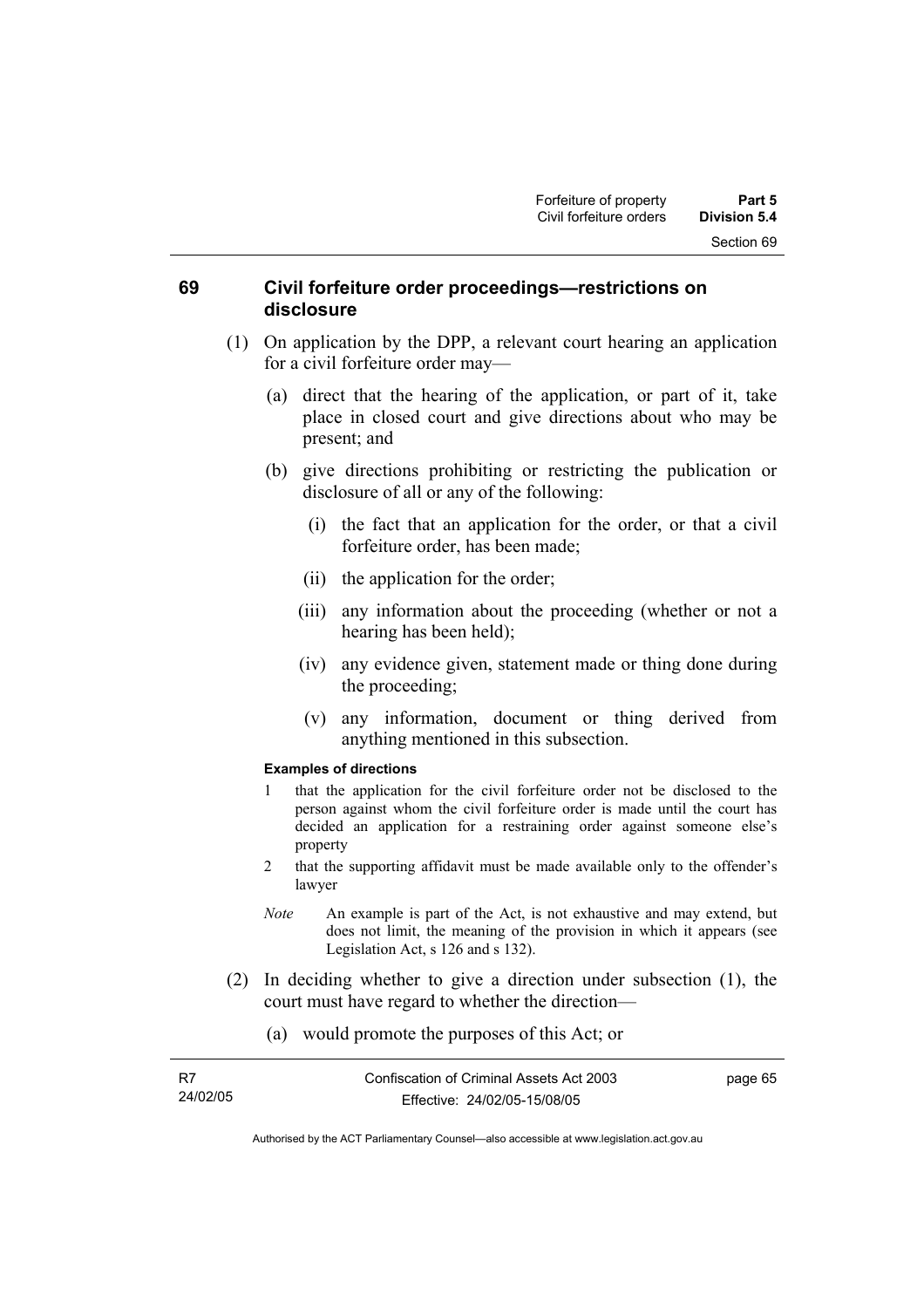## 69 Civil forfeiture order proceedings—restrictions on disclosure

(1) On application by the DPP, a relevant court hearing an application for a civil forfeiture order may—

(a) direct that the hearing of the application, or part of it, take place in closed court and give directions about who may be present; and

(b) give directions prohibiting or restricting the publication or disclosure of all or any of the following:

(i) the fact that an application for the order, or that a civil forfeiture order, has been made;

(ii) the application for the order;

(iii) any information about the proceeding (whether or not a hearing has been held);

(iv) any evidence given, statement made or thing done during the proceeding;

(v) any information, document or thing derived from anything mentioned in this subsection.

**Examples of directions**

1 that the application for the civil forfeiture order not be disclosed to the person against whom the civil forfeiture order is made until the court has decided an application for a restraining order against someone else's property

2 that the supporting affidavit must be made available only to the offender's lawyer

*Note* An example is part of the Act, is not exhaustive and may extend, but does not limit, the meaning of the provision in which it appears (see Legislation Act, s 126 and s 132).

(2) In deciding whether to give a direction under subsection (1), the court must have regard to whether the direction—

(a) would promote the purposes of this Act; or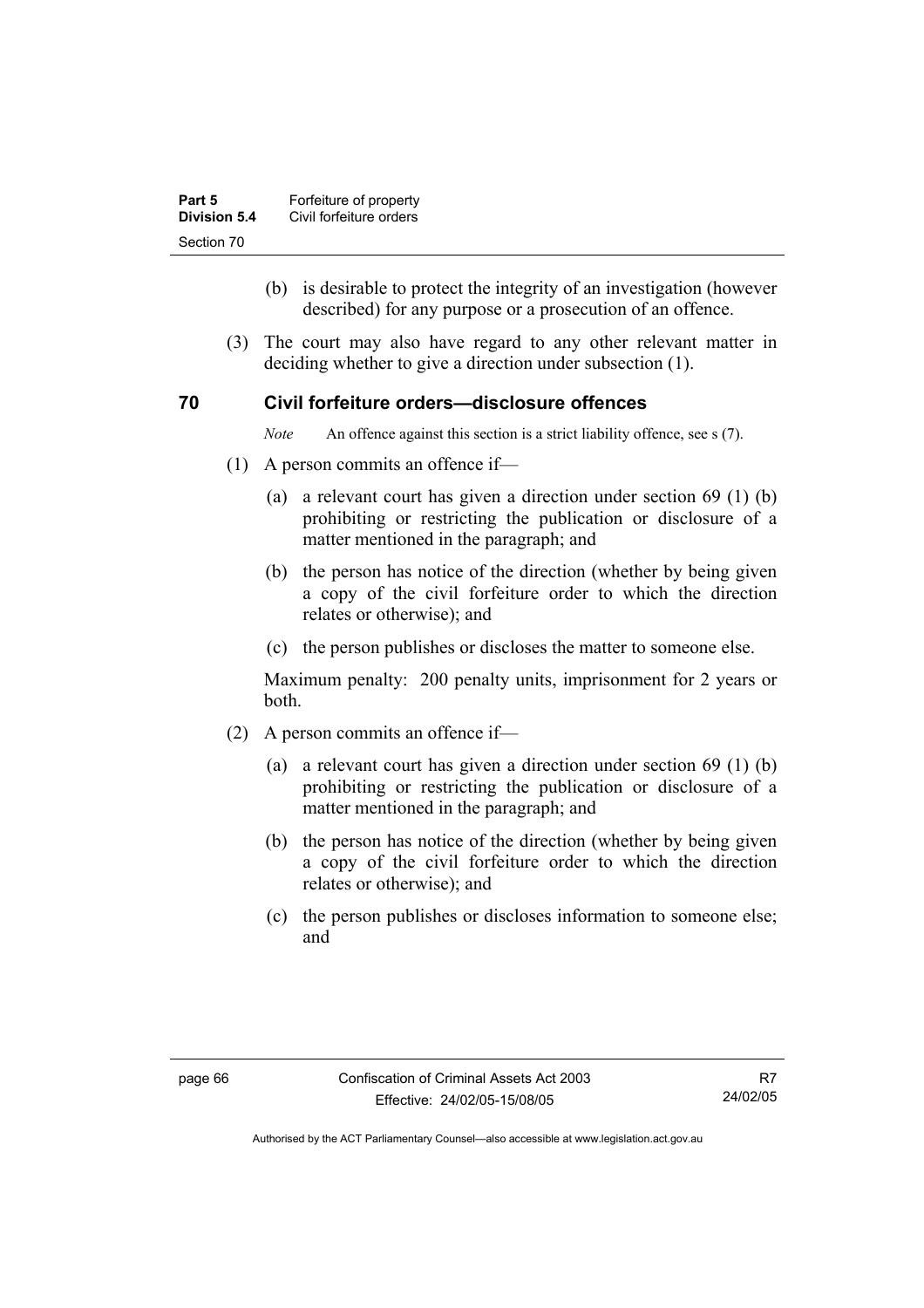(b) is desirable to protect the integrity of an investigation (however described) for any purpose or a prosecution of an offence.

(3) The court may also have regard to any other relevant matter in deciding whether to give a direction under subsection (1).

## 70 Civil forfeiture orders—disclosure offences

*Note* An offence against this section is a strict liability offence, see s (7).

(1) A person commits an offence if—

(a) a relevant court has given a direction under section 69 (1) (b) prohibiting or restricting the publication or disclosure of a matter mentioned in the paragraph; and

(b) the person has notice of the direction (whether by being given a copy of the civil forfeiture order to which the direction relates or otherwise); and

(c) the person publishes or discloses the matter to someone else.

Maximum penalty: 200 penalty units, imprisonment for 2 years or both.

(2) A person commits an offence if—

(a) a relevant court has given a direction under section 69 (1) (b) prohibiting or restricting the publication or disclosure of a matter mentioned in the paragraph; and

(b) the person has notice of the direction (whether by being given a copy of the civil forfeiture order to which the direction relates or otherwise); and

(c) the person publishes or discloses information to someone else; and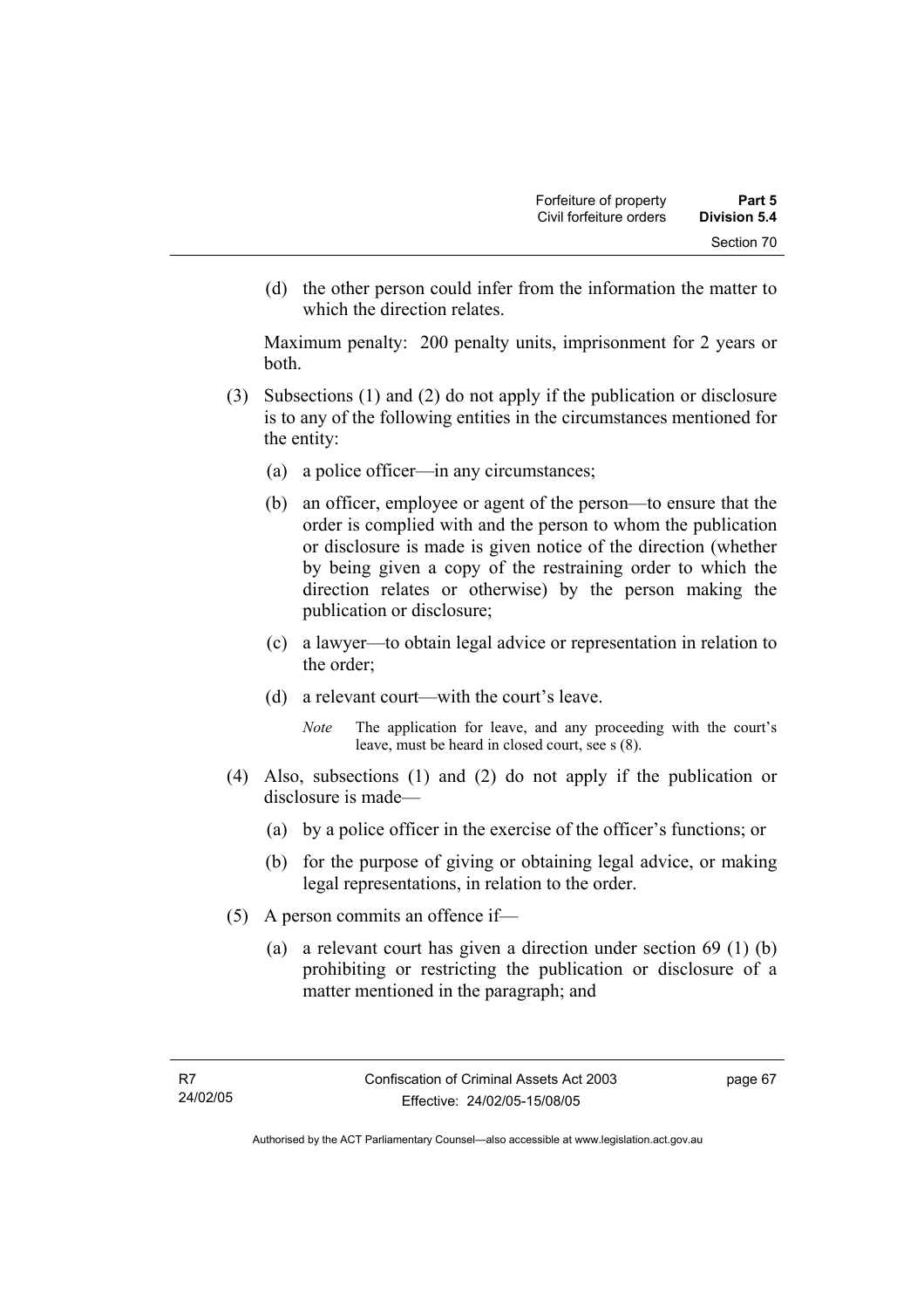(d) the other person could infer from the information the matter to which the direction relates.

Maximum penalty: 200 penalty units, imprisonment for 2 years or both.

(3) Subsections (1) and (2) do not apply if the publication or disclosure is to any of the following entities in the circumstances mentioned for the entity:

(a) a police officer—in any circumstances;

(b) an officer, employee or agent of the person—to ensure that the order is complied with and the person to whom the publication or disclosure is made is given notice of the direction (whether by being given a copy of the restraining order to which the direction relates or otherwise) by the person making the publication or disclosure;

(c) a lawyer—to obtain legal advice or representation in relation to the order;

(d) a relevant court—with the court's leave.

*Note* The application for leave, and any proceeding with the court's leave, must be heard in closed court, see s (8).

(4) Also, subsections (1) and (2) do not apply if the publication or disclosure is made—

(a) by a police officer in the exercise of the officer's functions; or

(b) for the purpose of giving or obtaining legal advice, or making legal representations, in relation to the order.

(5) A person commits an offence if—

(a) a relevant court has given a direction under section 69 (1) (b) prohibiting or restricting the publication or disclosure of a matter mentioned in the paragraph; and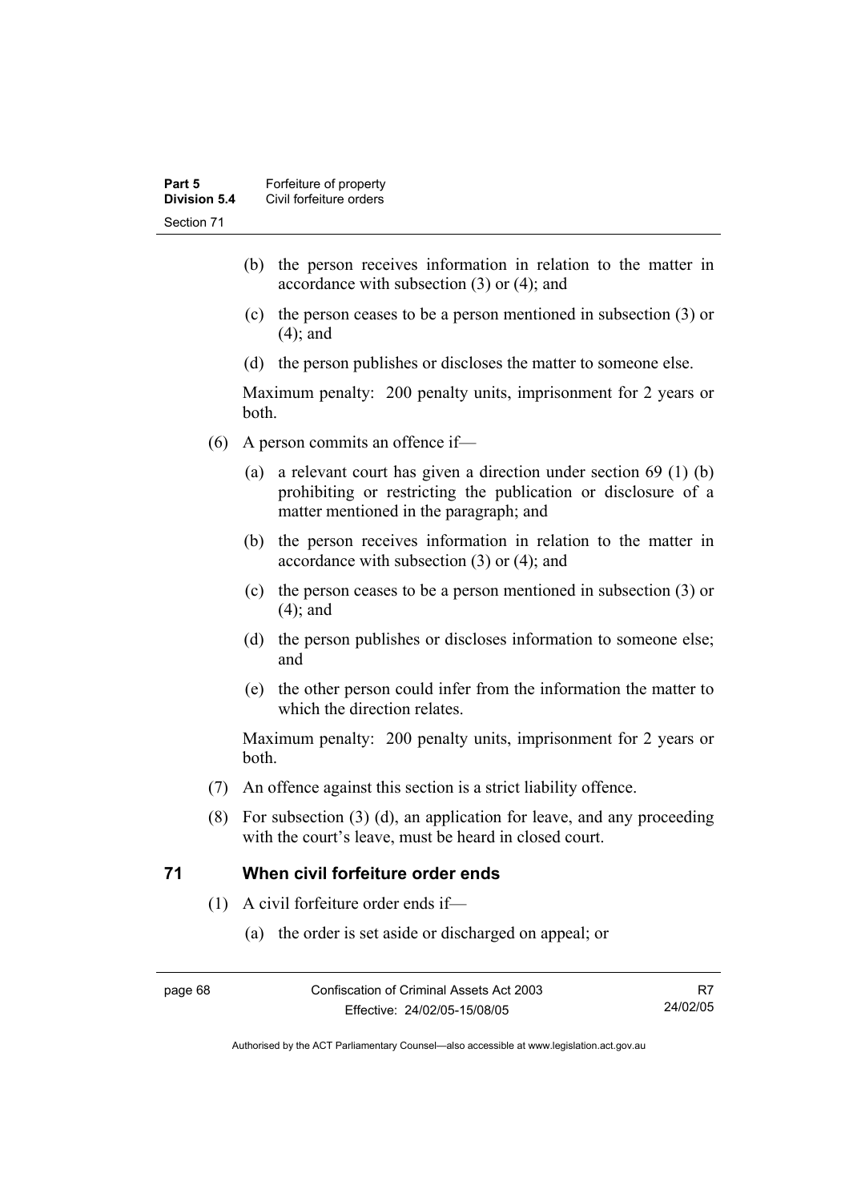(b) the person receives information in relation to the matter in accordance with subsection (3) or (4); and

(c) the person ceases to be a person mentioned in subsection (3) or (4); and

(d) the person publishes or discloses the matter to someone else.

Maximum penalty: 200 penalty units, imprisonment for 2 years or both.

(6) A person commits an offence if—

(a) a relevant court has given a direction under section 69 (1) (b) prohibiting or restricting the publication or disclosure of a matter mentioned in the paragraph; and

(b) the person receives information in relation to the matter in accordance with subsection (3) or (4); and

(c) the person ceases to be a person mentioned in subsection (3) or (4); and

(d) the person publishes or discloses information to someone else; and

(e) the other person could infer from the information the matter to which the direction relates.

Maximum penalty: 200 penalty units, imprisonment for 2 years or both.

(7) An offence against this section is a strict liability offence.

(8) For subsection (3) (d), an application for leave, and any proceeding with the court's leave, must be heard in closed court.

## 71 When civil forfeiture order ends

(1) A civil forfeiture order ends if—

(a) the order is set aside or discharged on appeal; or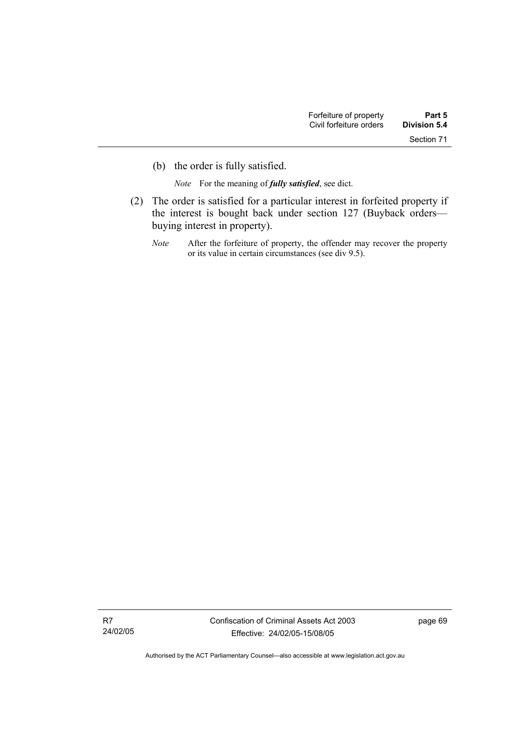(b) the order is fully satisfied.

*Note* For the meaning of ***fully satisfied***, see dict.

(2) The order is satisfied for a particular interest in forfeited property if the interest is bought back under section 127 (Buyback orders—buying interest in property).

*Note* After the forfeiture of property, the offender may recover the property or its value in certain circumstances (see div 9.5).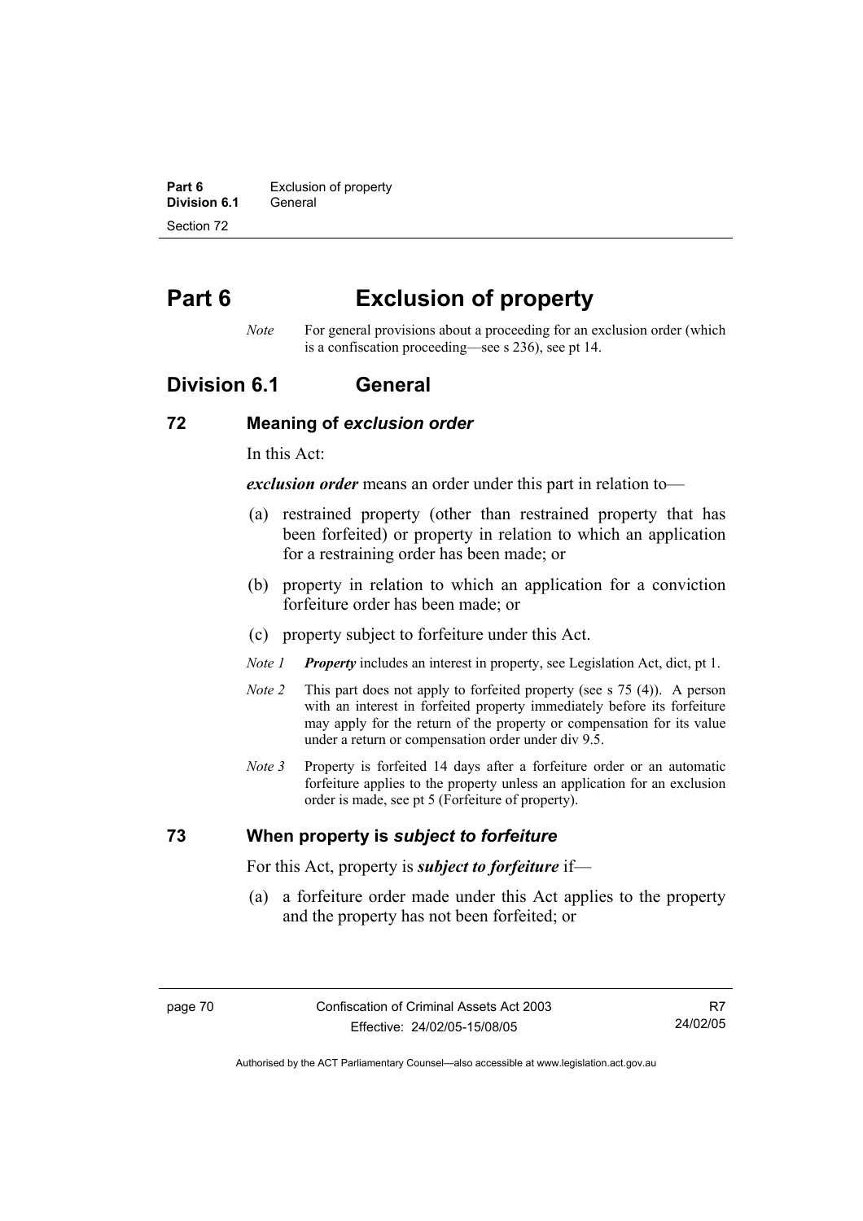# Part 6 Exclusion of property

*Note* For general provisions about a proceeding for an exclusion order (which is a confiscation proceeding—see s 236), see pt 14.

## Division 6.1 General

### 72 Meaning of *exclusion order*

In this Act:

***exclusion order*** means an order under this part in relation to—

(a) restrained property (other than restrained property that has been forfeited) or property in relation to which an application for a restraining order has been made; or

(b) property in relation to which an application for a conviction forfeiture order has been made; or

(c) property subject to forfeiture under this Act.

*Note 1* ***Property*** includes an interest in property, see Legislation Act, dict, pt 1.

*Note 2* This part does not apply to forfeited property (see s 75 (4)). A person with an interest in forfeited property immediately before its forfeiture may apply for the return of the property or compensation for its value under a return or compensation order under div 9.5.

*Note 3* Property is forfeited 14 days after a forfeiture order or an automatic forfeiture applies to the property unless an application for an exclusion order is made, see pt 5 (Forfeiture of property).

### 73 When property is *subject to forfeiture*

For this Act, property is ***subject to forfeiture*** if—

(a) a forfeiture order made under this Act applies to the property and the property has not been forfeited; or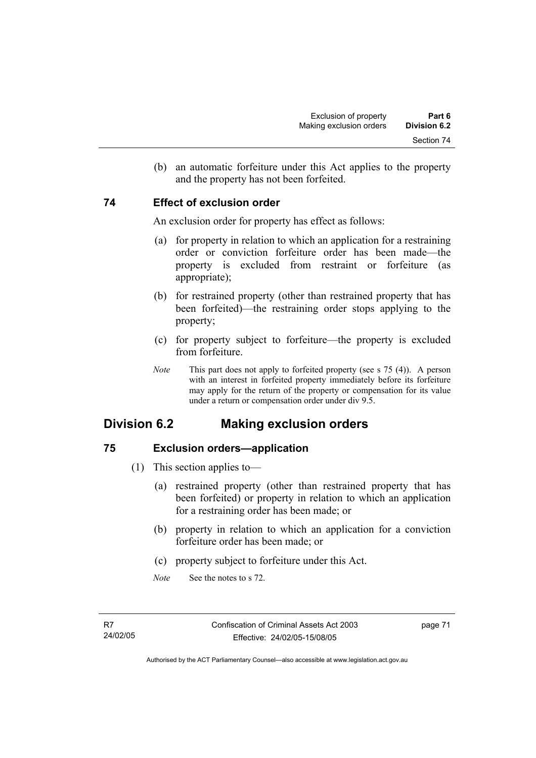(b) an automatic forfeiture under this Act applies to the property and the property has not been forfeited.

### 74 Effect of exclusion order

An exclusion order for property has effect as follows:

(a) for property in relation to which an application for a restraining order or conviction forfeiture order has been made—the property is excluded from restraint or forfeiture (as appropriate);

(b) for restrained property (other than restrained property that has been forfeited)—the restraining order stops applying to the property;

(c) for property subject to forfeiture—the property is excluded from forfeiture.

*Note* This part does not apply to forfeited property (see s 75 (4)). A person with an interest in forfeited property immediately before its forfeiture may apply for the return of the property or compensation for its value under a return or compensation order under div 9.5.

## Division 6.2 Making exclusion orders

### 75 Exclusion orders—application

(1) This section applies to—

(a) restrained property (other than restrained property that has been forfeited) or property in relation to which an application for a restraining order has been made; or

(b) property in relation to which an application for a conviction forfeiture order has been made; or

(c) property subject to forfeiture under this Act.

*Note* See the notes to s 72.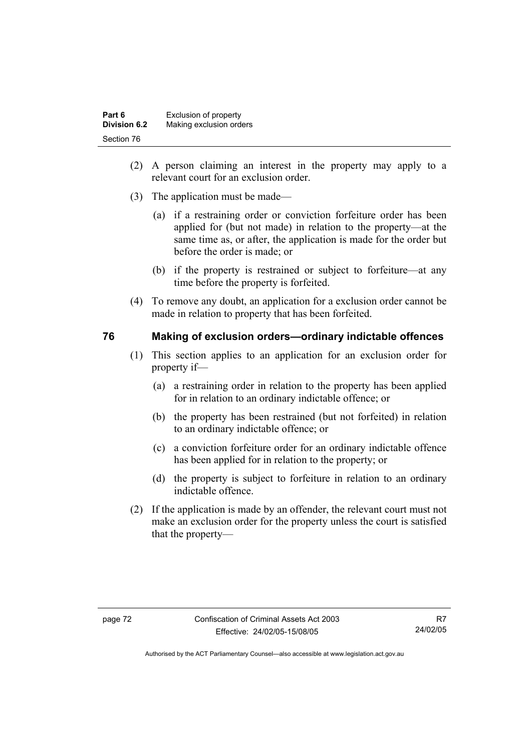(2) A person claiming an interest in the property may apply to a relevant court for an exclusion order.

(3) The application must be made—

(a) if a restraining order or conviction forfeiture order has been applied for (but not made) in relation to the property—at the same time as, or after, the application is made for the order but before the order is made; or

(b) if the property is restrained or subject to forfeiture—at any time before the property is forfeited.

(4) To remove any doubt, an application for a exclusion order cannot be made in relation to property that has been forfeited.

## 76 Making of exclusion orders—ordinary indictable offences

(1) This section applies to an application for an exclusion order for property if—

(a) a restraining order in relation to the property has been applied for in relation to an ordinary indictable offence; or

(b) the property has been restrained (but not forfeited) in relation to an ordinary indictable offence; or

(c) a conviction forfeiture order for an ordinary indictable offence has been applied for in relation to the property; or

(d) the property is subject to forfeiture in relation to an ordinary indictable offence.

(2) If the application is made by an offender, the relevant court must not make an exclusion order for the property unless the court is satisfied that the property—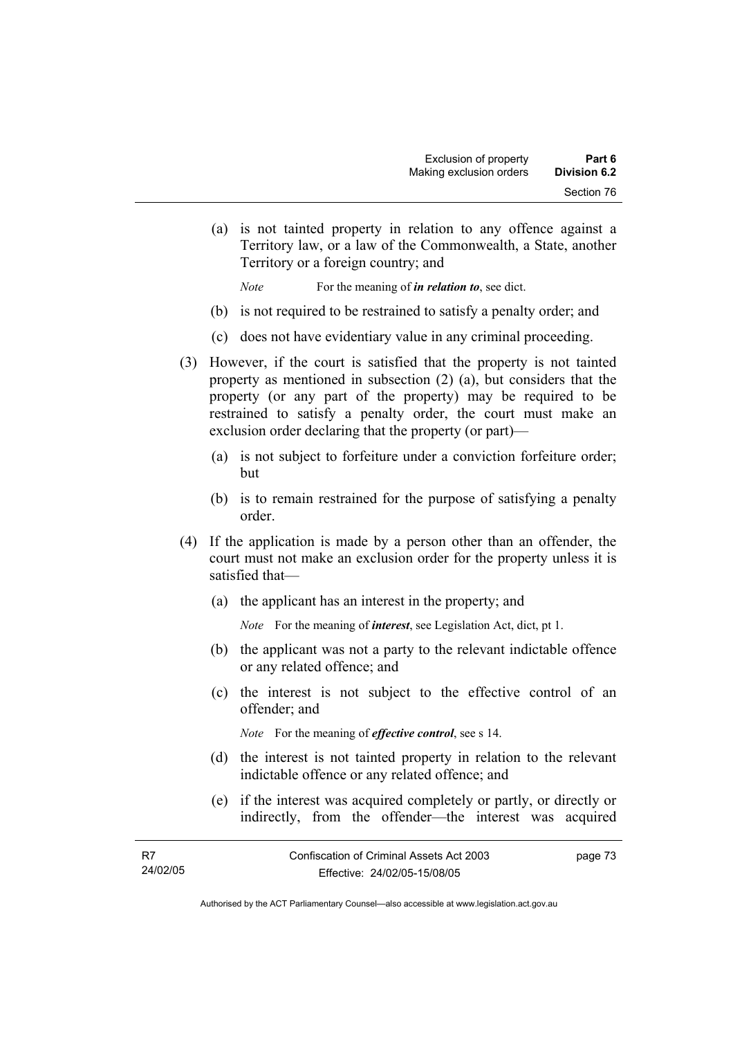(a) is not tainted property in relation to any offence against a Territory law, or a law of the Commonwealth, a State, another Territory or a foreign country; and

*Note* For the meaning of ***in relation to***, see dict.

(b) is not required to be restrained to satisfy a penalty order; and

(c) does not have evidentiary value in any criminal proceeding.

(3) However, if the court is satisfied that the property is not tainted property as mentioned in subsection (2) (a), but considers that the property (or any part of the property) may be required to be restrained to satisfy a penalty order, the court must make an exclusion order declaring that the property (or part)—

(a) is not subject to forfeiture under a conviction forfeiture order; but

(b) is to remain restrained for the purpose of satisfying a penalty order.

(4) If the application is made by a person other than an offender, the court must not make an exclusion order for the property unless it is satisfied that—

(a) the applicant has an interest in the property; and

*Note* For the meaning of ***interest***, see Legislation Act, dict, pt 1.

(b) the applicant was not a party to the relevant indictable offence or any related offence; and

(c) the interest is not subject to the effective control of an offender; and

*Note* For the meaning of ***effective control***, see s 14.

(d) the interest is not tainted property in relation to the relevant indictable offence or any related offence; and

(e) if the interest was acquired completely or partly, or directly or indirectly, from the offender—the interest was acquired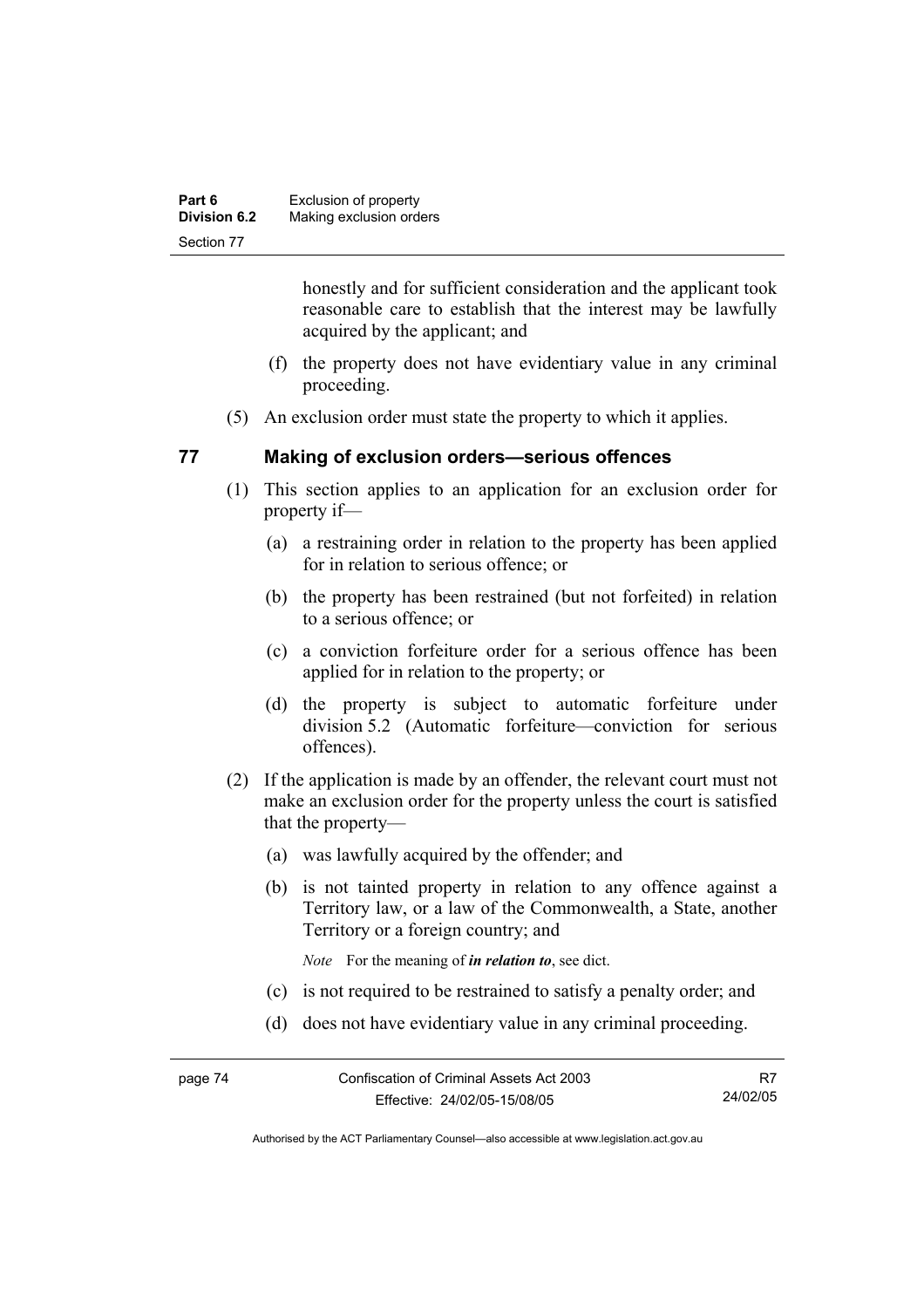honestly and for sufficient consideration and the applicant took reasonable care to establish that the interest may be lawfully acquired by the applicant; and

(f) the property does not have evidentiary value in any criminal proceeding.

(5) An exclusion order must state the property to which it applies.

## 77 Making of exclusion orders—serious offences

(1) This section applies to an application for an exclusion order for property if—

(a) a restraining order in relation to the property has been applied for in relation to serious offence; or

(b) the property has been restrained (but not forfeited) in relation to a serious offence; or

(c) a conviction forfeiture order for a serious offence has been applied for in relation to the property; or

(d) the property is subject to automatic forfeiture under division 5.2 (Automatic forfeiture—conviction for serious offences).

(2) If the application is made by an offender, the relevant court must not make an exclusion order for the property unless the court is satisfied that the property—

(a) was lawfully acquired by the offender; and

(b) is not tainted property in relation to any offence against a Territory law, or a law of the Commonwealth, a State, another Territory or a foreign country; and

*Note* For the meaning of ***in relation to***, see dict.

(c) is not required to be restrained to satisfy a penalty order; and

(d) does not have evidentiary value in any criminal proceeding.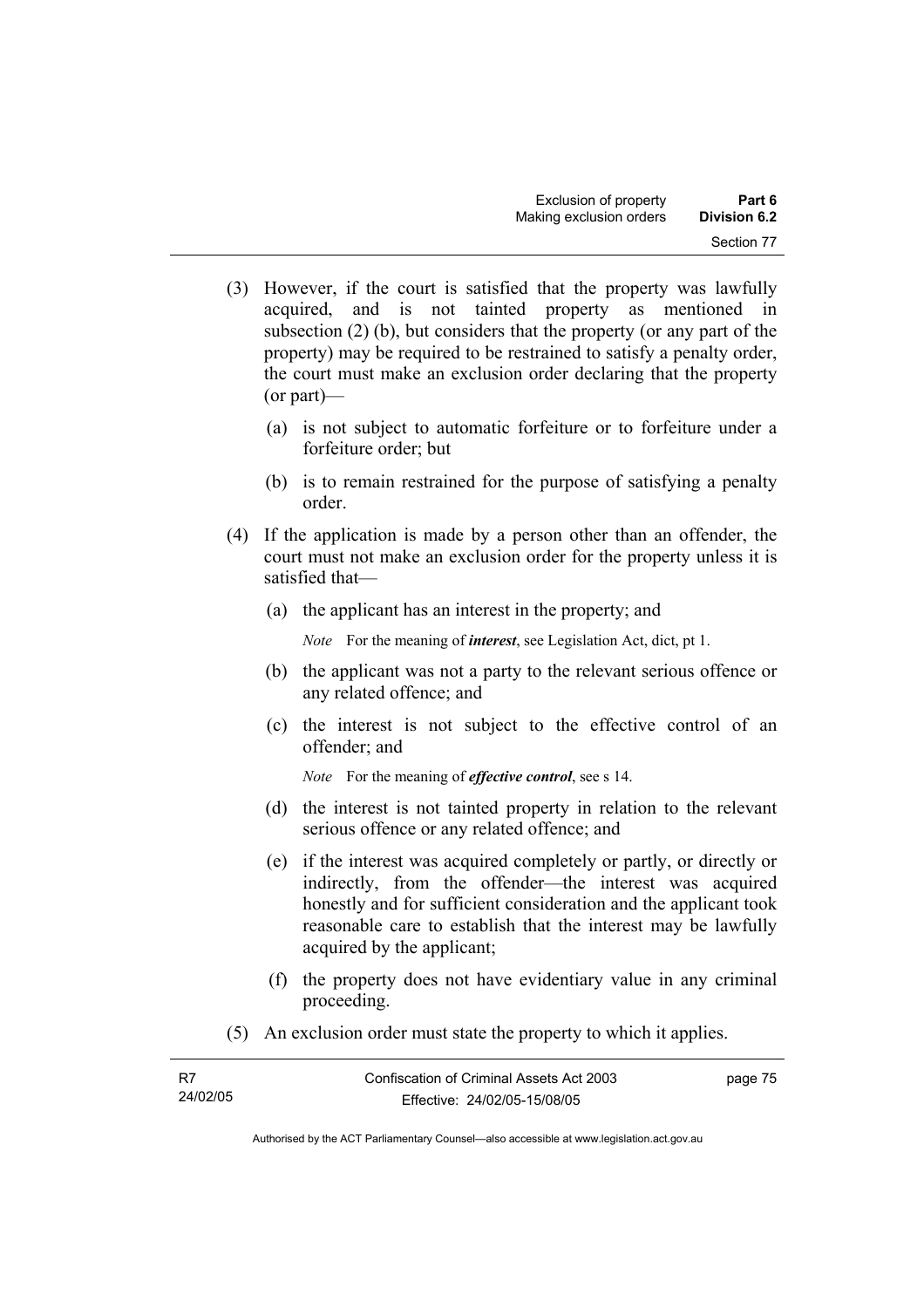(3) However, if the court is satisfied that the property was lawfully acquired, and is not tainted property as mentioned in subsection (2) (b), but considers that the property (or any part of the property) may be required to be restrained to satisfy a penalty order, the court must make an exclusion order declaring that the property (or part)—

(a) is not subject to automatic forfeiture or to forfeiture under a forfeiture order; but

(b) is to remain restrained for the purpose of satisfying a penalty order.

(4) If the application is made by a person other than an offender, the court must not make an exclusion order for the property unless it is satisfied that—

(a) the applicant has an interest in the property; and

*Note* For the meaning of ***interest***, see Legislation Act, dict, pt 1.

(b) the applicant was not a party to the relevant serious offence or any related offence; and

(c) the interest is not subject to the effective control of an offender; and

*Note* For the meaning of ***effective control***, see s 14.

(d) the interest is not tainted property in relation to the relevant serious offence or any related offence; and

(e) if the interest was acquired completely or partly, or directly or indirectly, from the offender—the interest was acquired honestly and for sufficient consideration and the applicant took reasonable care to establish that the interest may be lawfully acquired by the applicant;

(f) the property does not have evidentiary value in any criminal proceeding.

(5) An exclusion order must state the property to which it applies.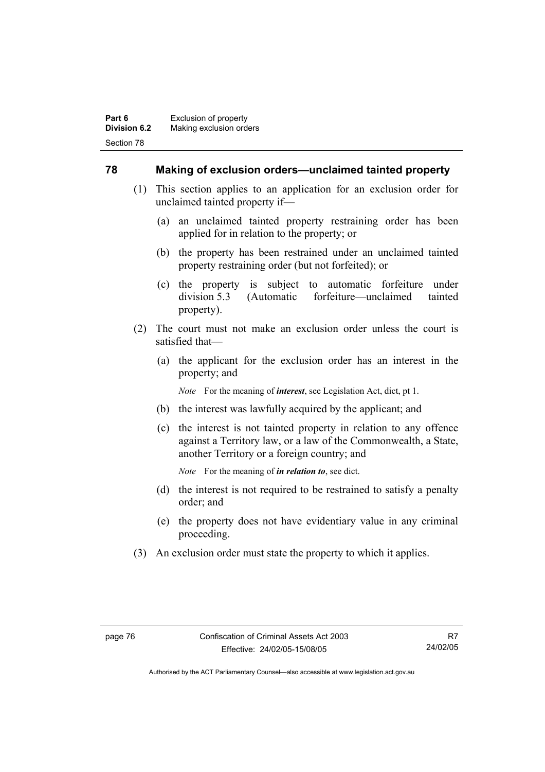## 78 Making of exclusion orders—unclaimed tainted property

(1) This section applies to an application for an exclusion order for unclaimed tainted property if—

(a) an unclaimed tainted property restraining order has been applied for in relation to the property; or

(b) the property has been restrained under an unclaimed tainted property restraining order (but not forfeited); or

(c) the property is subject to automatic forfeiture under division 5.3 (Automatic forfeiture—unclaimed tainted property).

(2) The court must not make an exclusion order unless the court is satisfied that—

(a) the applicant for the exclusion order has an interest in the property; and

*Note* For the meaning of ***interest***, see Legislation Act, dict, pt 1.

(b) the interest was lawfully acquired by the applicant; and

(c) the interest is not tainted property in relation to any offence against a Territory law, or a law of the Commonwealth, a State, another Territory or a foreign country; and

*Note* For the meaning of ***in relation to***, see dict.

(d) the interest is not required to be restrained to satisfy a penalty order; and

(e) the property does not have evidentiary value in any criminal proceeding.

(3) An exclusion order must state the property to which it applies.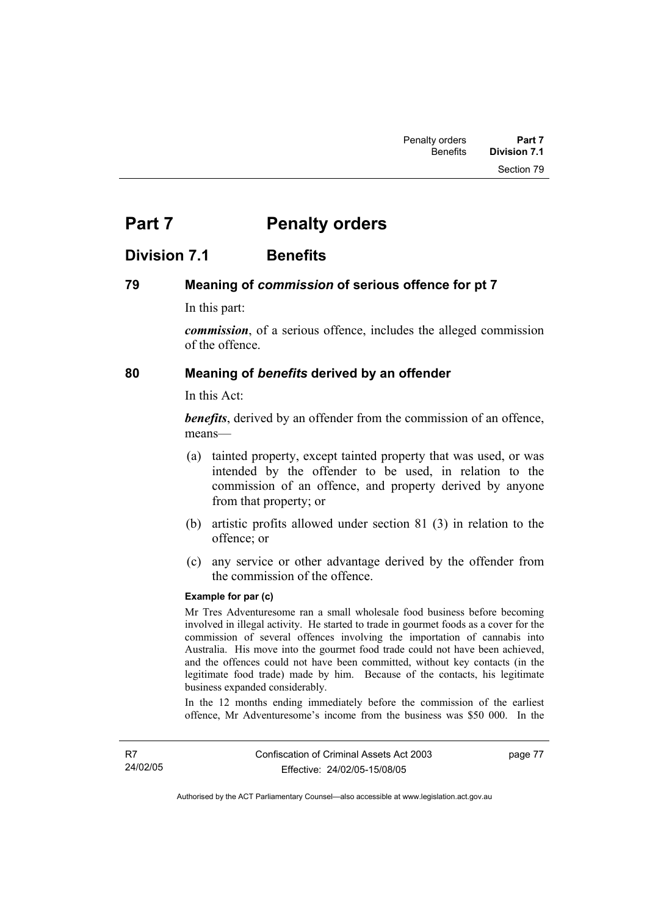# Part 7 Penalty orders

## Division 7.1 Benefits

### 79 Meaning of *commission* of serious offence for pt 7

In this part:

***commission***, of a serious offence, includes the alleged commission of the offence.

### 80 Meaning of *benefits* derived by an offender

In this Act:

***benefits***, derived by an offender from the commission of an offence, means—

(a) tainted property, except tainted property that was used, or was intended by the offender to be used, in relation to the commission of an offence, and property derived by anyone from that property; or

(b) artistic profits allowed under section 81 (3) in relation to the offence; or

(c) any service or other advantage derived by the offender from the commission of the offence.

**Example for par (c)**

Mr Tres Adventuresome ran a small wholesale food business before becoming involved in illegal activity. He started to trade in gourmet foods as a cover for the commission of several offences involving the importation of cannabis into Australia. His move into the gourmet food trade could not have been achieved, and the offences could not have been committed, without key contacts (in the legitimate food trade) made by him. Because of the contacts, his legitimate business expanded considerably.

In the 12 months ending immediately before the commission of the earliest offence, Mr Adventuresome's income from the business was $50 000. In the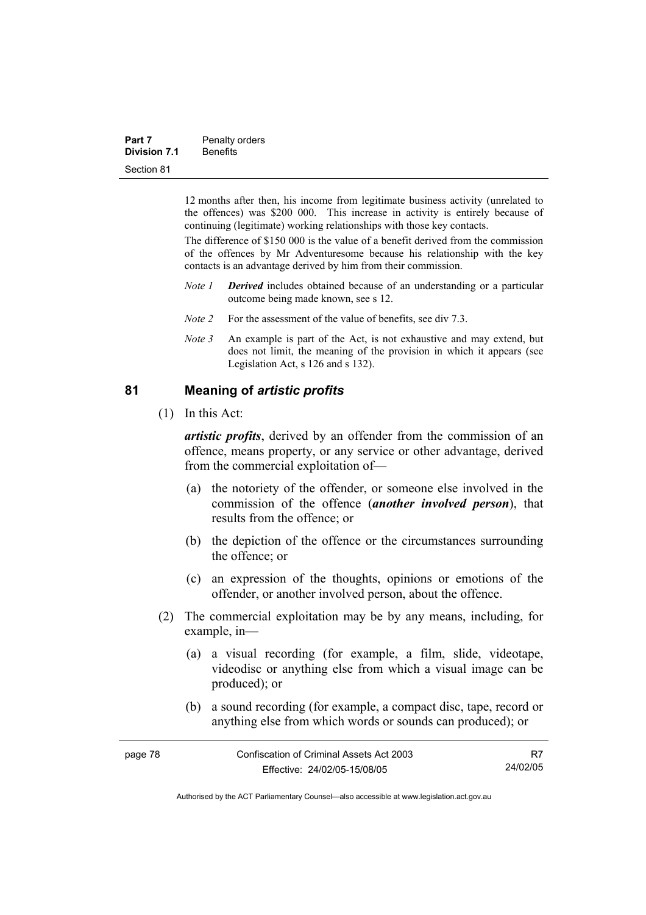12 months after then, his income from legitimate business activity (unrelated to the offences) was $200 000. This increase in activity is entirely because of continuing (legitimate) working relationships with those key contacts.

The difference of $150 000 is the value of a benefit derived from the commission of the offences by Mr Adventuresome because his relationship with the key contacts is an advantage derived by him from their commission.

*Note 1* ***Derived*** includes obtained because of an understanding or a particular outcome being made known, see s 12.

*Note 2* For the assessment of the value of benefits, see div 7.3.

*Note 3* An example is part of the Act, is not exhaustive and may extend, but does not limit, the meaning of the provision in which it appears (see Legislation Act, s 126 and s 132).

## 81 Meaning of *artistic profits*

(1) In this Act:

***artistic profits***, derived by an offender from the commission of an offence, means property, or any service or other advantage, derived from the commercial exploitation of—

(a) the notoriety of the offender, or someone else involved in the commission of the offence (***another involved person***), that results from the offence; or

(b) the depiction of the offence or the circumstances surrounding the offence; or

(c) an expression of the thoughts, opinions or emotions of the offender, or another involved person, about the offence.

(2) The commercial exploitation may be by any means, including, for example, in—

(a) a visual recording (for example, a film, slide, videotape, videodisc or anything else from which a visual image can be produced); or

(b) a sound recording (for example, a compact disc, tape, record or anything else from which words or sounds can produced); or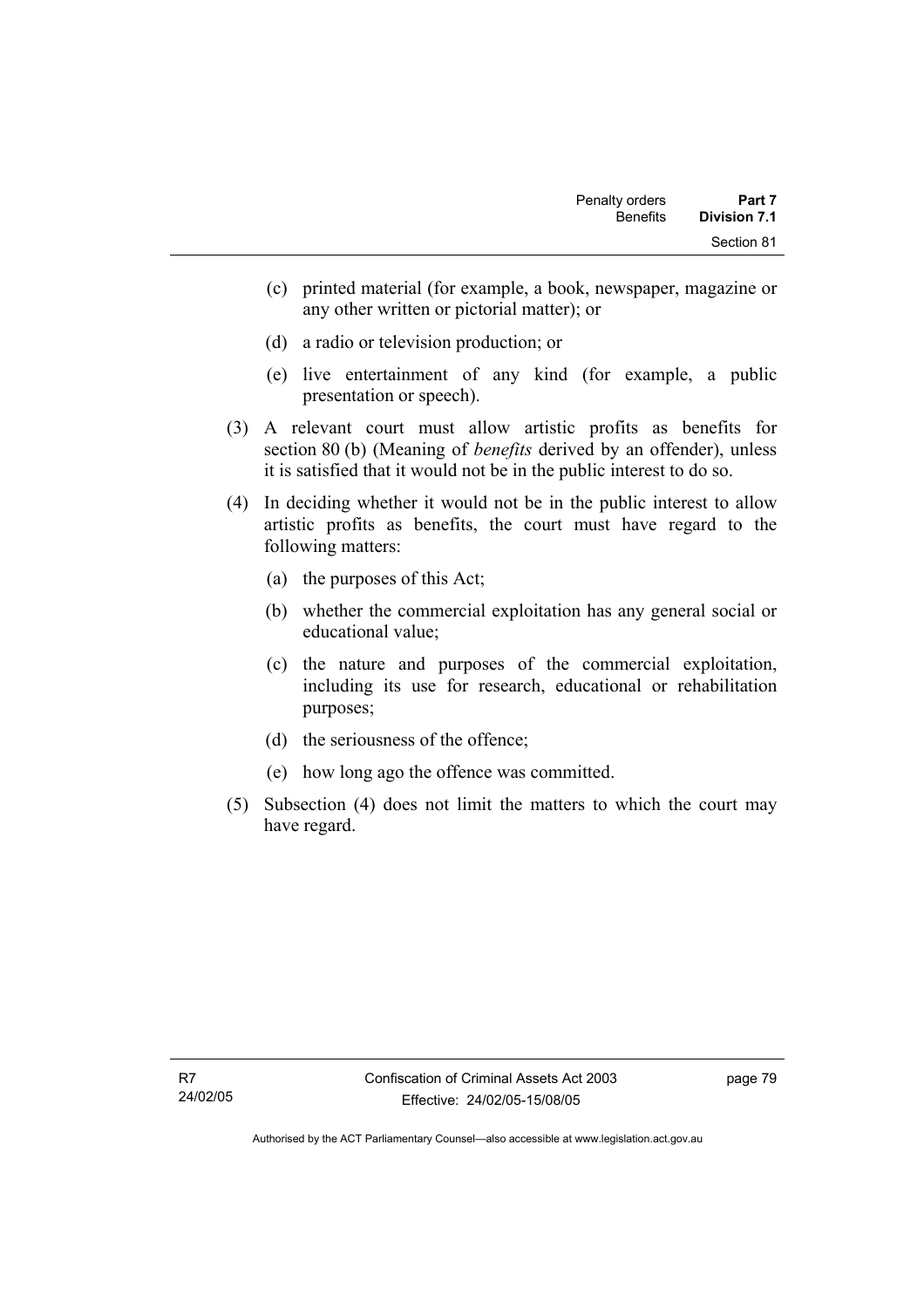(c) printed material (for example, a book, newspaper, magazine or any other written or pictorial matter); or

(d) a radio or television production; or

(e) live entertainment of any kind (for example, a public presentation or speech).

(3) A relevant court must allow artistic profits as benefits for section 80 (b) (Meaning of *benefits* derived by an offender), unless it is satisfied that it would not be in the public interest to do so.

(4) In deciding whether it would not be in the public interest to allow artistic profits as benefits, the court must have regard to the following matters:

(a) the purposes of this Act;

(b) whether the commercial exploitation has any general social or educational value;

(c) the nature and purposes of the commercial exploitation, including its use for research, educational or rehabilitation purposes;

(d) the seriousness of the offence;

(e) how long ago the offence was committed.

(5) Subsection (4) does not limit the matters to which the court may have regard.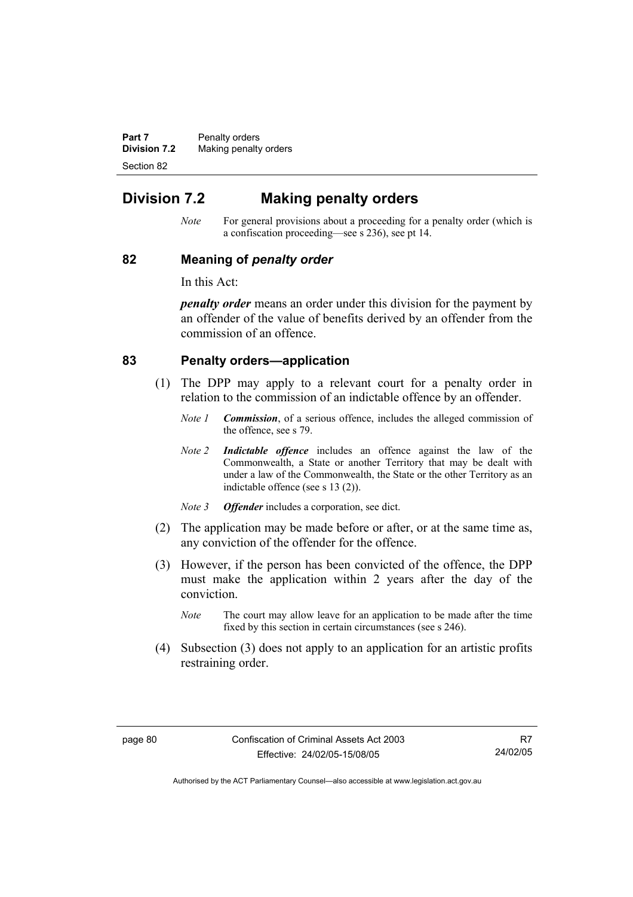## Division 7.2 Making penalty orders

*Note* For general provisions about a proceeding for a penalty order (which is a confiscation proceeding—see s 236), see pt 14.

### 82 Meaning of *penalty order*

In this Act:

***penalty order*** means an order under this division for the payment by an offender of the value of benefits derived by an offender from the commission of an offence.

### 83 Penalty orders—application

(1) The DPP may apply to a relevant court for a penalty order in relation to the commission of an indictable offence by an offender.

*Note 1* ***Commission***, of a serious offence, includes the alleged commission of the offence, see s 79.

*Note 2* ***Indictable offence*** includes an offence against the law of the Commonwealth, a State or another Territory that may be dealt with under a law of the Commonwealth, the State or the other Territory as an indictable offence (see s 13 (2)).

*Note 3* ***Offender*** includes a corporation, see dict.

(2) The application may be made before or after, or at the same time as, any conviction of the offender for the offence.

(3) However, if the person has been convicted of the offence, the DPP must make the application within 2 years after the day of the conviction.

*Note* The court may allow leave for an application to be made after the time fixed by this section in certain circumstances (see s 246).

(4) Subsection (3) does not apply to an application for an artistic profits restraining order.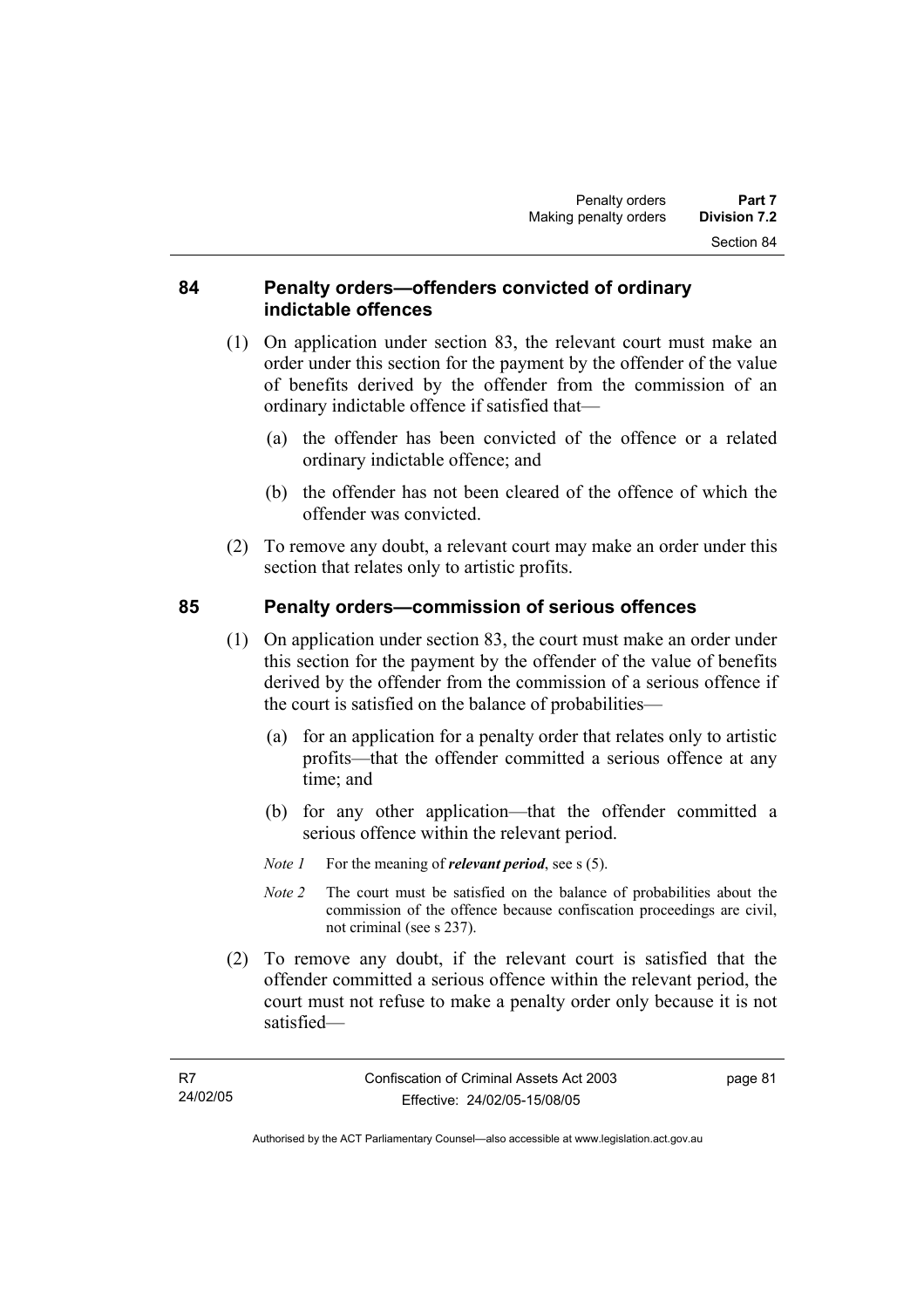### 84 Penalty orders—offenders convicted of ordinary indictable offences

(1) On application under section 83, the relevant court must make an order under this section for the payment by the offender of the value of benefits derived by the offender from the commission of an ordinary indictable offence if satisfied that—

(a) the offender has been convicted of the offence or a related ordinary indictable offence; and

(b) the offender has not been cleared of the offence of which the offender was convicted.

(2) To remove any doubt, a relevant court may make an order under this section that relates only to artistic profits.

### 85 Penalty orders—commission of serious offences

(1) On application under section 83, the court must make an order under this section for the payment by the offender of the value of benefits derived by the offender from the commission of a serious offence if the court is satisfied on the balance of probabilities—

(a) for an application for a penalty order that relates only to artistic profits—that the offender committed a serious offence at any time; and

(b) for any other application—that the offender committed a serious offence within the relevant period.

*Note 1* For the meaning of ***relevant period***, see s (5).

*Note 2* The court must be satisfied on the balance of probabilities about the commission of the offence because confiscation proceedings are civil, not criminal (see s 237).

(2) To remove any doubt, if the relevant court is satisfied that the offender committed a serious offence within the relevant period, the court must not refuse to make a penalty order only because it is not satisfied—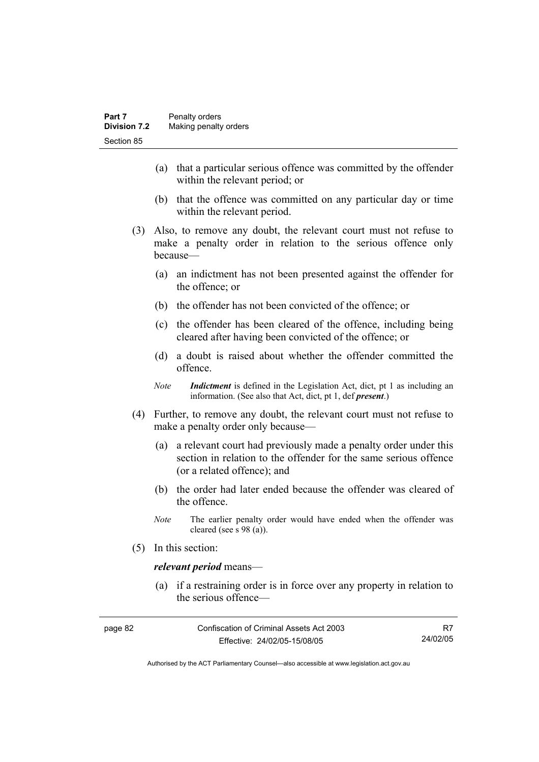(a) that a particular serious offence was committed by the offender within the relevant period; or

(b) that the offence was committed on any particular day or time within the relevant period.

(3) Also, to remove any doubt, the relevant court must not refuse to make a penalty order in relation to the serious offence only because—

(a) an indictment has not been presented against the offender for the offence; or

(b) the offender has not been convicted of the offence; or

(c) the offender has been cleared of the offence, including being cleared after having been convicted of the offence; or

(d) a doubt is raised about whether the offender committed the offence.

*Note* ***Indictment*** is defined in the Legislation Act, dict, pt 1 as including an information. (See also that Act, dict, pt 1, def ***present***.)

(4) Further, to remove any doubt, the relevant court must not refuse to make a penalty order only because—

(a) a relevant court had previously made a penalty order under this section in relation to the offender for the same serious offence (or a related offence); and

(b) the order had later ended because the offender was cleared of the offence.

*Note* The earlier penalty order would have ended when the offender was cleared (see s 98 (a)).

(5) In this section:

***relevant period*** means—

(a) if a restraining order is in force over any property in relation to the serious offence—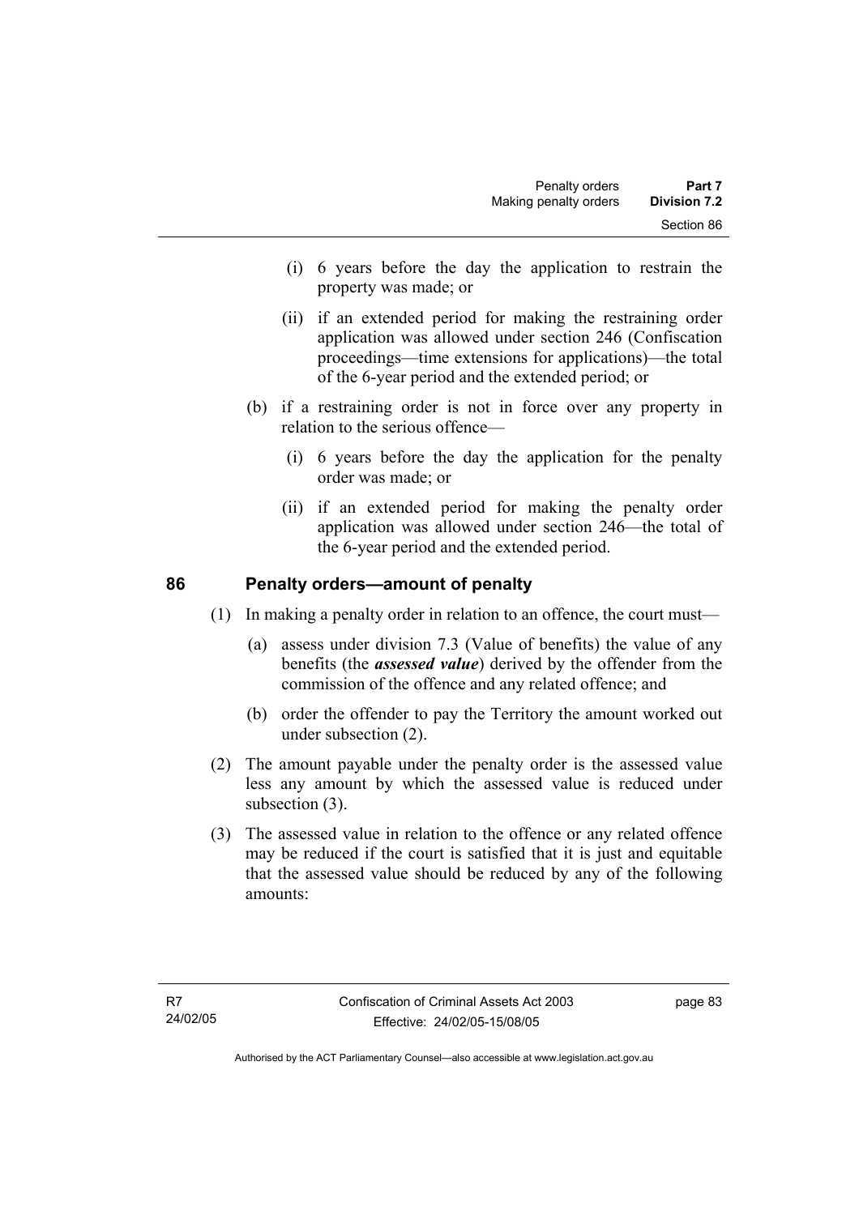(i) 6 years before the day the application to restrain the property was made; or

(ii) if an extended period for making the restraining order application was allowed under section 246 (Confiscation proceedings—time extensions for applications)—the total of the 6-year period and the extended period; or

(b) if a restraining order is not in force over any property in relation to the serious offence—

(i) 6 years before the day the application for the penalty order was made; or

(ii) if an extended period for making the penalty order application was allowed under section 246—the total of the 6-year period and the extended period.

## 86 Penalty orders—amount of penalty

(1) In making a penalty order in relation to an offence, the court must—

(a) assess under division 7.3 (Value of benefits) the value of any benefits (the ***assessed value***) derived by the offender from the commission of the offence and any related offence; and

(b) order the offender to pay the Territory the amount worked out under subsection (2).

(2) The amount payable under the penalty order is the assessed value less any amount by which the assessed value is reduced under subsection (3).

(3) The assessed value in relation to the offence or any related offence may be reduced if the court is satisfied that it is just and equitable that the assessed value should be reduced by any of the following amounts: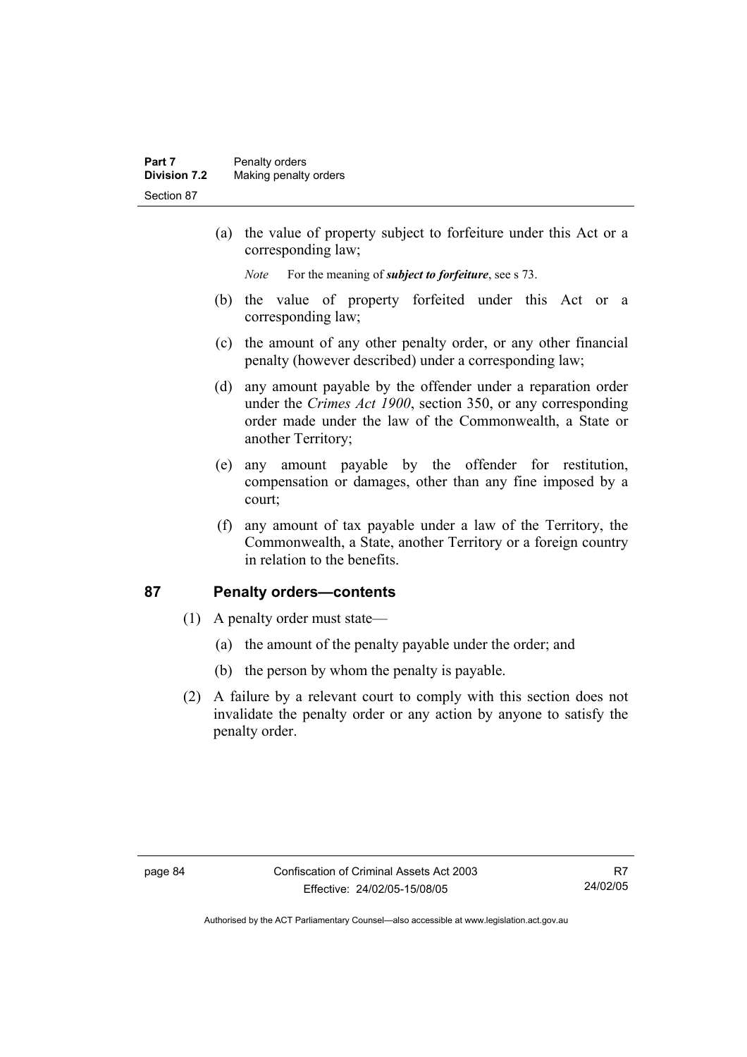(a) the value of property subject to forfeiture under this Act or a corresponding law;

*Note* For the meaning of ***subject to forfeiture***, see s 73.

(b) the value of property forfeited under this Act or a corresponding law;

(c) the amount of any other penalty order, or any other financial penalty (however described) under a corresponding law;

(d) any amount payable by the offender under a reparation order under the *Crimes Act 1900*, section 350, or any corresponding order made under the law of the Commonwealth, a State or another Territory;

(e) any amount payable by the offender for restitution, compensation or damages, other than any fine imposed by a court;

(f) any amount of tax payable under a law of the Territory, the Commonwealth, a State, another Territory or a foreign country in relation to the benefits.

## 87 Penalty orders—contents

(1) A penalty order must state—

(a) the amount of the penalty payable under the order; and

(b) the person by whom the penalty is payable.

(2) A failure by a relevant court to comply with this section does not invalidate the penalty order or any action by anyone to satisfy the penalty order.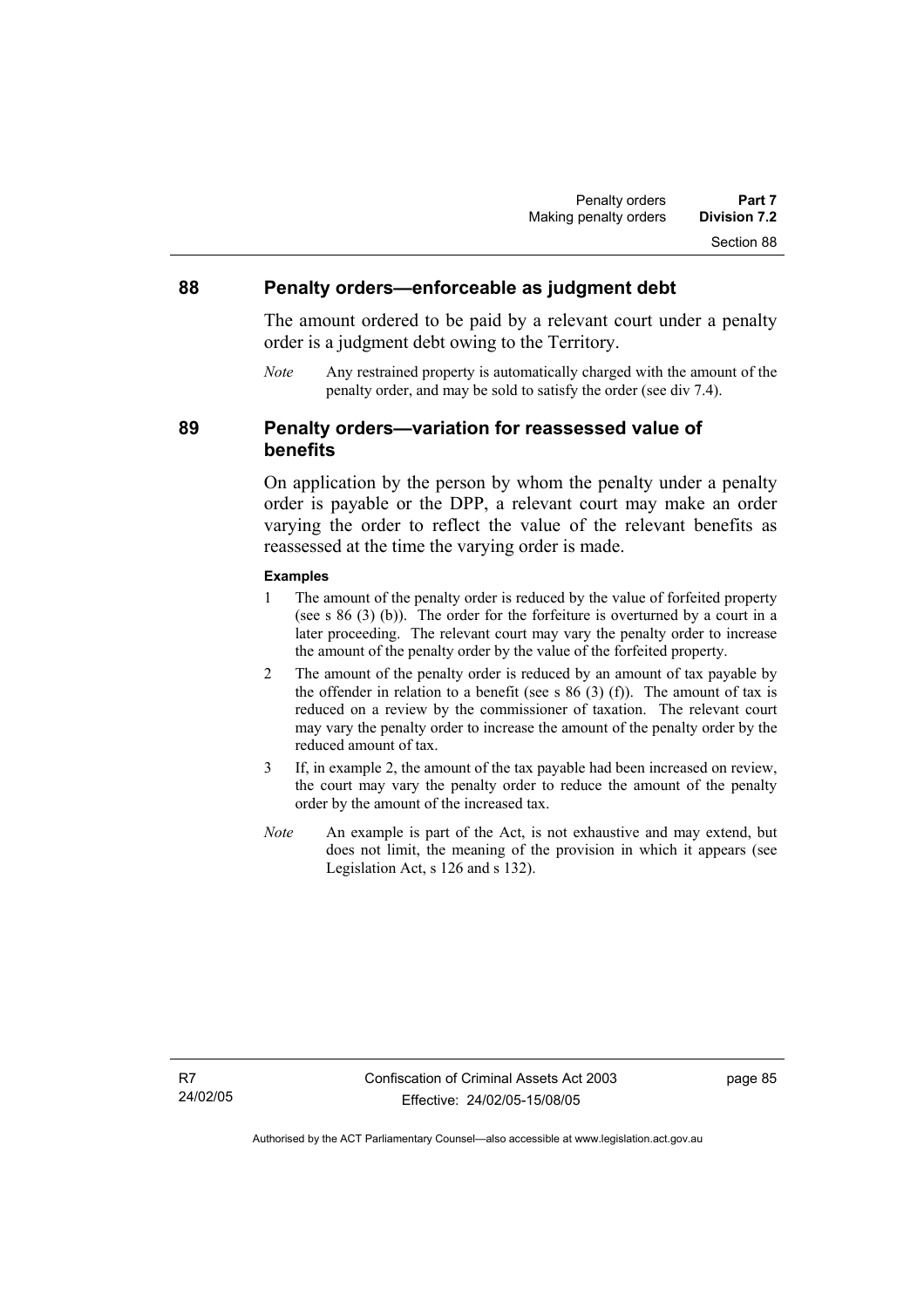## 88 Penalty orders—enforceable as judgment debt

The amount ordered to be paid by a relevant court under a penalty order is a judgment debt owing to the Territory.

*Note* Any restrained property is automatically charged with the amount of the penalty order, and may be sold to satisfy the order (see div 7.4).

## 89 Penalty orders—variation for reassessed value of benefits

On application by the person by whom the penalty under a penalty order is payable or the DPP, a relevant court may make an order varying the order to reflect the value of the relevant benefits as reassessed at the time the varying order is made.

**Examples**

1 The amount of the penalty order is reduced by the value of forfeited property (see s 86 (3) (b)). The order for the forfeiture is overturned by a court in a later proceeding. The relevant court may vary the penalty order to increase the amount of the penalty order by the value of the forfeited property.

2 The amount of the penalty order is reduced by an amount of tax payable by the offender in relation to a benefit (see s 86 (3) (f)). The amount of tax is reduced on a review by the commissioner of taxation. The relevant court may vary the penalty order to increase the amount of the penalty order by the reduced amount of tax.

3 If, in example 2, the amount of the tax payable had been increased on review, the court may vary the penalty order to reduce the amount of the penalty order by the amount of the increased tax.

*Note* An example is part of the Act, is not exhaustive and may extend, but does not limit, the meaning of the provision in which it appears (see Legislation Act, s 126 and s 132).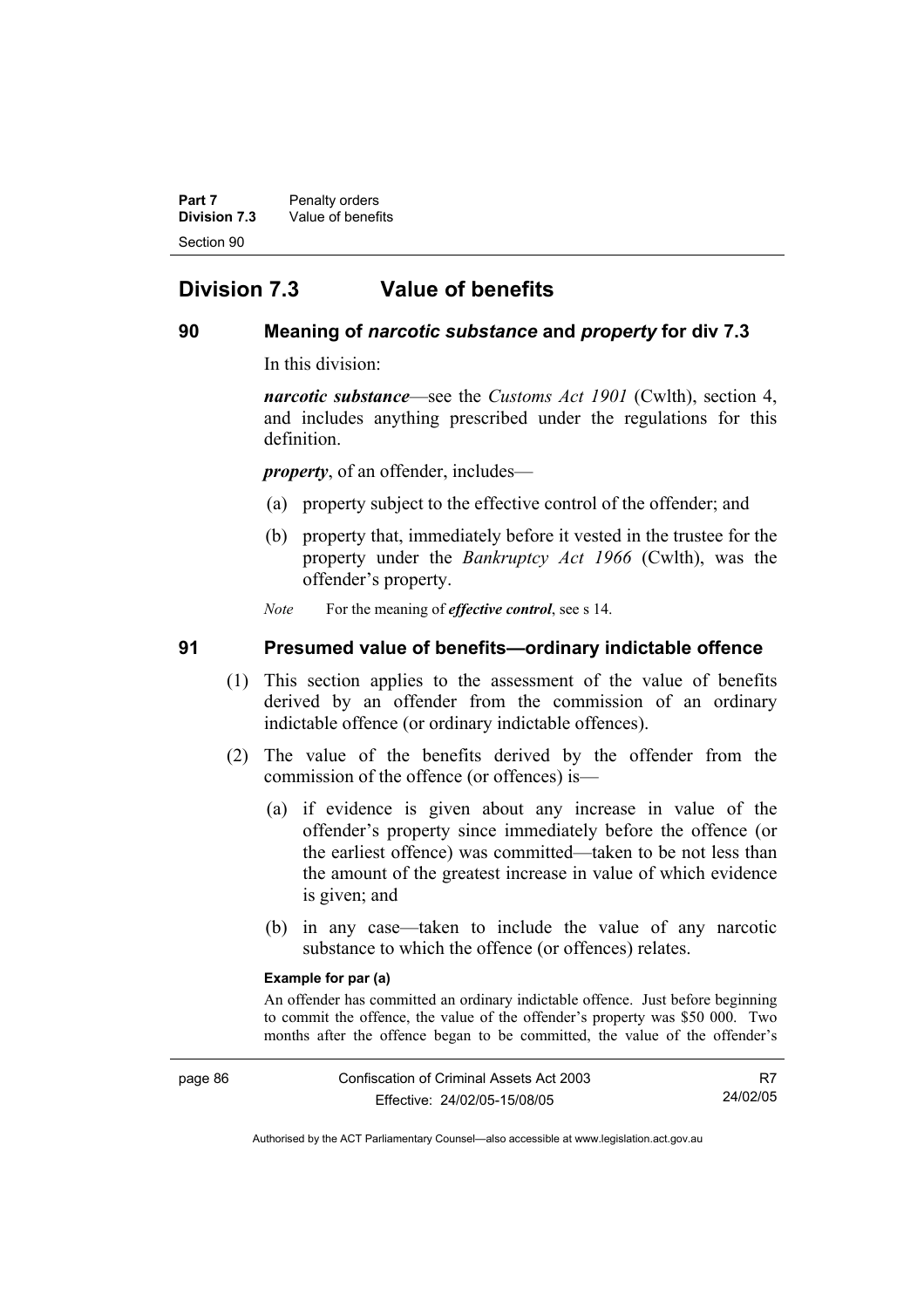## Division 7.3 Value of benefits

### 90 Meaning of *narcotic substance* and *property* for div 7.3

In this division:

***narcotic substance***—see the *Customs Act 1901* (Cwlth), section 4, and includes anything prescribed under the regulations for this definition.

***property***, of an offender, includes—

(a) property subject to the effective control of the offender; and

(b) property that, immediately before it vested in the trustee for the property under the *Bankruptcy Act 1966* (Cwlth), was the offender's property.

*Note* For the meaning of ***effective control***, see s 14.

### 91 Presumed value of benefits—ordinary indictable offence

(1) This section applies to the assessment of the value of benefits derived by an offender from the commission of an ordinary indictable offence (or ordinary indictable offences).

(2) The value of the benefits derived by the offender from the commission of the offence (or offences) is—

(a) if evidence is given about any increase in value of the offender's property since immediately before the offence (or the earliest offence) was committed—taken to be not less than the amount of the greatest increase in value of which evidence is given; and

(b) in any case—taken to include the value of any narcotic substance to which the offence (or offences) relates.

**Example for par (a)**

An offender has committed an ordinary indictable offence. Just before beginning to commit the offence, the value of the offender's property was $50 000. Two months after the offence began to be committed, the value of the offender's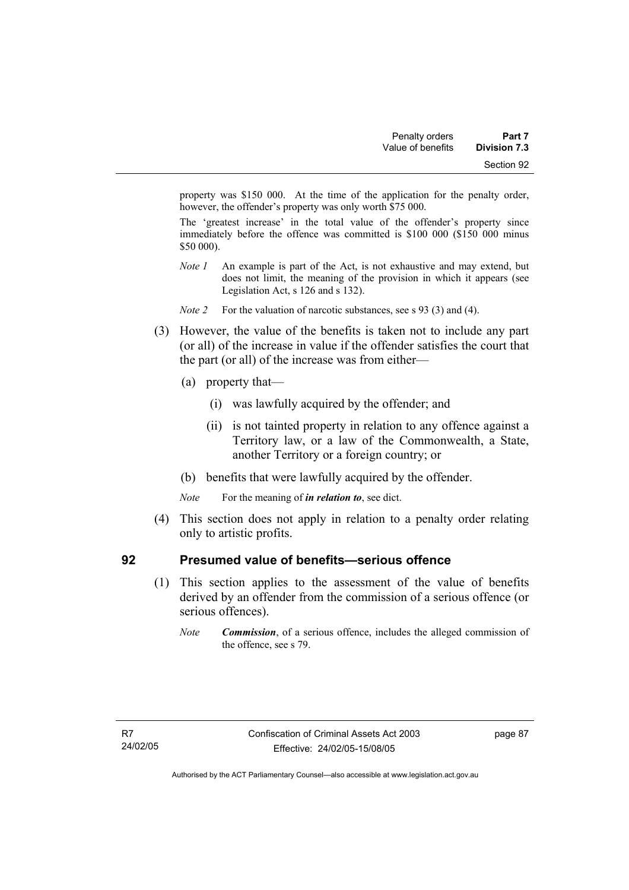property was $150 000. At the time of the application for the penalty order, however, the offender's property was only worth $75 000.

The 'greatest increase' in the total value of the offender's property since immediately before the offence was committed is $100 000 ($150 000 minus $50 000).

*Note 1* An example is part of the Act, is not exhaustive and may extend, but does not limit, the meaning of the provision in which it appears (see Legislation Act, s 126 and s 132).

*Note 2* For the valuation of narcotic substances, see s 93 (3) and (4).

(3) However, the value of the benefits is taken not to include any part (or all) of the increase in value if the offender satisfies the court that the part (or all) of the increase was from either—

(a) property that—

(i) was lawfully acquired by the offender; and

(ii) is not tainted property in relation to any offence against a Territory law, or a law of the Commonwealth, a State, another Territory or a foreign country; or

(b) benefits that were lawfully acquired by the offender.

*Note* For the meaning of ***in relation to***, see dict.

(4) This section does not apply in relation to a penalty order relating only to artistic profits.

## 92 Presumed value of benefits—serious offence

(1) This section applies to the assessment of the value of benefits derived by an offender from the commission of a serious offence (or serious offences).

*Note* ***Commission***, of a serious offence, includes the alleged commission of the offence, see s 79.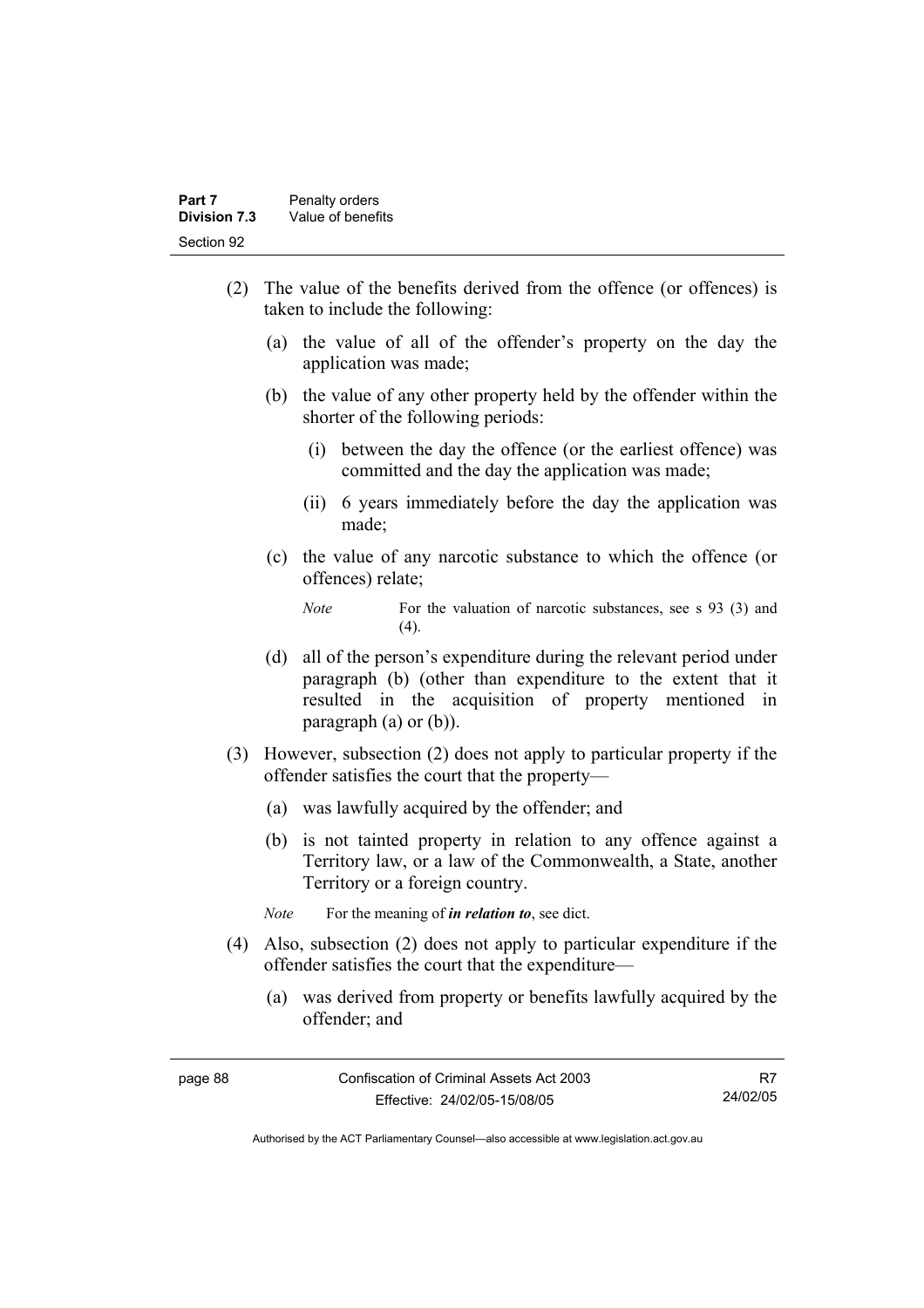(2) The value of the benefits derived from the offence (or offences) is taken to include the following:

(a) the value of all of the offender's property on the day the application was made;

(b) the value of any other property held by the offender within the shorter of the following periods:

(i) between the day the offence (or the earliest offence) was committed and the day the application was made;

(ii) 6 years immediately before the day the application was made;

(c) the value of any narcotic substance to which the offence (or offences) relate;

*Note* For the valuation of narcotic substances, see s 93 (3) and (4).

(d) all of the person's expenditure during the relevant period under paragraph (b) (other than expenditure to the extent that it resulted in the acquisition of property mentioned in paragraph (a) or (b)).

(3) However, subsection (2) does not apply to particular property if the offender satisfies the court that the property—

(a) was lawfully acquired by the offender; and

(b) is not tainted property in relation to any offence against a Territory law, or a law of the Commonwealth, a State, another Territory or a foreign country.

*Note* For the meaning of ***in relation to***, see dict.

(4) Also, subsection (2) does not apply to particular expenditure if the offender satisfies the court that the expenditure—

(a) was derived from property or benefits lawfully acquired by the offender; and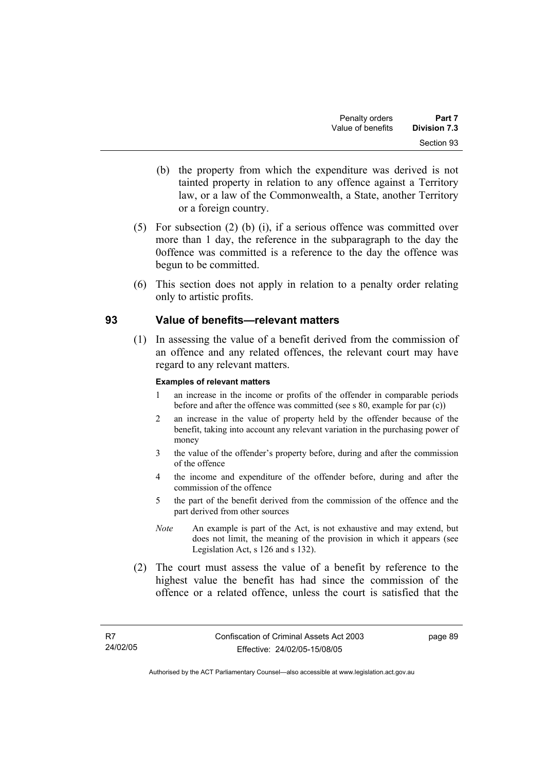(b) the property from which the expenditure was derived is not tainted property in relation to any offence against a Territory law, or a law of the Commonwealth, a State, another Territory or a foreign country.

(5) For subsection (2) (b) (i), if a serious offence was committed over more than 1 day, the reference in the subparagraph to the day the 0offence was committed is a reference to the day the offence was begun to be committed.

(6) This section does not apply in relation to a penalty order relating only to artistic profits.

## 93 Value of benefits—relevant matters

(1) In assessing the value of a benefit derived from the commission of an offence and any related offences, the relevant court may have regard to any relevant matters.

**Examples of relevant matters**

1 an increase in the income or profits of the offender in comparable periods before and after the offence was committed (see s 80, example for par (c))

2 an increase in the value of property held by the offender because of the benefit, taking into account any relevant variation in the purchasing power of money

3 the value of the offender's property before, during and after the commission of the offence

4 the income and expenditure of the offender before, during and after the commission of the offence

5 the part of the benefit derived from the commission of the offence and the part derived from other sources

*Note* An example is part of the Act, is not exhaustive and may extend, but does not limit, the meaning of the provision in which it appears (see Legislation Act, s 126 and s 132).

(2) The court must assess the value of a benefit by reference to the highest value the benefit has had since the commission of the offence or a related offence, unless the court is satisfied that the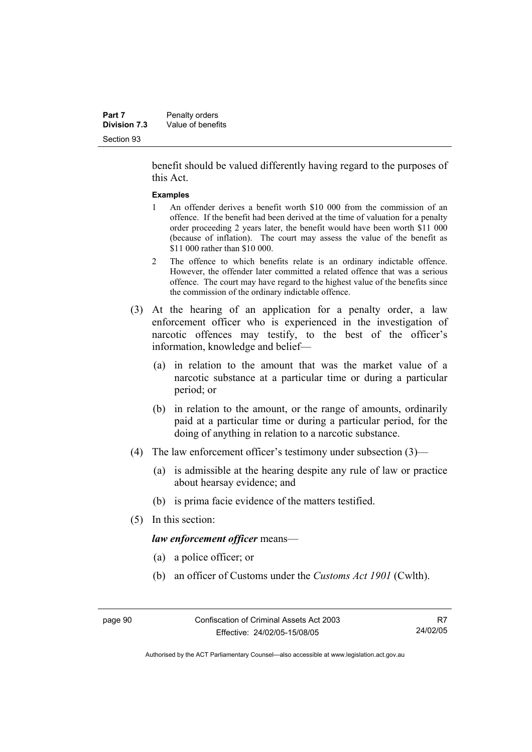benefit should be valued differently having regard to the purposes of this Act.

**Examples**

1 An offender derives a benefit worth $10 000 from the commission of an offence. If the benefit had been derived at the time of valuation for a penalty order proceeding 2 years later, the benefit would have been worth $11 000 (because of inflation). The court may assess the value of the benefit as $11 000 rather than $10 000.

2 The offence to which benefits relate is an ordinary indictable offence. However, the offender later committed a related offence that was a serious offence. The court may have regard to the highest value of the benefits since the commission of the ordinary indictable offence.

(3) At the hearing of an application for a penalty order, a law enforcement officer who is experienced in the investigation of narcotic offences may testify, to the best of the officer's information, knowledge and belief—

(a) in relation to the amount that was the market value of a narcotic substance at a particular time or during a particular period; or

(b) in relation to the amount, or the range of amounts, ordinarily paid at a particular time or during a particular period, for the doing of anything in relation to a narcotic substance.

(4) The law enforcement officer's testimony under subsection (3)—

(a) is admissible at the hearing despite any rule of law or practice about hearsay evidence; and

(b) is prima facie evidence of the matters testified.

(5) In this section:

***law enforcement officer*** means—

(a) a police officer; or

(b) an officer of Customs under the *Customs Act 1901* (Cwlth).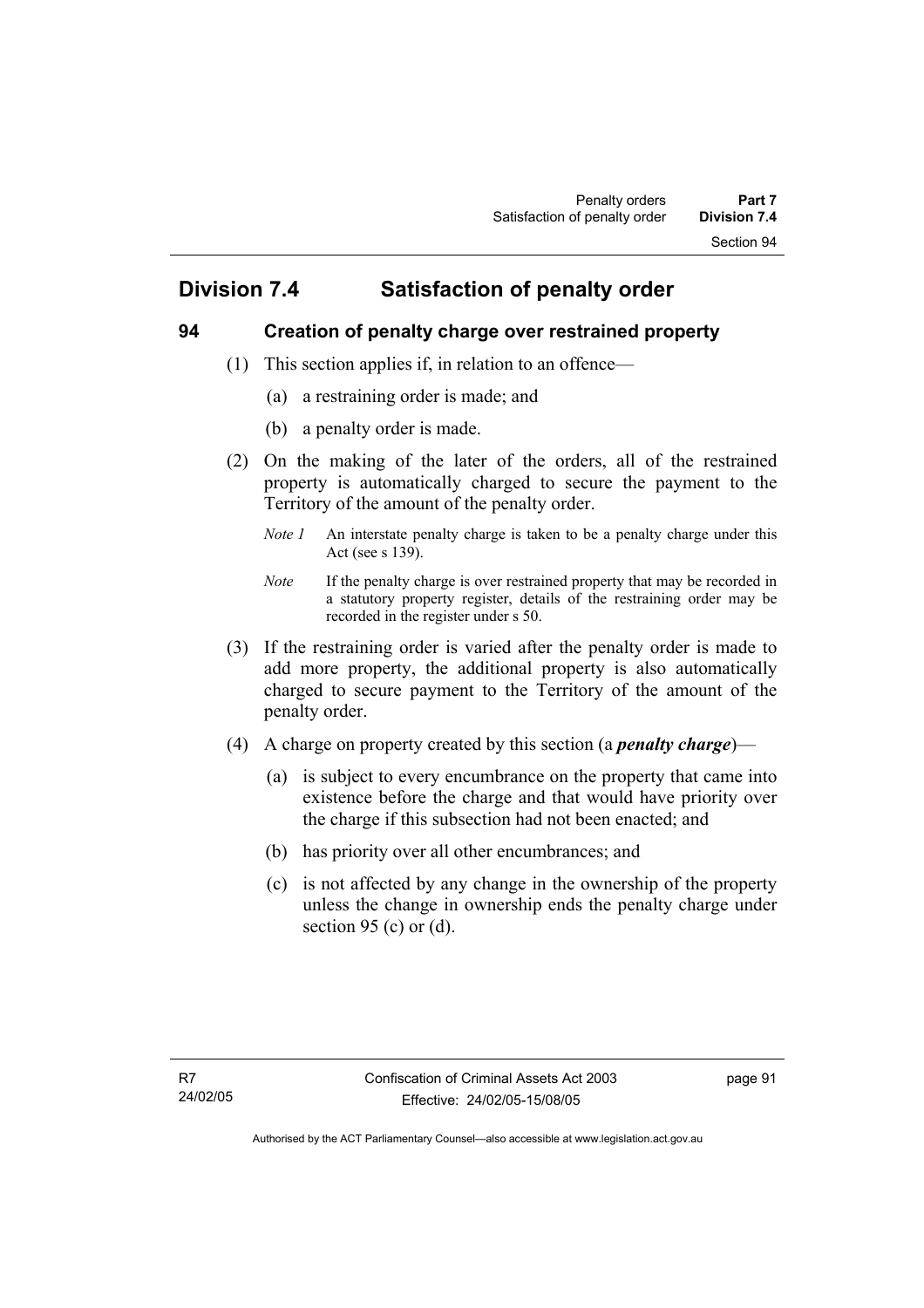## Division 7.4 Satisfaction of penalty order

### 94 Creation of penalty charge over restrained property

(1) This section applies if, in relation to an offence—

(a) a restraining order is made; and

(b) a penalty order is made.

(2) On the making of the later of the orders, all of the restrained property is automatically charged to secure the payment to the Territory of the amount of the penalty order.

*Note 1* An interstate penalty charge is taken to be a penalty charge under this Act (see s 139).

*Note* If the penalty charge is over restrained property that may be recorded in a statutory property register, details of the restraining order may be recorded in the register under s 50.

(3) If the restraining order is varied after the penalty order is made to add more property, the additional property is also automatically charged to secure payment to the Territory of the amount of the penalty order.

(4) A charge on property created by this section (a ***penalty charge***)—

(a) is subject to every encumbrance on the property that came into existence before the charge and that would have priority over the charge if this subsection had not been enacted; and

(b) has priority over all other encumbrances; and

(c) is not affected by any change in the ownership of the property unless the change in ownership ends the penalty charge under section 95 (c) or (d).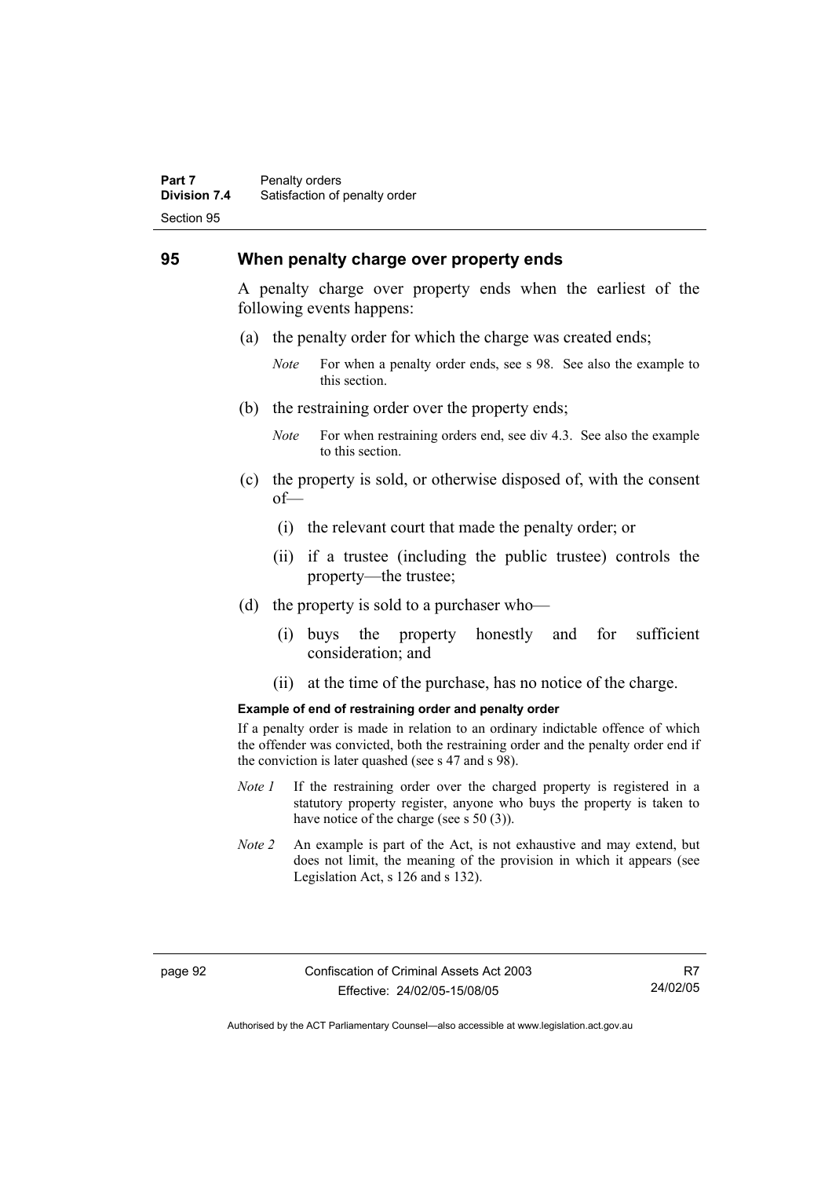## 95 When penalty charge over property ends

A penalty charge over property ends when the earliest of the following events happens:

(a) the penalty order for which the charge was created ends;

*Note* For when a penalty order ends, see s 98. See also the example to this section.

(b) the restraining order over the property ends;

*Note* For when restraining orders end, see div 4.3. See also the example to this section.

(c) the property is sold, or otherwise disposed of, with the consent of—

(i) the relevant court that made the penalty order; or

(ii) if a trustee (including the public trustee) controls the property—the trustee;

(d) the property is sold to a purchaser who—

(i) buys the property honestly and for sufficient consideration; and

(ii) at the time of the purchase, has no notice of the charge.

**Example of end of restraining order and penalty order**

If a penalty order is made in relation to an ordinary indictable offence of which the offender was convicted, both the restraining order and the penalty order end if the conviction is later quashed (see s 47 and s 98).

*Note 1* If the restraining order over the charged property is registered in a statutory property register, anyone who buys the property is taken to have notice of the charge (see s 50 (3)).

*Note 2* An example is part of the Act, is not exhaustive and may extend, but does not limit, the meaning of the provision in which it appears (see Legislation Act, s 126 and s 132).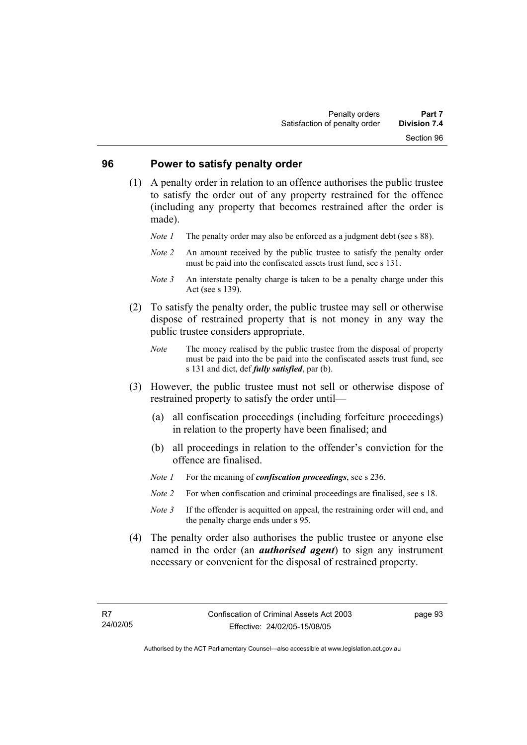## 96 Power to satisfy penalty order

(1) A penalty order in relation to an offence authorises the public trustee to satisfy the order out of any property restrained for the offence (including any property that becomes restrained after the order is made).

*Note 1* The penalty order may also be enforced as a judgment debt (see s 88).

*Note 2* An amount received by the public trustee to satisfy the penalty order must be paid into the confiscated assets trust fund, see s 131.

*Note 3* An interstate penalty charge is taken to be a penalty charge under this Act (see s 139).

(2) To satisfy the penalty order, the public trustee may sell or otherwise dispose of restrained property that is not money in any way the public trustee considers appropriate.

*Note* The money realised by the public trustee from the disposal of property must be paid into the be paid into the confiscated assets trust fund, see s 131 and dict, def ***fully satisfied***, par (b).

(3) However, the public trustee must not sell or otherwise dispose of restrained property to satisfy the order until—

(a) all confiscation proceedings (including forfeiture proceedings) in relation to the property have been finalised; and

(b) all proceedings in relation to the offender's conviction for the offence are finalised.

*Note 1* For the meaning of ***confiscation proceedings***, see s 236.

*Note 2* For when confiscation and criminal proceedings are finalised, see s 18.

*Note 3* If the offender is acquitted on appeal, the restraining order will end, and the penalty charge ends under s 95.

(4) The penalty order also authorises the public trustee or anyone else named in the order (an ***authorised agent***) to sign any instrument necessary or convenient for the disposal of restrained property.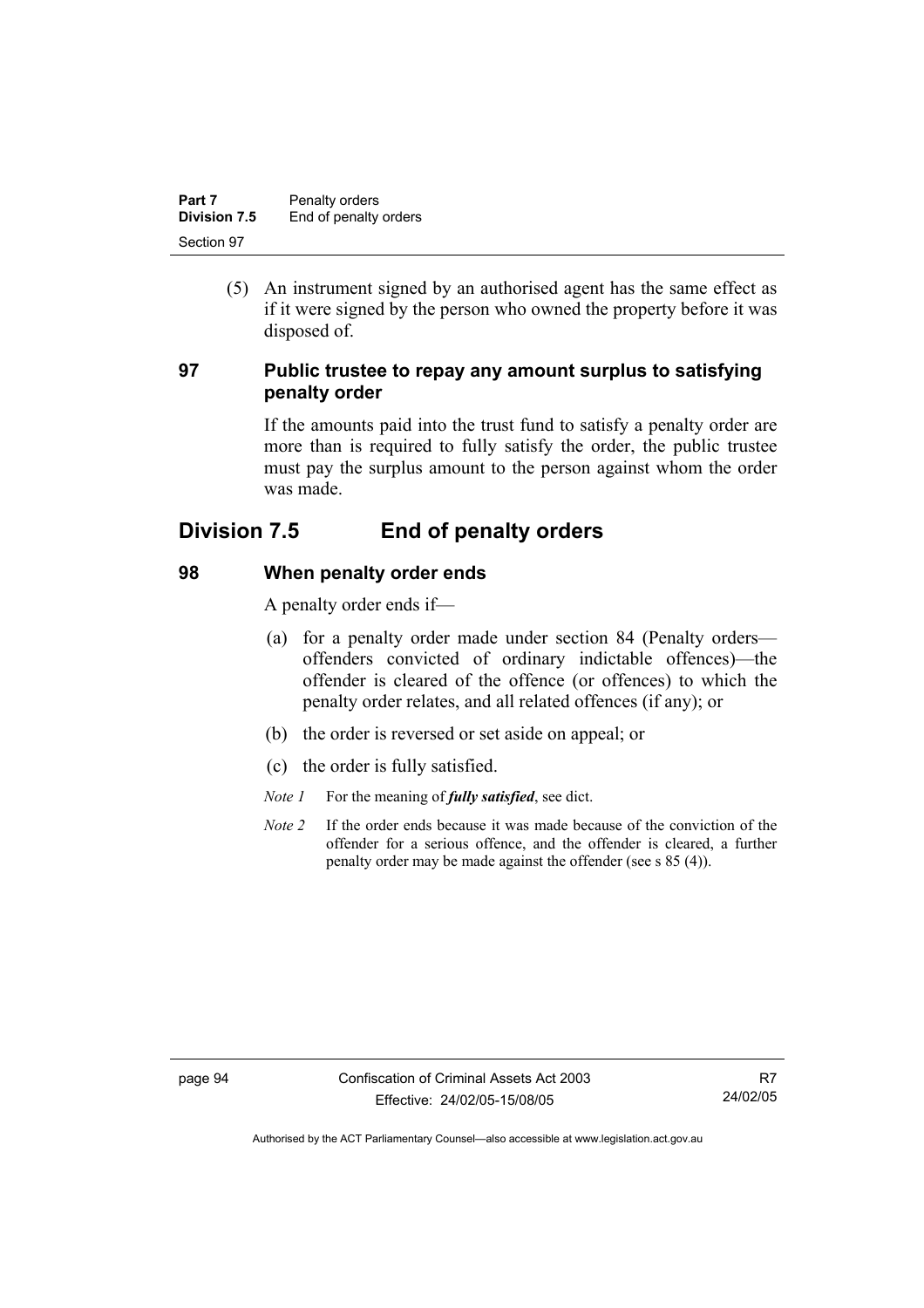(5) An instrument signed by an authorised agent has the same effect as if it were signed by the person who owned the property before it was disposed of.

### 97 Public trustee to repay any amount surplus to satisfying penalty order

If the amounts paid into the trust fund to satisfy a penalty order are more than is required to fully satisfy the order, the public trustee must pay the surplus amount to the person against whom the order was made.

## Division 7.5 End of penalty orders

### 98 When penalty order ends

A penalty order ends if—

(a) for a penalty order made under section 84 (Penalty orders—offenders convicted of ordinary indictable offences)—the offender is cleared of the offence (or offences) to which the penalty order relates, and all related offences (if any); or

(b) the order is reversed or set aside on appeal; or

(c) the order is fully satisfied.

*Note 1* For the meaning of ***fully satisfied***, see dict.

*Note 2* If the order ends because it was made because of the conviction of the offender for a serious offence, and the offender is cleared, a further penalty order may be made against the offender (see s 85 (4)).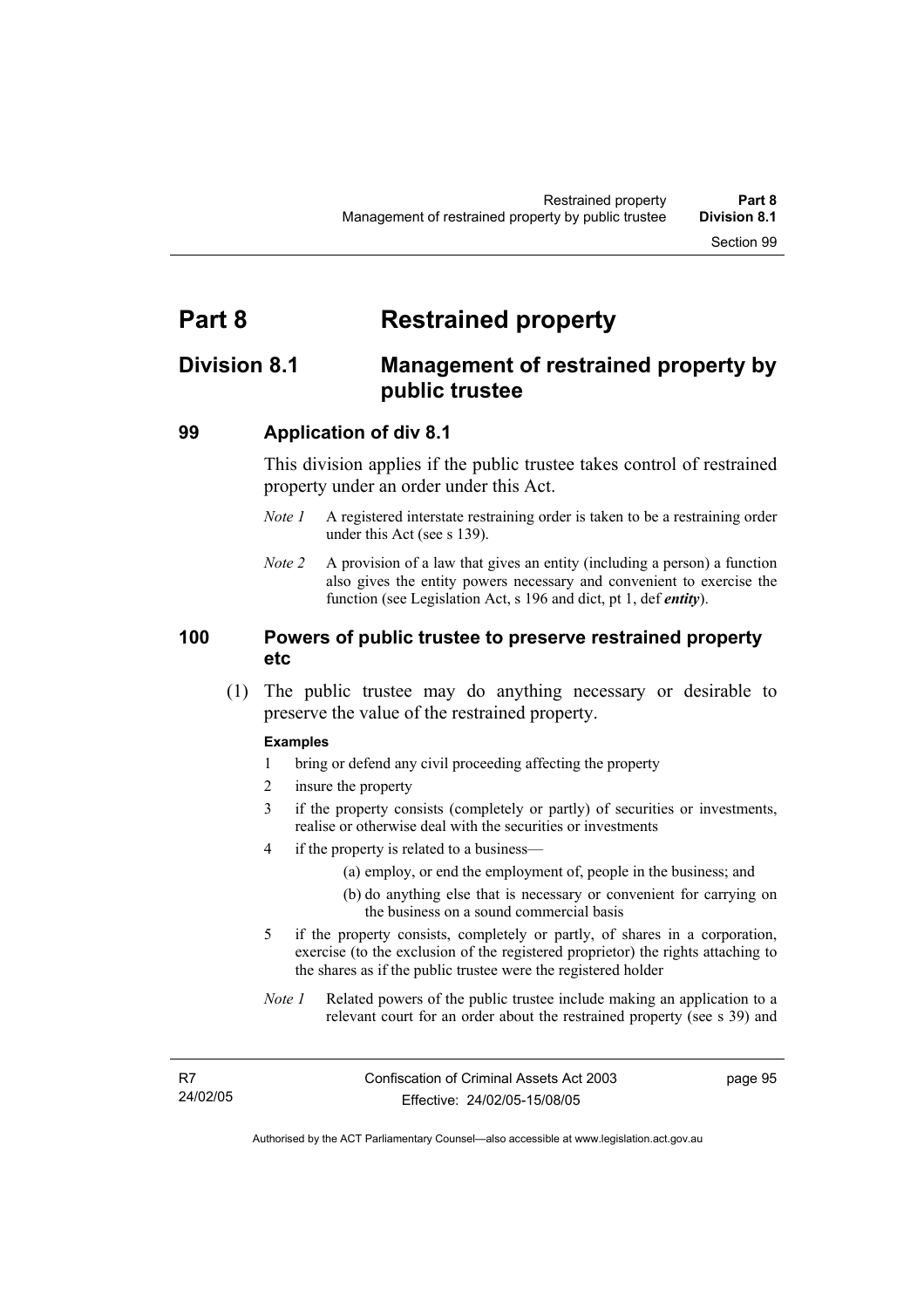# Part 8 Restrained property

## Division 8.1 Management of restrained property by public trustee

### 99 Application of div 8.1

This division applies if the public trustee takes control of restrained property under an order under this Act.

*Note 1* A registered interstate restraining order is taken to be a restraining order under this Act (see s 139).

*Note 2* A provision of a law that gives an entity (including a person) a function also gives the entity powers necessary and convenient to exercise the function (see Legislation Act, s 196 and dict, pt 1, def ***entity***).

### 100 Powers of public trustee to preserve restrained property etc

(1) The public trustee may do anything necessary or desirable to preserve the value of the restrained property.

**Examples**

1 bring or defend any civil proceeding affecting the property

2 insure the property

3 if the property consists (completely or partly) of securities or investments, realise or otherwise deal with the securities or investments

4 if the property is related to a business—

(a) employ, or end the employment of, people in the business; and

(b) do anything else that is necessary or convenient for carrying on the business on a sound commercial basis

5 if the property consists, completely or partly, of shares in a corporation, exercise (to the exclusion of the registered proprietor) the rights attaching to the shares as if the public trustee were the registered holder

*Note 1* Related powers of the public trustee include making an application to a relevant court for an order about the restrained property (see s 39) and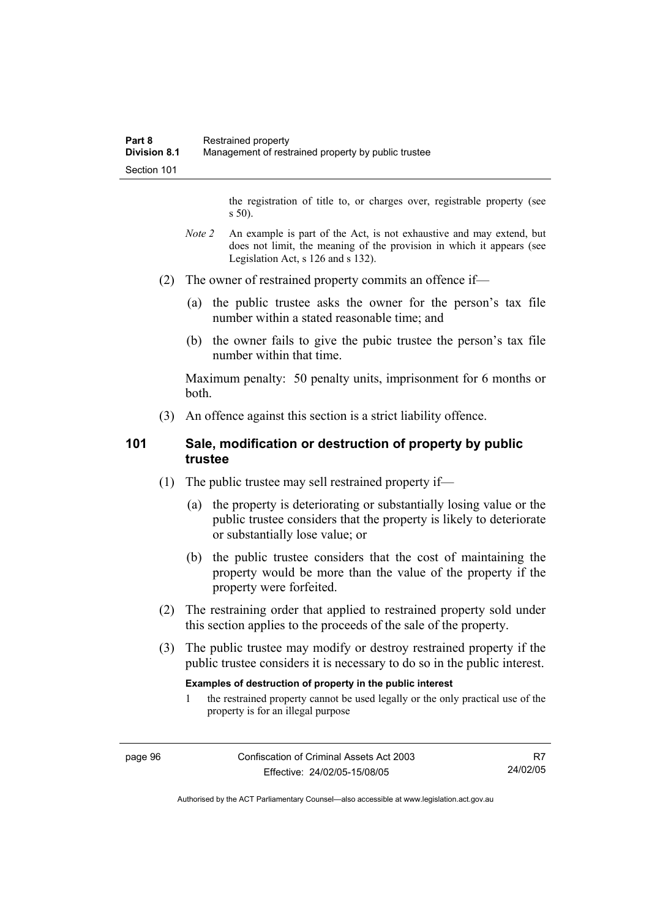the registration of title to, or charges over, registrable property (see s 50).

*Note 2* An example is part of the Act, is not exhaustive and may extend, but does not limit, the meaning of the provision in which it appears (see Legislation Act, s 126 and s 132).

(2) The owner of restrained property commits an offence if—

(a) the public trustee asks the owner for the person's tax file number within a stated reasonable time; and

(b) the owner fails to give the pubic trustee the person's tax file number within that time.

Maximum penalty: 50 penalty units, imprisonment for 6 months or both.

(3) An offence against this section is a strict liability offence.

## 101 Sale, modification or destruction of property by public trustee

(1) The public trustee may sell restrained property if—

(a) the property is deteriorating or substantially losing value or the public trustee considers that the property is likely to deteriorate or substantially lose value; or

(b) the public trustee considers that the cost of maintaining the property would be more than the value of the property if the property were forfeited.

(2) The restraining order that applied to restrained property sold under this section applies to the proceeds of the sale of the property.

(3) The public trustee may modify or destroy restrained property if the public trustee considers it is necessary to do so in the public interest.

**Examples of destruction of property in the public interest**

1 the restrained property cannot be used legally or the only practical use of the property is for an illegal purpose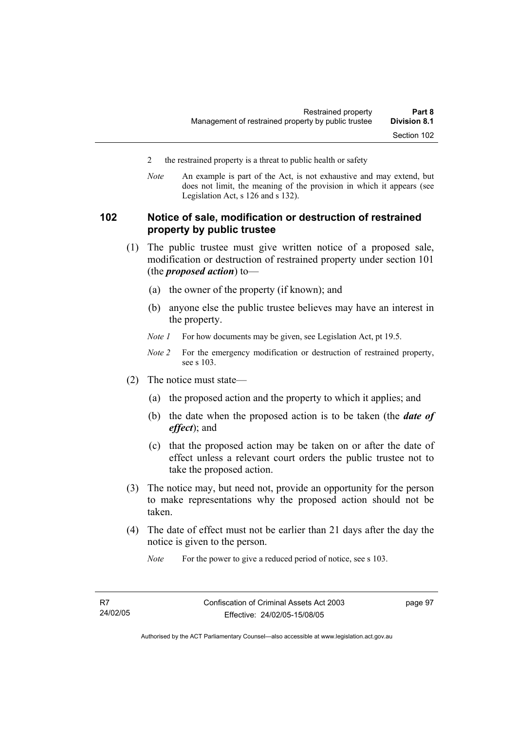2 the restrained property is a threat to public health or safety

*Note* An example is part of the Act, is not exhaustive and may extend, but does not limit, the meaning of the provision in which it appears (see Legislation Act, s 126 and s 132).

## 102 Notice of sale, modification or destruction of restrained property by public trustee

(1) The public trustee must give written notice of a proposed sale, modification or destruction of restrained property under section 101 (the ***proposed action***) to—

(a) the owner of the property (if known); and

(b) anyone else the public trustee believes may have an interest in the property.

*Note 1* For how documents may be given, see Legislation Act, pt 19.5.

*Note 2* For the emergency modification or destruction of restrained property, see s 103.

(2) The notice must state—

(a) the proposed action and the property to which it applies; and

(b) the date when the proposed action is to be taken (the ***date of effect***); and

(c) that the proposed action may be taken on or after the date of effect unless a relevant court orders the public trustee not to take the proposed action.

(3) The notice may, but need not, provide an opportunity for the person to make representations why the proposed action should not be taken.

(4) The date of effect must not be earlier than 21 days after the day the notice is given to the person.

*Note* For the power to give a reduced period of notice, see s 103.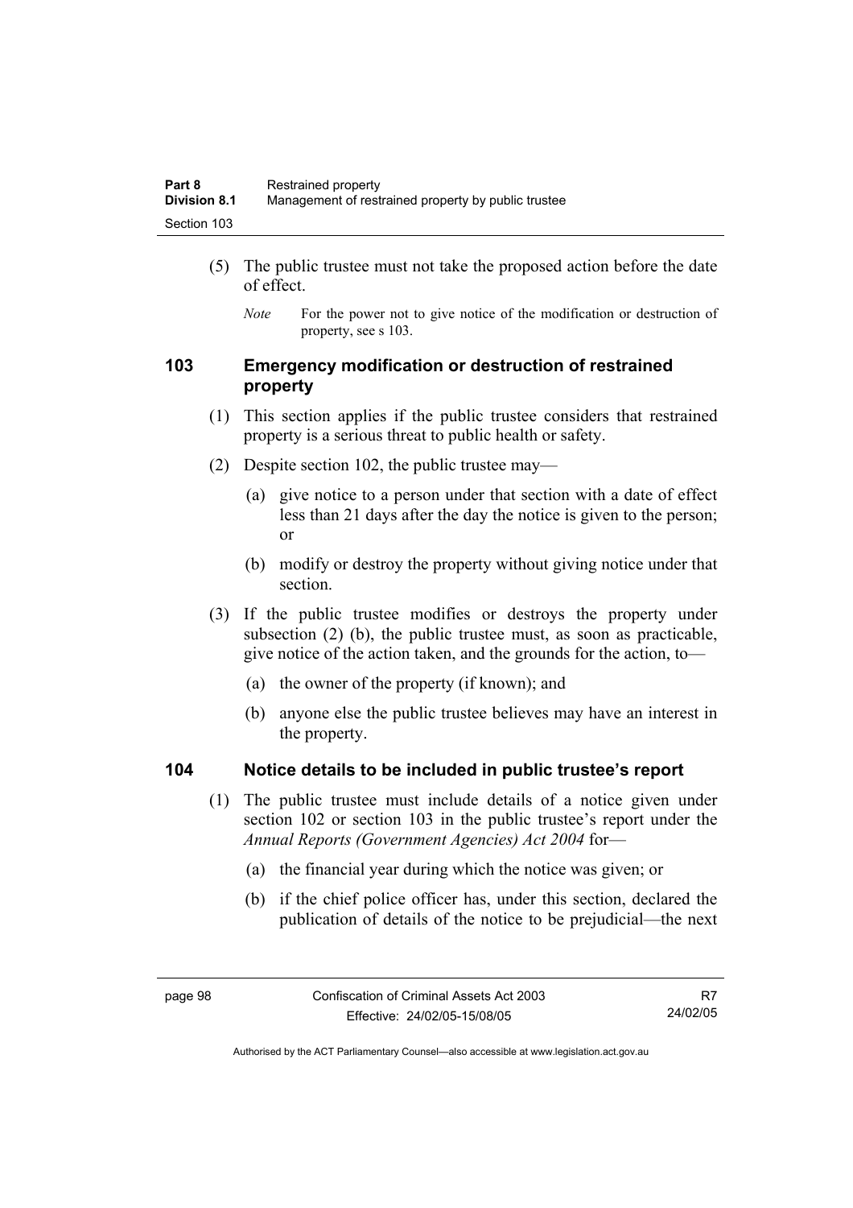(5) The public trustee must not take the proposed action before the date of effect.

*Note* For the power not to give notice of the modification or destruction of property, see s 103.

## 103 Emergency modification or destruction of restrained property

(1) This section applies if the public trustee considers that restrained property is a serious threat to public health or safety.

(2) Despite section 102, the public trustee may—

(a) give notice to a person under that section with a date of effect less than 21 days after the day the notice is given to the person; or

(b) modify or destroy the property without giving notice under that section.

(3) If the public trustee modifies or destroys the property under subsection (2) (b), the public trustee must, as soon as practicable, give notice of the action taken, and the grounds for the action, to—

(a) the owner of the property (if known); and

(b) anyone else the public trustee believes may have an interest in the property.

## 104 Notice details to be included in public trustee's report

(1) The public trustee must include details of a notice given under section 102 or section 103 in the public trustee's report under the *Annual Reports (Government Agencies) Act 2004* for—

(a) the financial year during which the notice was given; or

(b) if the chief police officer has, under this section, declared the publication of details of the notice to be prejudicial—the next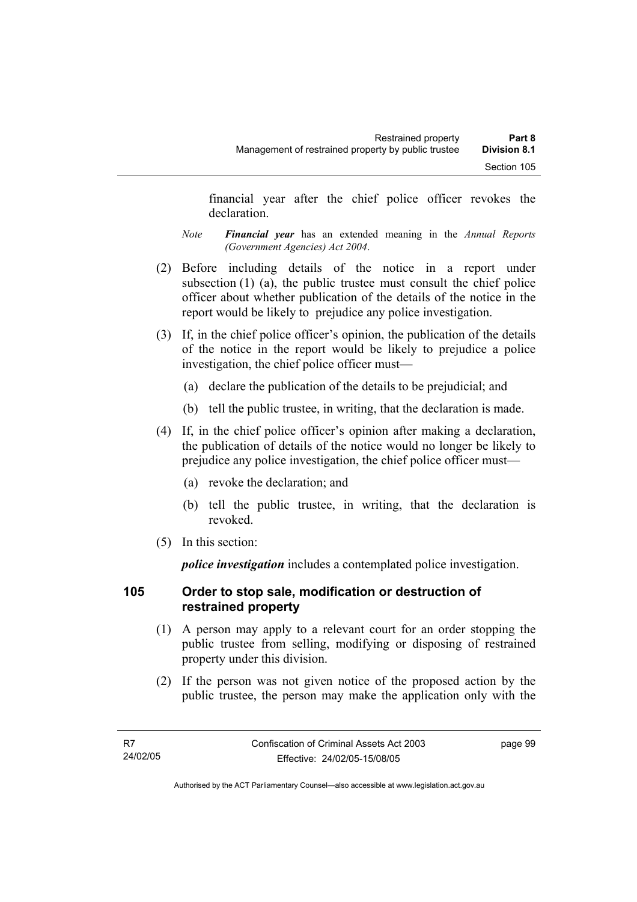financial year after the chief police officer revokes the declaration.

*Note* ***Financial year*** has an extended meaning in the *Annual Reports (Government Agencies) Act 2004*.

(2) Before including details of the notice in a report under subsection (1) (a), the public trustee must consult the chief police officer about whether publication of the details of the notice in the report would be likely to prejudice any police investigation.

(3) If, in the chief police officer's opinion, the publication of the details of the notice in the report would be likely to prejudice a police investigation, the chief police officer must—

(a) declare the publication of the details to be prejudicial; and

(b) tell the public trustee, in writing, that the declaration is made.

(4) If, in the chief police officer's opinion after making a declaration, the publication of details of the notice would no longer be likely to prejudice any police investigation, the chief police officer must—

(a) revoke the declaration; and

(b) tell the public trustee, in writing, that the declaration is revoked.

(5) In this section:

***police investigation*** includes a contemplated police investigation.

## 105 Order to stop sale, modification or destruction of restrained property

(1) A person may apply to a relevant court for an order stopping the public trustee from selling, modifying or disposing of restrained property under this division.

(2) If the person was not given notice of the proposed action by the public trustee, the person may make the application only with the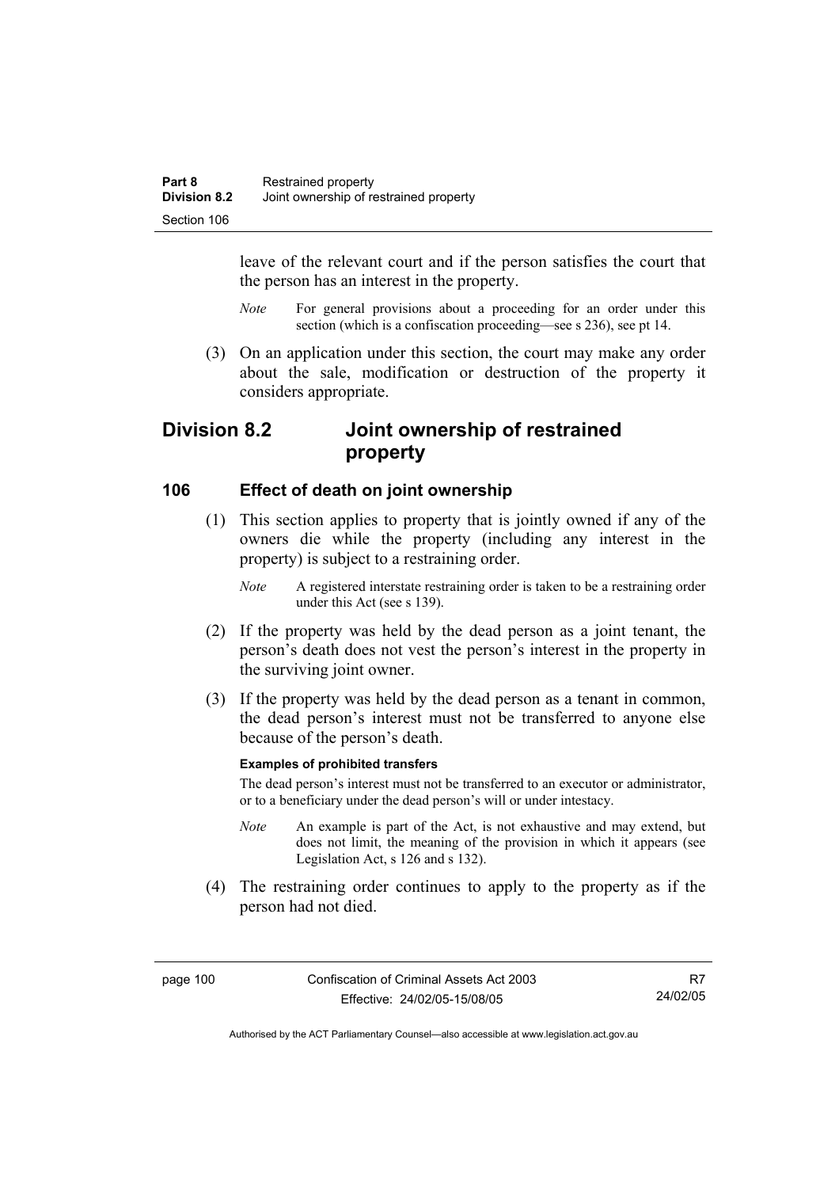leave of the relevant court and if the person satisfies the court that the person has an interest in the property.

*Note* For general provisions about a proceeding for an order under this section (which is a confiscation proceeding—see s 236), see pt 14.

(3) On an application under this section, the court may make any order about the sale, modification or destruction of the property it considers appropriate.

## Division 8.2 Joint ownership of restrained property

### 106 Effect of death on joint ownership

(1) This section applies to property that is jointly owned if any of the owners die while the property (including any interest in the property) is subject to a restraining order.

*Note* A registered interstate restraining order is taken to be a restraining order under this Act (see s 139).

(2) If the property was held by the dead person as a joint tenant, the person's death does not vest the person's interest in the property in the surviving joint owner.

(3) If the property was held by the dead person as a tenant in common, the dead person's interest must not be transferred to anyone else because of the person's death.

**Examples of prohibited transfers**

The dead person's interest must not be transferred to an executor or administrator, or to a beneficiary under the dead person's will or under intestacy.

*Note* An example is part of the Act, is not exhaustive and may extend, but does not limit, the meaning of the provision in which it appears (see Legislation Act, s 126 and s 132).

(4) The restraining order continues to apply to the property as if the person had not died.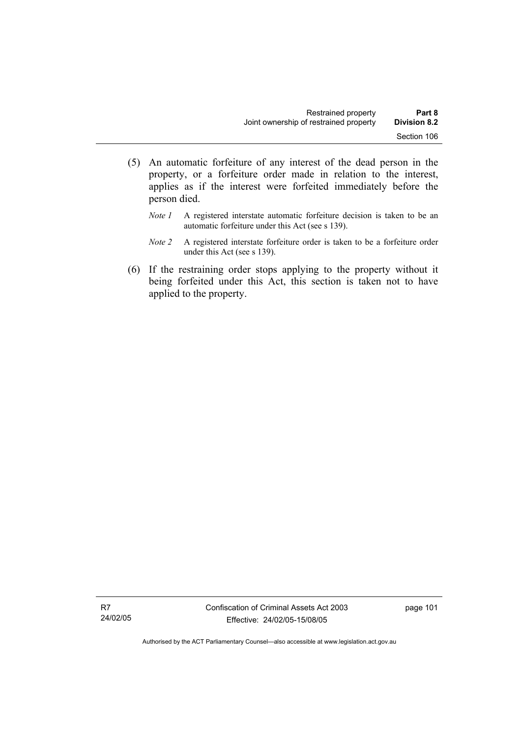(5) An automatic forfeiture of any interest of the dead person in the property, or a forfeiture order made in relation to the interest, applies as if the interest were forfeited immediately before the person died.

*Note 1* A registered interstate automatic forfeiture decision is taken to be an automatic forfeiture under this Act (see s 139).

*Note 2* A registered interstate forfeiture order is taken to be a forfeiture order under this Act (see s 139).

(6) If the restraining order stops applying to the property without it being forfeited under this Act, this section is taken not to have applied to the property.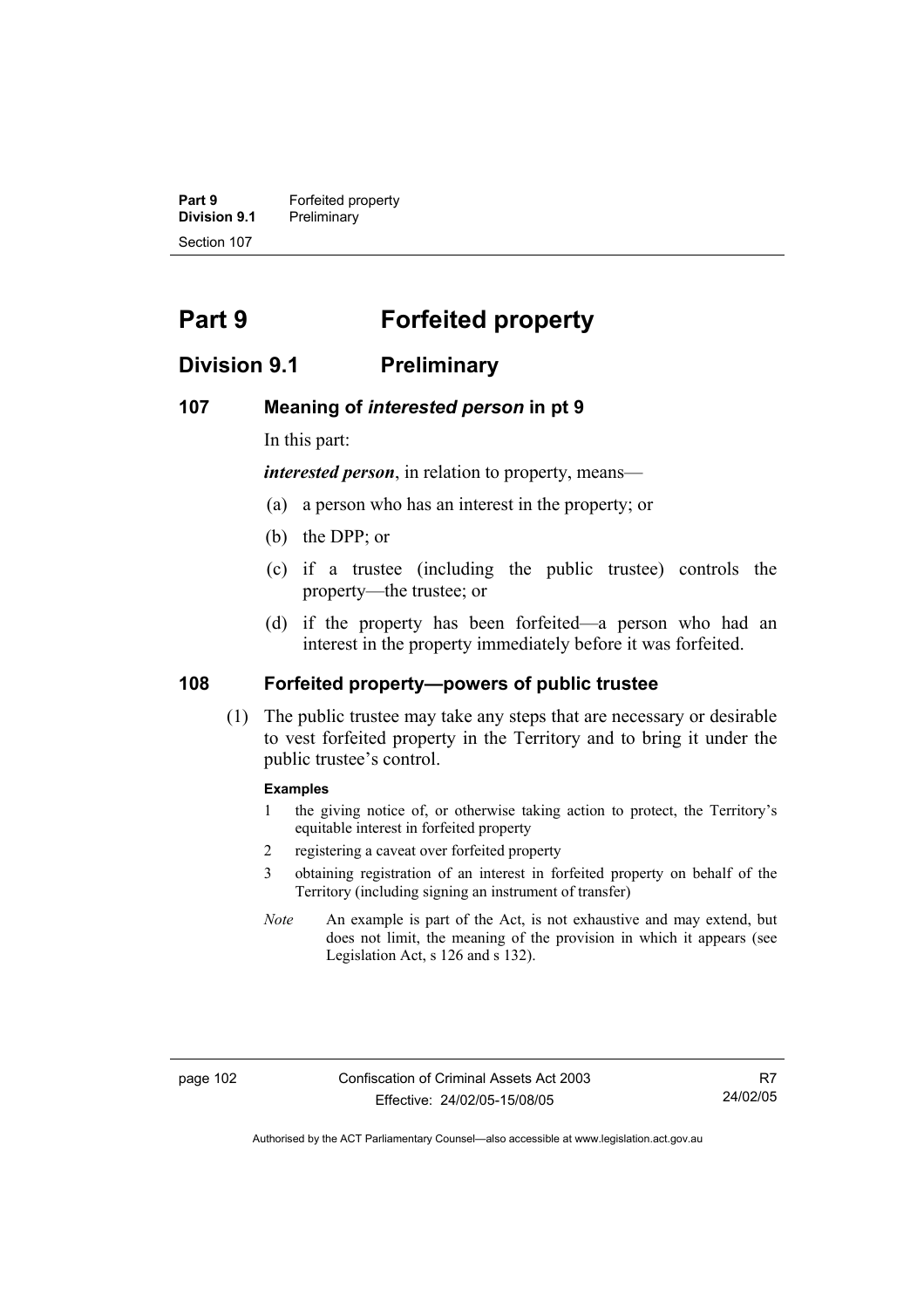# Part 9 Forfeited property

## Division 9.1 Preliminary

### 107 Meaning of *interested person* in pt 9

In this part:

***interested person***, in relation to property, means—

(a) a person who has an interest in the property; or

(b) the DPP; or

(c) if a trustee (including the public trustee) controls the property—the trustee; or

(d) if the property has been forfeited—a person who had an interest in the property immediately before it was forfeited.

### 108 Forfeited property—powers of public trustee

(1) The public trustee may take any steps that are necessary or desirable to vest forfeited property in the Territory and to bring it under the public trustee's control.

**Examples**

1 the giving notice of, or otherwise taking action to protect, the Territory's equitable interest in forfeited property

2 registering a caveat over forfeited property

3 obtaining registration of an interest in forfeited property on behalf of the Territory (including signing an instrument of transfer)

*Note* An example is part of the Act, is not exhaustive and may extend, but does not limit, the meaning of the provision in which it appears (see Legislation Act, s 126 and s 132).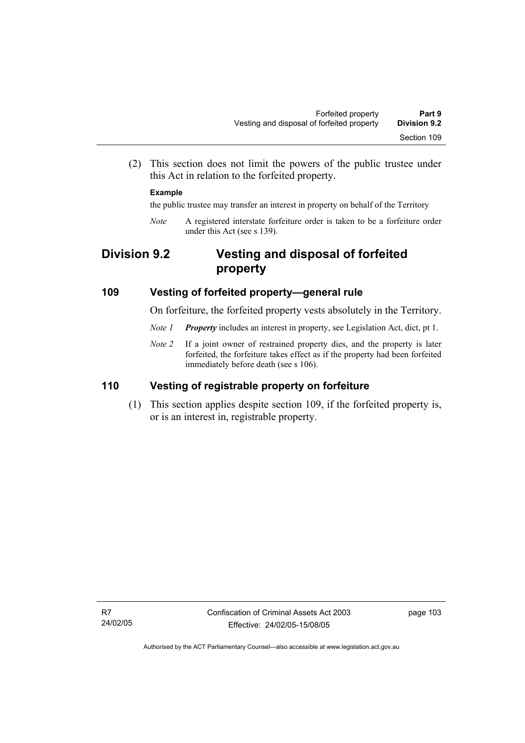(2) This section does not limit the powers of the public trustee under this Act in relation to the forfeited property.

**Example**

the public trustee may transfer an interest in property on behalf of the Territory

*Note* A registered interstate forfeiture order is taken to be a forfeiture order under this Act (see s 139).

## Division 9.2 Vesting and disposal of forfeited property

### 109 Vesting of forfeited property—general rule

On forfeiture, the forfeited property vests absolutely in the Territory.

*Note 1* ***Property*** includes an interest in property, see Legislation Act, dict, pt 1.

*Note 2* If a joint owner of restrained property dies, and the property is later forfeited, the forfeiture takes effect as if the property had been forfeited immediately before death (see s 106).

### 110 Vesting of registrable property on forfeiture

(1) This section applies despite section 109, if the forfeited property is, or is an interest in, registrable property.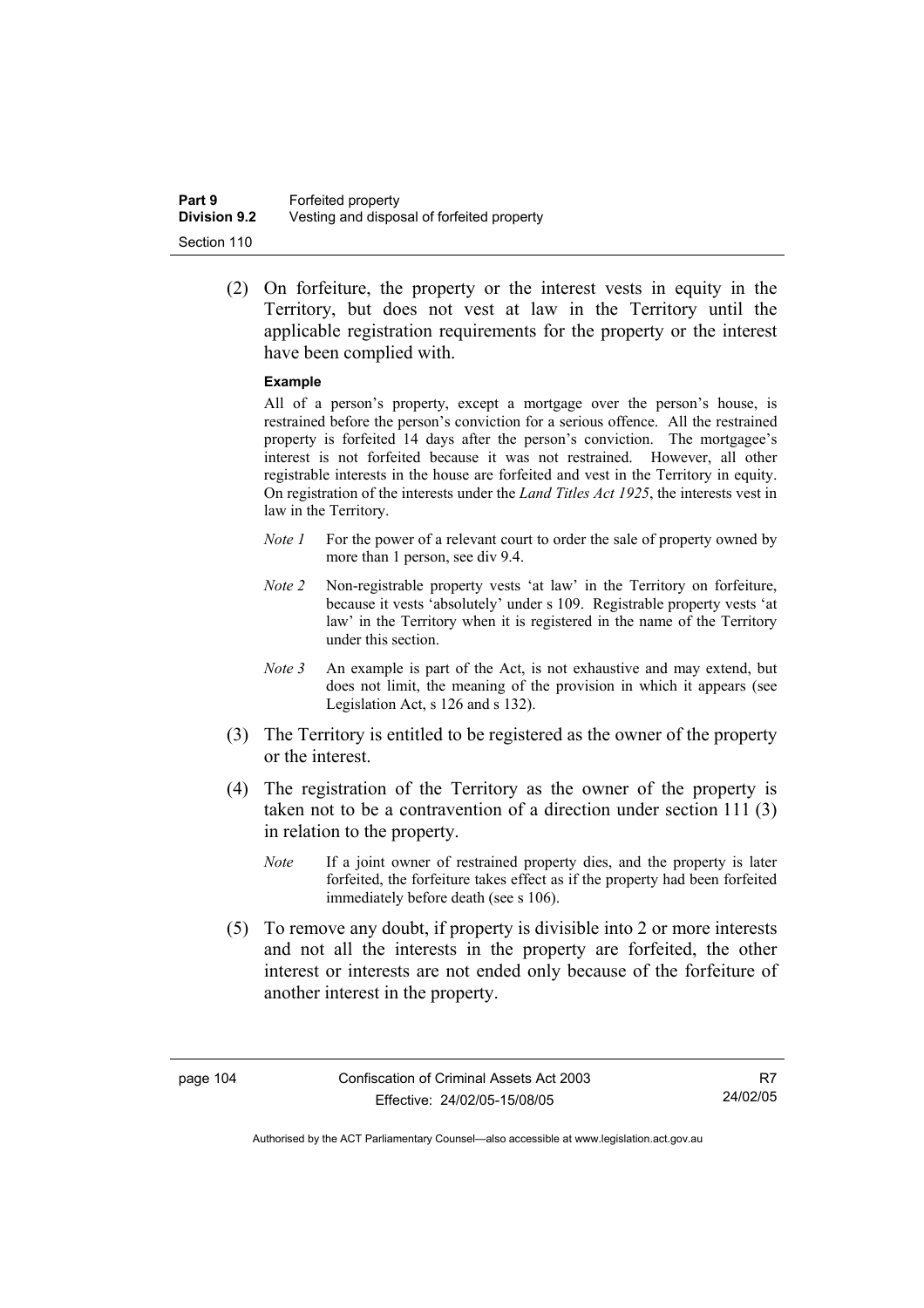(2) On forfeiture, the property or the interest vests in equity in the Territory, but does not vest at law in the Territory until the applicable registration requirements for the property or the interest have been complied with.

**Example**

All of a person's property, except a mortgage over the person's house, is restrained before the person's conviction for a serious offence. All the restrained property is forfeited 14 days after the person's conviction. The mortgagee's interest is not forfeited because it was not restrained. However, all other registrable interests in the house are forfeited and vest in the Territory in equity. On registration of the interests under the *Land Titles Act 1925*, the interests vest in law in the Territory.

*Note 1* For the power of a relevant court to order the sale of property owned by more than 1 person, see div 9.4.

*Note 2* Non-registrable property vests 'at law' in the Territory on forfeiture, because it vests 'absolutely' under s 109. Registrable property vests 'at law' in the Territory when it is registered in the name of the Territory under this section.

*Note 3* An example is part of the Act, is not exhaustive and may extend, but does not limit, the meaning of the provision in which it appears (see Legislation Act, s 126 and s 132).

(3) The Territory is entitled to be registered as the owner of the property or the interest.

(4) The registration of the Territory as the owner of the property is taken not to be a contravention of a direction under section 111 (3) in relation to the property.

*Note* If a joint owner of restrained property dies, and the property is later forfeited, the forfeiture takes effect as if the property had been forfeited immediately before death (see s 106).

(5) To remove any doubt, if property is divisible into 2 or more interests and not all the interests in the property are forfeited, the other interest or interests are not ended only because of the forfeiture of another interest in the property.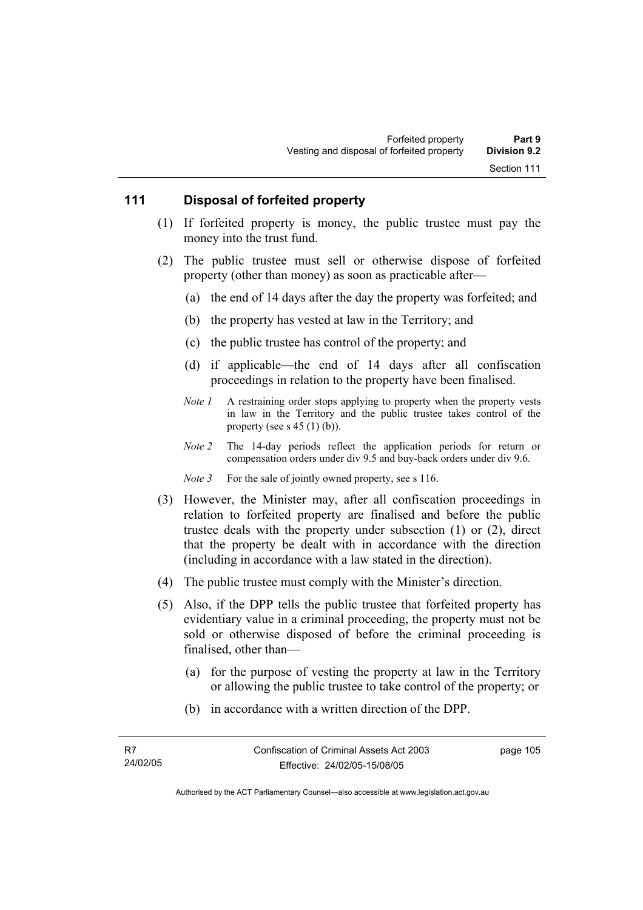## 111 Disposal of forfeited property

(1) If forfeited property is money, the public trustee must pay the money into the trust fund.

(2) The public trustee must sell or otherwise dispose of forfeited property (other than money) as soon as practicable after—

(a) the end of 14 days after the day the property was forfeited; and

(b) the property has vested at law in the Territory; and

(c) the public trustee has control of the property; and

(d) if applicable—the end of 14 days after all confiscation proceedings in relation to the property have been finalised.

*Note 1* A restraining order stops applying to property when the property vests in law in the Territory and the public trustee takes control of the property (see s 45 (1) (b)).

*Note 2* The 14-day periods reflect the application periods for return or compensation orders under div 9.5 and buy-back orders under div 9.6.

*Note 3* For the sale of jointly owned property, see s 116.

(3) However, the Minister may, after all confiscation proceedings in relation to forfeited property are finalised and before the public trustee deals with the property under subsection (1) or (2), direct that the property be dealt with in accordance with the direction (including in accordance with a law stated in the direction).

(4) The public trustee must comply with the Minister's direction.

(5) Also, if the DPP tells the public trustee that forfeited property has evidentiary value in a criminal proceeding, the property must not be sold or otherwise disposed of before the criminal proceeding is finalised, other than—

(a) for the purpose of vesting the property at law in the Territory or allowing the public trustee to take control of the property; or

(b) in accordance with a written direction of the DPP.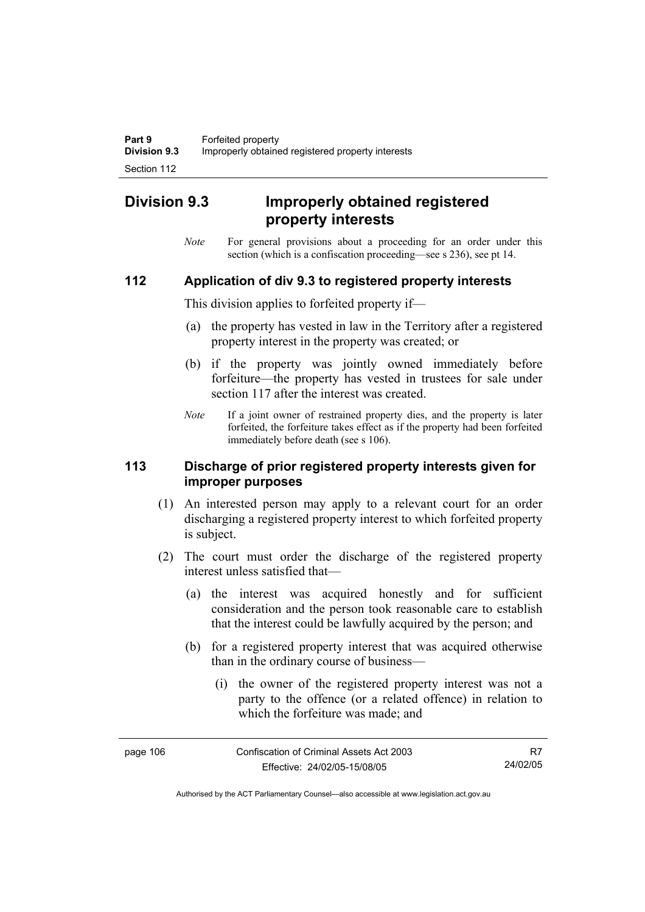# Division 9.3 Improperly obtained registered property interests

*Note* For general provisions about a proceeding for an order under this section (which is a confiscation proceeding—see s 236), see pt 14.

## 112 Application of div 9.3 to registered property interests

This division applies to forfeited property if—

(a) the property has vested in law in the Territory after a registered property interest in the property was created; or

(b) if the property was jointly owned immediately before forfeiture—the property has vested in trustees for sale under section 117 after the interest was created.

*Note* If a joint owner of restrained property dies, and the property is later forfeited, the forfeiture takes effect as if the property had been forfeited immediately before death (see s 106).

## 113 Discharge of prior registered property interests given for improper purposes

(1) An interested person may apply to a relevant court for an order discharging a registered property interest to which forfeited property is subject.

(2) The court must order the discharge of the registered property interest unless satisfied that—

(a) the interest was acquired honestly and for sufficient consideration and the person took reasonable care to establish that the interest could be lawfully acquired by the person; and

(b) for a registered property interest that was acquired otherwise than in the ordinary course of business—

(i) the owner of the registered property interest was not a party to the offence (or a related offence) in relation to which the forfeiture was made; and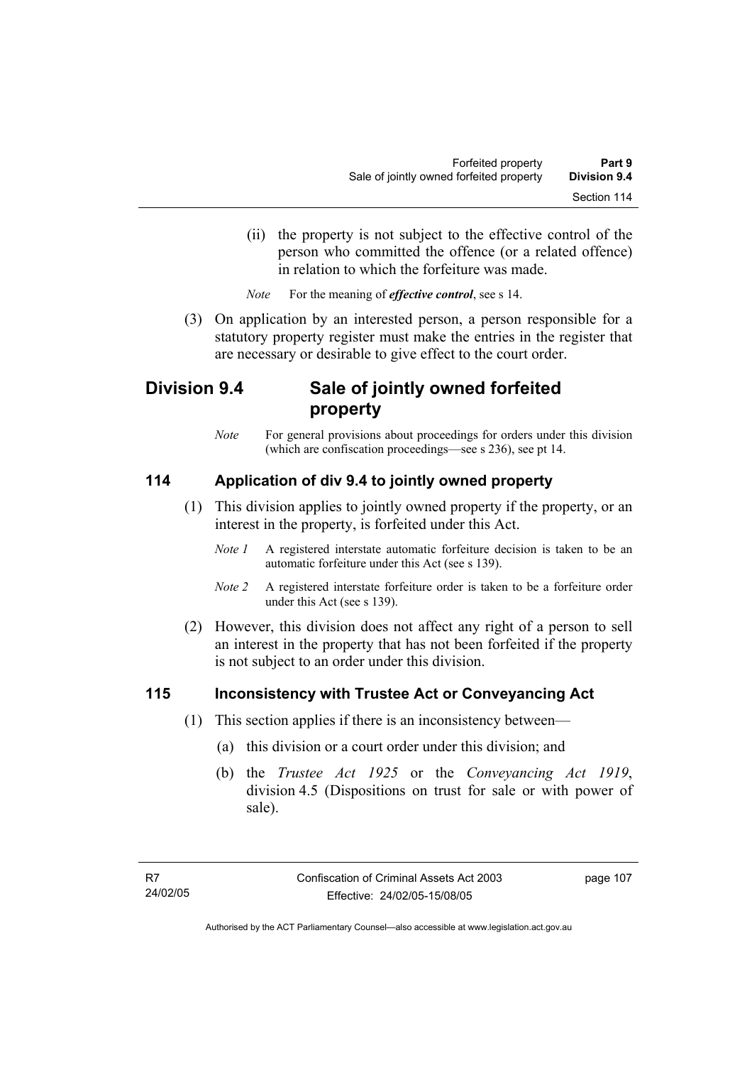(ii) the property is not subject to the effective control of the person who committed the offence (or a related offence) in relation to which the forfeiture was made.

*Note* For the meaning of ***effective control***, see s 14.

(3) On application by an interested person, a person responsible for a statutory property register must make the entries in the register that are necessary or desirable to give effect to the court order.

## Division 9.4 Sale of jointly owned forfeited property

*Note* For general provisions about proceedings for orders under this division (which are confiscation proceedings—see s 236), see pt 14.

### 114 Application of div 9.4 to jointly owned property

(1) This division applies to jointly owned property if the property, or an interest in the property, is forfeited under this Act.

*Note 1* A registered interstate automatic forfeiture decision is taken to be an automatic forfeiture under this Act (see s 139).

*Note 2* A registered interstate forfeiture order is taken to be a forfeiture order under this Act (see s 139).

(2) However, this division does not affect any right of a person to sell an interest in the property that has not been forfeited if the property is not subject to an order under this division.

### 115 Inconsistency with Trustee Act or Conveyancing Act

(1) This section applies if there is an inconsistency between—

(a) this division or a court order under this division; and

(b) the *Trustee Act 1925* or the *Conveyancing Act 1919*, division 4.5 (Dispositions on trust for sale or with power of sale).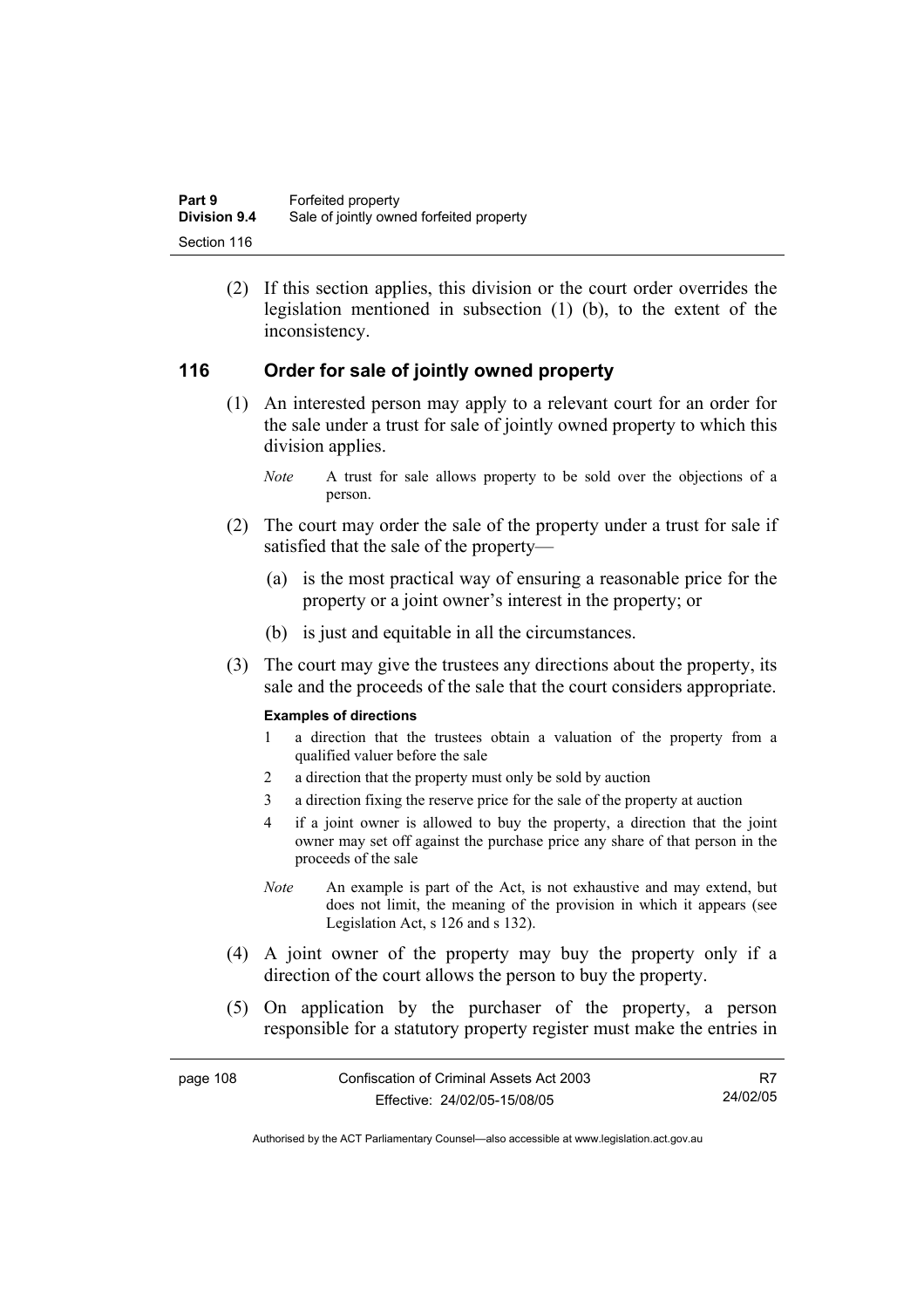(2) If this section applies, this division or the court order overrides the legislation mentioned in subsection (1) (b), to the extent of the inconsistency.

## 116 Order for sale of jointly owned property

(1) An interested person may apply to a relevant court for an order for the sale under a trust for sale of jointly owned property to which this division applies.

*Note* A trust for sale allows property to be sold over the objections of a person.

(2) The court may order the sale of the property under a trust for sale if satisfied that the sale of the property—

(a) is the most practical way of ensuring a reasonable price for the property or a joint owner's interest in the property; or

(b) is just and equitable in all the circumstances.

(3) The court may give the trustees any directions about the property, its sale and the proceeds of the sale that the court considers appropriate.

**Examples of directions**

1 a direction that the trustees obtain a valuation of the property from a qualified valuer before the sale

2 a direction that the property must only be sold by auction

3 a direction fixing the reserve price for the sale of the property at auction

4 if a joint owner is allowed to buy the property, a direction that the joint owner may set off against the purchase price any share of that person in the proceeds of the sale

*Note* An example is part of the Act, is not exhaustive and may extend, but does not limit, the meaning of the provision in which it appears (see Legislation Act, s 126 and s 132).

(4) A joint owner of the property may buy the property only if a direction of the court allows the person to buy the property.

(5) On application by the purchaser of the property, a person responsible for a statutory property register must make the entries in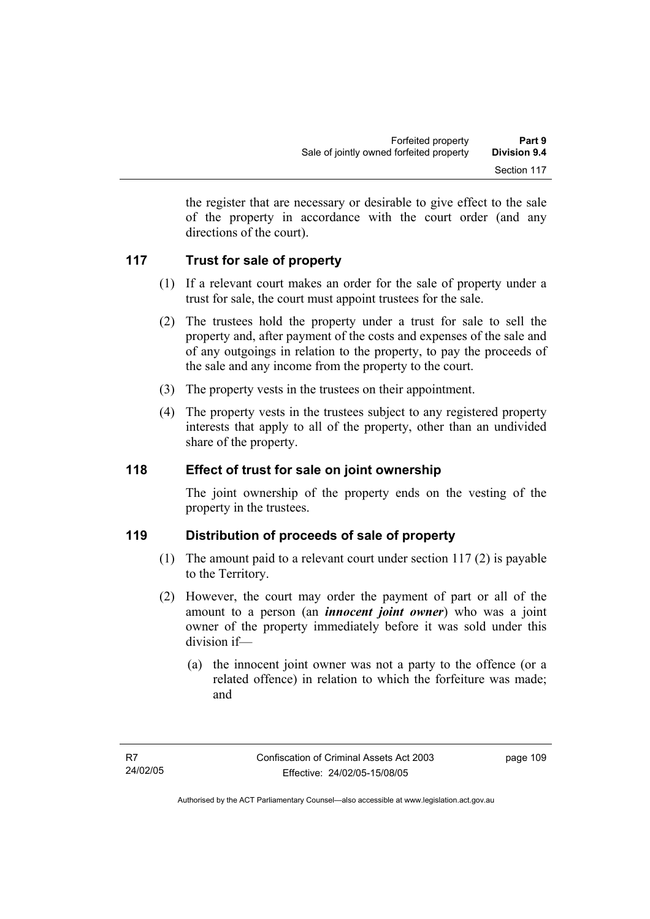the register that are necessary or desirable to give effect to the sale of the property in accordance with the court order (and any directions of the court).

## 117 Trust for sale of property

(1) If a relevant court makes an order for the sale of property under a trust for sale, the court must appoint trustees for the sale.

(2) The trustees hold the property under a trust for sale to sell the property and, after payment of the costs and expenses of the sale and of any outgoings in relation to the property, to pay the proceeds of the sale and any income from the property to the court.

(3) The property vests in the trustees on their appointment.

(4) The property vests in the trustees subject to any registered property interests that apply to all of the property, other than an undivided share of the property.

## 118 Effect of trust for sale on joint ownership

The joint ownership of the property ends on the vesting of the property in the trustees.

## 119 Distribution of proceeds of sale of property

(1) The amount paid to a relevant court under section 117 (2) is payable to the Territory.

(2) However, the court may order the payment of part or all of the amount to a person (an ***innocent joint owner***) who was a joint owner of the property immediately before it was sold under this division if—

(a) the innocent joint owner was not a party to the offence (or a related offence) in relation to which the forfeiture was made; and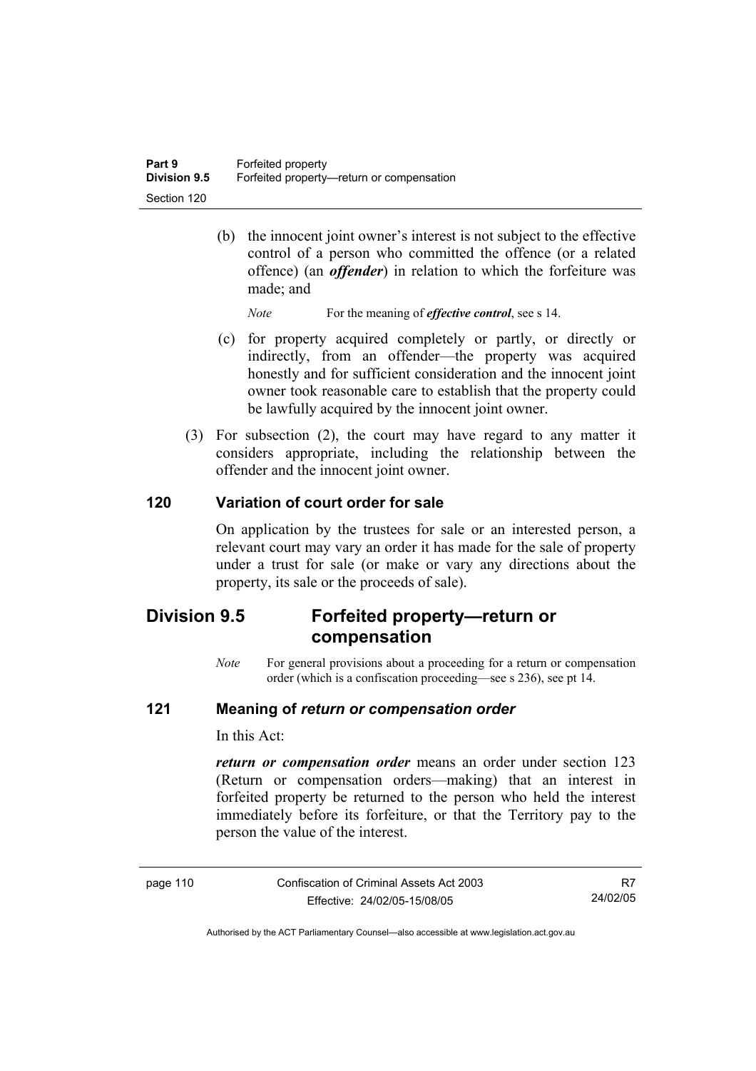(b) the innocent joint owner's interest is not subject to the effective control of a person who committed the offence (or a related offence) (an ***offender***) in relation to which the forfeiture was made; and

*Note* For the meaning of ***effective control***, see s 14.

(c) for property acquired completely or partly, or directly or indirectly, from an offender—the property was acquired honestly and for sufficient consideration and the innocent joint owner took reasonable care to establish that the property could be lawfully acquired by the innocent joint owner.

(3) For subsection (2), the court may have regard to any matter it considers appropriate, including the relationship between the offender and the innocent joint owner.

### 120 Variation of court order for sale

On application by the trustees for sale or an interested person, a relevant court may vary an order it has made for the sale of property under a trust for sale (or make or vary any directions about the property, its sale or the proceeds of sale).

## Division 9.5 Forfeited property—return or compensation

*Note* For general provisions about a proceeding for a return or compensation order (which is a confiscation proceeding—see s 236), see pt 14.

### 121 Meaning of *return or compensation order*

In this Act:

***return or compensation order*** means an order under section 123 (Return or compensation orders—making) that an interest in forfeited property be returned to the person who held the interest immediately before its forfeiture, or that the Territory pay to the person the value of the interest.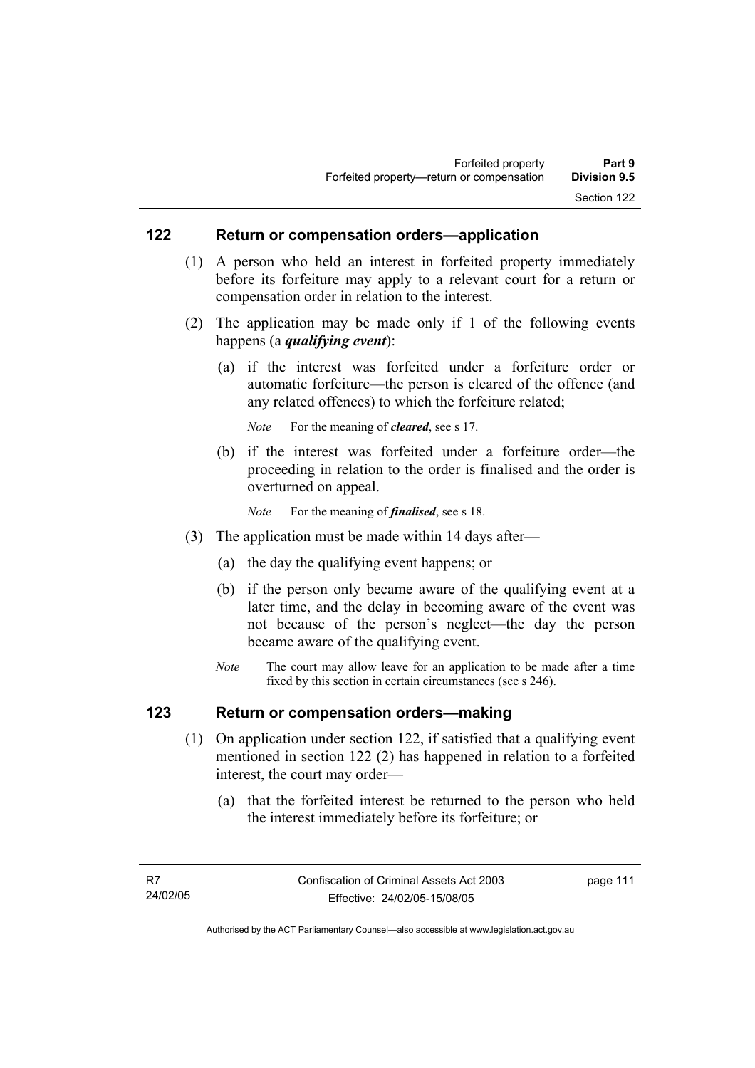## 122 Return or compensation orders—application

(1) A person who held an interest in forfeited property immediately before its forfeiture may apply to a relevant court for a return or compensation order in relation to the interest.

(2) The application may be made only if 1 of the following events happens (a ***qualifying event***):

(a) if the interest was forfeited under a forfeiture order or automatic forfeiture—the person is cleared of the offence (and any related offences) to which the forfeiture related;

*Note* For the meaning of ***cleared***, see s 17.

(b) if the interest was forfeited under a forfeiture order—the proceeding in relation to the order is finalised and the order is overturned on appeal.

*Note* For the meaning of ***finalised***, see s 18.

(3) The application must be made within 14 days after—

(a) the day the qualifying event happens; or

(b) if the person only became aware of the qualifying event at a later time, and the delay in becoming aware of the event was not because of the person's neglect—the day the person became aware of the qualifying event.

*Note* The court may allow leave for an application to be made after a time fixed by this section in certain circumstances (see s 246).

## 123 Return or compensation orders—making

(1) On application under section 122, if satisfied that a qualifying event mentioned in section 122 (2) has happened in relation to a forfeited interest, the court may order—

(a) that the forfeited interest be returned to the person who held the interest immediately before its forfeiture; or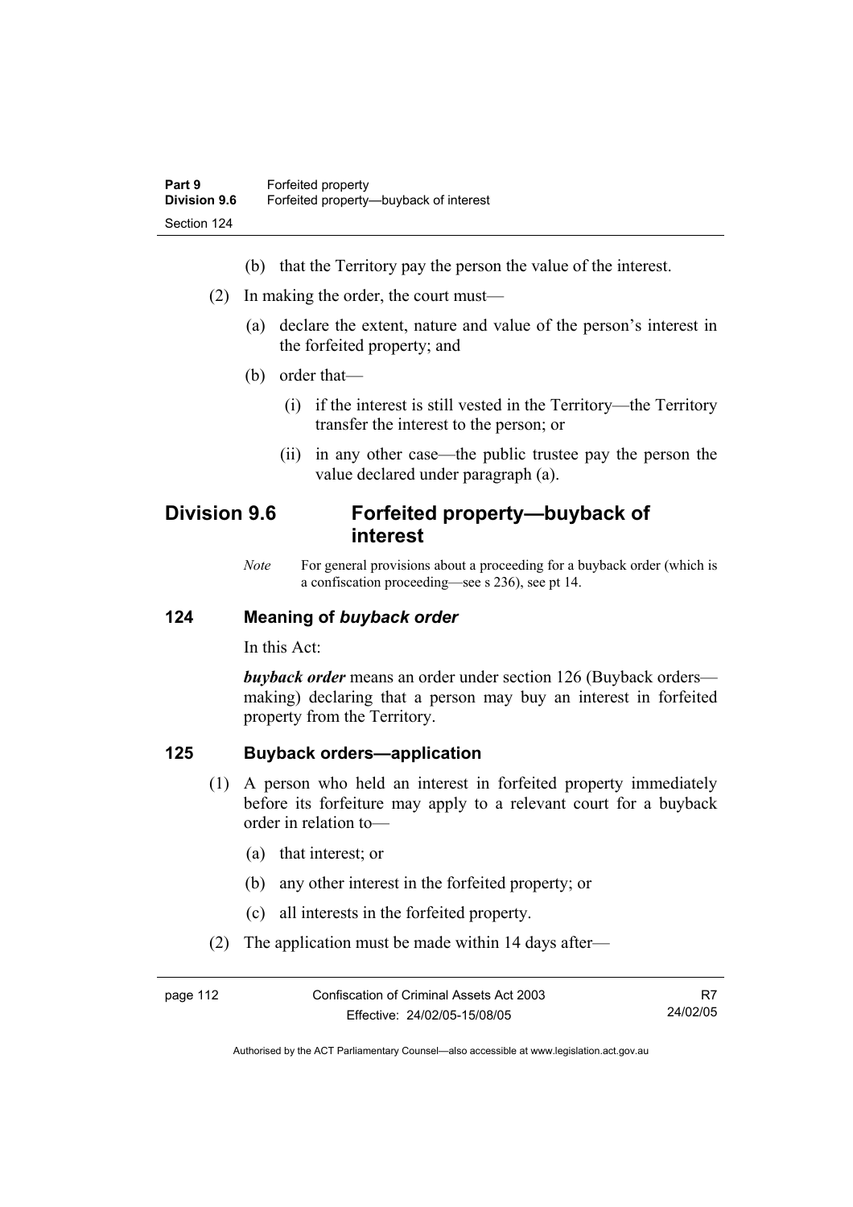(b) that the Territory pay the person the value of the interest.

(2) In making the order, the court must—

(a) declare the extent, nature and value of the person's interest in the forfeited property; and

(b) order that—

(i) if the interest is still vested in the Territory—the Territory transfer the interest to the person; or

(ii) in any other case—the public trustee pay the person the value declared under paragraph (a).

## Division 9.6 Forfeited property—buyback of interest

*Note* For general provisions about a proceeding for a buyback order (which is a confiscation proceeding—see s 236), see pt 14.

### 124 Meaning of *buyback order*

In this Act:

***buyback order*** means an order under section 126 (Buyback orders—making) declaring that a person may buy an interest in forfeited property from the Territory.

### 125 Buyback orders—application

(1) A person who held an interest in forfeited property immediately before its forfeiture may apply to a relevant court for a buyback order in relation to—

(a) that interest; or

(b) any other interest in the forfeited property; or

(c) all interests in the forfeited property.

(2) The application must be made within 14 days after—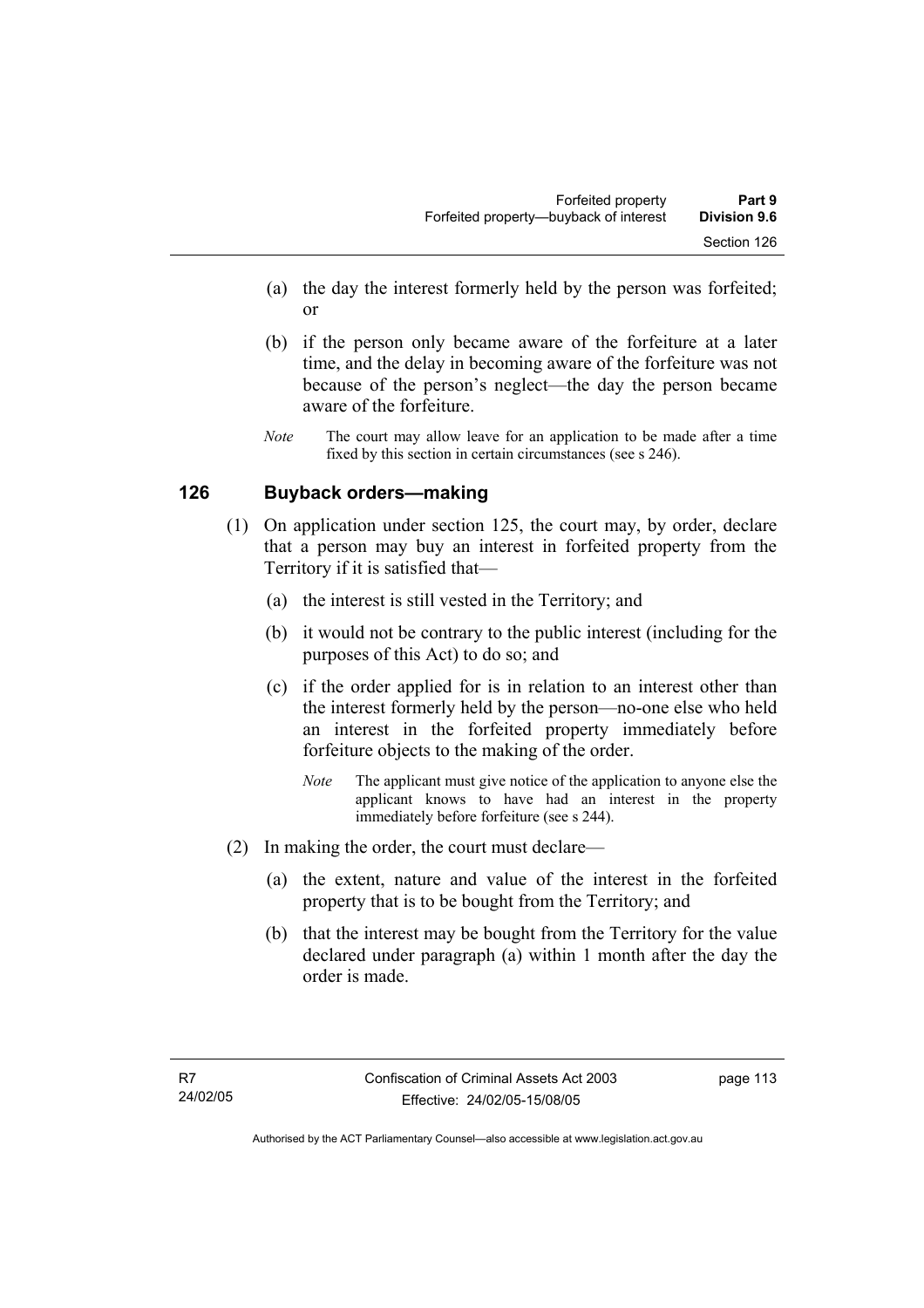(a) the day the interest formerly held by the person was forfeited; or

(b) if the person only became aware of the forfeiture at a later time, and the delay in becoming aware of the forfeiture was not because of the person's neglect—the day the person became aware of the forfeiture.

*Note* The court may allow leave for an application to be made after a time fixed by this section in certain circumstances (see s 246).

### 126 Buyback orders—making

(1) On application under section 125, the court may, by order, declare that a person may buy an interest in forfeited property from the Territory if it is satisfied that—

(a) the interest is still vested in the Territory; and

(b) it would not be contrary to the public interest (including for the purposes of this Act) to do so; and

(c) if the order applied for is in relation to an interest other than the interest formerly held by the person—no-one else who held an interest in the forfeited property immediately before forfeiture objects to the making of the order.

*Note* The applicant must give notice of the application to anyone else the applicant knows to have had an interest in the property immediately before forfeiture (see s 244).

(2) In making the order, the court must declare—

(a) the extent, nature and value of the interest in the forfeited property that is to be bought from the Territory; and

(b) that the interest may be bought from the Territory for the value declared under paragraph (a) within 1 month after the day the order is made.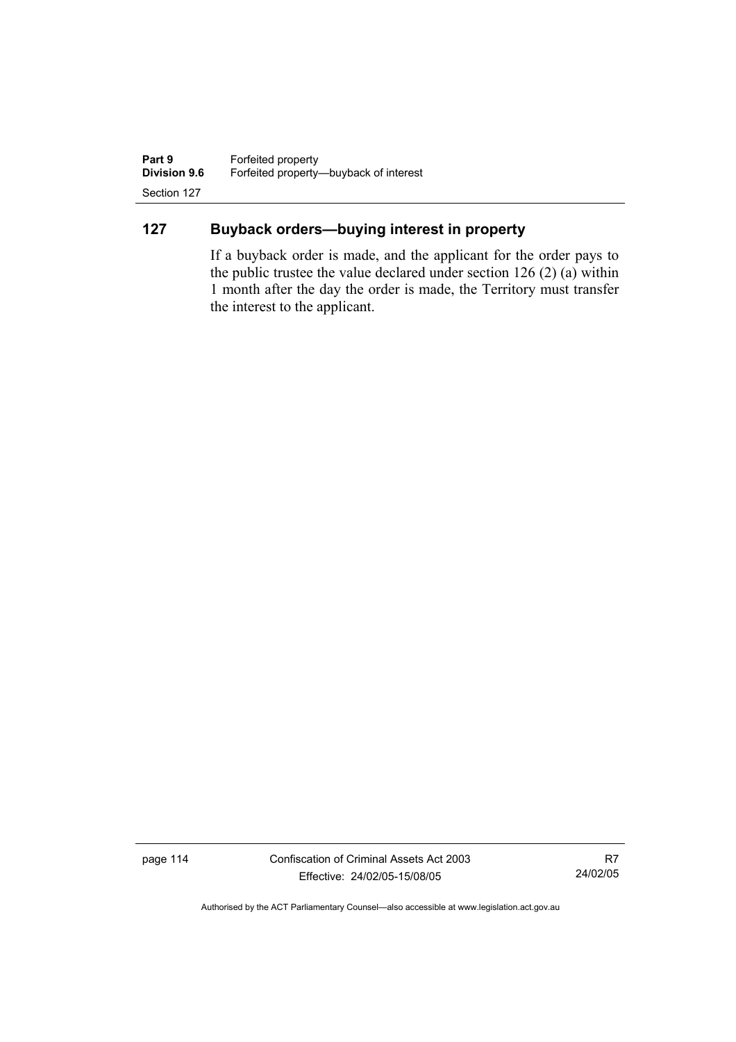## 127 Buyback orders—buying interest in property

If a buyback order is made, and the applicant for the order pays to the public trustee the value declared under section 126 (2) (a) within 1 month after the day the order is made, the Territory must transfer the interest to the applicant.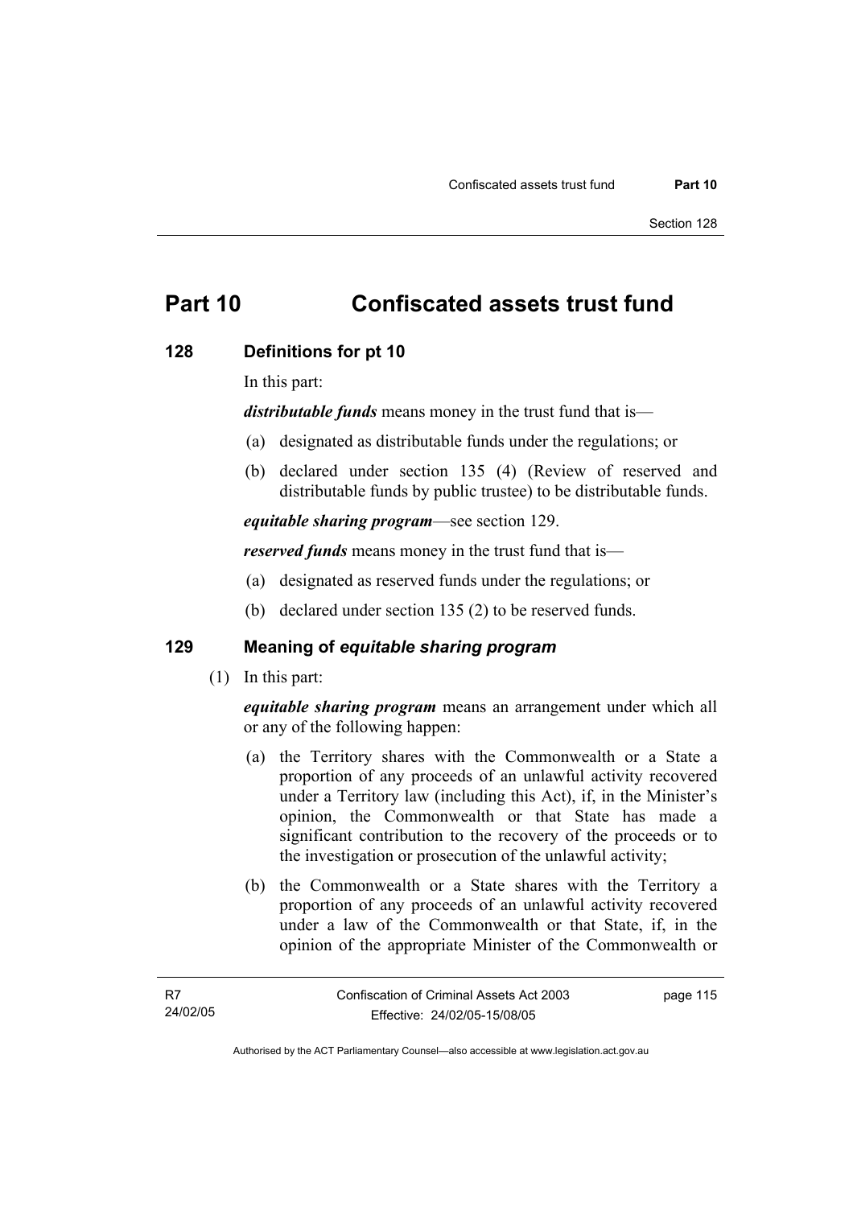# Part 10 Confiscated assets trust fund

## 128 Definitions for pt 10

In this part:

***distributable funds*** means money in the trust fund that is—

(a) designated as distributable funds under the regulations; or

(b) declared under section 135 (4) (Review of reserved and distributable funds by public trustee) to be distributable funds.

***equitable sharing program***—see section 129.

***reserved funds*** means money in the trust fund that is—

(a) designated as reserved funds under the regulations; or

(b) declared under section 135 (2) to be reserved funds.

## 129 Meaning of *equitable sharing program*

(1) In this part:

***equitable sharing program*** means an arrangement under which all or any of the following happen:

(a) the Territory shares with the Commonwealth or a State a proportion of any proceeds of an unlawful activity recovered under a Territory law (including this Act), if, in the Minister's opinion, the Commonwealth or that State has made a significant contribution to the recovery of the proceeds or to the investigation or prosecution of the unlawful activity;

(b) the Commonwealth or a State shares with the Territory a proportion of any proceeds of an unlawful activity recovered under a law of the Commonwealth or that State, if, in the opinion of the appropriate Minister of the Commonwealth or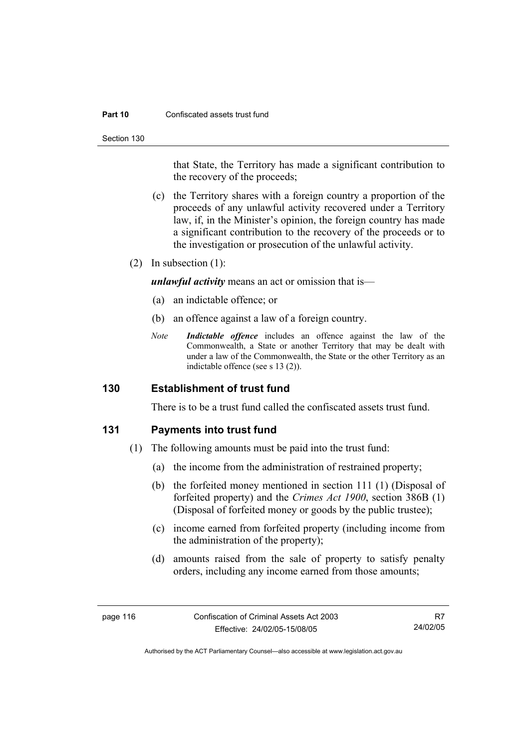that State, the Territory has made a significant contribution to the recovery of the proceeds;

(c) the Territory shares with a foreign country a proportion of the proceeds of any unlawful activity recovered under a Territory law, if, in the Minister's opinion, the foreign country has made a significant contribution to the recovery of the proceeds or to the investigation or prosecution of the unlawful activity.

(2) In subsection (1):

***unlawful activity*** means an act or omission that is—

(a) an indictable offence; or

(b) an offence against a law of a foreign country.

*Note* ***Indictable offence*** includes an offence against the law of the Commonwealth, a State or another Territory that may be dealt with under a law of the Commonwealth, the State or the other Territory as an indictable offence (see s 13 (2)).

## 130 Establishment of trust fund

There is to be a trust fund called the confiscated assets trust fund.

## 131 Payments into trust fund

(1) The following amounts must be paid into the trust fund:

(a) the income from the administration of restrained property;

(b) the forfeited money mentioned in section 111 (1) (Disposal of forfeited property) and the *Crimes Act 1900*, section 386B (1) (Disposal of forfeited money or goods by the public trustee);

(c) income earned from forfeited property (including income from the administration of the property);

(d) amounts raised from the sale of property to satisfy penalty orders, including any income earned from those amounts;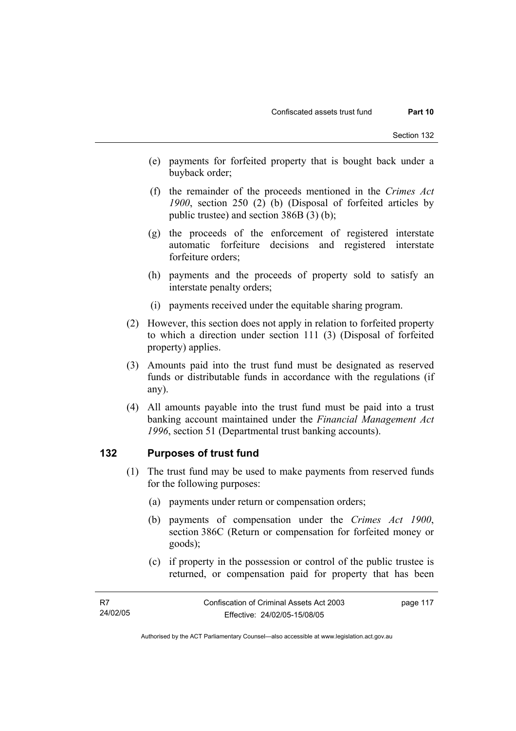(e) payments for forfeited property that is bought back under a buyback order;

(f) the remainder of the proceeds mentioned in the *Crimes Act 1900*, section 250 (2) (b) (Disposal of forfeited articles by public trustee) and section 386B (3) (b);

(g) the proceeds of the enforcement of registered interstate automatic forfeiture decisions and registered interstate forfeiture orders;

(h) payments and the proceeds of property sold to satisfy an interstate penalty orders;

(i) payments received under the equitable sharing program.

(2) However, this section does not apply in relation to forfeited property to which a direction under section 111 (3) (Disposal of forfeited property) applies.

(3) Amounts paid into the trust fund must be designated as reserved funds or distributable funds in accordance with the regulations (if any).

(4) All amounts payable into the trust fund must be paid into a trust banking account maintained under the *Financial Management Act 1996*, section 51 (Departmental trust banking accounts).

## 132 Purposes of trust fund

(1) The trust fund may be used to make payments from reserved funds for the following purposes:

(a) payments under return or compensation orders;

(b) payments of compensation under the *Crimes Act 1900*, section 386C (Return or compensation for forfeited money or goods);

(c) if property in the possession or control of the public trustee is returned, or compensation paid for property that has been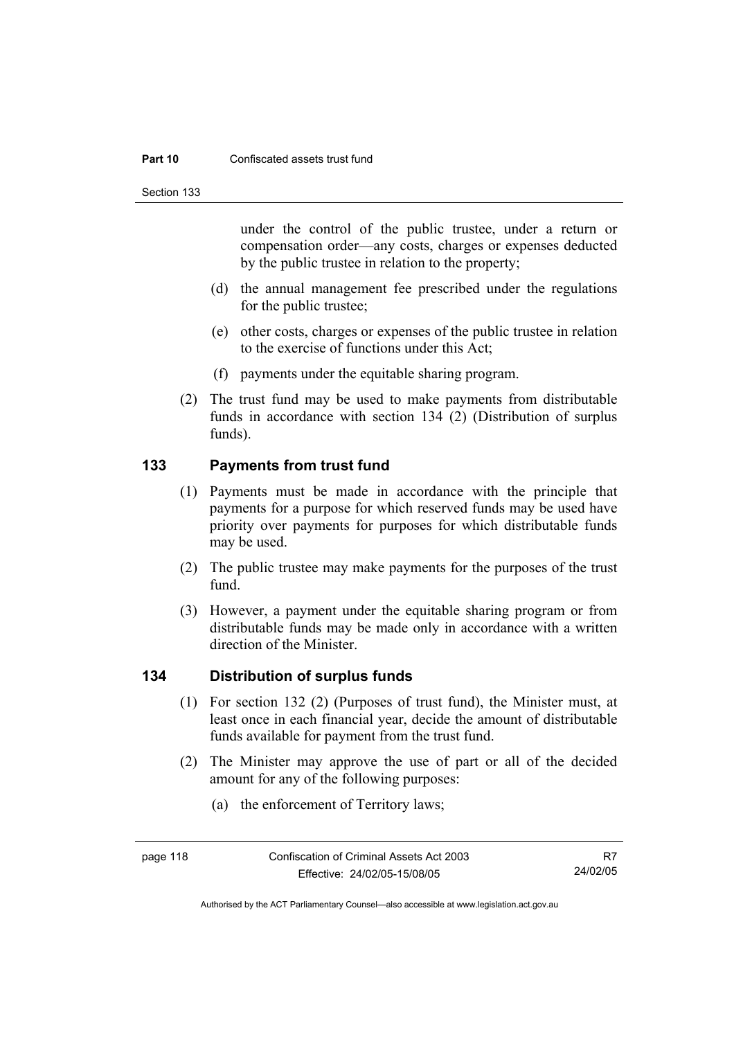under the control of the public trustee, under a return or compensation order—any costs, charges or expenses deducted by the public trustee in relation to the property;

(d) the annual management fee prescribed under the regulations for the public trustee;

(e) other costs, charges or expenses of the public trustee in relation to the exercise of functions under this Act;

(f) payments under the equitable sharing program.

(2) The trust fund may be used to make payments from distributable funds in accordance with section 134 (2) (Distribution of surplus funds).

## 133 Payments from trust fund

(1) Payments must be made in accordance with the principle that payments for a purpose for which reserved funds may be used have priority over payments for purposes for which distributable funds may be used.

(2) The public trustee may make payments for the purposes of the trust fund.

(3) However, a payment under the equitable sharing program or from distributable funds may be made only in accordance with a written direction of the Minister.

## 134 Distribution of surplus funds

(1) For section 132 (2) (Purposes of trust fund), the Minister must, at least once in each financial year, decide the amount of distributable funds available for payment from the trust fund.

(2) The Minister may approve the use of part or all of the decided amount for any of the following purposes:

(a) the enforcement of Territory laws;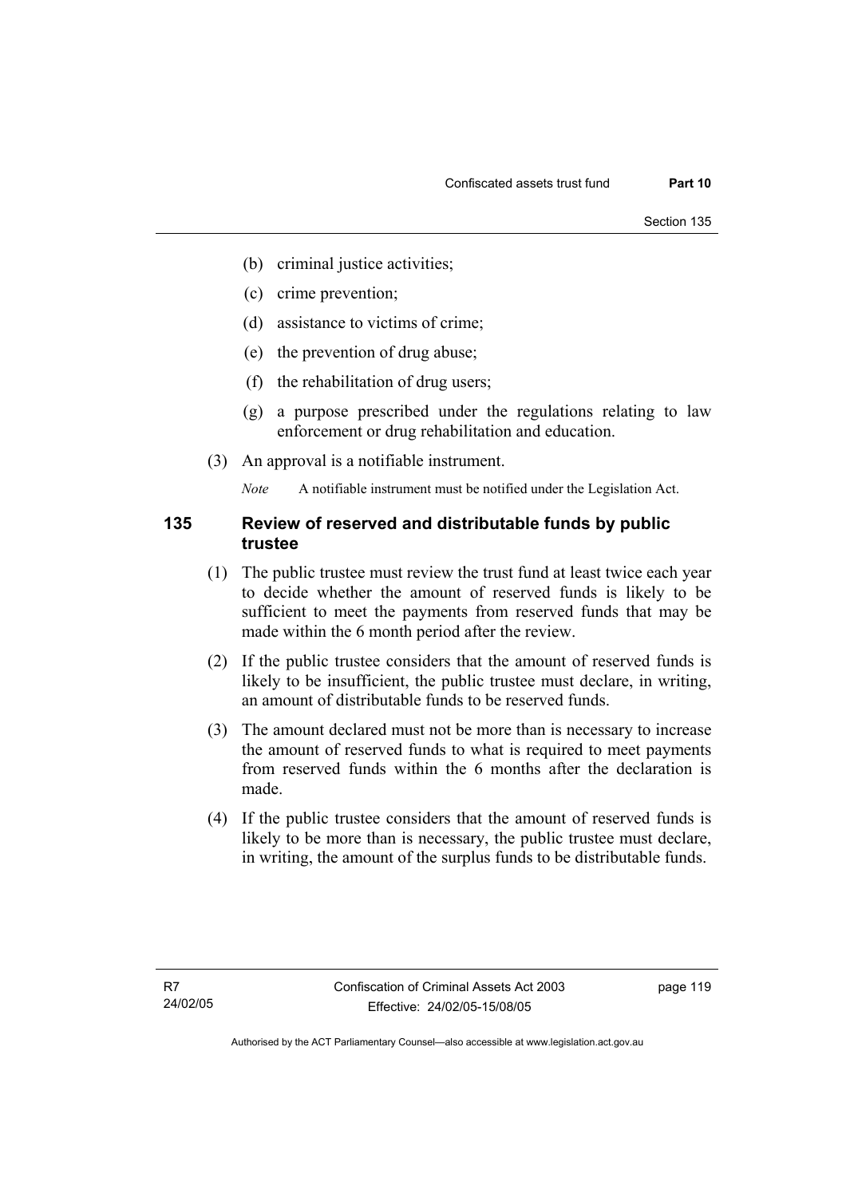(b) criminal justice activities;

(c) crime prevention;

(d) assistance to victims of crime;

(e) the prevention of drug abuse;

(f) the rehabilitation of drug users;

(g) a purpose prescribed under the regulations relating to law enforcement or drug rehabilitation and education.

(3) An approval is a notifiable instrument.

*Note* A notifiable instrument must be notified under the Legislation Act.

### 135 Review of reserved and distributable funds by public trustee

(1) The public trustee must review the trust fund at least twice each year to decide whether the amount of reserved funds is likely to be sufficient to meet the payments from reserved funds that may be made within the 6 month period after the review.

(2) If the public trustee considers that the amount of reserved funds is likely to be insufficient, the public trustee must declare, in writing, an amount of distributable funds to be reserved funds.

(3) The amount declared must not be more than is necessary to increase the amount of reserved funds to what is required to meet payments from reserved funds within the 6 months after the declaration is made.

(4) If the public trustee considers that the amount of reserved funds is likely to be more than is necessary, the public trustee must declare, in writing, the amount of the surplus funds to be distributable funds.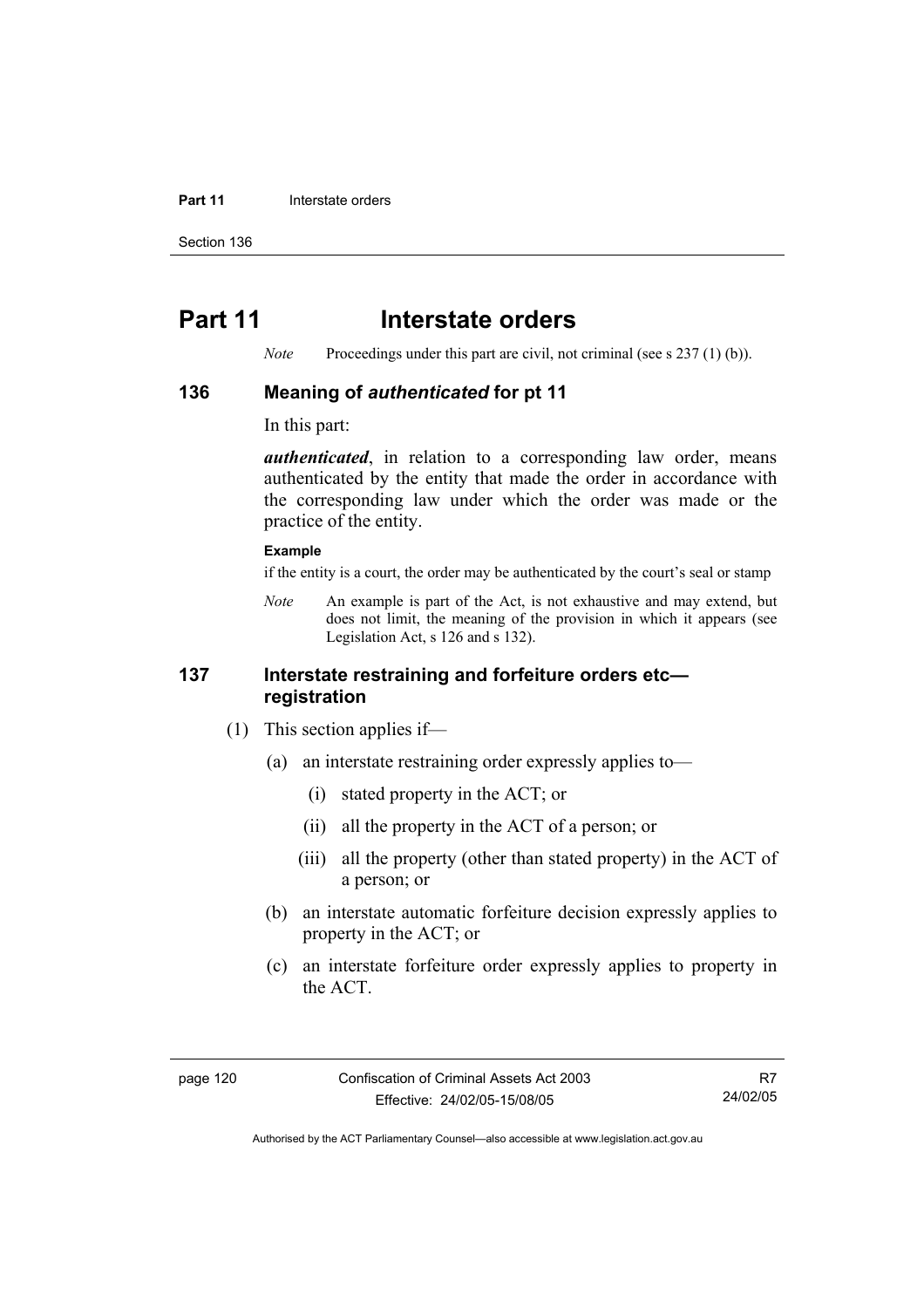# Part 11 Interstate orders

*Note* Proceedings under this part are civil, not criminal (see s 237 (1) (b)).

## 136 Meaning of *authenticated* for pt 11

In this part:

***authenticated***, in relation to a corresponding law order, means authenticated by the entity that made the order in accordance with the corresponding law under which the order was made or the practice of the entity.

**Example**

if the entity is a court, the order may be authenticated by the court's seal or stamp

*Note* An example is part of the Act, is not exhaustive and may extend, but does not limit, the meaning of the provision in which it appears (see Legislation Act, s 126 and s 132).

## 137 Interstate restraining and forfeiture orders etc—registration

(1) This section applies if—

(a) an interstate restraining order expressly applies to—

(i) stated property in the ACT; or

(ii) all the property in the ACT of a person; or

(iii) all the property (other than stated property) in the ACT of a person; or

(b) an interstate automatic forfeiture decision expressly applies to property in the ACT; or

(c) an interstate forfeiture order expressly applies to property in the ACT.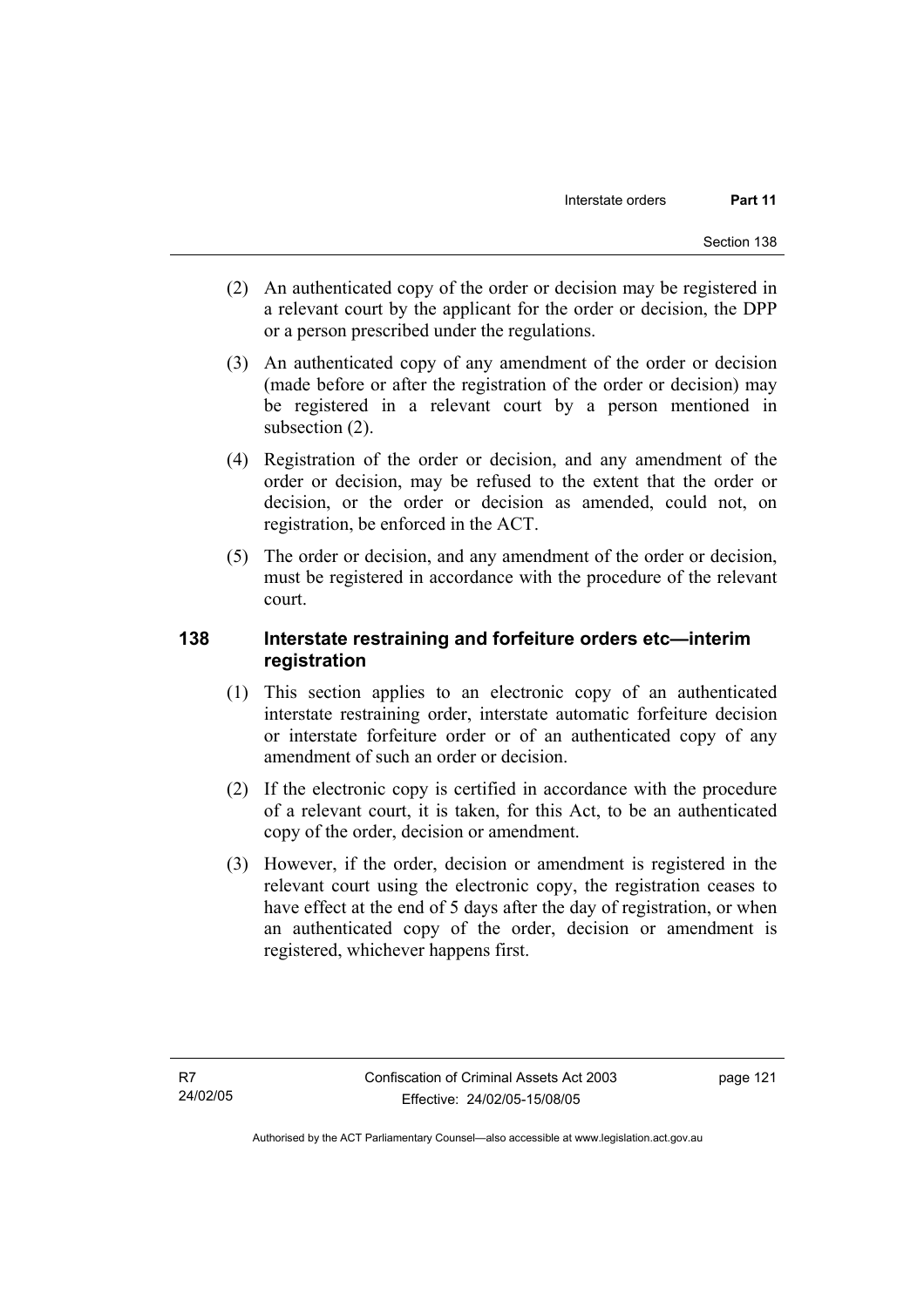(2) An authenticated copy of the order or decision may be registered in a relevant court by the applicant for the order or decision, the DPP or a person prescribed under the regulations.

(3) An authenticated copy of any amendment of the order or decision (made before or after the registration of the order or decision) may be registered in a relevant court by a person mentioned in subsection (2).

(4) Registration of the order or decision, and any amendment of the order or decision, may be refused to the extent that the order or decision, or the order or decision as amended, could not, on registration, be enforced in the ACT.

(5) The order or decision, and any amendment of the order or decision, must be registered in accordance with the procedure of the relevant court.

## 138 Interstate restraining and forfeiture orders etc—interim registration

(1) This section applies to an electronic copy of an authenticated interstate restraining order, interstate automatic forfeiture decision or interstate forfeiture order or of an authenticated copy of any amendment of such an order or decision.

(2) If the electronic copy is certified in accordance with the procedure of a relevant court, it is taken, for this Act, to be an authenticated copy of the order, decision or amendment.

(3) However, if the order, decision or amendment is registered in the relevant court using the electronic copy, the registration ceases to have effect at the end of 5 days after the day of registration, or when an authenticated copy of the order, decision or amendment is registered, whichever happens first.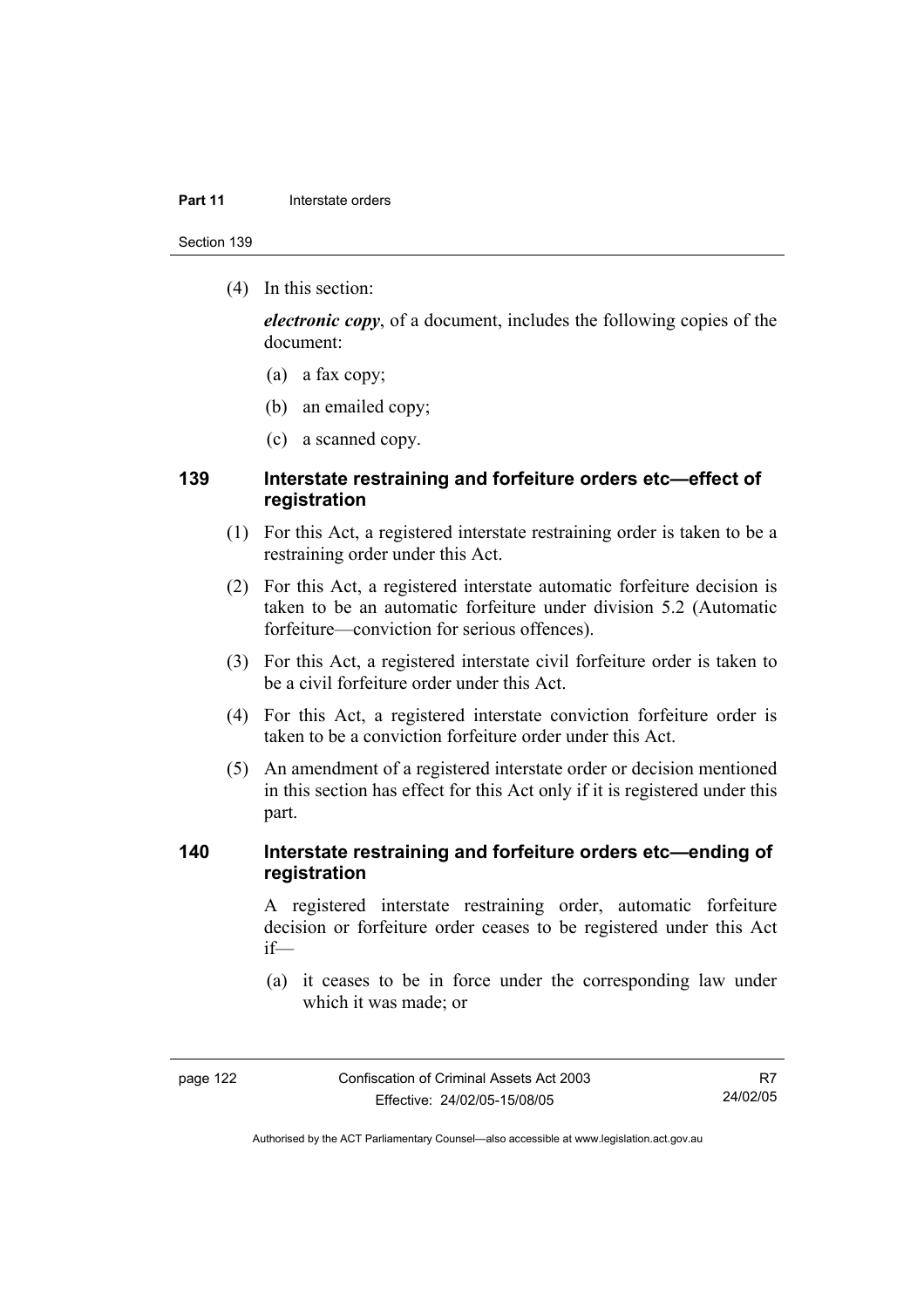(4) In this section:

***electronic copy***, of a document, includes the following copies of the document:

(a) a fax copy;

(b) an emailed copy;

(c) a scanned copy.

## 139 Interstate restraining and forfeiture orders etc—effect of registration

(1) For this Act, a registered interstate restraining order is taken to be a restraining order under this Act.

(2) For this Act, a registered interstate automatic forfeiture decision is taken to be an automatic forfeiture under division 5.2 (Automatic forfeiture—conviction for serious offences).

(3) For this Act, a registered interstate civil forfeiture order is taken to be a civil forfeiture order under this Act.

(4) For this Act, a registered interstate conviction forfeiture order is taken to be a conviction forfeiture order under this Act.

(5) An amendment of a registered interstate order or decision mentioned in this section has effect for this Act only if it is registered under this part.

## 140 Interstate restraining and forfeiture orders etc—ending of registration

A registered interstate restraining order, automatic forfeiture decision or forfeiture order ceases to be registered under this Act if—

(a) it ceases to be in force under the corresponding law under which it was made; or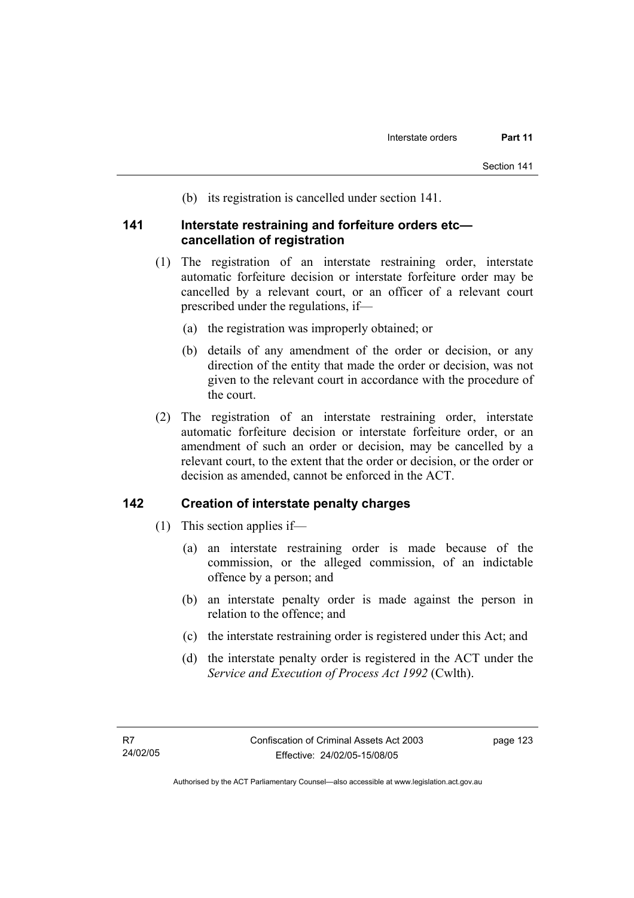(b) its registration is cancelled under section 141.

## 141 Interstate restraining and forfeiture orders etc—cancellation of registration

(1) The registration of an interstate restraining order, interstate automatic forfeiture decision or interstate forfeiture order may be cancelled by a relevant court, or an officer of a relevant court prescribed under the regulations, if—

(a) the registration was improperly obtained; or

(b) details of any amendment of the order or decision, or any direction of the entity that made the order or decision, was not given to the relevant court in accordance with the procedure of the court.

(2) The registration of an interstate restraining order, interstate automatic forfeiture decision or interstate forfeiture order, or an amendment of such an order or decision, may be cancelled by a relevant court, to the extent that the order or decision, or the order or decision as amended, cannot be enforced in the ACT.

## 142 Creation of interstate penalty charges

(1) This section applies if—

(a) an interstate restraining order is made because of the commission, or the alleged commission, of an indictable offence by a person; and

(b) an interstate penalty order is made against the person in relation to the offence; and

(c) the interstate restraining order is registered under this Act; and

(d) the interstate penalty order is registered in the ACT under the *Service and Execution of Process Act 1992* (Cwlth).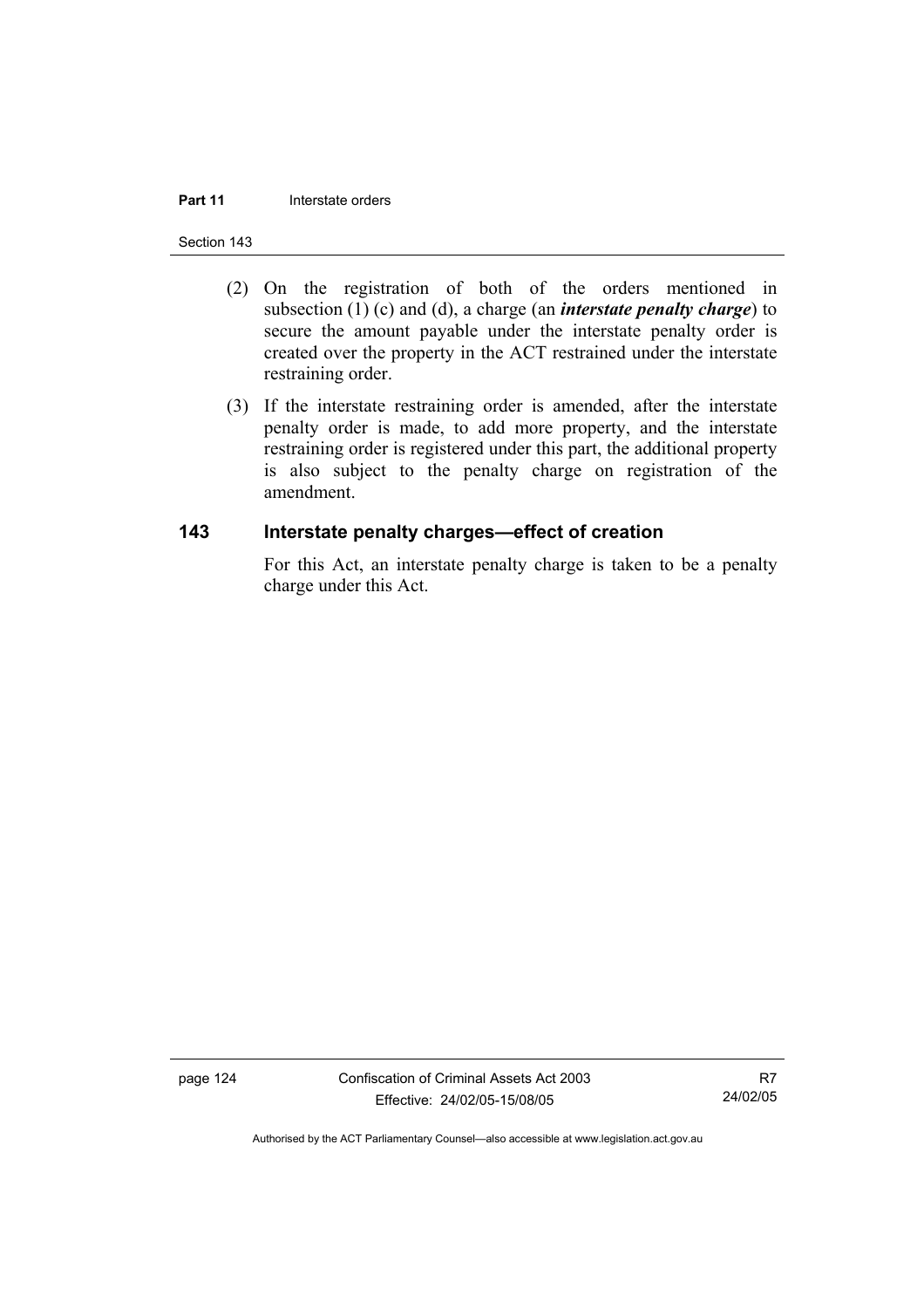(2) On the registration of both of the orders mentioned in subsection (1) (c) and (d), a charge (an ***interstate penalty charge***) to secure the amount payable under the interstate penalty order is created over the property in the ACT restrained under the interstate restraining order.

(3) If the interstate restraining order is amended, after the interstate penalty order is made, to add more property, and the interstate restraining order is registered under this part, the additional property is also subject to the penalty charge on registration of the amendment.

## 143 Interstate penalty charges—effect of creation

For this Act, an interstate penalty charge is taken to be a penalty charge under this Act.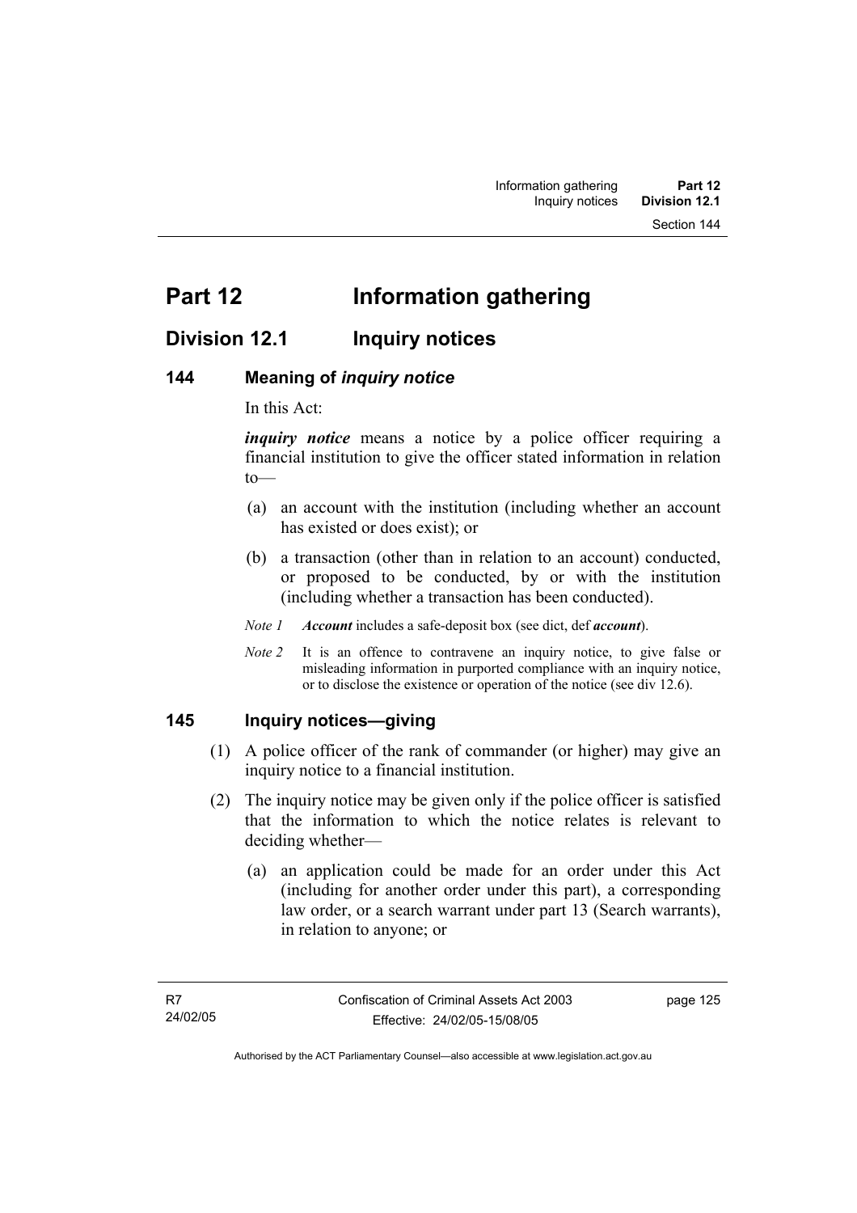# Part 12 Information gathering

## Division 12.1 Inquiry notices

### 144 Meaning of *inquiry notice*

In this Act:

***inquiry notice*** means a notice by a police officer requiring a financial institution to give the officer stated information in relation to—

(a) an account with the institution (including whether an account has existed or does exist); or

(b) a transaction (other than in relation to an account) conducted, or proposed to be conducted, by or with the institution (including whether a transaction has been conducted).

*Note 1* ***Account*** includes a safe-deposit box (see dict, def ***account***).

*Note 2* It is an offence to contravene an inquiry notice, to give false or misleading information in purported compliance with an inquiry notice, or to disclose the existence or operation of the notice (see div 12.6).

### 145 Inquiry notices—giving

(1) A police officer of the rank of commander (or higher) may give an inquiry notice to a financial institution.

(2) The inquiry notice may be given only if the police officer is satisfied that the information to which the notice relates is relevant to deciding whether—

(a) an application could be made for an order under this Act (including for another order under this part), a corresponding law order, or a search warrant under part 13 (Search warrants), in relation to anyone; or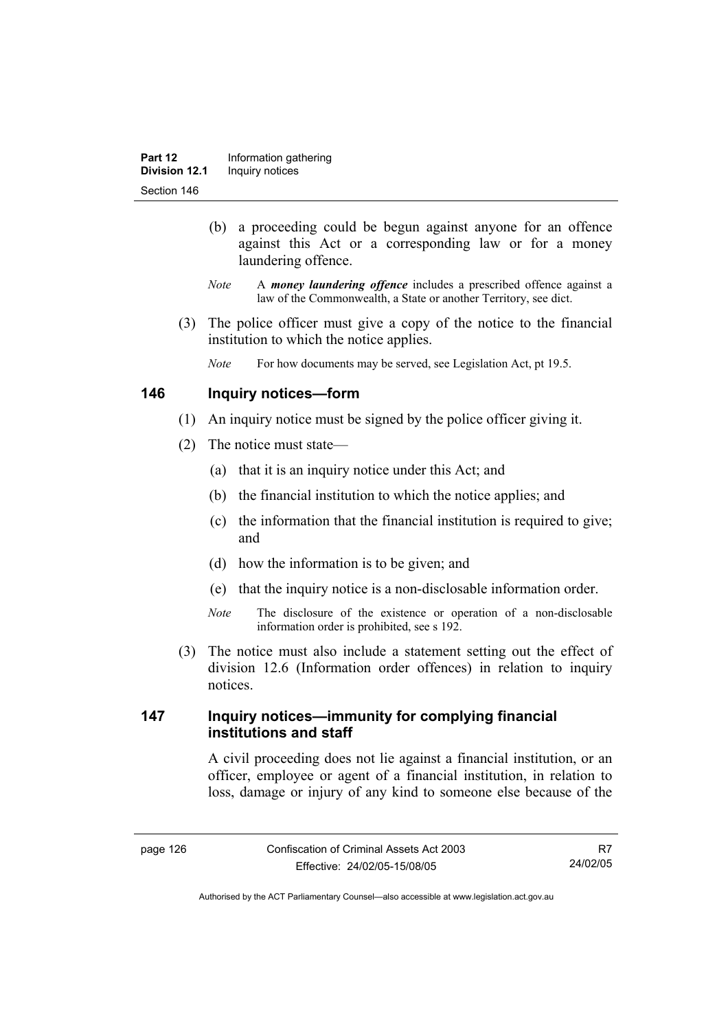(b) a proceeding could be begun against anyone for an offence against this Act or a corresponding law or for a money laundering offence.

*Note* A ***money laundering offence*** includes a prescribed offence against a law of the Commonwealth, a State or another Territory, see dict.

(3) The police officer must give a copy of the notice to the financial institution to which the notice applies.

*Note* For how documents may be served, see Legislation Act, pt 19.5.

## 146 Inquiry notices—form

(1) An inquiry notice must be signed by the police officer giving it.

(2) The notice must state—

(a) that it is an inquiry notice under this Act; and

(b) the financial institution to which the notice applies; and

(c) the information that the financial institution is required to give; and

(d) how the information is to be given; and

(e) that the inquiry notice is a non-disclosable information order.

*Note* The disclosure of the existence or operation of a non-disclosable information order is prohibited, see s 192.

(3) The notice must also include a statement setting out the effect of division 12.6 (Information order offences) in relation to inquiry notices.

## 147 Inquiry notices—immunity for complying financial institutions and staff

A civil proceeding does not lie against a financial institution, or an officer, employee or agent of a financial institution, in relation to loss, damage or injury of any kind to someone else because of the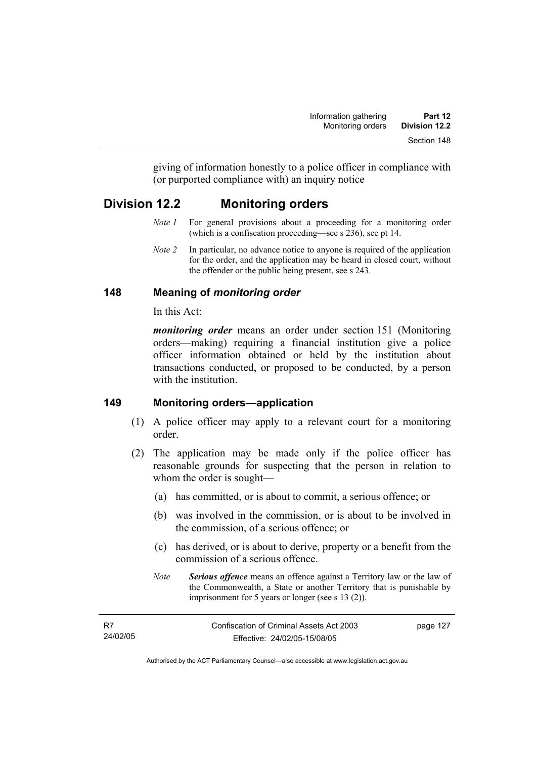giving of information honestly to a police officer in compliance with (or purported compliance with) an inquiry notice

## Division 12.2 Monitoring orders

*Note 1* For general provisions about a proceeding for a monitoring order (which is a confiscation proceeding—see s 236), see pt 14.

*Note 2* In particular, no advance notice to anyone is required of the application for the order, and the application may be heard in closed court, without the offender or the public being present, see s 243.

### 148 Meaning of *monitoring order*

In this Act:

***monitoring order*** means an order under section 151 (Monitoring orders—making) requiring a financial institution give a police officer information obtained or held by the institution about transactions conducted, or proposed to be conducted, by a person with the institution.

### 149 Monitoring orders—application

(1) A police officer may apply to a relevant court for a monitoring order.

(2) The application may be made only if the police officer has reasonable grounds for suspecting that the person in relation to whom the order is sought—

(a) has committed, or is about to commit, a serious offence; or

(b) was involved in the commission, or is about to be involved in the commission, of a serious offence; or

(c) has derived, or is about to derive, property or a benefit from the commission of a serious offence.

*Note* ***Serious offence*** means an offence against a Territory law or the law of the Commonwealth, a State or another Territory that is punishable by imprisonment for 5 years or longer (see s 13 (2)).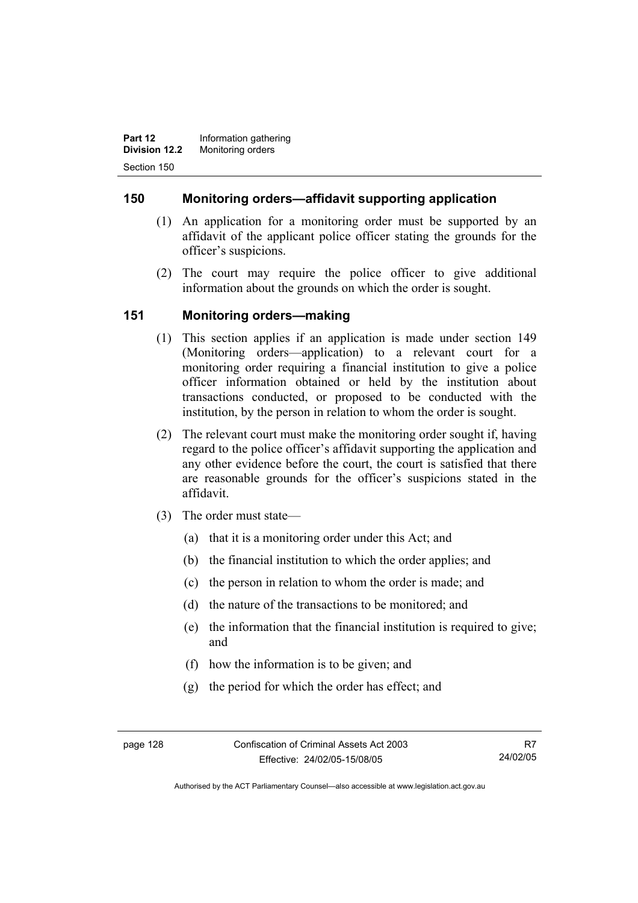## 150 Monitoring orders—affidavit supporting application

(1) An application for a monitoring order must be supported by an affidavit of the applicant police officer stating the grounds for the officer's suspicions.

(2) The court may require the police officer to give additional information about the grounds on which the order is sought.

## 151 Monitoring orders—making

(1) This section applies if an application is made under section 149 (Monitoring orders—application) to a relevant court for a monitoring order requiring a financial institution to give a police officer information obtained or held by the institution about transactions conducted, or proposed to be conducted with the institution, by the person in relation to whom the order is sought.

(2) The relevant court must make the monitoring order sought if, having regard to the police officer's affidavit supporting the application and any other evidence before the court, the court is satisfied that there are reasonable grounds for the officer's suspicions stated in the affidavit.

(3) The order must state—

(a) that it is a monitoring order under this Act; and

(b) the financial institution to which the order applies; and

(c) the person in relation to whom the order is made; and

(d) the nature of the transactions to be monitored; and

(e) the information that the financial institution is required to give; and

(f) how the information is to be given; and

(g) the period for which the order has effect; and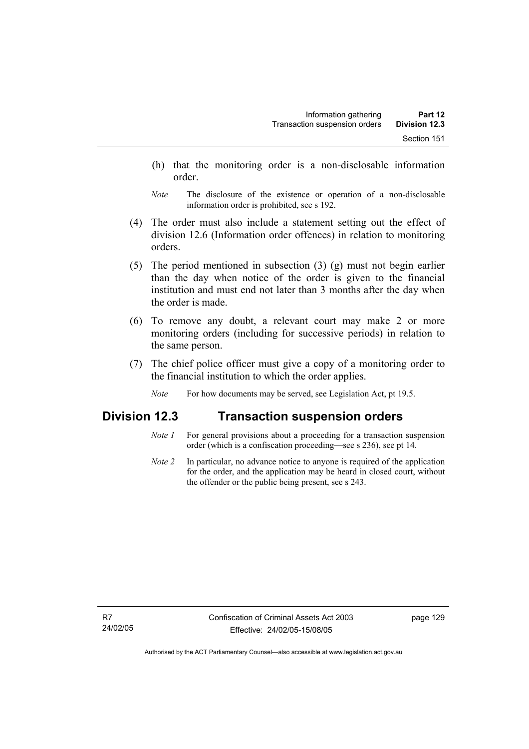(h) that the monitoring order is a non-disclosable information order.

*Note* The disclosure of the existence or operation of a non-disclosable information order is prohibited, see s 192.

(4) The order must also include a statement setting out the effect of division 12.6 (Information order offences) in relation to monitoring orders.

(5) The period mentioned in subsection (3) (g) must not begin earlier than the day when notice of the order is given to the financial institution and must end not later than 3 months after the day when the order is made.

(6) To remove any doubt, a relevant court may make 2 or more monitoring orders (including for successive periods) in relation to the same person.

(7) The chief police officer must give a copy of a monitoring order to the financial institution to which the order applies.

*Note* For how documents may be served, see Legislation Act, pt 19.5.

## Division 12.3 Transaction suspension orders

*Note 1* For general provisions about a proceeding for a transaction suspension order (which is a confiscation proceeding—see s 236), see pt 14.

*Note 2* In particular, no advance notice to anyone is required of the application for the order, and the application may be heard in closed court, without the offender or the public being present, see s 243.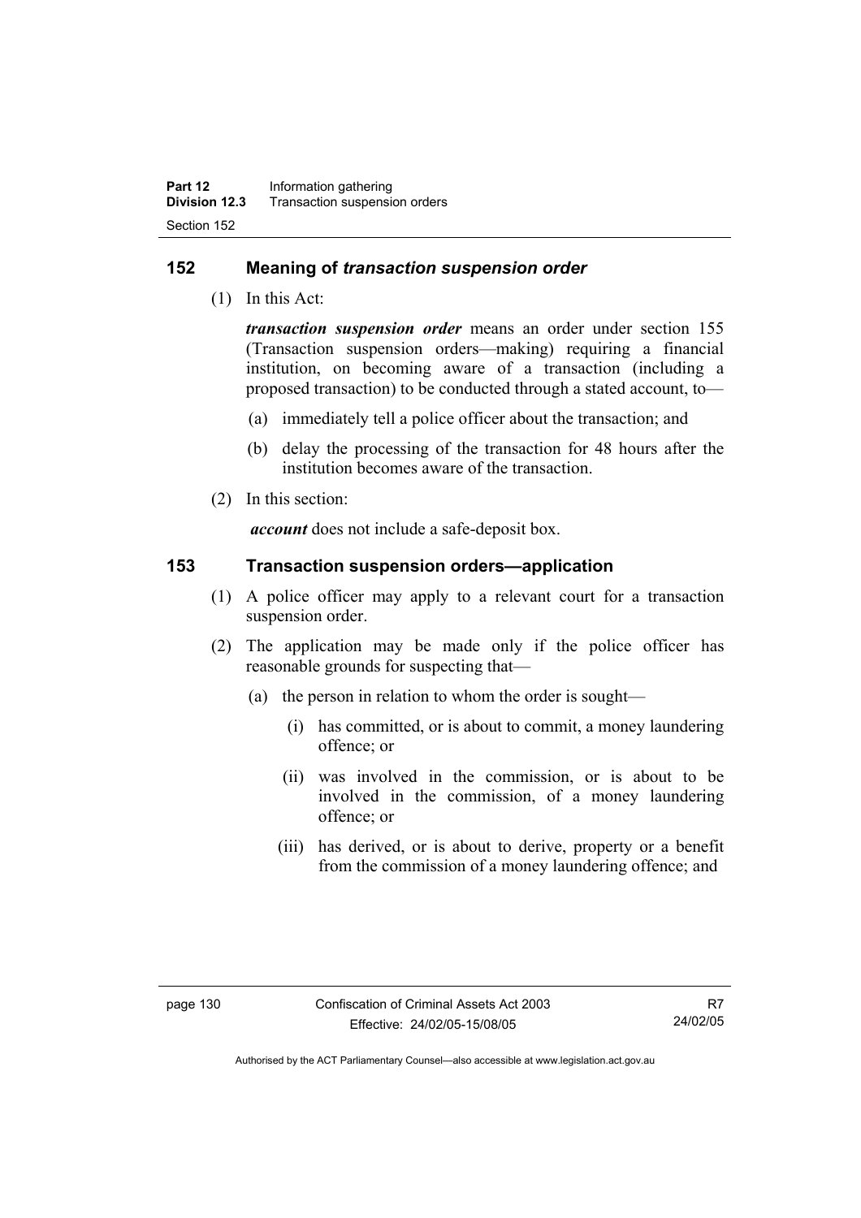## 152 Meaning of *transaction suspension order*

(1) In this Act:

***transaction suspension order*** means an order under section 155 (Transaction suspension orders—making) requiring a financial institution, on becoming aware of a transaction (including a proposed transaction) to be conducted through a stated account, to—

(a) immediately tell a police officer about the transaction; and

(b) delay the processing of the transaction for 48 hours after the institution becomes aware of the transaction.

(2) In this section:

***account*** does not include a safe-deposit box.

## 153 Transaction suspension orders—application

(1) A police officer may apply to a relevant court for a transaction suspension order.

(2) The application may be made only if the police officer has reasonable grounds for suspecting that—

(a) the person in relation to whom the order is sought—

(i) has committed, or is about to commit, a money laundering offence; or

(ii) was involved in the commission, or is about to be involved in the commission, of a money laundering offence; or

(iii) has derived, or is about to derive, property or a benefit from the commission of a money laundering offence; and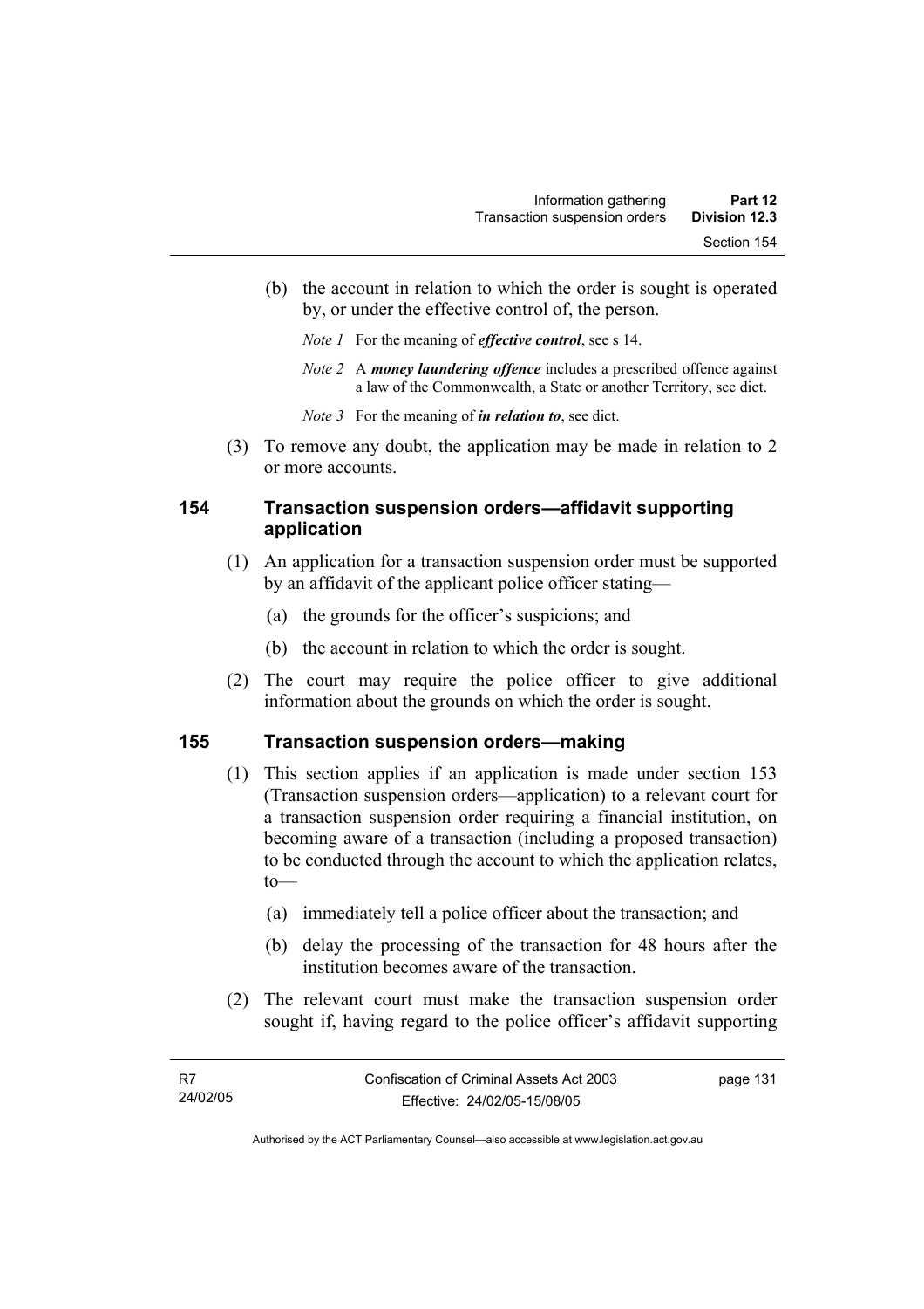(b) the account in relation to which the order is sought is operated by, or under the effective control of, the person.

*Note 1* For the meaning of ***effective control***, see s 14.

*Note 2* A ***money laundering offence*** includes a prescribed offence against a law of the Commonwealth, a State or another Territory, see dict.

*Note 3* For the meaning of ***in relation to***, see dict.

(3) To remove any doubt, the application may be made in relation to 2 or more accounts.

### 154 Transaction suspension orders—affidavit supporting application

(1) An application for a transaction suspension order must be supported by an affidavit of the applicant police officer stating—

(a) the grounds for the officer's suspicions; and

(b) the account in relation to which the order is sought.

(2) The court may require the police officer to give additional information about the grounds on which the order is sought.

### 155 Transaction suspension orders—making

(1) This section applies if an application is made under section 153 (Transaction suspension orders—application) to a relevant court for a transaction suspension order requiring a financial institution, on becoming aware of a transaction (including a proposed transaction) to be conducted through the account to which the application relates, to—

(a) immediately tell a police officer about the transaction; and

(b) delay the processing of the transaction for 48 hours after the institution becomes aware of the transaction.

(2) The relevant court must make the transaction suspension order sought if, having regard to the police officer's affidavit supporting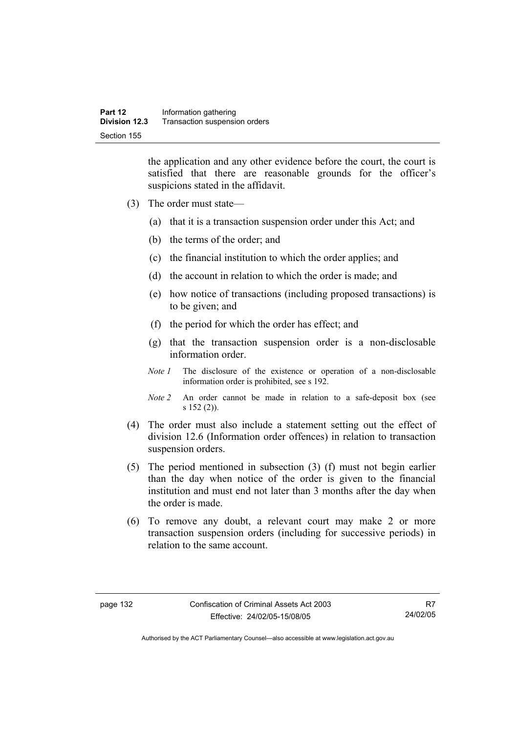the application and any other evidence before the court, the court is satisfied that there are reasonable grounds for the officer's suspicions stated in the affidavit.

(3) The order must state—

(a) that it is a transaction suspension order under this Act; and

(b) the terms of the order; and

(c) the financial institution to which the order applies; and

(d) the account in relation to which the order is made; and

(e) how notice of transactions (including proposed transactions) is to be given; and

(f) the period for which the order has effect; and

(g) that the transaction suspension order is a non-disclosable information order.

*Note 1* The disclosure of the existence or operation of a non-disclosable information order is prohibited, see s 192.

*Note 2* An order cannot be made in relation to a safe-deposit box (see s 152 (2)).

(4) The order must also include a statement setting out the effect of division 12.6 (Information order offences) in relation to transaction suspension orders.

(5) The period mentioned in subsection (3) (f) must not begin earlier than the day when notice of the order is given to the financial institution and must end not later than 3 months after the day when the order is made.

(6) To remove any doubt, a relevant court may make 2 or more transaction suspension orders (including for successive periods) in relation to the same account.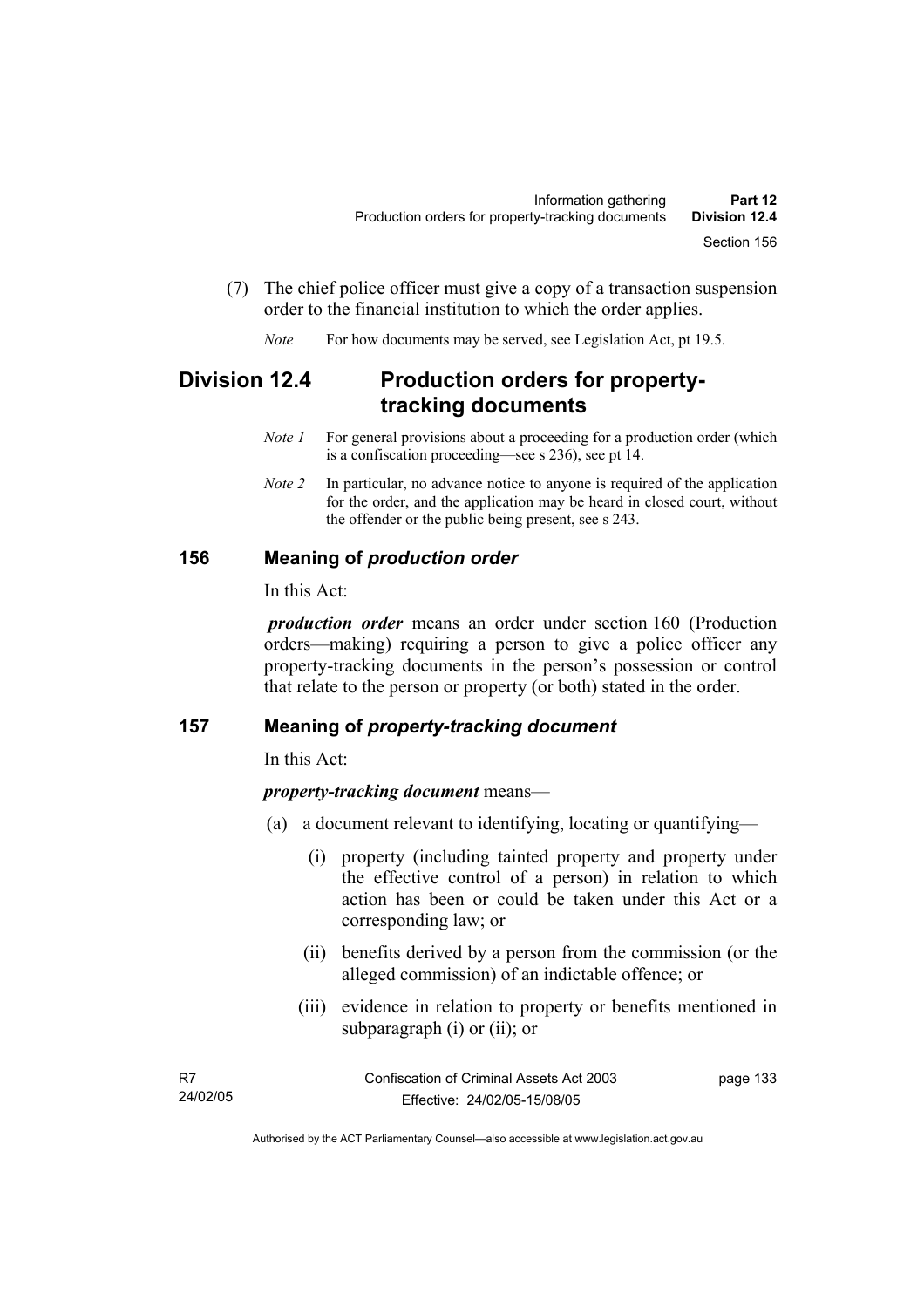(7) The chief police officer must give a copy of a transaction suspension order to the financial institution to which the order applies.

*Note* For how documents may be served, see Legislation Act, pt 19.5.

## Division 12.4 Production orders for property-tracking documents

*Note 1* For general provisions about a proceeding for a production order (which is a confiscation proceeding—see s 236), see pt 14.

*Note 2* In particular, no advance notice to anyone is required of the application for the order, and the application may be heard in closed court, without the offender or the public being present, see s 243.

### 156 Meaning of *production order*

In this Act:

***production order*** means an order under section 160 (Production orders—making) requiring a person to give a police officer any property-tracking documents in the person's possession or control that relate to the person or property (or both) stated in the order.

### 157 Meaning of *property-tracking document*

In this Act:

***property-tracking document*** means—

(a) a document relevant to identifying, locating or quantifying—

(i) property (including tainted property and property under the effective control of a person) in relation to which action has been or could be taken under this Act or a corresponding law; or

(ii) benefits derived by a person from the commission (or the alleged commission) of an indictable offence; or

(iii) evidence in relation to property or benefits mentioned in subparagraph (i) or (ii); or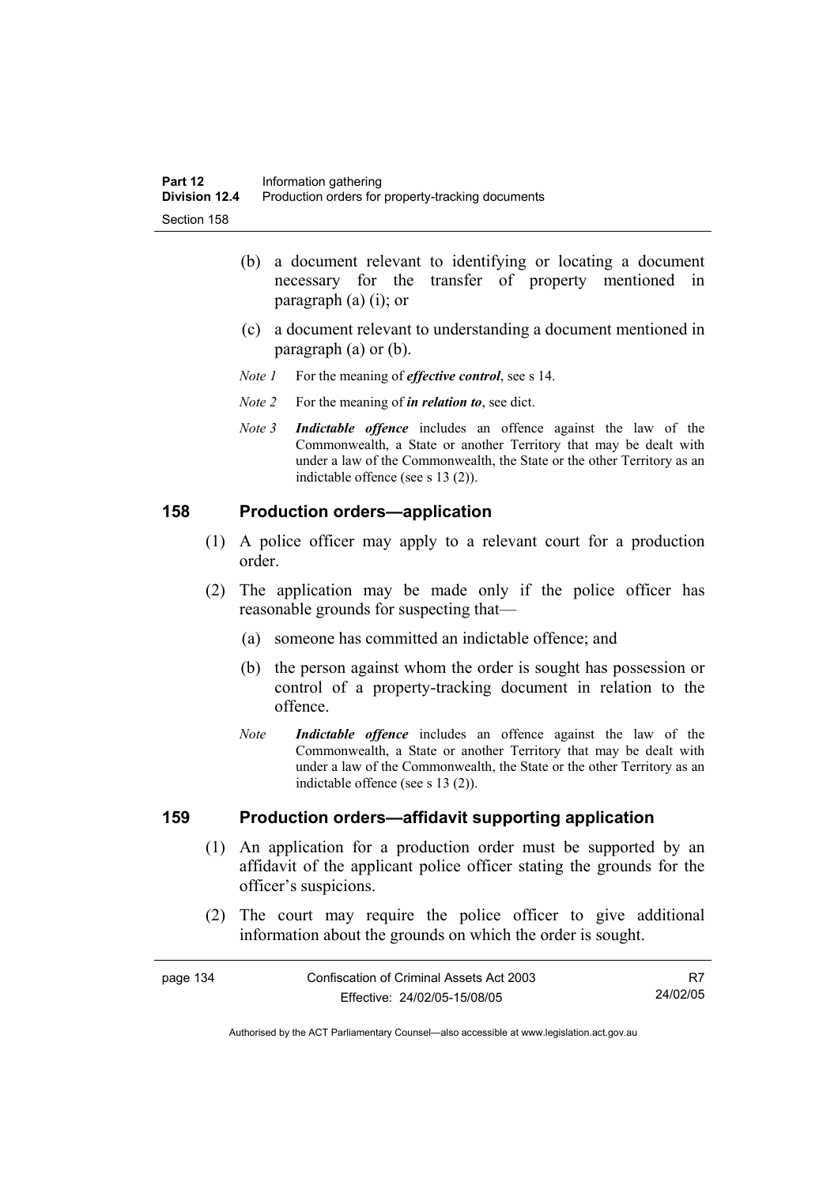(b) a document relevant to identifying or locating a document necessary for the transfer of property mentioned in paragraph (a) (i); or

(c) a document relevant to understanding a document mentioned in paragraph (a) or (b).

*Note 1* For the meaning of ***effective control***, see s 14.

*Note 2* For the meaning of ***in relation to***, see dict.

*Note 3* ***Indictable offence*** includes an offence against the law of the Commonwealth, a State or another Territory that may be dealt with under a law of the Commonwealth, the State or the other Territory as an indictable offence (see s 13 (2)).

## 158 Production orders—application

(1) A police officer may apply to a relevant court for a production order.

(2) The application may be made only if the police officer has reasonable grounds for suspecting that—

(a) someone has committed an indictable offence; and

(b) the person against whom the order is sought has possession or control of a property-tracking document in relation to the offence.

*Note* ***Indictable offence*** includes an offence against the law of the Commonwealth, a State or another Territory that may be dealt with under a law of the Commonwealth, the State or the other Territory as an indictable offence (see s 13 (2)).

## 159 Production orders—affidavit supporting application

(1) An application for a production order must be supported by an affidavit of the applicant police officer stating the grounds for the officer's suspicions.

(2) The court may require the police officer to give additional information about the grounds on which the order is sought.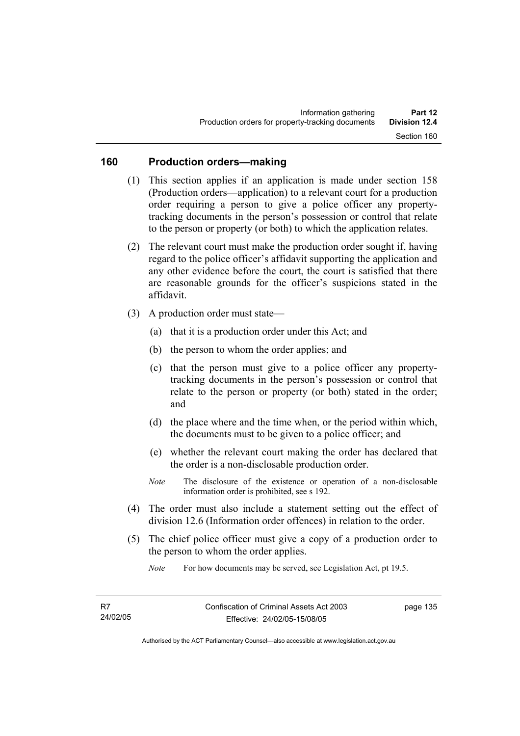## 160 Production orders—making

(1) This section applies if an application is made under section 158 (Production orders—application) to a relevant court for a production order requiring a person to give a police officer any property-tracking documents in the person's possession or control that relate to the person or property (or both) to which the application relates.

(2) The relevant court must make the production order sought if, having regard to the police officer's affidavit supporting the application and any other evidence before the court, the court is satisfied that there are reasonable grounds for the officer's suspicions stated in the affidavit.

(3) A production order must state—

(a) that it is a production order under this Act; and

(b) the person to whom the order applies; and

(c) that the person must give to a police officer any property-tracking documents in the person's possession or control that relate to the person or property (or both) stated in the order; and

(d) the place where and the time when, or the period within which, the documents must to be given to a police officer; and

(e) whether the relevant court making the order has declared that the order is a non-disclosable production order.

*Note* The disclosure of the existence or operation of a non-disclosable information order is prohibited, see s 192.

(4) The order must also include a statement setting out the effect of division 12.6 (Information order offences) in relation to the order.

(5) The chief police officer must give a copy of a production order to the person to whom the order applies.

*Note* For how documents may be served, see Legislation Act, pt 19.5.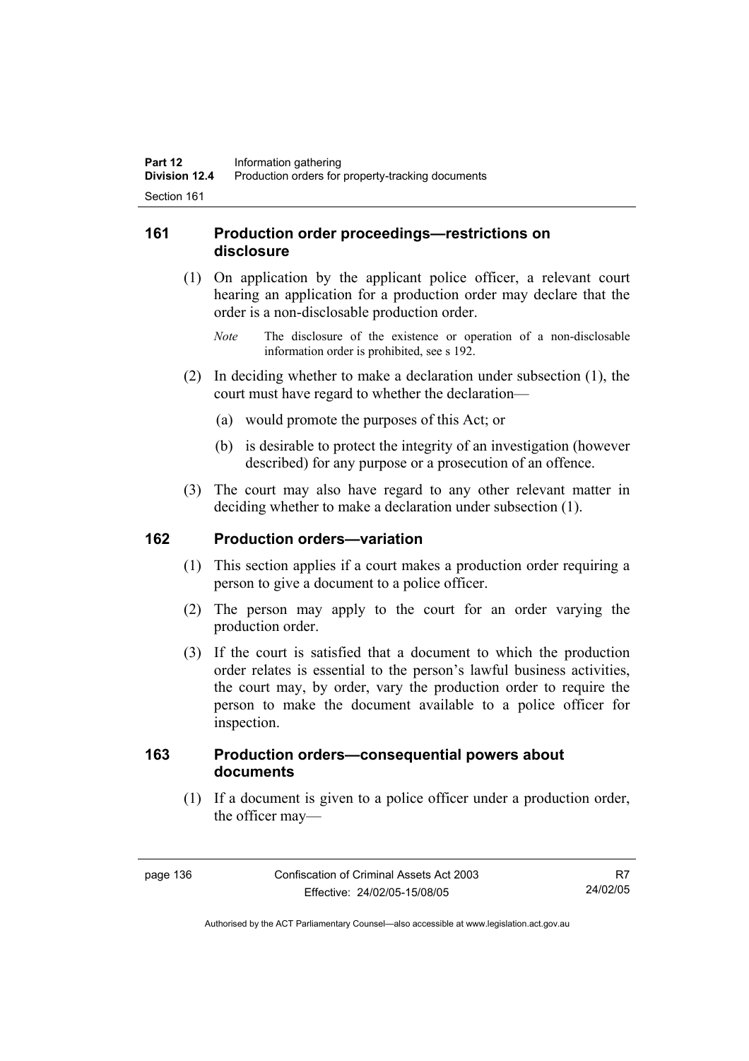## 161 Production order proceedings—restrictions on disclosure

(1) On application by the applicant police officer, a relevant court hearing an application for a production order may declare that the order is a non-disclosable production order.

*Note* The disclosure of the existence or operation of a non-disclosable information order is prohibited, see s 192.

(2) In deciding whether to make a declaration under subsection (1), the court must have regard to whether the declaration—

(a) would promote the purposes of this Act; or

(b) is desirable to protect the integrity of an investigation (however described) for any purpose or a prosecution of an offence.

(3) The court may also have regard to any other relevant matter in deciding whether to make a declaration under subsection (1).

## 162 Production orders—variation

(1) This section applies if a court makes a production order requiring a person to give a document to a police officer.

(2) The person may apply to the court for an order varying the production order.

(3) If the court is satisfied that a document to which the production order relates is essential to the person's lawful business activities, the court may, by order, vary the production order to require the person to make the document available to a police officer for inspection.

## 163 Production orders—consequential powers about documents

(1) If a document is given to a police officer under a production order, the officer may—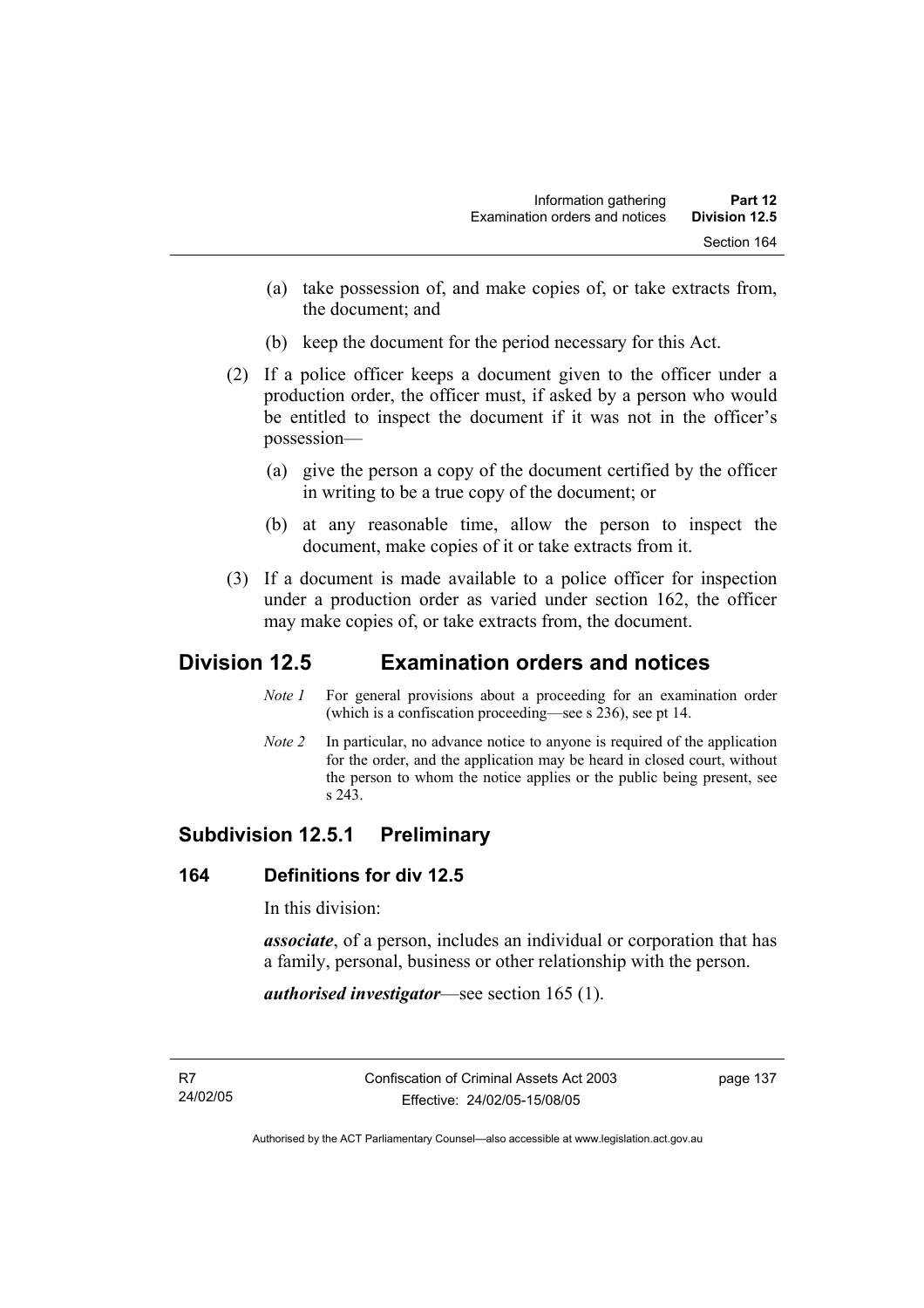(a) take possession of, and make copies of, or take extracts from, the document; and

(b) keep the document for the period necessary for this Act.

(2) If a police officer keeps a document given to the officer under a production order, the officer must, if asked by a person who would be entitled to inspect the document if it was not in the officer's possession—

(a) give the person a copy of the document certified by the officer in writing to be a true copy of the document; or

(b) at any reasonable time, allow the person to inspect the document, make copies of it or take extracts from it.

(3) If a document is made available to a police officer for inspection under a production order as varied under section 162, the officer may make copies of, or take extracts from, the document.

## Division 12.5 Examination orders and notices

*Note 1* For general provisions about a proceeding for an examination order (which is a confiscation proceeding—see s 236), see pt 14.

*Note 2* In particular, no advance notice to anyone is required of the application for the order, and the application may be heard in closed court, without the person to whom the notice applies or the public being present, see s 243.

### Subdivision 12.5.1 Preliminary

#### 164 Definitions for div 12.5

In this division:

***associate***, of a person, includes an individual or corporation that has a family, personal, business or other relationship with the person.

***authorised investigator***—see section 165 (1).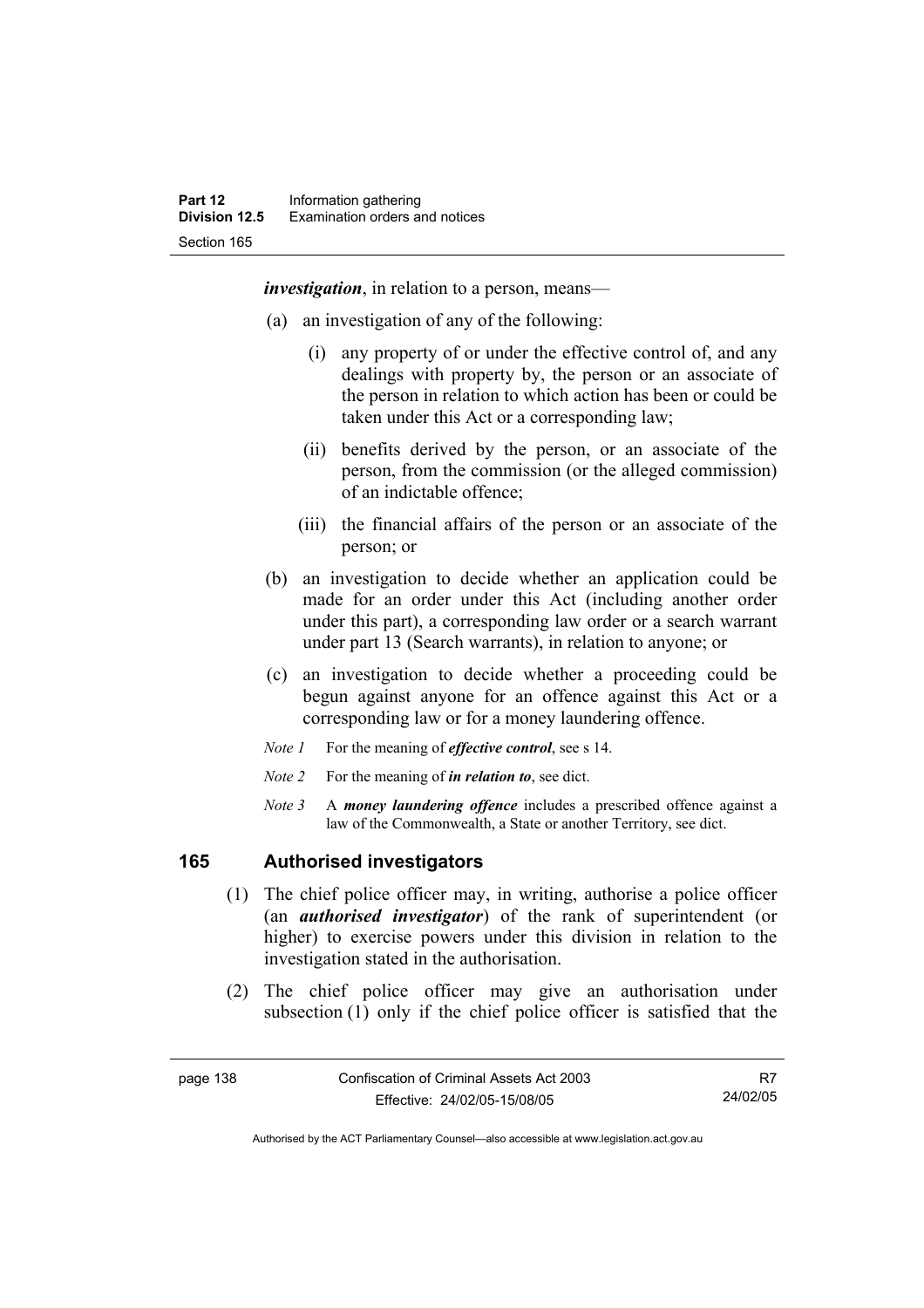***investigation***, in relation to a person, means—

(a) an investigation of any of the following:

   (i) any property of or under the effective control of, and any dealings with property by, the person or an associate of the person in relation to which action has been or could be taken under this Act or a corresponding law;

   (ii) benefits derived by the person, or an associate of the person, from the commission (or the alleged commission) of an indictable offence;

   (iii) the financial affairs of the person or an associate of the person; or

(b) an investigation to decide whether an application could be made for an order under this Act (including another order under this part), a corresponding law order or a search warrant under part 13 (Search warrants), in relation to anyone; or

(c) an investigation to decide whether a proceeding could be begun against anyone for an offence against this Act or a corresponding law or for a money laundering offence.

*Note 1* For the meaning of ***effective control***, see s 14.

*Note 2* For the meaning of ***in relation to***, see dict.

*Note 3* A ***money laundering offence*** includes a prescribed offence against a law of the Commonwealth, a State or another Territory, see dict.

## 165 Authorised investigators

(1) The chief police officer may, in writing, authorise a police officer (an ***authorised investigator***) of the rank of superintendent (or higher) to exercise powers under this division in relation to the investigation stated in the authorisation.

(2) The chief police officer may give an authorisation under subsection (1) only if the chief police officer is satisfied that the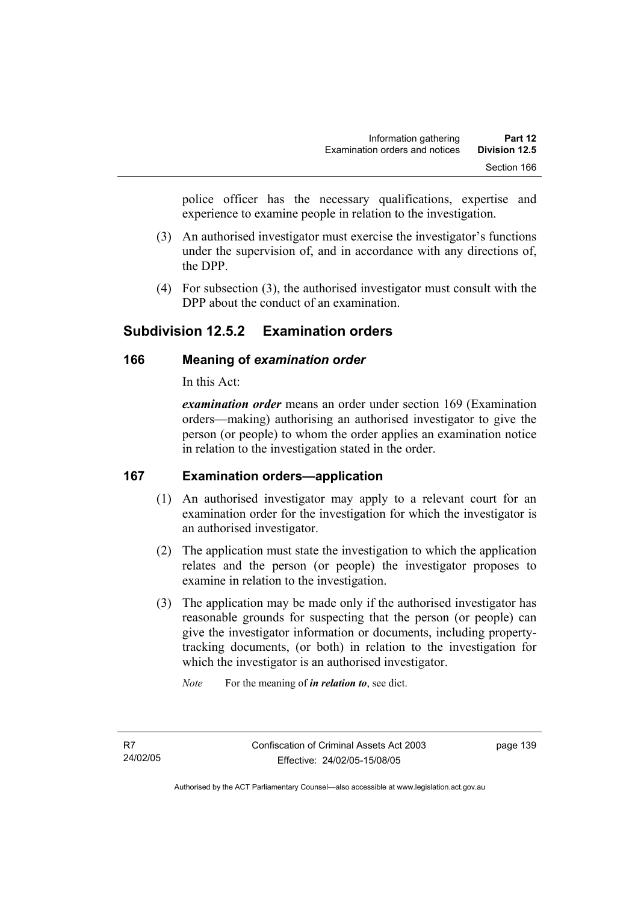police officer has the necessary qualifications, expertise and experience to examine people in relation to the investigation.

(3) An authorised investigator must exercise the investigator's functions under the supervision of, and in accordance with any directions of, the DPP.

(4) For subsection (3), the authorised investigator must consult with the DPP about the conduct of an examination.

## Subdivision 12.5.2 Examination orders

### 166 Meaning of *examination order*

In this Act:

***examination order*** means an order under section 169 (Examination orders—making) authorising an authorised investigator to give the person (or people) to whom the order applies an examination notice in relation to the investigation stated in the order.

### 167 Examination orders—application

(1) An authorised investigator may apply to a relevant court for an examination order for the investigation for which the investigator is an authorised investigator.

(2) The application must state the investigation to which the application relates and the person (or people) the investigator proposes to examine in relation to the investigation.

(3) The application may be made only if the authorised investigator has reasonable grounds for suspecting that the person (or people) can give the investigator information or documents, including property-tracking documents, (or both) in relation to the investigation for which the investigator is an authorised investigator.

*Note* For the meaning of ***in relation to***, see dict.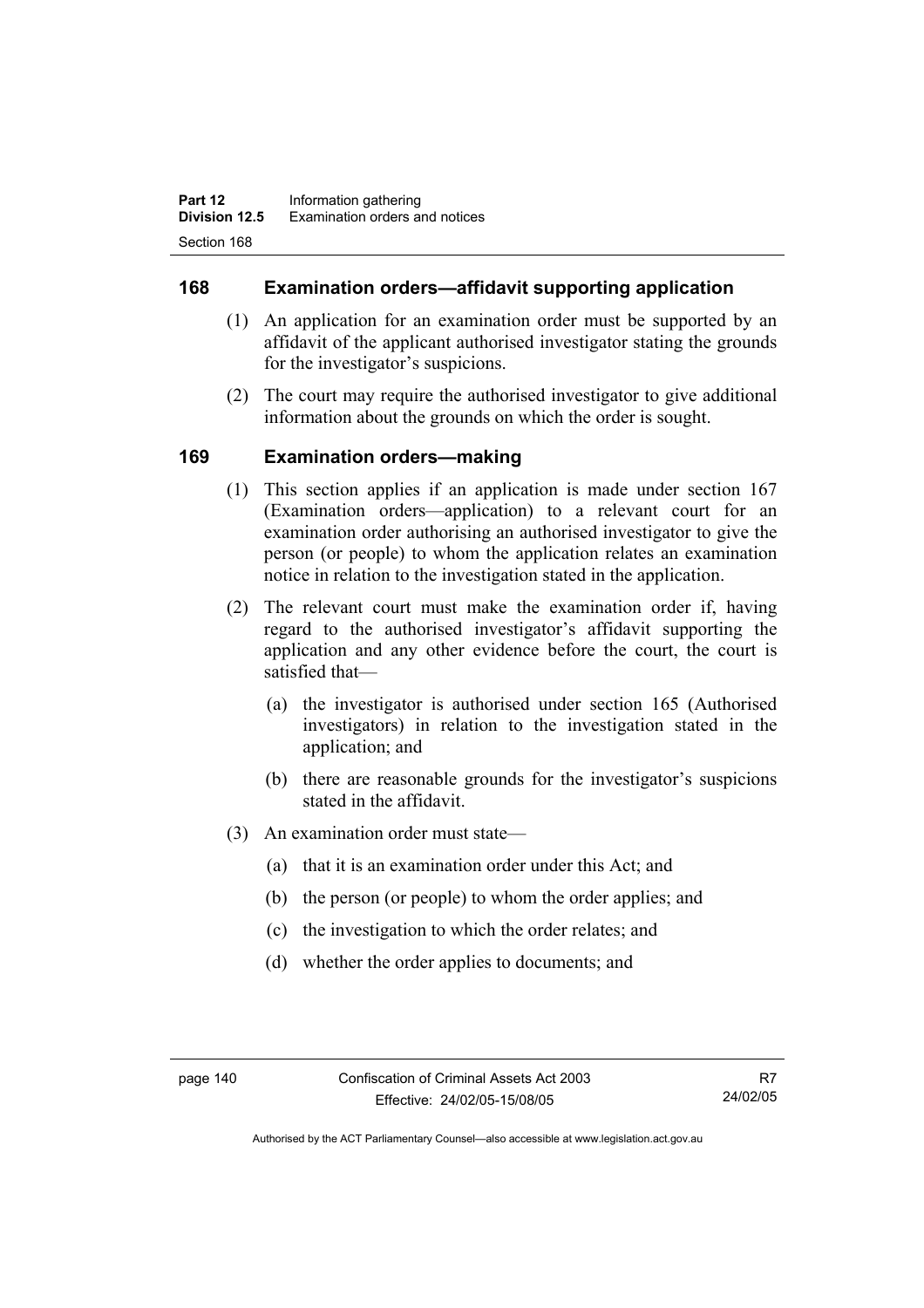## 168 Examination orders—affidavit supporting application

(1) An application for an examination order must be supported by an affidavit of the applicant authorised investigator stating the grounds for the investigator's suspicions.

(2) The court may require the authorised investigator to give additional information about the grounds on which the order is sought.

## 169 Examination orders—making

(1) This section applies if an application is made under section 167 (Examination orders—application) to a relevant court for an examination order authorising an authorised investigator to give the person (or people) to whom the application relates an examination notice in relation to the investigation stated in the application.

(2) The relevant court must make the examination order if, having regard to the authorised investigator's affidavit supporting the application and any other evidence before the court, the court is satisfied that—

(a) the investigator is authorised under section 165 (Authorised investigators) in relation to the investigation stated in the application; and

(b) there are reasonable grounds for the investigator's suspicions stated in the affidavit.

(3) An examination order must state—

(a) that it is an examination order under this Act; and

(b) the person (or people) to whom the order applies; and

(c) the investigation to which the order relates; and

(d) whether the order applies to documents; and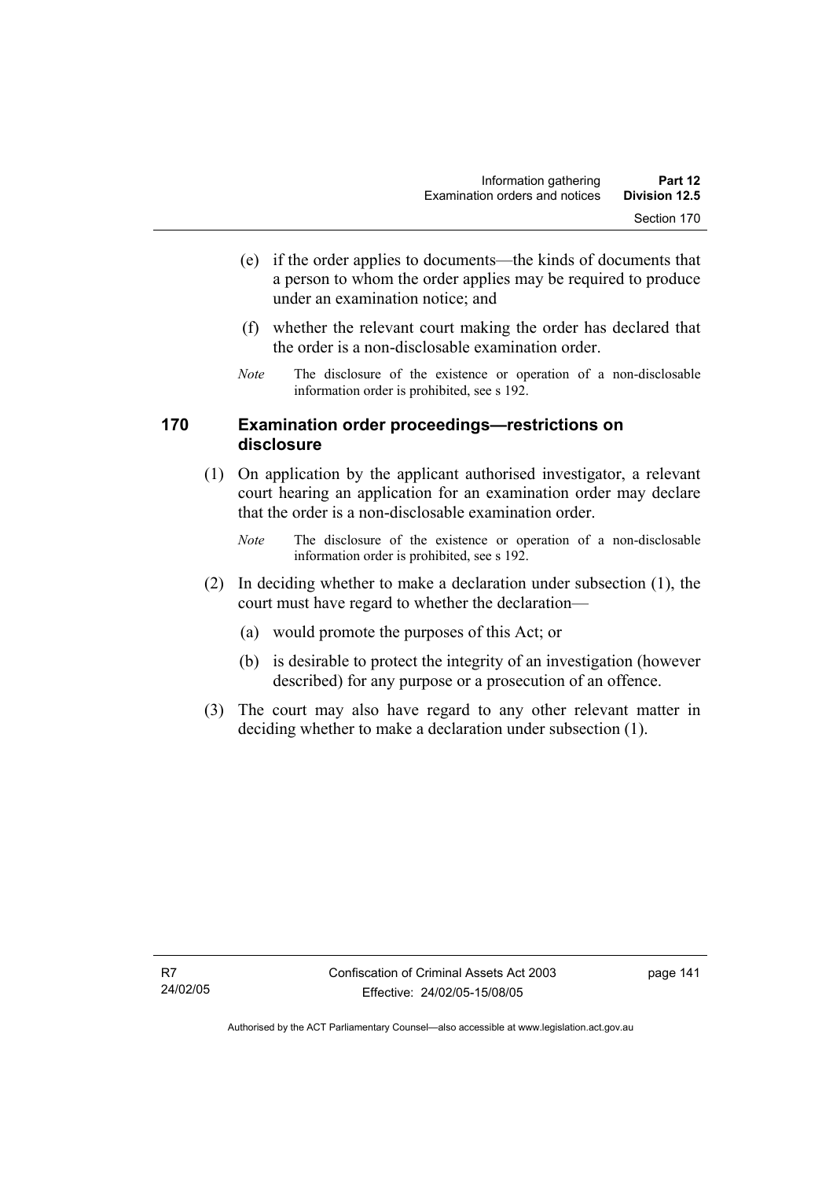(e) if the order applies to documents—the kinds of documents that a person to whom the order applies may be required to produce under an examination notice; and

(f) whether the relevant court making the order has declared that the order is a non-disclosable examination order.

*Note* The disclosure of the existence or operation of a non-disclosable information order is prohibited, see s 192.

## 170 Examination order proceedings—restrictions on disclosure

(1) On application by the applicant authorised investigator, a relevant court hearing an application for an examination order may declare that the order is a non-disclosable examination order.

*Note* The disclosure of the existence or operation of a non-disclosable information order is prohibited, see s 192.

(2) In deciding whether to make a declaration under subsection (1), the court must have regard to whether the declaration—

(a) would promote the purposes of this Act; or

(b) is desirable to protect the integrity of an investigation (however described) for any purpose or a prosecution of an offence.

(3) The court may also have regard to any other relevant matter in deciding whether to make a declaration under subsection (1).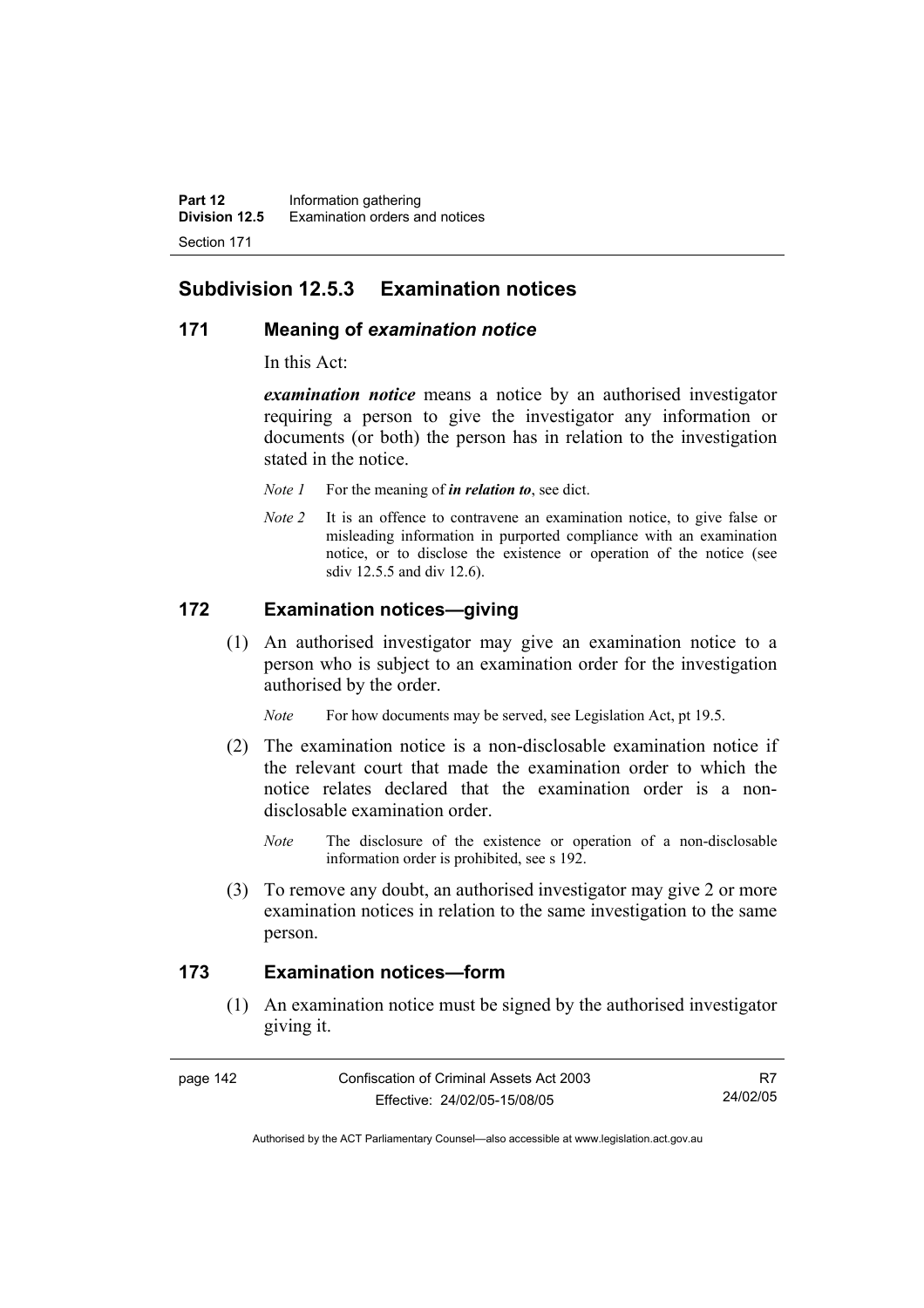## Subdivision 12.5.3 Examination notices

### 171 Meaning of *examination notice*

In this Act:

***examination notice*** means a notice by an authorised investigator requiring a person to give the investigator any information or documents (or both) the person has in relation to the investigation stated in the notice.

*Note 1* For the meaning of ***in relation to***, see dict.

*Note 2* It is an offence to contravene an examination notice, to give false or misleading information in purported compliance with an examination notice, or to disclose the existence or operation of the notice (see sdiv 12.5.5 and div 12.6).

### 172 Examination notices—giving

(1) An authorised investigator may give an examination notice to a person who is subject to an examination order for the investigation authorised by the order.

*Note* For how documents may be served, see Legislation Act, pt 19.5.

(2) The examination notice is a non-disclosable examination notice if the relevant court that made the examination order to which the notice relates declared that the examination order is a non-disclosable examination order.

*Note* The disclosure of the existence or operation of a non-disclosable information order is prohibited, see s 192.

(3) To remove any doubt, an authorised investigator may give 2 or more examination notices in relation to the same investigation to the same person.

### 173 Examination notices—form

(1) An examination notice must be signed by the authorised investigator giving it.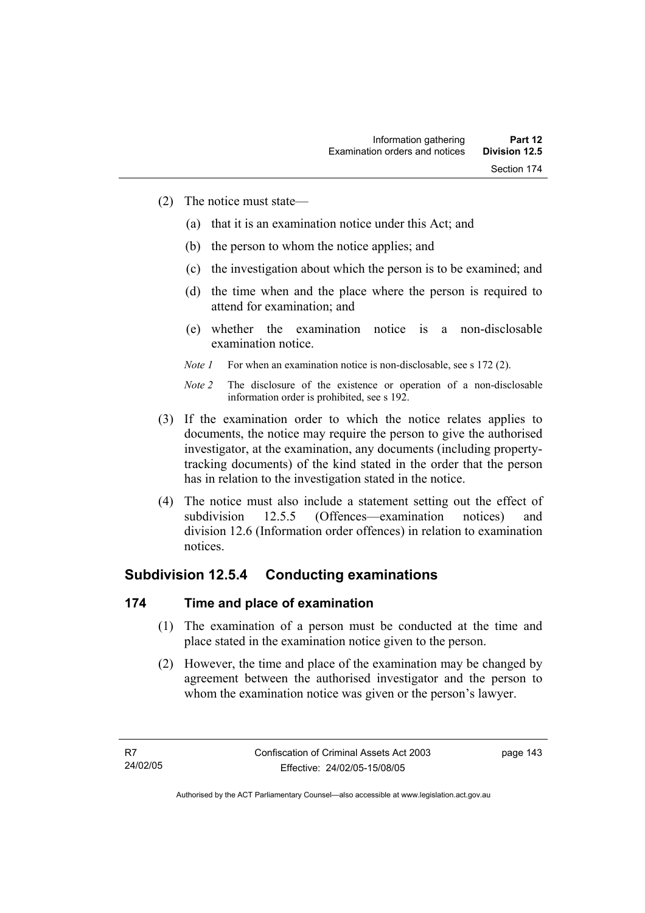(2) The notice must state—

  (a) that it is an examination notice under this Act; and

  (b) the person to whom the notice applies; and

  (c) the investigation about which the person is to be examined; and

  (d) the time when and the place where the person is required to attend for examination; and

  (e) whether the examination notice is a non-disclosable examination notice.

*Note 1* For when an examination notice is non-disclosable, see s 172 (2).

*Note 2* The disclosure of the existence or operation of a non-disclosable information order is prohibited, see s 192.

(3) If the examination order to which the notice relates applies to documents, the notice may require the person to give the authorised investigator, at the examination, any documents (including property-tracking documents) of the kind stated in the order that the person has in relation to the investigation stated in the notice.

(4) The notice must also include a statement setting out the effect of subdivision 12.5.5 (Offences—examination notices) and division 12.6 (Information order offences) in relation to examination notices.

## Subdivision 12.5.4 Conducting examinations

### 174 Time and place of examination

(1) The examination of a person must be conducted at the time and place stated in the examination notice given to the person.

(2) However, the time and place of the examination may be changed by agreement between the authorised investigator and the person to whom the examination notice was given or the person's lawyer.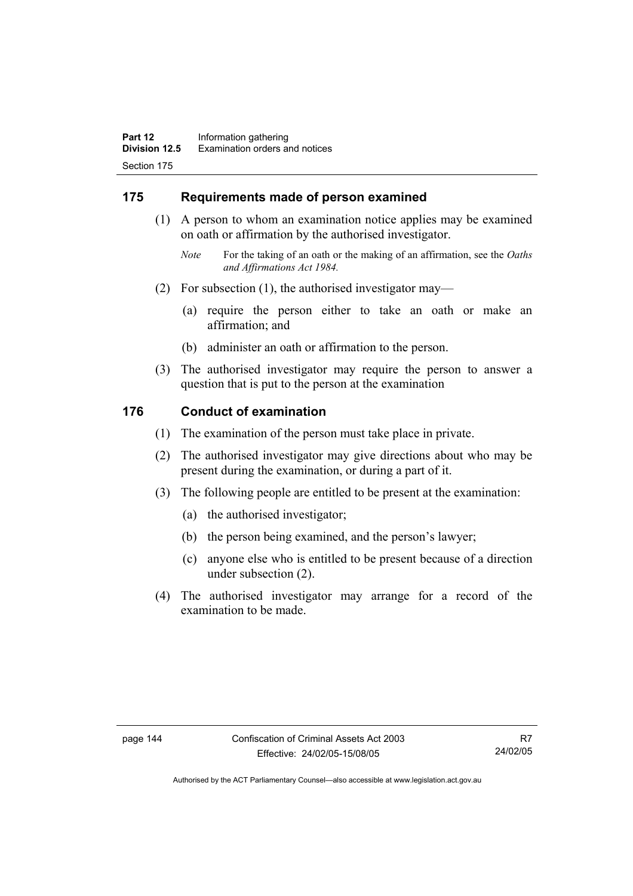## 175 Requirements made of person examined

(1) A person to whom an examination notice applies may be examined on oath or affirmation by the authorised investigator.

*Note* For the taking of an oath or the making of an affirmation, see the *Oaths and Affirmations Act 1984.*

(2) For subsection (1), the authorised investigator may—

(a) require the person either to take an oath or make an affirmation; and

(b) administer an oath or affirmation to the person.

(3) The authorised investigator may require the person to answer a question that is put to the person at the examination

## 176 Conduct of examination

(1) The examination of the person must take place in private.

(2) The authorised investigator may give directions about who may be present during the examination, or during a part of it.

(3) The following people are entitled to be present at the examination:

(a) the authorised investigator;

(b) the person being examined, and the person's lawyer;

(c) anyone else who is entitled to be present because of a direction under subsection (2).

(4) The authorised investigator may arrange for a record of the examination to be made.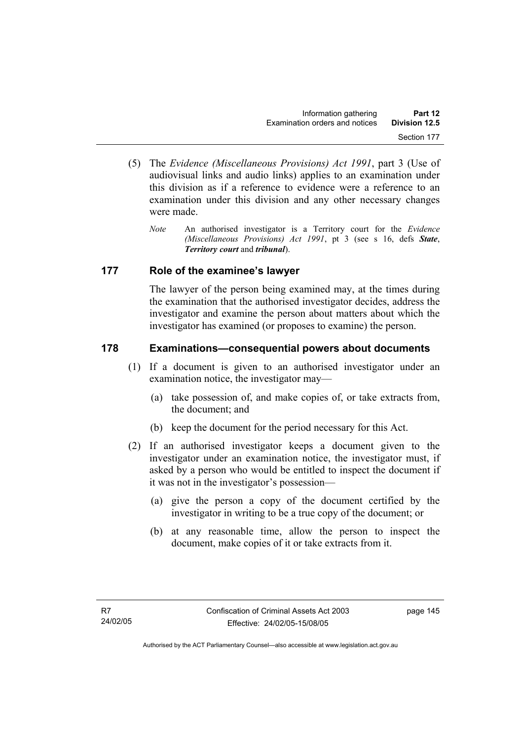(5) The *Evidence (Miscellaneous Provisions) Act 1991*, part 3 (Use of audiovisual links and audio links) applies to an examination under this division as if a reference to evidence were a reference to an examination under this division and any other necessary changes were made.

*Note* An authorised investigator is a Territory court for the *Evidence (Miscellaneous Provisions) Act 1991*, pt 3 (see s 16, defs ***State***, ***Territory court*** and ***tribunal***).

## 177 Role of the examinee's lawyer

The lawyer of the person being examined may, at the times during the examination that the authorised investigator decides, address the investigator and examine the person about matters about which the investigator has examined (or proposes to examine) the person.

## 178 Examinations—consequential powers about documents

(1) If a document is given to an authorised investigator under an examination notice, the investigator may—

(a) take possession of, and make copies of, or take extracts from, the document; and

(b) keep the document for the period necessary for this Act.

(2) If an authorised investigator keeps a document given to the investigator under an examination notice, the investigator must, if asked by a person who would be entitled to inspect the document if it was not in the investigator's possession—

(a) give the person a copy of the document certified by the investigator in writing to be a true copy of the document; or

(b) at any reasonable time, allow the person to inspect the document, make copies of it or take extracts from it.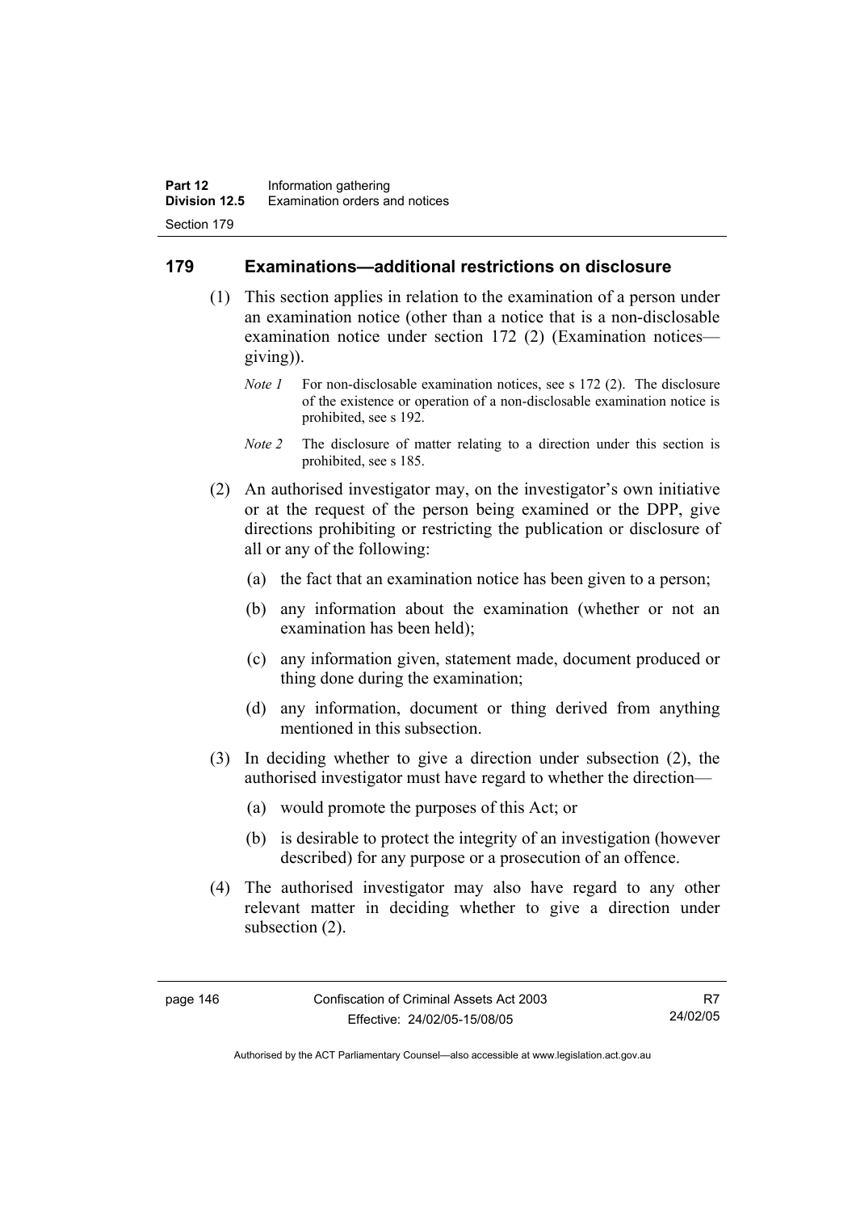## 179 Examinations—additional restrictions on disclosure

(1) This section applies in relation to the examination of a person under an examination notice (other than a notice that is a non-disclosable examination notice under section 172 (2) (Examination notices—giving)).

*Note 1* For non-disclosable examination notices, see s 172 (2). The disclosure of the existence or operation of a non-disclosable examination notice is prohibited, see s 192.

*Note 2* The disclosure of matter relating to a direction under this section is prohibited, see s 185.

(2) An authorised investigator may, on the investigator's own initiative or at the request of the person being examined or the DPP, give directions prohibiting or restricting the publication or disclosure of all or any of the following:

- (a) the fact that an examination notice has been given to a person;
- (b) any information about the examination (whether or not an examination has been held);
- (c) any information given, statement made, document produced or thing done during the examination;
- (d) any information, document or thing derived from anything mentioned in this subsection.

(3) In deciding whether to give a direction under subsection (2), the authorised investigator must have regard to whether the direction—

- (a) would promote the purposes of this Act; or
- (b) is desirable to protect the integrity of an investigation (however described) for any purpose or a prosecution of an offence.

(4) The authorised investigator may also have regard to any other relevant matter in deciding whether to give a direction under subsection (2).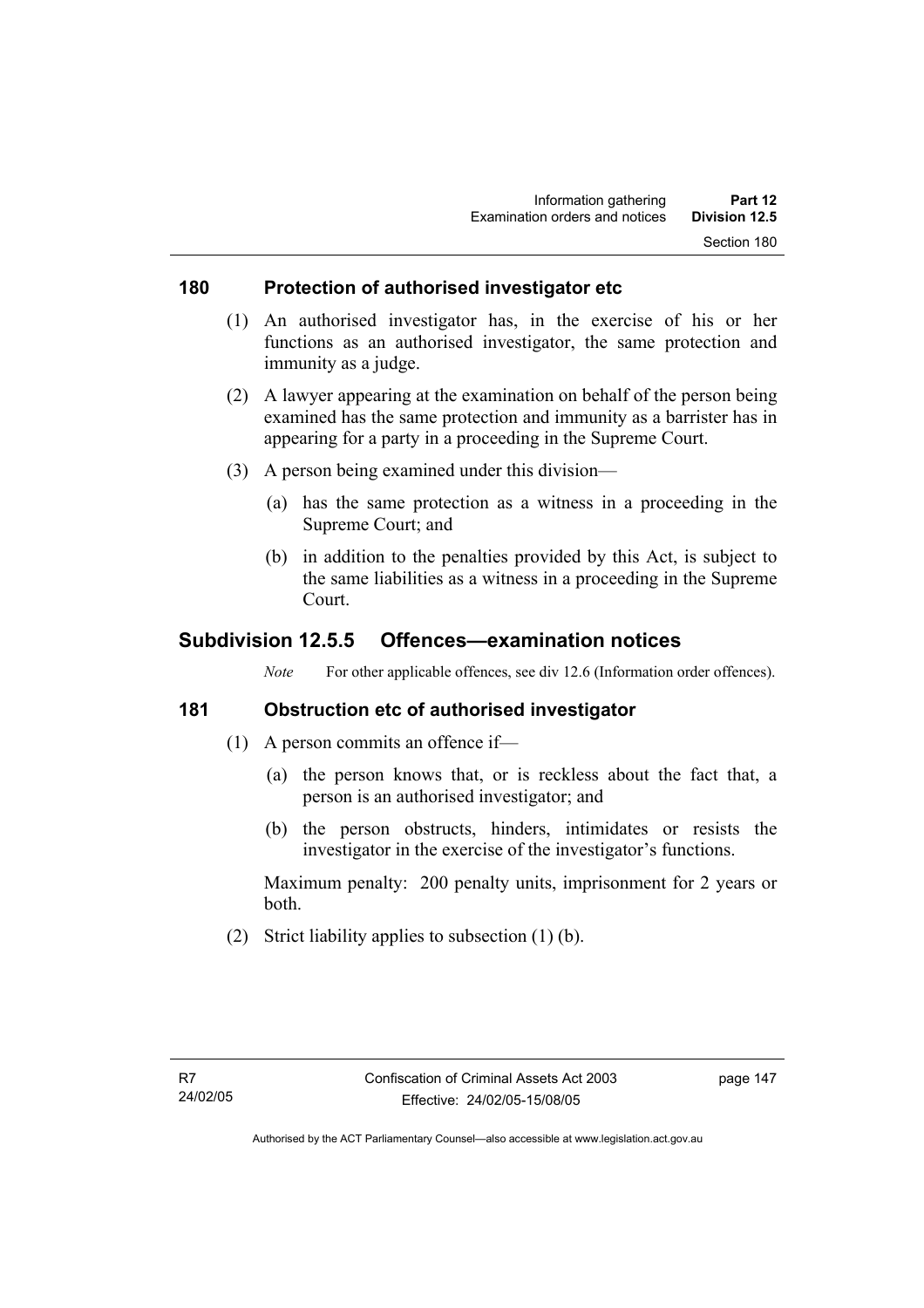### 180 Protection of authorised investigator etc

(1) An authorised investigator has, in the exercise of his or her functions as an authorised investigator, the same protection and immunity as a judge.

(2) A lawyer appearing at the examination on behalf of the person being examined has the same protection and immunity as a barrister has in appearing for a party in a proceeding in the Supreme Court.

(3) A person being examined under this division—

(a) has the same protection as a witness in a proceeding in the Supreme Court; and

(b) in addition to the penalties provided by this Act, is subject to the same liabilities as a witness in a proceeding in the Supreme Court.

## Subdivision 12.5.5 Offences—examination notices

*Note* For other applicable offences, see div 12.6 (Information order offences).

### 181 Obstruction etc of authorised investigator

(1) A person commits an offence if—

(a) the person knows that, or is reckless about the fact that, a person is an authorised investigator; and

(b) the person obstructs, hinders, intimidates or resists the investigator in the exercise of the investigator's functions.

Maximum penalty: 200 penalty units, imprisonment for 2 years or both.

(2) Strict liability applies to subsection (1) (b).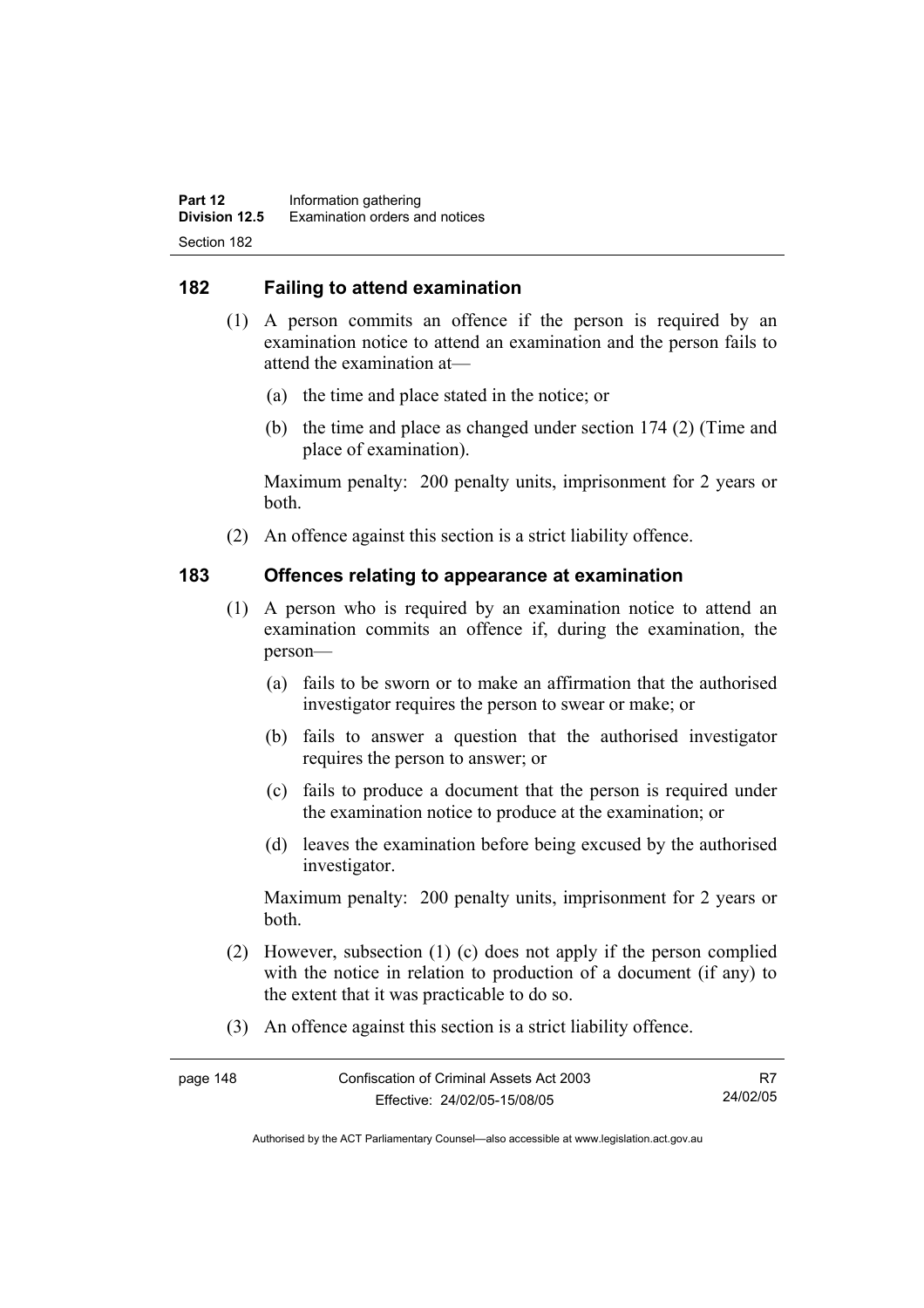## 182 Failing to attend examination

(1) A person commits an offence if the person is required by an examination notice to attend an examination and the person fails to attend the examination at—

(a) the time and place stated in the notice; or

(b) the time and place as changed under section 174 (2) (Time and place of examination).

Maximum penalty: 200 penalty units, imprisonment for 2 years or both.

(2) An offence against this section is a strict liability offence.

## 183 Offences relating to appearance at examination

(1) A person who is required by an examination notice to attend an examination commits an offence if, during the examination, the person—

(a) fails to be sworn or to make an affirmation that the authorised investigator requires the person to swear or make; or

(b) fails to answer a question that the authorised investigator requires the person to answer; or

(c) fails to produce a document that the person is required under the examination notice to produce at the examination; or

(d) leaves the examination before being excused by the authorised investigator.

Maximum penalty: 200 penalty units, imprisonment for 2 years or both.

(2) However, subsection (1) (c) does not apply if the person complied with the notice in relation to production of a document (if any) to the extent that it was practicable to do so.

(3) An offence against this section is a strict liability offence.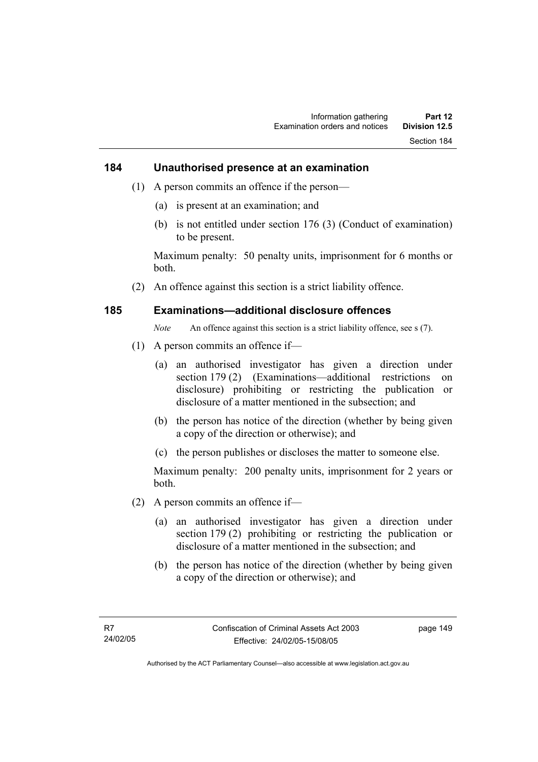## 184 Unauthorised presence at an examination

(1) A person commits an offence if the person—

(a) is present at an examination; and

(b) is not entitled under section 176 (3) (Conduct of examination) to be present.

Maximum penalty: 50 penalty units, imprisonment for 6 months or both.

(2) An offence against this section is a strict liability offence.

## 185 Examinations—additional disclosure offences

*Note* An offence against this section is a strict liability offence, see s (7).

(1) A person commits an offence if—

(a) an authorised investigator has given a direction under section 179 (2) (Examinations—additional restrictions on disclosure) prohibiting or restricting the publication or disclosure of a matter mentioned in the subsection; and

(b) the person has notice of the direction (whether by being given a copy of the direction or otherwise); and

(c) the person publishes or discloses the matter to someone else.

Maximum penalty: 200 penalty units, imprisonment for 2 years or both.

(2) A person commits an offence if—

(a) an authorised investigator has given a direction under section 179 (2) prohibiting or restricting the publication or disclosure of a matter mentioned in the subsection; and

(b) the person has notice of the direction (whether by being given a copy of the direction or otherwise); and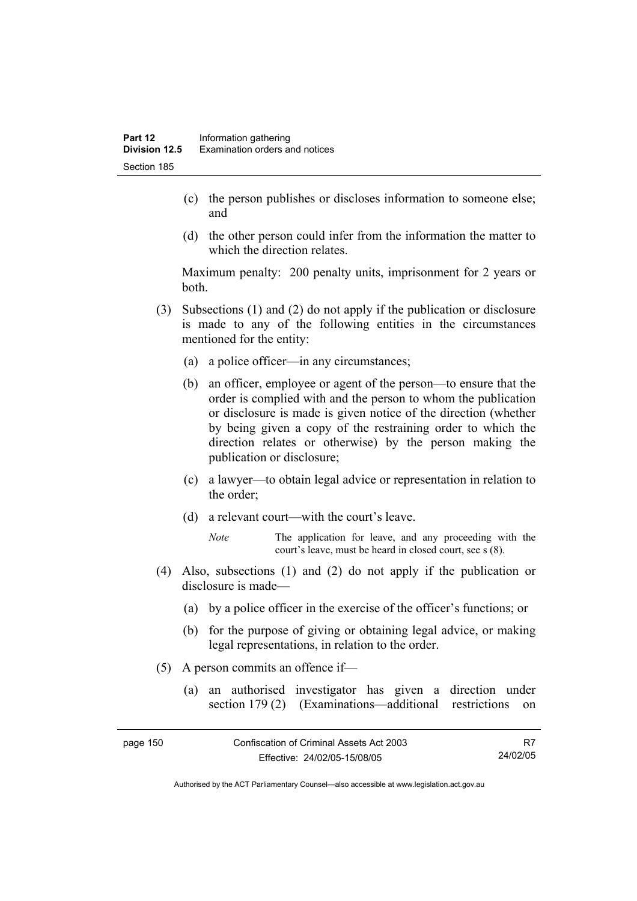(c) the person publishes or discloses information to someone else; and

(d) the other person could infer from the information the matter to which the direction relates.

Maximum penalty: 200 penalty units, imprisonment for 2 years or both.

(3) Subsections (1) and (2) do not apply if the publication or disclosure is made to any of the following entities in the circumstances mentioned for the entity:

(a) a police officer—in any circumstances;

(b) an officer, employee or agent of the person—to ensure that the order is complied with and the person to whom the publication or disclosure is made is given notice of the direction (whether by being given a copy of the restraining order to which the direction relates or otherwise) by the person making the publication or disclosure;

(c) a lawyer—to obtain legal advice or representation in relation to the order;

(d) a relevant court—with the court's leave.

*Note* The application for leave, and any proceeding with the court's leave, must be heard in closed court, see s (8).

(4) Also, subsections (1) and (2) do not apply if the publication or disclosure is made—

(a) by a police officer in the exercise of the officer's functions; or

(b) for the purpose of giving or obtaining legal advice, or making legal representations, in relation to the order.

(5) A person commits an offence if—

(a) an authorised investigator has given a direction under section 179 (2) (Examinations—additional restrictions on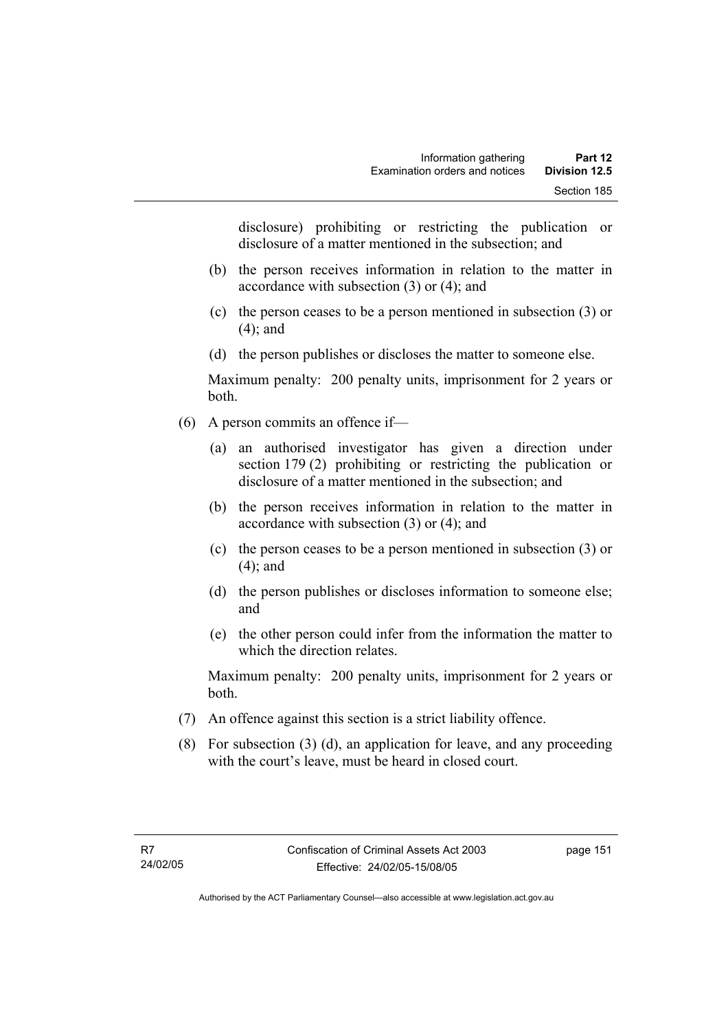disclosure) prohibiting or restricting the publication or disclosure of a matter mentioned in the subsection; and

(b) the person receives information in relation to the matter in accordance with subsection (3) or (4); and

(c) the person ceases to be a person mentioned in subsection (3) or (4); and

(d) the person publishes or discloses the matter to someone else.

Maximum penalty: 200 penalty units, imprisonment for 2 years or both.

(6) A person commits an offence if—

(a) an authorised investigator has given a direction under section 179 (2) prohibiting or restricting the publication or disclosure of a matter mentioned in the subsection; and

(b) the person receives information in relation to the matter in accordance with subsection (3) or (4); and

(c) the person ceases to be a person mentioned in subsection (3) or (4); and

(d) the person publishes or discloses information to someone else; and

(e) the other person could infer from the information the matter to which the direction relates.

Maximum penalty: 200 penalty units, imprisonment for 2 years or both.

(7) An offence against this section is a strict liability offence.

(8) For subsection (3) (d), an application for leave, and any proceeding with the court's leave, must be heard in closed court.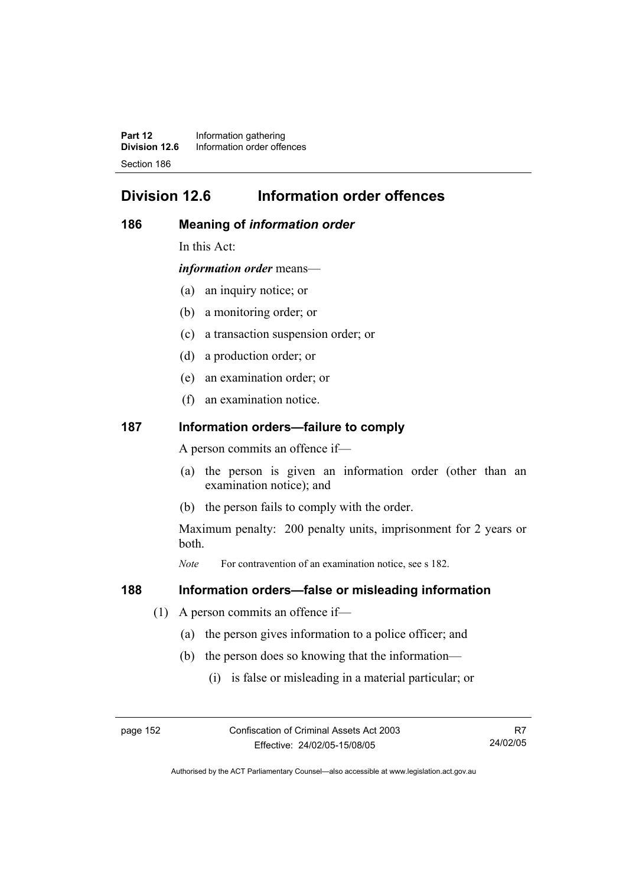## Division 12.6 Information order offences

### 186 Meaning of *information order*

In this Act:

***information order*** means—

(a) an inquiry notice; or

(b) a monitoring order; or

(c) a transaction suspension order; or

(d) a production order; or

(e) an examination order; or

(f) an examination notice.

### 187 Information orders—failure to comply

A person commits an offence if—

(a) the person is given an information order (other than an examination notice); and

(b) the person fails to comply with the order.

Maximum penalty: 200 penalty units, imprisonment for 2 years or both.

*Note* For contravention of an examination notice, see s 182.

### 188 Information orders—false or misleading information

(1) A person commits an offence if—

(a) the person gives information to a police officer; and

(b) the person does so knowing that the information—

(i) is false or misleading in a material particular; or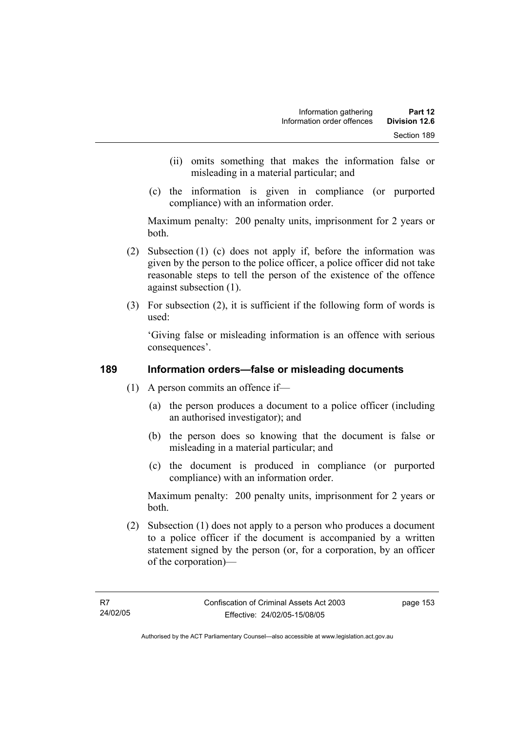(ii) omits something that makes the information false or misleading in a material particular; and

(c) the information is given in compliance (or purported compliance) with an information order.

Maximum penalty: 200 penalty units, imprisonment for 2 years or both.

(2) Subsection (1) (c) does not apply if, before the information was given by the person to the police officer, a police officer did not take reasonable steps to tell the person of the existence of the offence against subsection (1).

(3) For subsection (2), it is sufficient if the following form of words is used:

'Giving false or misleading information is an offence with serious consequences'.

## 189 Information orders—false or misleading documents

(1) A person commits an offence if—

(a) the person produces a document to a police officer (including an authorised investigator); and

(b) the person does so knowing that the document is false or misleading in a material particular; and

(c) the document is produced in compliance (or purported compliance) with an information order.

Maximum penalty: 200 penalty units, imprisonment for 2 years or both.

(2) Subsection (1) does not apply to a person who produces a document to a police officer if the document is accompanied by a written statement signed by the person (or, for a corporation, by an officer of the corporation)—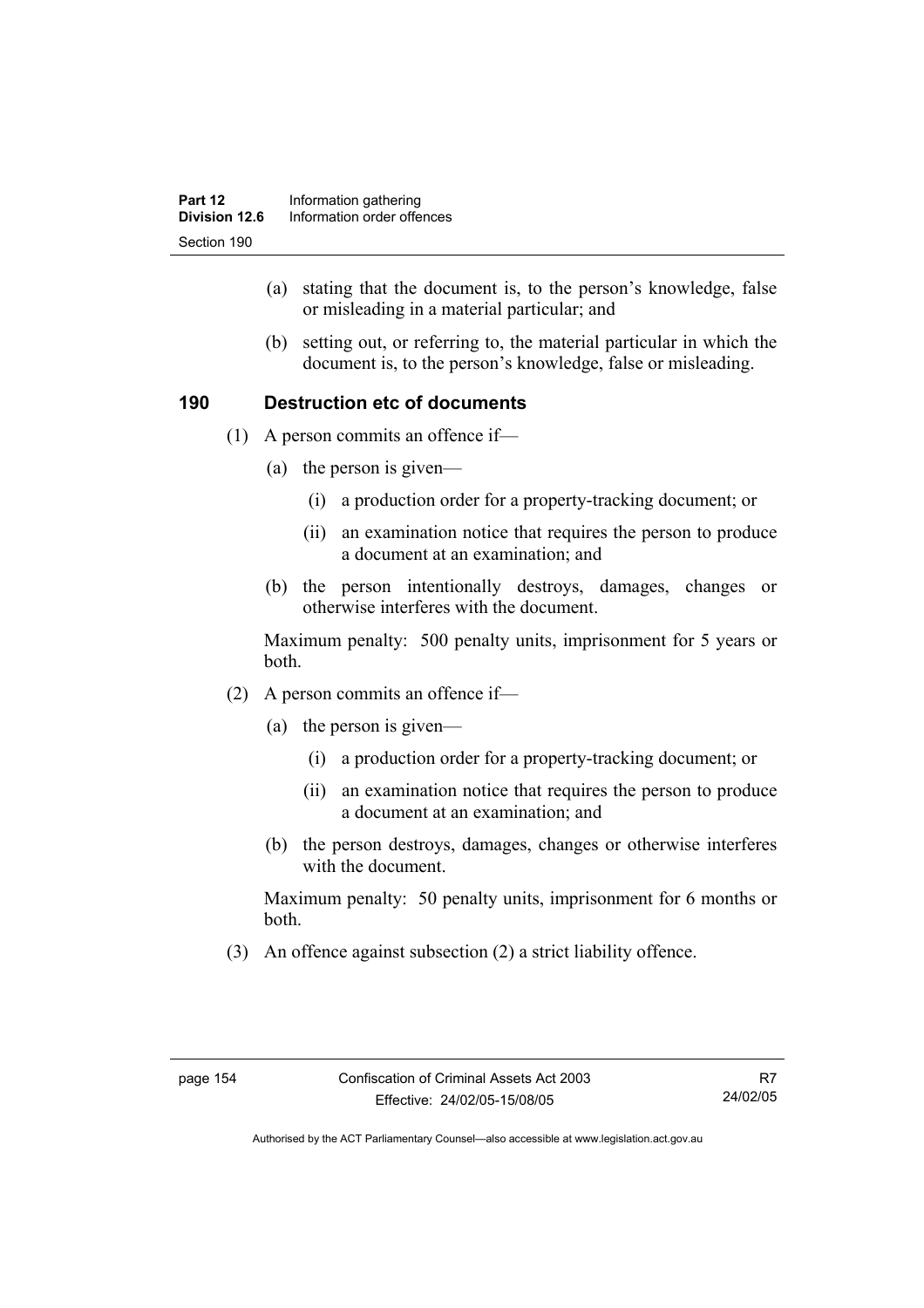(a) stating that the document is, to the person's knowledge, false or misleading in a material particular; and

(b) setting out, or referring to, the material particular in which the document is, to the person's knowledge, false or misleading.

## 190 Destruction etc of documents

(1) A person commits an offence if—

(a) the person is given—

(i) a production order for a property-tracking document; or

(ii) an examination notice that requires the person to produce a document at an examination; and

(b) the person intentionally destroys, damages, changes or otherwise interferes with the document.

Maximum penalty: 500 penalty units, imprisonment for 5 years or both.

(2) A person commits an offence if—

(a) the person is given—

(i) a production order for a property-tracking document; or

(ii) an examination notice that requires the person to produce a document at an examination; and

(b) the person destroys, damages, changes or otherwise interferes with the document.

Maximum penalty: 50 penalty units, imprisonment for 6 months or both.

(3) An offence against subsection (2) a strict liability offence.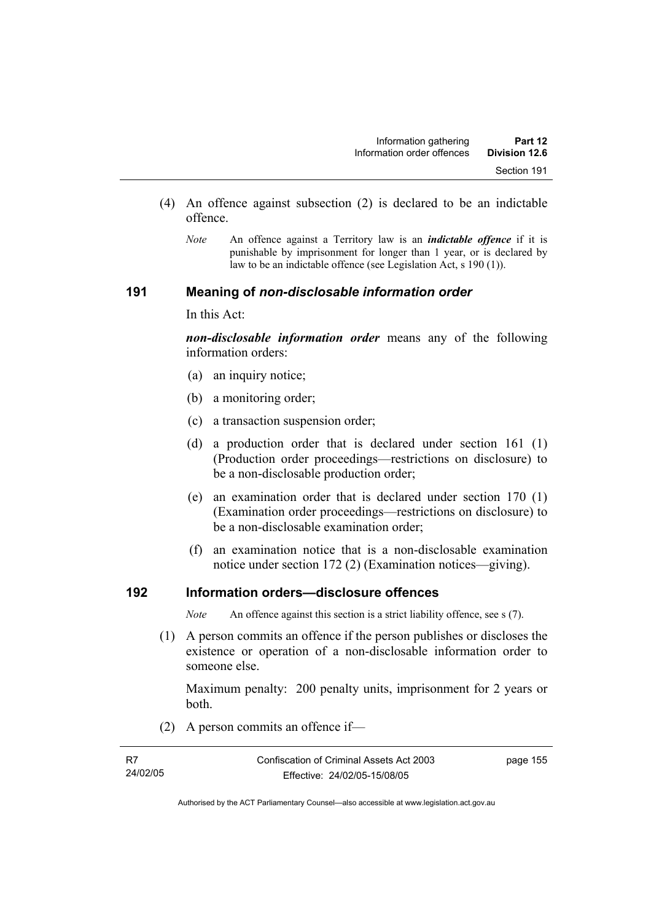(4) An offence against subsection (2) is declared to be an indictable offence.

*Note* An offence against a Territory law is an ***indictable offence*** if it is punishable by imprisonment for longer than 1 year, or is declared by law to be an indictable offence (see Legislation Act, s 190 (1)).

## 191 Meaning of *non-disclosable information order*

In this Act:

***non-disclosable information order*** means any of the following information orders:

(a) an inquiry notice;

(b) a monitoring order;

(c) a transaction suspension order;

(d) a production order that is declared under section 161 (1) (Production order proceedings—restrictions on disclosure) to be a non-disclosable production order;

(e) an examination order that is declared under section 170 (1) (Examination order proceedings—restrictions on disclosure) to be a non-disclosable examination order;

(f) an examination notice that is a non-disclosable examination notice under section 172 (2) (Examination notices—giving).

## 192 Information orders—disclosure offences

*Note* An offence against this section is a strict liability offence, see s (7).

(1) A person commits an offence if the person publishes or discloses the existence or operation of a non-disclosable information order to someone else.

Maximum penalty: 200 penalty units, imprisonment for 2 years or both.

(2) A person commits an offence if—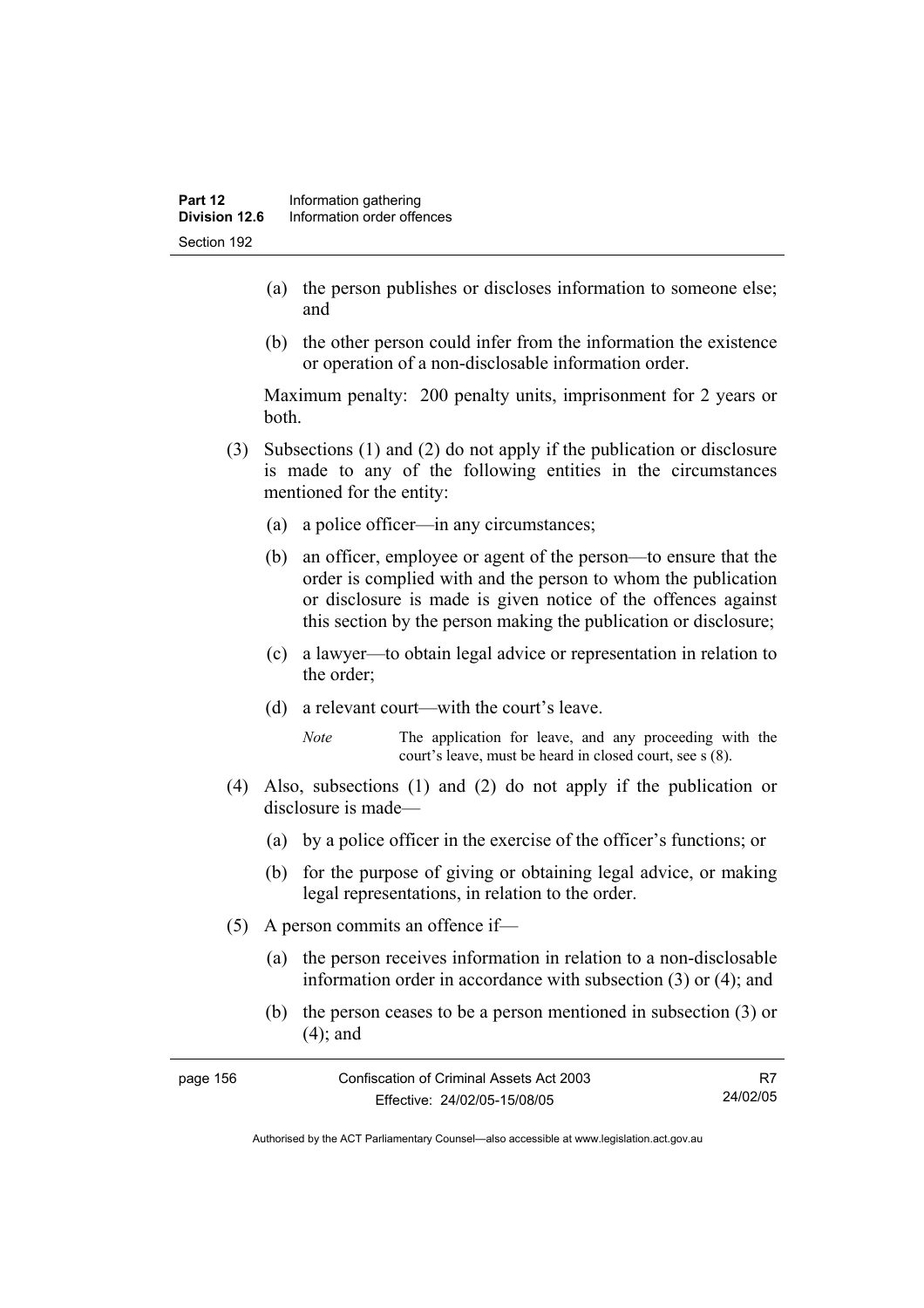(a) the person publishes or discloses information to someone else; and

(b) the other person could infer from the information the existence or operation of a non-disclosable information order.

Maximum penalty: 200 penalty units, imprisonment for 2 years or both.

(3) Subsections (1) and (2) do not apply if the publication or disclosure is made to any of the following entities in the circumstances mentioned for the entity:

(a) a police officer—in any circumstances;

(b) an officer, employee or agent of the person—to ensure that the order is complied with and the person to whom the publication or disclosure is made is given notice of the offences against this section by the person making the publication or disclosure;

(c) a lawyer—to obtain legal advice or representation in relation to the order;

(d) a relevant court—with the court's leave.

*Note* The application for leave, and any proceeding with the court's leave, must be heard in closed court, see s (8).

(4) Also, subsections (1) and (2) do not apply if the publication or disclosure is made—

(a) by a police officer in the exercise of the officer's functions; or

(b) for the purpose of giving or obtaining legal advice, or making legal representations, in relation to the order.

(5) A person commits an offence if—

(a) the person receives information in relation to a non-disclosable information order in accordance with subsection (3) or (4); and

(b) the person ceases to be a person mentioned in subsection (3) or (4); and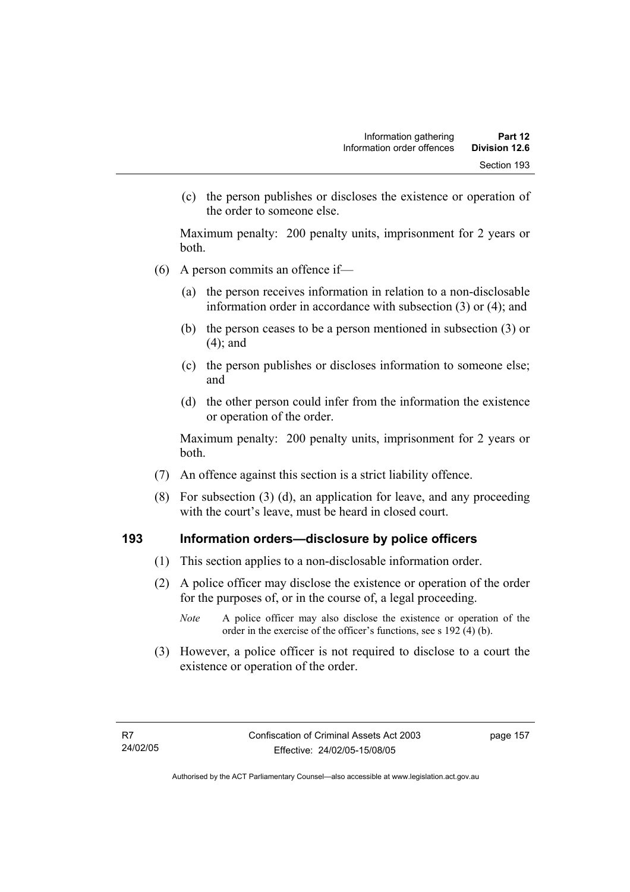(c) the person publishes or discloses the existence or operation of the order to someone else.

Maximum penalty: 200 penalty units, imprisonment for 2 years or both.

(6) A person commits an offence if—

(a) the person receives information in relation to a non-disclosable information order in accordance with subsection (3) or (4); and

(b) the person ceases to be a person mentioned in subsection (3) or (4); and

(c) the person publishes or discloses information to someone else; and

(d) the other person could infer from the information the existence or operation of the order.

Maximum penalty: 200 penalty units, imprisonment for 2 years or both.

(7) An offence against this section is a strict liability offence.

(8) For subsection (3) (d), an application for leave, and any proceeding with the court's leave, must be heard in closed court.

## 193 Information orders—disclosure by police officers

(1) This section applies to a non-disclosable information order.

(2) A police officer may disclose the existence or operation of the order for the purposes of, or in the course of, a legal proceeding.

*Note* A police officer may also disclose the existence or operation of the order in the exercise of the officer's functions, see s 192 (4) (b).

(3) However, a police officer is not required to disclose to a court the existence or operation of the order.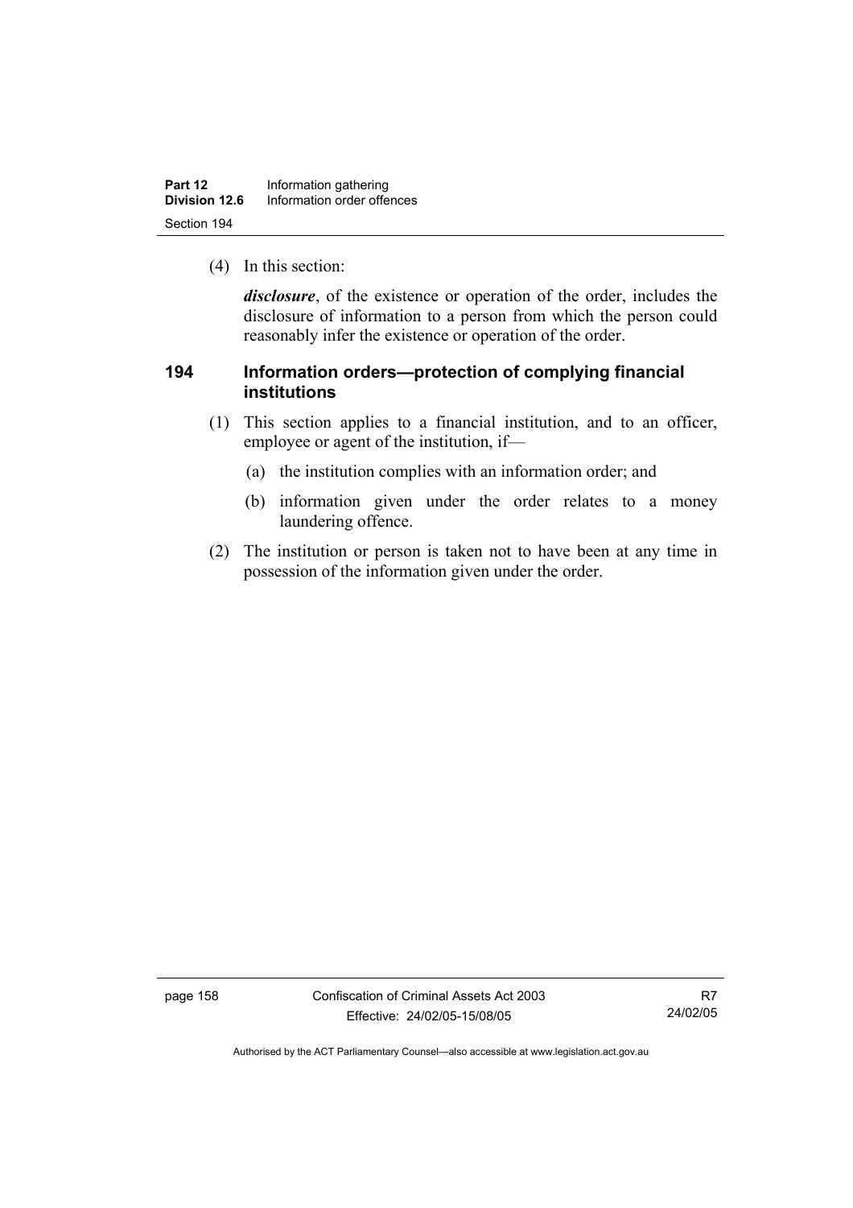(4) In this section:

***disclosure***, of the existence or operation of the order, includes the disclosure of information to a person from which the person could reasonably infer the existence or operation of the order.

## 194 Information orders—protection of complying financial institutions

(1) This section applies to a financial institution, and to an officer, employee or agent of the institution, if—

(a) the institution complies with an information order; and

(b) information given under the order relates to a money laundering offence.

(2) The institution or person is taken not to have been at any time in possession of the information given under the order.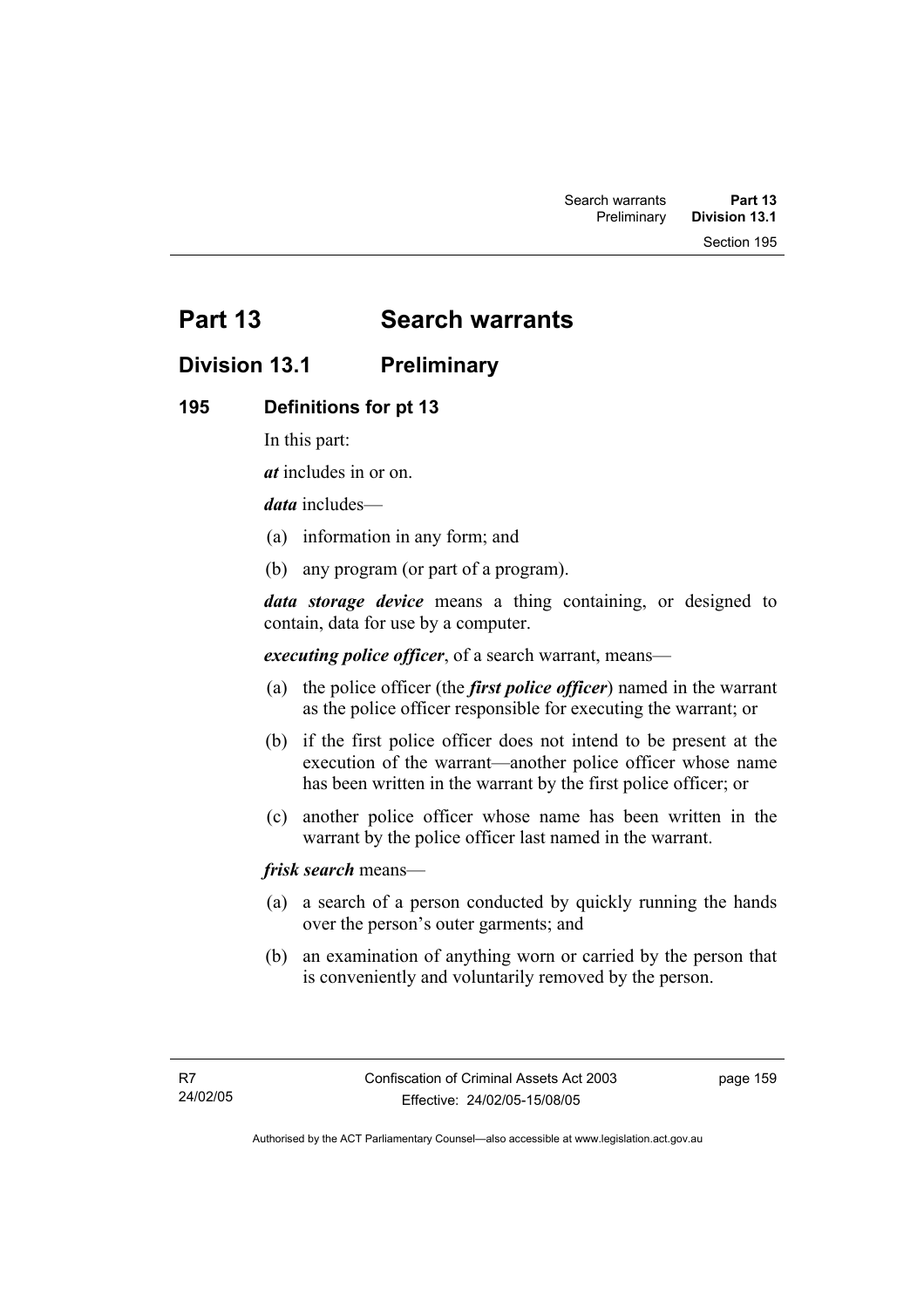# Part 13 Search warrants

## Division 13.1 Preliminary

### 195 Definitions for pt 13

In this part:

***at*** includes in or on.

***data*** includes—

(a) information in any form; and

(b) any program (or part of a program).

***data storage device*** means a thing containing, or designed to contain, data for use by a computer.

***executing police officer***, of a search warrant, means—

(a) the police officer (the ***first police officer***) named in the warrant as the police officer responsible for executing the warrant; or

(b) if the first police officer does not intend to be present at the execution of the warrant—another police officer whose name has been written in the warrant by the first police officer; or

(c) another police officer whose name has been written in the warrant by the police officer last named in the warrant.

***frisk search*** means—

(a) a search of a person conducted by quickly running the hands over the person's outer garments; and

(b) an examination of anything worn or carried by the person that is conveniently and voluntarily removed by the person.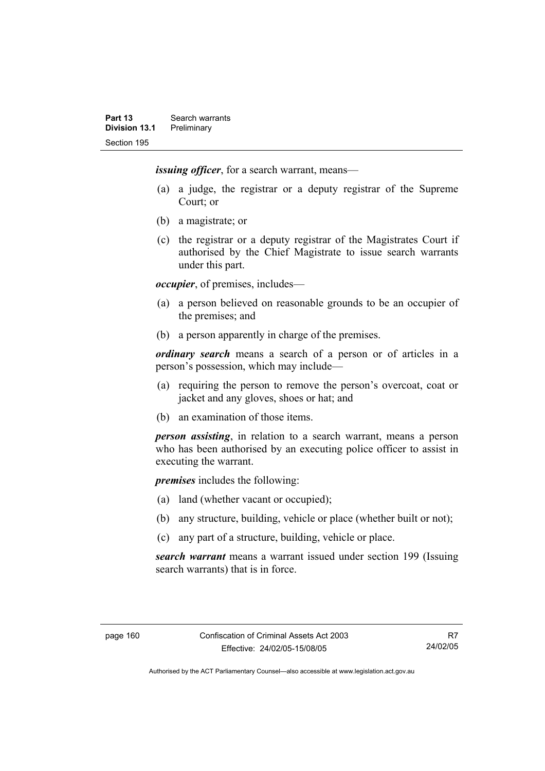***issuing officer***, for a search warrant, means—

(a) a judge, the registrar or a deputy registrar of the Supreme Court; or

(b) a magistrate; or

(c) the registrar or a deputy registrar of the Magistrates Court if authorised by the Chief Magistrate to issue search warrants under this part.

***occupier***, of premises, includes—

(a) a person believed on reasonable grounds to be an occupier of the premises; and

(b) a person apparently in charge of the premises.

***ordinary search*** means a search of a person or of articles in a person's possession, which may include—

(a) requiring the person to remove the person's overcoat, coat or jacket and any gloves, shoes or hat; and

(b) an examination of those items.

***person assisting***, in relation to a search warrant, means a person who has been authorised by an executing police officer to assist in executing the warrant.

***premises*** includes the following:

(a) land (whether vacant or occupied);

(b) any structure, building, vehicle or place (whether built or not);

(c) any part of a structure, building, vehicle or place.

***search warrant*** means a warrant issued under section 199 (Issuing search warrants) that is in force.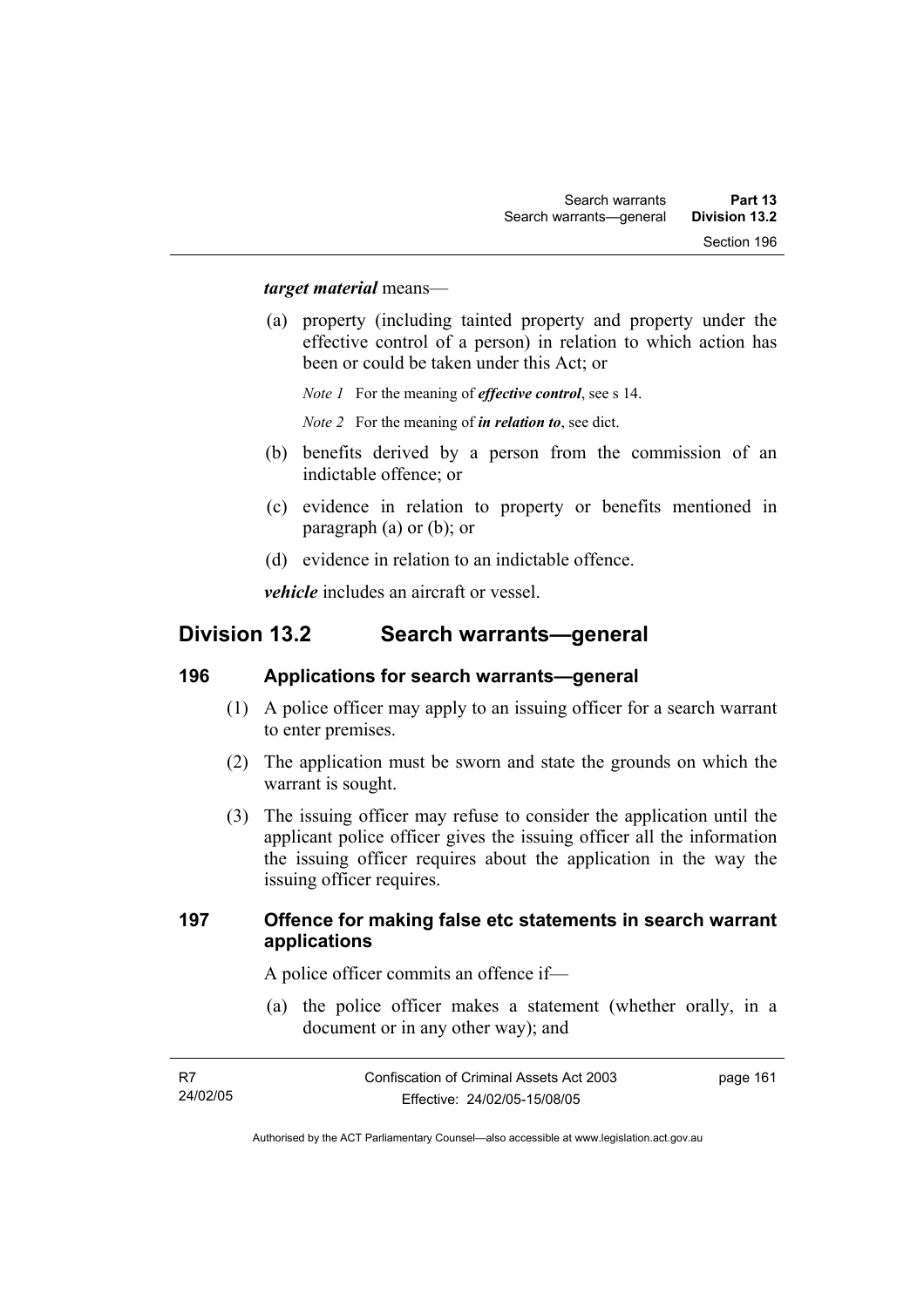***target material*** means—

(a) property (including tainted property and property under the effective control of a person) in relation to which action has been or could be taken under this Act; or

*Note 1* For the meaning of ***effective control***, see s 14.

*Note 2* For the meaning of ***in relation to***, see dict.

(b) benefits derived by a person from the commission of an indictable offence; or

(c) evidence in relation to property or benefits mentioned in paragraph (a) or (b); or

(d) evidence in relation to an indictable offence.

***vehicle*** includes an aircraft or vessel.

## Division 13.2 Search warrants—general

### 196 Applications for search warrants—general

(1) A police officer may apply to an issuing officer for a search warrant to enter premises.

(2) The application must be sworn and state the grounds on which the warrant is sought.

(3) The issuing officer may refuse to consider the application until the applicant police officer gives the issuing officer all the information the issuing officer requires about the application in the way the issuing officer requires.

### 197 Offence for making false etc statements in search warrant applications

A police officer commits an offence if—

(a) the police officer makes a statement (whether orally, in a document or in any other way); and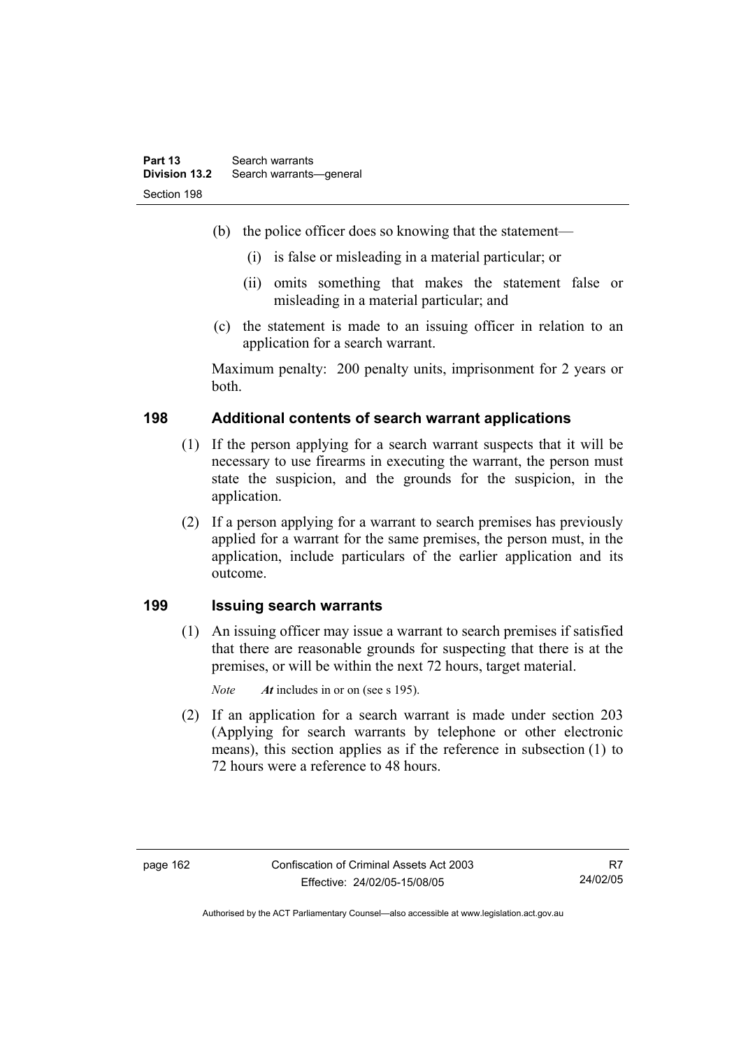(b) the police officer does so knowing that the statement—

(i) is false or misleading in a material particular; or

(ii) omits something that makes the statement false or misleading in a material particular; and

(c) the statement is made to an issuing officer in relation to an application for a search warrant.

Maximum penalty: 200 penalty units, imprisonment for 2 years or both.

## 198 Additional contents of search warrant applications

(1) If the person applying for a search warrant suspects that it will be necessary to use firearms in executing the warrant, the person must state the suspicion, and the grounds for the suspicion, in the application.

(2) If a person applying for a warrant to search premises has previously applied for a warrant for the same premises, the person must, in the application, include particulars of the earlier application and its outcome.

## 199 Issuing search warrants

(1) An issuing officer may issue a warrant to search premises if satisfied that there are reasonable grounds for suspecting that there is at the premises, or will be within the next 72 hours, target material.

*Note* ***At*** includes in or on (see s 195).

(2) If an application for a search warrant is made under section 203 (Applying for search warrants by telephone or other electronic means), this section applies as if the reference in subsection (1) to 72 hours were a reference to 48 hours.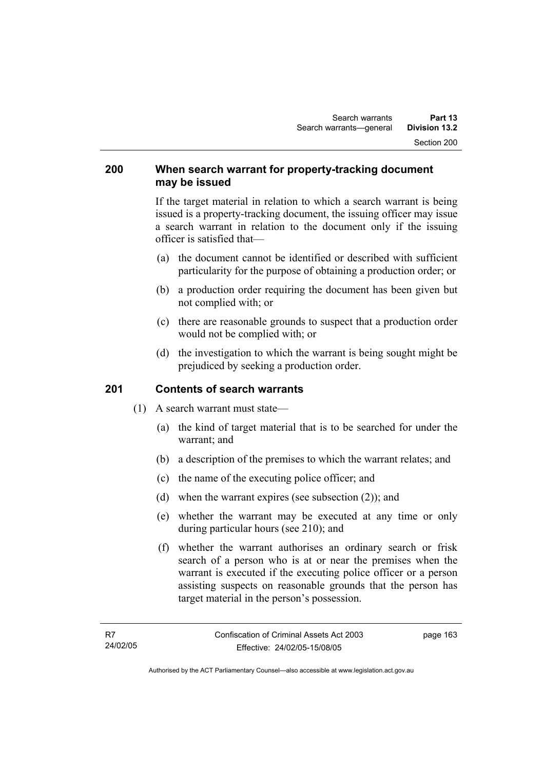### 200 When search warrant for property-tracking document may be issued

If the target material in relation to which a search warrant is being issued is a property-tracking document, the issuing officer may issue a search warrant in relation to the document only if the issuing officer is satisfied that—

(a) the document cannot be identified or described with sufficient particularity for the purpose of obtaining a production order; or

(b) a production order requiring the document has been given but not complied with; or

(c) there are reasonable grounds to suspect that a production order would not be complied with; or

(d) the investigation to which the warrant is being sought might be prejudiced by seeking a production order.

### 201 Contents of search warrants

(1) A search warrant must state—

(a) the kind of target material that is to be searched for under the warrant; and

(b) a description of the premises to which the warrant relates; and

(c) the name of the executing police officer; and

(d) when the warrant expires (see subsection (2)); and

(e) whether the warrant may be executed at any time or only during particular hours (see 210); and

(f) whether the warrant authorises an ordinary search or frisk search of a person who is at or near the premises when the warrant is executed if the executing police officer or a person assisting suspects on reasonable grounds that the person has target material in the person's possession.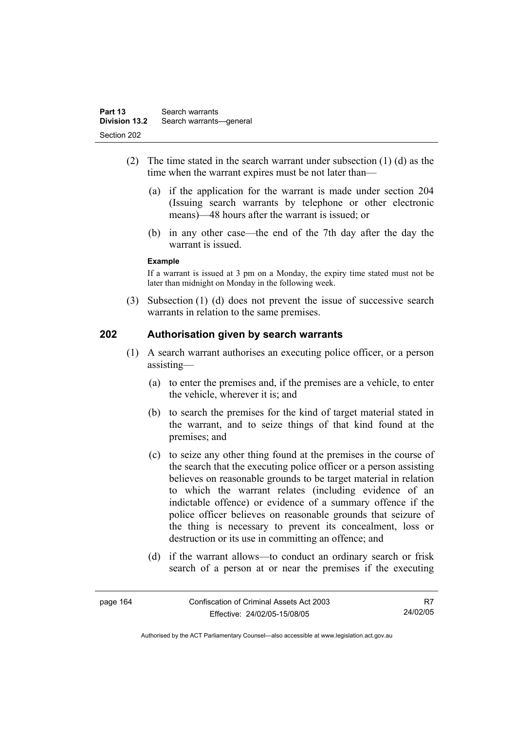(2) The time stated in the search warrant under subsection (1) (d) as the time when the warrant expires must be not later than—

(a) if the application for the warrant is made under section 204 (Issuing search warrants by telephone or other electronic means)—48 hours after the warrant is issued; or

(b) in any other case—the end of the 7th day after the day the warrant is issued.

**Example**

If a warrant is issued at 3 pm on a Monday, the expiry time stated must not be later than midnight on Monday in the following week.

(3) Subsection (1) (d) does not prevent the issue of successive search warrants in relation to the same premises.

## 202 Authorisation given by search warrants

(1) A search warrant authorises an executing police officer, or a person assisting—

(a) to enter the premises and, if the premises are a vehicle, to enter the vehicle, wherever it is; and

(b) to search the premises for the kind of target material stated in the warrant, and to seize things of that kind found at the premises; and

(c) to seize any other thing found at the premises in the course of the search that the executing police officer or a person assisting believes on reasonable grounds to be target material in relation to which the warrant relates (including evidence of an indictable offence) or evidence of a summary offence if the police officer believes on reasonable grounds that seizure of the thing is necessary to prevent its concealment, loss or destruction or its use in committing an offence; and

(d) if the warrant allows—to conduct an ordinary search or frisk search of a person at or near the premises if the executing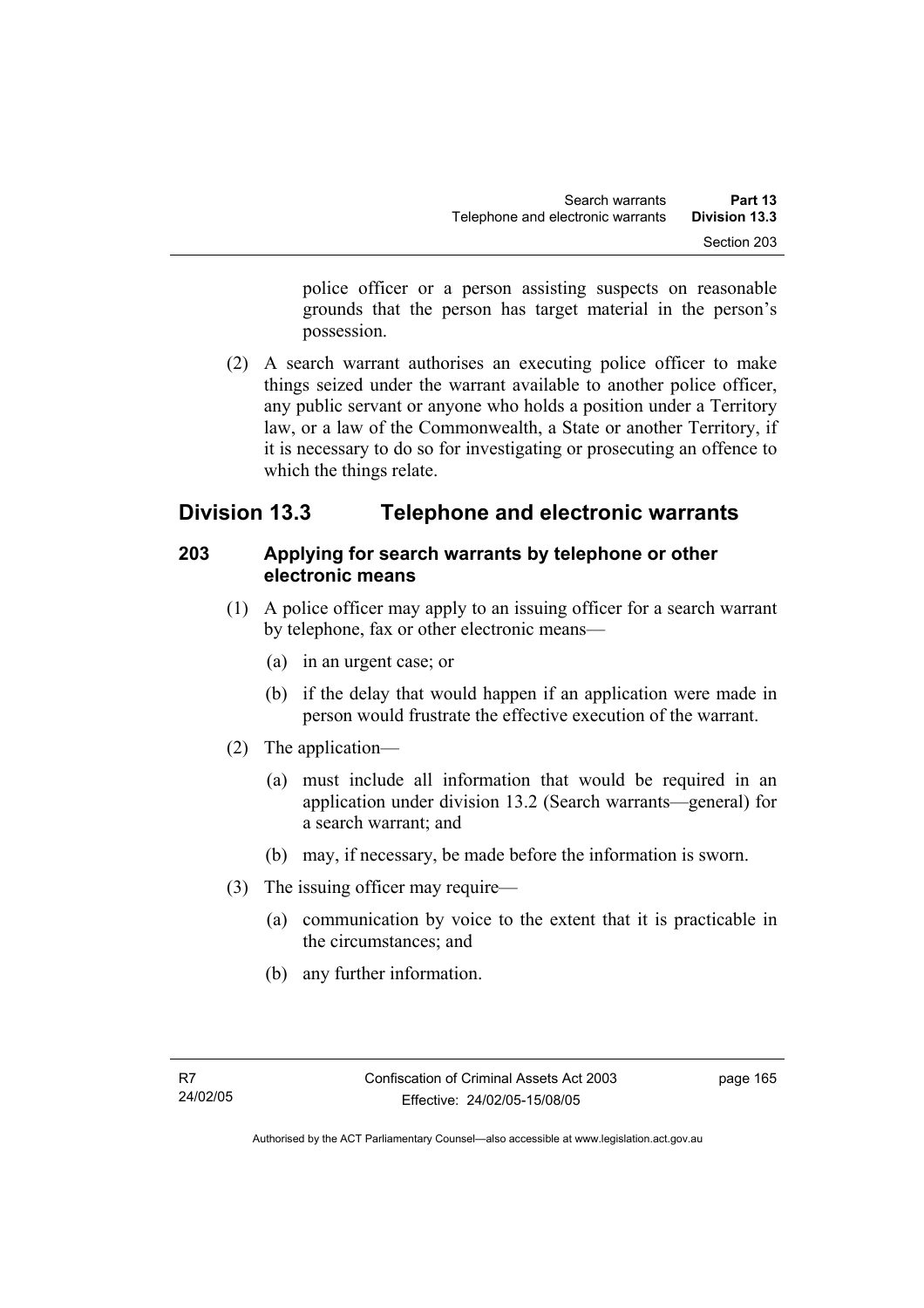police officer or a person assisting suspects on reasonable grounds that the person has target material in the person's possession.

(2) A search warrant authorises an executing police officer to make things seized under the warrant available to another police officer, any public servant or anyone who holds a position under a Territory law, or a law of the Commonwealth, a State or another Territory, if it is necessary to do so for investigating or prosecuting an offence to which the things relate.

## Division 13.3 Telephone and electronic warrants

### 203 Applying for search warrants by telephone or other electronic means

(1) A police officer may apply to an issuing officer for a search warrant by telephone, fax or other electronic means—

(a) in an urgent case; or

(b) if the delay that would happen if an application were made in person would frustrate the effective execution of the warrant.

(2) The application—

(a) must include all information that would be required in an application under division 13.2 (Search warrants—general) for a search warrant; and

(b) may, if necessary, be made before the information is sworn.

(3) The issuing officer may require—

(a) communication by voice to the extent that it is practicable in the circumstances; and

(b) any further information.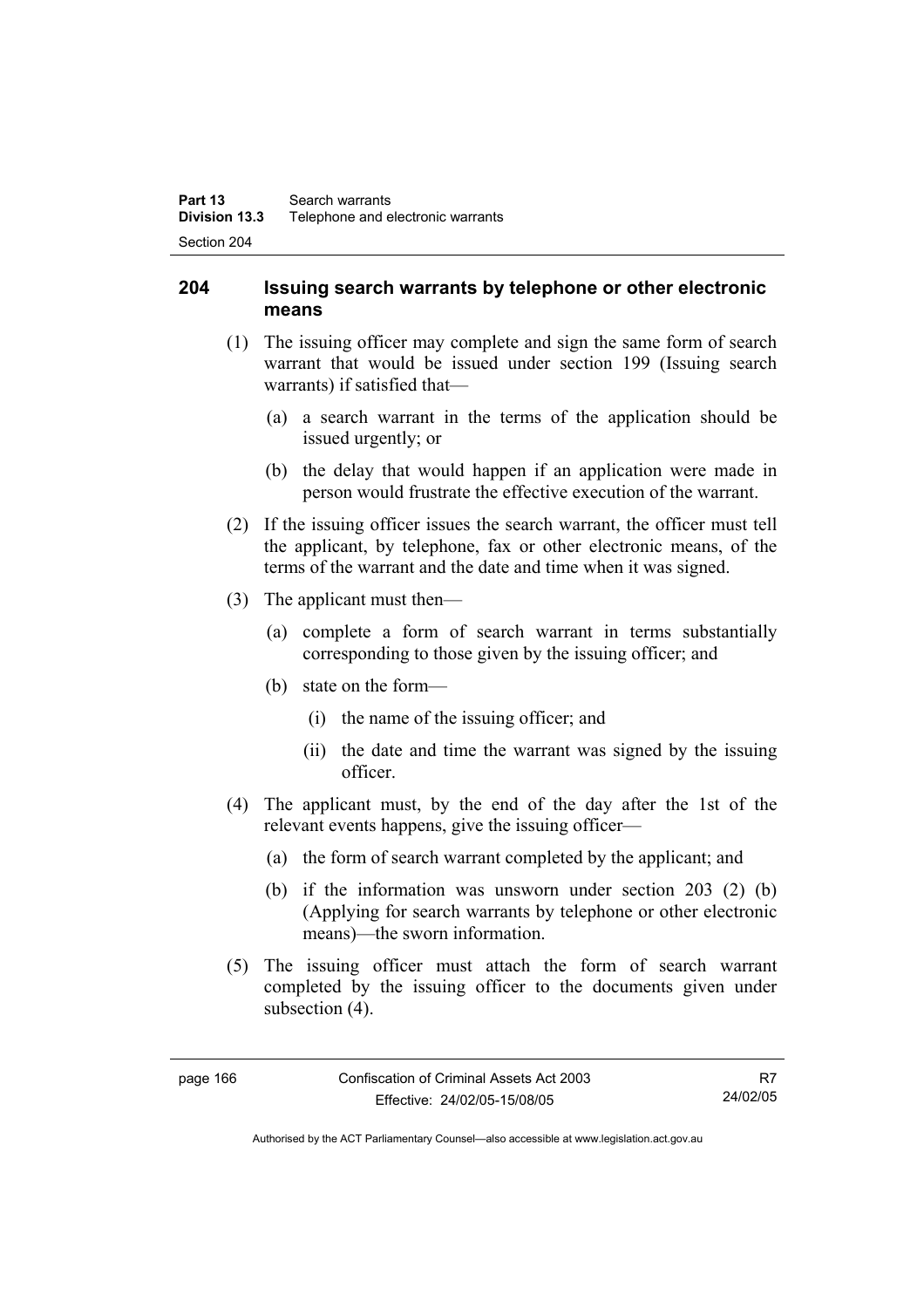## 204 Issuing search warrants by telephone or other electronic means

(1) The issuing officer may complete and sign the same form of search warrant that would be issued under section 199 (Issuing search warrants) if satisfied that—

(a) a search warrant in the terms of the application should be issued urgently; or

(b) the delay that would happen if an application were made in person would frustrate the effective execution of the warrant.

(2) If the issuing officer issues the search warrant, the officer must tell the applicant, by telephone, fax or other electronic means, of the terms of the warrant and the date and time when it was signed.

(3) The applicant must then—

(a) complete a form of search warrant in terms substantially corresponding to those given by the issuing officer; and

(b) state on the form—

(i) the name of the issuing officer; and

(ii) the date and time the warrant was signed by the issuing officer.

(4) The applicant must, by the end of the day after the 1st of the relevant events happens, give the issuing officer—

(a) the form of search warrant completed by the applicant; and

(b) if the information was unsworn under section 203 (2) (b) (Applying for search warrants by telephone or other electronic means)—the sworn information.

(5) The issuing officer must attach the form of search warrant completed by the issuing officer to the documents given under subsection (4).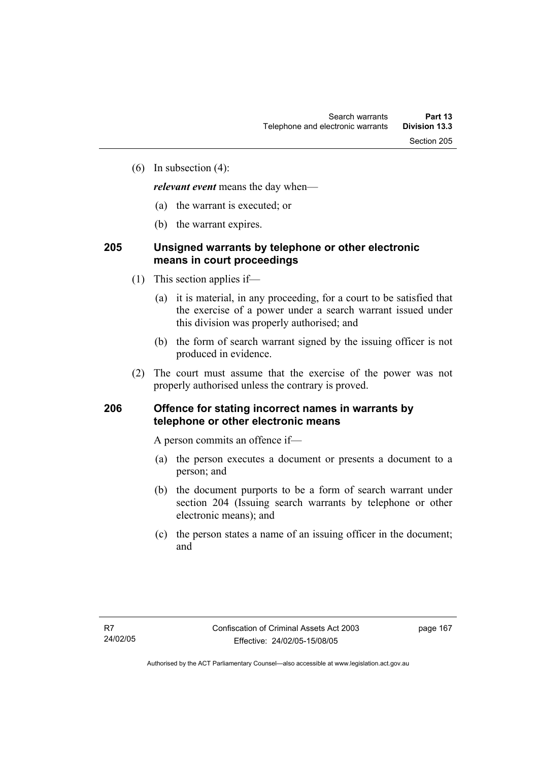(6) In subsection (4):

***relevant event*** means the day when—

(a) the warrant is executed; or

(b) the warrant expires.

## 205 Unsigned warrants by telephone or other electronic means in court proceedings

(1) This section applies if—

(a) it is material, in any proceeding, for a court to be satisfied that the exercise of a power under a search warrant issued under this division was properly authorised; and

(b) the form of search warrant signed by the issuing officer is not produced in evidence.

(2) The court must assume that the exercise of the power was not properly authorised unless the contrary is proved.

## 206 Offence for stating incorrect names in warrants by telephone or other electronic means

A person commits an offence if—

(a) the person executes a document or presents a document to a person; and

(b) the document purports to be a form of search warrant under section 204 (Issuing search warrants by telephone or other electronic means); and

(c) the person states a name of an issuing officer in the document; and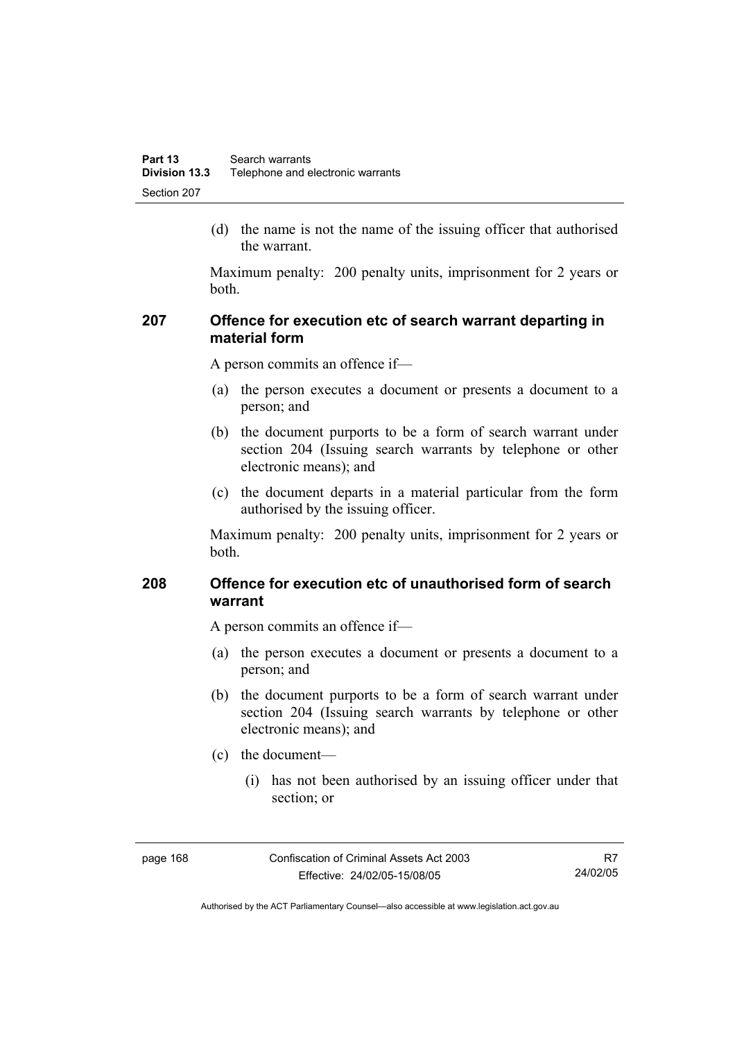(d) the name is not the name of the issuing officer that authorised the warrant.

Maximum penalty: 200 penalty units, imprisonment for 2 years or both.

### 207 Offence for execution etc of search warrant departing in material form

A person commits an offence if—

(a) the person executes a document or presents a document to a person; and

(b) the document purports to be a form of search warrant under section 204 (Issuing search warrants by telephone or other electronic means); and

(c) the document departs in a material particular from the form authorised by the issuing officer.

Maximum penalty: 200 penalty units, imprisonment for 2 years or both.

### 208 Offence for execution etc of unauthorised form of search warrant

A person commits an offence if—

(a) the person executes a document or presents a document to a person; and

(b) the document purports to be a form of search warrant under section 204 (Issuing search warrants by telephone or other electronic means); and

(c) the document—

(i) has not been authorised by an issuing officer under that section; or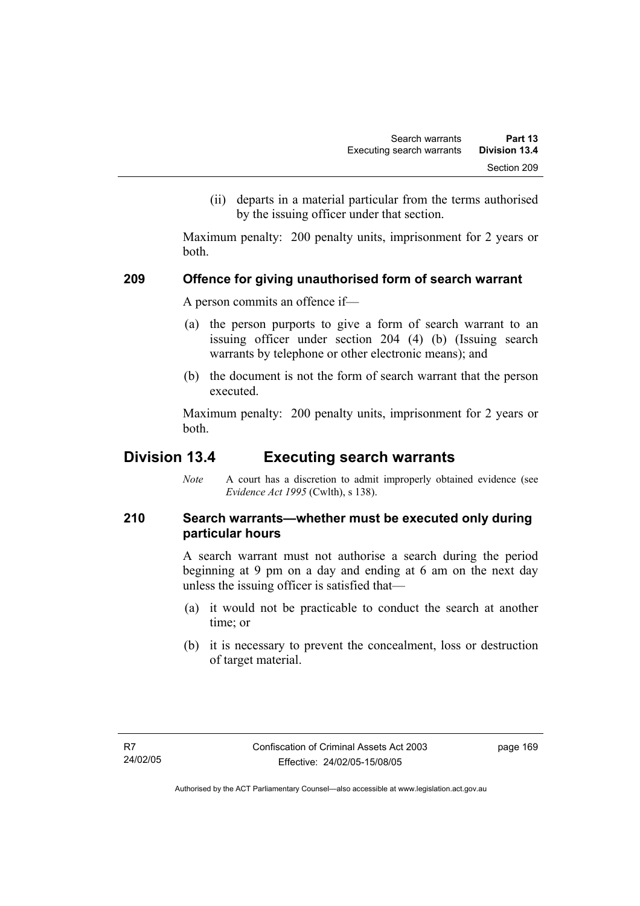(ii) departs in a material particular from the terms authorised by the issuing officer under that section.

Maximum penalty: 200 penalty units, imprisonment for 2 years or both.

### 209 Offence for giving unauthorised form of search warrant

A person commits an offence if—

(a) the person purports to give a form of search warrant to an issuing officer under section 204 (4) (b) (Issuing search warrants by telephone or other electronic means); and

(b) the document is not the form of search warrant that the person executed.

Maximum penalty: 200 penalty units, imprisonment for 2 years or both.

## Division 13.4 Executing search warrants

*Note* A court has a discretion to admit improperly obtained evidence (see *Evidence Act 1995* (Cwlth), s 138).

### 210 Search warrants—whether must be executed only during particular hours

A search warrant must not authorise a search during the period beginning at 9 pm on a day and ending at 6 am on the next day unless the issuing officer is satisfied that—

(a) it would not be practicable to conduct the search at another time; or

(b) it is necessary to prevent the concealment, loss or destruction of target material.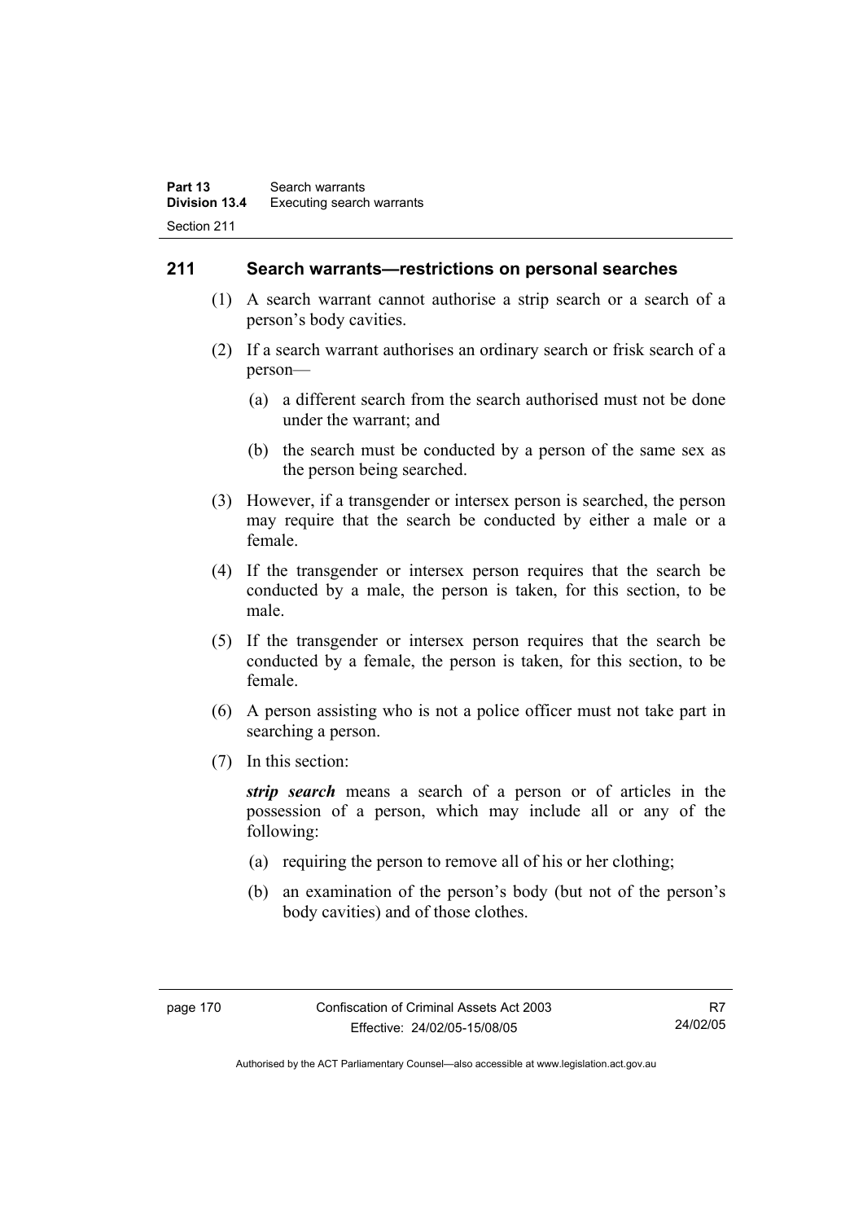## 211 Search warrants—restrictions on personal searches

(1) A search warrant cannot authorise a strip search or a search of a person's body cavities.

(2) If a search warrant authorises an ordinary search or frisk search of a person—

(a) a different search from the search authorised must not be done under the warrant; and

(b) the search must be conducted by a person of the same sex as the person being searched.

(3) However, if a transgender or intersex person is searched, the person may require that the search be conducted by either a male or a female.

(4) If the transgender or intersex person requires that the search be conducted by a male, the person is taken, for this section, to be male.

(5) If the transgender or intersex person requires that the search be conducted by a female, the person is taken, for this section, to be female.

(6) A person assisting who is not a police officer must not take part in searching a person.

(7) In this section:

***strip search*** means a search of a person or of articles in the possession of a person, which may include all or any of the following:

(a) requiring the person to remove all of his or her clothing;

(b) an examination of the person's body (but not of the person's body cavities) and of those clothes.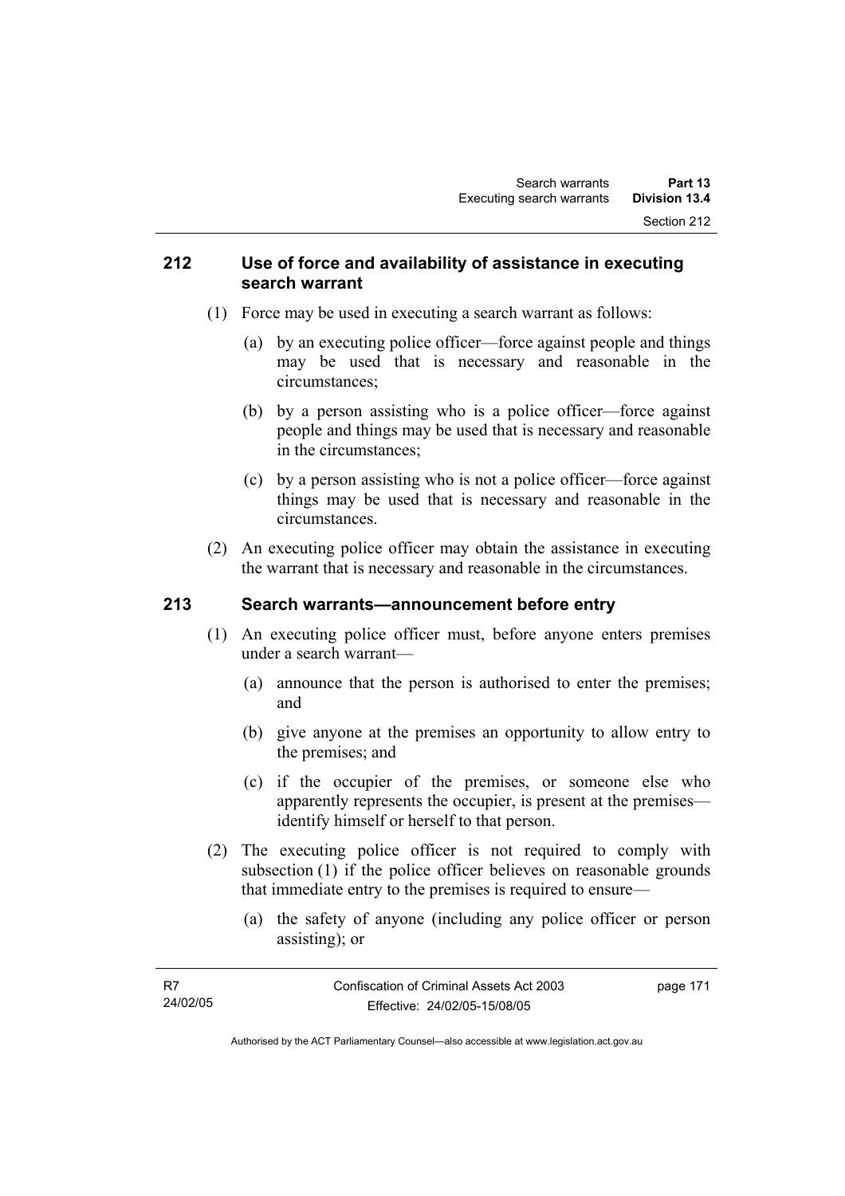### 212 Use of force and availability of assistance in executing search warrant

(1) Force may be used in executing a search warrant as follows:

(a) by an executing police officer—force against people and things may be used that is necessary and reasonable in the circumstances;

(b) by a person assisting who is a police officer—force against people and things may be used that is necessary and reasonable in the circumstances;

(c) by a person assisting who is not a police officer—force against things may be used that is necessary and reasonable in the circumstances.

(2) An executing police officer may obtain the assistance in executing the warrant that is necessary and reasonable in the circumstances.

### 213 Search warrants—announcement before entry

(1) An executing police officer must, before anyone enters premises under a search warrant—

(a) announce that the person is authorised to enter the premises; and

(b) give anyone at the premises an opportunity to allow entry to the premises; and

(c) if the occupier of the premises, or someone else who apparently represents the occupier, is present at the premises—identify himself or herself to that person.

(2) The executing police officer is not required to comply with subsection (1) if the police officer believes on reasonable grounds that immediate entry to the premises is required to ensure—

(a) the safety of anyone (including any police officer or person assisting); or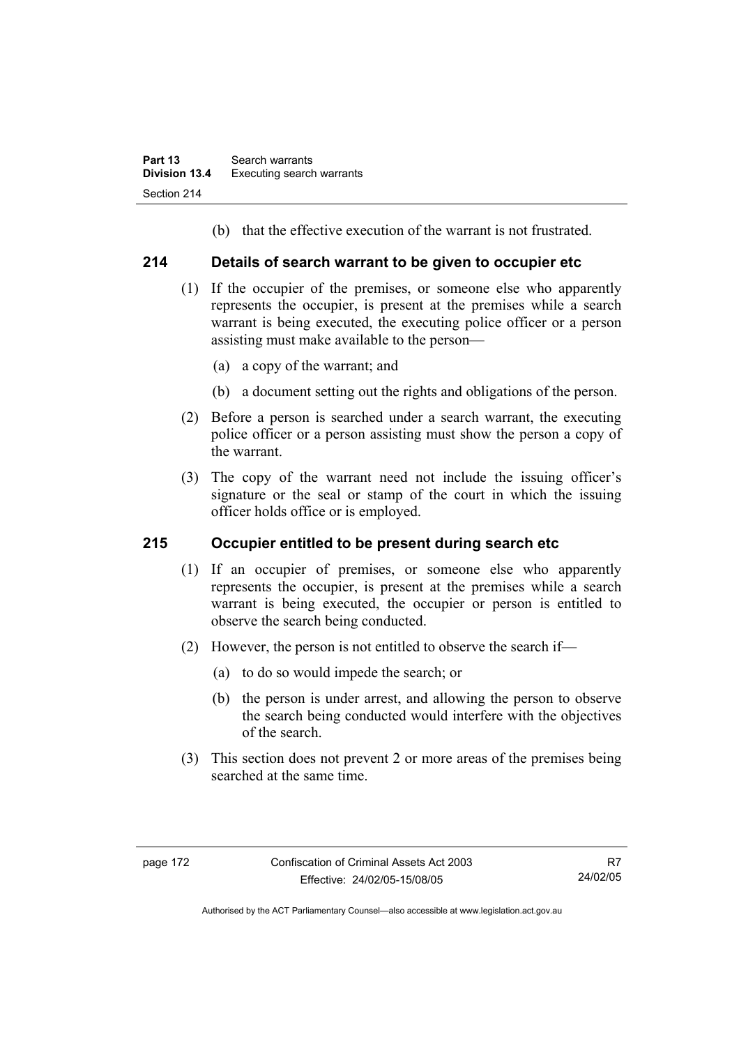(b) that the effective execution of the warrant is not frustrated.

## 214 Details of search warrant to be given to occupier etc

(1) If the occupier of the premises, or someone else who apparently represents the occupier, is present at the premises while a search warrant is being executed, the executing police officer or a person assisting must make available to the person—

(a) a copy of the warrant; and

(b) a document setting out the rights and obligations of the person.

(2) Before a person is searched under a search warrant, the executing police officer or a person assisting must show the person a copy of the warrant.

(3) The copy of the warrant need not include the issuing officer's signature or the seal or stamp of the court in which the issuing officer holds office or is employed.

## 215 Occupier entitled to be present during search etc

(1) If an occupier of premises, or someone else who apparently represents the occupier, is present at the premises while a search warrant is being executed, the occupier or person is entitled to observe the search being conducted.

(2) However, the person is not entitled to observe the search if—

(a) to do so would impede the search; or

(b) the person is under arrest, and allowing the person to observe the search being conducted would interfere with the objectives of the search.

(3) This section does not prevent 2 or more areas of the premises being searched at the same time.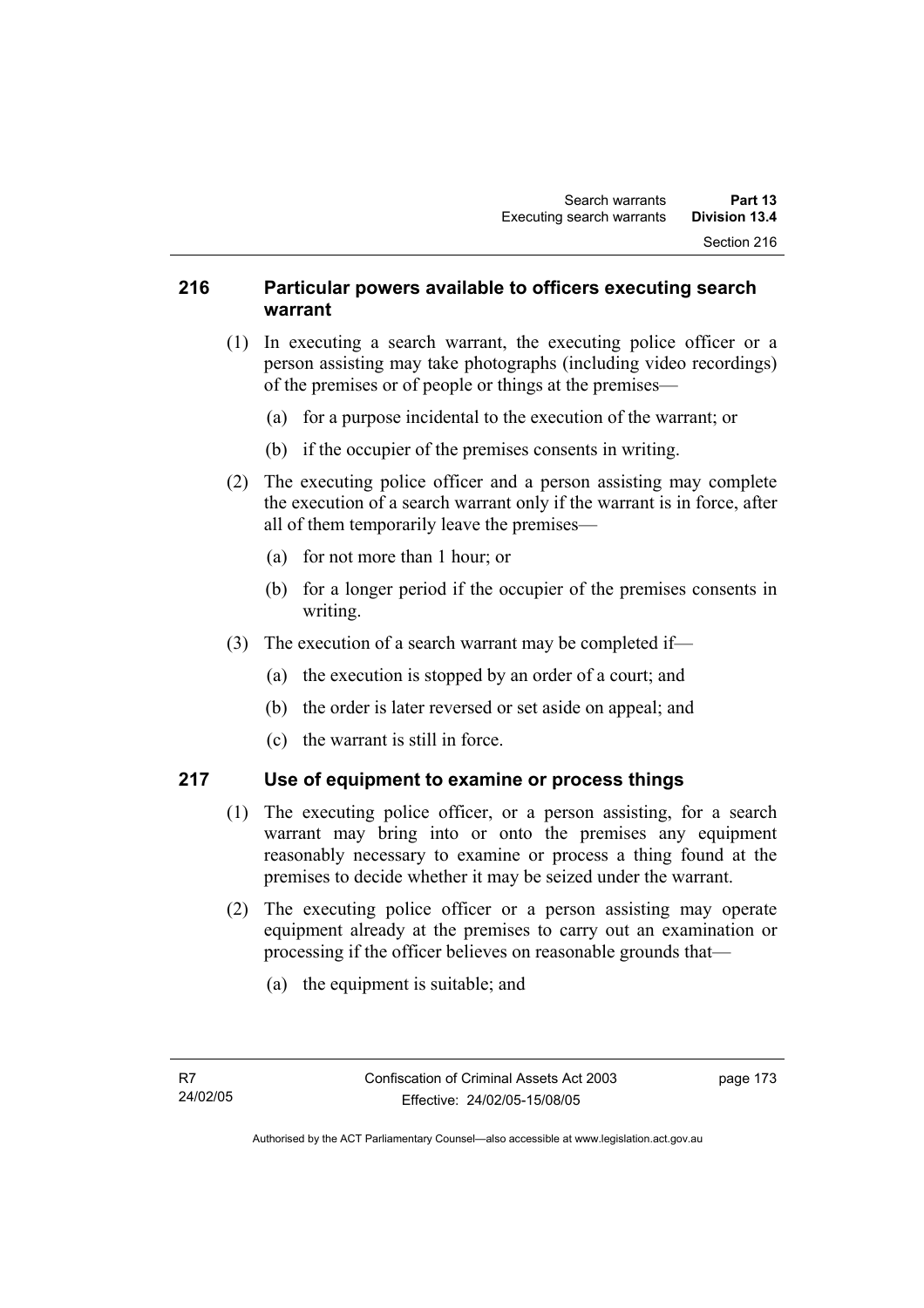## 216 Particular powers available to officers executing search warrant

(1) In executing a search warrant, the executing police officer or a person assisting may take photographs (including video recordings) of the premises or of people or things at the premises—

(a) for a purpose incidental to the execution of the warrant; or

(b) if the occupier of the premises consents in writing.

(2) The executing police officer and a person assisting may complete the execution of a search warrant only if the warrant is in force, after all of them temporarily leave the premises—

(a) for not more than 1 hour; or

(b) for a longer period if the occupier of the premises consents in writing.

(3) The execution of a search warrant may be completed if—

(a) the execution is stopped by an order of a court; and

(b) the order is later reversed or set aside on appeal; and

(c) the warrant is still in force.

## 217 Use of equipment to examine or process things

(1) The executing police officer, or a person assisting, for a search warrant may bring into or onto the premises any equipment reasonably necessary to examine or process a thing found at the premises to decide whether it may be seized under the warrant.

(2) The executing police officer or a person assisting may operate equipment already at the premises to carry out an examination or processing if the officer believes on reasonable grounds that—

(a) the equipment is suitable; and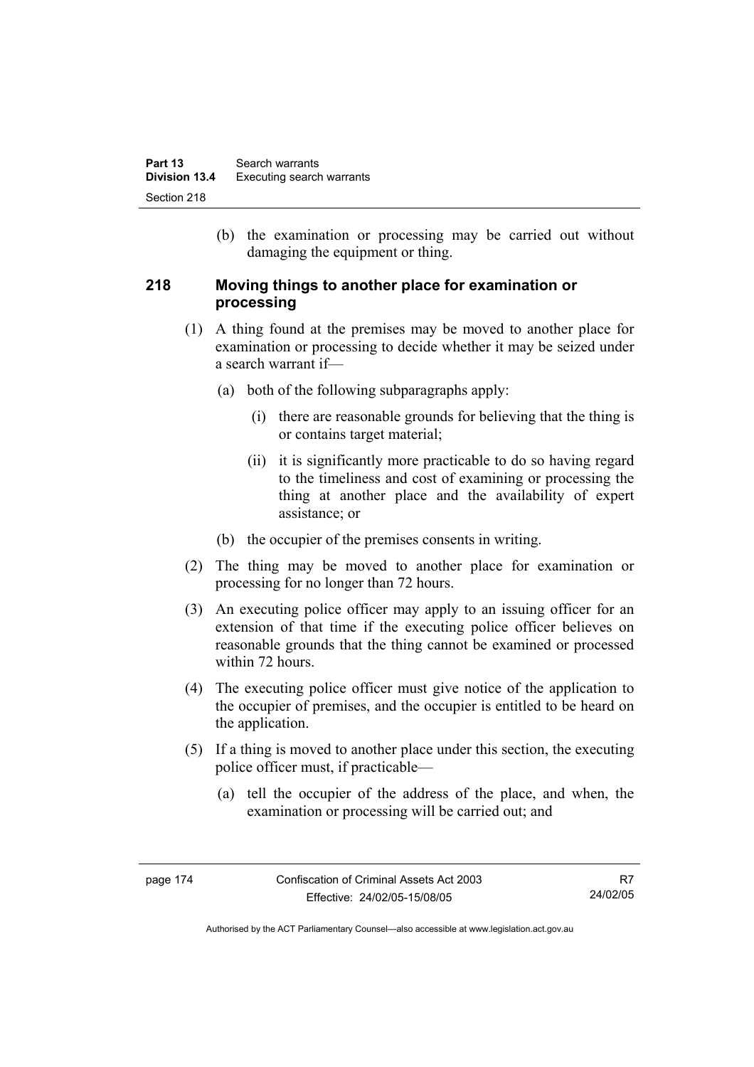(b) the examination or processing may be carried out without damaging the equipment or thing.

### 218 Moving things to another place for examination or processing

(1) A thing found at the premises may be moved to another place for examination or processing to decide whether it may be seized under a search warrant if—

(a) both of the following subparagraphs apply:

(i) there are reasonable grounds for believing that the thing is or contains target material;

(ii) it is significantly more practicable to do so having regard to the timeliness and cost of examining or processing the thing at another place and the availability of expert assistance; or

(b) the occupier of the premises consents in writing.

(2) The thing may be moved to another place for examination or processing for no longer than 72 hours.

(3) An executing police officer may apply to an issuing officer for an extension of that time if the executing police officer believes on reasonable grounds that the thing cannot be examined or processed within 72 hours.

(4) The executing police officer must give notice of the application to the occupier of premises, and the occupier is entitled to be heard on the application.

(5) If a thing is moved to another place under this section, the executing police officer must, if practicable—

(a) tell the occupier of the address of the place, and when, the examination or processing will be carried out; and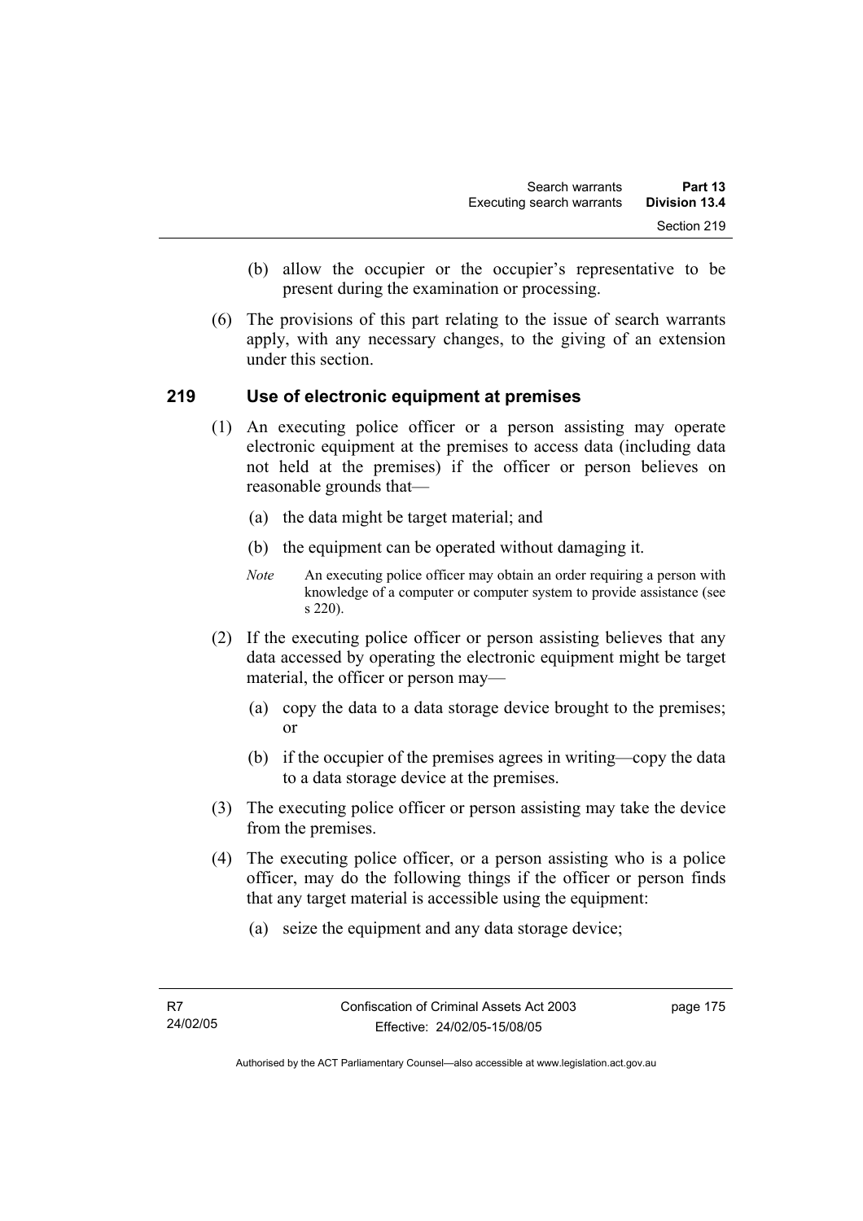(b) allow the occupier or the occupier's representative to be present during the examination or processing.

(6) The provisions of this part relating to the issue of search warrants apply, with any necessary changes, to the giving of an extension under this section.

## 219 Use of electronic equipment at premises

(1) An executing police officer or a person assisting may operate electronic equipment at the premises to access data (including data not held at the premises) if the officer or person believes on reasonable grounds that—

(a) the data might be target material; and

(b) the equipment can be operated without damaging it.

*Note* An executing police officer may obtain an order requiring a person with knowledge of a computer or computer system to provide assistance (see s 220).

(2) If the executing police officer or person assisting believes that any data accessed by operating the electronic equipment might be target material, the officer or person may—

(a) copy the data to a data storage device brought to the premises; or

(b) if the occupier of the premises agrees in writing—copy the data to a data storage device at the premises.

(3) The executing police officer or person assisting may take the device from the premises.

(4) The executing police officer, or a person assisting who is a police officer, may do the following things if the officer or person finds that any target material is accessible using the equipment:

(a) seize the equipment and any data storage device;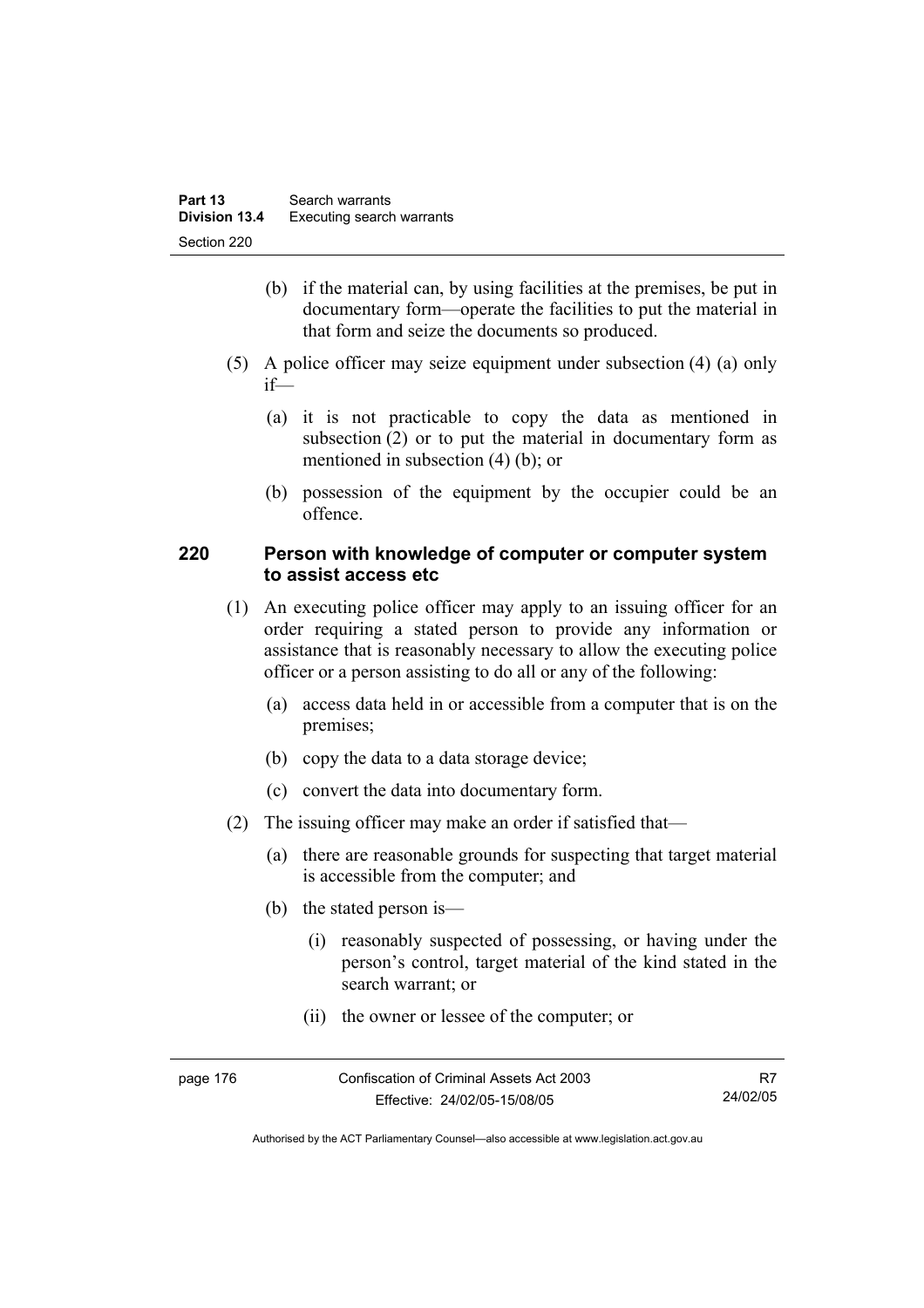(b) if the material can, by using facilities at the premises, be put in documentary form—operate the facilities to put the material in that form and seize the documents so produced.

(5) A police officer may seize equipment under subsection (4) (a) only if—

(a) it is not practicable to copy the data as mentioned in subsection (2) or to put the material in documentary form as mentioned in subsection (4) (b); or

(b) possession of the equipment by the occupier could be an offence.

## 220 Person with knowledge of computer or computer system to assist access etc

(1) An executing police officer may apply to an issuing officer for an order requiring a stated person to provide any information or assistance that is reasonably necessary to allow the executing police officer or a person assisting to do all or any of the following:

(a) access data held in or accessible from a computer that is on the premises;

(b) copy the data to a data storage device;

(c) convert the data into documentary form.

(2) The issuing officer may make an order if satisfied that—

(a) there are reasonable grounds for suspecting that target material is accessible from the computer; and

(b) the stated person is—

(i) reasonably suspected of possessing, or having under the person's control, target material of the kind stated in the search warrant; or

(ii) the owner or lessee of the computer; or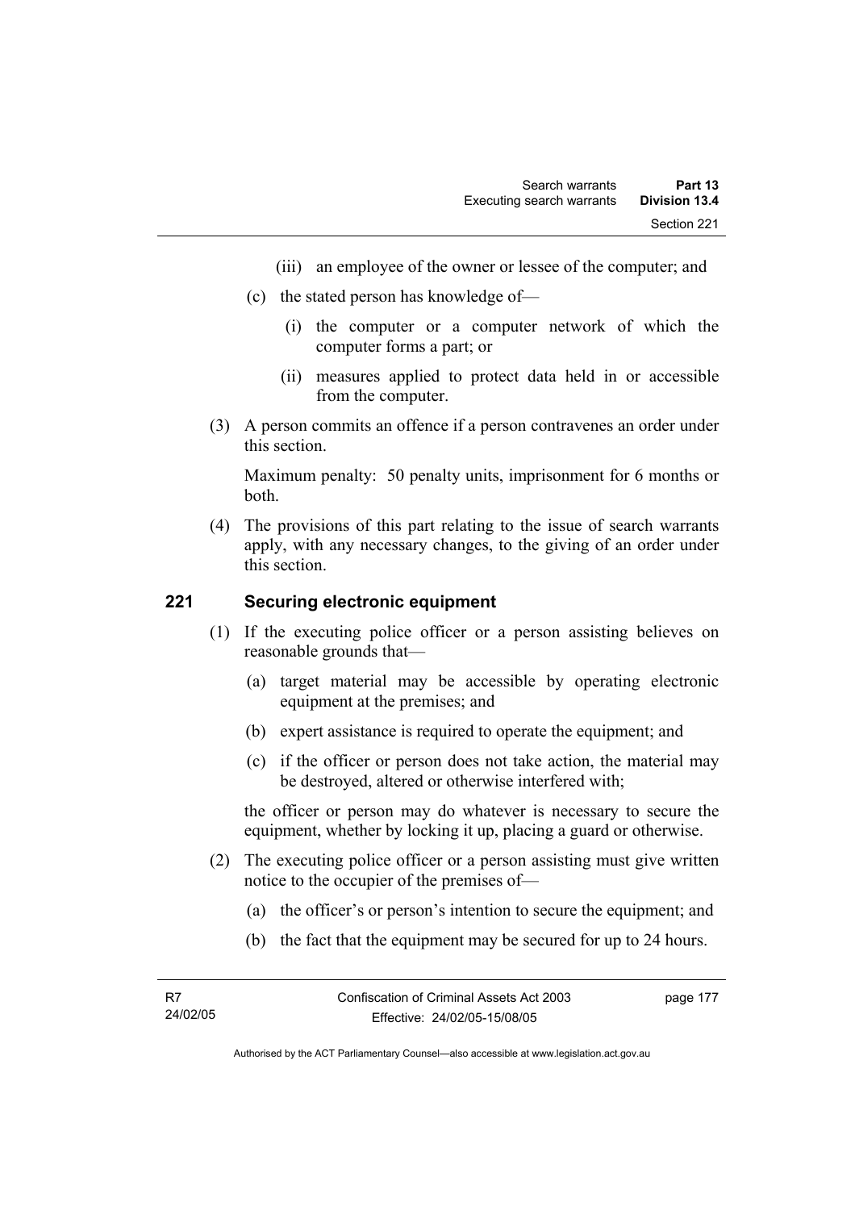(iii) an employee of the owner or lessee of the computer; and

(c) the stated person has knowledge of—

(i) the computer or a computer network of which the computer forms a part; or

(ii) measures applied to protect data held in or accessible from the computer.

(3) A person commits an offence if a person contravenes an order under this section.

Maximum penalty: 50 penalty units, imprisonment for 6 months or both.

(4) The provisions of this part relating to the issue of search warrants apply, with any necessary changes, to the giving of an order under this section.

## 221 Securing electronic equipment

(1) If the executing police officer or a person assisting believes on reasonable grounds that—

(a) target material may be accessible by operating electronic equipment at the premises; and

(b) expert assistance is required to operate the equipment; and

(c) if the officer or person does not take action, the material may be destroyed, altered or otherwise interfered with;

the officer or person may do whatever is necessary to secure the equipment, whether by locking it up, placing a guard or otherwise.

(2) The executing police officer or a person assisting must give written notice to the occupier of the premises of—

(a) the officer's or person's intention to secure the equipment; and

(b) the fact that the equipment may be secured for up to 24 hours.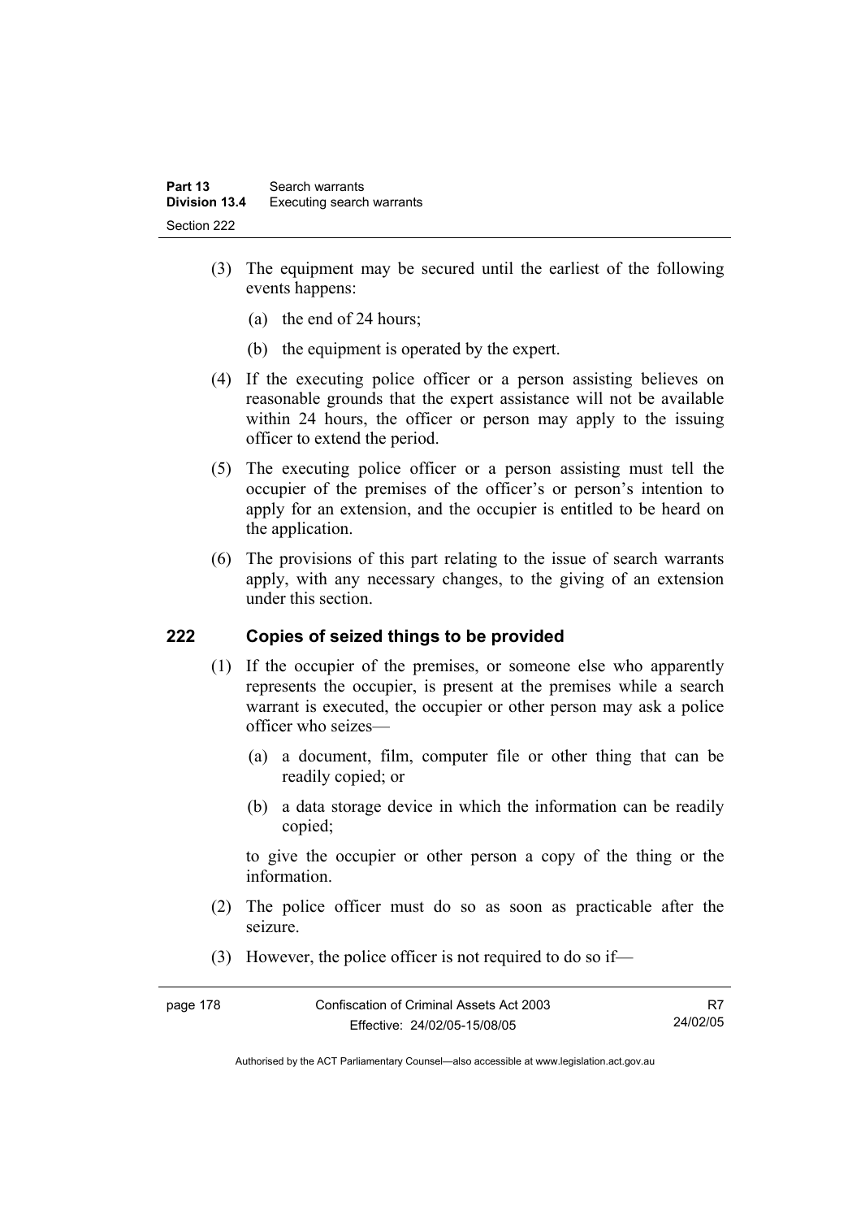(3) The equipment may be secured until the earliest of the following events happens:

(a) the end of 24 hours;

(b) the equipment is operated by the expert.

(4) If the executing police officer or a person assisting believes on reasonable grounds that the expert assistance will not be available within 24 hours, the officer or person may apply to the issuing officer to extend the period.

(5) The executing police officer or a person assisting must tell the occupier of the premises of the officer's or person's intention to apply for an extension, and the occupier is entitled to be heard on the application.

(6) The provisions of this part relating to the issue of search warrants apply, with any necessary changes, to the giving of an extension under this section.

## 222 Copies of seized things to be provided

(1) If the occupier of the premises, or someone else who apparently represents the occupier, is present at the premises while a search warrant is executed, the occupier or other person may ask a police officer who seizes—

(a) a document, film, computer file or other thing that can be readily copied; or

(b) a data storage device in which the information can be readily copied;

to give the occupier or other person a copy of the thing or the information.

(2) The police officer must do so as soon as practicable after the seizure.

(3) However, the police officer is not required to do so if—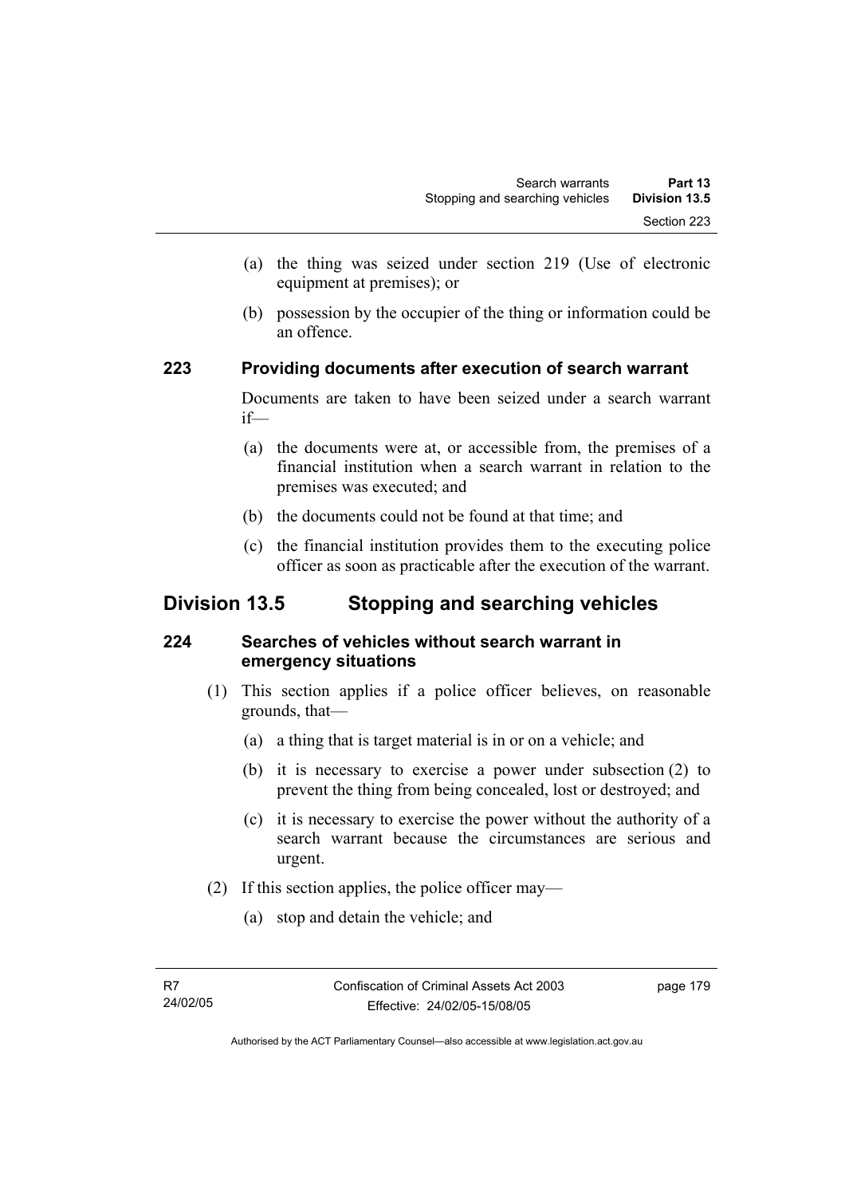(a) the thing was seized under section 219 (Use of electronic equipment at premises); or

(b) possession by the occupier of the thing or information could be an offence.

### 223 Providing documents after execution of search warrant

Documents are taken to have been seized under a search warrant if—

(a) the documents were at, or accessible from, the premises of a financial institution when a search warrant in relation to the premises was executed; and

(b) the documents could not be found at that time; and

(c) the financial institution provides them to the executing police officer as soon as practicable after the execution of the warrant.

## Division 13.5 Stopping and searching vehicles

### 224 Searches of vehicles without search warrant in emergency situations

(1) This section applies if a police officer believes, on reasonable grounds, that—

(a) a thing that is target material is in or on a vehicle; and

(b) it is necessary to exercise a power under subsection (2) to prevent the thing from being concealed, lost or destroyed; and

(c) it is necessary to exercise the power without the authority of a search warrant because the circumstances are serious and urgent.

(2) If this section applies, the police officer may—

(a) stop and detain the vehicle; and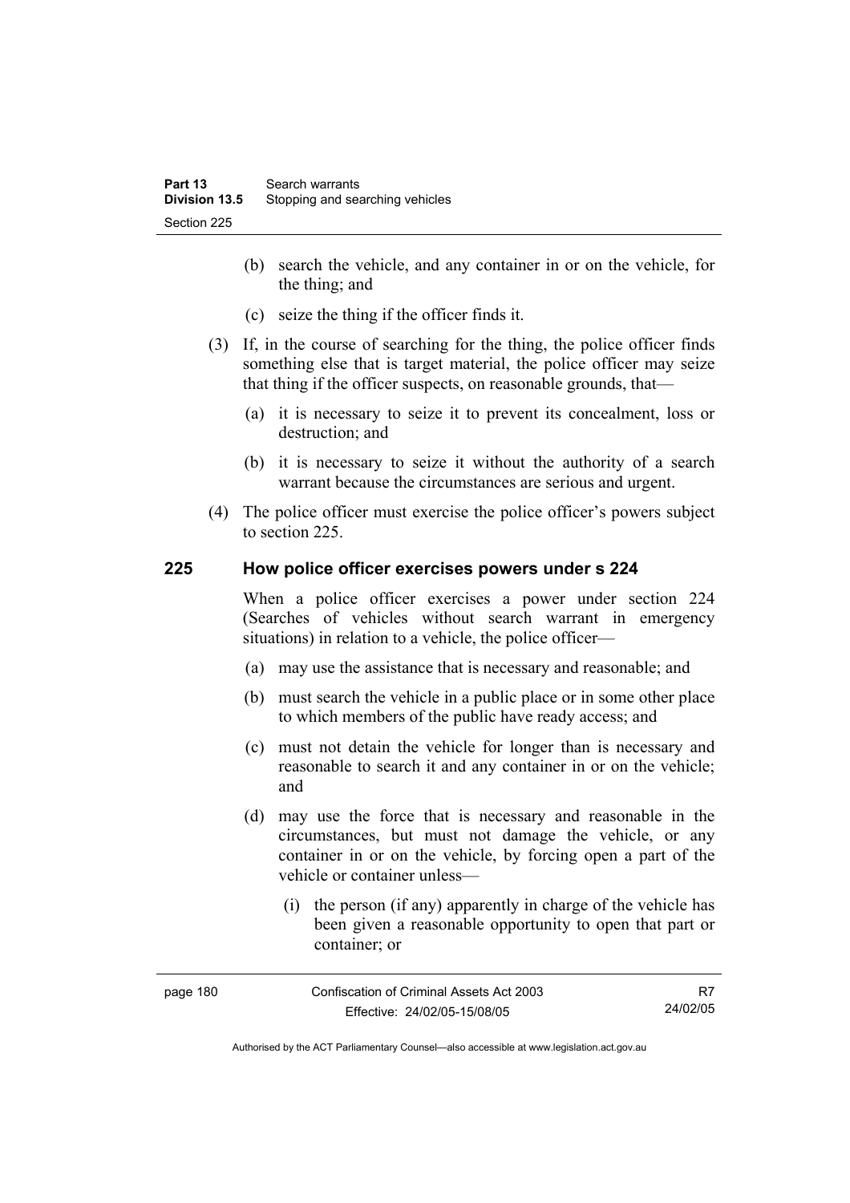(b) search the vehicle, and any container in or on the vehicle, for the thing; and

(c) seize the thing if the officer finds it.

(3) If, in the course of searching for the thing, the police officer finds something else that is target material, the police officer may seize that thing if the officer suspects, on reasonable grounds, that—

(a) it is necessary to seize it to prevent its concealment, loss or destruction; and

(b) it is necessary to seize it without the authority of a search warrant because the circumstances are serious and urgent.

(4) The police officer must exercise the police officer's powers subject to section 225.

## 225 How police officer exercises powers under s 224

When a police officer exercises a power under section 224 (Searches of vehicles without search warrant in emergency situations) in relation to a vehicle, the police officer—

(a) may use the assistance that is necessary and reasonable; and

(b) must search the vehicle in a public place or in some other place to which members of the public have ready access; and

(c) must not detain the vehicle for longer than is necessary and reasonable to search it and any container in or on the vehicle; and

(d) may use the force that is necessary and reasonable in the circumstances, but must not damage the vehicle, or any container in or on the vehicle, by forcing open a part of the vehicle or container unless—

(i) the person (if any) apparently in charge of the vehicle has been given a reasonable opportunity to open that part or container; or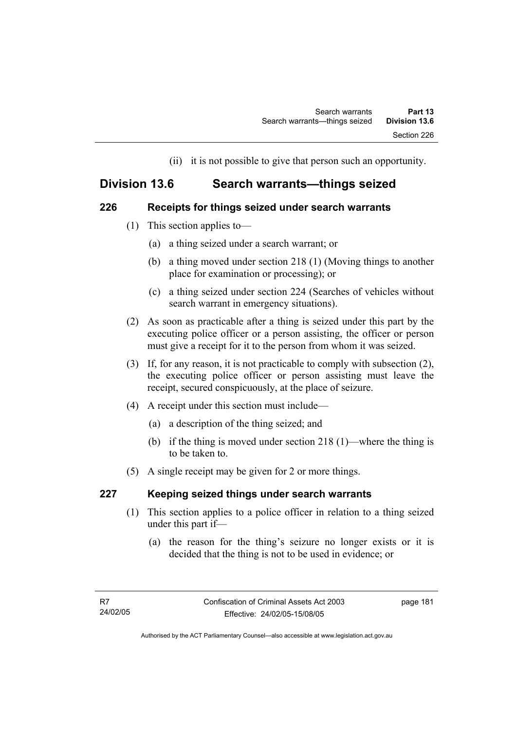(ii) it is not possible to give that person such an opportunity.

## Division 13.6 Search warrants—things seized

### 226 Receipts for things seized under search warrants

(1) This section applies to—

(a) a thing seized under a search warrant; or

(b) a thing moved under section 218 (1) (Moving things to another place for examination or processing); or

(c) a thing seized under section 224 (Searches of vehicles without search warrant in emergency situations).

(2) As soon as practicable after a thing is seized under this part by the executing police officer or a person assisting, the officer or person must give a receipt for it to the person from whom it was seized.

(3) If, for any reason, it is not practicable to comply with subsection (2), the executing police officer or person assisting must leave the receipt, secured conspicuously, at the place of seizure.

(4) A receipt under this section must include—

(a) a description of the thing seized; and

(b) if the thing is moved under section 218 (1)—where the thing is to be taken to.

(5) A single receipt may be given for 2 or more things.

### 227 Keeping seized things under search warrants

(1) This section applies to a police officer in relation to a thing seized under this part if—

(a) the reason for the thing's seizure no longer exists or it is decided that the thing is not to be used in evidence; or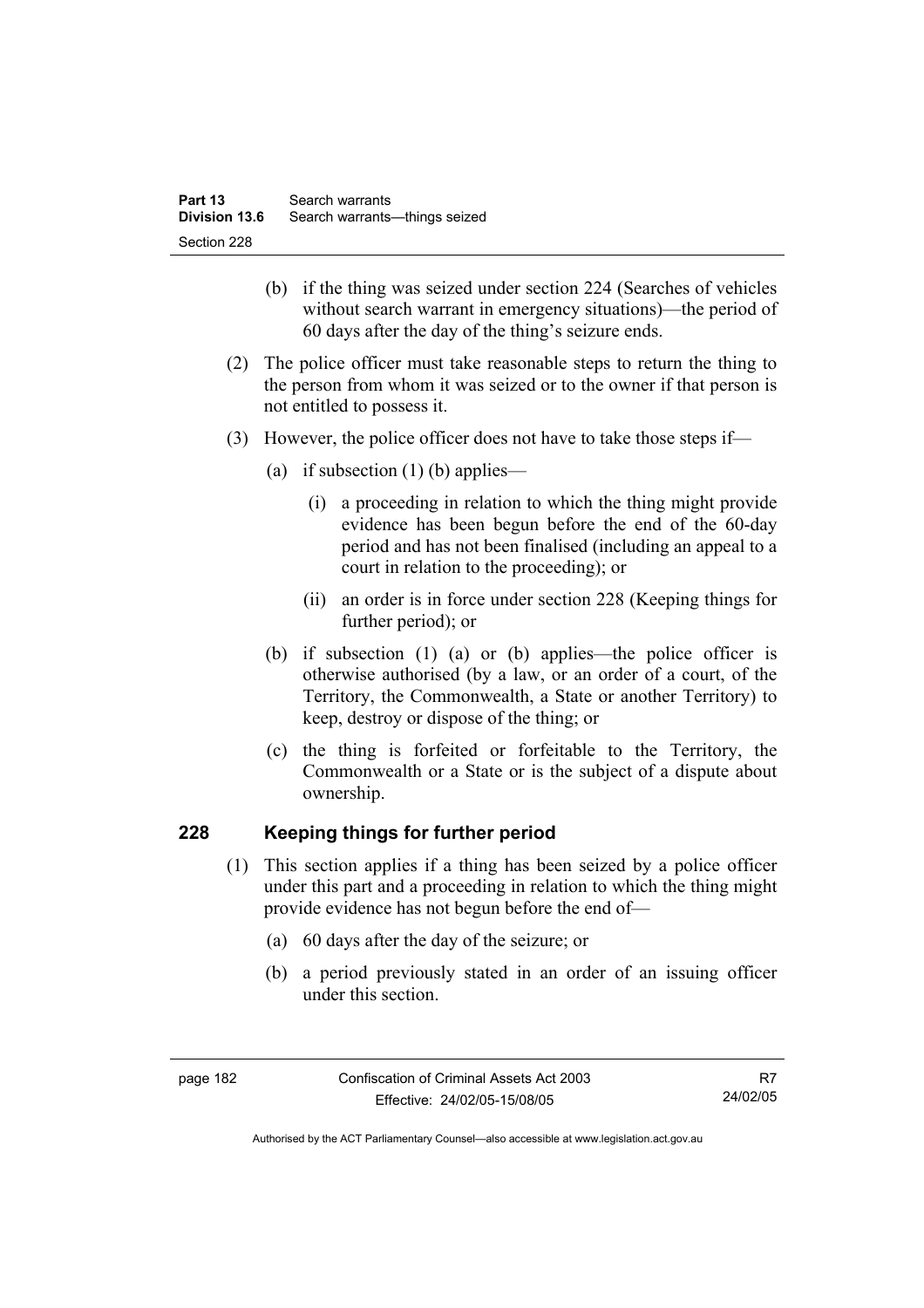(b) if the thing was seized under section 224 (Searches of vehicles without search warrant in emergency situations)—the period of 60 days after the day of the thing's seizure ends.

(2) The police officer must take reasonable steps to return the thing to the person from whom it was seized or to the owner if that person is not entitled to possess it.

(3) However, the police officer does not have to take those steps if—

(a) if subsection (1) (b) applies—

(i) a proceeding in relation to which the thing might provide evidence has been begun before the end of the 60-day period and has not been finalised (including an appeal to a court in relation to the proceeding); or

(ii) an order is in force under section 228 (Keeping things for further period); or

(b) if subsection (1) (a) or (b) applies—the police officer is otherwise authorised (by a law, or an order of a court, of the Territory, the Commonwealth, a State or another Territory) to keep, destroy or dispose of the thing; or

(c) the thing is forfeited or forfeitable to the Territory, the Commonwealth or a State or is the subject of a dispute about ownership.

## 228 Keeping things for further period

(1) This section applies if a thing has been seized by a police officer under this part and a proceeding in relation to which the thing might provide evidence has not begun before the end of—

(a) 60 days after the day of the seizure; or

(b) a period previously stated in an order of an issuing officer under this section.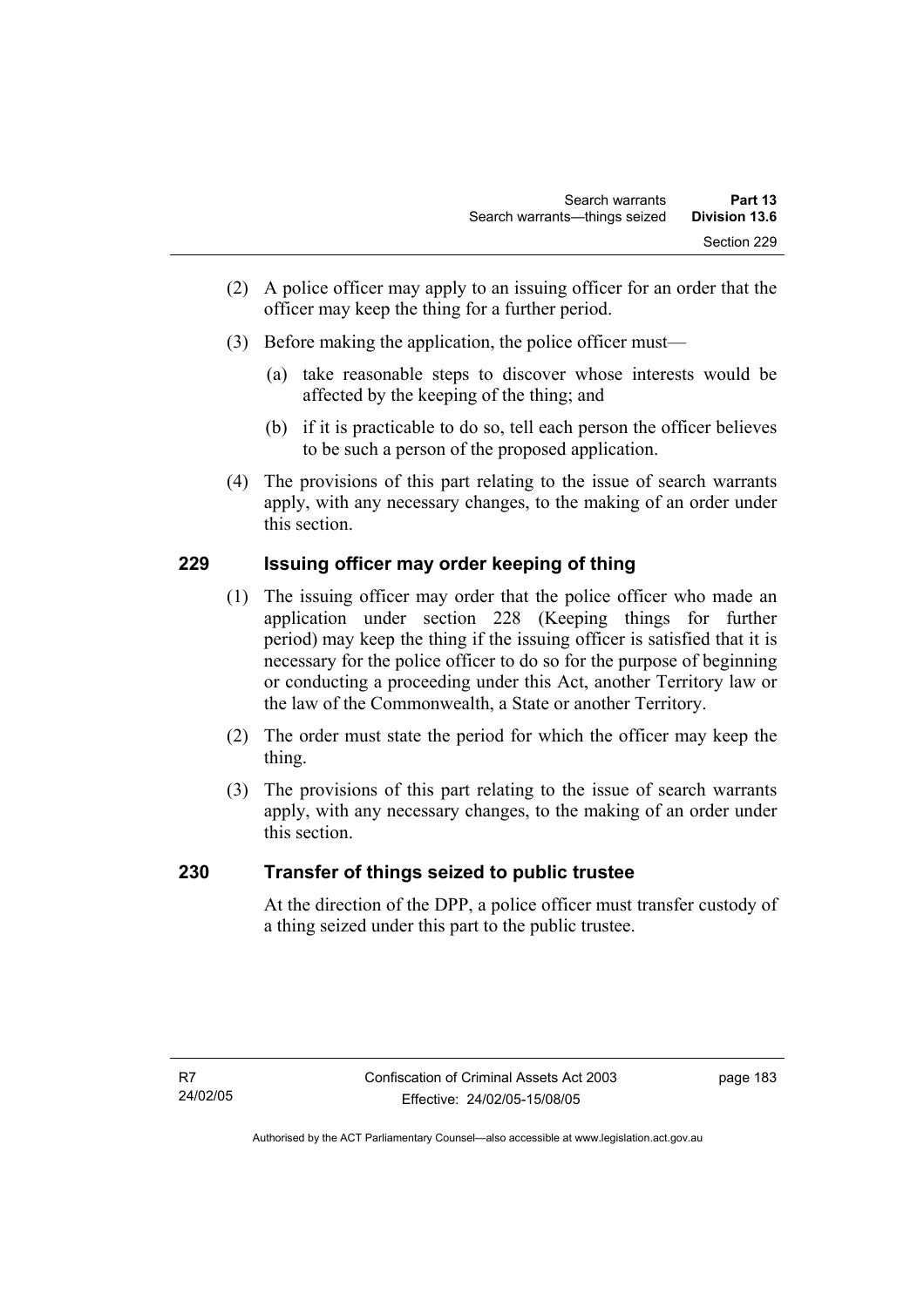(2) A police officer may apply to an issuing officer for an order that the officer may keep the thing for a further period.

(3) Before making the application, the police officer must—

(a) take reasonable steps to discover whose interests would be affected by the keeping of the thing; and

(b) if it is practicable to do so, tell each person the officer believes to be such a person of the proposed application.

(4) The provisions of this part relating to the issue of search warrants apply, with any necessary changes, to the making of an order under this section.

## 229 Issuing officer may order keeping of thing

(1) The issuing officer may order that the police officer who made an application under section 228 (Keeping things for further period) may keep the thing if the issuing officer is satisfied that it is necessary for the police officer to do so for the purpose of beginning or conducting a proceeding under this Act, another Territory law or the law of the Commonwealth, a State or another Territory.

(2) The order must state the period for which the officer may keep the thing.

(3) The provisions of this part relating to the issue of search warrants apply, with any necessary changes, to the making of an order under this section.

## 230 Transfer of things seized to public trustee

At the direction of the DPP, a police officer must transfer custody of a thing seized under this part to the public trustee.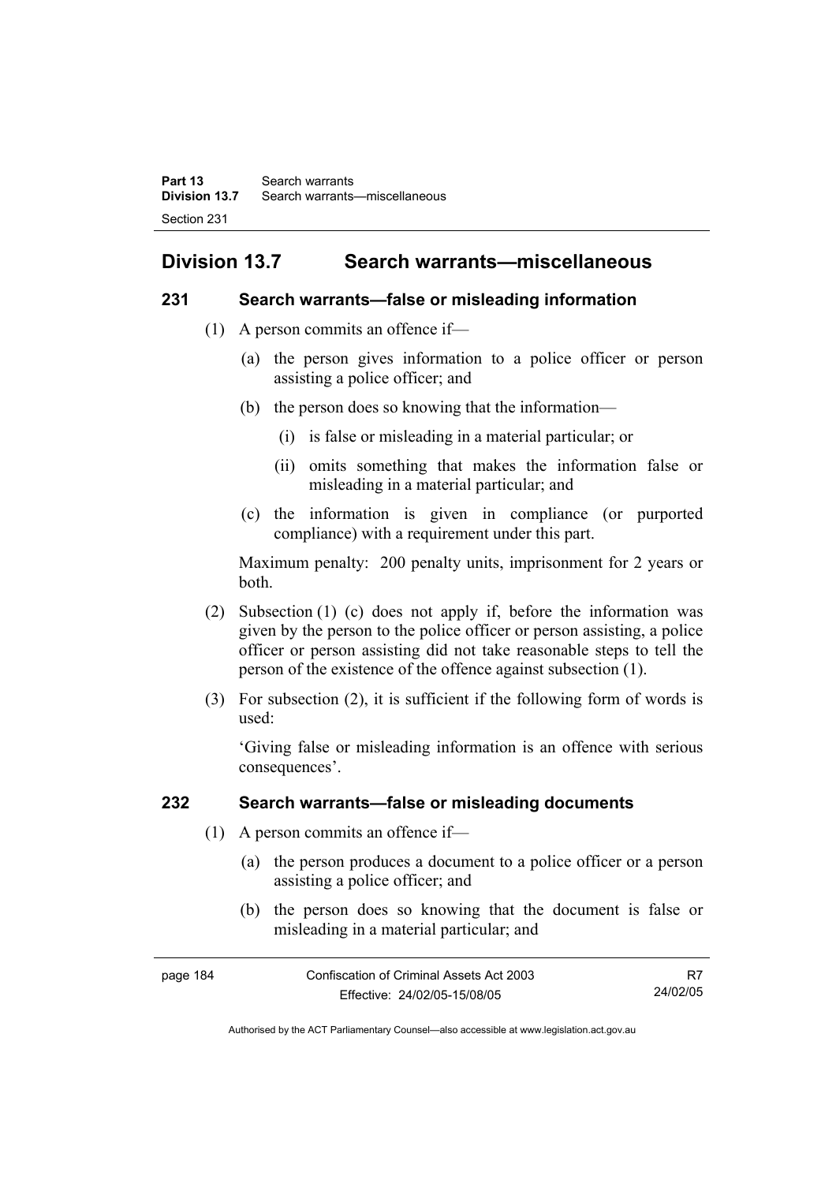## Division 13.7 Search warrants—miscellaneous

### 231 Search warrants—false or misleading information

(1) A person commits an offence if—

(a) the person gives information to a police officer or person assisting a police officer; and

(b) the person does so knowing that the information—

(i) is false or misleading in a material particular; or

(ii) omits something that makes the information false or misleading in a material particular; and

(c) the information is given in compliance (or purported compliance) with a requirement under this part.

Maximum penalty: 200 penalty units, imprisonment for 2 years or both.

(2) Subsection (1) (c) does not apply if, before the information was given by the person to the police officer or person assisting, a police officer or person assisting did not take reasonable steps to tell the person of the existence of the offence against subsection (1).

(3) For subsection (2), it is sufficient if the following form of words is used:

'Giving false or misleading information is an offence with serious consequences'.

### 232 Search warrants—false or misleading documents

(1) A person commits an offence if—

(a) the person produces a document to a police officer or a person assisting a police officer; and

(b) the person does so knowing that the document is false or misleading in a material particular; and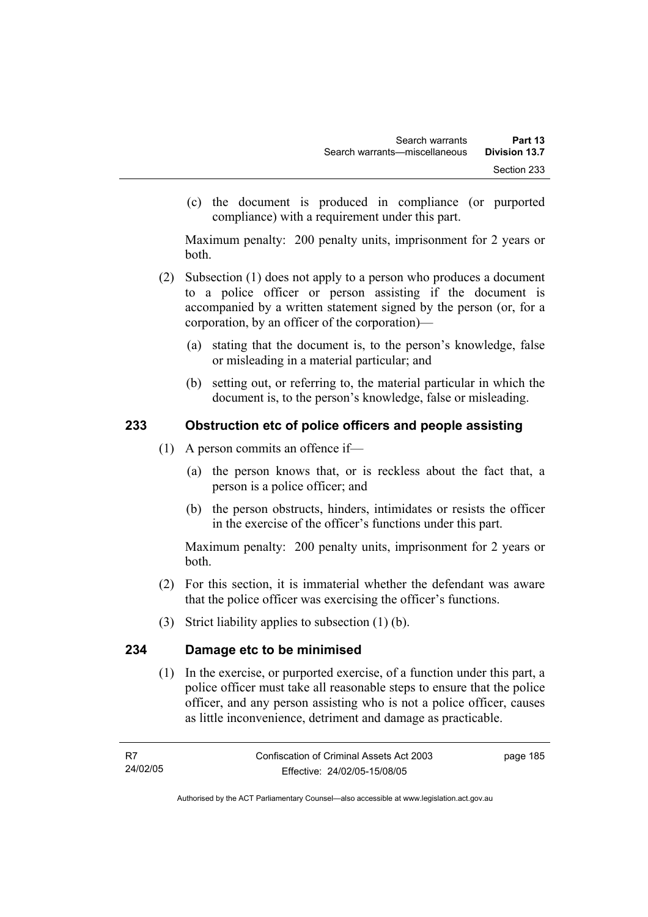(c) the document is produced in compliance (or purported compliance) with a requirement under this part.

Maximum penalty: 200 penalty units, imprisonment for 2 years or both.

(2) Subsection (1) does not apply to a person who produces a document to a police officer or person assisting if the document is accompanied by a written statement signed by the person (or, for a corporation, by an officer of the corporation)—

(a) stating that the document is, to the person's knowledge, false or misleading in a material particular; and

(b) setting out, or referring to, the material particular in which the document is, to the person's knowledge, false or misleading.

## 233 Obstruction etc of police officers and people assisting

(1) A person commits an offence if—

(a) the person knows that, or is reckless about the fact that, a person is a police officer; and

(b) the person obstructs, hinders, intimidates or resists the officer in the exercise of the officer's functions under this part.

Maximum penalty: 200 penalty units, imprisonment for 2 years or both.

(2) For this section, it is immaterial whether the defendant was aware that the police officer was exercising the officer's functions.

(3) Strict liability applies to subsection (1) (b).

## 234 Damage etc to be minimised

(1) In the exercise, or purported exercise, of a function under this part, a police officer must take all reasonable steps to ensure that the police officer, and any person assisting who is not a police officer, causes as little inconvenience, detriment and damage as practicable.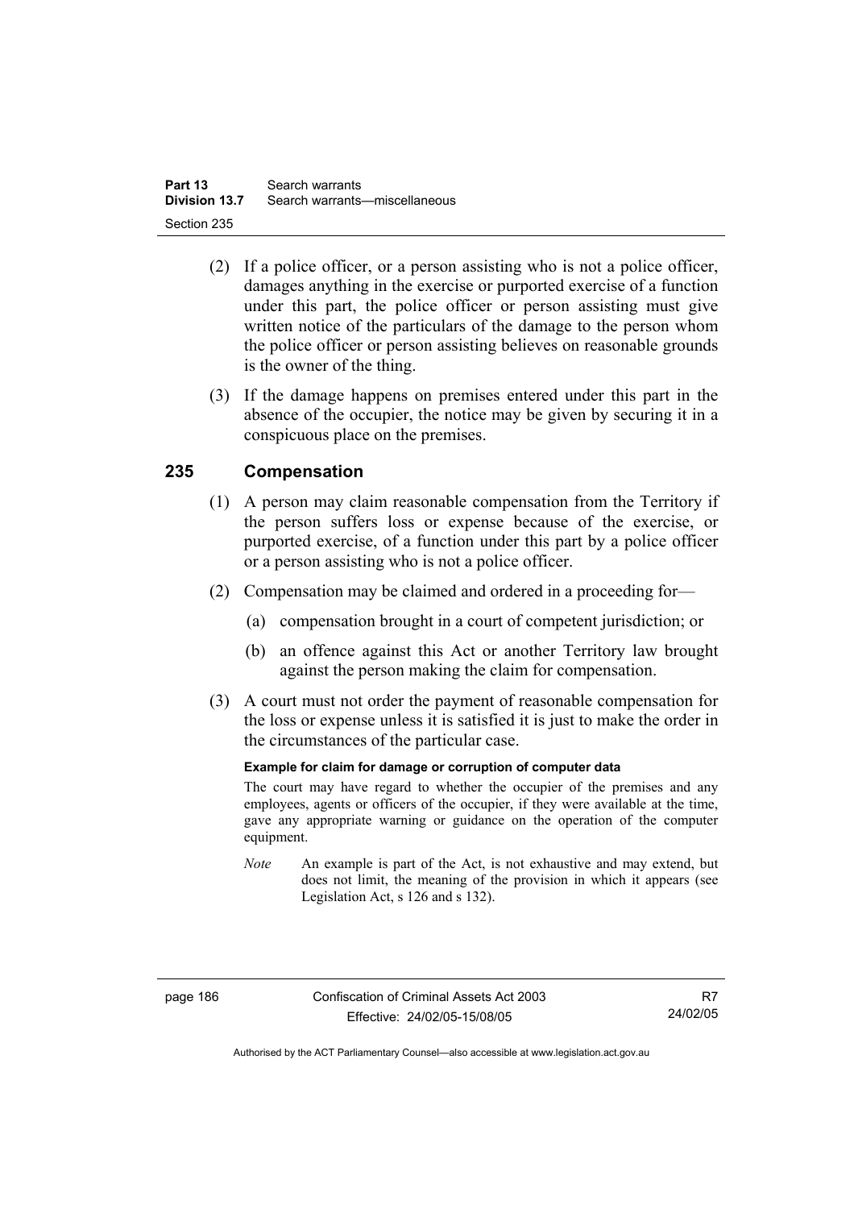(2) If a police officer, or a person assisting who is not a police officer, damages anything in the exercise or purported exercise of a function under this part, the police officer or person assisting must give written notice of the particulars of the damage to the person whom the police officer or person assisting believes on reasonable grounds is the owner of the thing.

(3) If the damage happens on premises entered under this part in the absence of the occupier, the notice may be given by securing it in a conspicuous place on the premises.

## 235 Compensation

(1) A person may claim reasonable compensation from the Territory if the person suffers loss or expense because of the exercise, or purported exercise, of a function under this part by a police officer or a person assisting who is not a police officer.

(2) Compensation may be claimed and ordered in a proceeding for—

(a) compensation brought in a court of competent jurisdiction; or

(b) an offence against this Act or another Territory law brought against the person making the claim for compensation.

(3) A court must not order the payment of reasonable compensation for the loss or expense unless it is satisfied it is just to make the order in the circumstances of the particular case.

**Example for claim for damage or corruption of computer data**

The court may have regard to whether the occupier of the premises and any employees, agents or officers of the occupier, if they were available at the time, gave any appropriate warning or guidance on the operation of the computer equipment.

*Note* An example is part of the Act, is not exhaustive and may extend, but does not limit, the meaning of the provision in which it appears (see Legislation Act, s 126 and s 132).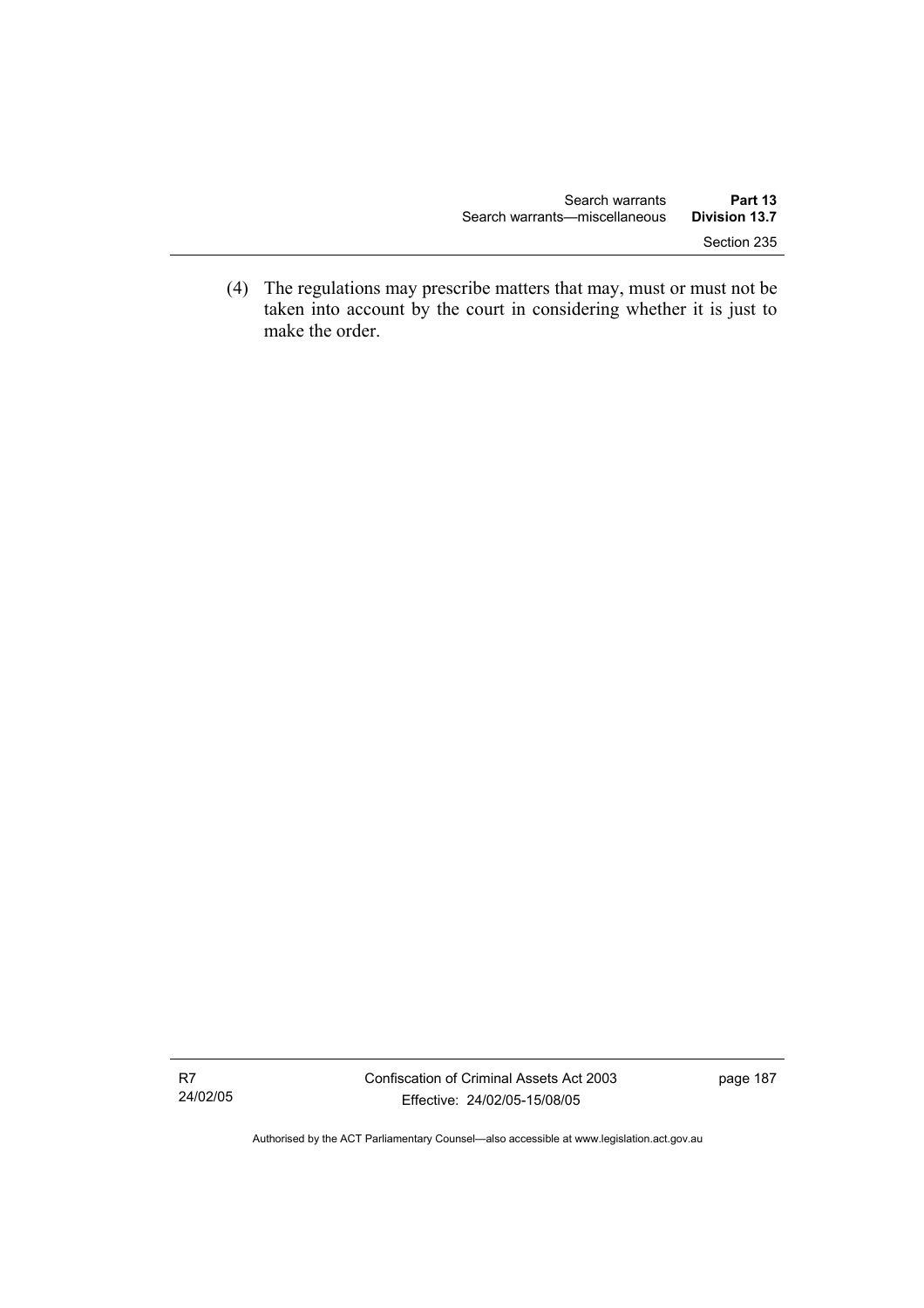(4) The regulations may prescribe matters that may, must or must not be taken into account by the court in considering whether it is just to make the order.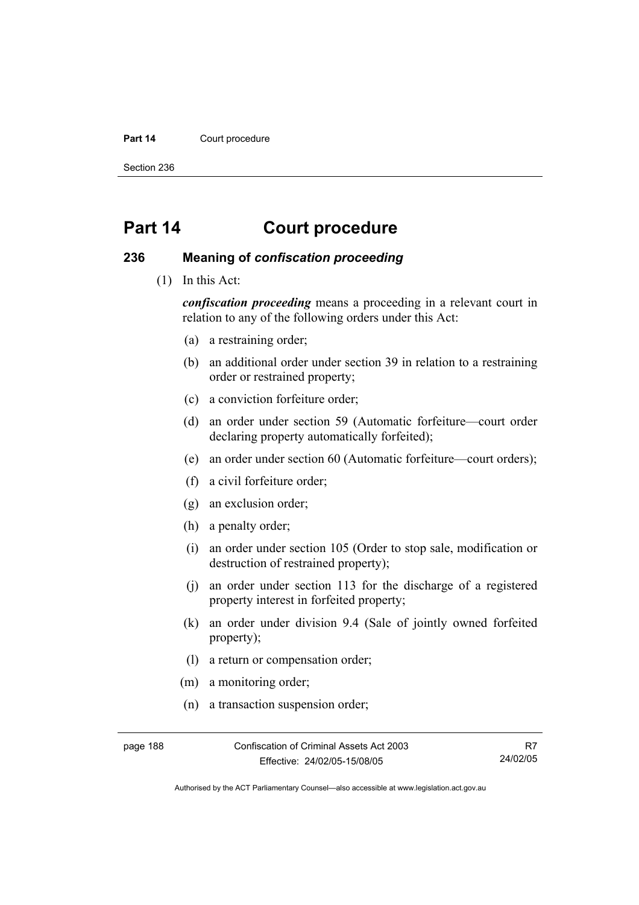# Part 14 Court procedure

## 236 Meaning of *confiscation proceeding*

(1) In this Act:

***confiscation proceeding*** means a proceeding in a relevant court in relation to any of the following orders under this Act:

(a) a restraining order;

(b) an additional order under section 39 in relation to a restraining order or restrained property;

(c) a conviction forfeiture order;

(d) an order under section 59 (Automatic forfeiture—court order declaring property automatically forfeited);

(e) an order under section 60 (Automatic forfeiture—court orders);

(f) a civil forfeiture order;

(g) an exclusion order;

(h) a penalty order;

(i) an order under section 105 (Order to stop sale, modification or destruction of restrained property);

(j) an order under section 113 for the discharge of a registered property interest in forfeited property;

(k) an order under division 9.4 (Sale of jointly owned forfeited property);

(l) a return or compensation order;

(m) a monitoring order;

(n) a transaction suspension order;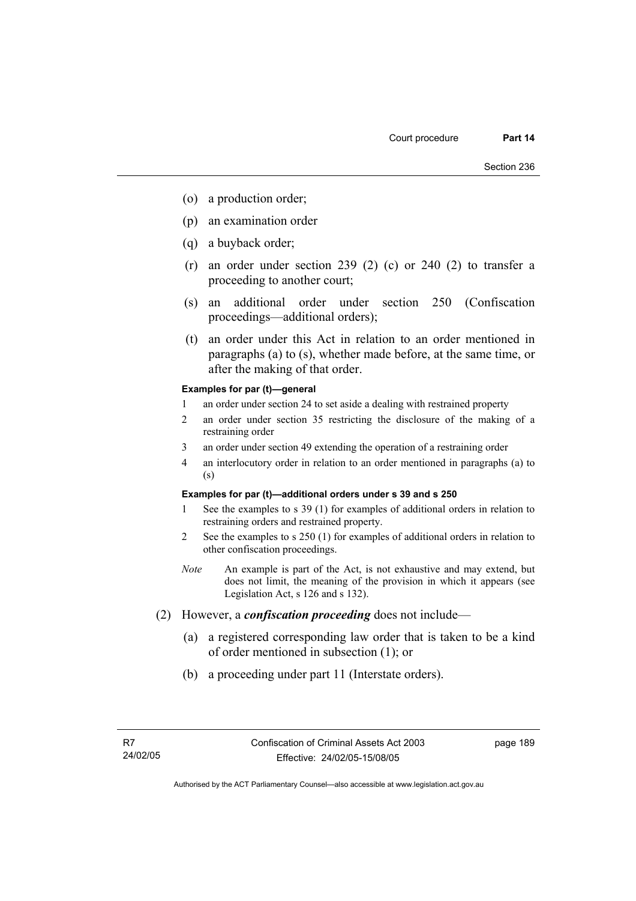(o) a production order;

(p) an examination order

(q) a buyback order;

(r) an order under section 239 (2) (c) or 240 (2) to transfer a proceeding to another court;

(s) an additional order under section 250 (Confiscation proceedings—additional orders);

(t) an order under this Act in relation to an order mentioned in paragraphs (a) to (s), whether made before, at the same time, or after the making of that order.

**Examples for par (t)—general**

1 an order under section 24 to set aside a dealing with restrained property

2 an order under section 35 restricting the disclosure of the making of a restraining order

3 an order under section 49 extending the operation of a restraining order

4 an interlocutory order in relation to an order mentioned in paragraphs (a) to (s)

**Examples for par (t)—additional orders under s 39 and s 250**

1 See the examples to s 39 (1) for examples of additional orders in relation to restraining orders and restrained property.

2 See the examples to s 250 (1) for examples of additional orders in relation to other confiscation proceedings.

*Note* An example is part of the Act, is not exhaustive and may extend, but does not limit, the meaning of the provision in which it appears (see Legislation Act, s 126 and s 132).

(2) However, a ***confiscation proceeding*** does not include—

(a) a registered corresponding law order that is taken to be a kind of order mentioned in subsection (1); or

(b) a proceeding under part 11 (Interstate orders).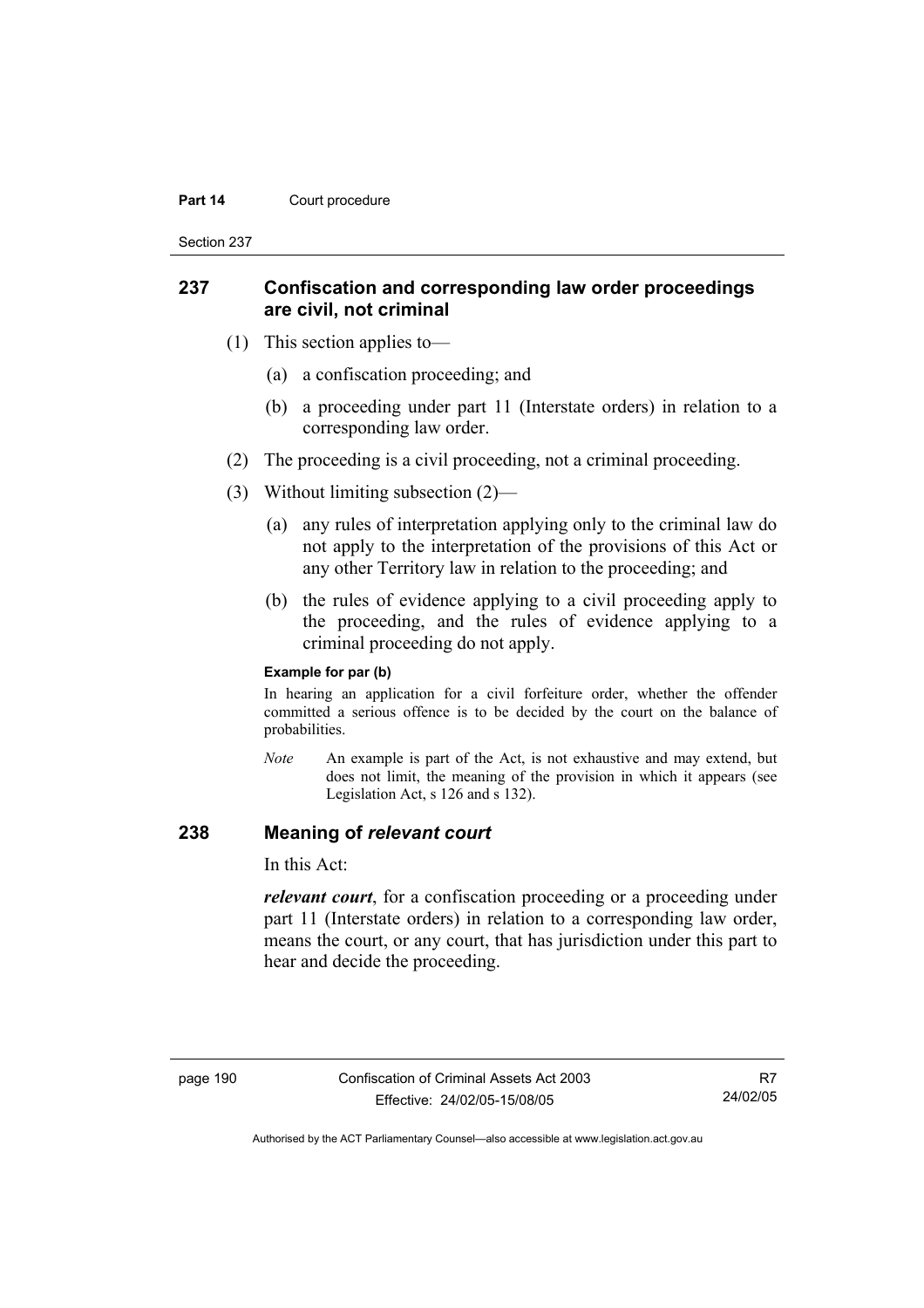## 237 Confiscation and corresponding law order proceedings are civil, not criminal

(1) This section applies to—

(a) a confiscation proceeding; and

(b) a proceeding under part 11 (Interstate orders) in relation to a corresponding law order.

(2) The proceeding is a civil proceeding, not a criminal proceeding.

(3) Without limiting subsection (2)—

(a) any rules of interpretation applying only to the criminal law do not apply to the interpretation of the provisions of this Act or any other Territory law in relation to the proceeding; and

(b) the rules of evidence applying to a civil proceeding apply to the proceeding, and the rules of evidence applying to a criminal proceeding do not apply.

**Example for par (b)**

In hearing an application for a civil forfeiture order, whether the offender committed a serious offence is to be decided by the court on the balance of probabilities.

*Note* An example is part of the Act, is not exhaustive and may extend, but does not limit, the meaning of the provision in which it appears (see Legislation Act, s 126 and s 132).

## 238 Meaning of *relevant court*

In this Act:

***relevant court***, for a confiscation proceeding or a proceeding under part 11 (Interstate orders) in relation to a corresponding law order, means the court, or any court, that has jurisdiction under this part to hear and decide the proceeding.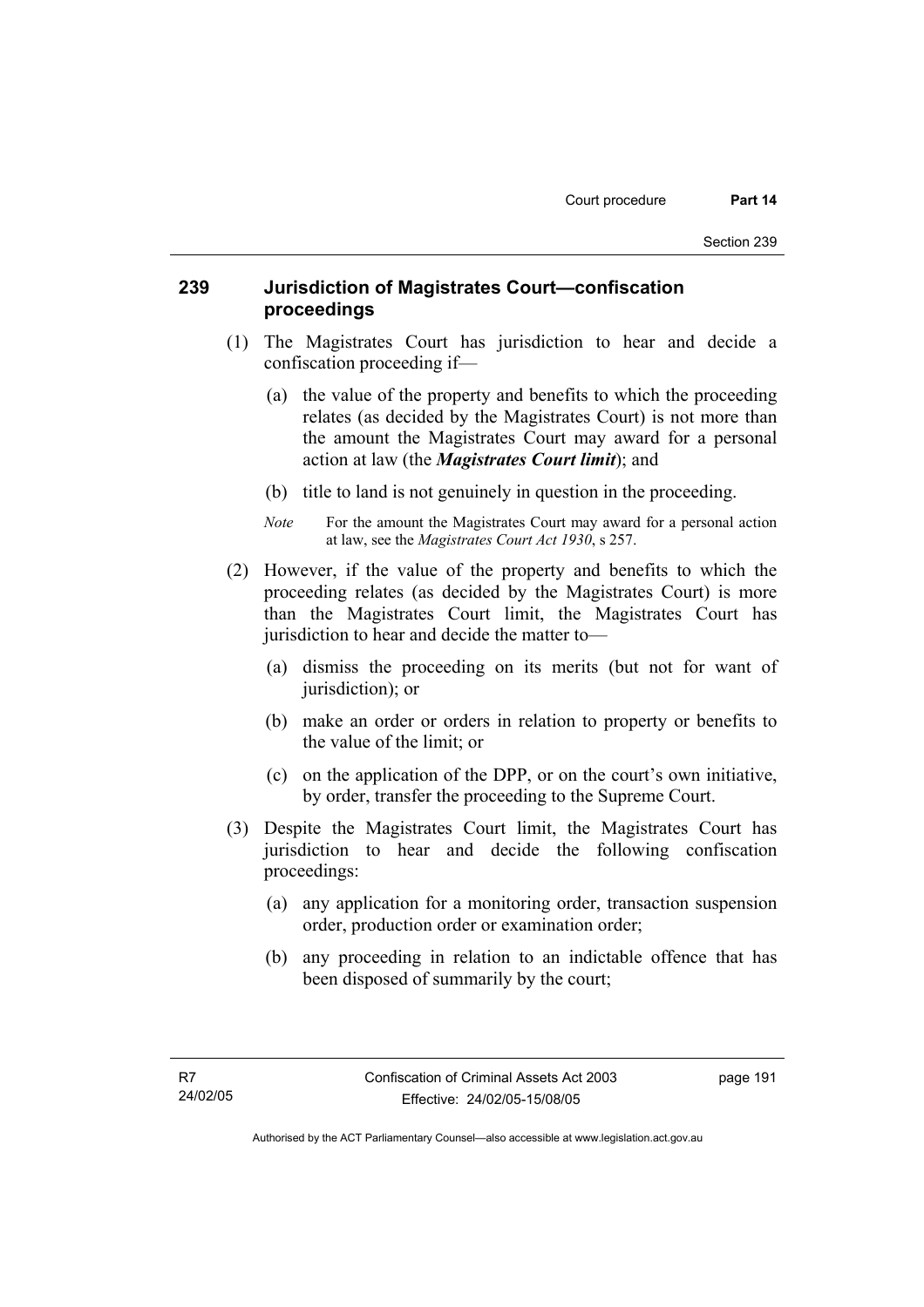## 239 Jurisdiction of Magistrates Court—confiscation proceedings

(1) The Magistrates Court has jurisdiction to hear and decide a confiscation proceeding if—

(a) the value of the property and benefits to which the proceeding relates (as decided by the Magistrates Court) is not more than the amount the Magistrates Court may award for a personal action at law (the ***Magistrates Court limit***); and

(b) title to land is not genuinely in question in the proceeding.

*Note* For the amount the Magistrates Court may award for a personal action at law, see the *Magistrates Court Act 1930*, s 257.

(2) However, if the value of the property and benefits to which the proceeding relates (as decided by the Magistrates Court) is more than the Magistrates Court limit, the Magistrates Court has jurisdiction to hear and decide the matter to—

(a) dismiss the proceeding on its merits (but not for want of jurisdiction); or

(b) make an order or orders in relation to property or benefits to the value of the limit; or

(c) on the application of the DPP, or on the court's own initiative, by order, transfer the proceeding to the Supreme Court.

(3) Despite the Magistrates Court limit, the Magistrates Court has jurisdiction to hear and decide the following confiscation proceedings:

(a) any application for a monitoring order, transaction suspension order, production order or examination order;

(b) any proceeding in relation to an indictable offence that has been disposed of summarily by the court;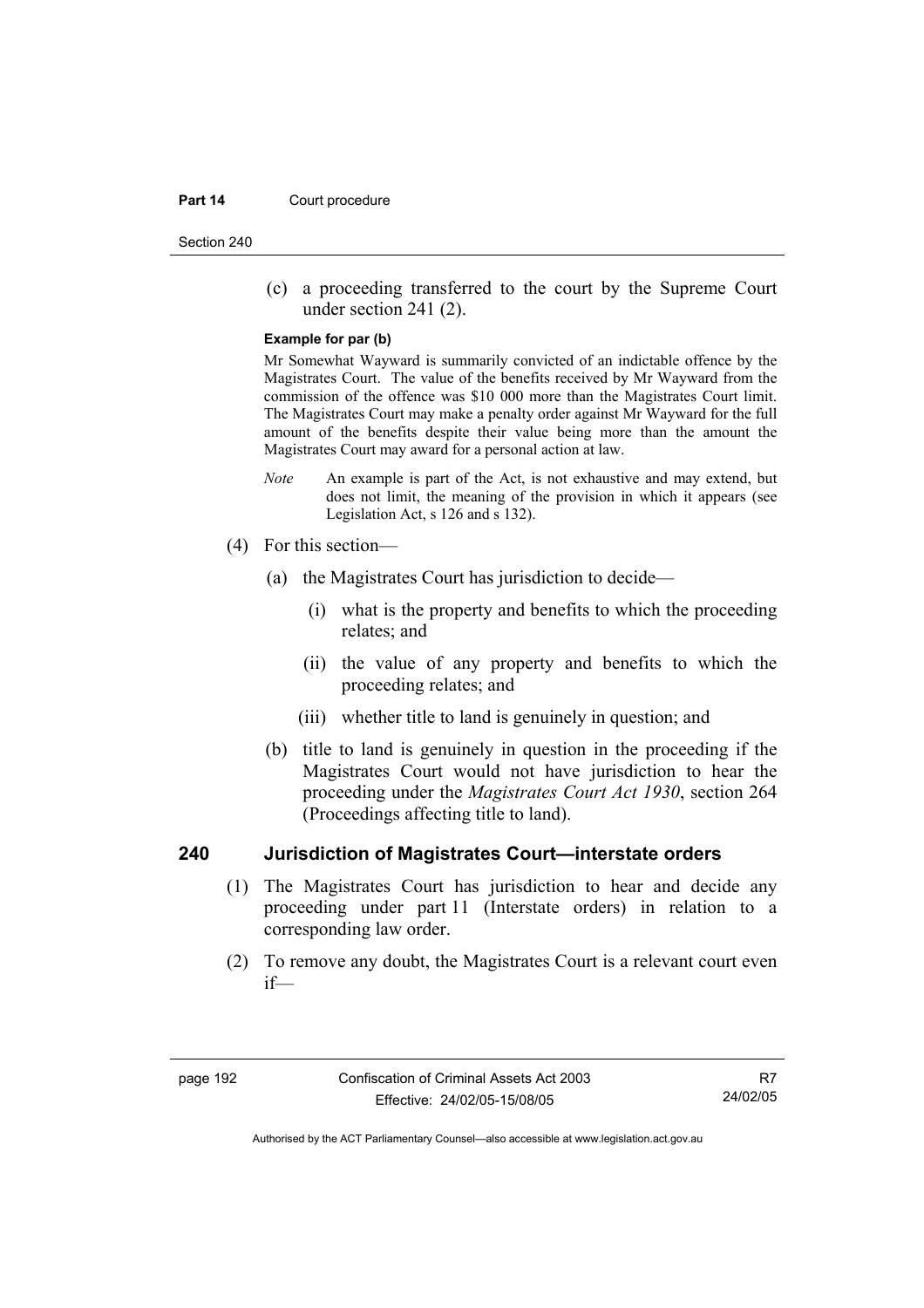(c) a proceeding transferred to the court by the Supreme Court under section 241 (2).

**Example for par (b)**

Mr Somewhat Wayward is summarily convicted of an indictable offence by the Magistrates Court. The value of the benefits received by Mr Wayward from the commission of the offence was $10 000 more than the Magistrates Court limit. The Magistrates Court may make a penalty order against Mr Wayward for the full amount of the benefits despite their value being more than the amount the Magistrates Court may award for a personal action at law.

*Note* An example is part of the Act, is not exhaustive and may extend, but does not limit, the meaning of the provision in which it appears (see Legislation Act, s 126 and s 132).

(4) For this section—

(a) the Magistrates Court has jurisdiction to decide—

(i) what is the property and benefits to which the proceeding relates; and

(ii) the value of any property and benefits to which the proceeding relates; and

(iii) whether title to land is genuinely in question; and

(b) title to land is genuinely in question in the proceeding if the Magistrates Court would not have jurisdiction to hear the proceeding under the *Magistrates Court Act 1930*, section 264 (Proceedings affecting title to land).

## 240 Jurisdiction of Magistrates Court—interstate orders

(1) The Magistrates Court has jurisdiction to hear and decide any proceeding under part 11 (Interstate orders) in relation to a corresponding law order.

(2) To remove any doubt, the Magistrates Court is a relevant court even if—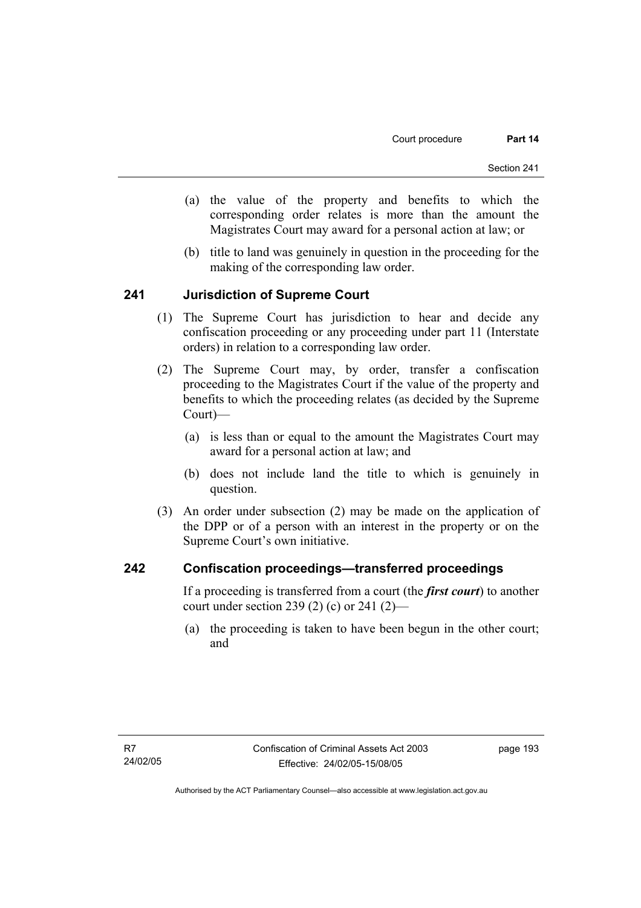(a) the value of the property and benefits to which the corresponding order relates is more than the amount the Magistrates Court may award for a personal action at law; or

(b) title to land was genuinely in question in the proceeding for the making of the corresponding law order.

## 241 Jurisdiction of Supreme Court

(1) The Supreme Court has jurisdiction to hear and decide any confiscation proceeding or any proceeding under part 11 (Interstate orders) in relation to a corresponding law order.

(2) The Supreme Court may, by order, transfer a confiscation proceeding to the Magistrates Court if the value of the property and benefits to which the proceeding relates (as decided by the Supreme Court)—

(a) is less than or equal to the amount the Magistrates Court may award for a personal action at law; and

(b) does not include land the title to which is genuinely in question.

(3) An order under subsection (2) may be made on the application of the DPP or of a person with an interest in the property or on the Supreme Court's own initiative.

## 242 Confiscation proceedings—transferred proceedings

If a proceeding is transferred from a court (the ***first court***) to another court under section 239 (2) (c) or 241 (2)—

(a) the proceeding is taken to have been begun in the other court; and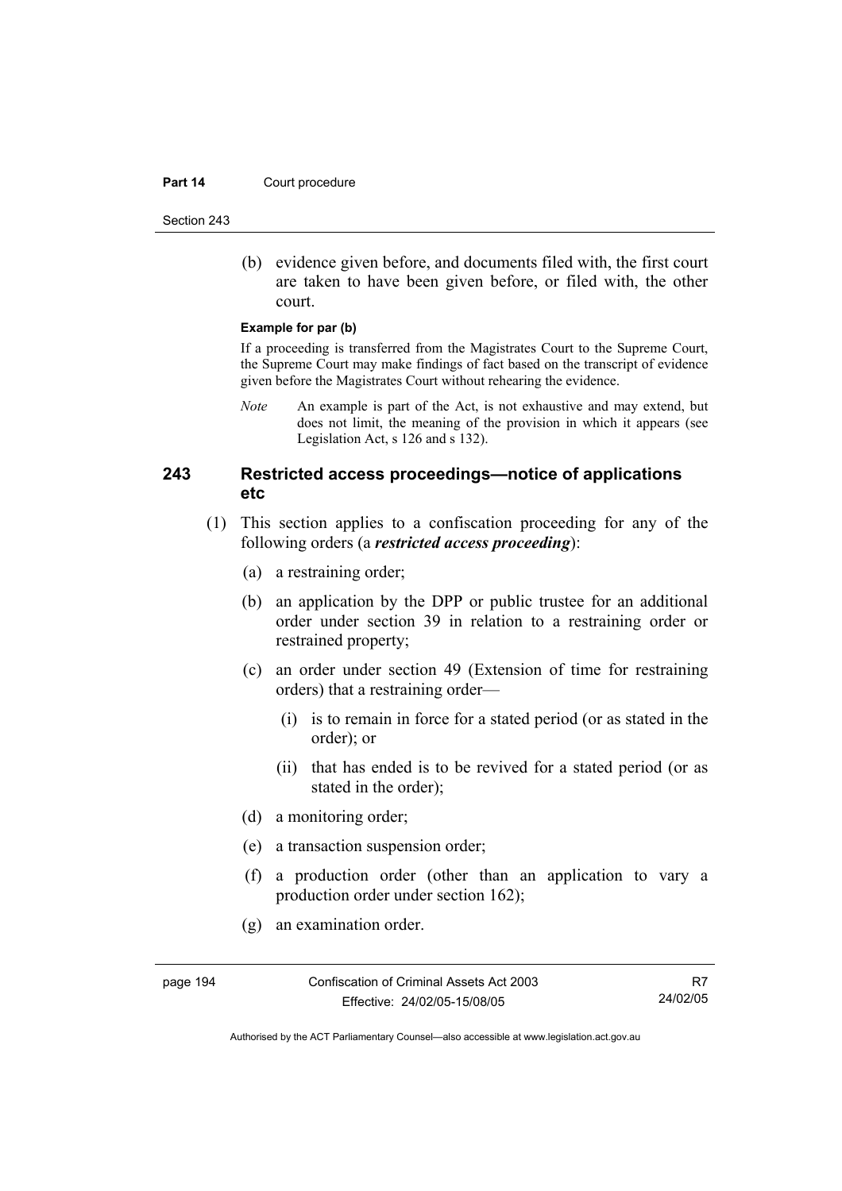(b) evidence given before, and documents filed with, the first court are taken to have been given before, or filed with, the other court.

**Example for par (b)**

If a proceeding is transferred from the Magistrates Court to the Supreme Court, the Supreme Court may make findings of fact based on the transcript of evidence given before the Magistrates Court without rehearing the evidence.

*Note* An example is part of the Act, is not exhaustive and may extend, but does not limit, the meaning of the provision in which it appears (see Legislation Act, s 126 and s 132).

### 243 Restricted access proceedings—notice of applications etc

(1) This section applies to a confiscation proceeding for any of the following orders (a ***restricted access proceeding***):

(a) a restraining order;

(b) an application by the DPP or public trustee for an additional order under section 39 in relation to a restraining order or restrained property;

(c) an order under section 49 (Extension of time for restraining orders) that a restraining order—

(i) is to remain in force for a stated period (or as stated in the order); or

(ii) that has ended is to be revived for a stated period (or as stated in the order);

(d) a monitoring order;

(e) a transaction suspension order;

(f) a production order (other than an application to vary a production order under section 162);

(g) an examination order.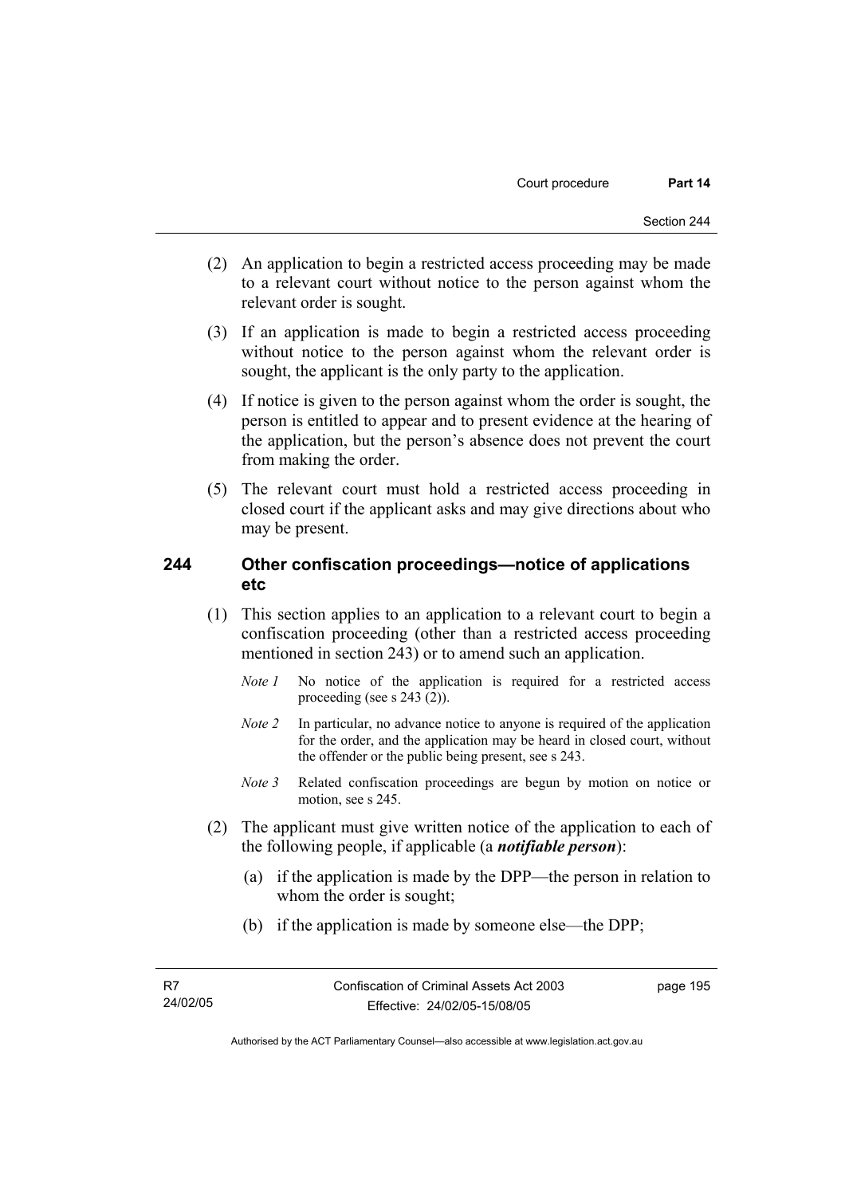(2) An application to begin a restricted access proceeding may be made to a relevant court without notice to the person against whom the relevant order is sought.

(3) If an application is made to begin a restricted access proceeding without notice to the person against whom the relevant order is sought, the applicant is the only party to the application.

(4) If notice is given to the person against whom the order is sought, the person is entitled to appear and to present evidence at the hearing of the application, but the person's absence does not prevent the court from making the order.

(5) The relevant court must hold a restricted access proceeding in closed court if the applicant asks and may give directions about who may be present.

### 244 Other confiscation proceedings—notice of applications etc

(1) This section applies to an application to a relevant court to begin a confiscation proceeding (other than a restricted access proceeding mentioned in section 243) or to amend such an application.

*Note 1* No notice of the application is required for a restricted access proceeding (see s 243 (2)).

*Note 2* In particular, no advance notice to anyone is required of the application for the order, and the application may be heard in closed court, without the offender or the public being present, see s 243.

*Note 3* Related confiscation proceedings are begun by motion on notice or motion, see s 245.

(2) The applicant must give written notice of the application to each of the following people, if applicable (a ***notifiable person***):

(a) if the application is made by the DPP—the person in relation to whom the order is sought;

(b) if the application is made by someone else—the DPP;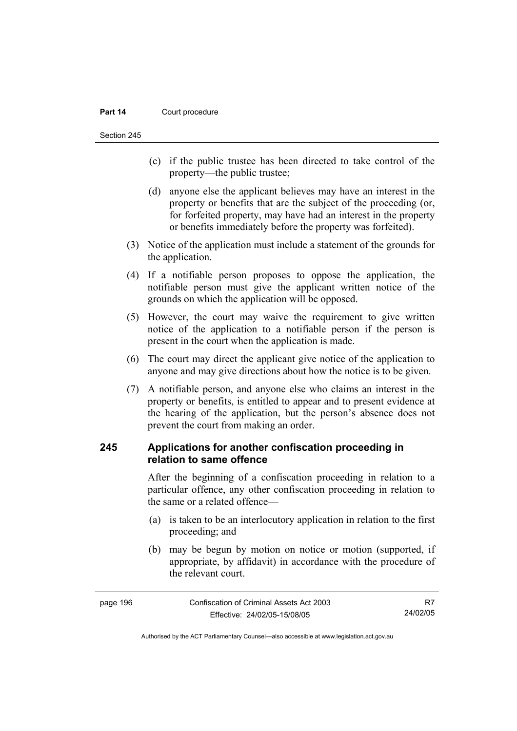(c) if the public trustee has been directed to take control of the property—the public trustee;

(d) anyone else the applicant believes may have an interest in the property or benefits that are the subject of the proceeding (or, for forfeited property, may have had an interest in the property or benefits immediately before the property was forfeited).

(3) Notice of the application must include a statement of the grounds for the application.

(4) If a notifiable person proposes to oppose the application, the notifiable person must give the applicant written notice of the grounds on which the application will be opposed.

(5) However, the court may waive the requirement to give written notice of the application to a notifiable person if the person is present in the court when the application is made.

(6) The court may direct the applicant give notice of the application to anyone and may give directions about how the notice is to be given.

(7) A notifiable person, and anyone else who claims an interest in the property or benefits, is entitled to appear and to present evidence at the hearing of the application, but the person's absence does not prevent the court from making an order.

## 245 Applications for another confiscation proceeding in relation to same offence

After the beginning of a confiscation proceeding in relation to a particular offence, any other confiscation proceeding in relation to the same or a related offence—

(a) is taken to be an interlocutory application in relation to the first proceeding; and

(b) may be begun by motion on notice or motion (supported, if appropriate, by affidavit) in accordance with the procedure of the relevant court.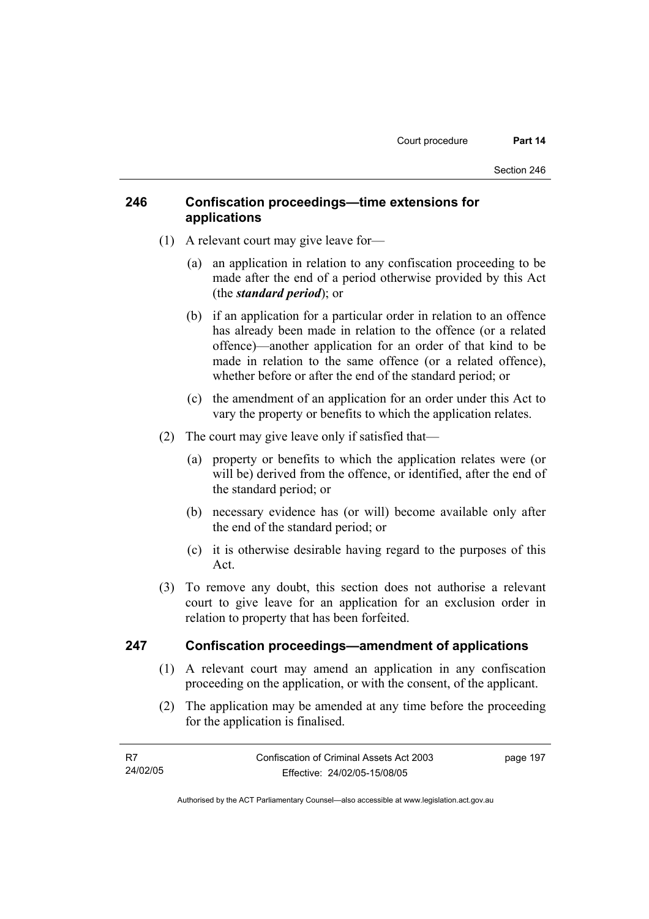## 246 Confiscation proceedings—time extensions for applications

(1) A relevant court may give leave for—

(a) an application in relation to any confiscation proceeding to be made after the end of a period otherwise provided by this Act (the ***standard period***); or

(b) if an application for a particular order in relation to an offence has already been made in relation to the offence (or a related offence)—another application for an order of that kind to be made in relation to the same offence (or a related offence), whether before or after the end of the standard period; or

(c) the amendment of an application for an order under this Act to vary the property or benefits to which the application relates.

(2) The court may give leave only if satisfied that—

(a) property or benefits to which the application relates were (or will be) derived from the offence, or identified, after the end of the standard period; or

(b) necessary evidence has (or will) become available only after the end of the standard period; or

(c) it is otherwise desirable having regard to the purposes of this Act.

(3) To remove any doubt, this section does not authorise a relevant court to give leave for an application for an exclusion order in relation to property that has been forfeited.

## 247 Confiscation proceedings—amendment of applications

(1) A relevant court may amend an application in any confiscation proceeding on the application, or with the consent, of the applicant.

(2) The application may be amended at any time before the proceeding for the application is finalised.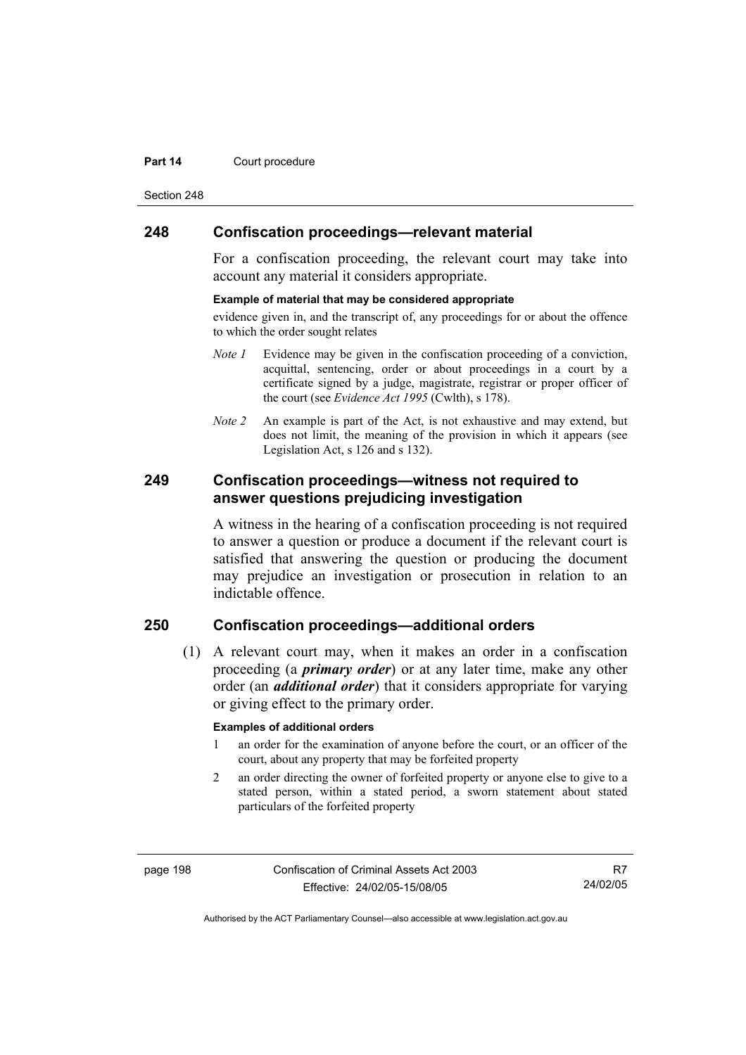## 248 Confiscation proceedings—relevant material

For a confiscation proceeding, the relevant court may take into account any material it considers appropriate.

**Example of material that may be considered appropriate**

evidence given in, and the transcript of, any proceedings for or about the offence to which the order sought relates

*Note 1* Evidence may be given in the confiscation proceeding of a conviction, acquittal, sentencing, order or about proceedings in a court by a certificate signed by a judge, magistrate, registrar or proper officer of the court (see *Evidence Act 1995* (Cwlth), s 178).

*Note 2* An example is part of the Act, is not exhaustive and may extend, but does not limit, the meaning of the provision in which it appears (see Legislation Act, s 126 and s 132).

## 249 Confiscation proceedings—witness not required to answer questions prejudicing investigation

A witness in the hearing of a confiscation proceeding is not required to answer a question or produce a document if the relevant court is satisfied that answering the question or producing the document may prejudice an investigation or prosecution in relation to an indictable offence.

## 250 Confiscation proceedings—additional orders

(1) A relevant court may, when it makes an order in a confiscation proceeding (a ***primary order***) or at any later time, make any other order (an ***additional order***) that it considers appropriate for varying or giving effect to the primary order.

**Examples of additional orders**

1 an order for the examination of anyone before the court, or an officer of the court, about any property that may be forfeited property

2 an order directing the owner of forfeited property or anyone else to give to a stated person, within a stated period, a sworn statement about stated particulars of the forfeited property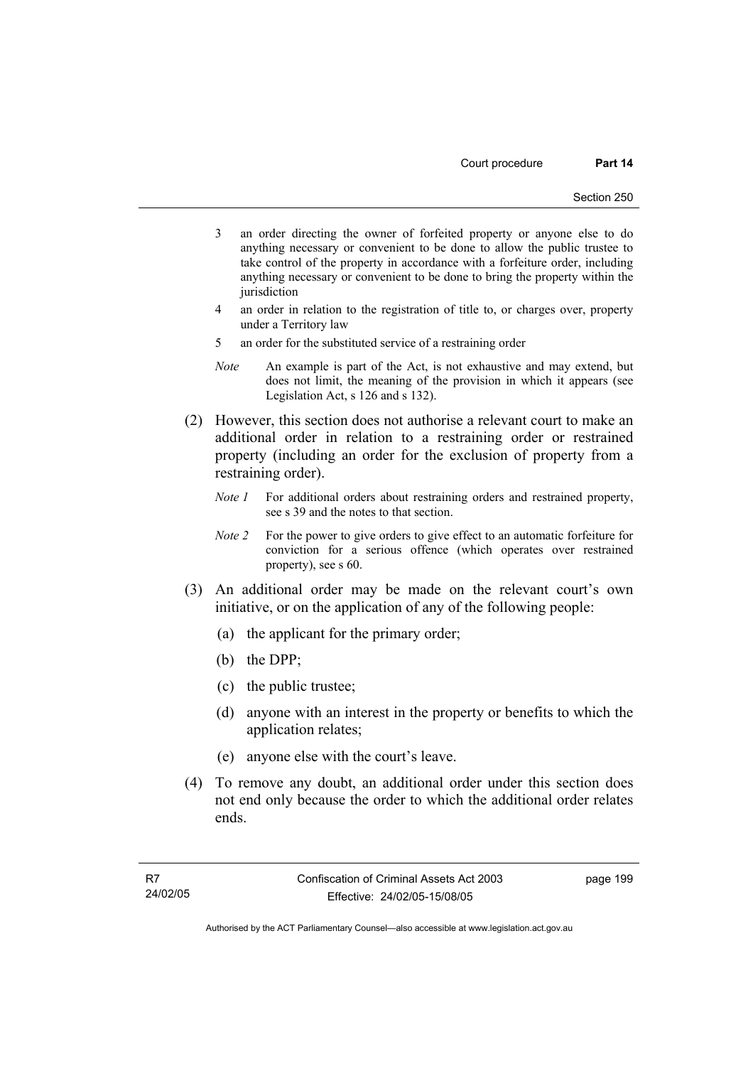3 an order directing the owner of forfeited property or anyone else to do anything necessary or convenient to be done to allow the public trustee to take control of the property in accordance with a forfeiture order, including anything necessary or convenient to be done to bring the property within the jurisdiction

4 an order in relation to the registration of title to, or charges over, property under a Territory law

5 an order for the substituted service of a restraining order

*Note* An example is part of the Act, is not exhaustive and may extend, but does not limit, the meaning of the provision in which it appears (see Legislation Act, s 126 and s 132).

(2) However, this section does not authorise a relevant court to make an additional order in relation to a restraining order or restrained property (including an order for the exclusion of property from a restraining order).

*Note 1* For additional orders about restraining orders and restrained property, see s 39 and the notes to that section.

*Note 2* For the power to give orders to give effect to an automatic forfeiture for conviction for a serious offence (which operates over restrained property), see s 60.

(3) An additional order may be made on the relevant court's own initiative, or on the application of any of the following people:

(a) the applicant for the primary order;

(b) the DPP;

(c) the public trustee;

(d) anyone with an interest in the property or benefits to which the application relates;

(e) anyone else with the court's leave.

(4) To remove any doubt, an additional order under this section does not end only because the order to which the additional order relates ends.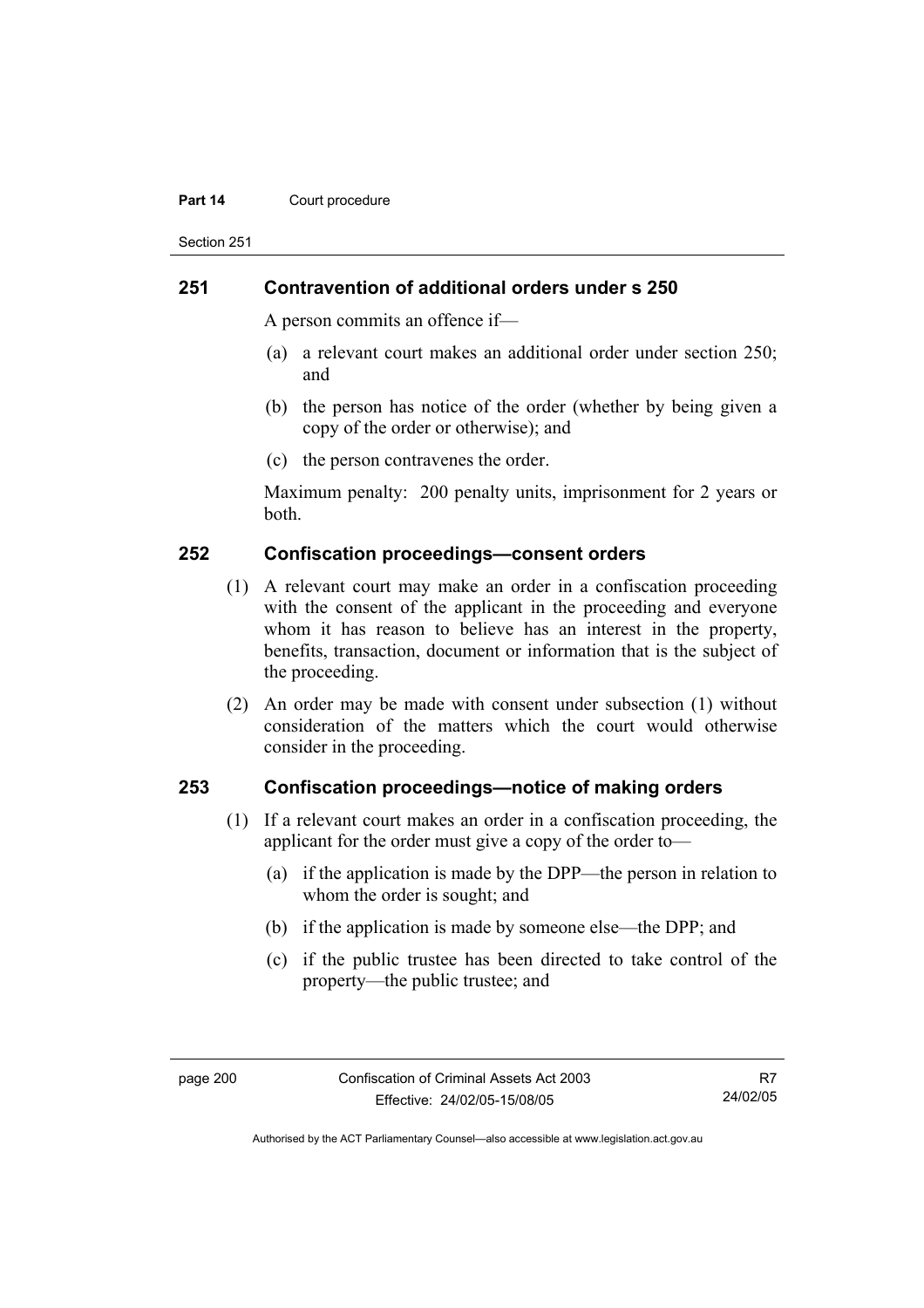## 251 Contravention of additional orders under s 250

A person commits an offence if—

(a) a relevant court makes an additional order under section 250; and

(b) the person has notice of the order (whether by being given a copy of the order or otherwise); and

(c) the person contravenes the order.

Maximum penalty: 200 penalty units, imprisonment for 2 years or both.

## 252 Confiscation proceedings—consent orders

(1) A relevant court may make an order in a confiscation proceeding with the consent of the applicant in the proceeding and everyone whom it has reason to believe has an interest in the property, benefits, transaction, document or information that is the subject of the proceeding.

(2) An order may be made with consent under subsection (1) without consideration of the matters which the court would otherwise consider in the proceeding.

## 253 Confiscation proceedings—notice of making orders

(1) If a relevant court makes an order in a confiscation proceeding, the applicant for the order must give a copy of the order to—

(a) if the application is made by the DPP—the person in relation to whom the order is sought; and

(b) if the application is made by someone else—the DPP; and

(c) if the public trustee has been directed to take control of the property—the public trustee; and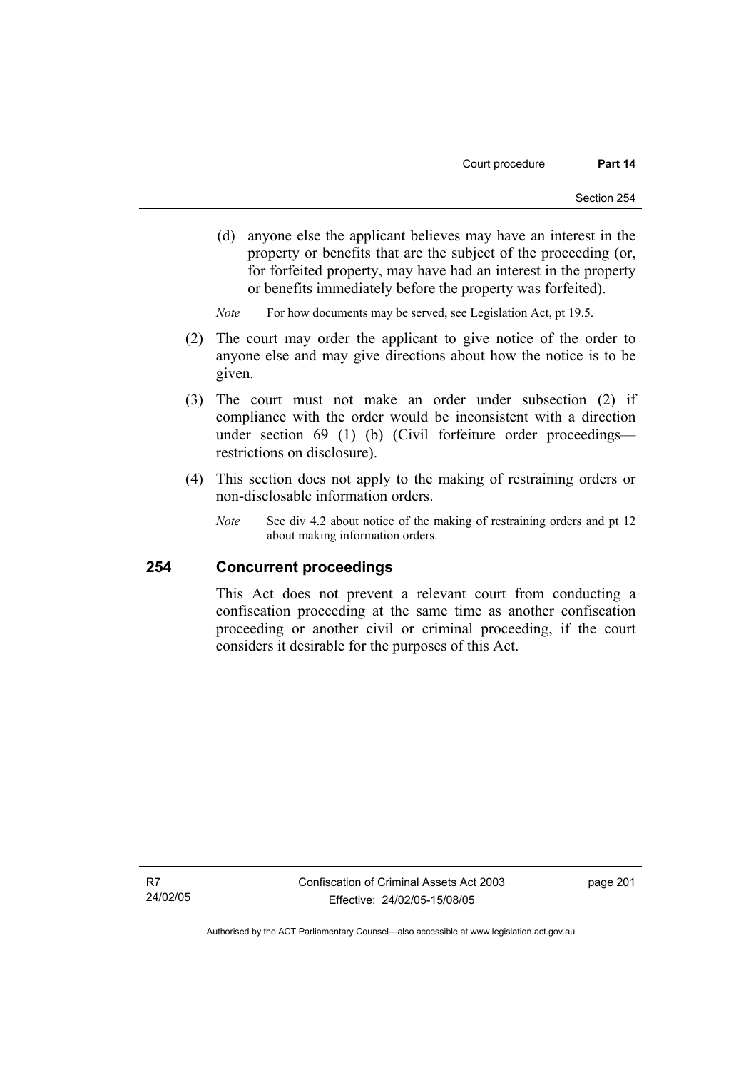(d) anyone else the applicant believes may have an interest in the property or benefits that are the subject of the proceeding (or, for forfeited property, may have had an interest in the property or benefits immediately before the property was forfeited).

*Note* For how documents may be served, see Legislation Act, pt 19.5.

(2) The court may order the applicant to give notice of the order to anyone else and may give directions about how the notice is to be given.

(3) The court must not make an order under subsection (2) if compliance with the order would be inconsistent with a direction under section 69 (1) (b) (Civil forfeiture order proceedings—restrictions on disclosure).

(4) This section does not apply to the making of restraining orders or non-disclosable information orders.

*Note* See div 4.2 about notice of the making of restraining orders and pt 12 about making information orders.

## 254 Concurrent proceedings

This Act does not prevent a relevant court from conducting a confiscation proceeding at the same time as another confiscation proceeding or another civil or criminal proceeding, if the court considers it desirable for the purposes of this Act.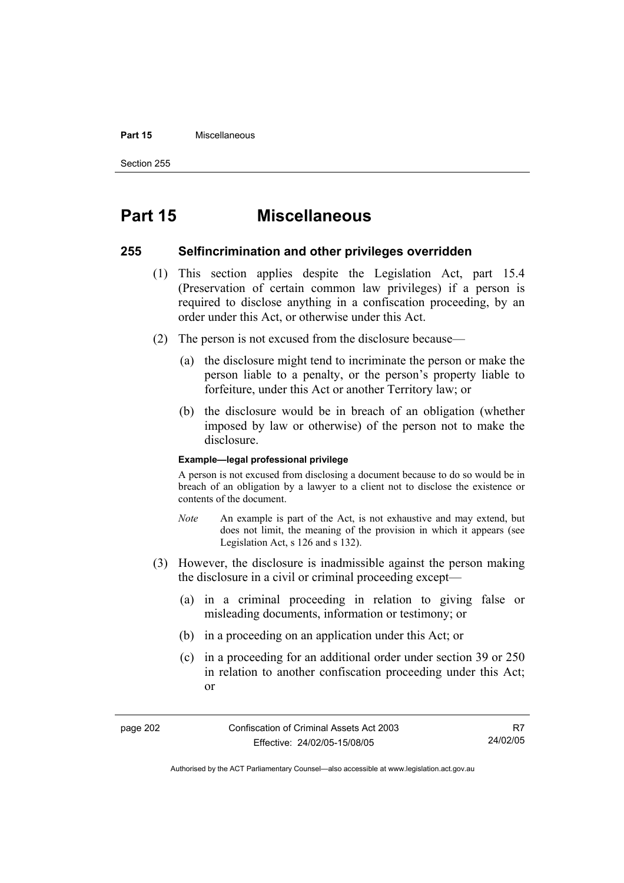# Part 15 Miscellaneous

## 255 Selfincrimination and other privileges overridden

(1) This section applies despite the Legislation Act, part 15.4 (Preservation of certain common law privileges) if a person is required to disclose anything in a confiscation proceeding, by an order under this Act, or otherwise under this Act.

(2) The person is not excused from the disclosure because—

(a) the disclosure might tend to incriminate the person or make the person liable to a penalty, or the person's property liable to forfeiture, under this Act or another Territory law; or

(b) the disclosure would be in breach of an obligation (whether imposed by law or otherwise) of the person not to make the disclosure.

**Example—legal professional privilege**

A person is not excused from disclosing a document because to do so would be in breach of an obligation by a lawyer to a client not to disclose the existence or contents of the document.

*Note* An example is part of the Act, is not exhaustive and may extend, but does not limit, the meaning of the provision in which it appears (see Legislation Act, s 126 and s 132).

(3) However, the disclosure is inadmissible against the person making the disclosure in a civil or criminal proceeding except—

(a) in a criminal proceeding in relation to giving false or misleading documents, information or testimony; or

(b) in a proceeding on an application under this Act; or

(c) in a proceeding for an additional order under section 39 or 250 in relation to another confiscation proceeding under this Act; or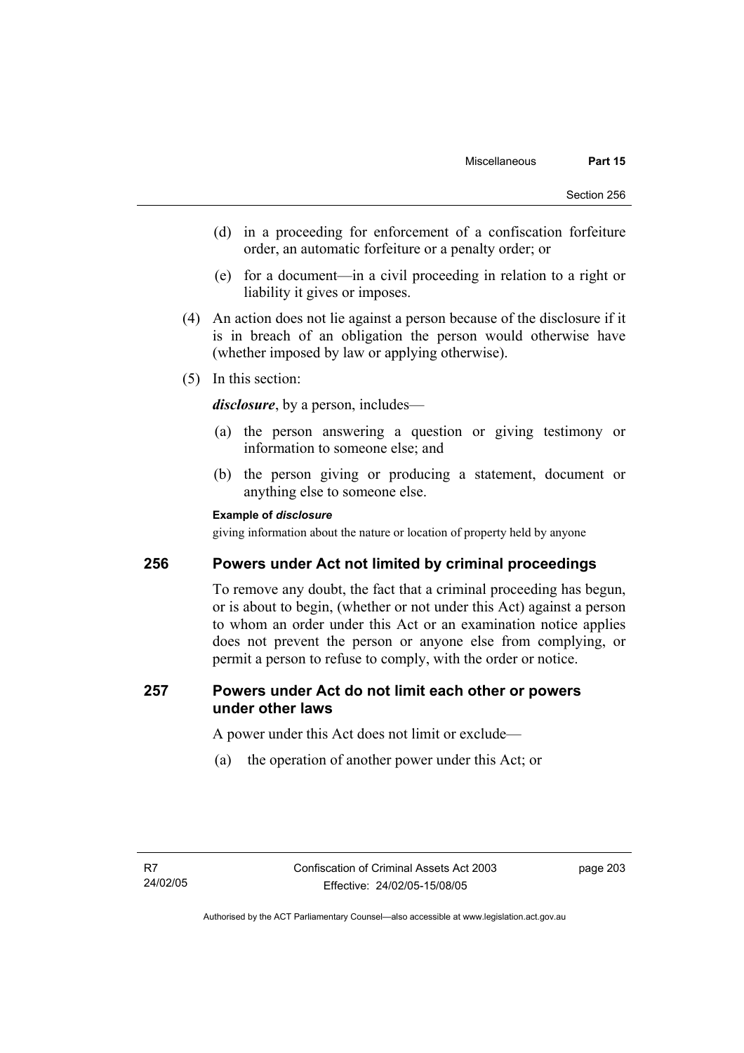(d) in a proceeding for enforcement of a confiscation forfeiture order, an automatic forfeiture or a penalty order; or

(e) for a document—in a civil proceeding in relation to a right or liability it gives or imposes.

(4) An action does not lie against a person because of the disclosure if it is in breach of an obligation the person would otherwise have (whether imposed by law or applying otherwise).

(5) In this section:

***disclosure***, by a person, includes—

(a) the person answering a question or giving testimony or information to someone else; and

(b) the person giving or producing a statement, document or anything else to someone else.

**Example of *disclosure***

giving information about the nature or location of property held by anyone

## 256 Powers under Act not limited by criminal proceedings

To remove any doubt, the fact that a criminal proceeding has begun, or is about to begin, (whether or not under this Act) against a person to whom an order under this Act or an examination notice applies does not prevent the person or anyone else from complying, or permit a person to refuse to comply, with the order or notice.

## 257 Powers under Act do not limit each other or powers under other laws

A power under this Act does not limit or exclude—

(a) the operation of another power under this Act; or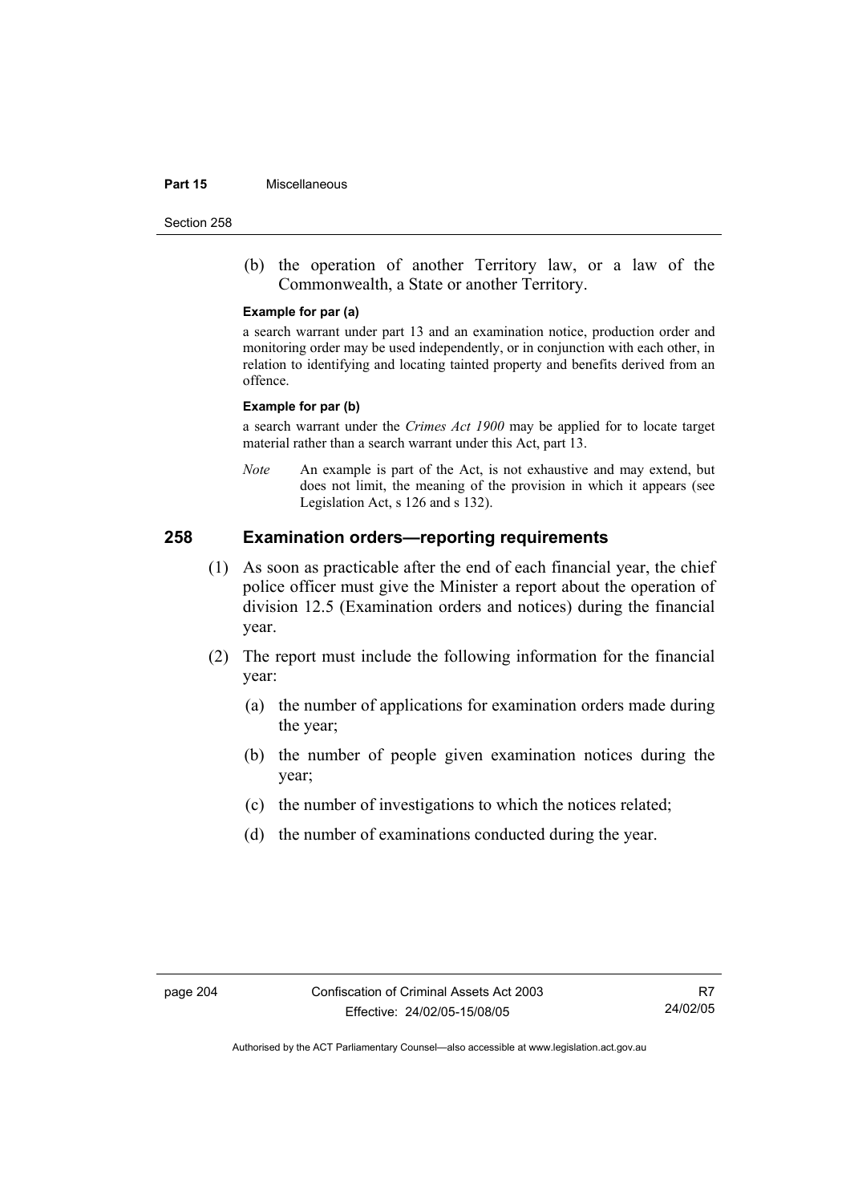(b) the operation of another Territory law, or a law of the Commonwealth, a State or another Territory.

**Example for par (a)**

a search warrant under part 13 and an examination notice, production order and monitoring order may be used independently, or in conjunction with each other, in relation to identifying and locating tainted property and benefits derived from an offence.

**Example for par (b)**

a search warrant under the *Crimes Act 1900* may be applied for to locate target material rather than a search warrant under this Act, part 13.

*Note* An example is part of the Act, is not exhaustive and may extend, but does not limit, the meaning of the provision in which it appears (see Legislation Act, s 126 and s 132).

## 258 Examination orders—reporting requirements

(1) As soon as practicable after the end of each financial year, the chief police officer must give the Minister a report about the operation of division 12.5 (Examination orders and notices) during the financial year.

(2) The report must include the following information for the financial year:

(a) the number of applications for examination orders made during the year;

(b) the number of people given examination notices during the year;

(c) the number of investigations to which the notices related;

(d) the number of examinations conducted during the year.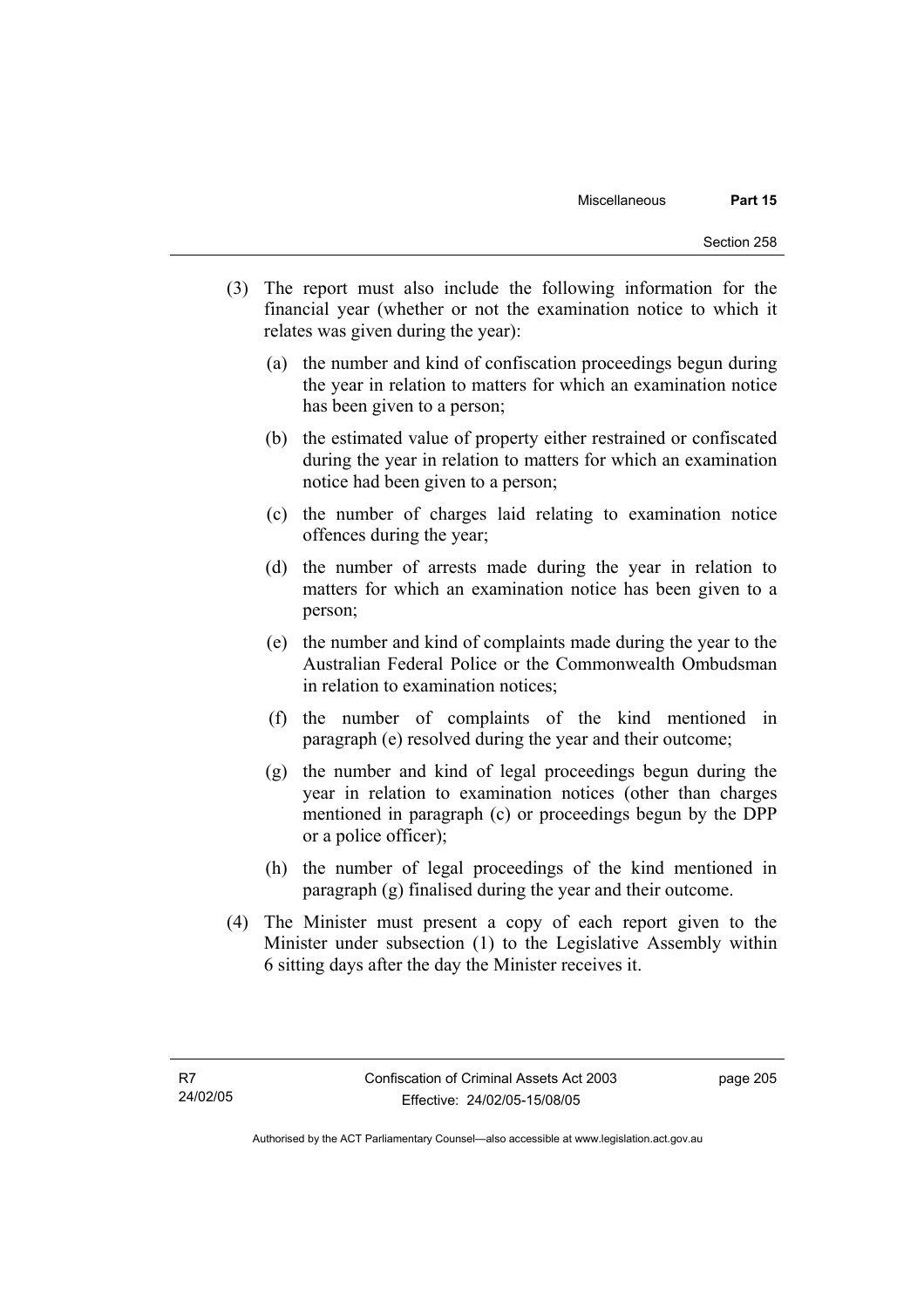(3) The report must also include the following information for the financial year (whether or not the examination notice to which it relates was given during the year):

(a) the number and kind of confiscation proceedings begun during the year in relation to matters for which an examination notice has been given to a person;

(b) the estimated value of property either restrained or confiscated during the year in relation to matters for which an examination notice had been given to a person;

(c) the number of charges laid relating to examination notice offences during the year;

(d) the number of arrests made during the year in relation to matters for which an examination notice has been given to a person;

(e) the number and kind of complaints made during the year to the Australian Federal Police or the Commonwealth Ombudsman in relation to examination notices;

(f) the number of complaints of the kind mentioned in paragraph (e) resolved during the year and their outcome;

(g) the number and kind of legal proceedings begun during the year in relation to examination notices (other than charges mentioned in paragraph (c) or proceedings begun by the DPP or a police officer);

(h) the number of legal proceedings of the kind mentioned in paragraph (g) finalised during the year and their outcome.

(4) The Minister must present a copy of each report given to the Minister under subsection (1) to the Legislative Assembly within 6 sitting days after the day the Minister receives it.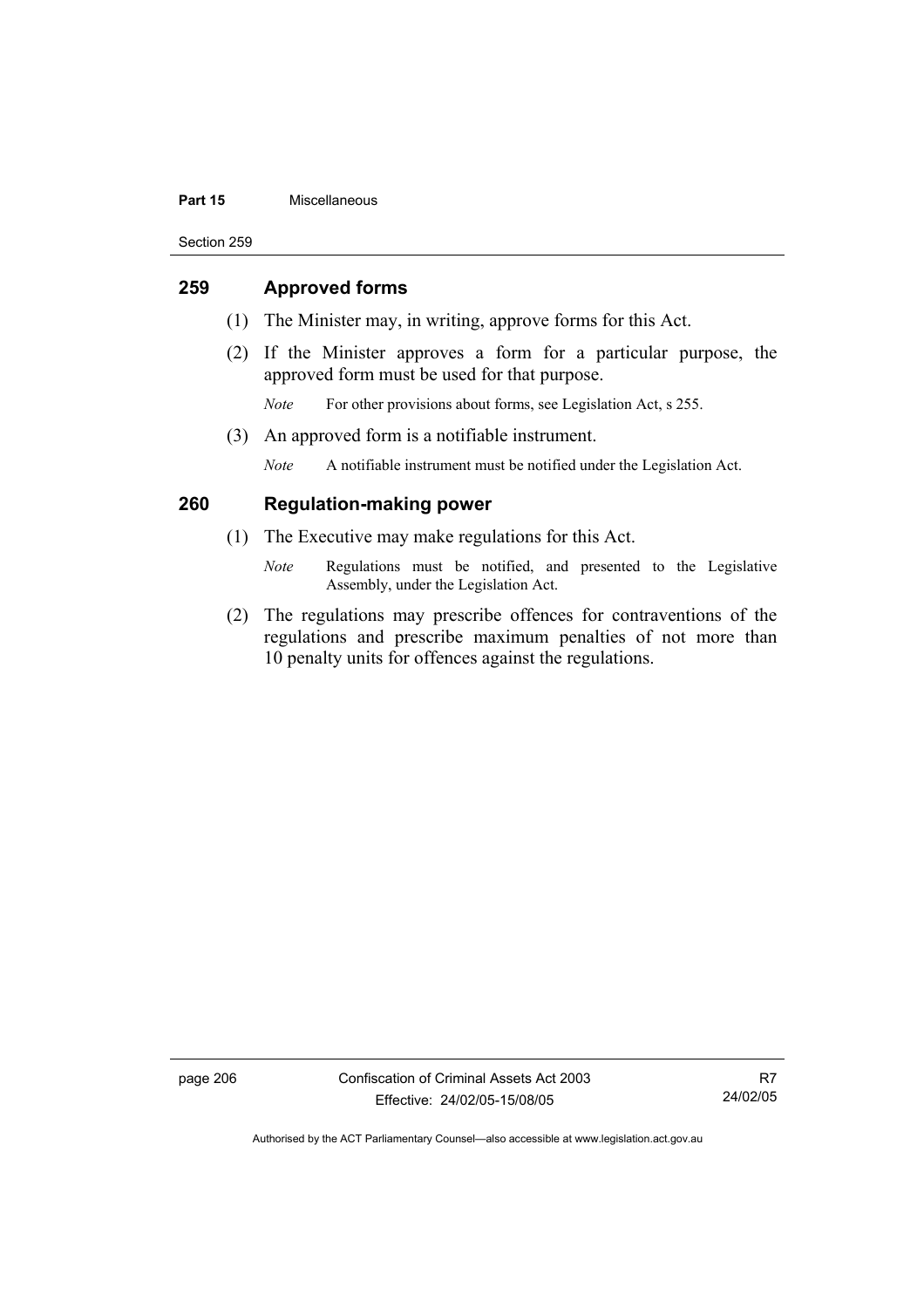## 259 Approved forms

(1) The Minister may, in writing, approve forms for this Act.

(2) If the Minister approves a form for a particular purpose, the approved form must be used for that purpose.

*Note* For other provisions about forms, see Legislation Act, s 255.

(3) An approved form is a notifiable instrument.

*Note* A notifiable instrument must be notified under the Legislation Act.

## 260 Regulation-making power

(1) The Executive may make regulations for this Act.

*Note* Regulations must be notified, and presented to the Legislative Assembly, under the Legislation Act.

(2) The regulations may prescribe offences for contraventions of the regulations and prescribe maximum penalties of not more than 10 penalty units for offences against the regulations.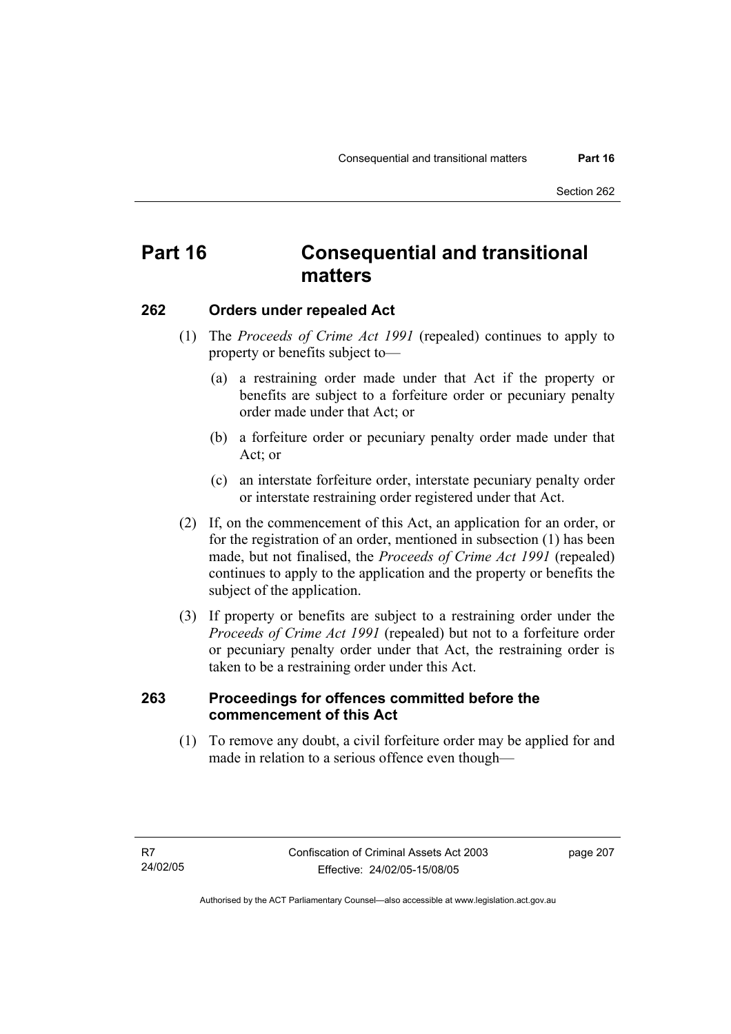# Part 16 Consequential and transitional matters

### 262 Orders under repealed Act

(1) The *Proceeds of Crime Act 1991* (repealed) continues to apply to property or benefits subject to—

(a) a restraining order made under that Act if the property or benefits are subject to a forfeiture order or pecuniary penalty order made under that Act; or

(b) a forfeiture order or pecuniary penalty order made under that Act; or

(c) an interstate forfeiture order, interstate pecuniary penalty order or interstate restraining order registered under that Act.

(2) If, on the commencement of this Act, an application for an order, or for the registration of an order, mentioned in subsection (1) has been made, but not finalised, the *Proceeds of Crime Act 1991* (repealed) continues to apply to the application and the property or benefits the subject of the application.

(3) If property or benefits are subject to a restraining order under the *Proceeds of Crime Act 1991* (repealed) but not to a forfeiture order or pecuniary penalty order under that Act, the restraining order is taken to be a restraining order under this Act.

### 263 Proceedings for offences committed before the commencement of this Act

(1) To remove any doubt, a civil forfeiture order may be applied for and made in relation to a serious offence even though—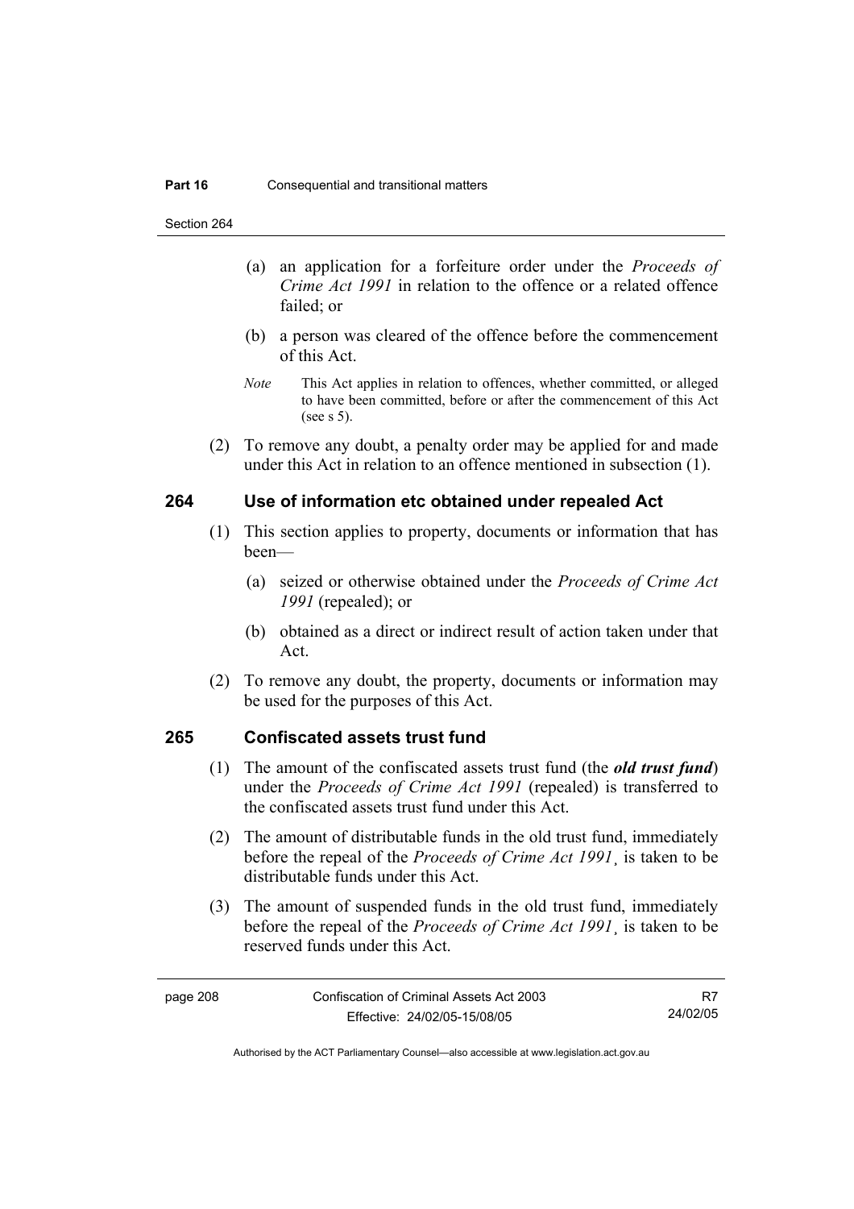(a) an application for a forfeiture order under the *Proceeds of Crime Act 1991* in relation to the offence or a related offence failed; or

(b) a person was cleared of the offence before the commencement of this Act.

*Note* This Act applies in relation to offences, whether committed, or alleged to have been committed, before or after the commencement of this Act (see s 5).

(2) To remove any doubt, a penalty order may be applied for and made under this Act in relation to an offence mentioned in subsection (1).

## 264 Use of information etc obtained under repealed Act

(1) This section applies to property, documents or information that has been—

(a) seized or otherwise obtained under the *Proceeds of Crime Act 1991* (repealed); or

(b) obtained as a direct or indirect result of action taken under that Act.

(2) To remove any doubt, the property, documents or information may be used for the purposes of this Act.

## 265 Confiscated assets trust fund

(1) The amount of the confiscated assets trust fund (the ***old trust fund***) under the *Proceeds of Crime Act 1991* (repealed) is transferred to the confiscated assets trust fund under this Act.

(2) The amount of distributable funds in the old trust fund, immediately before the repeal of the *Proceeds of Crime Act 1991*¸ is taken to be distributable funds under this Act.

(3) The amount of suspended funds in the old trust fund, immediately before the repeal of the *Proceeds of Crime Act 1991*¸ is taken to be reserved funds under this Act.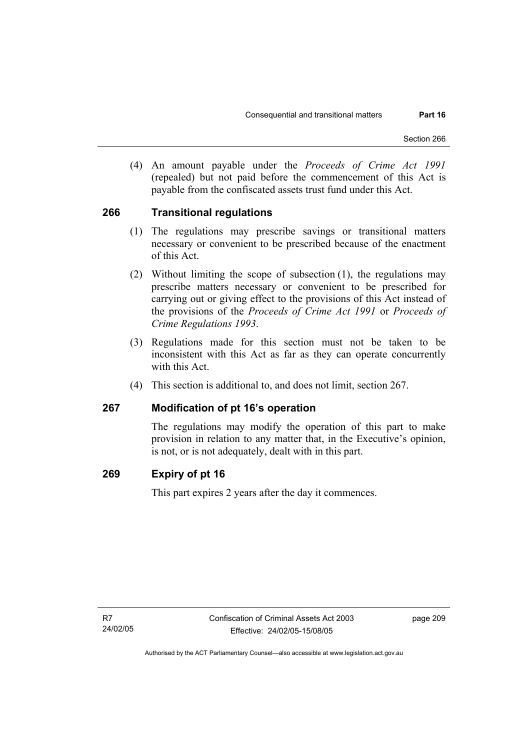(4) An amount payable under the *Proceeds of Crime Act 1991* (repealed) but not paid before the commencement of this Act is payable from the confiscated assets trust fund under this Act.

## 266 Transitional regulations

(1) The regulations may prescribe savings or transitional matters necessary or convenient to be prescribed because of the enactment of this Act.

(2) Without limiting the scope of subsection (1), the regulations may prescribe matters necessary or convenient to be prescribed for carrying out or giving effect to the provisions of this Act instead of the provisions of the *Proceeds of Crime Act 1991* or *Proceeds of Crime Regulations 1993*.

(3) Regulations made for this section must not be taken to be inconsistent with this Act as far as they can operate concurrently with this Act.

(4) This section is additional to, and does not limit, section 267.

## 267 Modification of pt 16's operation

The regulations may modify the operation of this part to make provision in relation to any matter that, in the Executive's opinion, is not, or is not adequately, dealt with in this part.

## 269 Expiry of pt 16

This part expires 2 years after the day it commences.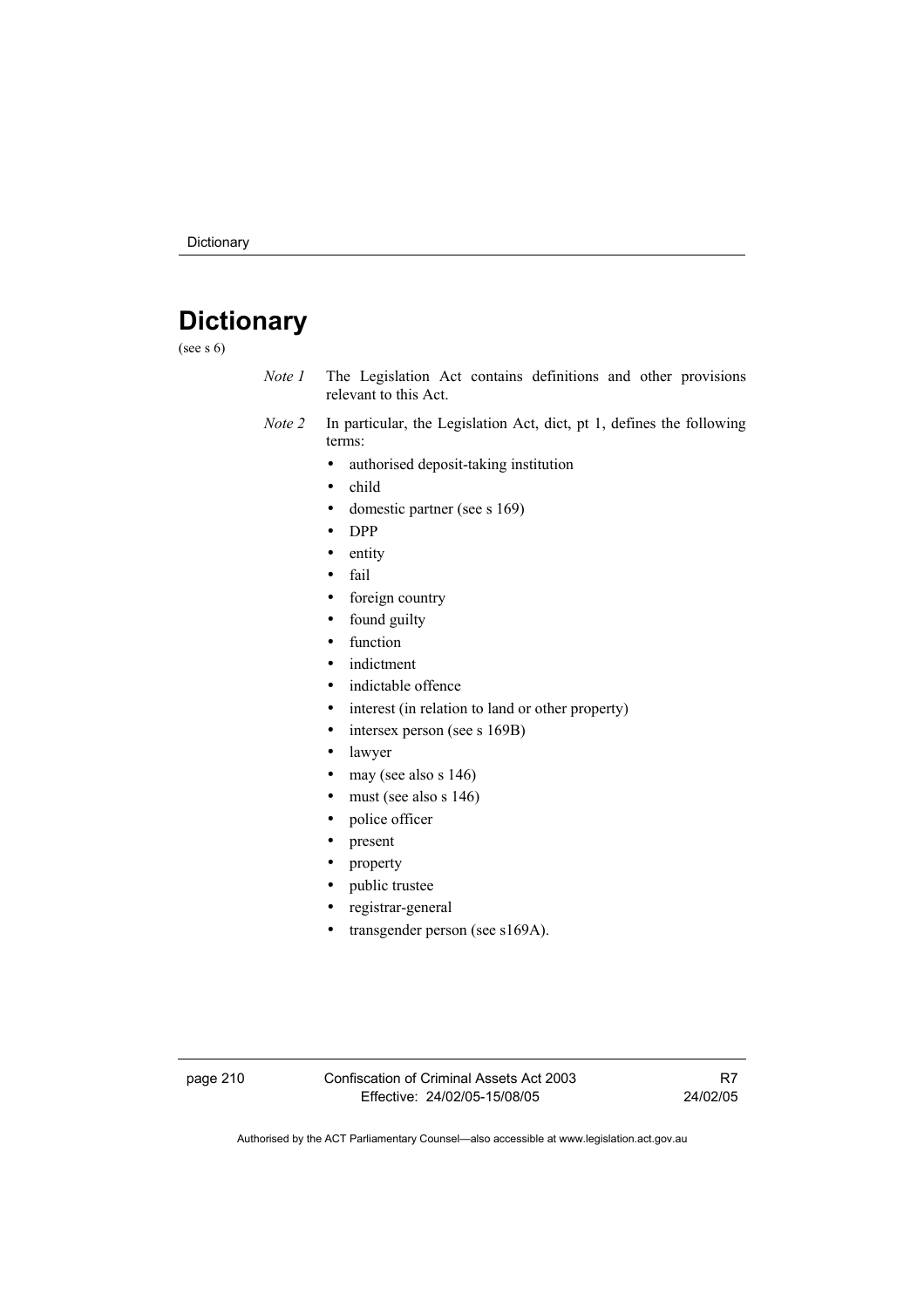# Dictionary

(see s 6)

*Note 1* The Legislation Act contains definitions and other provisions relevant to this Act.

*Note 2* In particular, the Legislation Act, dict, pt 1, defines the following terms:

- authorised deposit-taking institution
- child
- domestic partner (see s 169)
- DPP
- entity
- fail
- foreign country
- found guilty
- function
- indictment
- indictable offence
- interest (in relation to land or other property)
- intersex person (see s 169B)
- lawyer
- may (see also s 146)
- must (see also s 146)
- police officer
- present
- property
- public trustee
- registrar-general
- transgender person (see s169A).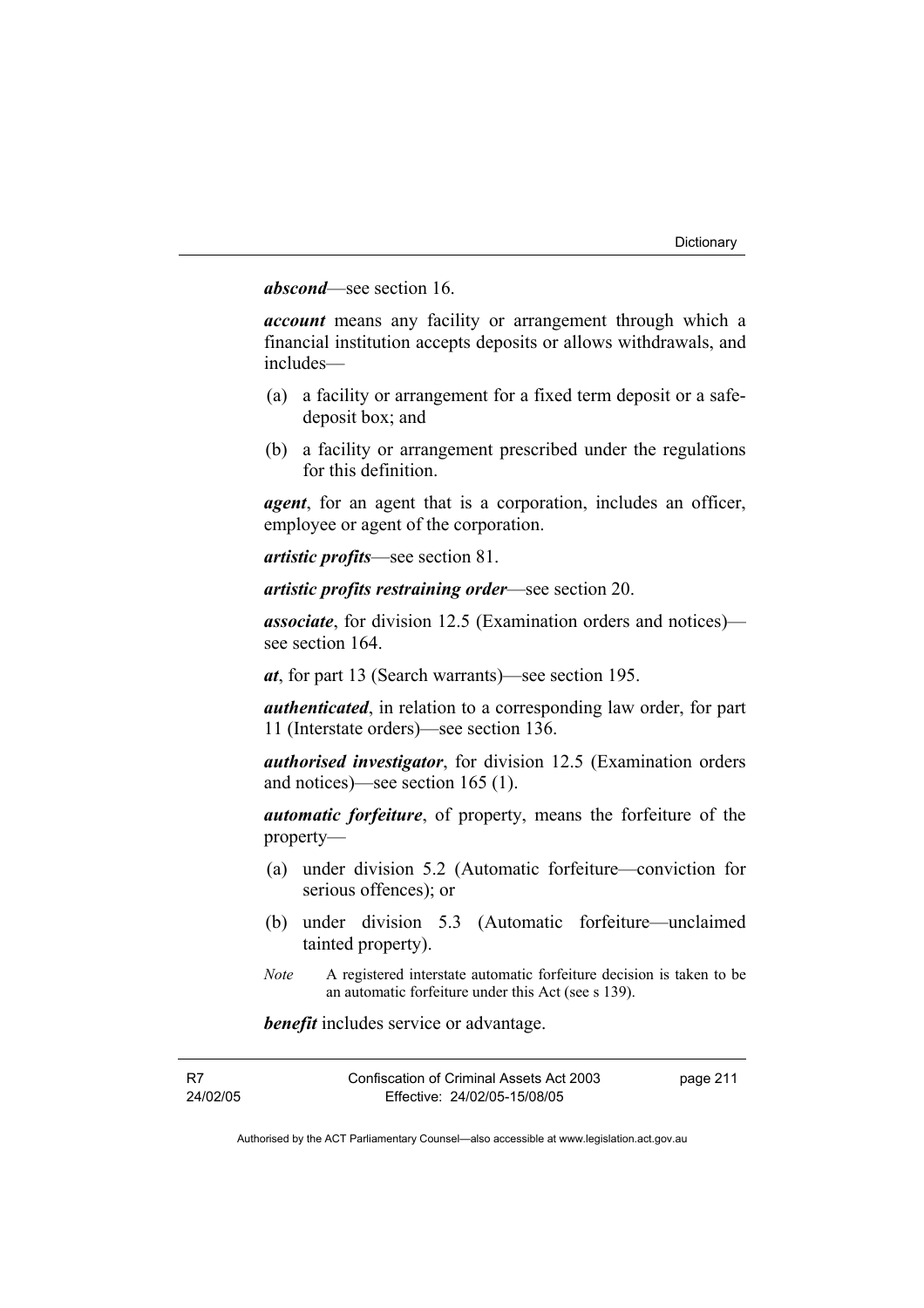***abscond***—see section 16.

***account*** means any facility or arrangement through which a financial institution accepts deposits or allows withdrawals, and includes—

(a) a facility or arrangement for a fixed term deposit or a safe-deposit box; and

(b) a facility or arrangement prescribed under the regulations for this definition.

***agent***, for an agent that is a corporation, includes an officer, employee or agent of the corporation.

***artistic profits***—see section 81.

***artistic profits restraining order***—see section 20.

***associate***, for division 12.5 (Examination orders and notices)—see section 164.

***at***, for part 13 (Search warrants)—see section 195.

***authenticated***, in relation to a corresponding law order, for part 11 (Interstate orders)—see section 136.

***authorised investigator***, for division 12.5 (Examination orders and notices)—see section 165 (1).

***automatic forfeiture***, of property, means the forfeiture of the property—

(a) under division 5.2 (Automatic forfeiture—conviction for serious offences); or

(b) under division 5.3 (Automatic forfeiture—unclaimed tainted property).

*Note* A registered interstate automatic forfeiture decision is taken to be an automatic forfeiture under this Act (see s 139).

***benefit*** includes service or advantage.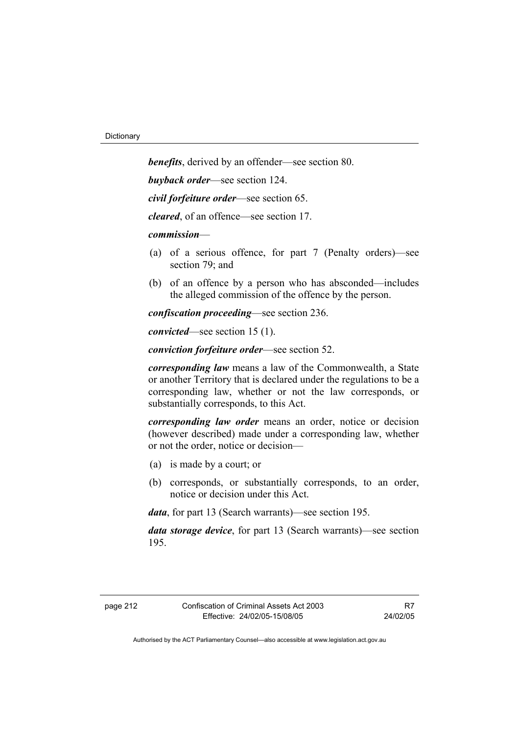***benefits***, derived by an offender—see section 80.

***buyback order***—see section 124.

***civil forfeiture order***—see section 65.

***cleared***, of an offence—see section 17.

***commission***—

(a) of a serious offence, for part 7 (Penalty orders)—see section 79; and

(b) of an offence by a person who has absconded—includes the alleged commission of the offence by the person.

***confiscation proceeding***—see section 236.

***convicted***—see section 15 (1).

***conviction forfeiture order***—see section 52.

***corresponding law*** means a law of the Commonwealth, a State or another Territory that is declared under the regulations to be a corresponding law, whether or not the law corresponds, or substantially corresponds, to this Act.

***corresponding law order*** means an order, notice or decision (however described) made under a corresponding law, whether or not the order, notice or decision—

(a) is made by a court; or

(b) corresponds, or substantially corresponds, to an order, notice or decision under this Act.

***data***, for part 13 (Search warrants)—see section 195.

***data storage device***, for part 13 (Search warrants)—see section 195.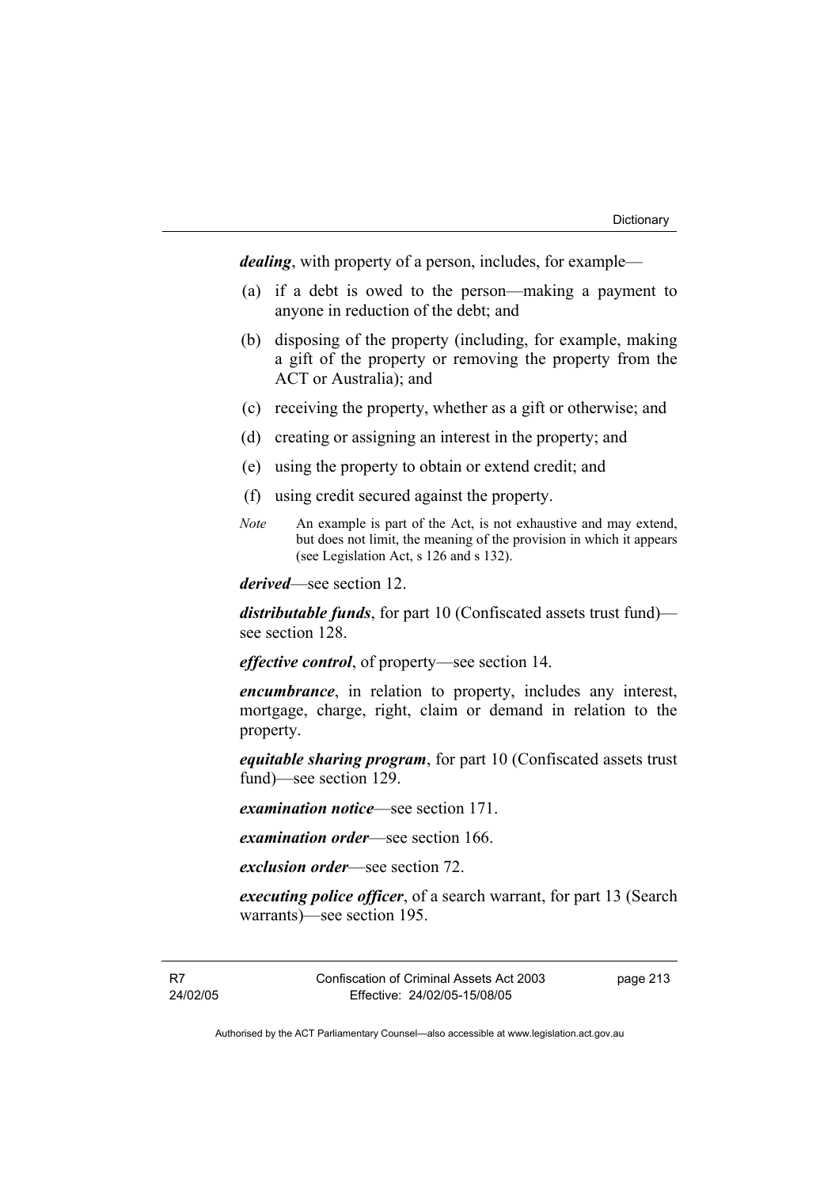***dealing***, with property of a person, includes, for example—

(a) if a debt is owed to the person—making a payment to anyone in reduction of the debt; and

(b) disposing of the property (including, for example, making a gift of the property or removing the property from the ACT or Australia); and

(c) receiving the property, whether as a gift or otherwise; and

(d) creating or assigning an interest in the property; and

(e) using the property to obtain or extend credit; and

(f) using credit secured against the property.

*Note* An example is part of the Act, is not exhaustive and may extend, but does not limit, the meaning of the provision in which it appears (see Legislation Act, s 126 and s 132).

***derived***—see section 12.

***distributable funds***, for part 10 (Confiscated assets trust fund)—see section 128.

***effective control***, of property—see section 14.

***encumbrance***, in relation to property, includes any interest, mortgage, charge, right, claim or demand in relation to the property.

***equitable sharing program***, for part 10 (Confiscated assets trust fund)—see section 129.

***examination notice***—see section 171.

***examination order***—see section 166.

***exclusion order***—see section 72.

***executing police officer***, of a search warrant, for part 13 (Search warrants)—see section 195.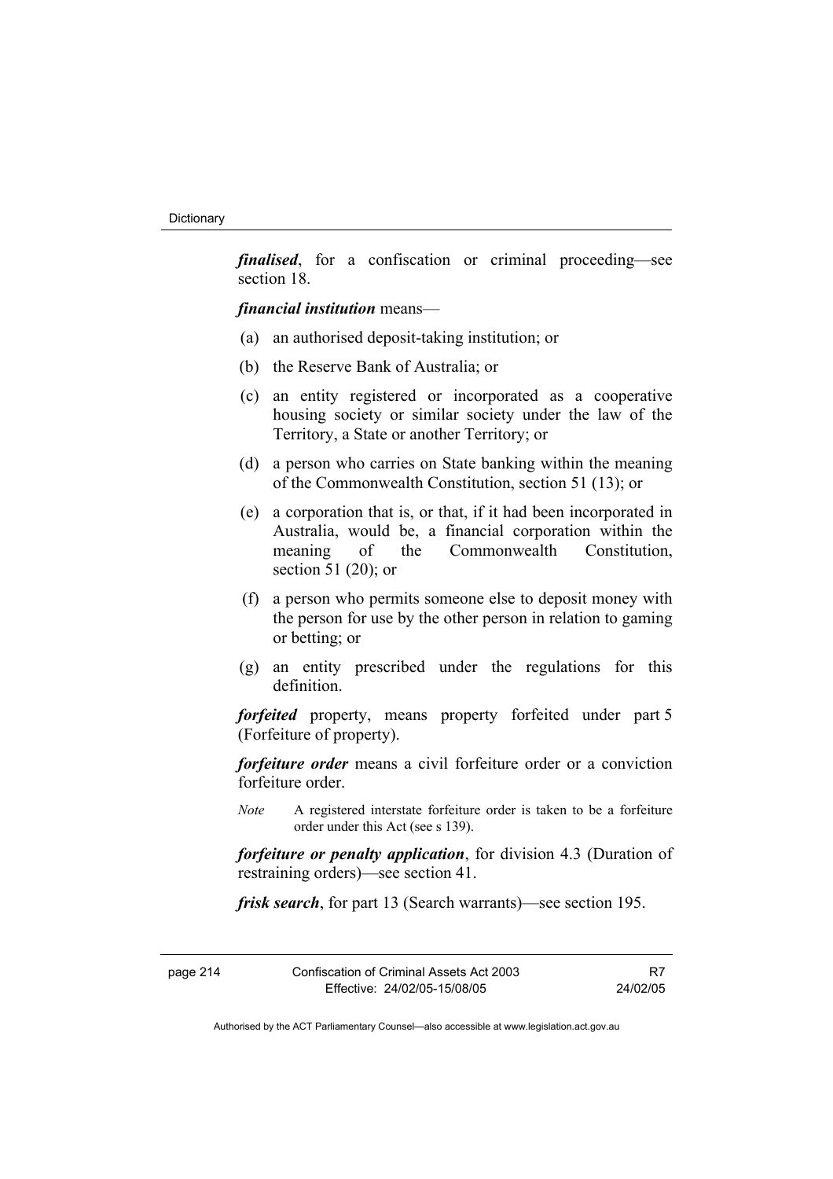***finalised***, for a confiscation or criminal proceeding—see section 18.

***financial institution*** means—

(a) an authorised deposit-taking institution; or

(b) the Reserve Bank of Australia; or

(c) an entity registered or incorporated as a cooperative housing society or similar society under the law of the Territory, a State or another Territory; or

(d) a person who carries on State banking within the meaning of the Commonwealth Constitution, section 51 (13); or

(e) a corporation that is, or that, if it had been incorporated in Australia, would be, a financial corporation within the meaning of the Commonwealth Constitution, section 51 (20); or

(f) a person who permits someone else to deposit money with the person for use by the other person in relation to gaming or betting; or

(g) an entity prescribed under the regulations for this definition.

***forfeited*** property, means property forfeited under part 5 (Forfeiture of property).

***forfeiture order*** means a civil forfeiture order or a conviction forfeiture order.

*Note* A registered interstate forfeiture order is taken to be a forfeiture order under this Act (see s 139).

***forfeiture or penalty application***, for division 4.3 (Duration of restraining orders)—see section 41.

***frisk search***, for part 13 (Search warrants)—see section 195.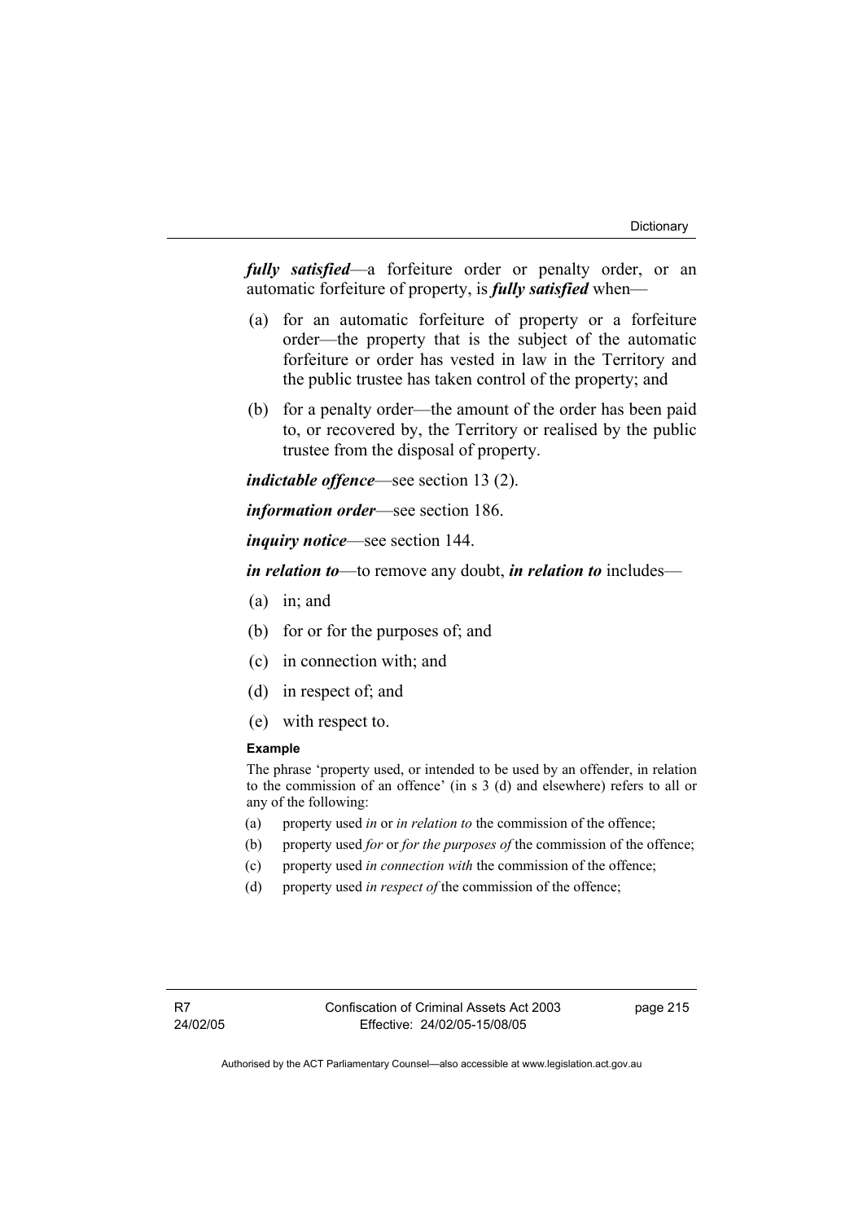***fully satisfied***—a forfeiture order or penalty order, or an automatic forfeiture of property, is ***fully satisfied*** when—

(a) for an automatic forfeiture of property or a forfeiture order—the property that is the subject of the automatic forfeiture or order has vested in law in the Territory and the public trustee has taken control of the property; and

(b) for a penalty order—the amount of the order has been paid to, or recovered by, the Territory or realised by the public trustee from the disposal of property.

***indictable offence***—see section 13 (2).

***information order***—see section 186.

***inquiry notice***—see section 144.

***in relation to***—to remove any doubt, ***in relation to*** includes—

(a) in; and

(b) for or for the purposes of; and

(c) in connection with; and

(d) in respect of; and

(e) with respect to.

**Example**

The phrase 'property used, or intended to be used by an offender, in relation to the commission of an offence' (in s 3 (d) and elsewhere) refers to all or any of the following:

(a) property used *in* or *in relation to* the commission of the offence;

(b) property used *for* or *for the purposes of* the commission of the offence;

(c) property used *in connection with* the commission of the offence;

(d) property used *in respect of* the commission of the offence;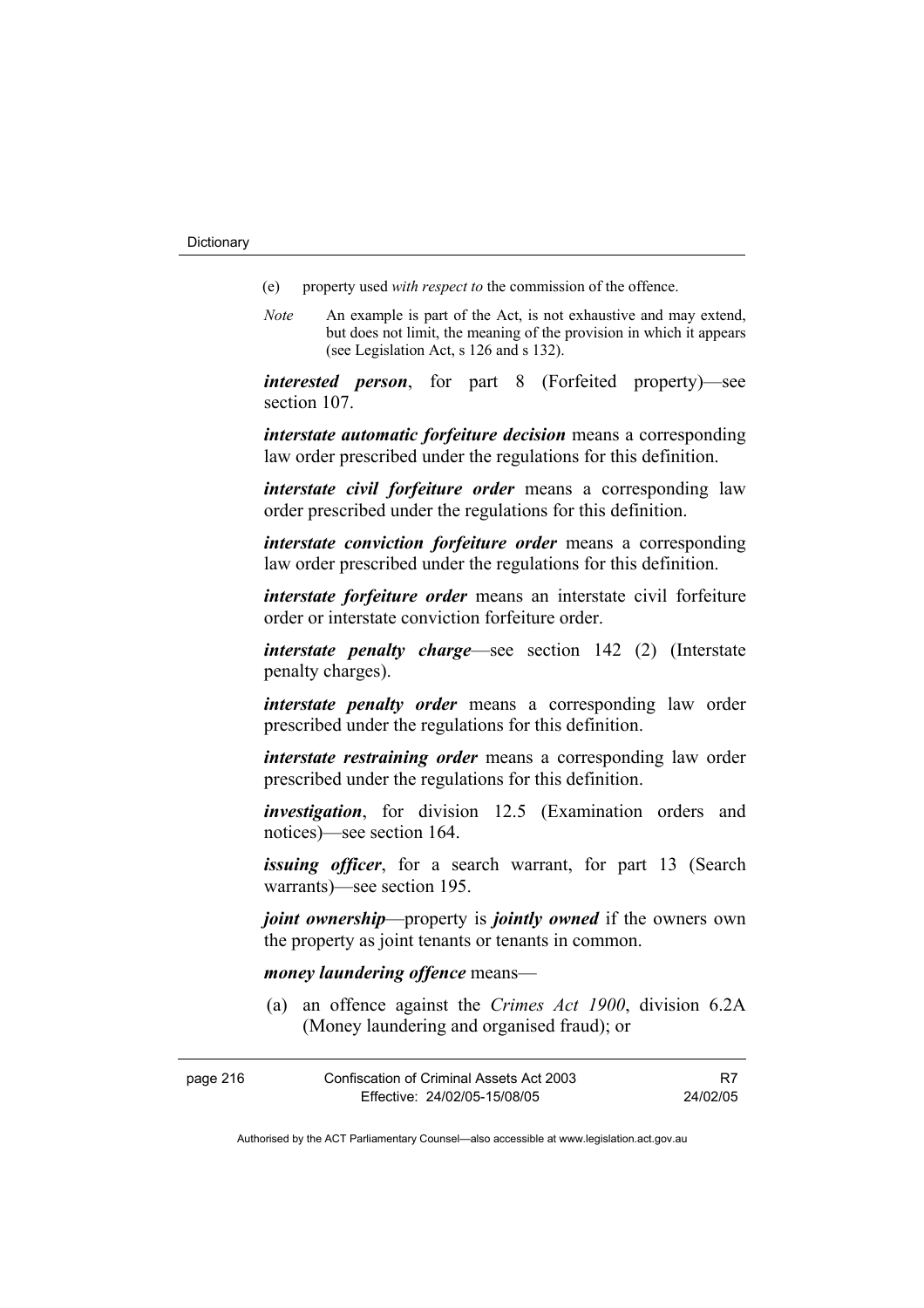(e) property used *with respect to* the commission of the offence.

*Note* An example is part of the Act, is not exhaustive and may extend, but does not limit, the meaning of the provision in which it appears (see Legislation Act, s 126 and s 132).

***interested person***, for part 8 (Forfeited property)—see section 107.

***interstate automatic forfeiture decision*** means a corresponding law order prescribed under the regulations for this definition.

***interstate civil forfeiture order*** means a corresponding law order prescribed under the regulations for this definition.

***interstate conviction forfeiture order*** means a corresponding law order prescribed under the regulations for this definition.

***interstate forfeiture order*** means an interstate civil forfeiture order or interstate conviction forfeiture order.

***interstate penalty charge***—see section 142 (2) (Interstate penalty charges).

***interstate penalty order*** means a corresponding law order prescribed under the regulations for this definition.

***interstate restraining order*** means a corresponding law order prescribed under the regulations for this definition.

***investigation***, for division 12.5 (Examination orders and notices)—see section 164.

***issuing officer***, for a search warrant, for part 13 (Search warrants)—see section 195.

***joint ownership***—property is ***jointly owned*** if the owners own the property as joint tenants or tenants in common.

***money laundering offence*** means—

(a) an offence against the *Crimes Act 1900*, division 6.2A (Money laundering and organised fraud); or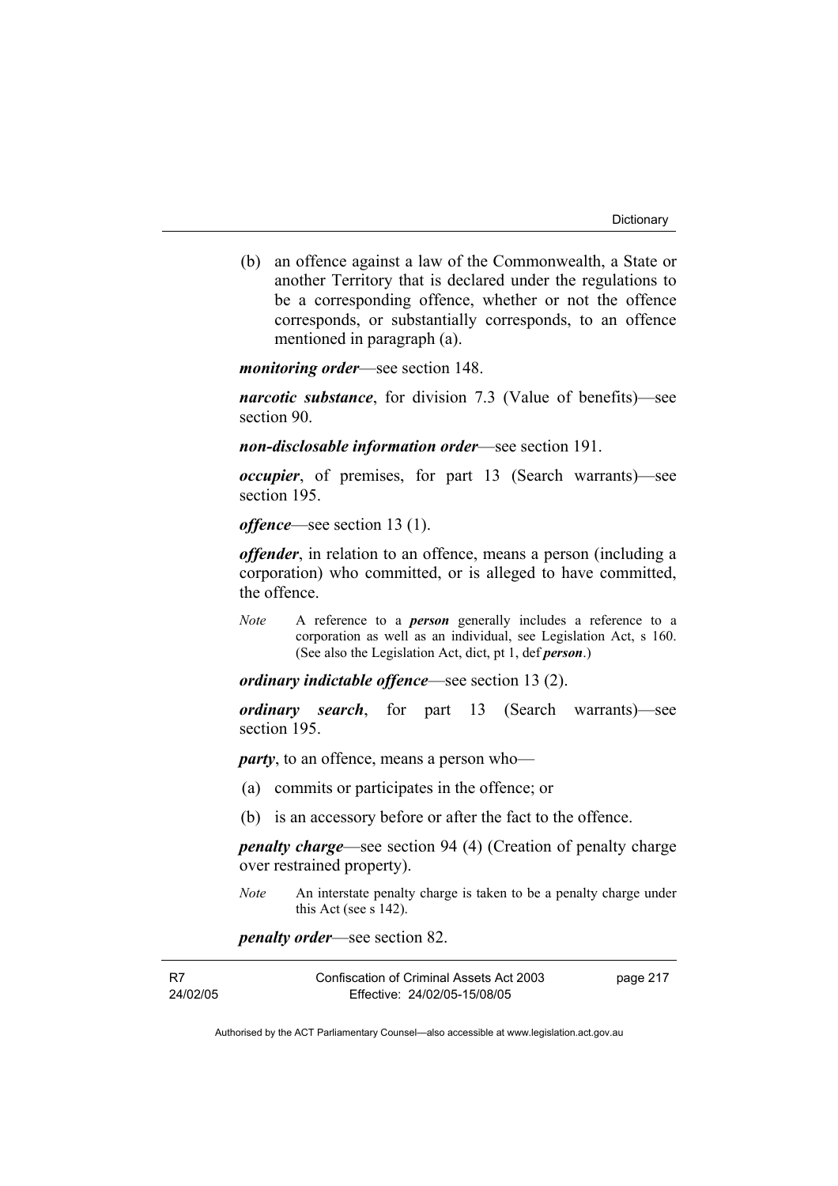(b) an offence against a law of the Commonwealth, a State or another Territory that is declared under the regulations to be a corresponding offence, whether or not the offence corresponds, or substantially corresponds, to an offence mentioned in paragraph (a).

***monitoring order***—see section 148.

***narcotic substance***, for division 7.3 (Value of benefits)—see section 90.

***non-disclosable information order***—see section 191.

***occupier***, of premises, for part 13 (Search warrants)—see section 195.

***offence***—see section 13 (1).

***offender***, in relation to an offence, means a person (including a corporation) who committed, or is alleged to have committed, the offence.

*Note* A reference to a ***person*** generally includes a reference to a corporation as well as an individual, see Legislation Act, s 160. (See also the Legislation Act, dict, pt 1, def ***person***.)

***ordinary indictable offence***—see section 13 (2).

***ordinary search***, for part 13 (Search warrants)—see section 195.

***party***, to an offence, means a person who—

(a) commits or participates in the offence; or

(b) is an accessory before or after the fact to the offence.

***penalty charge***—see section 94 (4) (Creation of penalty charge over restrained property).

*Note* An interstate penalty charge is taken to be a penalty charge under this Act (see s 142).

***penalty order***—see section 82.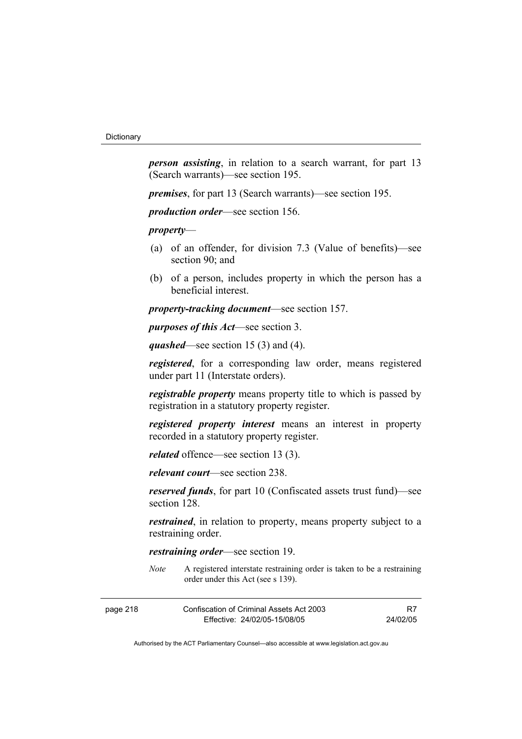***person assisting***, in relation to a search warrant, for part 13 (Search warrants)—see section 195.

***premises***, for part 13 (Search warrants)—see section 195.

***production order***—see section 156.

***property***—

(a) of an offender, for division 7.3 (Value of benefits)—see section 90; and

(b) of a person, includes property in which the person has a beneficial interest.

***property-tracking document***—see section 157.

***purposes of this Act***—see section 3.

***quashed***—see section 15 (3) and (4).

***registered***, for a corresponding law order, means registered under part 11 (Interstate orders).

***registrable property*** means property title to which is passed by registration in a statutory property register.

***registered property interest*** means an interest in property recorded in a statutory property register.

***related*** offence—see section 13 (3).

***relevant court***—see section 238.

***reserved funds***, for part 10 (Confiscated assets trust fund)—see section 128.

***restrained***, in relation to property, means property subject to a restraining order.

***restraining order***—see section 19.

*Note* A registered interstate restraining order is taken to be a restraining order under this Act (see s 139).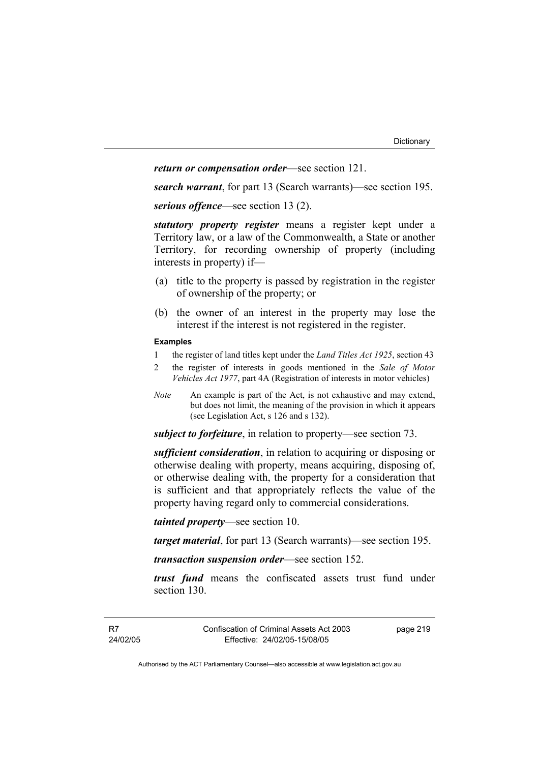***return or compensation order***—see section 121.

***search warrant***, for part 13 (Search warrants)—see section 195.

***serious offence***—see section 13 (2).

***statutory property register*** means a register kept under a Territory law, or a law of the Commonwealth, a State or another Territory, for recording ownership of property (including interests in property) if—

(a) title to the property is passed by registration in the register of ownership of the property; or

(b) the owner of an interest in the property may lose the interest if the interest is not registered in the register.

**Examples**

1 the register of land titles kept under the *Land Titles Act 1925*, section 43

2 the register of interests in goods mentioned in the *Sale of Motor Vehicles Act 1977*, part 4A (Registration of interests in motor vehicles)

*Note* An example is part of the Act, is not exhaustive and may extend, but does not limit, the meaning of the provision in which it appears (see Legislation Act, s 126 and s 132).

***subject to forfeiture***, in relation to property—see section 73.

***sufficient consideration***, in relation to acquiring or disposing or otherwise dealing with property, means acquiring, disposing of, or otherwise dealing with, the property for a consideration that is sufficient and that appropriately reflects the value of the property having regard only to commercial considerations.

***tainted property***—see section 10.

***target material***, for part 13 (Search warrants)—see section 195.

***transaction suspension order***—see section 152.

***trust fund*** means the confiscated assets trust fund under section 130.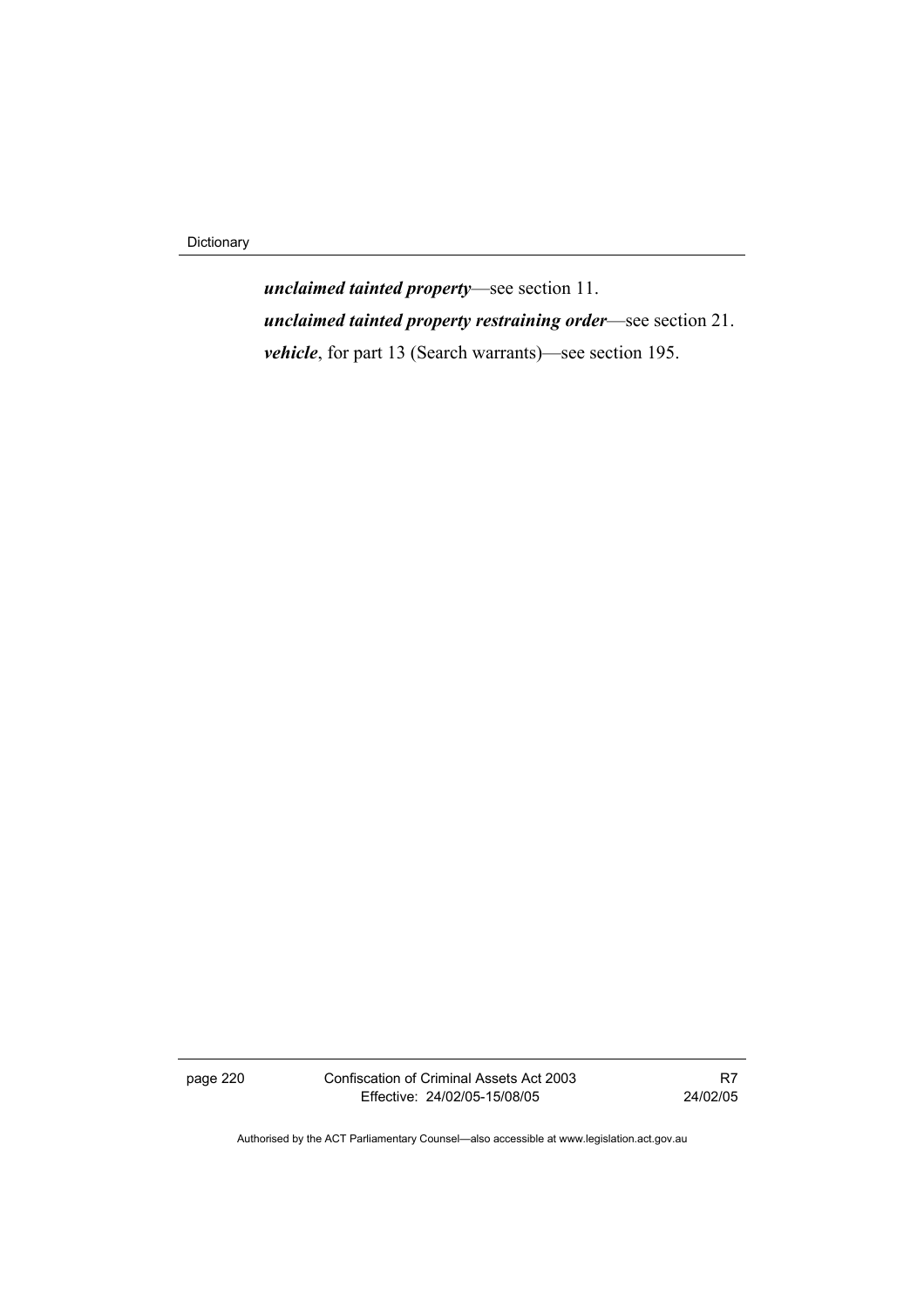***unclaimed tainted property***—see section 11.

***unclaimed tainted property restraining order***—see section 21.

***vehicle***, for part 13 (Search warrants)—see section 195.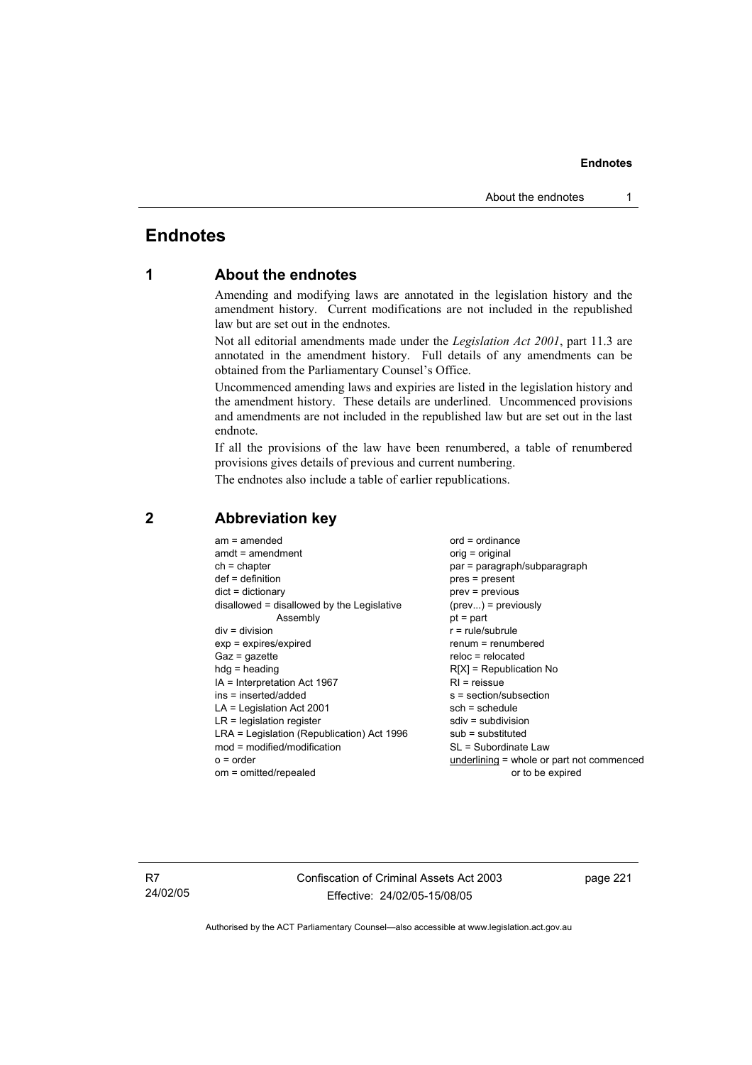# Endnotes

## 1 About the endnotes

Amending and modifying laws are annotated in the legislation history and the amendment history. Current modifications are not included in the republished law but are set out in the endnotes.

Not all editorial amendments made under the *Legislation Act 2001*, part 11.3 are annotated in the amendment history. Full details of any amendments can be obtained from the Parliamentary Counsel's Office.

Uncommenced amending laws and expiries are listed in the legislation history and the amendment history. These details are underlined. Uncommenced provisions and amendments are not included in the republished law but are set out in the last endnote.

If all the provisions of the law have been renumbered, a table of renumbered provisions gives details of previous and current numbering.

The endnotes also include a table of earlier republications.

## 2 Abbreviation key

am = amended
amdt = amendment
ch = chapter
def = definition
dict = dictionary
disallowed = disallowed by the Legislative Assembly
div = division
exp = expires/expired
Gaz = gazette
hdg = heading
IA = Interpretation Act 1967
ins = inserted/added
LA = Legislation Act 2001
LR = legislation register
LRA = Legislation (Republication) Act 1996
mod = modified/modification
o = order
om = omitted/repealed
ord = ordinance
orig = original
par = paragraph/subparagraph
pres = present
prev = previous
(prev...) = previously
pt = part
r = rule/subrule
renum = renumbered
reloc = relocated
R[X] = Republication No
RI = reissue
s = section/subsection
sch = schedule
sdiv = subdivision
sub = substituted
SL = Subordinate Law
<u>underlining</u> = whole or part not commenced or to be expired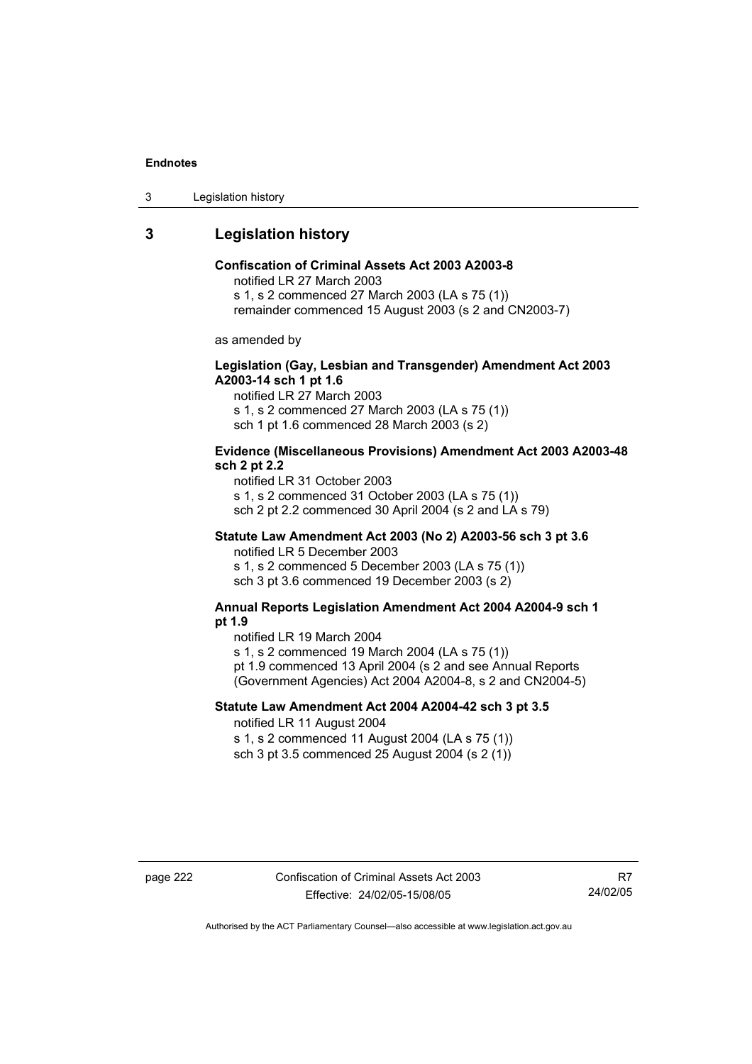## 3 Legislation history

**Confiscation of Criminal Assets Act 2003 A2003-8**

notified LR 27 March 2003
s 1, s 2 commenced 27 March 2003 (LA s 75 (1))
remainder commenced 15 August 2003 (s 2 and CN2003-7)

as amended by

**Legislation (Gay, Lesbian and Transgender) Amendment Act 2003 A2003-14 sch 1 pt 1.6**

notified LR 27 March 2003
s 1, s 2 commenced 27 March 2003 (LA s 75 (1))
sch 1 pt 1.6 commenced 28 March 2003 (s 2)

**Evidence (Miscellaneous Provisions) Amendment Act 2003 A2003-48 sch 2 pt 2.2**

notified LR 31 October 2003
s 1, s 2 commenced 31 October 2003 (LA s 75 (1))
sch 2 pt 2.2 commenced 30 April 2004 (s 2 and LA s 79)

**Statute Law Amendment Act 2003 (No 2) A2003-56 sch 3 pt 3.6**

notified LR 5 December 2003
s 1, s 2 commenced 5 December 2003 (LA s 75 (1))
sch 3 pt 3.6 commenced 19 December 2003 (s 2)

**Annual Reports Legislation Amendment Act 2004 A2004-9 sch 1 pt 1.9**

notified LR 19 March 2004
s 1, s 2 commenced 19 March 2004 (LA s 75 (1))
pt 1.9 commenced 13 April 2004 (s 2 and see Annual Reports (Government Agencies) Act 2004 A2004-8, s 2 and CN2004-5)

**Statute Law Amendment Act 2004 A2004-42 sch 3 pt 3.5**

notified LR 11 August 2004
s 1, s 2 commenced 11 August 2004 (LA s 75 (1))
sch 3 pt 3.5 commenced 25 August 2004 (s 2 (1))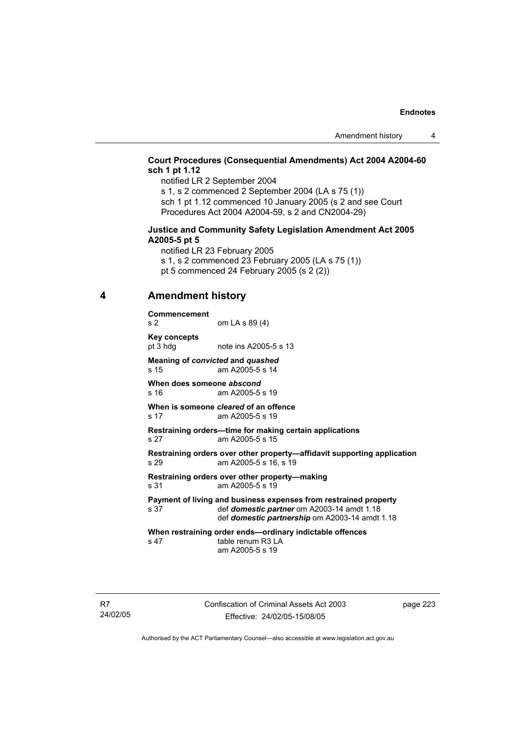**Court Procedures (Consequential Amendments) Act 2004 A2004-60 sch 1 pt 1.12**

notified LR 2 September 2004
s 1, s 2 commenced 2 September 2004 (LA s 75 (1))
sch 1 pt 1.12 commenced 10 January 2005 (s 2 and see Court Procedures Act 2004 A2004-59, s 2 and CN2004-29)

**Justice and Community Safety Legislation Amendment Act 2005 A2005-5 pt 5**

notified LR 23 February 2005
s 1, s 2 commenced 23 February 2005 (LA s 75 (1))
pt 5 commenced 24 February 2005 (s 2 (2))

## 4 Amendment history

**Commencement**
s 2 om LA s 89 (4)

**Key concepts**
pt 3 hdg note ins A2005-5 s 13

**Meaning of *convicted* and *quashed***
s 15 am A2005-5 s 14

**When does someone *abscond***
s 16 am A2005-5 s 19

**When is someone *cleared* of an offence**
s 17 am A2005-5 s 19

**Restraining orders—time for making certain applications**
s 27 am A2005-5 s 15

**Restraining orders over other property—affidavit supporting application**
s 29 am A2005-5 s 16, s 19

**Restraining orders over other property—making**
s 31 am A2005-5 s 19

**Payment of living and business expenses from restrained property**
s 37 def ***domestic partner*** om A2003-14 amdt 1.18
def ***domestic partnership*** om A2003-14 amdt 1.18

**When restraining order ends—ordinary indictable offences**
s 47 table renum R3 LA
am A2005-5 s 19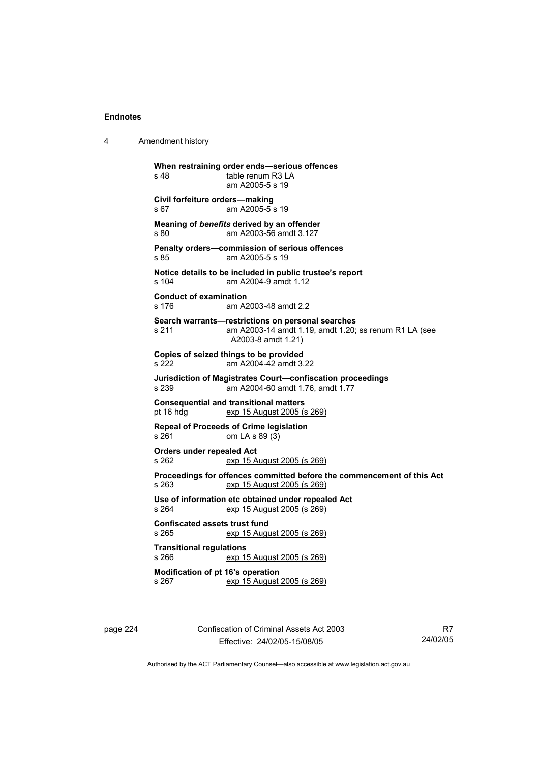**When restraining order ends—serious offences**
s 48 table renum R3 LA
am A2005-5 s 19

**Civil forfeiture orders—making**
s 67 am A2005-5 s 19

**Meaning of *benefits* derived by an offender**
s 80 am A2003-56 amdt 3.127

**Penalty orders—commission of serious offences**
s 85 am A2005-5 s 19

**Notice details to be included in public trustee's report**
s 104 am A2004-9 amdt 1.12

**Conduct of examination**
s 176 am A2003-48 amdt 2.2

**Search warrants—restrictions on personal searches**
s 211 am A2003-14 amdt 1.19, amdt 1.20; ss renum R1 LA (see A2003-8 amdt 1.21)

**Copies of seized things to be provided**
s 222 am A2004-42 amdt 3.22

**Jurisdiction of Magistrates Court—confiscation proceedings**
s 239 am A2004-60 amdt 1.76, amdt 1.77

**Consequential and transitional matters**
pt 16 hdg exp 15 August 2005 (s 269)

**Repeal of Proceeds of Crime legislation**
s 261 om LA s 89 (3)

**Orders under repealed Act**
s 262 exp 15 August 2005 (s 269)

**Proceedings for offences committed before the commencement of this Act**
s 263 exp 15 August 2005 (s 269)

**Use of information etc obtained under repealed Act**
s 264 exp 15 August 2005 (s 269)

**Confiscated assets trust fund**
s 265 exp 15 August 2005 (s 269)

**Transitional regulations**
s 266 exp 15 August 2005 (s 269)

**Modification of pt 16's operation**
s 267 exp 15 August 2005 (s 269)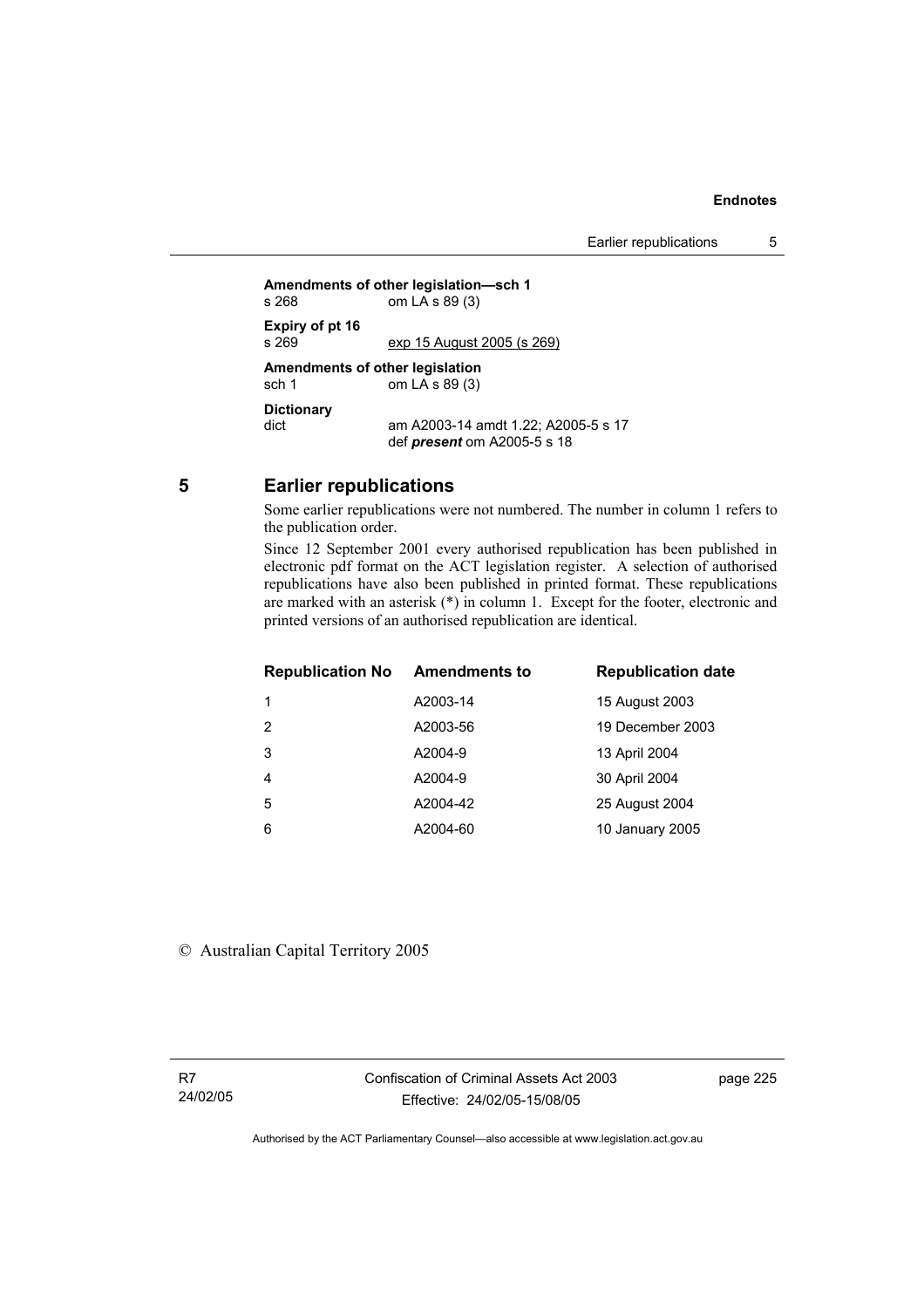**Amendments of other legislation—sch 1**
s 268 om LA s 89 (3)

**Expiry of pt 16**
s 269 <u>exp 15 August 2005 (s 269)</u>

**Amendments of other legislation**
sch 1 om LA s 89 (3)

**Dictionary**
dict am A2003-14 amdt 1.22; A2005-5 s 17
def ***present*** om A2005-5 s 18

## 5 Earlier republications

Some earlier republications were not numbered. The number in column 1 refers to the publication order.

Since 12 September 2001 every authorised republication has been published in electronic pdf format on the ACT legislation register. A selection of authorised republications have also been published in printed format. These republications are marked with an asterisk (*) in column 1. Except for the footer, electronic and printed versions of an authorised republication are identical.

| Republication No | Amendments to | Republication date |
|---|---|---|
| 1 | A2003-14 | 15 August 2003 |
| 2 | A2003-56 | 19 December 2003 |
| 3 | A2004-9 | 13 April 2004 |
| 4 | A2004-9 | 30 April 2004 |
| 5 | A2004-42 | 25 August 2004 |
| 6 | A2004-60 | 10 January 2005 |

© Australian Capital Territory 2005